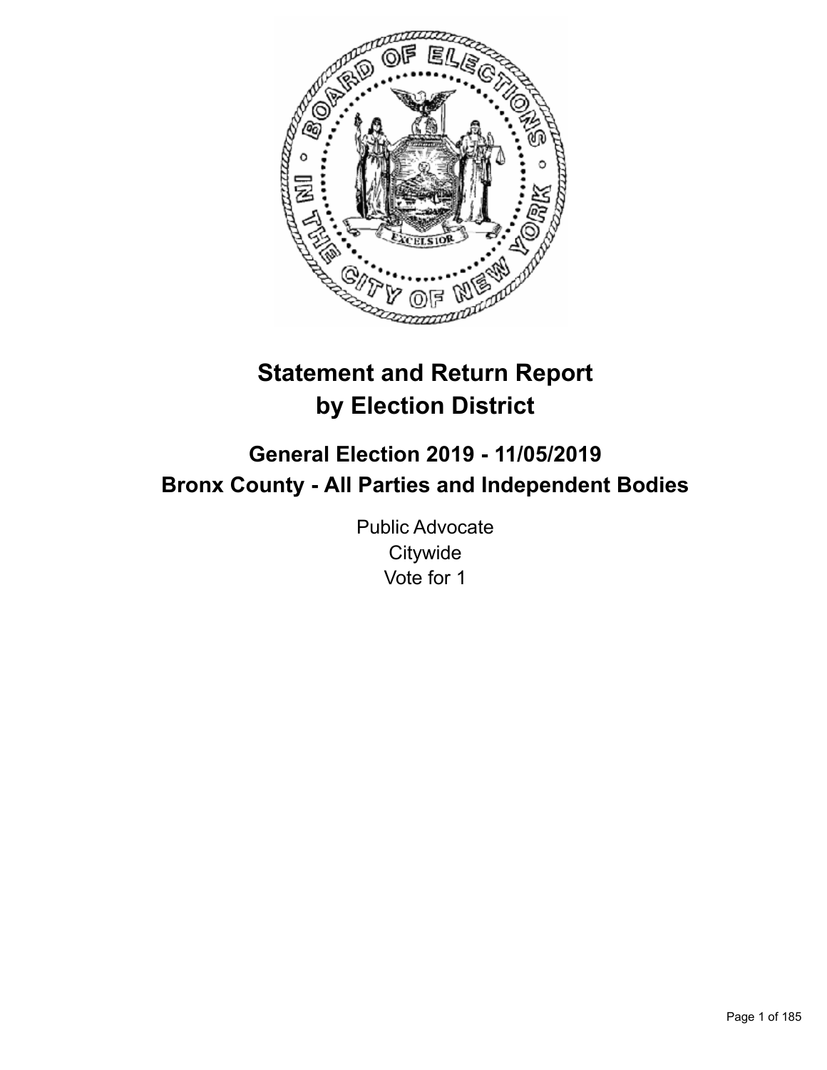# Statement and Return Report by Election District

## General Election 2019 - 11/05/2019
## Bronx County - All Parties and Independent Bodies

Public Advocate
Citywide
Vote for 1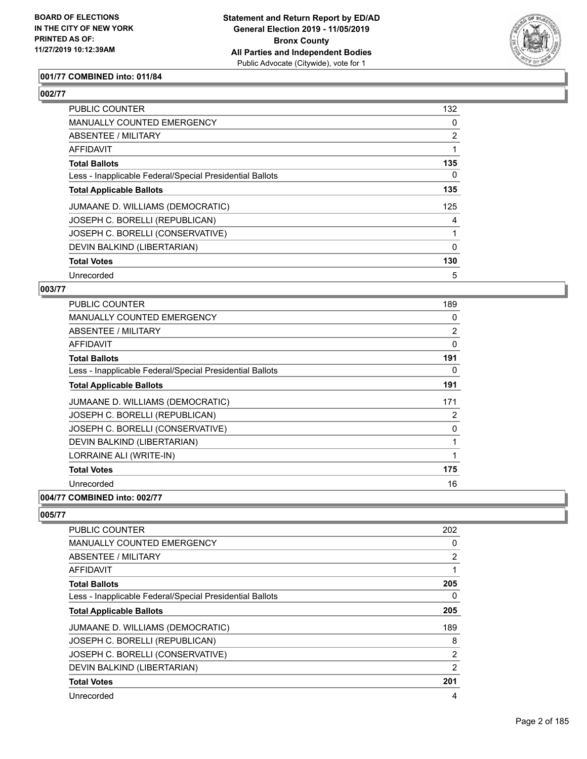### 001/77 COMBINED into: 011/84

### 002/77

| | |
|---|---|
| PUBLIC COUNTER | 132 |
| MANUALLY COUNTED EMERGENCY | 0 |
| ABSENTEE / MILITARY | 2 |
| AFFIDAVIT | 1 |
| **Total Ballots** | **135** |
| Less - Inapplicable Federal/Special Presidential Ballots | 0 |
| **Total Applicable Ballots** | **135** |
| JUMAANE D. WILLIAMS (DEMOCRATIC) | 125 |
| JOSEPH C. BORELLI (REPUBLICAN) | 4 |
| JOSEPH C. BORELLI (CONSERVATIVE) | 1 |
| DEVIN BALKIND (LIBERTARIAN) | 0 |
| **Total Votes** | **130** |
| Unrecorded | 5 |

### 003/77

| | |
|---|---|
| PUBLIC COUNTER | 189 |
| MANUALLY COUNTED EMERGENCY | 0 |
| ABSENTEE / MILITARY | 2 |
| AFFIDAVIT | 0 |
| **Total Ballots** | **191** |
| Less - Inapplicable Federal/Special Presidential Ballots | 0 |
| **Total Applicable Ballots** | **191** |
| JUMAANE D. WILLIAMS (DEMOCRATIC) | 171 |
| JOSEPH C. BORELLI (REPUBLICAN) | 2 |
| JOSEPH C. BORELLI (CONSERVATIVE) | 0 |
| DEVIN BALKIND (LIBERTARIAN) | 1 |
| LORRAINE ALI (WRITE-IN) | 1 |
| **Total Votes** | **175** |
| Unrecorded | 16 |

### 004/77 COMBINED into: 002/77

### 005/77

| | |
|---|---|
| PUBLIC COUNTER | 202 |
| MANUALLY COUNTED EMERGENCY | 0 |
| ABSENTEE / MILITARY | 2 |
| AFFIDAVIT | 1 |
| **Total Ballots** | **205** |
| Less - Inapplicable Federal/Special Presidential Ballots | 0 |
| **Total Applicable Ballots** | **205** |
| JUMAANE D. WILLIAMS (DEMOCRATIC) | 189 |
| JOSEPH C. BORELLI (REPUBLICAN) | 8 |
| JOSEPH C. BORELLI (CONSERVATIVE) | 2 |
| DEVIN BALKIND (LIBERTARIAN) | 2 |
| **Total Votes** | **201** |
| Unrecorded | 4 |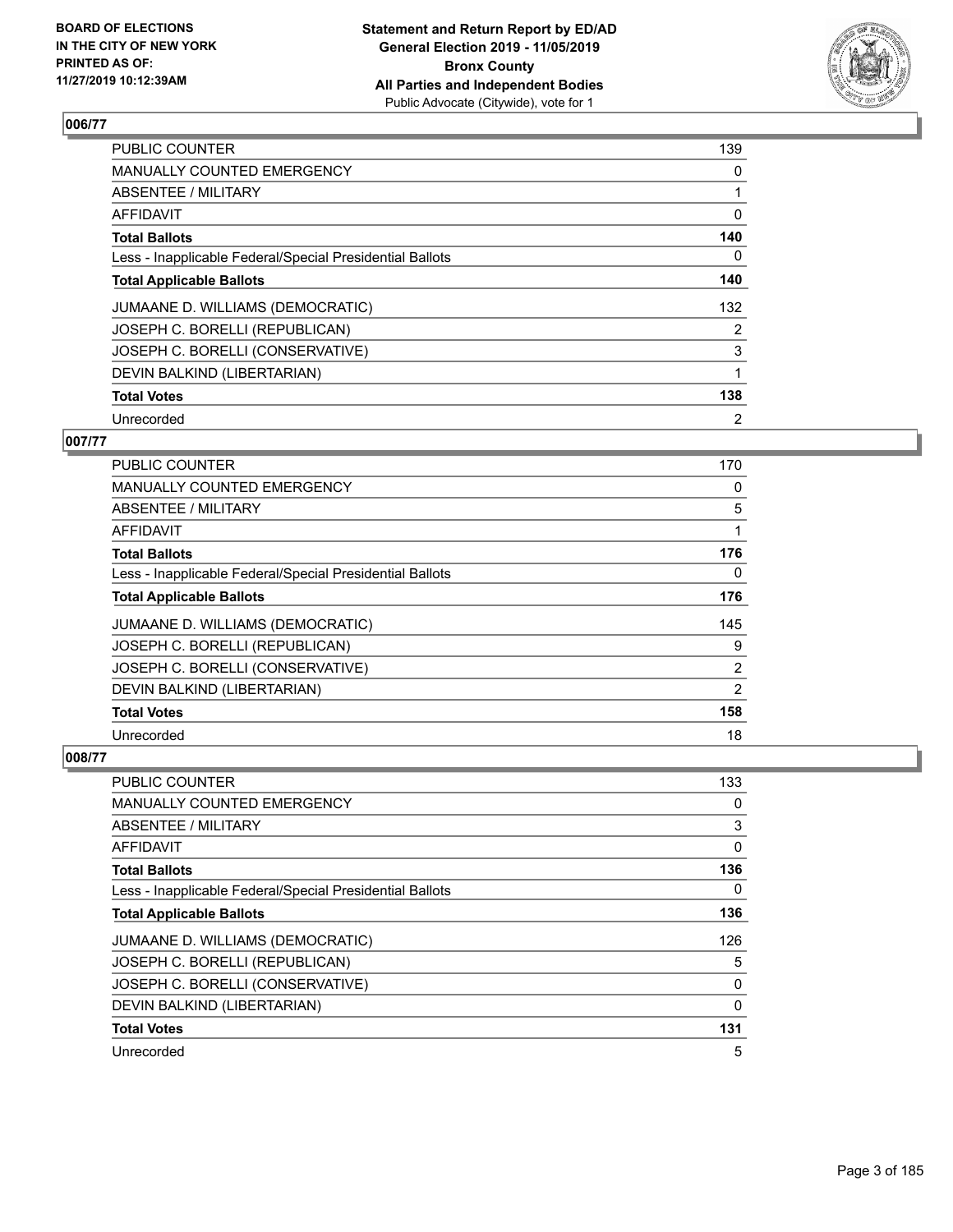## 006/77

| | |
|---|---|
| PUBLIC COUNTER | 139 |
| MANUALLY COUNTED EMERGENCY | 0 |
| ABSENTEE / MILITARY | 1 |
| AFFIDAVIT | 0 |
| **Total Ballots** | **140** |
| Less - Inapplicable Federal/Special Presidential Ballots | 0 |
| **Total Applicable Ballots** | **140** |
| JUMAANE D. WILLIAMS (DEMOCRATIC) | 132 |
| JOSEPH C. BORELLI (REPUBLICAN) | 2 |
| JOSEPH C. BORELLI (CONSERVATIVE) | 3 |
| DEVIN BALKIND (LIBERTARIAN) | 1 |
| **Total Votes** | **138** |
| Unrecorded | 2 |

## 007/77

| | |
|---|---|
| PUBLIC COUNTER | 170 |
| MANUALLY COUNTED EMERGENCY | 0 |
| ABSENTEE / MILITARY | 5 |
| AFFIDAVIT | 1 |
| **Total Ballots** | **176** |
| Less - Inapplicable Federal/Special Presidential Ballots | 0 |
| **Total Applicable Ballots** | **176** |
| JUMAANE D. WILLIAMS (DEMOCRATIC) | 145 |
| JOSEPH C. BORELLI (REPUBLICAN) | 9 |
| JOSEPH C. BORELLI (CONSERVATIVE) | 2 |
| DEVIN BALKIND (LIBERTARIAN) | 2 |
| **Total Votes** | **158** |
| Unrecorded | 18 |

## 008/77

| | |
|---|---|
| PUBLIC COUNTER | 133 |
| MANUALLY COUNTED EMERGENCY | 0 |
| ABSENTEE / MILITARY | 3 |
| AFFIDAVIT | 0 |
| **Total Ballots** | **136** |
| Less - Inapplicable Federal/Special Presidential Ballots | 0 |
| **Total Applicable Ballots** | **136** |
| JUMAANE D. WILLIAMS (DEMOCRATIC) | 126 |
| JOSEPH C. BORELLI (REPUBLICAN) | 5 |
| JOSEPH C. BORELLI (CONSERVATIVE) | 0 |
| DEVIN BALKIND (LIBERTARIAN) | 0 |
| **Total Votes** | **131** |
| Unrecorded | 5 |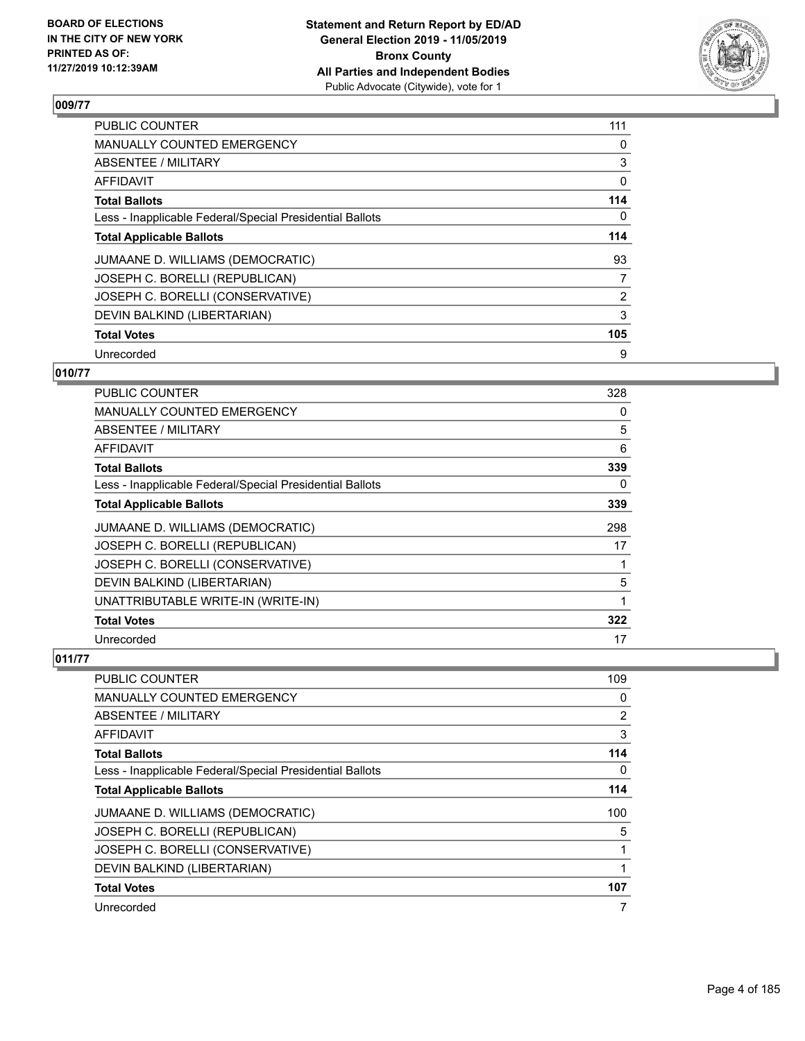## 009/77

| | |
|---|---|
| PUBLIC COUNTER | 111 |
| MANUALLY COUNTED EMERGENCY | 0 |
| ABSENTEE / MILITARY | 3 |
| AFFIDAVIT | 0 |
| **Total Ballots** | **114** |
| Less - Inapplicable Federal/Special Presidential Ballots | 0 |
| **Total Applicable Ballots** | **114** |
| JUMAANE D. WILLIAMS (DEMOCRATIC) | 93 |
| JOSEPH C. BORELLI (REPUBLICAN) | 7 |
| JOSEPH C. BORELLI (CONSERVATIVE) | 2 |
| DEVIN BALKIND (LIBERTARIAN) | 3 |
| **Total Votes** | **105** |
| Unrecorded | 9 |

## 010/77

| | |
|---|---|
| PUBLIC COUNTER | 328 |
| MANUALLY COUNTED EMERGENCY | 0 |
| ABSENTEE / MILITARY | 5 |
| AFFIDAVIT | 6 |
| **Total Ballots** | **339** |
| Less - Inapplicable Federal/Special Presidential Ballots | 0 |
| **Total Applicable Ballots** | **339** |
| JUMAANE D. WILLIAMS (DEMOCRATIC) | 298 |
| JOSEPH C. BORELLI (REPUBLICAN) | 17 |
| JOSEPH C. BORELLI (CONSERVATIVE) | 1 |
| DEVIN BALKIND (LIBERTARIAN) | 5 |
| UNATTRIBUTABLE WRITE-IN (WRITE-IN) | 1 |
| **Total Votes** | **322** |
| Unrecorded | 17 |

## 011/77

| | |
|---|---|
| PUBLIC COUNTER | 109 |
| MANUALLY COUNTED EMERGENCY | 0 |
| ABSENTEE / MILITARY | 2 |
| AFFIDAVIT | 3 |
| **Total Ballots** | **114** |
| Less - Inapplicable Federal/Special Presidential Ballots | 0 |
| **Total Applicable Ballots** | **114** |
| JUMAANE D. WILLIAMS (DEMOCRATIC) | 100 |
| JOSEPH C. BORELLI (REPUBLICAN) | 5 |
| JOSEPH C. BORELLI (CONSERVATIVE) | 1 |
| DEVIN BALKIND (LIBERTARIAN) | 1 |
| **Total Votes** | **107** |
| Unrecorded | 7 |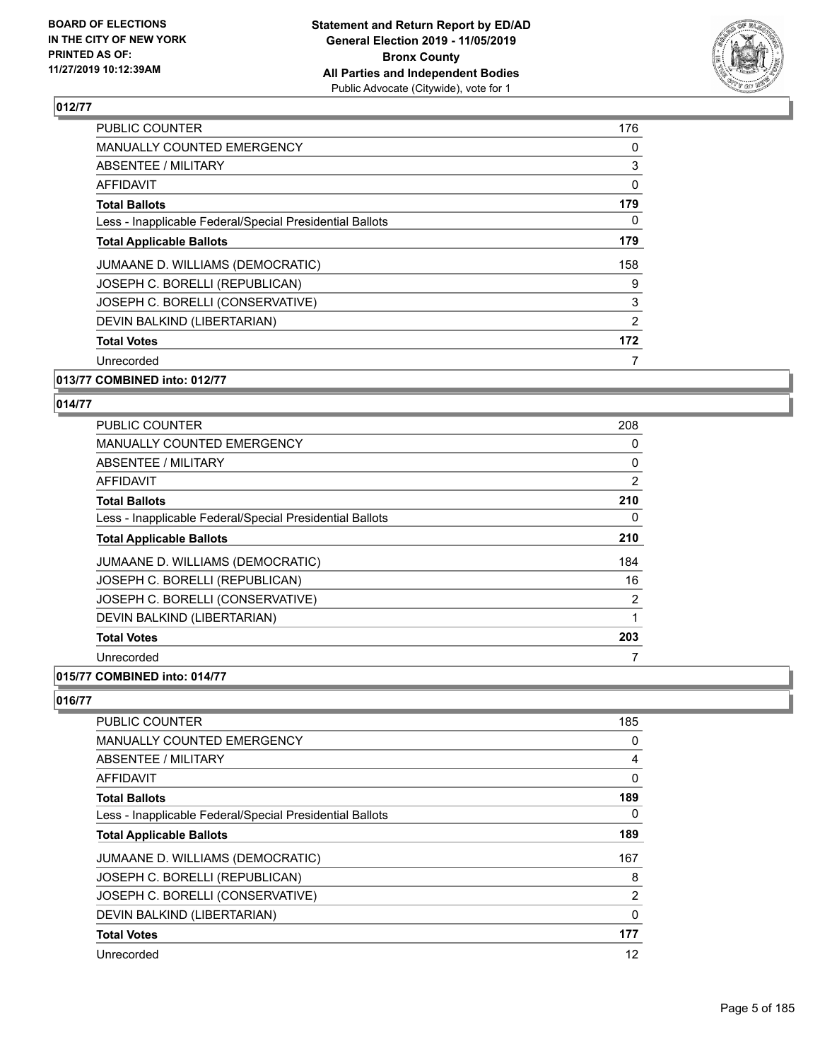### 012/77

| | |
|---|---|
| PUBLIC COUNTER | 176 |
| MANUALLY COUNTED EMERGENCY | 0 |
| ABSENTEE / MILITARY | 3 |
| AFFIDAVIT | 0 |
| **Total Ballots** | **179** |
| Less - Inapplicable Federal/Special Presidential Ballots | 0 |
| **Total Applicable Ballots** | **179** |
| JUMAANE D. WILLIAMS (DEMOCRATIC) | 158 |
| JOSEPH C. BORELLI (REPUBLICAN) | 9 |
| JOSEPH C. BORELLI (CONSERVATIVE) | 3 |
| DEVIN BALKIND (LIBERTARIAN) | 2 |
| **Total Votes** | **172** |
| Unrecorded | 7 |

### 013/77 COMBINED into: 012/77

### 014/77

| | |
|---|---|
| PUBLIC COUNTER | 208 |
| MANUALLY COUNTED EMERGENCY | 0 |
| ABSENTEE / MILITARY | 0 |
| AFFIDAVIT | 2 |
| **Total Ballots** | **210** |
| Less - Inapplicable Federal/Special Presidential Ballots | 0 |
| **Total Applicable Ballots** | **210** |
| JUMAANE D. WILLIAMS (DEMOCRATIC) | 184 |
| JOSEPH C. BORELLI (REPUBLICAN) | 16 |
| JOSEPH C. BORELLI (CONSERVATIVE) | 2 |
| DEVIN BALKIND (LIBERTARIAN) | 1 |
| **Total Votes** | **203** |
| Unrecorded | 7 |

### 015/77 COMBINED into: 014/77

### 016/77

| | |
|---|---|
| PUBLIC COUNTER | 185 |
| MANUALLY COUNTED EMERGENCY | 0 |
| ABSENTEE / MILITARY | 4 |
| AFFIDAVIT | 0 |
| **Total Ballots** | **189** |
| Less - Inapplicable Federal/Special Presidential Ballots | 0 |
| **Total Applicable Ballots** | **189** |
| JUMAANE D. WILLIAMS (DEMOCRATIC) | 167 |
| JOSEPH C. BORELLI (REPUBLICAN) | 8 |
| JOSEPH C. BORELLI (CONSERVATIVE) | 2 |
| DEVIN BALKIND (LIBERTARIAN) | 0 |
| **Total Votes** | **177** |
| Unrecorded | 12 |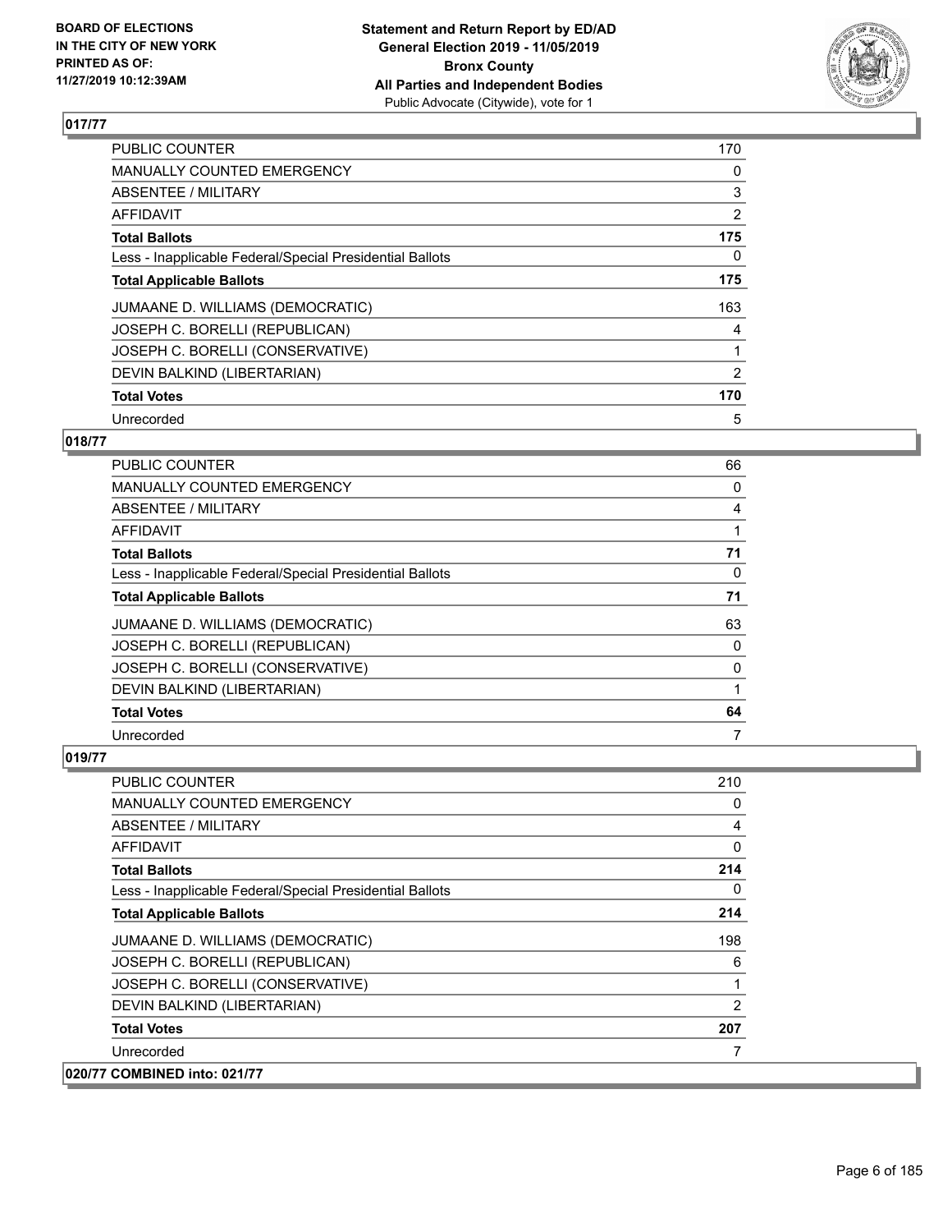## 017/77

| | |
|---|---|
| PUBLIC COUNTER | 170 |
| MANUALLY COUNTED EMERGENCY | 0 |
| ABSENTEE / MILITARY | 3 |
| AFFIDAVIT | 2 |
| **Total Ballots** | **175** |
| Less - Inapplicable Federal/Special Presidential Ballots | 0 |
| **Total Applicable Ballots** | **175** |
| JUMAANE D. WILLIAMS (DEMOCRATIC) | 163 |
| JOSEPH C. BORELLI (REPUBLICAN) | 4 |
| JOSEPH C. BORELLI (CONSERVATIVE) | 1 |
| DEVIN BALKIND (LIBERTARIAN) | 2 |
| **Total Votes** | **170** |
| Unrecorded | 5 |

## 018/77

| | |
|---|---|
| PUBLIC COUNTER | 66 |
| MANUALLY COUNTED EMERGENCY | 0 |
| ABSENTEE / MILITARY | 4 |
| AFFIDAVIT | 1 |
| **Total Ballots** | **71** |
| Less - Inapplicable Federal/Special Presidential Ballots | 0 |
| **Total Applicable Ballots** | **71** |
| JUMAANE D. WILLIAMS (DEMOCRATIC) | 63 |
| JOSEPH C. BORELLI (REPUBLICAN) | 0 |
| JOSEPH C. BORELLI (CONSERVATIVE) | 0 |
| DEVIN BALKIND (LIBERTARIAN) | 1 |
| **Total Votes** | **64** |
| Unrecorded | 7 |

## 019/77

| | |
|---|---|
| PUBLIC COUNTER | 210 |
| MANUALLY COUNTED EMERGENCY | 0 |
| ABSENTEE / MILITARY | 4 |
| AFFIDAVIT | 0 |
| **Total Ballots** | **214** |
| Less - Inapplicable Federal/Special Presidential Ballots | 0 |
| **Total Applicable Ballots** | **214** |
| JUMAANE D. WILLIAMS (DEMOCRATIC) | 198 |
| JOSEPH C. BORELLI (REPUBLICAN) | 6 |
| JOSEPH C. BORELLI (CONSERVATIVE) | 1 |
| DEVIN BALKIND (LIBERTARIAN) | 2 |
| **Total Votes** | **207** |
| Unrecorded | 7 |

## 020/77 COMBINED into: 021/77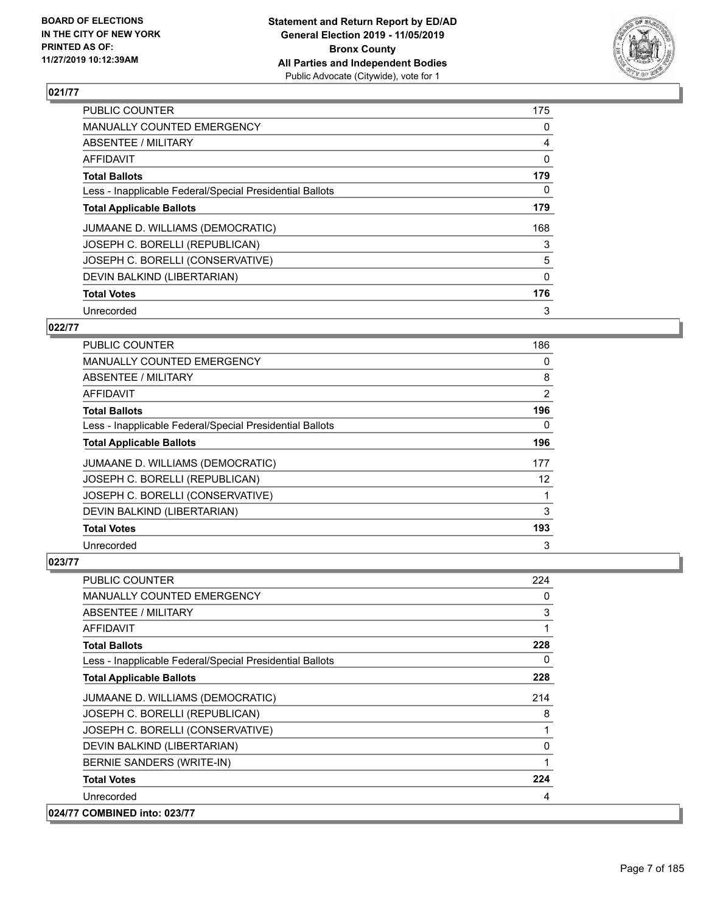## 021/77

| | |
|---|---|
| PUBLIC COUNTER | 175 |
| MANUALLY COUNTED EMERGENCY | 0 |
| ABSENTEE / MILITARY | 4 |
| AFFIDAVIT | 0 |
| **Total Ballots** | **179** |
| Less - Inapplicable Federal/Special Presidential Ballots | 0 |
| **Total Applicable Ballots** | **179** |
| JUMAANE D. WILLIAMS (DEMOCRATIC) | 168 |
| JOSEPH C. BORELLI (REPUBLICAN) | 3 |
| JOSEPH C. BORELLI (CONSERVATIVE) | 5 |
| DEVIN BALKIND (LIBERTARIAN) | 0 |
| **Total Votes** | **176** |
| Unrecorded | 3 |

## 022/77

| | |
|---|---|
| PUBLIC COUNTER | 186 |
| MANUALLY COUNTED EMERGENCY | 0 |
| ABSENTEE / MILITARY | 8 |
| AFFIDAVIT | 2 |
| **Total Ballots** | **196** |
| Less - Inapplicable Federal/Special Presidential Ballots | 0 |
| **Total Applicable Ballots** | **196** |
| JUMAANE D. WILLIAMS (DEMOCRATIC) | 177 |
| JOSEPH C. BORELLI (REPUBLICAN) | 12 |
| JOSEPH C. BORELLI (CONSERVATIVE) | 1 |
| DEVIN BALKIND (LIBERTARIAN) | 3 |
| **Total Votes** | **193** |
| Unrecorded | 3 |

## 023/77

| | |
|---|---|
| PUBLIC COUNTER | 224 |
| MANUALLY COUNTED EMERGENCY | 0 |
| ABSENTEE / MILITARY | 3 |
| AFFIDAVIT | 1 |
| **Total Ballots** | **228** |
| Less - Inapplicable Federal/Special Presidential Ballots | 0 |
| **Total Applicable Ballots** | **228** |
| JUMAANE D. WILLIAMS (DEMOCRATIC) | 214 |
| JOSEPH C. BORELLI (REPUBLICAN) | 8 |
| JOSEPH C. BORELLI (CONSERVATIVE) | 1 |
| DEVIN BALKIND (LIBERTARIAN) | 0 |
| BERNIE SANDERS (WRITE-IN) | 1 |
| **Total Votes** | **224** |
| Unrecorded | 4 |

## 024/77 COMBINED into: 023/77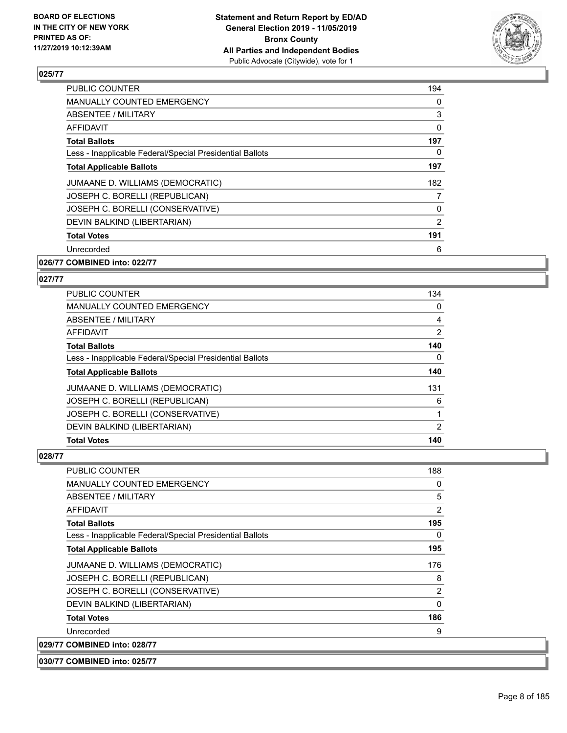## 025/77

| | |
|---|---|
| PUBLIC COUNTER | 194 |
| MANUALLY COUNTED EMERGENCY | 0 |
| ABSENTEE / MILITARY | 3 |
| AFFIDAVIT | 0 |
| **Total Ballots** | **197** |
| Less - Inapplicable Federal/Special Presidential Ballots | 0 |
| **Total Applicable Ballots** | **197** |
| JUMAANE D. WILLIAMS (DEMOCRATIC) | 182 |
| JOSEPH C. BORELLI (REPUBLICAN) | 7 |
| JOSEPH C. BORELLI (CONSERVATIVE) | 0 |
| DEVIN BALKIND (LIBERTARIAN) | 2 |
| **Total Votes** | **191** |
| Unrecorded | 6 |

**026/77 COMBINED into: 022/77**

## 027/77

| | |
|---|---|
| PUBLIC COUNTER | 134 |
| MANUALLY COUNTED EMERGENCY | 0 |
| ABSENTEE / MILITARY | 4 |
| AFFIDAVIT | 2 |
| **Total Ballots** | **140** |
| Less - Inapplicable Federal/Special Presidential Ballots | 0 |
| **Total Applicable Ballots** | **140** |
| JUMAANE D. WILLIAMS (DEMOCRATIC) | 131 |
| JOSEPH C. BORELLI (REPUBLICAN) | 6 |
| JOSEPH C. BORELLI (CONSERVATIVE) | 1 |
| DEVIN BALKIND (LIBERTARIAN) | 2 |
| **Total Votes** | **140** |

## 028/77

| | |
|---|---|
| PUBLIC COUNTER | 188 |
| MANUALLY COUNTED EMERGENCY | 0 |
| ABSENTEE / MILITARY | 5 |
| AFFIDAVIT | 2 |
| **Total Ballots** | **195** |
| Less - Inapplicable Federal/Special Presidential Ballots | 0 |
| **Total Applicable Ballots** | **195** |
| JUMAANE D. WILLIAMS (DEMOCRATIC) | 176 |
| JOSEPH C. BORELLI (REPUBLICAN) | 8 |
| JOSEPH C. BORELLI (CONSERVATIVE) | 2 |
| DEVIN BALKIND (LIBERTARIAN) | 0 |
| **Total Votes** | **186** |
| Unrecorded | 9 |

**029/77 COMBINED into: 028/77**

**030/77 COMBINED into: 025/77**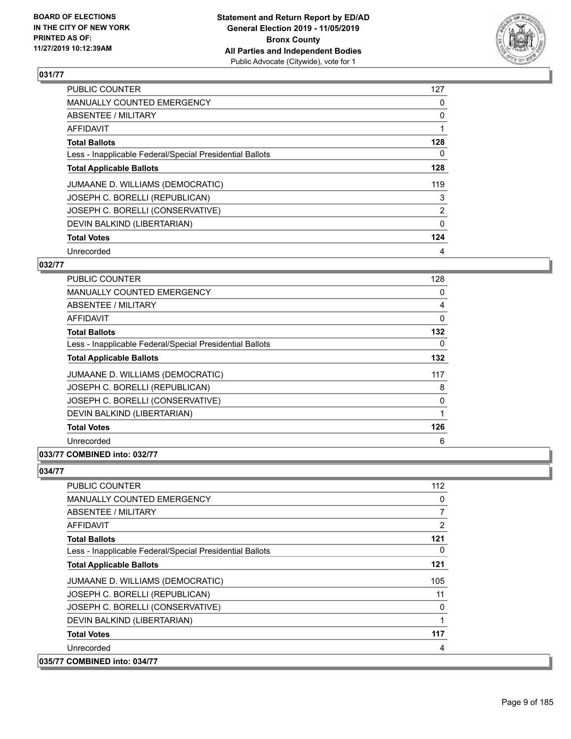### 031/77

| | |
|---|---|
| PUBLIC COUNTER | 127 |
| MANUALLY COUNTED EMERGENCY | 0 |
| ABSENTEE / MILITARY | 0 |
| AFFIDAVIT | 1 |
| **Total Ballots** | **128** |
| Less - Inapplicable Federal/Special Presidential Ballots | 0 |
| **Total Applicable Ballots** | **128** |
| JUMAANE D. WILLIAMS (DEMOCRATIC) | 119 |
| JOSEPH C. BORELLI (REPUBLICAN) | 3 |
| JOSEPH C. BORELLI (CONSERVATIVE) | 2 |
| DEVIN BALKIND (LIBERTARIAN) | 0 |
| **Total Votes** | **124** |
| Unrecorded | 4 |

### 032/77

| | |
|---|---|
| PUBLIC COUNTER | 128 |
| MANUALLY COUNTED EMERGENCY | 0 |
| ABSENTEE / MILITARY | 4 |
| AFFIDAVIT | 0 |
| **Total Ballots** | **132** |
| Less - Inapplicable Federal/Special Presidential Ballots | 0 |
| **Total Applicable Ballots** | **132** |
| JUMAANE D. WILLIAMS (DEMOCRATIC) | 117 |
| JOSEPH C. BORELLI (REPUBLICAN) | 8 |
| JOSEPH C. BORELLI (CONSERVATIVE) | 0 |
| DEVIN BALKIND (LIBERTARIAN) | 1 |
| **Total Votes** | **126** |
| Unrecorded | 6 |

### 033/77 COMBINED into: 032/77

### 034/77

| | |
|---|---|
| PUBLIC COUNTER | 112 |
| MANUALLY COUNTED EMERGENCY | 0 |
| ABSENTEE / MILITARY | 7 |
| AFFIDAVIT | 2 |
| **Total Ballots** | **121** |
| Less - Inapplicable Federal/Special Presidential Ballots | 0 |
| **Total Applicable Ballots** | **121** |
| JUMAANE D. WILLIAMS (DEMOCRATIC) | 105 |
| JOSEPH C. BORELLI (REPUBLICAN) | 11 |
| JOSEPH C. BORELLI (CONSERVATIVE) | 0 |
| DEVIN BALKIND (LIBERTARIAN) | 1 |
| **Total Votes** | **117** |
| Unrecorded | 4 |

### 035/77 COMBINED into: 034/77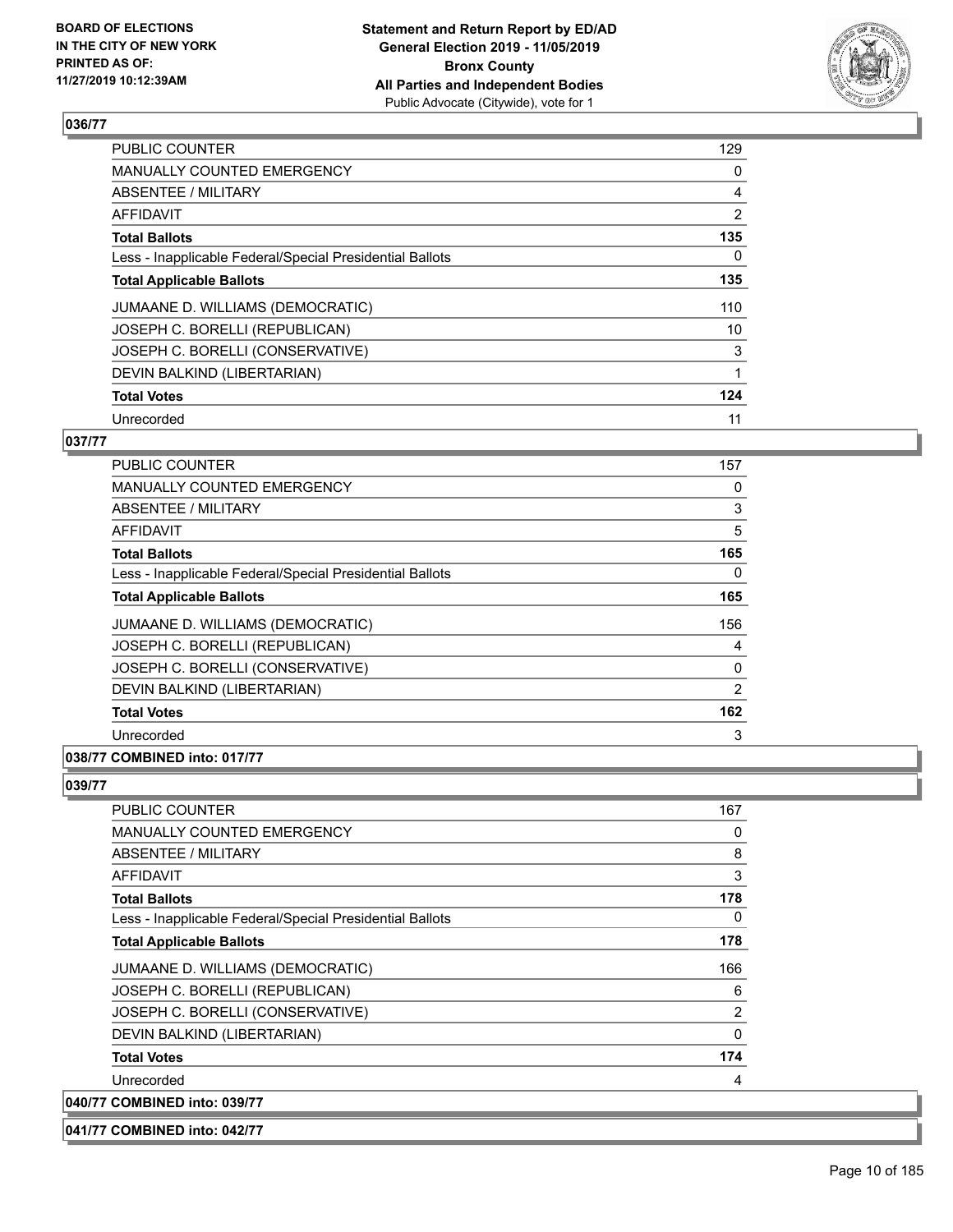**Statement and Return Report by ED/AD**
**General Election 2019 - 11/05/2019**
**Bronx County**
**All Parties and Independent Bodies**
Public Advocate (Citywide), vote for 1

BOARD OF ELECTIONS
IN THE CITY OF NEW YORK
PRINTED AS OF:
11/27/2019 10:12:39AM

### 036/77

| | |
|---|---|
| PUBLIC COUNTER | 129 |
| MANUALLY COUNTED EMERGENCY | 0 |
| ABSENTEE / MILITARY | 4 |
| AFFIDAVIT | 2 |
| **Total Ballots** | **135** |
| Less - Inapplicable Federal/Special Presidential Ballots | 0 |
| **Total Applicable Ballots** | **135** |
| JUMAANE D. WILLIAMS (DEMOCRATIC) | 110 |
| JOSEPH C. BORELLI (REPUBLICAN) | 10 |
| JOSEPH C. BORELLI (CONSERVATIVE) | 3 |
| DEVIN BALKIND (LIBERTARIAN) | 1 |
| **Total Votes** | **124** |
| Unrecorded | 11 |

### 037/77

| | |
|---|---|
| PUBLIC COUNTER | 157 |
| MANUALLY COUNTED EMERGENCY | 0 |
| ABSENTEE / MILITARY | 3 |
| AFFIDAVIT | 5 |
| **Total Ballots** | **165** |
| Less - Inapplicable Federal/Special Presidential Ballots | 0 |
| **Total Applicable Ballots** | **165** |
| JUMAANE D. WILLIAMS (DEMOCRATIC) | 156 |
| JOSEPH C. BORELLI (REPUBLICAN) | 4 |
| JOSEPH C. BORELLI (CONSERVATIVE) | 0 |
| DEVIN BALKIND (LIBERTARIAN) | 2 |
| **Total Votes** | **162** |
| Unrecorded | 3 |

### 038/77 COMBINED into: 017/77

### 039/77

| | |
|---|---|
| PUBLIC COUNTER | 167 |
| MANUALLY COUNTED EMERGENCY | 0 |
| ABSENTEE / MILITARY | 8 |
| AFFIDAVIT | 3 |
| **Total Ballots** | **178** |
| Less - Inapplicable Federal/Special Presidential Ballots | 0 |
| **Total Applicable Ballots** | **178** |
| JUMAANE D. WILLIAMS (DEMOCRATIC) | 166 |
| JOSEPH C. BORELLI (REPUBLICAN) | 6 |
| JOSEPH C. BORELLI (CONSERVATIVE) | 2 |
| DEVIN BALKIND (LIBERTARIAN) | 0 |
| **Total Votes** | **174** |
| Unrecorded | 4 |

### 040/77 COMBINED into: 039/77

### 041/77 COMBINED into: 042/77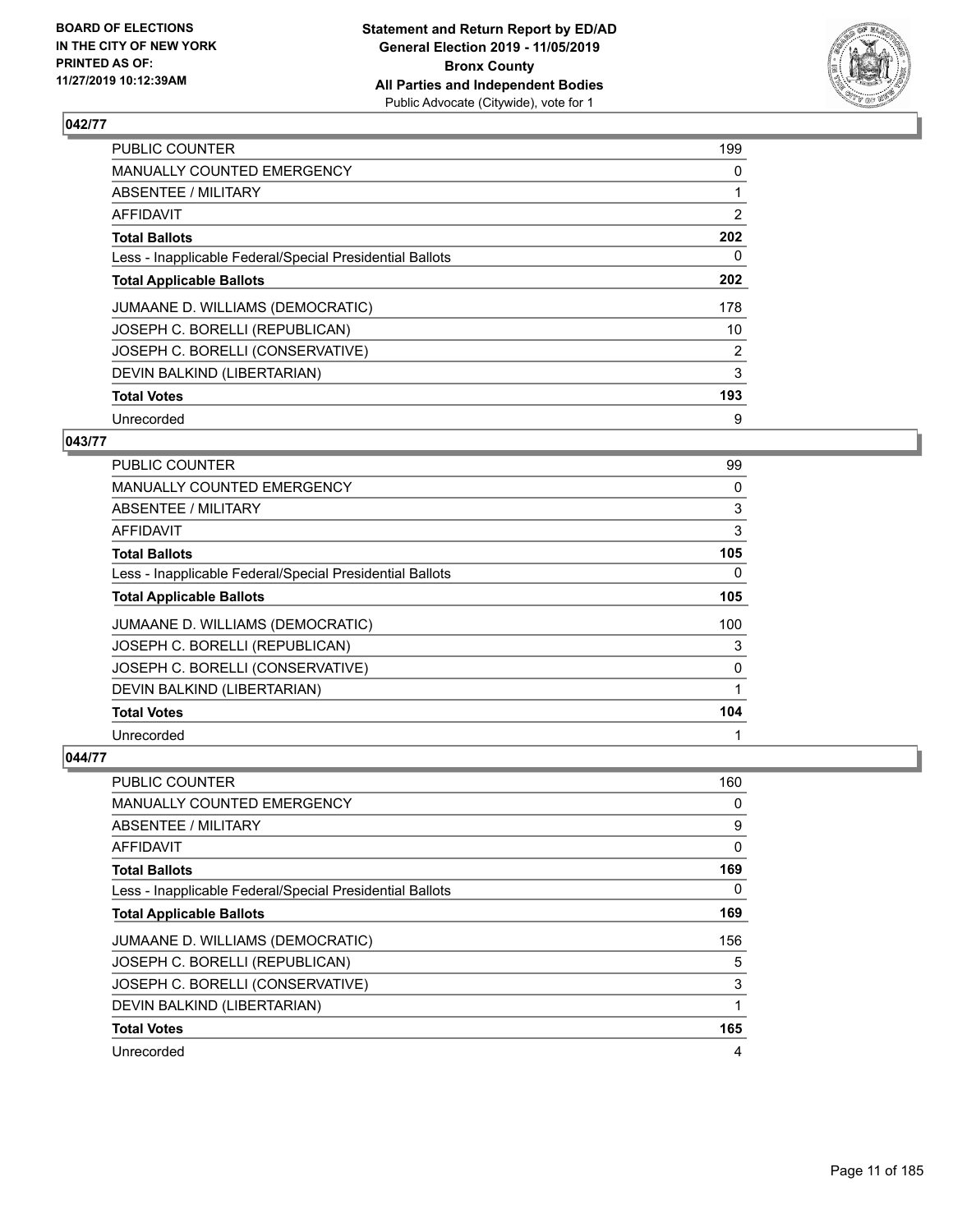## 042/77

| | |
|---|---|
| PUBLIC COUNTER | 199 |
| MANUALLY COUNTED EMERGENCY | 0 |
| ABSENTEE / MILITARY | 1 |
| AFFIDAVIT | 2 |
| **Total Ballots** | **202** |
| Less - Inapplicable Federal/Special Presidential Ballots | 0 |
| **Total Applicable Ballots** | **202** |
| JUMAANE D. WILLIAMS (DEMOCRATIC) | 178 |
| JOSEPH C. BORELLI (REPUBLICAN) | 10 |
| JOSEPH C. BORELLI (CONSERVATIVE) | 2 |
| DEVIN BALKIND (LIBERTARIAN) | 3 |
| **Total Votes** | **193** |
| Unrecorded | 9 |

## 043/77

| | |
|---|---|
| PUBLIC COUNTER | 99 |
| MANUALLY COUNTED EMERGENCY | 0 |
| ABSENTEE / MILITARY | 3 |
| AFFIDAVIT | 3 |
| **Total Ballots** | **105** |
| Less - Inapplicable Federal/Special Presidential Ballots | 0 |
| **Total Applicable Ballots** | **105** |
| JUMAANE D. WILLIAMS (DEMOCRATIC) | 100 |
| JOSEPH C. BORELLI (REPUBLICAN) | 3 |
| JOSEPH C. BORELLI (CONSERVATIVE) | 0 |
| DEVIN BALKIND (LIBERTARIAN) | 1 |
| **Total Votes** | **104** |
| Unrecorded | 1 |

## 044/77

| | |
|---|---|
| PUBLIC COUNTER | 160 |
| MANUALLY COUNTED EMERGENCY | 0 |
| ABSENTEE / MILITARY | 9 |
| AFFIDAVIT | 0 |
| **Total Ballots** | **169** |
| Less - Inapplicable Federal/Special Presidential Ballots | 0 |
| **Total Applicable Ballots** | **169** |
| JUMAANE D. WILLIAMS (DEMOCRATIC) | 156 |
| JOSEPH C. BORELLI (REPUBLICAN) | 5 |
| JOSEPH C. BORELLI (CONSERVATIVE) | 3 |
| DEVIN BALKIND (LIBERTARIAN) | 1 |
| **Total Votes** | **165** |
| Unrecorded | 4 |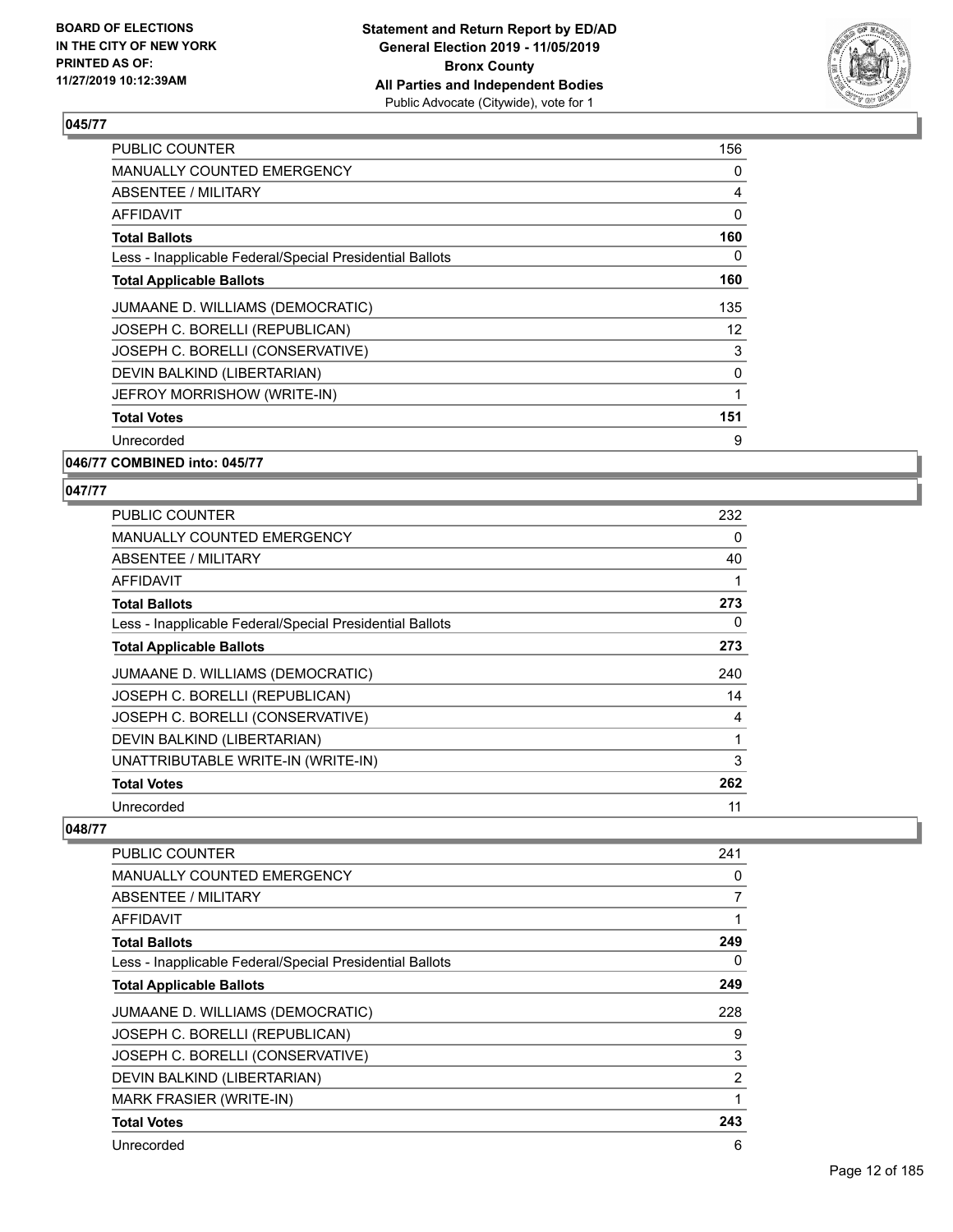## 045/77

| | |
|---|---|
| PUBLIC COUNTER | 156 |
| MANUALLY COUNTED EMERGENCY | 0 |
| ABSENTEE / MILITARY | 4 |
| AFFIDAVIT | 0 |
| **Total Ballots** | **160** |
| Less - Inapplicable Federal/Special Presidential Ballots | 0 |
| **Total Applicable Ballots** | **160** |
| JUMAANE D. WILLIAMS (DEMOCRATIC) | 135 |
| JOSEPH C. BORELLI (REPUBLICAN) | 12 |
| JOSEPH C. BORELLI (CONSERVATIVE) | 3 |
| DEVIN BALKIND (LIBERTARIAN) | 0 |
| JEFROY MORRISHOW (WRITE-IN) | 1 |
| **Total Votes** | **151** |
| Unrecorded | 9 |

## 046/77 COMBINED into: 045/77

## 047/77

| | |
|---|---|
| PUBLIC COUNTER | 232 |
| MANUALLY COUNTED EMERGENCY | 0 |
| ABSENTEE / MILITARY | 40 |
| AFFIDAVIT | 1 |
| **Total Ballots** | **273** |
| Less - Inapplicable Federal/Special Presidential Ballots | 0 |
| **Total Applicable Ballots** | **273** |
| JUMAANE D. WILLIAMS (DEMOCRATIC) | 240 |
| JOSEPH C. BORELLI (REPUBLICAN) | 14 |
| JOSEPH C. BORELLI (CONSERVATIVE) | 4 |
| DEVIN BALKIND (LIBERTARIAN) | 1 |
| UNATTRIBUTABLE WRITE-IN (WRITE-IN) | 3 |
| **Total Votes** | **262** |
| Unrecorded | 11 |

## 048/77

| | |
|---|---|
| PUBLIC COUNTER | 241 |
| MANUALLY COUNTED EMERGENCY | 0 |
| ABSENTEE / MILITARY | 7 |
| AFFIDAVIT | 1 |
| **Total Ballots** | **249** |
| Less - Inapplicable Federal/Special Presidential Ballots | 0 |
| **Total Applicable Ballots** | **249** |
| JUMAANE D. WILLIAMS (DEMOCRATIC) | 228 |
| JOSEPH C. BORELLI (REPUBLICAN) | 9 |
| JOSEPH C. BORELLI (CONSERVATIVE) | 3 |
| DEVIN BALKIND (LIBERTARIAN) | 2 |
| MARK FRASIER (WRITE-IN) | 1 |
| **Total Votes** | **243** |
| Unrecorded | 6 |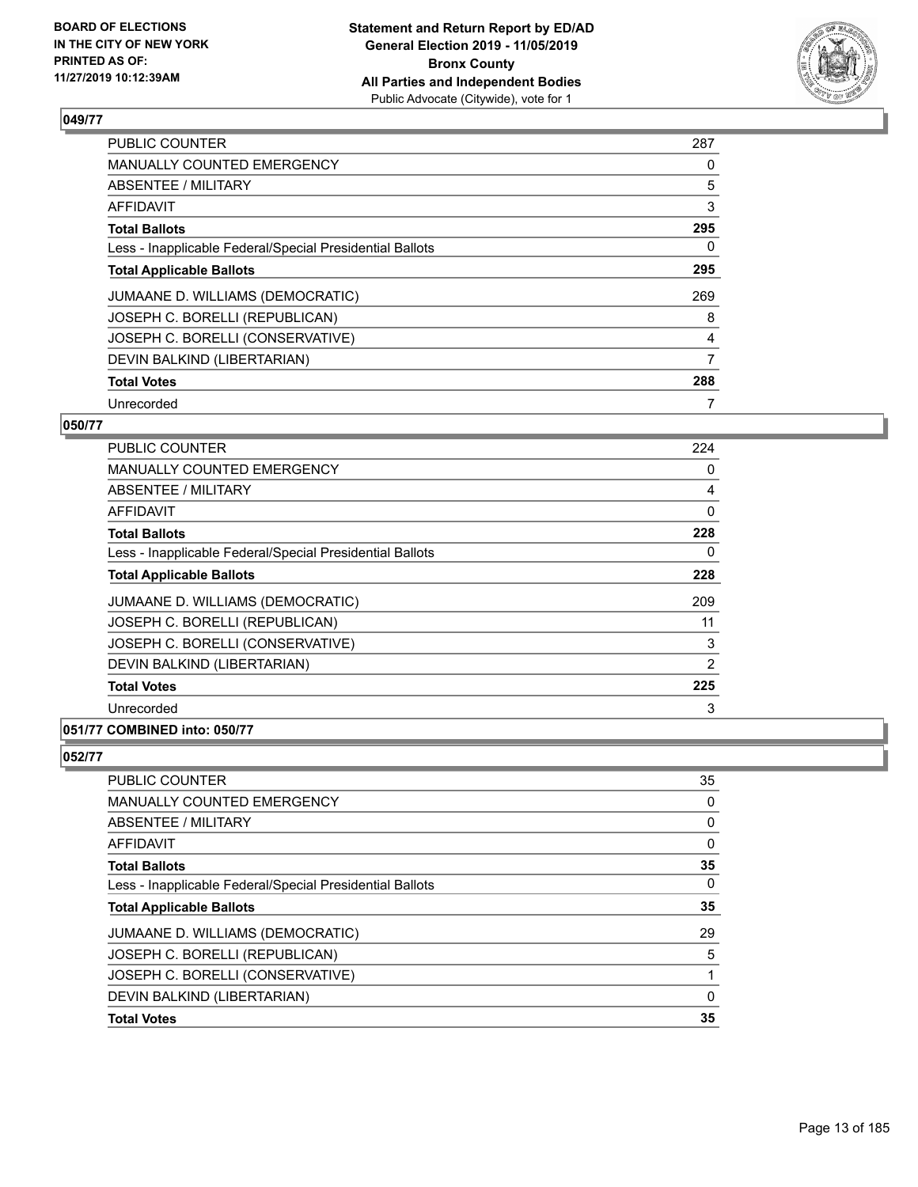## 049/77

| | |
|---|---|
| PUBLIC COUNTER | 287 |
| MANUALLY COUNTED EMERGENCY | 0 |
| ABSENTEE / MILITARY | 5 |
| AFFIDAVIT | 3 |
| **Total Ballots** | **295** |
| Less - Inapplicable Federal/Special Presidential Ballots | 0 |
| **Total Applicable Ballots** | **295** |
| JUMAANE D. WILLIAMS (DEMOCRATIC) | 269 |
| JOSEPH C. BORELLI (REPUBLICAN) | 8 |
| JOSEPH C. BORELLI (CONSERVATIVE) | 4 |
| DEVIN BALKIND (LIBERTARIAN) | 7 |
| **Total Votes** | **288** |
| Unrecorded | 7 |

## 050/77

| | |
|---|---|
| PUBLIC COUNTER | 224 |
| MANUALLY COUNTED EMERGENCY | 0 |
| ABSENTEE / MILITARY | 4 |
| AFFIDAVIT | 0 |
| **Total Ballots** | **228** |
| Less - Inapplicable Federal/Special Presidential Ballots | 0 |
| **Total Applicable Ballots** | **228** |
| JUMAANE D. WILLIAMS (DEMOCRATIC) | 209 |
| JOSEPH C. BORELLI (REPUBLICAN) | 11 |
| JOSEPH C. BORELLI (CONSERVATIVE) | 3 |
| DEVIN BALKIND (LIBERTARIAN) | 2 |
| **Total Votes** | **225** |
| Unrecorded | 3 |

## 051/77 COMBINED into: 050/77

## 052/77

| | |
|---|---|
| PUBLIC COUNTER | 35 |
| MANUALLY COUNTED EMERGENCY | 0 |
| ABSENTEE / MILITARY | 0 |
| AFFIDAVIT | 0 |
| **Total Ballots** | **35** |
| Less - Inapplicable Federal/Special Presidential Ballots | 0 |
| **Total Applicable Ballots** | **35** |
| JUMAANE D. WILLIAMS (DEMOCRATIC) | 29 |
| JOSEPH C. BORELLI (REPUBLICAN) | 5 |
| JOSEPH C. BORELLI (CONSERVATIVE) | 1 |
| DEVIN BALKIND (LIBERTARIAN) | 0 |
| **Total Votes** | **35** |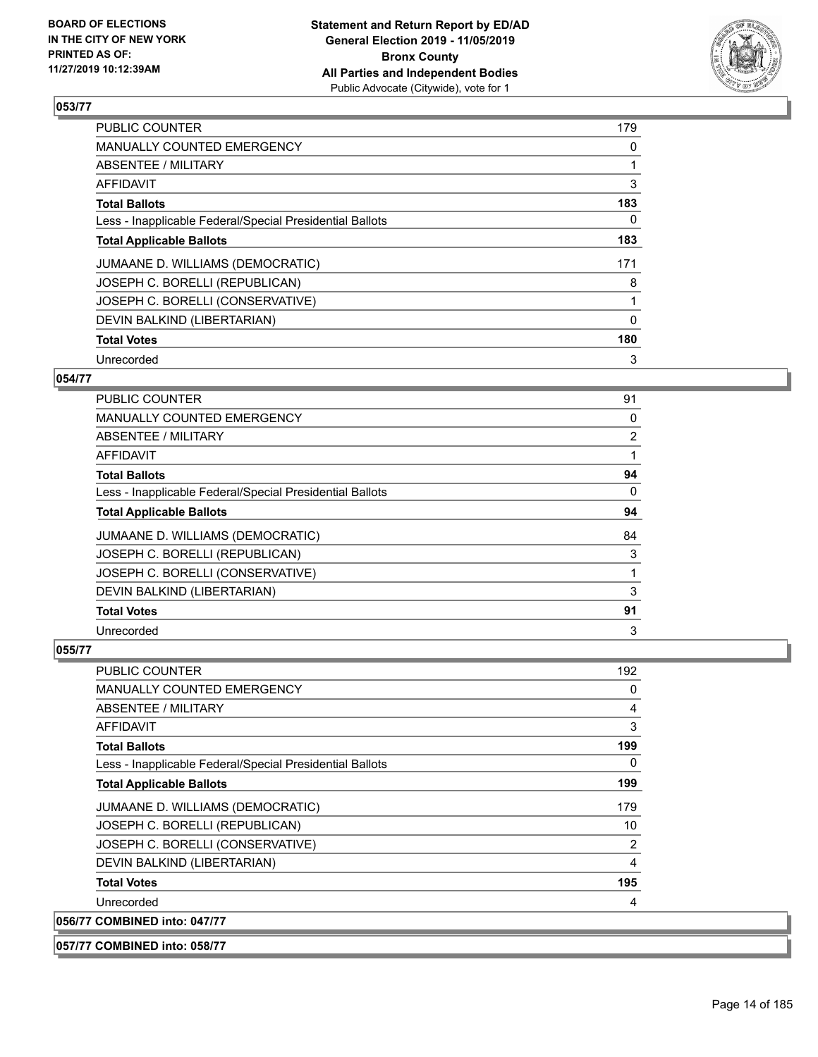## 053/77

| | |
|---|---|
| PUBLIC COUNTER | 179 |
| MANUALLY COUNTED EMERGENCY | 0 |
| ABSENTEE / MILITARY | 1 |
| AFFIDAVIT | 3 |
| **Total Ballots** | **183** |
| Less - Inapplicable Federal/Special Presidential Ballots | 0 |
| **Total Applicable Ballots** | **183** |
| JUMAANE D. WILLIAMS (DEMOCRATIC) | 171 |
| JOSEPH C. BORELLI (REPUBLICAN) | 8 |
| JOSEPH C. BORELLI (CONSERVATIVE) | 1 |
| DEVIN BALKIND (LIBERTARIAN) | 0 |
| **Total Votes** | **180** |
| Unrecorded | 3 |

## 054/77

| | |
|---|---|
| PUBLIC COUNTER | 91 |
| MANUALLY COUNTED EMERGENCY | 0 |
| ABSENTEE / MILITARY | 2 |
| AFFIDAVIT | 1 |
| **Total Ballots** | **94** |
| Less - Inapplicable Federal/Special Presidential Ballots | 0 |
| **Total Applicable Ballots** | **94** |
| JUMAANE D. WILLIAMS (DEMOCRATIC) | 84 |
| JOSEPH C. BORELLI (REPUBLICAN) | 3 |
| JOSEPH C. BORELLI (CONSERVATIVE) | 1 |
| DEVIN BALKIND (LIBERTARIAN) | 3 |
| **Total Votes** | **91** |
| Unrecorded | 3 |

## 055/77

| | |
|---|---|
| PUBLIC COUNTER | 192 |
| MANUALLY COUNTED EMERGENCY | 0 |
| ABSENTEE / MILITARY | 4 |
| AFFIDAVIT | 3 |
| **Total Ballots** | **199** |
| Less - Inapplicable Federal/Special Presidential Ballots | 0 |
| **Total Applicable Ballots** | **199** |
| JUMAANE D. WILLIAMS (DEMOCRATIC) | 179 |
| JOSEPH C. BORELLI (REPUBLICAN) | 10 |
| JOSEPH C. BORELLI (CONSERVATIVE) | 2 |
| DEVIN BALKIND (LIBERTARIAN) | 4 |
| **Total Votes** | **195** |
| Unrecorded | 4 |

## 056/77 COMBINED into: 047/77

## 057/77 COMBINED into: 058/77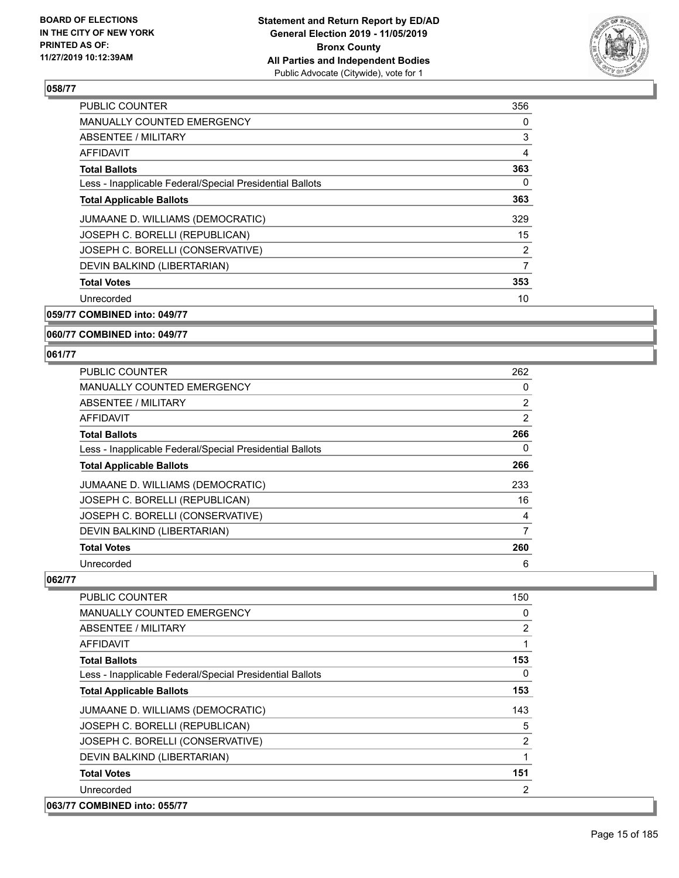## 058/77

| | |
|---|---|
| PUBLIC COUNTER | 356 |
| MANUALLY COUNTED EMERGENCY | 0 |
| ABSENTEE / MILITARY | 3 |
| AFFIDAVIT | 4 |
| **Total Ballots** | **363** |
| Less - Inapplicable Federal/Special Presidential Ballots | 0 |
| **Total Applicable Ballots** | **363** |
| JUMAANE D. WILLIAMS (DEMOCRATIC) | 329 |
| JOSEPH C. BORELLI (REPUBLICAN) | 15 |
| JOSEPH C. BORELLI (CONSERVATIVE) | 2 |
| DEVIN BALKIND (LIBERTARIAN) | 7 |
| **Total Votes** | **353** |
| Unrecorded | 10 |

## 059/77 COMBINED into: 049/77

## 060/77 COMBINED into: 049/77

## 061/77

| | |
|---|---|
| PUBLIC COUNTER | 262 |
| MANUALLY COUNTED EMERGENCY | 0 |
| ABSENTEE / MILITARY | 2 |
| AFFIDAVIT | 2 |
| **Total Ballots** | **266** |
| Less - Inapplicable Federal/Special Presidential Ballots | 0 |
| **Total Applicable Ballots** | **266** |
| JUMAANE D. WILLIAMS (DEMOCRATIC) | 233 |
| JOSEPH C. BORELLI (REPUBLICAN) | 16 |
| JOSEPH C. BORELLI (CONSERVATIVE) | 4 |
| DEVIN BALKIND (LIBERTARIAN) | 7 |
| **Total Votes** | **260** |
| Unrecorded | 6 |

## 062/77

| | |
|---|---|
| PUBLIC COUNTER | 150 |
| MANUALLY COUNTED EMERGENCY | 0 |
| ABSENTEE / MILITARY | 2 |
| AFFIDAVIT | 1 |
| **Total Ballots** | **153** |
| Less - Inapplicable Federal/Special Presidential Ballots | 0 |
| **Total Applicable Ballots** | **153** |
| JUMAANE D. WILLIAMS (DEMOCRATIC) | 143 |
| JOSEPH C. BORELLI (REPUBLICAN) | 5 |
| JOSEPH C. BORELLI (CONSERVATIVE) | 2 |
| DEVIN BALKIND (LIBERTARIAN) | 1 |
| **Total Votes** | **151** |
| Unrecorded | 2 |

## 063/77 COMBINED into: 055/77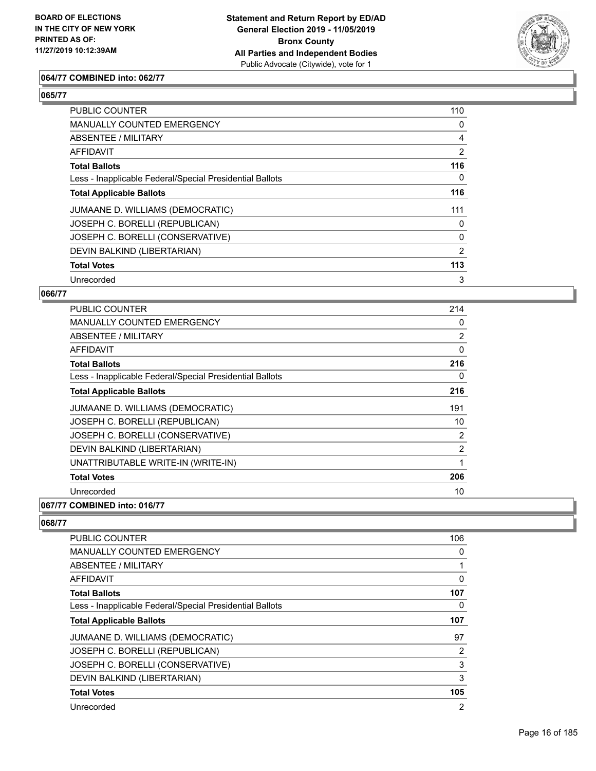BOARD OF ELECTIONS
IN THE CITY OF NEW YORK
PRINTED AS OF:
11/27/2019 10:12:39AM

**Statement and Return Report by ED/AD**
**General Election 2019 - 11/05/2019**
**Bronx County**
**All Parties and Independent Bodies**
Public Advocate (Citywide), vote for 1

**064/77 COMBINED into: 062/77**

**065/77**

| | |
|---|---|
| PUBLIC COUNTER | 110 |
| MANUALLY COUNTED EMERGENCY | 0 |
| ABSENTEE / MILITARY | 4 |
| AFFIDAVIT | 2 |
| **Total Ballots** | **116** |
| Less - Inapplicable Federal/Special Presidential Ballots | 0 |
| **Total Applicable Ballots** | **116** |
| JUMAANE D. WILLIAMS (DEMOCRATIC) | 111 |
| JOSEPH C. BORELLI (REPUBLICAN) | 0 |
| JOSEPH C. BORELLI (CONSERVATIVE) | 0 |
| DEVIN BALKIND (LIBERTARIAN) | 2 |
| **Total Votes** | **113** |
| Unrecorded | 3 |

**066/77**

| | |
|---|---|
| PUBLIC COUNTER | 214 |
| MANUALLY COUNTED EMERGENCY | 0 |
| ABSENTEE / MILITARY | 2 |
| AFFIDAVIT | 0 |
| **Total Ballots** | **216** |
| Less - Inapplicable Federal/Special Presidential Ballots | 0 |
| **Total Applicable Ballots** | **216** |
| JUMAANE D. WILLIAMS (DEMOCRATIC) | 191 |
| JOSEPH C. BORELLI (REPUBLICAN) | 10 |
| JOSEPH C. BORELLI (CONSERVATIVE) | 2 |
| DEVIN BALKIND (LIBERTARIAN) | 2 |
| UNATTRIBUTABLE WRITE-IN (WRITE-IN) | 1 |
| **Total Votes** | **206** |
| Unrecorded | 10 |

**067/77 COMBINED into: 016/77**

**068/77**

| | |
|---|---|
| PUBLIC COUNTER | 106 |
| MANUALLY COUNTED EMERGENCY | 0 |
| ABSENTEE / MILITARY | 1 |
| AFFIDAVIT | 0 |
| **Total Ballots** | **107** |
| Less - Inapplicable Federal/Special Presidential Ballots | 0 |
| **Total Applicable Ballots** | **107** |
| JUMAANE D. WILLIAMS (DEMOCRATIC) | 97 |
| JOSEPH C. BORELLI (REPUBLICAN) | 2 |
| JOSEPH C. BORELLI (CONSERVATIVE) | 3 |
| DEVIN BALKIND (LIBERTARIAN) | 3 |
| **Total Votes** | **105** |
| Unrecorded | 2 |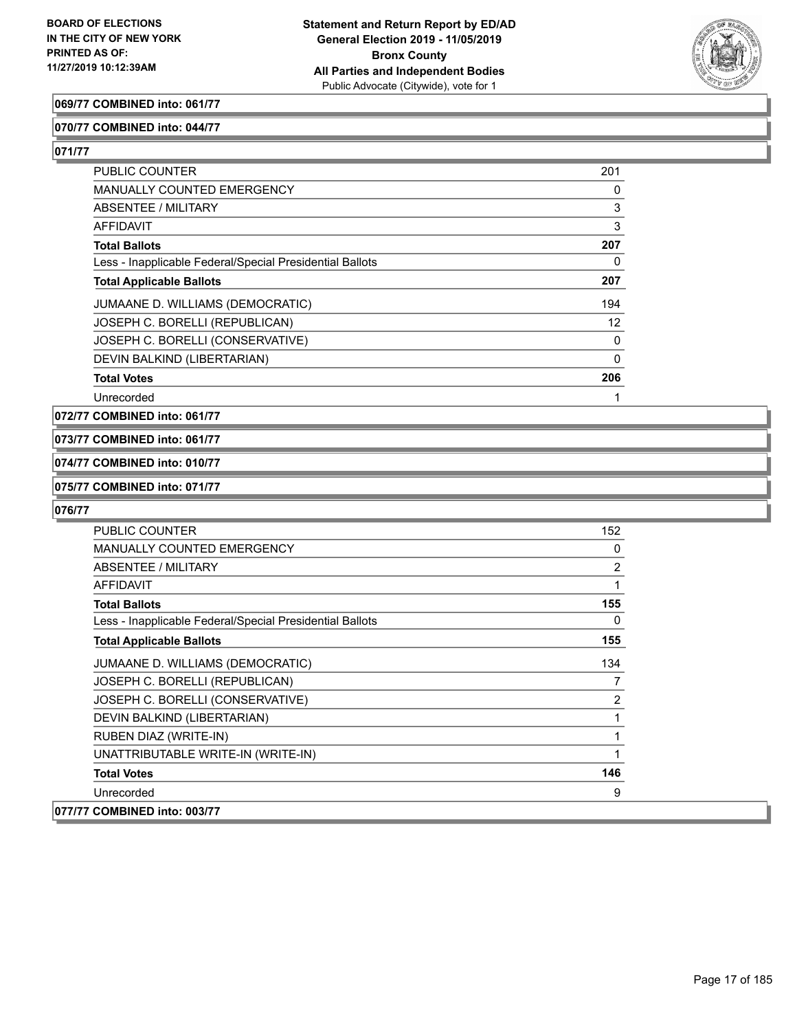**069/77 COMBINED into: 061/77**

**070/77 COMBINED into: 044/77**

**071/77**

| | |
|---|---|
| PUBLIC COUNTER | 201 |
| MANUALLY COUNTED EMERGENCY | 0 |
| ABSENTEE / MILITARY | 3 |
| AFFIDAVIT | 3 |
| **Total Ballots** | **207** |
| Less - Inapplicable Federal/Special Presidential Ballots | 0 |
| **Total Applicable Ballots** | **207** |
| JUMAANE D. WILLIAMS (DEMOCRATIC) | 194 |
| JOSEPH C. BORELLI (REPUBLICAN) | 12 |
| JOSEPH C. BORELLI (CONSERVATIVE) | 0 |
| DEVIN BALKIND (LIBERTARIAN) | 0 |
| **Total Votes** | **206** |
| Unrecorded | 1 |

**072/77 COMBINED into: 061/77**

**073/77 COMBINED into: 061/77**

**074/77 COMBINED into: 010/77**

**075/77 COMBINED into: 071/77**

**076/77**

| | |
|---|---|
| PUBLIC COUNTER | 152 |
| MANUALLY COUNTED EMERGENCY | 0 |
| ABSENTEE / MILITARY | 2 |
| AFFIDAVIT | 1 |
| **Total Ballots** | **155** |
| Less - Inapplicable Federal/Special Presidential Ballots | 0 |
| **Total Applicable Ballots** | **155** |
| JUMAANE D. WILLIAMS (DEMOCRATIC) | 134 |
| JOSEPH C. BORELLI (REPUBLICAN) | 7 |
| JOSEPH C. BORELLI (CONSERVATIVE) | 2 |
| DEVIN BALKIND (LIBERTARIAN) | 1 |
| RUBEN DIAZ (WRITE-IN) | 1 |
| UNATTRIBUTABLE WRITE-IN (WRITE-IN) | 1 |
| **Total Votes** | **146** |
| Unrecorded | 9 |

**077/77 COMBINED into: 003/77**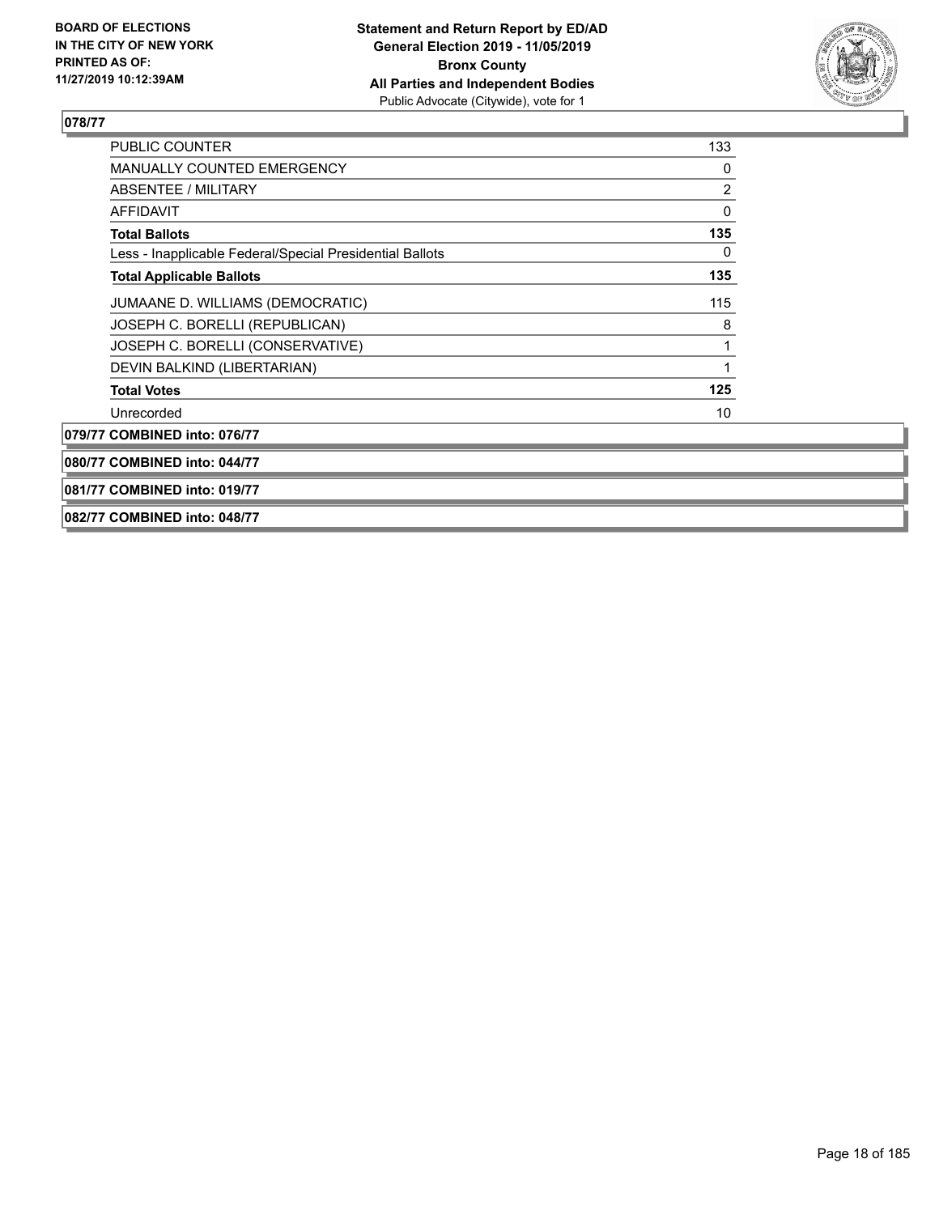**078/77**

| | |
|---|---|
| PUBLIC COUNTER | 133 |
| MANUALLY COUNTED EMERGENCY | 0 |
| ABSENTEE / MILITARY | 2 |
| AFFIDAVIT | 0 |
| **Total Ballots** | **135** |
| Less - Inapplicable Federal/Special Presidential Ballots | 0 |
| **Total Applicable Ballots** | **135** |
| JUMAANE D. WILLIAMS (DEMOCRATIC) | 115 |
| JOSEPH C. BORELLI (REPUBLICAN) | 8 |
| JOSEPH C. BORELLI (CONSERVATIVE) | 1 |
| DEVIN BALKIND (LIBERTARIAN) | 1 |
| **Total Votes** | **125** |
| Unrecorded | 10 |

**079/77 COMBINED into: 076/77**

**080/77 COMBINED into: 044/77**

**081/77 COMBINED into: 019/77**

**082/77 COMBINED into: 048/77**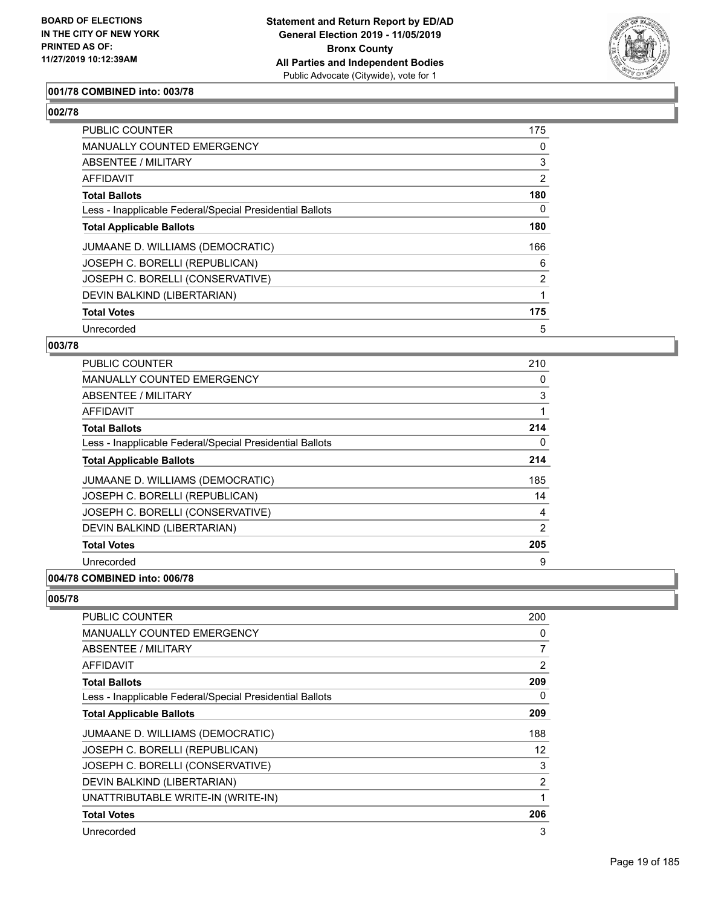**Statement and Return Report by ED/AD**
**General Election 2019 - 11/05/2019**
**Bronx County**
**All Parties and Independent Bodies**
Public Advocate (Citywide), vote for 1

BOARD OF ELECTIONS IN THE CITY OF NEW YORK PRINTED AS OF: 11/27/2019 10:12:39AM

### 001/78 COMBINED into: 003/78

### 002/78

| | |
|---|---|
| PUBLIC COUNTER | 175 |
| MANUALLY COUNTED EMERGENCY | 0 |
| ABSENTEE / MILITARY | 3 |
| AFFIDAVIT | 2 |
| **Total Ballots** | **180** |
| Less - Inapplicable Federal/Special Presidential Ballots | 0 |
| **Total Applicable Ballots** | **180** |
| JUMAANE D. WILLIAMS (DEMOCRATIC) | 166 |
| JOSEPH C. BORELLI (REPUBLICAN) | 6 |
| JOSEPH C. BORELLI (CONSERVATIVE) | 2 |
| DEVIN BALKIND (LIBERTARIAN) | 1 |
| **Total Votes** | **175** |
| Unrecorded | 5 |

### 003/78

| | |
|---|---|
| PUBLIC COUNTER | 210 |
| MANUALLY COUNTED EMERGENCY | 0 |
| ABSENTEE / MILITARY | 3 |
| AFFIDAVIT | 1 |
| **Total Ballots** | **214** |
| Less - Inapplicable Federal/Special Presidential Ballots | 0 |
| **Total Applicable Ballots** | **214** |
| JUMAANE D. WILLIAMS (DEMOCRATIC) | 185 |
| JOSEPH C. BORELLI (REPUBLICAN) | 14 |
| JOSEPH C. BORELLI (CONSERVATIVE) | 4 |
| DEVIN BALKIND (LIBERTARIAN) | 2 |
| **Total Votes** | **205** |
| Unrecorded | 9 |

### 004/78 COMBINED into: 006/78

### 005/78

| | |
|---|---|
| PUBLIC COUNTER | 200 |
| MANUALLY COUNTED EMERGENCY | 0 |
| ABSENTEE / MILITARY | 7 |
| AFFIDAVIT | 2 |
| **Total Ballots** | **209** |
| Less - Inapplicable Federal/Special Presidential Ballots | 0 |
| **Total Applicable Ballots** | **209** |
| JUMAANE D. WILLIAMS (DEMOCRATIC) | 188 |
| JOSEPH C. BORELLI (REPUBLICAN) | 12 |
| JOSEPH C. BORELLI (CONSERVATIVE) | 3 |
| DEVIN BALKIND (LIBERTARIAN) | 2 |
| UNATTRIBUTABLE WRITE-IN (WRITE-IN) | 1 |
| **Total Votes** | **206** |
| Unrecorded | 3 |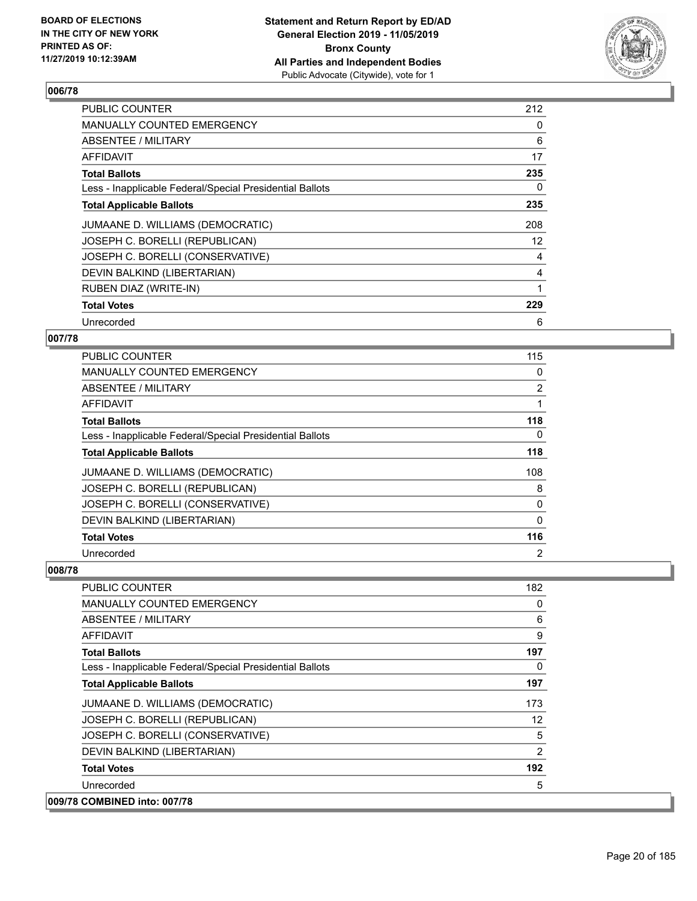## 006/78

| | |
|---|---|
| PUBLIC COUNTER | 212 |
| MANUALLY COUNTED EMERGENCY | 0 |
| ABSENTEE / MILITARY | 6 |
| AFFIDAVIT | 17 |
| **Total Ballots** | **235** |
| Less - Inapplicable Federal/Special Presidential Ballots | 0 |
| **Total Applicable Ballots** | **235** |
| JUMAANE D. WILLIAMS (DEMOCRATIC) | 208 |
| JOSEPH C. BORELLI (REPUBLICAN) | 12 |
| JOSEPH C. BORELLI (CONSERVATIVE) | 4 |
| DEVIN BALKIND (LIBERTARIAN) | 4 |
| RUBEN DIAZ (WRITE-IN) | 1 |
| **Total Votes** | **229** |
| Unrecorded | 6 |

## 007/78

| | |
|---|---|
| PUBLIC COUNTER | 115 |
| MANUALLY COUNTED EMERGENCY | 0 |
| ABSENTEE / MILITARY | 2 |
| AFFIDAVIT | 1 |
| **Total Ballots** | **118** |
| Less - Inapplicable Federal/Special Presidential Ballots | 0 |
| **Total Applicable Ballots** | **118** |
| JUMAANE D. WILLIAMS (DEMOCRATIC) | 108 |
| JOSEPH C. BORELLI (REPUBLICAN) | 8 |
| JOSEPH C. BORELLI (CONSERVATIVE) | 0 |
| DEVIN BALKIND (LIBERTARIAN) | 0 |
| **Total Votes** | **116** |
| Unrecorded | 2 |

## 008/78

| | |
|---|---|
| PUBLIC COUNTER | 182 |
| MANUALLY COUNTED EMERGENCY | 0 |
| ABSENTEE / MILITARY | 6 |
| AFFIDAVIT | 9 |
| **Total Ballots** | **197** |
| Less - Inapplicable Federal/Special Presidential Ballots | 0 |
| **Total Applicable Ballots** | **197** |
| JUMAANE D. WILLIAMS (DEMOCRATIC) | 173 |
| JOSEPH C. BORELLI (REPUBLICAN) | 12 |
| JOSEPH C. BORELLI (CONSERVATIVE) | 5 |
| DEVIN BALKIND (LIBERTARIAN) | 2 |
| **Total Votes** | **192** |
| Unrecorded | 5 |

## 009/78 COMBINED into: 007/78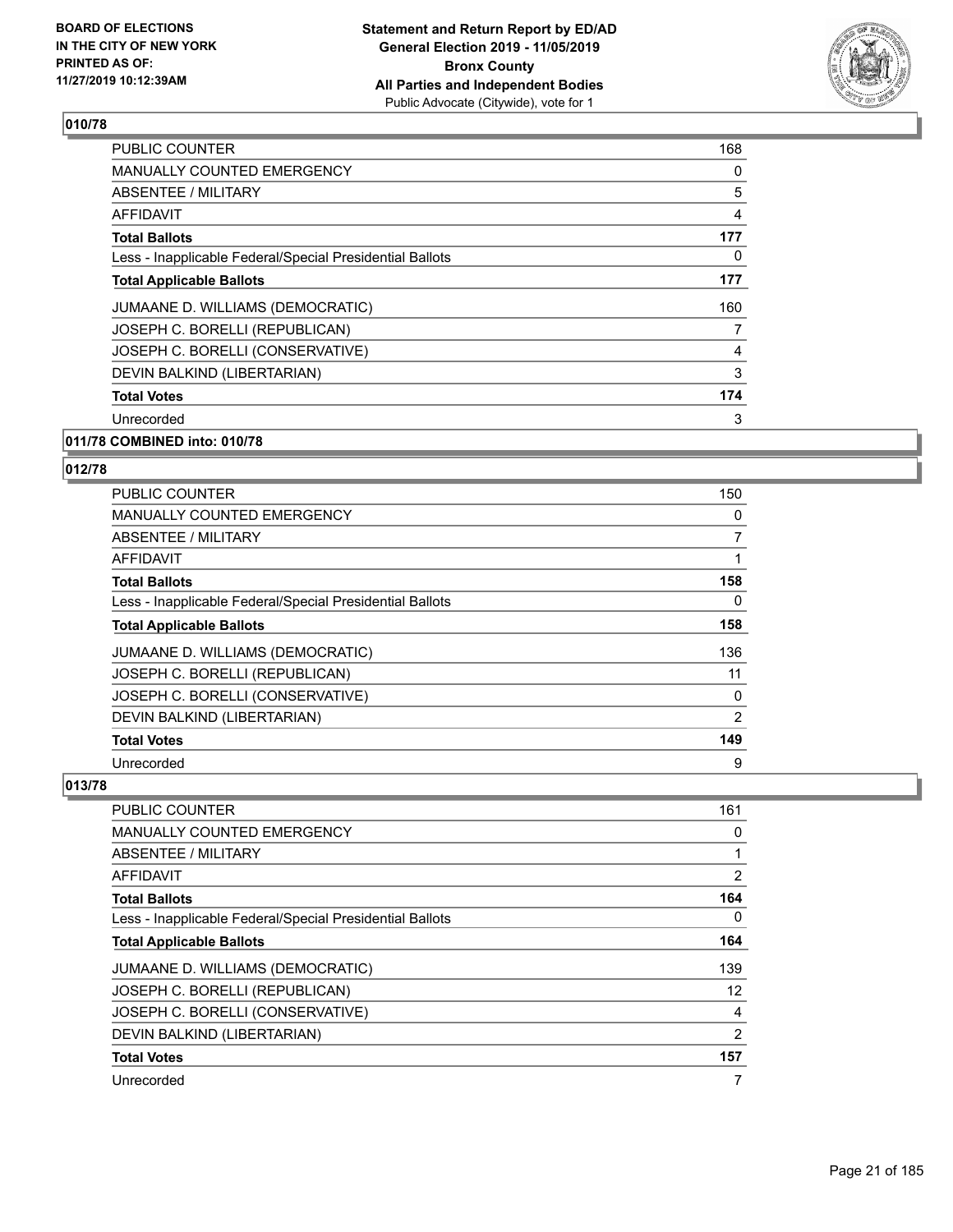## 010/78

| | |
|---|---|
| PUBLIC COUNTER | 168 |
| MANUALLY COUNTED EMERGENCY | 0 |
| ABSENTEE / MILITARY | 5 |
| AFFIDAVIT | 4 |
| **Total Ballots** | **177** |
| Less - Inapplicable Federal/Special Presidential Ballots | 0 |
| **Total Applicable Ballots** | **177** |
| JUMAANE D. WILLIAMS (DEMOCRATIC) | 160 |
| JOSEPH C. BORELLI (REPUBLICAN) | 7 |
| JOSEPH C. BORELLI (CONSERVATIVE) | 4 |
| DEVIN BALKIND (LIBERTARIAN) | 3 |
| **Total Votes** | **174** |
| Unrecorded | 3 |

## 011/78 COMBINED into: 010/78

## 012/78

| | |
|---|---|
| PUBLIC COUNTER | 150 |
| MANUALLY COUNTED EMERGENCY | 0 |
| ABSENTEE / MILITARY | 7 |
| AFFIDAVIT | 1 |
| **Total Ballots** | **158** |
| Less - Inapplicable Federal/Special Presidential Ballots | 0 |
| **Total Applicable Ballots** | **158** |
| JUMAANE D. WILLIAMS (DEMOCRATIC) | 136 |
| JOSEPH C. BORELLI (REPUBLICAN) | 11 |
| JOSEPH C. BORELLI (CONSERVATIVE) | 0 |
| DEVIN BALKIND (LIBERTARIAN) | 2 |
| **Total Votes** | **149** |
| Unrecorded | 9 |

## 013/78

| | |
|---|---|
| PUBLIC COUNTER | 161 |
| MANUALLY COUNTED EMERGENCY | 0 |
| ABSENTEE / MILITARY | 1 |
| AFFIDAVIT | 2 |
| **Total Ballots** | **164** |
| Less - Inapplicable Federal/Special Presidential Ballots | 0 |
| **Total Applicable Ballots** | **164** |
| JUMAANE D. WILLIAMS (DEMOCRATIC) | 139 |
| JOSEPH C. BORELLI (REPUBLICAN) | 12 |
| JOSEPH C. BORELLI (CONSERVATIVE) | 4 |
| DEVIN BALKIND (LIBERTARIAN) | 2 |
| **Total Votes** | **157** |
| Unrecorded | 7 |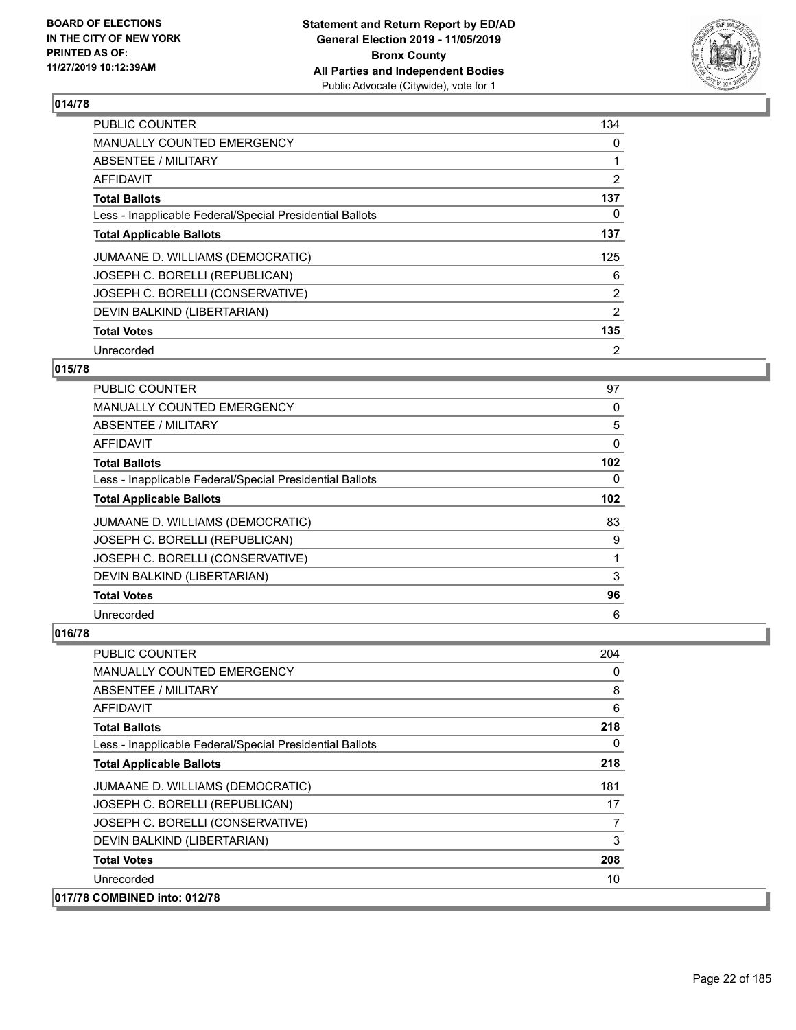**014/78**

| | |
|---|---|
| PUBLIC COUNTER | 134 |
| MANUALLY COUNTED EMERGENCY | 0 |
| ABSENTEE / MILITARY | 1 |
| AFFIDAVIT | 2 |
| **Total Ballots** | **137** |
| Less - Inapplicable Federal/Special Presidential Ballots | 0 |
| **Total Applicable Ballots** | **137** |
| JUMAANE D. WILLIAMS (DEMOCRATIC) | 125 |
| JOSEPH C. BORELLI (REPUBLICAN) | 6 |
| JOSEPH C. BORELLI (CONSERVATIVE) | 2 |
| DEVIN BALKIND (LIBERTARIAN) | 2 |
| **Total Votes** | **135** |
| Unrecorded | 2 |

**015/78**

| | |
|---|---|
| PUBLIC COUNTER | 97 |
| MANUALLY COUNTED EMERGENCY | 0 |
| ABSENTEE / MILITARY | 5 |
| AFFIDAVIT | 0 |
| **Total Ballots** | **102** |
| Less - Inapplicable Federal/Special Presidential Ballots | 0 |
| **Total Applicable Ballots** | **102** |
| JUMAANE D. WILLIAMS (DEMOCRATIC) | 83 |
| JOSEPH C. BORELLI (REPUBLICAN) | 9 |
| JOSEPH C. BORELLI (CONSERVATIVE) | 1 |
| DEVIN BALKIND (LIBERTARIAN) | 3 |
| **Total Votes** | **96** |
| Unrecorded | 6 |

**016/78**

| | |
|---|---|
| PUBLIC COUNTER | 204 |
| MANUALLY COUNTED EMERGENCY | 0 |
| ABSENTEE / MILITARY | 8 |
| AFFIDAVIT | 6 |
| **Total Ballots** | **218** |
| Less - Inapplicable Federal/Special Presidential Ballots | 0 |
| **Total Applicable Ballots** | **218** |
| JUMAANE D. WILLIAMS (DEMOCRATIC) | 181 |
| JOSEPH C. BORELLI (REPUBLICAN) | 17 |
| JOSEPH C. BORELLI (CONSERVATIVE) | 7 |
| DEVIN BALKIND (LIBERTARIAN) | 3 |
| **Total Votes** | **208** |
| Unrecorded | 10 |

**017/78 COMBINED into: 012/78**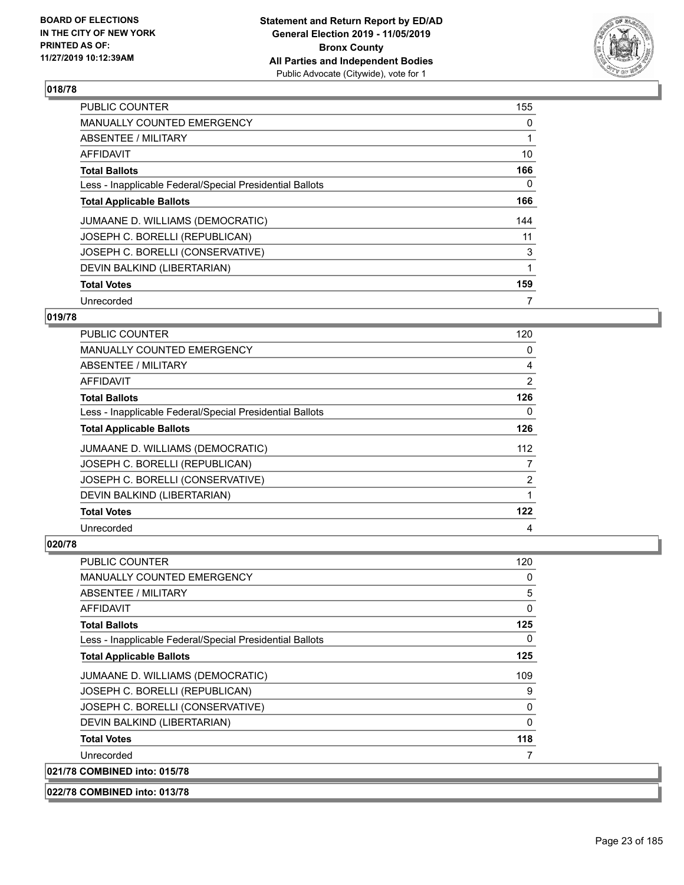## 018/78

| | |
|---|---|
| PUBLIC COUNTER | 155 |
| MANUALLY COUNTED EMERGENCY | 0 |
| ABSENTEE / MILITARY | 1 |
| AFFIDAVIT | 10 |
| **Total Ballots** | **166** |
| Less - Inapplicable Federal/Special Presidential Ballots | 0 |
| **Total Applicable Ballots** | **166** |
| JUMAANE D. WILLIAMS (DEMOCRATIC) | 144 |
| JOSEPH C. BORELLI (REPUBLICAN) | 11 |
| JOSEPH C. BORELLI (CONSERVATIVE) | 3 |
| DEVIN BALKIND (LIBERTARIAN) | 1 |
| **Total Votes** | **159** |
| Unrecorded | 7 |

## 019/78

| | |
|---|---|
| PUBLIC COUNTER | 120 |
| MANUALLY COUNTED EMERGENCY | 0 |
| ABSENTEE / MILITARY | 4 |
| AFFIDAVIT | 2 |
| **Total Ballots** | **126** |
| Less - Inapplicable Federal/Special Presidential Ballots | 0 |
| **Total Applicable Ballots** | **126** |
| JUMAANE D. WILLIAMS (DEMOCRATIC) | 112 |
| JOSEPH C. BORELLI (REPUBLICAN) | 7 |
| JOSEPH C. BORELLI (CONSERVATIVE) | 2 |
| DEVIN BALKIND (LIBERTARIAN) | 1 |
| **Total Votes** | **122** |
| Unrecorded | 4 |

## 020/78

| | |
|---|---|
| PUBLIC COUNTER | 120 |
| MANUALLY COUNTED EMERGENCY | 0 |
| ABSENTEE / MILITARY | 5 |
| AFFIDAVIT | 0 |
| **Total Ballots** | **125** |
| Less - Inapplicable Federal/Special Presidential Ballots | 0 |
| **Total Applicable Ballots** | **125** |
| JUMAANE D. WILLIAMS (DEMOCRATIC) | 109 |
| JOSEPH C. BORELLI (REPUBLICAN) | 9 |
| JOSEPH C. BORELLI (CONSERVATIVE) | 0 |
| DEVIN BALKIND (LIBERTARIAN) | 0 |
| **Total Votes** | **118** |
| Unrecorded | 7 |

## 021/78 COMBINED into: 015/78

## 022/78 COMBINED into: 013/78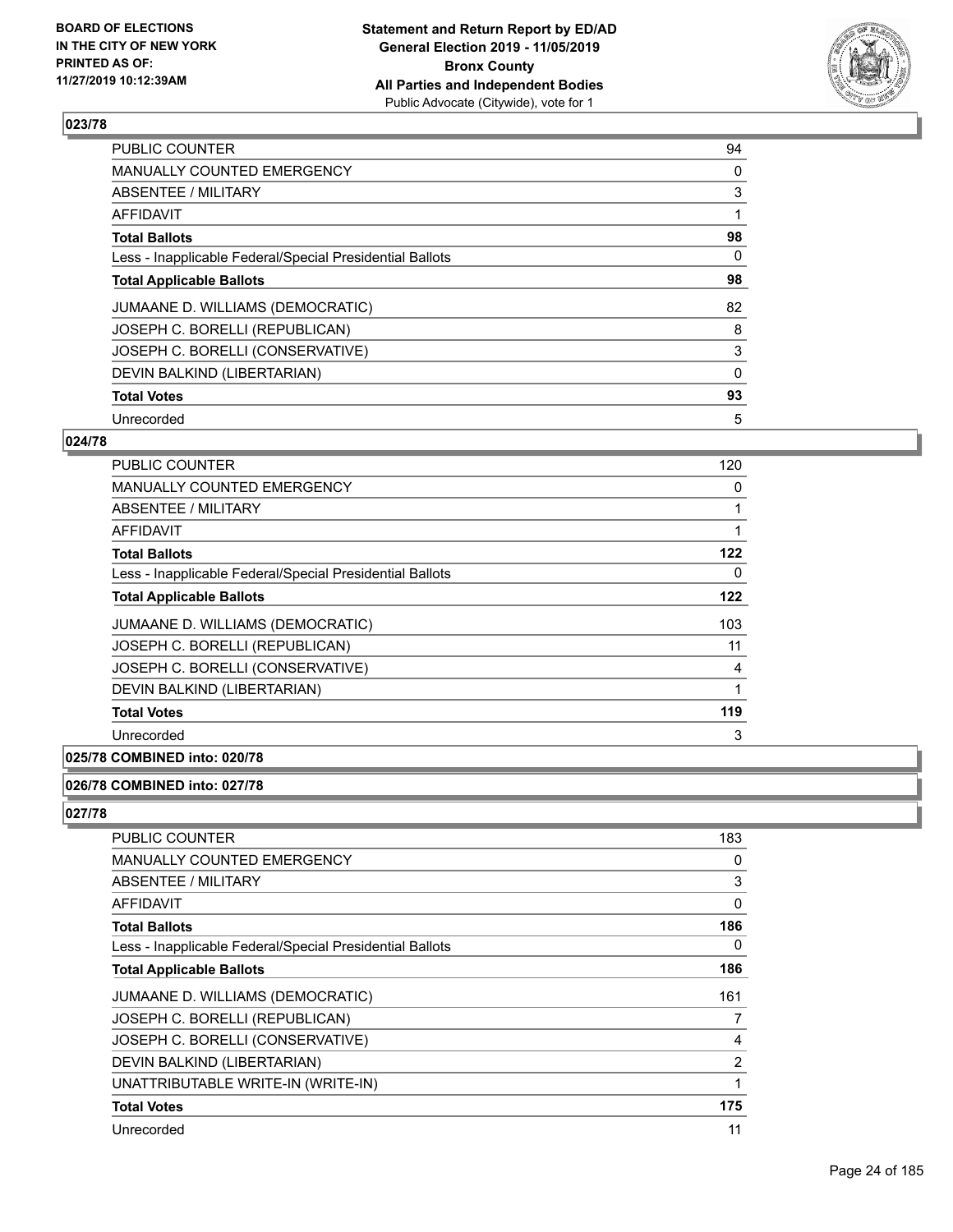## 023/78

| | |
|---|---|
| PUBLIC COUNTER | 94 |
| MANUALLY COUNTED EMERGENCY | 0 |
| ABSENTEE / MILITARY | 3 |
| AFFIDAVIT | 1 |
| **Total Ballots** | **98** |
| Less - Inapplicable Federal/Special Presidential Ballots | 0 |
| **Total Applicable Ballots** | **98** |
| JUMAANE D. WILLIAMS (DEMOCRATIC) | 82 |
| JOSEPH C. BORELLI (REPUBLICAN) | 8 |
| JOSEPH C. BORELLI (CONSERVATIVE) | 3 |
| DEVIN BALKIND (LIBERTARIAN) | 0 |
| **Total Votes** | **93** |
| Unrecorded | 5 |

## 024/78

| | |
|---|---|
| PUBLIC COUNTER | 120 |
| MANUALLY COUNTED EMERGENCY | 0 |
| ABSENTEE / MILITARY | 1 |
| AFFIDAVIT | 1 |
| **Total Ballots** | **122** |
| Less - Inapplicable Federal/Special Presidential Ballots | 0 |
| **Total Applicable Ballots** | **122** |
| JUMAANE D. WILLIAMS (DEMOCRATIC) | 103 |
| JOSEPH C. BORELLI (REPUBLICAN) | 11 |
| JOSEPH C. BORELLI (CONSERVATIVE) | 4 |
| DEVIN BALKIND (LIBERTARIAN) | 1 |
| **Total Votes** | **119** |
| Unrecorded | 3 |

## 025/78 COMBINED into: 020/78

## 026/78 COMBINED into: 027/78

## 027/78

| | |
|---|---|
| PUBLIC COUNTER | 183 |
| MANUALLY COUNTED EMERGENCY | 0 |
| ABSENTEE / MILITARY | 3 |
| AFFIDAVIT | 0 |
| **Total Ballots** | **186** |
| Less - Inapplicable Federal/Special Presidential Ballots | 0 |
| **Total Applicable Ballots** | **186** |
| JUMAANE D. WILLIAMS (DEMOCRATIC) | 161 |
| JOSEPH C. BORELLI (REPUBLICAN) | 7 |
| JOSEPH C. BORELLI (CONSERVATIVE) | 4 |
| DEVIN BALKIND (LIBERTARIAN) | 2 |
| UNATTRIBUTABLE WRITE-IN (WRITE-IN) | 1 |
| **Total Votes** | **175** |
| Unrecorded | 11 |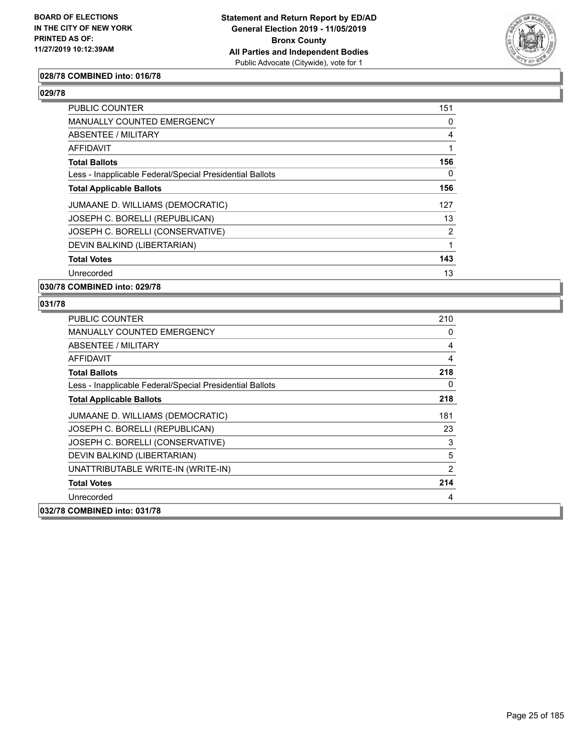**028/78 COMBINED into: 016/78**

**029/78**

| | |
|---|---|
| PUBLIC COUNTER | 151 |
| MANUALLY COUNTED EMERGENCY | 0 |
| ABSENTEE / MILITARY | 4 |
| AFFIDAVIT | 1 |
| **Total Ballots** | **156** |
| Less - Inapplicable Federal/Special Presidential Ballots | 0 |
| **Total Applicable Ballots** | **156** |
| JUMAANE D. WILLIAMS (DEMOCRATIC) | 127 |
| JOSEPH C. BORELLI (REPUBLICAN) | 13 |
| JOSEPH C. BORELLI (CONSERVATIVE) | 2 |
| DEVIN BALKIND (LIBERTARIAN) | 1 |
| **Total Votes** | **143** |
| Unrecorded | 13 |

**030/78 COMBINED into: 029/78**

**031/78**

| | |
|---|---|
| PUBLIC COUNTER | 210 |
| MANUALLY COUNTED EMERGENCY | 0 |
| ABSENTEE / MILITARY | 4 |
| AFFIDAVIT | 4 |
| **Total Ballots** | **218** |
| Less - Inapplicable Federal/Special Presidential Ballots | 0 |
| **Total Applicable Ballots** | **218** |
| JUMAANE D. WILLIAMS (DEMOCRATIC) | 181 |
| JOSEPH C. BORELLI (REPUBLICAN) | 23 |
| JOSEPH C. BORELLI (CONSERVATIVE) | 3 |
| DEVIN BALKIND (LIBERTARIAN) | 5 |
| UNATTRIBUTABLE WRITE-IN (WRITE-IN) | 2 |
| **Total Votes** | **214** |
| Unrecorded | 4 |

**032/78 COMBINED into: 031/78**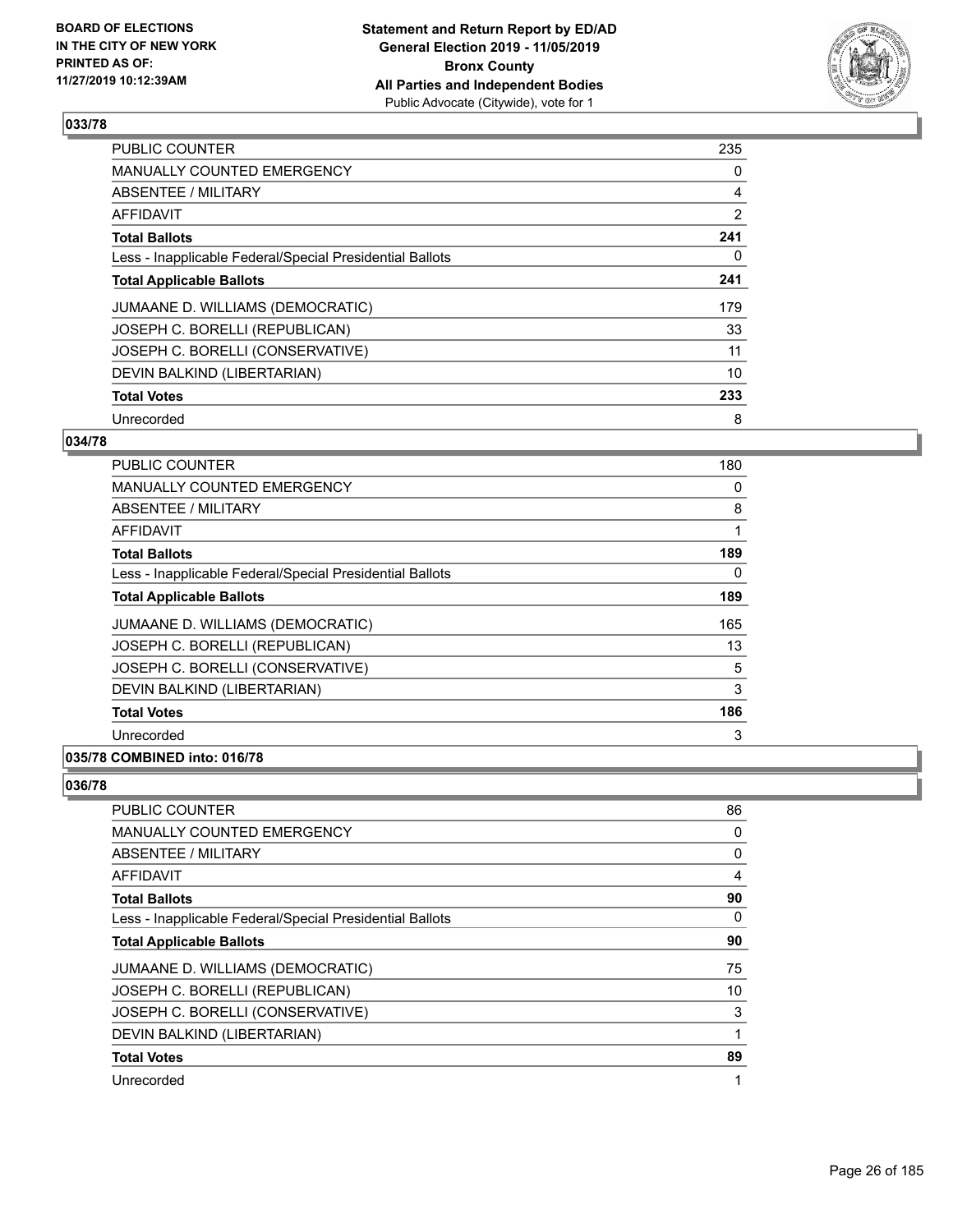## 033/78

| | |
|---|---|
| PUBLIC COUNTER | 235 |
| MANUALLY COUNTED EMERGENCY | 0 |
| ABSENTEE / MILITARY | 4 |
| AFFIDAVIT | 2 |
| **Total Ballots** | **241** |
| Less - Inapplicable Federal/Special Presidential Ballots | 0 |
| **Total Applicable Ballots** | **241** |
| JUMAANE D. WILLIAMS (DEMOCRATIC) | 179 |
| JOSEPH C. BORELLI (REPUBLICAN) | 33 |
| JOSEPH C. BORELLI (CONSERVATIVE) | 11 |
| DEVIN BALKIND (LIBERTARIAN) | 10 |
| **Total Votes** | **233** |
| Unrecorded | 8 |

## 034/78

| | |
|---|---|
| PUBLIC COUNTER | 180 |
| MANUALLY COUNTED EMERGENCY | 0 |
| ABSENTEE / MILITARY | 8 |
| AFFIDAVIT | 1 |
| **Total Ballots** | **189** |
| Less - Inapplicable Federal/Special Presidential Ballots | 0 |
| **Total Applicable Ballots** | **189** |
| JUMAANE D. WILLIAMS (DEMOCRATIC) | 165 |
| JOSEPH C. BORELLI (REPUBLICAN) | 13 |
| JOSEPH C. BORELLI (CONSERVATIVE) | 5 |
| DEVIN BALKIND (LIBERTARIAN) | 3 |
| **Total Votes** | **186** |
| Unrecorded | 3 |

## 035/78 COMBINED into: 016/78

## 036/78

| | |
|---|---|
| PUBLIC COUNTER | 86 |
| MANUALLY COUNTED EMERGENCY | 0 |
| ABSENTEE / MILITARY | 0 |
| AFFIDAVIT | 4 |
| **Total Ballots** | **90** |
| Less - Inapplicable Federal/Special Presidential Ballots | 0 |
| **Total Applicable Ballots** | **90** |
| JUMAANE D. WILLIAMS (DEMOCRATIC) | 75 |
| JOSEPH C. BORELLI (REPUBLICAN) | 10 |
| JOSEPH C. BORELLI (CONSERVATIVE) | 3 |
| DEVIN BALKIND (LIBERTARIAN) | 1 |
| **Total Votes** | **89** |
| Unrecorded | 1 |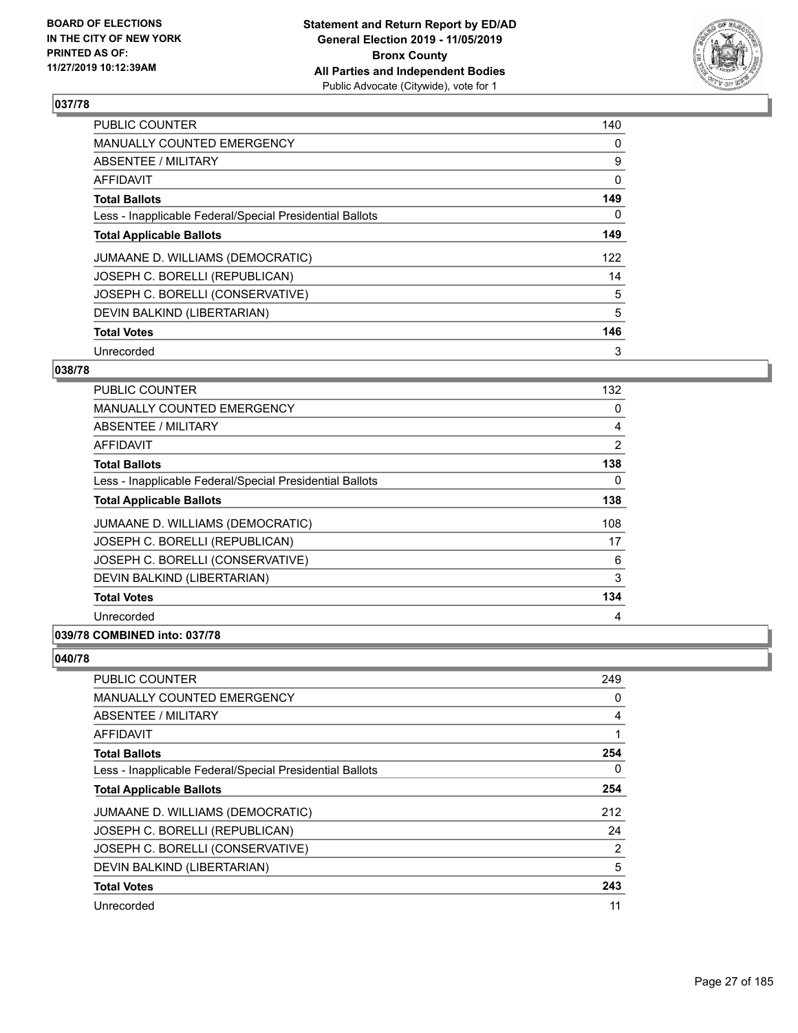## 037/78

| | |
|---|---|
| PUBLIC COUNTER | 140 |
| MANUALLY COUNTED EMERGENCY | 0 |
| ABSENTEE / MILITARY | 9 |
| AFFIDAVIT | 0 |
| **Total Ballots** | **149** |
| Less - Inapplicable Federal/Special Presidential Ballots | 0 |
| **Total Applicable Ballots** | **149** |
| JUMAANE D. WILLIAMS (DEMOCRATIC) | 122 |
| JOSEPH C. BORELLI (REPUBLICAN) | 14 |
| JOSEPH C. BORELLI (CONSERVATIVE) | 5 |
| DEVIN BALKIND (LIBERTARIAN) | 5 |
| **Total Votes** | **146** |
| Unrecorded | 3 |

## 038/78

| | |
|---|---|
| PUBLIC COUNTER | 132 |
| MANUALLY COUNTED EMERGENCY | 0 |
| ABSENTEE / MILITARY | 4 |
| AFFIDAVIT | 2 |
| **Total Ballots** | **138** |
| Less - Inapplicable Federal/Special Presidential Ballots | 0 |
| **Total Applicable Ballots** | **138** |
| JUMAANE D. WILLIAMS (DEMOCRATIC) | 108 |
| JOSEPH C. BORELLI (REPUBLICAN) | 17 |
| JOSEPH C. BORELLI (CONSERVATIVE) | 6 |
| DEVIN BALKIND (LIBERTARIAN) | 3 |
| **Total Votes** | **134** |
| Unrecorded | 4 |

## 039/78 COMBINED into: 037/78

## 040/78

| | |
|---|---|
| PUBLIC COUNTER | 249 |
| MANUALLY COUNTED EMERGENCY | 0 |
| ABSENTEE / MILITARY | 4 |
| AFFIDAVIT | 1 |
| **Total Ballots** | **254** |
| Less - Inapplicable Federal/Special Presidential Ballots | 0 |
| **Total Applicable Ballots** | **254** |
| JUMAANE D. WILLIAMS (DEMOCRATIC) | 212 |
| JOSEPH C. BORELLI (REPUBLICAN) | 24 |
| JOSEPH C. BORELLI (CONSERVATIVE) | 2 |
| DEVIN BALKIND (LIBERTARIAN) | 5 |
| **Total Votes** | **243** |
| Unrecorded | 11 |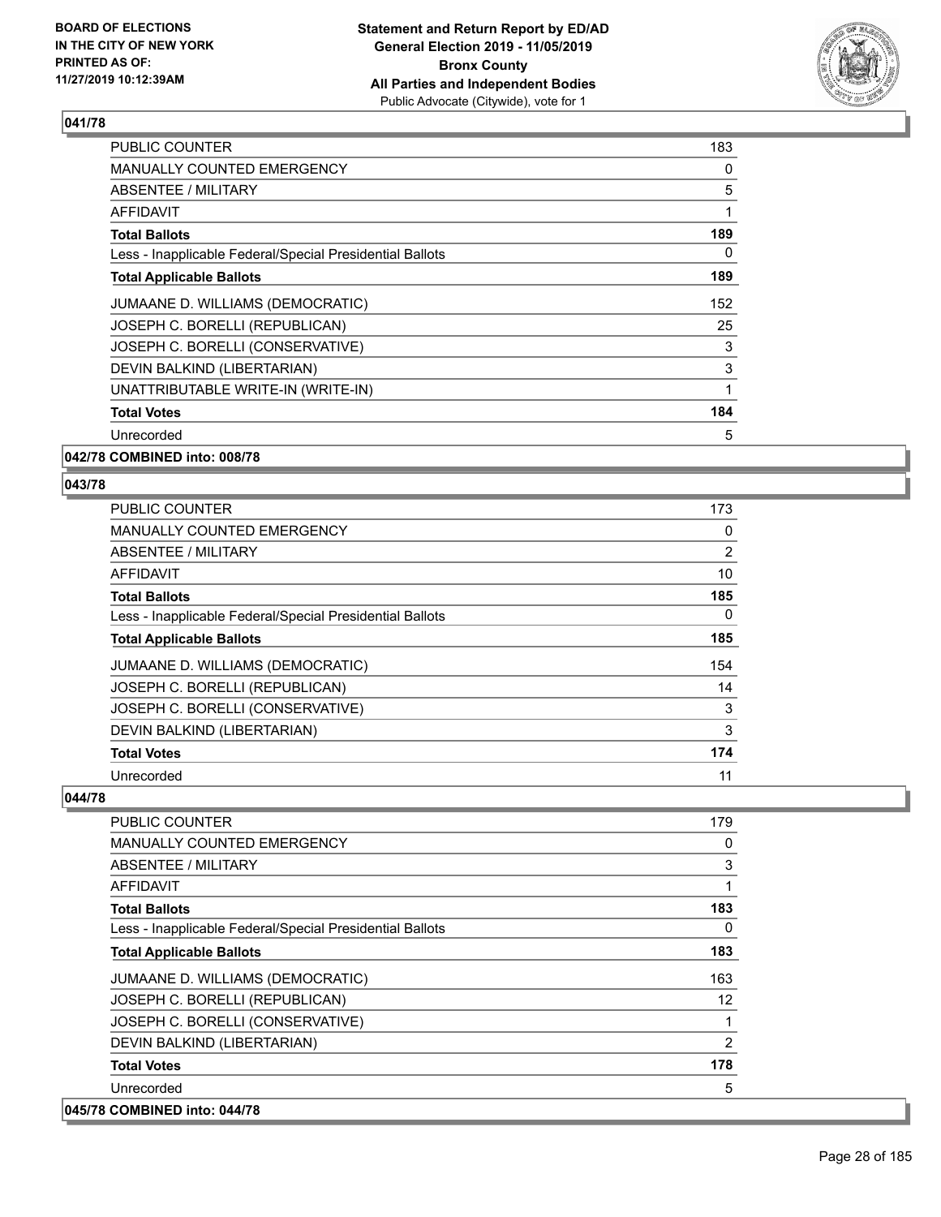## 041/78

| | |
|---|---|
| PUBLIC COUNTER | 183 |
| MANUALLY COUNTED EMERGENCY | 0 |
| ABSENTEE / MILITARY | 5 |
| AFFIDAVIT | 1 |
| **Total Ballots** | **189** |
| Less - Inapplicable Federal/Special Presidential Ballots | 0 |
| **Total Applicable Ballots** | **189** |
| JUMAANE D. WILLIAMS (DEMOCRATIC) | 152 |
| JOSEPH C. BORELLI (REPUBLICAN) | 25 |
| JOSEPH C. BORELLI (CONSERVATIVE) | 3 |
| DEVIN BALKIND (LIBERTARIAN) | 3 |
| UNATTRIBUTABLE WRITE-IN (WRITE-IN) | 1 |
| **Total Votes** | **184** |
| Unrecorded | 5 |

**042/78 COMBINED into: 008/78**

## 043/78

| | |
|---|---|
| PUBLIC COUNTER | 173 |
| MANUALLY COUNTED EMERGENCY | 0 |
| ABSENTEE / MILITARY | 2 |
| AFFIDAVIT | 10 |
| **Total Ballots** | **185** |
| Less - Inapplicable Federal/Special Presidential Ballots | 0 |
| **Total Applicable Ballots** | **185** |
| JUMAANE D. WILLIAMS (DEMOCRATIC) | 154 |
| JOSEPH C. BORELLI (REPUBLICAN) | 14 |
| JOSEPH C. BORELLI (CONSERVATIVE) | 3 |
| DEVIN BALKIND (LIBERTARIAN) | 3 |
| **Total Votes** | **174** |
| Unrecorded | 11 |

## 044/78

| | |
|---|---|
| PUBLIC COUNTER | 179 |
| MANUALLY COUNTED EMERGENCY | 0 |
| ABSENTEE / MILITARY | 3 |
| AFFIDAVIT | 1 |
| **Total Ballots** | **183** |
| Less - Inapplicable Federal/Special Presidential Ballots | 0 |
| **Total Applicable Ballots** | **183** |
| JUMAANE D. WILLIAMS (DEMOCRATIC) | 163 |
| JOSEPH C. BORELLI (REPUBLICAN) | 12 |
| JOSEPH C. BORELLI (CONSERVATIVE) | 1 |
| DEVIN BALKIND (LIBERTARIAN) | 2 |
| **Total Votes** | **178** |
| Unrecorded | 5 |

**045/78 COMBINED into: 044/78**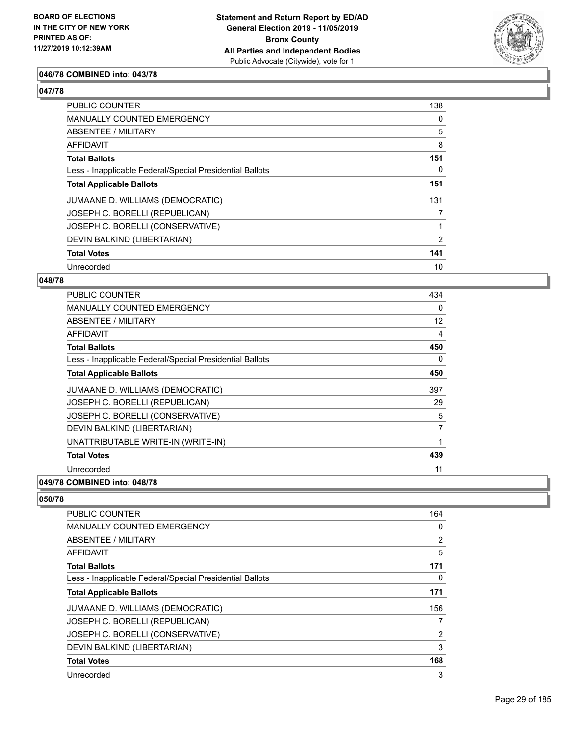**BOARD OF ELECTIONS IN THE CITY OF NEW YORK PRINTED AS OF: 11/27/2019 10:12:39AM**

**Statement and Return Report by ED/AD General Election 2019 - 11/05/2019 Bronx County All Parties and Independent Bodies**
Public Advocate (Citywide), vote for 1

**046/78 COMBINED into: 043/78**

**047/78**

| | |
|---|---|
| PUBLIC COUNTER | 138 |
| MANUALLY COUNTED EMERGENCY | 0 |
| ABSENTEE / MILITARY | 5 |
| AFFIDAVIT | 8 |
| **Total Ballots** | **151** |
| Less - Inapplicable Federal/Special Presidential Ballots | 0 |
| **Total Applicable Ballots** | **151** |
| JUMAANE D. WILLIAMS (DEMOCRATIC) | 131 |
| JOSEPH C. BORELLI (REPUBLICAN) | 7 |
| JOSEPH C. BORELLI (CONSERVATIVE) | 1 |
| DEVIN BALKIND (LIBERTARIAN) | 2 |
| **Total Votes** | **141** |
| Unrecorded | 10 |

**048/78**

| | |
|---|---|
| PUBLIC COUNTER | 434 |
| MANUALLY COUNTED EMERGENCY | 0 |
| ABSENTEE / MILITARY | 12 |
| AFFIDAVIT | 4 |
| **Total Ballots** | **450** |
| Less - Inapplicable Federal/Special Presidential Ballots | 0 |
| **Total Applicable Ballots** | **450** |
| JUMAANE D. WILLIAMS (DEMOCRATIC) | 397 |
| JOSEPH C. BORELLI (REPUBLICAN) | 29 |
| JOSEPH C. BORELLI (CONSERVATIVE) | 5 |
| DEVIN BALKIND (LIBERTARIAN) | 7 |
| UNATTRIBUTABLE WRITE-IN (WRITE-IN) | 1 |
| **Total Votes** | **439** |
| Unrecorded | 11 |

**049/78 COMBINED into: 048/78**

**050/78**

| | |
|---|---|
| PUBLIC COUNTER | 164 |
| MANUALLY COUNTED EMERGENCY | 0 |
| ABSENTEE / MILITARY | 2 |
| AFFIDAVIT | 5 |
| **Total Ballots** | **171** |
| Less - Inapplicable Federal/Special Presidential Ballots | 0 |
| **Total Applicable Ballots** | **171** |
| JUMAANE D. WILLIAMS (DEMOCRATIC) | 156 |
| JOSEPH C. BORELLI (REPUBLICAN) | 7 |
| JOSEPH C. BORELLI (CONSERVATIVE) | 2 |
| DEVIN BALKIND (LIBERTARIAN) | 3 |
| **Total Votes** | **168** |
| Unrecorded | 3 |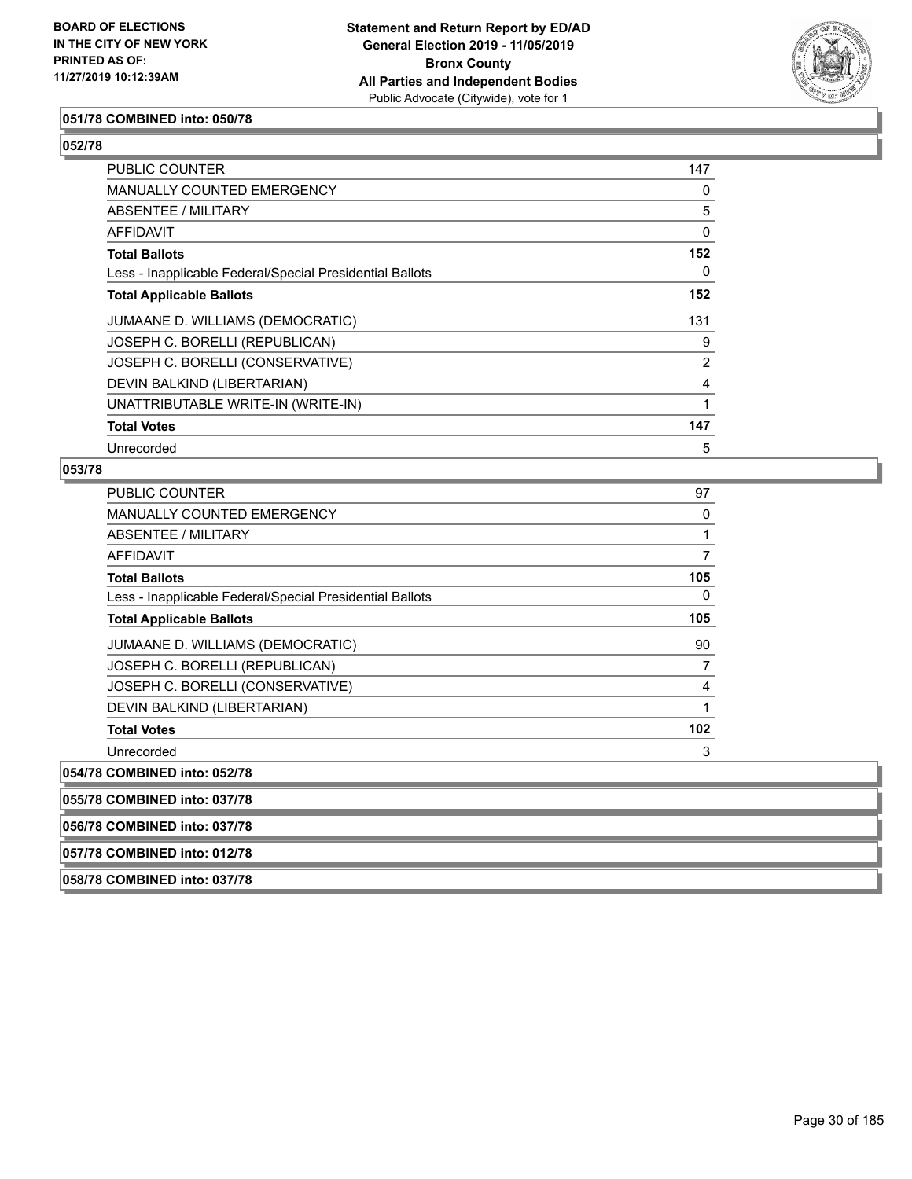**051/78 COMBINED into: 050/78**

**052/78**

| | |
|---|---|
| PUBLIC COUNTER | 147 |
| MANUALLY COUNTED EMERGENCY | 0 |
| ABSENTEE / MILITARY | 5 |
| AFFIDAVIT | 0 |
| **Total Ballots** | **152** |
| Less - Inapplicable Federal/Special Presidential Ballots | 0 |
| **Total Applicable Ballots** | **152** |
| JUMAANE D. WILLIAMS (DEMOCRATIC) | 131 |
| JOSEPH C. BORELLI (REPUBLICAN) | 9 |
| JOSEPH C. BORELLI (CONSERVATIVE) | 2 |
| DEVIN BALKIND (LIBERTARIAN) | 4 |
| UNATTRIBUTABLE WRITE-IN (WRITE-IN) | 1 |
| **Total Votes** | **147** |
| Unrecorded | 5 |

**053/78**

| | |
|---|---|
| PUBLIC COUNTER | 97 |
| MANUALLY COUNTED EMERGENCY | 0 |
| ABSENTEE / MILITARY | 1 |
| AFFIDAVIT | 7 |
| **Total Ballots** | **105** |
| Less - Inapplicable Federal/Special Presidential Ballots | 0 |
| **Total Applicable Ballots** | **105** |
| JUMAANE D. WILLIAMS (DEMOCRATIC) | 90 |
| JOSEPH C. BORELLI (REPUBLICAN) | 7 |
| JOSEPH C. BORELLI (CONSERVATIVE) | 4 |
| DEVIN BALKIND (LIBERTARIAN) | 1 |
| **Total Votes** | **102** |
| Unrecorded | 3 |

**054/78 COMBINED into: 052/78**

**055/78 COMBINED into: 037/78**

**056/78 COMBINED into: 037/78**

**057/78 COMBINED into: 012/78**

**058/78 COMBINED into: 037/78**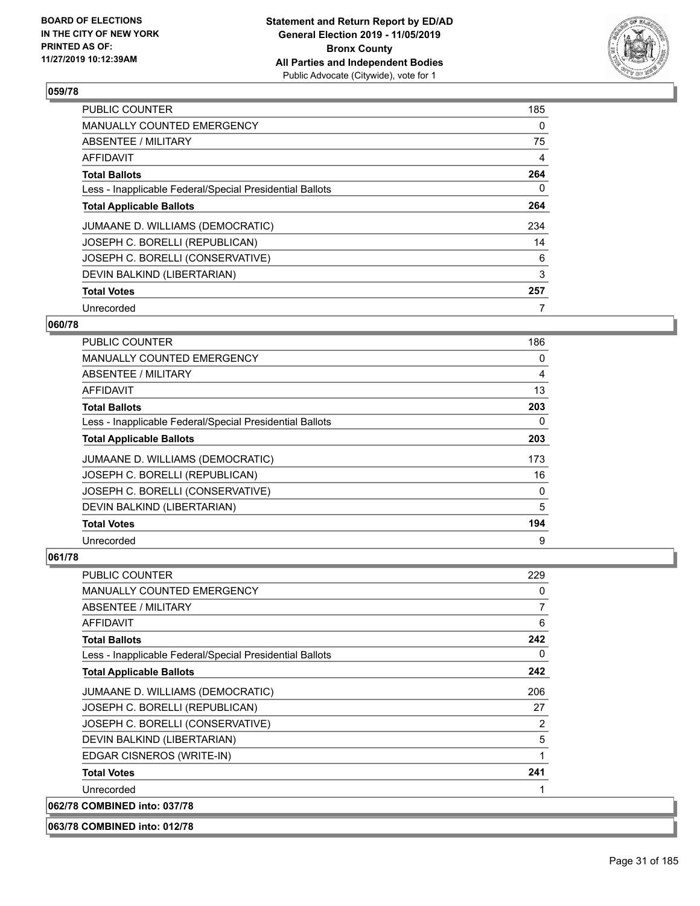## 059/78

| | |
|---|---|
| PUBLIC COUNTER | 185 |
| MANUALLY COUNTED EMERGENCY | 0 |
| ABSENTEE / MILITARY | 75 |
| AFFIDAVIT | 4 |
| **Total Ballots** | **264** |
| Less - Inapplicable Federal/Special Presidential Ballots | 0 |
| **Total Applicable Ballots** | **264** |
| JUMAANE D. WILLIAMS (DEMOCRATIC) | 234 |
| JOSEPH C. BORELLI (REPUBLICAN) | 14 |
| JOSEPH C. BORELLI (CONSERVATIVE) | 6 |
| DEVIN BALKIND (LIBERTARIAN) | 3 |
| **Total Votes** | **257** |
| Unrecorded | 7 |

## 060/78

| | |
|---|---|
| PUBLIC COUNTER | 186 |
| MANUALLY COUNTED EMERGENCY | 0 |
| ABSENTEE / MILITARY | 4 |
| AFFIDAVIT | 13 |
| **Total Ballots** | **203** |
| Less - Inapplicable Federal/Special Presidential Ballots | 0 |
| **Total Applicable Ballots** | **203** |
| JUMAANE D. WILLIAMS (DEMOCRATIC) | 173 |
| JOSEPH C. BORELLI (REPUBLICAN) | 16 |
| JOSEPH C. BORELLI (CONSERVATIVE) | 0 |
| DEVIN BALKIND (LIBERTARIAN) | 5 |
| **Total Votes** | **194** |
| Unrecorded | 9 |

## 061/78

| | |
|---|---|
| PUBLIC COUNTER | 229 |
| MANUALLY COUNTED EMERGENCY | 0 |
| ABSENTEE / MILITARY | 7 |
| AFFIDAVIT | 6 |
| **Total Ballots** | **242** |
| Less - Inapplicable Federal/Special Presidential Ballots | 0 |
| **Total Applicable Ballots** | **242** |
| JUMAANE D. WILLIAMS (DEMOCRATIC) | 206 |
| JOSEPH C. BORELLI (REPUBLICAN) | 27 |
| JOSEPH C. BORELLI (CONSERVATIVE) | 2 |
| DEVIN BALKIND (LIBERTARIAN) | 5 |
| EDGAR CISNEROS (WRITE-IN) | 1 |
| **Total Votes** | **241** |
| Unrecorded | 1 |

## 062/78 COMBINED into: 037/78

## 063/78 COMBINED into: 012/78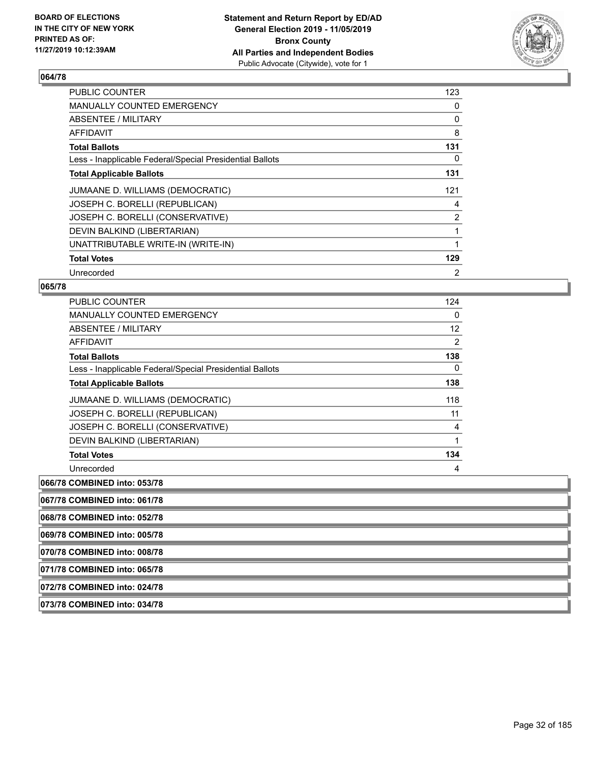### 064/78

| | |
|---|---|
| PUBLIC COUNTER | 123 |
| MANUALLY COUNTED EMERGENCY | 0 |
| ABSENTEE / MILITARY | 0 |
| AFFIDAVIT | 8 |
| **Total Ballots** | **131** |
| Less - Inapplicable Federal/Special Presidential Ballots | 0 |
| **Total Applicable Ballots** | **131** |
| JUMAANE D. WILLIAMS (DEMOCRATIC) | 121 |
| JOSEPH C. BORELLI (REPUBLICAN) | 4 |
| JOSEPH C. BORELLI (CONSERVATIVE) | 2 |
| DEVIN BALKIND (LIBERTARIAN) | 1 |
| UNATTRIBUTABLE WRITE-IN (WRITE-IN) | 1 |
| **Total Votes** | **129** |
| Unrecorded | 2 |

### 065/78

| | |
|---|---|
| PUBLIC COUNTER | 124 |
| MANUALLY COUNTED EMERGENCY | 0 |
| ABSENTEE / MILITARY | 12 |
| AFFIDAVIT | 2 |
| **Total Ballots** | **138** |
| Less - Inapplicable Federal/Special Presidential Ballots | 0 |
| **Total Applicable Ballots** | **138** |
| JUMAANE D. WILLIAMS (DEMOCRATIC) | 118 |
| JOSEPH C. BORELLI (REPUBLICAN) | 11 |
| JOSEPH C. BORELLI (CONSERVATIVE) | 4 |
| DEVIN BALKIND (LIBERTARIAN) | 1 |
| **Total Votes** | **134** |
| Unrecorded | 4 |

### 066/78 COMBINED into: 053/78

### 067/78 COMBINED into: 061/78

### 068/78 COMBINED into: 052/78

### 069/78 COMBINED into: 005/78

### 070/78 COMBINED into: 008/78

### 071/78 COMBINED into: 065/78

### 072/78 COMBINED into: 024/78

### 073/78 COMBINED into: 034/78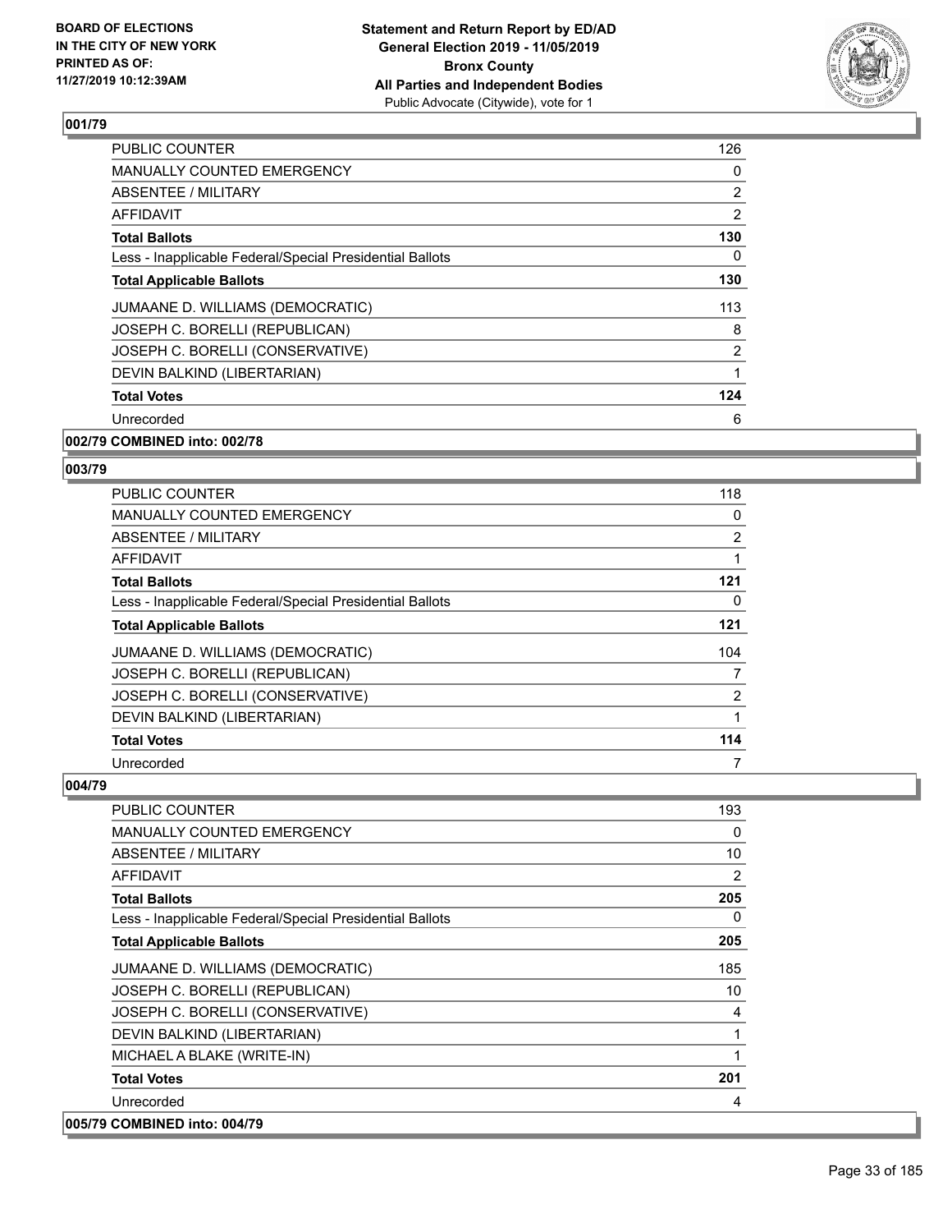## 001/79

| | |
|---|---|
| PUBLIC COUNTER | 126 |
| MANUALLY COUNTED EMERGENCY | 0 |
| ABSENTEE / MILITARY | 2 |
| AFFIDAVIT | 2 |
| **Total Ballots** | **130** |
| Less - Inapplicable Federal/Special Presidential Ballots | 0 |
| **Total Applicable Ballots** | **130** |
| JUMAANE D. WILLIAMS (DEMOCRATIC) | 113 |
| JOSEPH C. BORELLI (REPUBLICAN) | 8 |
| JOSEPH C. BORELLI (CONSERVATIVE) | 2 |
| DEVIN BALKIND (LIBERTARIAN) | 1 |
| **Total Votes** | **124** |
| Unrecorded | 6 |

## 002/79 COMBINED into: 002/78

## 003/79

| | |
|---|---|
| PUBLIC COUNTER | 118 |
| MANUALLY COUNTED EMERGENCY | 0 |
| ABSENTEE / MILITARY | 2 |
| AFFIDAVIT | 1 |
| **Total Ballots** | **121** |
| Less - Inapplicable Federal/Special Presidential Ballots | 0 |
| **Total Applicable Ballots** | **121** |
| JUMAANE D. WILLIAMS (DEMOCRATIC) | 104 |
| JOSEPH C. BORELLI (REPUBLICAN) | 7 |
| JOSEPH C. BORELLI (CONSERVATIVE) | 2 |
| DEVIN BALKIND (LIBERTARIAN) | 1 |
| **Total Votes** | **114** |
| Unrecorded | 7 |

## 004/79

| | |
|---|---|
| PUBLIC COUNTER | 193 |
| MANUALLY COUNTED EMERGENCY | 0 |
| ABSENTEE / MILITARY | 10 |
| AFFIDAVIT | 2 |
| **Total Ballots** | **205** |
| Less - Inapplicable Federal/Special Presidential Ballots | 0 |
| **Total Applicable Ballots** | **205** |
| JUMAANE D. WILLIAMS (DEMOCRATIC) | 185 |
| JOSEPH C. BORELLI (REPUBLICAN) | 10 |
| JOSEPH C. BORELLI (CONSERVATIVE) | 4 |
| DEVIN BALKIND (LIBERTARIAN) | 1 |
| MICHAEL A BLAKE (WRITE-IN) | 1 |
| **Total Votes** | **201** |
| Unrecorded | 4 |

## 005/79 COMBINED into: 004/79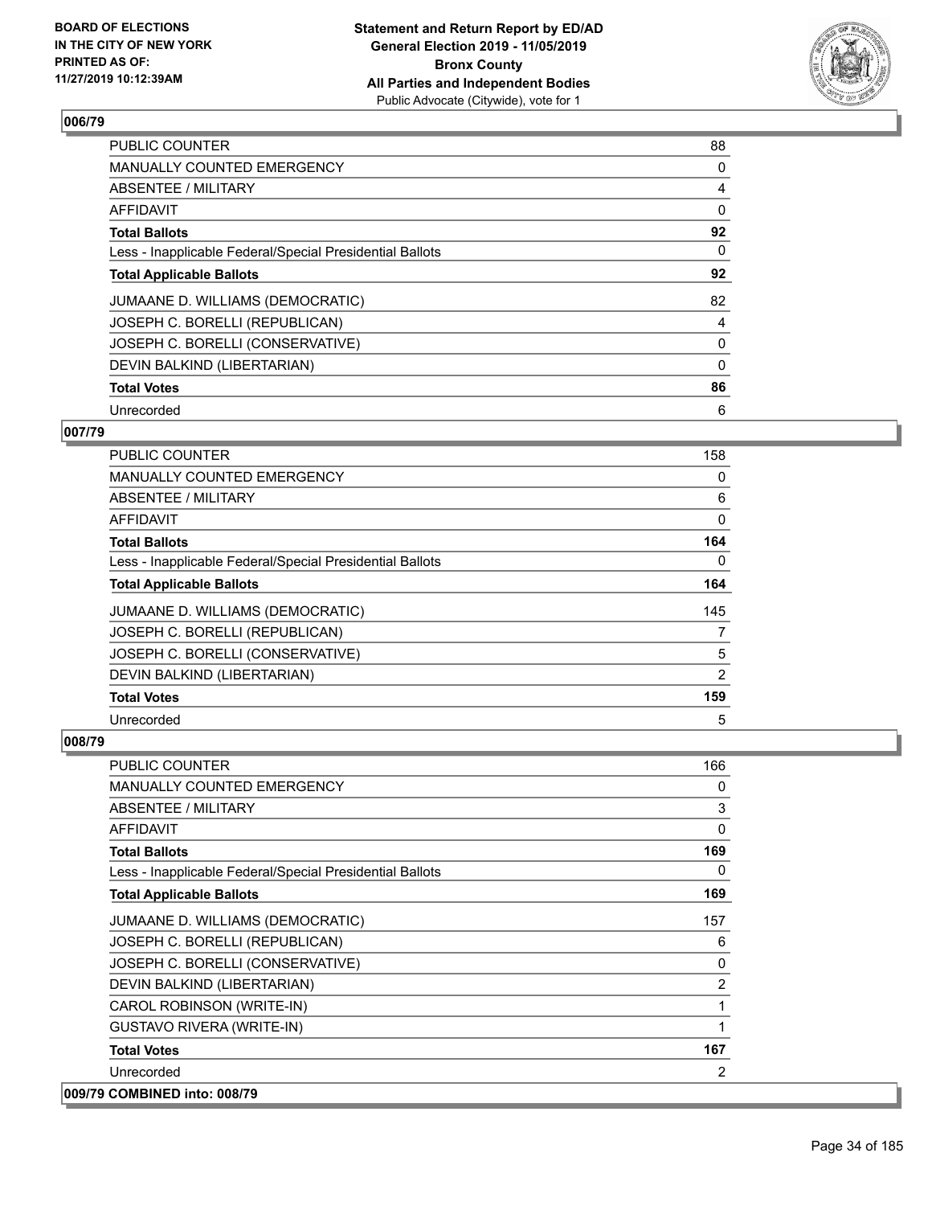## 006/79

| | |
|---|---|
| PUBLIC COUNTER | 88 |
| MANUALLY COUNTED EMERGENCY | 0 |
| ABSENTEE / MILITARY | 4 |
| AFFIDAVIT | 0 |
| **Total Ballots** | **92** |
| Less - Inapplicable Federal/Special Presidential Ballots | 0 |
| **Total Applicable Ballots** | **92** |
| JUMAANE D. WILLIAMS (DEMOCRATIC) | 82 |
| JOSEPH C. BORELLI (REPUBLICAN) | 4 |
| JOSEPH C. BORELLI (CONSERVATIVE) | 0 |
| DEVIN BALKIND (LIBERTARIAN) | 0 |
| **Total Votes** | **86** |
| Unrecorded | 6 |

## 007/79

| | |
|---|---|
| PUBLIC COUNTER | 158 |
| MANUALLY COUNTED EMERGENCY | 0 |
| ABSENTEE / MILITARY | 6 |
| AFFIDAVIT | 0 |
| **Total Ballots** | **164** |
| Less - Inapplicable Federal/Special Presidential Ballots | 0 |
| **Total Applicable Ballots** | **164** |
| JUMAANE D. WILLIAMS (DEMOCRATIC) | 145 |
| JOSEPH C. BORELLI (REPUBLICAN) | 7 |
| JOSEPH C. BORELLI (CONSERVATIVE) | 5 |
| DEVIN BALKIND (LIBERTARIAN) | 2 |
| **Total Votes** | **159** |
| Unrecorded | 5 |

## 008/79

| | |
|---|---|
| PUBLIC COUNTER | 166 |
| MANUALLY COUNTED EMERGENCY | 0 |
| ABSENTEE / MILITARY | 3 |
| AFFIDAVIT | 0 |
| **Total Ballots** | **169** |
| Less - Inapplicable Federal/Special Presidential Ballots | 0 |
| **Total Applicable Ballots** | **169** |
| JUMAANE D. WILLIAMS (DEMOCRATIC) | 157 |
| JOSEPH C. BORELLI (REPUBLICAN) | 6 |
| JOSEPH C. BORELLI (CONSERVATIVE) | 0 |
| DEVIN BALKIND (LIBERTARIAN) | 2 |
| CAROL ROBINSON (WRITE-IN) | 1 |
| GUSTAVO RIVERA (WRITE-IN) | 1 |
| **Total Votes** | **167** |
| Unrecorded | 2 |

## 009/79 COMBINED into: 008/79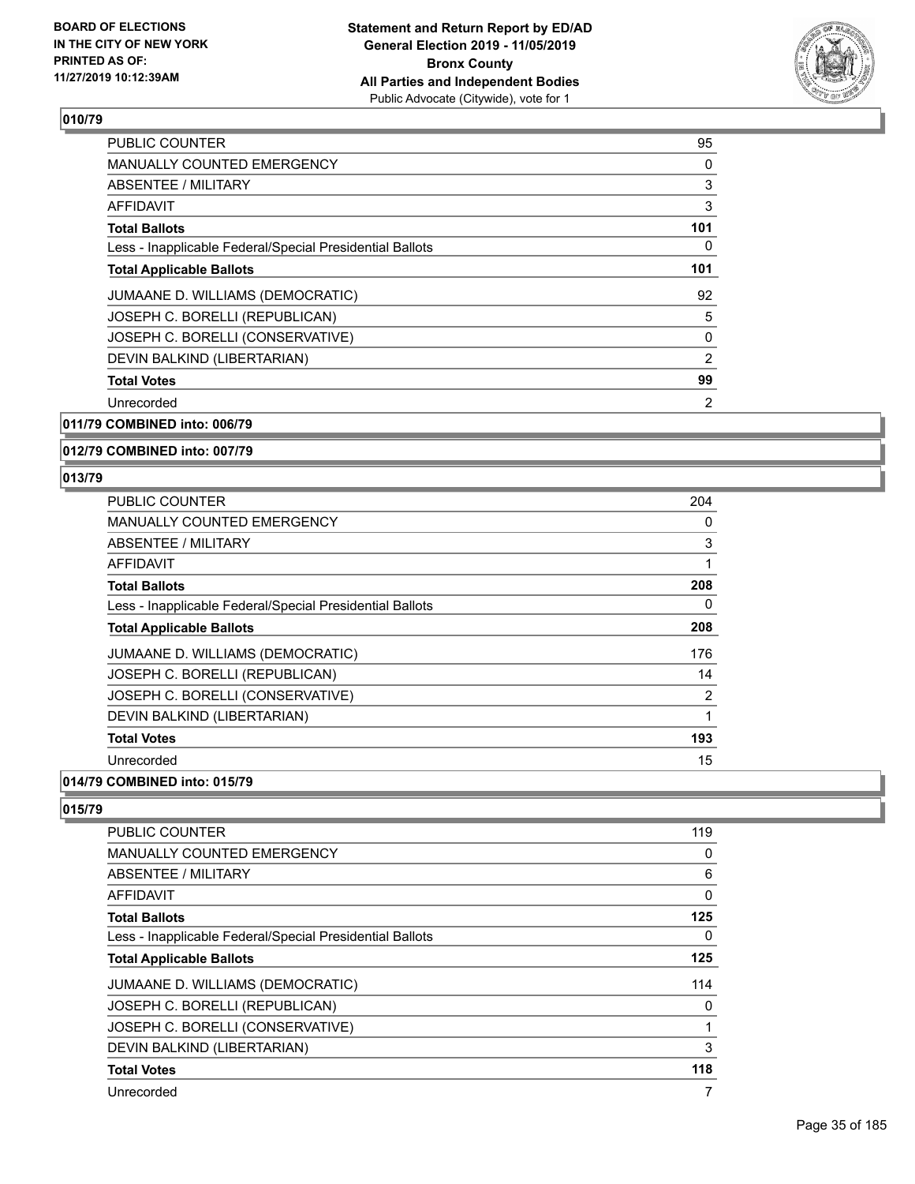## 010/79

| | |
|---|---|
| PUBLIC COUNTER | 95 |
| MANUALLY COUNTED EMERGENCY | 0 |
| ABSENTEE / MILITARY | 3 |
| AFFIDAVIT | 3 |
| **Total Ballots** | **101** |
| Less - Inapplicable Federal/Special Presidential Ballots | 0 |
| **Total Applicable Ballots** | **101** |
| JUMAANE D. WILLIAMS (DEMOCRATIC) | 92 |
| JOSEPH C. BORELLI (REPUBLICAN) | 5 |
| JOSEPH C. BORELLI (CONSERVATIVE) | 0 |
| DEVIN BALKIND (LIBERTARIAN) | 2 |
| **Total Votes** | **99** |
| Unrecorded | 2 |

## 011/79 COMBINED into: 006/79

## 012/79 COMBINED into: 007/79

## 013/79

| | |
|---|---|
| PUBLIC COUNTER | 204 |
| MANUALLY COUNTED EMERGENCY | 0 |
| ABSENTEE / MILITARY | 3 |
| AFFIDAVIT | 1 |
| **Total Ballots** | **208** |
| Less - Inapplicable Federal/Special Presidential Ballots | 0 |
| **Total Applicable Ballots** | **208** |
| JUMAANE D. WILLIAMS (DEMOCRATIC) | 176 |
| JOSEPH C. BORELLI (REPUBLICAN) | 14 |
| JOSEPH C. BORELLI (CONSERVATIVE) | 2 |
| DEVIN BALKIND (LIBERTARIAN) | 1 |
| **Total Votes** | **193** |
| Unrecorded | 15 |

## 014/79 COMBINED into: 015/79

## 015/79

| | |
|---|---|
| PUBLIC COUNTER | 119 |
| MANUALLY COUNTED EMERGENCY | 0 |
| ABSENTEE / MILITARY | 6 |
| AFFIDAVIT | 0 |
| **Total Ballots** | **125** |
| Less - Inapplicable Federal/Special Presidential Ballots | 0 |
| **Total Applicable Ballots** | **125** |
| JUMAANE D. WILLIAMS (DEMOCRATIC) | 114 |
| JOSEPH C. BORELLI (REPUBLICAN) | 0 |
| JOSEPH C. BORELLI (CONSERVATIVE) | 1 |
| DEVIN BALKIND (LIBERTARIAN) | 3 |
| **Total Votes** | **118** |
| Unrecorded | 7 |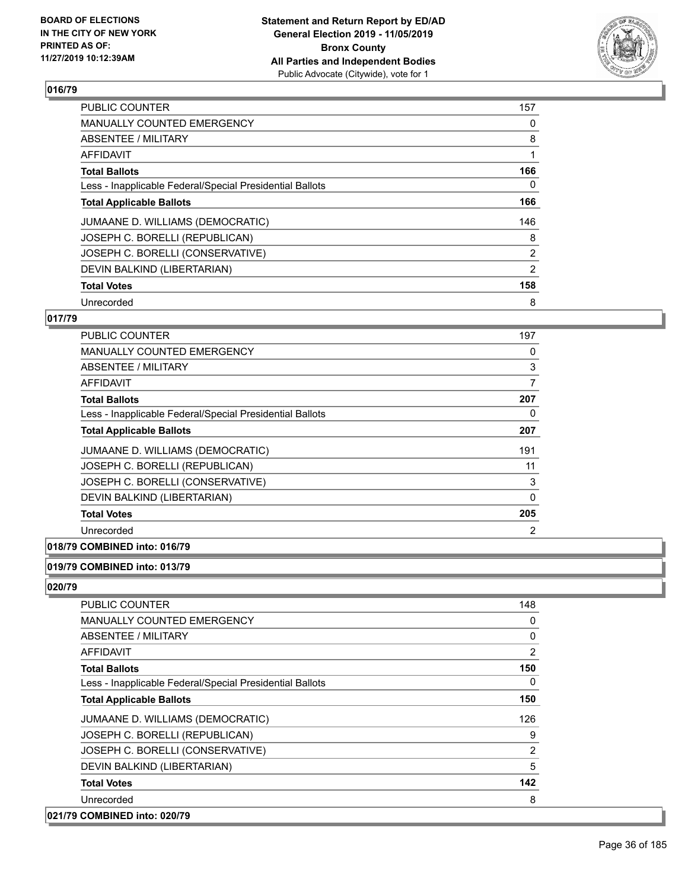## 016/79

| | |
|---|---|
| PUBLIC COUNTER | 157 |
| MANUALLY COUNTED EMERGENCY | 0 |
| ABSENTEE / MILITARY | 8 |
| AFFIDAVIT | 1 |
| **Total Ballots** | **166** |
| Less - Inapplicable Federal/Special Presidential Ballots | 0 |
| **Total Applicable Ballots** | **166** |
| JUMAANE D. WILLIAMS (DEMOCRATIC) | 146 |
| JOSEPH C. BORELLI (REPUBLICAN) | 8 |
| JOSEPH C. BORELLI (CONSERVATIVE) | 2 |
| DEVIN BALKIND (LIBERTARIAN) | 2 |
| **Total Votes** | **158** |
| Unrecorded | 8 |

## 017/79

| | |
|---|---|
| PUBLIC COUNTER | 197 |
| MANUALLY COUNTED EMERGENCY | 0 |
| ABSENTEE / MILITARY | 3 |
| AFFIDAVIT | 7 |
| **Total Ballots** | **207** |
| Less - Inapplicable Federal/Special Presidential Ballots | 0 |
| **Total Applicable Ballots** | **207** |
| JUMAANE D. WILLIAMS (DEMOCRATIC) | 191 |
| JOSEPH C. BORELLI (REPUBLICAN) | 11 |
| JOSEPH C. BORELLI (CONSERVATIVE) | 3 |
| DEVIN BALKIND (LIBERTARIAN) | 0 |
| **Total Votes** | **205** |
| Unrecorded | 2 |

## 018/79 COMBINED into: 016/79

## 019/79 COMBINED into: 013/79

## 020/79

| | |
|---|---|
| PUBLIC COUNTER | 148 |
| MANUALLY COUNTED EMERGENCY | 0 |
| ABSENTEE / MILITARY | 0 |
| AFFIDAVIT | 2 |
| **Total Ballots** | **150** |
| Less - Inapplicable Federal/Special Presidential Ballots | 0 |
| **Total Applicable Ballots** | **150** |
| JUMAANE D. WILLIAMS (DEMOCRATIC) | 126 |
| JOSEPH C. BORELLI (REPUBLICAN) | 9 |
| JOSEPH C. BORELLI (CONSERVATIVE) | 2 |
| DEVIN BALKIND (LIBERTARIAN) | 5 |
| **Total Votes** | **142** |
| Unrecorded | 8 |

## 021/79 COMBINED into: 020/79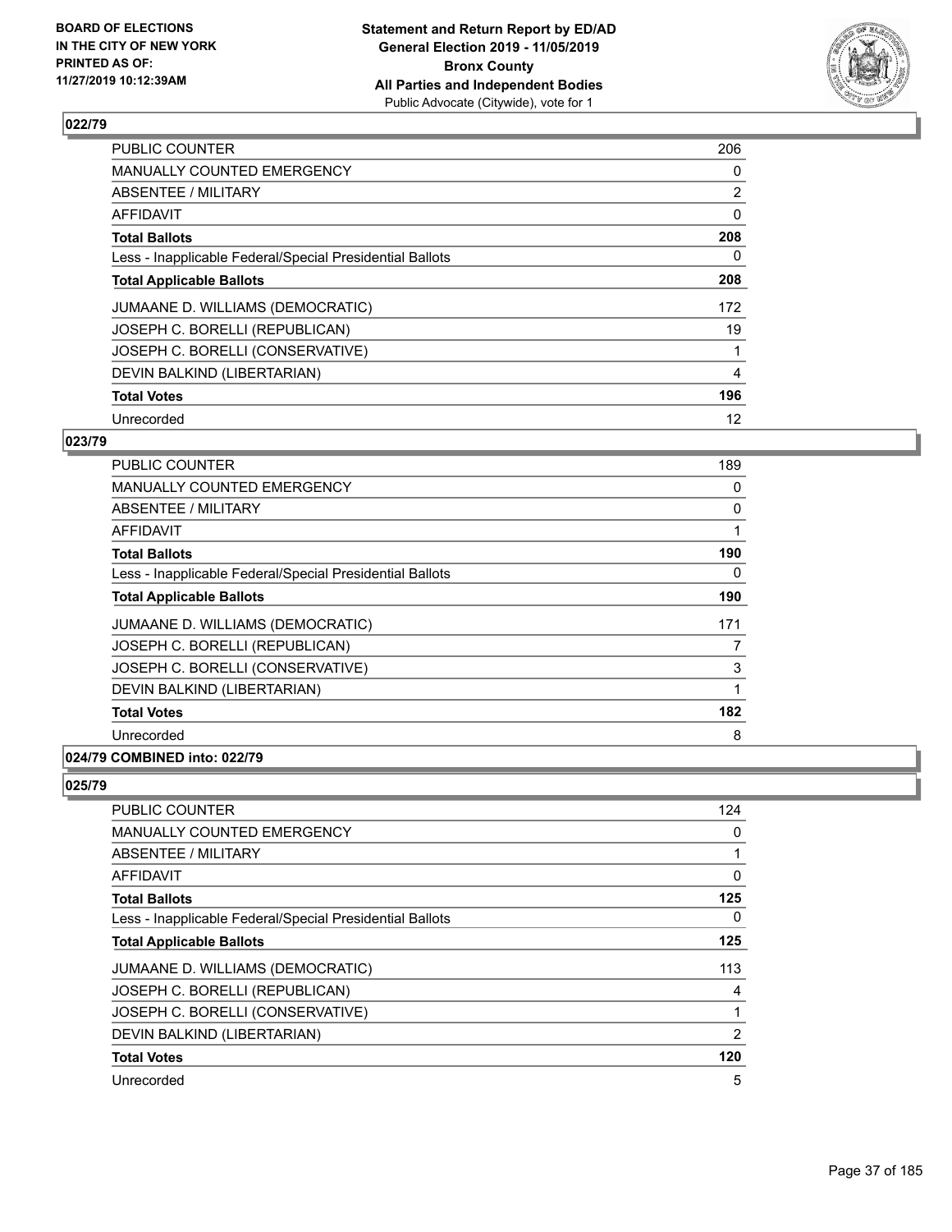## 022/79

| | |
|---|---|
| PUBLIC COUNTER | 206 |
| MANUALLY COUNTED EMERGENCY | 0 |
| ABSENTEE / MILITARY | 2 |
| AFFIDAVIT | 0 |
| **Total Ballots** | **208** |
| Less - Inapplicable Federal/Special Presidential Ballots | 0 |
| **Total Applicable Ballots** | **208** |
| JUMAANE D. WILLIAMS (DEMOCRATIC) | 172 |
| JOSEPH C. BORELLI (REPUBLICAN) | 19 |
| JOSEPH C. BORELLI (CONSERVATIVE) | 1 |
| DEVIN BALKIND (LIBERTARIAN) | 4 |
| **Total Votes** | **196** |
| Unrecorded | 12 |

## 023/79

| | |
|---|---|
| PUBLIC COUNTER | 189 |
| MANUALLY COUNTED EMERGENCY | 0 |
| ABSENTEE / MILITARY | 0 |
| AFFIDAVIT | 1 |
| **Total Ballots** | **190** |
| Less - Inapplicable Federal/Special Presidential Ballots | 0 |
| **Total Applicable Ballots** | **190** |
| JUMAANE D. WILLIAMS (DEMOCRATIC) | 171 |
| JOSEPH C. BORELLI (REPUBLICAN) | 7 |
| JOSEPH C. BORELLI (CONSERVATIVE) | 3 |
| DEVIN BALKIND (LIBERTARIAN) | 1 |
| **Total Votes** | **182** |
| Unrecorded | 8 |

## 024/79 COMBINED into: 022/79

## 025/79

| | |
|---|---|
| PUBLIC COUNTER | 124 |
| MANUALLY COUNTED EMERGENCY | 0 |
| ABSENTEE / MILITARY | 1 |
| AFFIDAVIT | 0 |
| **Total Ballots** | **125** |
| Less - Inapplicable Federal/Special Presidential Ballots | 0 |
| **Total Applicable Ballots** | **125** |
| JUMAANE D. WILLIAMS (DEMOCRATIC) | 113 |
| JOSEPH C. BORELLI (REPUBLICAN) | 4 |
| JOSEPH C. BORELLI (CONSERVATIVE) | 1 |
| DEVIN BALKIND (LIBERTARIAN) | 2 |
| **Total Votes** | **120** |
| Unrecorded | 5 |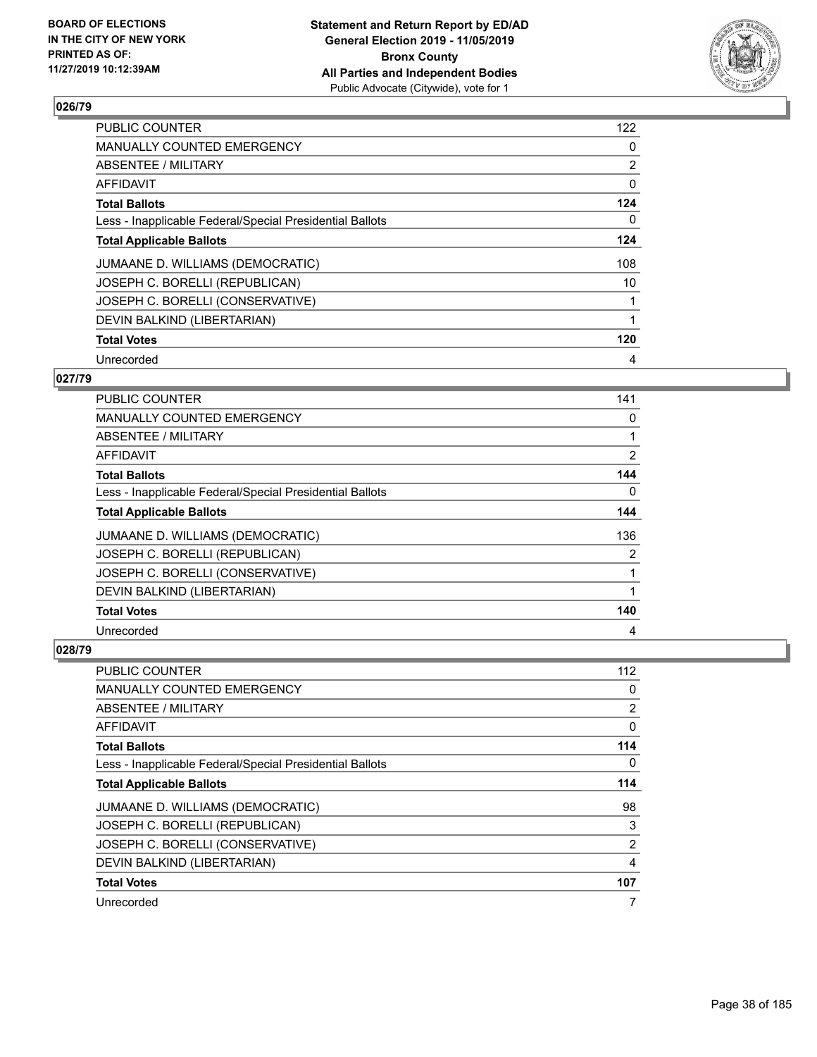**BOARD OF ELECTIONS IN THE CITY OF NEW YORK PRINTED AS OF: 11/27/2019 10:12:39AM**

**Statement and Return Report by ED/AD General Election 2019 - 11/05/2019 Bronx County All Parties and Independent Bodies**
Public Advocate (Citywide), vote for 1

### 026/79

| | |
|---|---|
| PUBLIC COUNTER | 122 |
| MANUALLY COUNTED EMERGENCY | 0 |
| ABSENTEE / MILITARY | 2 |
| AFFIDAVIT | 0 |
| **Total Ballots** | **124** |
| Less - Inapplicable Federal/Special Presidential Ballots | 0 |
| **Total Applicable Ballots** | **124** |
| JUMAANE D. WILLIAMS (DEMOCRATIC) | 108 |
| JOSEPH C. BORELLI (REPUBLICAN) | 10 |
| JOSEPH C. BORELLI (CONSERVATIVE) | 1 |
| DEVIN BALKIND (LIBERTARIAN) | 1 |
| **Total Votes** | **120** |
| Unrecorded | 4 |

### 027/79

| | |
|---|---|
| PUBLIC COUNTER | 141 |
| MANUALLY COUNTED EMERGENCY | 0 |
| ABSENTEE / MILITARY | 1 |
| AFFIDAVIT | 2 |
| **Total Ballots** | **144** |
| Less - Inapplicable Federal/Special Presidential Ballots | 0 |
| **Total Applicable Ballots** | **144** |
| JUMAANE D. WILLIAMS (DEMOCRATIC) | 136 |
| JOSEPH C. BORELLI (REPUBLICAN) | 2 |
| JOSEPH C. BORELLI (CONSERVATIVE) | 1 |
| DEVIN BALKIND (LIBERTARIAN) | 1 |
| **Total Votes** | **140** |
| Unrecorded | 4 |

### 028/79

| | |
|---|---|
| PUBLIC COUNTER | 112 |
| MANUALLY COUNTED EMERGENCY | 0 |
| ABSENTEE / MILITARY | 2 |
| AFFIDAVIT | 0 |
| **Total Ballots** | **114** |
| Less - Inapplicable Federal/Special Presidential Ballots | 0 |
| **Total Applicable Ballots** | **114** |
| JUMAANE D. WILLIAMS (DEMOCRATIC) | 98 |
| JOSEPH C. BORELLI (REPUBLICAN) | 3 |
| JOSEPH C. BORELLI (CONSERVATIVE) | 2 |
| DEVIN BALKIND (LIBERTARIAN) | 4 |
| **Total Votes** | **107** |
| Unrecorded | 7 |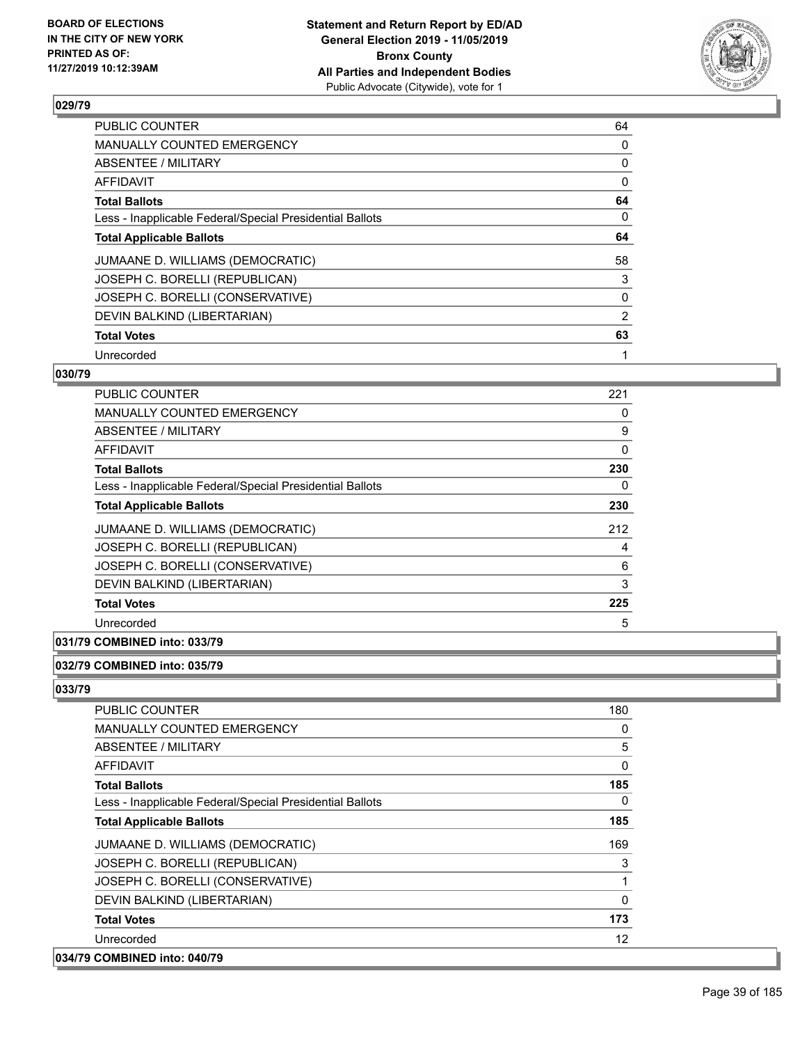## 029/79

| | |
|---|---|
| PUBLIC COUNTER | 64 |
| MANUALLY COUNTED EMERGENCY | 0 |
| ABSENTEE / MILITARY | 0 |
| AFFIDAVIT | 0 |
| **Total Ballots** | **64** |
| Less - Inapplicable Federal/Special Presidential Ballots | 0 |
| **Total Applicable Ballots** | **64** |
| JUMAANE D. WILLIAMS (DEMOCRATIC) | 58 |
| JOSEPH C. BORELLI (REPUBLICAN) | 3 |
| JOSEPH C. BORELLI (CONSERVATIVE) | 0 |
| DEVIN BALKIND (LIBERTARIAN) | 2 |
| **Total Votes** | **63** |
| Unrecorded | 1 |

## 030/79

| | |
|---|---|
| PUBLIC COUNTER | 221 |
| MANUALLY COUNTED EMERGENCY | 0 |
| ABSENTEE / MILITARY | 9 |
| AFFIDAVIT | 0 |
| **Total Ballots** | **230** |
| Less - Inapplicable Federal/Special Presidential Ballots | 0 |
| **Total Applicable Ballots** | **230** |
| JUMAANE D. WILLIAMS (DEMOCRATIC) | 212 |
| JOSEPH C. BORELLI (REPUBLICAN) | 4 |
| JOSEPH C. BORELLI (CONSERVATIVE) | 6 |
| DEVIN BALKIND (LIBERTARIAN) | 3 |
| **Total Votes** | **225** |
| Unrecorded | 5 |

## 031/79 COMBINED into: 033/79

## 032/79 COMBINED into: 035/79

## 033/79

| | |
|---|---|
| PUBLIC COUNTER | 180 |
| MANUALLY COUNTED EMERGENCY | 0 |
| ABSENTEE / MILITARY | 5 |
| AFFIDAVIT | 0 |
| **Total Ballots** | **185** |
| Less - Inapplicable Federal/Special Presidential Ballots | 0 |
| **Total Applicable Ballots** | **185** |
| JUMAANE D. WILLIAMS (DEMOCRATIC) | 169 |
| JOSEPH C. BORELLI (REPUBLICAN) | 3 |
| JOSEPH C. BORELLI (CONSERVATIVE) | 1 |
| DEVIN BALKIND (LIBERTARIAN) | 0 |
| **Total Votes** | **173** |
| Unrecorded | 12 |

## 034/79 COMBINED into: 040/79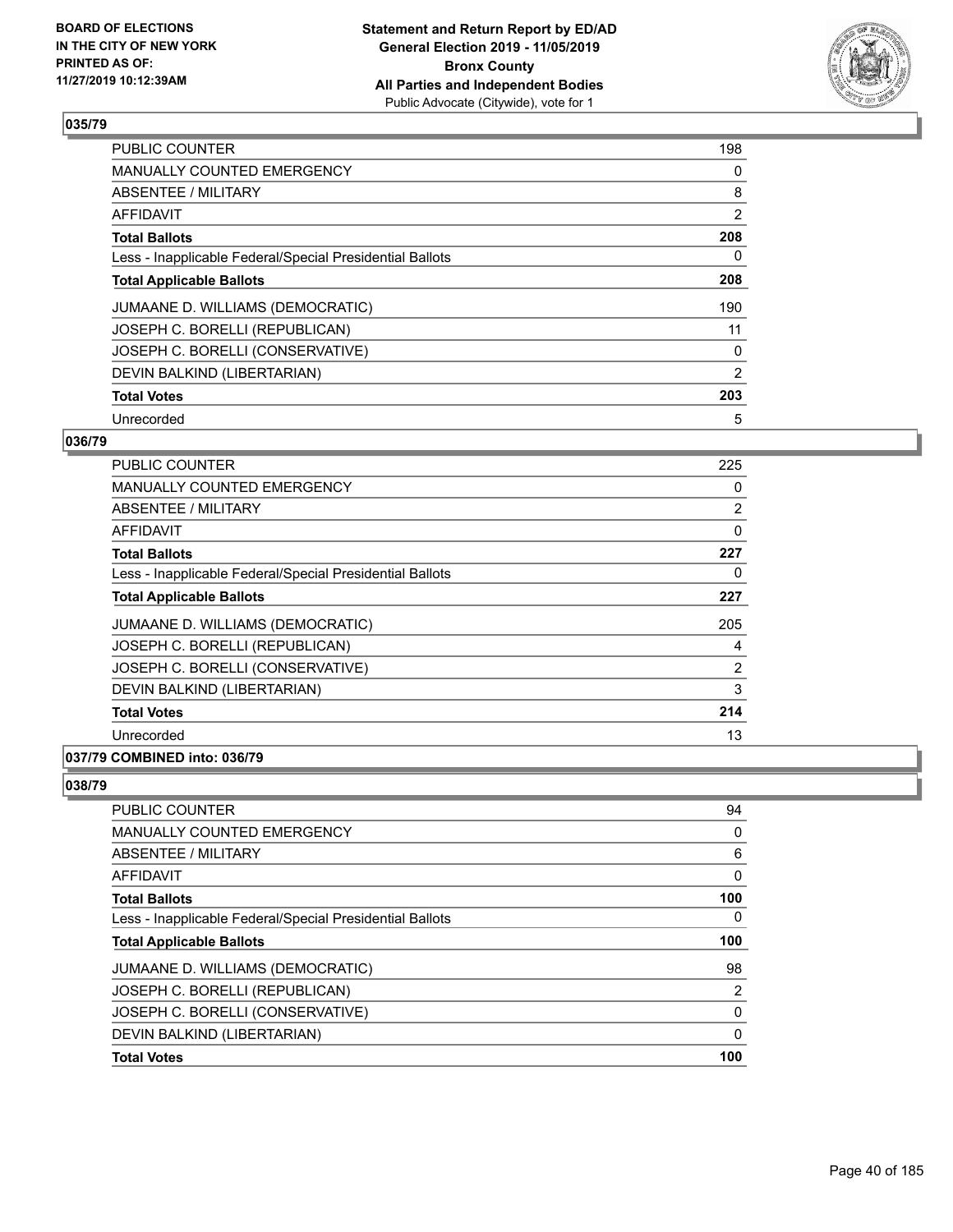## 035/79

| | |
|---|---|
| PUBLIC COUNTER | 198 |
| MANUALLY COUNTED EMERGENCY | 0 |
| ABSENTEE / MILITARY | 8 |
| AFFIDAVIT | 2 |
| **Total Ballots** | **208** |
| Less - Inapplicable Federal/Special Presidential Ballots | 0 |
| **Total Applicable Ballots** | **208** |
| JUMAANE D. WILLIAMS (DEMOCRATIC) | 190 |
| JOSEPH C. BORELLI (REPUBLICAN) | 11 |
| JOSEPH C. BORELLI (CONSERVATIVE) | 0 |
| DEVIN BALKIND (LIBERTARIAN) | 2 |
| **Total Votes** | **203** |
| Unrecorded | 5 |

## 036/79

| | |
|---|---|
| PUBLIC COUNTER | 225 |
| MANUALLY COUNTED EMERGENCY | 0 |
| ABSENTEE / MILITARY | 2 |
| AFFIDAVIT | 0 |
| **Total Ballots** | **227** |
| Less - Inapplicable Federal/Special Presidential Ballots | 0 |
| **Total Applicable Ballots** | **227** |
| JUMAANE D. WILLIAMS (DEMOCRATIC) | 205 |
| JOSEPH C. BORELLI (REPUBLICAN) | 4 |
| JOSEPH C. BORELLI (CONSERVATIVE) | 2 |
| DEVIN BALKIND (LIBERTARIAN) | 3 |
| **Total Votes** | **214** |
| Unrecorded | 13 |

## 037/79 COMBINED into: 036/79

## 038/79

| | |
|---|---|
| PUBLIC COUNTER | 94 |
| MANUALLY COUNTED EMERGENCY | 0 |
| ABSENTEE / MILITARY | 6 |
| AFFIDAVIT | 0 |
| **Total Ballots** | **100** |
| Less - Inapplicable Federal/Special Presidential Ballots | 0 |
| **Total Applicable Ballots** | **100** |
| JUMAANE D. WILLIAMS (DEMOCRATIC) | 98 |
| JOSEPH C. BORELLI (REPUBLICAN) | 2 |
| JOSEPH C. BORELLI (CONSERVATIVE) | 0 |
| DEVIN BALKIND (LIBERTARIAN) | 0 |
| **Total Votes** | **100** |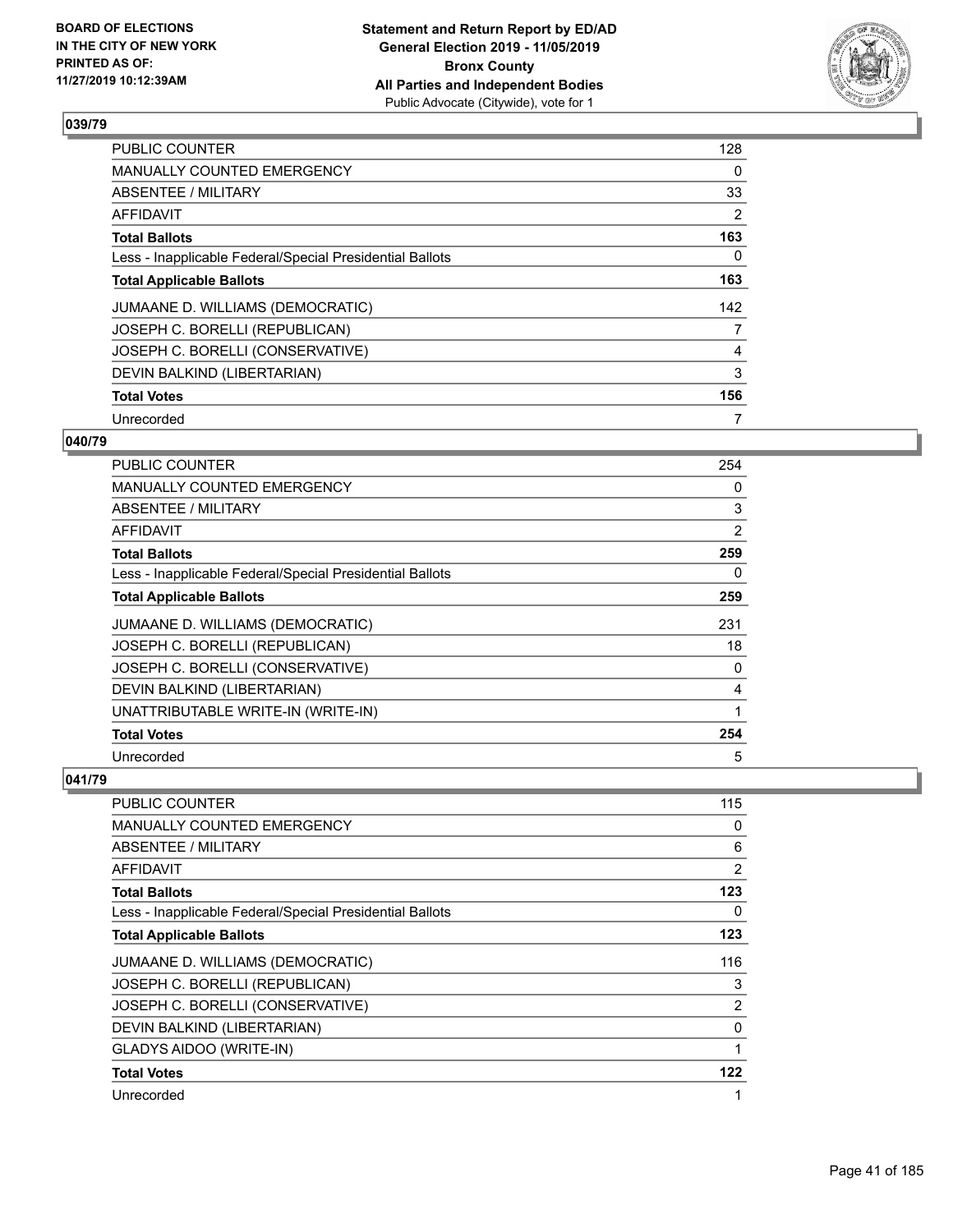## 039/79

| | |
|---|---|
| PUBLIC COUNTER | 128 |
| MANUALLY COUNTED EMERGENCY | 0 |
| ABSENTEE / MILITARY | 33 |
| AFFIDAVIT | 2 |
| **Total Ballots** | **163** |
| Less - Inapplicable Federal/Special Presidential Ballots | 0 |
| **Total Applicable Ballots** | **163** |
| JUMAANE D. WILLIAMS (DEMOCRATIC) | 142 |
| JOSEPH C. BORELLI (REPUBLICAN) | 7 |
| JOSEPH C. BORELLI (CONSERVATIVE) | 4 |
| DEVIN BALKIND (LIBERTARIAN) | 3 |
| **Total Votes** | **156** |
| Unrecorded | 7 |

## 040/79

| | |
|---|---|
| PUBLIC COUNTER | 254 |
| MANUALLY COUNTED EMERGENCY | 0 |
| ABSENTEE / MILITARY | 3 |
| AFFIDAVIT | 2 |
| **Total Ballots** | **259** |
| Less - Inapplicable Federal/Special Presidential Ballots | 0 |
| **Total Applicable Ballots** | **259** |
| JUMAANE D. WILLIAMS (DEMOCRATIC) | 231 |
| JOSEPH C. BORELLI (REPUBLICAN) | 18 |
| JOSEPH C. BORELLI (CONSERVATIVE) | 0 |
| DEVIN BALKIND (LIBERTARIAN) | 4 |
| UNATTRIBUTABLE WRITE-IN (WRITE-IN) | 1 |
| **Total Votes** | **254** |
| Unrecorded | 5 |

## 041/79

| | |
|---|---|
| PUBLIC COUNTER | 115 |
| MANUALLY COUNTED EMERGENCY | 0 |
| ABSENTEE / MILITARY | 6 |
| AFFIDAVIT | 2 |
| **Total Ballots** | **123** |
| Less - Inapplicable Federal/Special Presidential Ballots | 0 |
| **Total Applicable Ballots** | **123** |
| JUMAANE D. WILLIAMS (DEMOCRATIC) | 116 |
| JOSEPH C. BORELLI (REPUBLICAN) | 3 |
| JOSEPH C. BORELLI (CONSERVATIVE) | 2 |
| DEVIN BALKIND (LIBERTARIAN) | 0 |
| GLADYS AIDOO (WRITE-IN) | 1 |
| **Total Votes** | **122** |
| Unrecorded | 1 |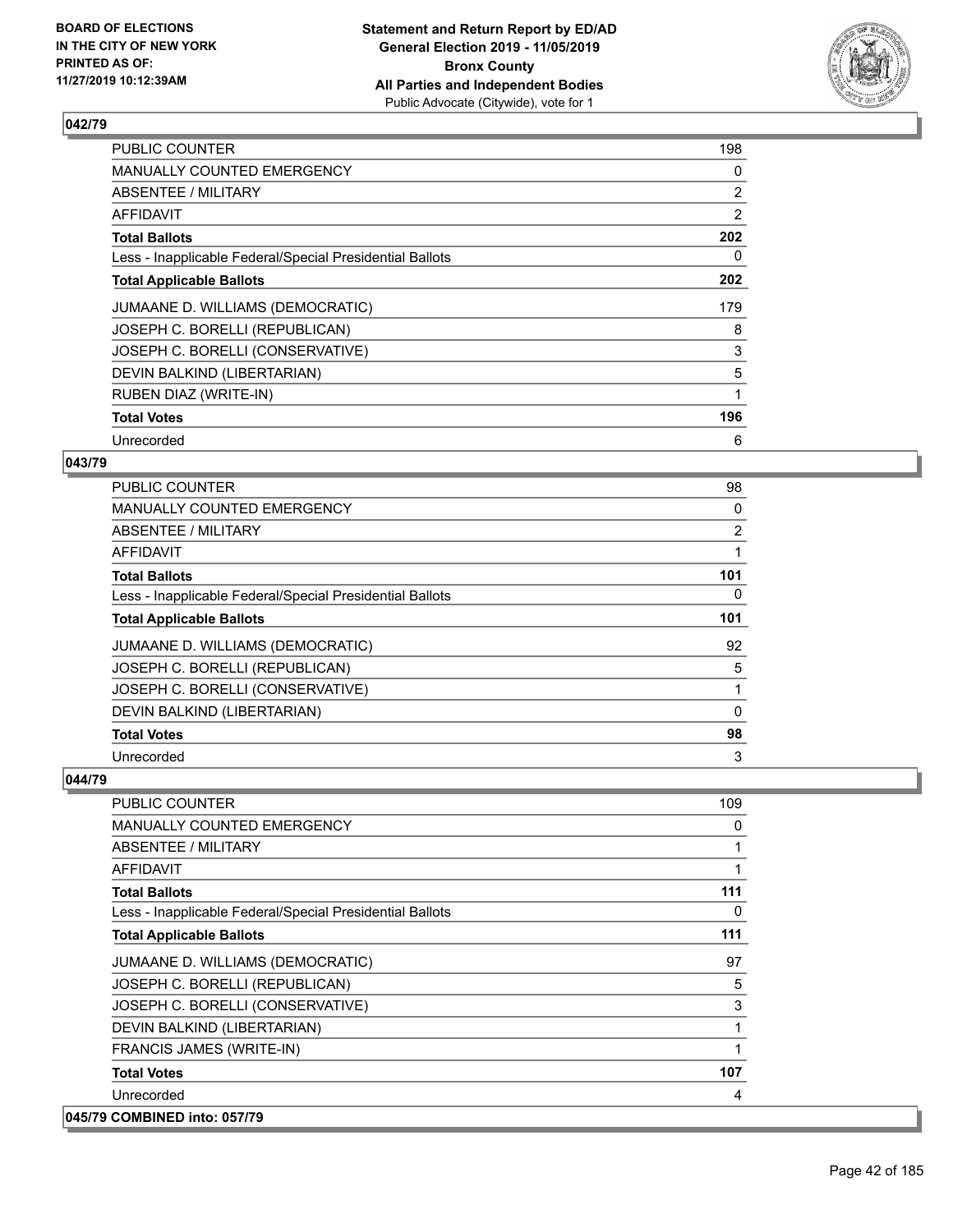### 042/79

| | |
|---|---|
| PUBLIC COUNTER | 198 |
| MANUALLY COUNTED EMERGENCY | 0 |
| ABSENTEE / MILITARY | 2 |
| AFFIDAVIT | 2 |
| **Total Ballots** | **202** |
| Less - Inapplicable Federal/Special Presidential Ballots | 0 |
| **Total Applicable Ballots** | **202** |
| JUMAANE D. WILLIAMS (DEMOCRATIC) | 179 |
| JOSEPH C. BORELLI (REPUBLICAN) | 8 |
| JOSEPH C. BORELLI (CONSERVATIVE) | 3 |
| DEVIN BALKIND (LIBERTARIAN) | 5 |
| RUBEN DIAZ (WRITE-IN) | 1 |
| **Total Votes** | **196** |
| Unrecorded | 6 |

### 043/79

| | |
|---|---|
| PUBLIC COUNTER | 98 |
| MANUALLY COUNTED EMERGENCY | 0 |
| ABSENTEE / MILITARY | 2 |
| AFFIDAVIT | 1 |
| **Total Ballots** | **101** |
| Less - Inapplicable Federal/Special Presidential Ballots | 0 |
| **Total Applicable Ballots** | **101** |
| JUMAANE D. WILLIAMS (DEMOCRATIC) | 92 |
| JOSEPH C. BORELLI (REPUBLICAN) | 5 |
| JOSEPH C. BORELLI (CONSERVATIVE) | 1 |
| DEVIN BALKIND (LIBERTARIAN) | 0 |
| **Total Votes** | **98** |
| Unrecorded | 3 |

### 044/79

| | |
|---|---|
| PUBLIC COUNTER | 109 |
| MANUALLY COUNTED EMERGENCY | 0 |
| ABSENTEE / MILITARY | 1 |
| AFFIDAVIT | 1 |
| **Total Ballots** | **111** |
| Less - Inapplicable Federal/Special Presidential Ballots | 0 |
| **Total Applicable Ballots** | **111** |
| JUMAANE D. WILLIAMS (DEMOCRATIC) | 97 |
| JOSEPH C. BORELLI (REPUBLICAN) | 5 |
| JOSEPH C. BORELLI (CONSERVATIVE) | 3 |
| DEVIN BALKIND (LIBERTARIAN) | 1 |
| FRANCIS JAMES (WRITE-IN) | 1 |
| **Total Votes** | **107** |
| Unrecorded | 4 |

### 045/79 COMBINED into: 057/79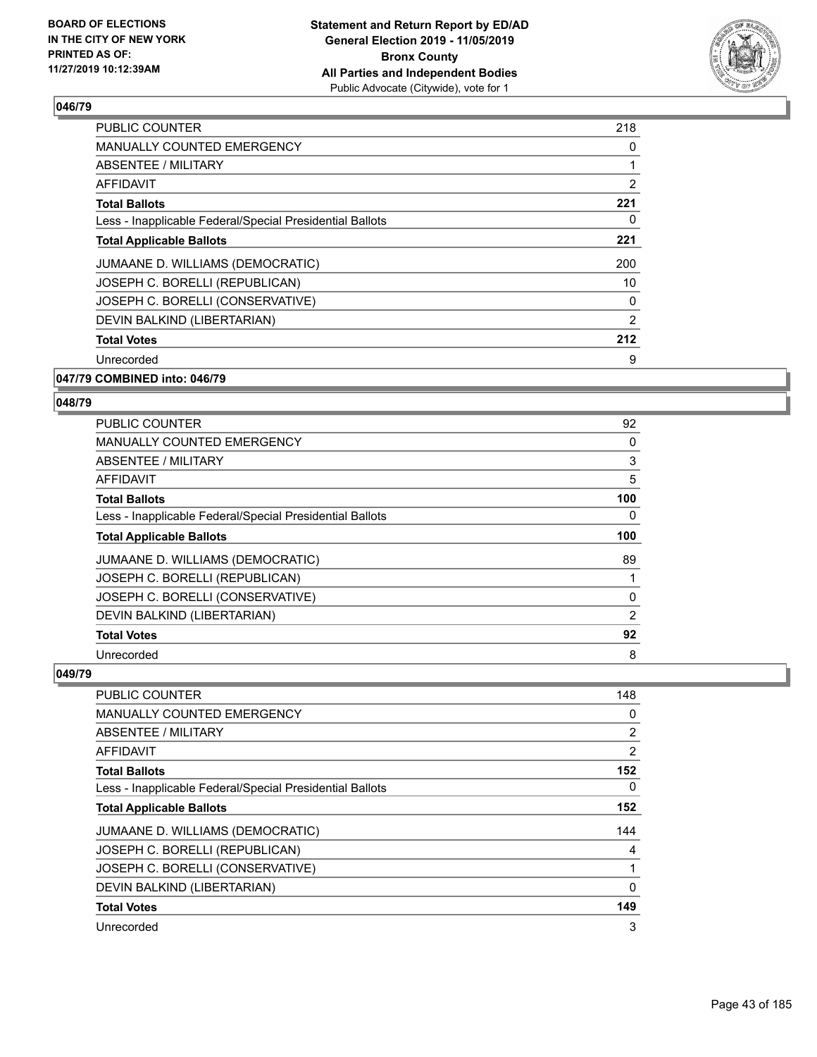### 046/79

| | |
|---|---|
| PUBLIC COUNTER | 218 |
| MANUALLY COUNTED EMERGENCY | 0 |
| ABSENTEE / MILITARY | 1 |
| AFFIDAVIT | 2 |
| **Total Ballots** | **221** |
| Less - Inapplicable Federal/Special Presidential Ballots | 0 |
| **Total Applicable Ballots** | **221** |
| JUMAANE D. WILLIAMS (DEMOCRATIC) | 200 |
| JOSEPH C. BORELLI (REPUBLICAN) | 10 |
| JOSEPH C. BORELLI (CONSERVATIVE) | 0 |
| DEVIN BALKIND (LIBERTARIAN) | 2 |
| **Total Votes** | **212** |
| Unrecorded | 9 |

### 047/79 COMBINED into: 046/79

### 048/79

| | |
|---|---|
| PUBLIC COUNTER | 92 |
| MANUALLY COUNTED EMERGENCY | 0 |
| ABSENTEE / MILITARY | 3 |
| AFFIDAVIT | 5 |
| **Total Ballots** | **100** |
| Less - Inapplicable Federal/Special Presidential Ballots | 0 |
| **Total Applicable Ballots** | **100** |
| JUMAANE D. WILLIAMS (DEMOCRATIC) | 89 |
| JOSEPH C. BORELLI (REPUBLICAN) | 1 |
| JOSEPH C. BORELLI (CONSERVATIVE) | 0 |
| DEVIN BALKIND (LIBERTARIAN) | 2 |
| **Total Votes** | **92** |
| Unrecorded | 8 |

### 049/79

| | |
|---|---|
| PUBLIC COUNTER | 148 |
| MANUALLY COUNTED EMERGENCY | 0 |
| ABSENTEE / MILITARY | 2 |
| AFFIDAVIT | 2 |
| **Total Ballots** | **152** |
| Less - Inapplicable Federal/Special Presidential Ballots | 0 |
| **Total Applicable Ballots** | **152** |
| JUMAANE D. WILLIAMS (DEMOCRATIC) | 144 |
| JOSEPH C. BORELLI (REPUBLICAN) | 4 |
| JOSEPH C. BORELLI (CONSERVATIVE) | 1 |
| DEVIN BALKIND (LIBERTARIAN) | 0 |
| **Total Votes** | **149** |
| Unrecorded | 3 |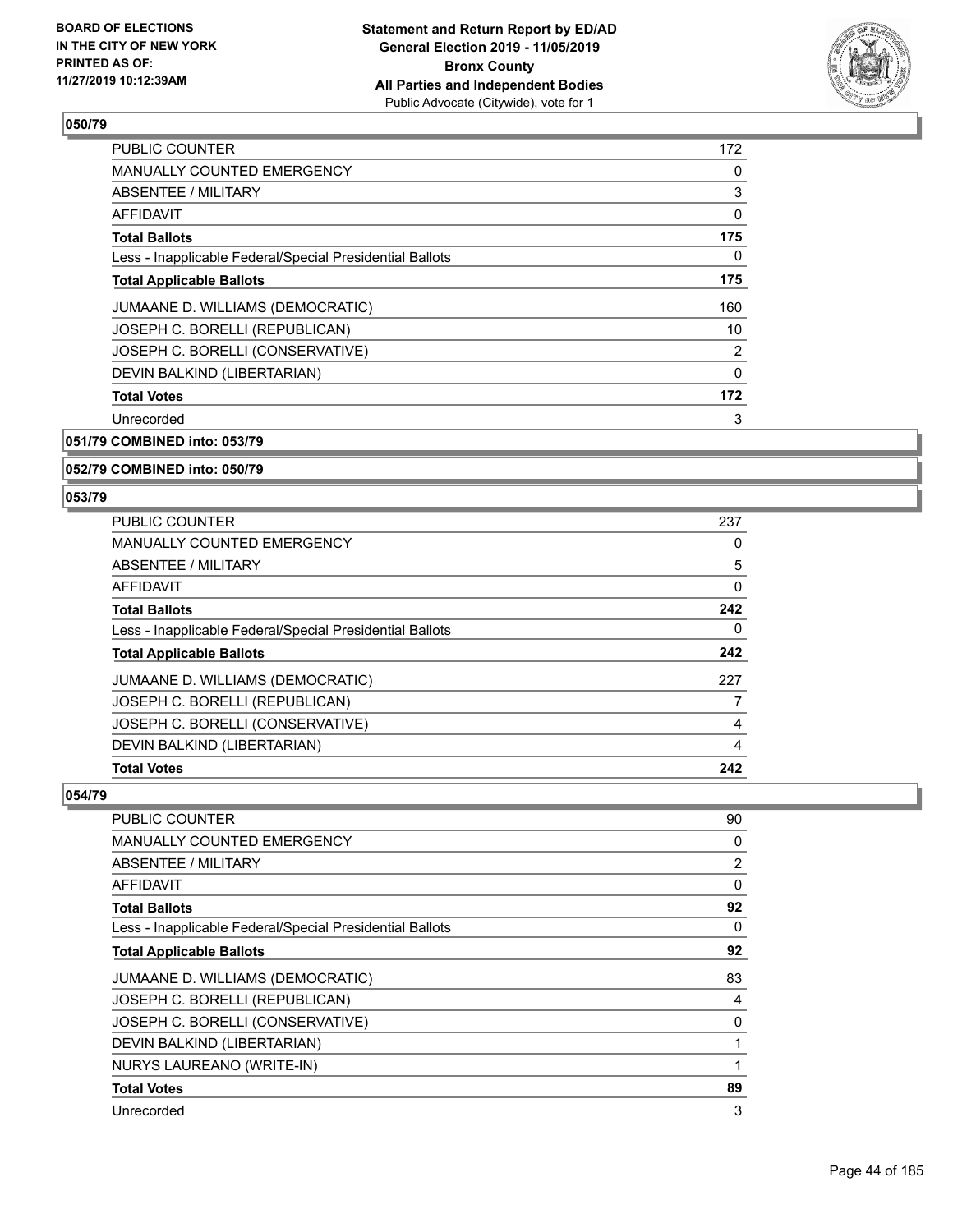### 050/79

| | |
|---|---|
| PUBLIC COUNTER | 172 |
| MANUALLY COUNTED EMERGENCY | 0 |
| ABSENTEE / MILITARY | 3 |
| AFFIDAVIT | 0 |
| **Total Ballots** | **175** |
| Less - Inapplicable Federal/Special Presidential Ballots | 0 |
| **Total Applicable Ballots** | **175** |
| JUMAANE D. WILLIAMS (DEMOCRATIC) | 160 |
| JOSEPH C. BORELLI (REPUBLICAN) | 10 |
| JOSEPH C. BORELLI (CONSERVATIVE) | 2 |
| DEVIN BALKIND (LIBERTARIAN) | 0 |
| **Total Votes** | **172** |
| Unrecorded | 3 |

### 051/79 COMBINED into: 053/79

### 052/79 COMBINED into: 050/79

### 053/79

| | |
|---|---|
| PUBLIC COUNTER | 237 |
| MANUALLY COUNTED EMERGENCY | 0 |
| ABSENTEE / MILITARY | 5 |
| AFFIDAVIT | 0 |
| **Total Ballots** | **242** |
| Less - Inapplicable Federal/Special Presidential Ballots | 0 |
| **Total Applicable Ballots** | **242** |
| JUMAANE D. WILLIAMS (DEMOCRATIC) | 227 |
| JOSEPH C. BORELLI (REPUBLICAN) | 7 |
| JOSEPH C. BORELLI (CONSERVATIVE) | 4 |
| DEVIN BALKIND (LIBERTARIAN) | 4 |
| **Total Votes** | **242** |

### 054/79

| | |
|---|---|
| PUBLIC COUNTER | 90 |
| MANUALLY COUNTED EMERGENCY | 0 |
| ABSENTEE / MILITARY | 2 |
| AFFIDAVIT | 0 |
| **Total Ballots** | **92** |
| Less - Inapplicable Federal/Special Presidential Ballots | 0 |
| **Total Applicable Ballots** | **92** |
| JUMAANE D. WILLIAMS (DEMOCRATIC) | 83 |
| JOSEPH C. BORELLI (REPUBLICAN) | 4 |
| JOSEPH C. BORELLI (CONSERVATIVE) | 0 |
| DEVIN BALKIND (LIBERTARIAN) | 1 |
| NURYS LAUREANO (WRITE-IN) | 1 |
| **Total Votes** | **89** |
| Unrecorded | 3 |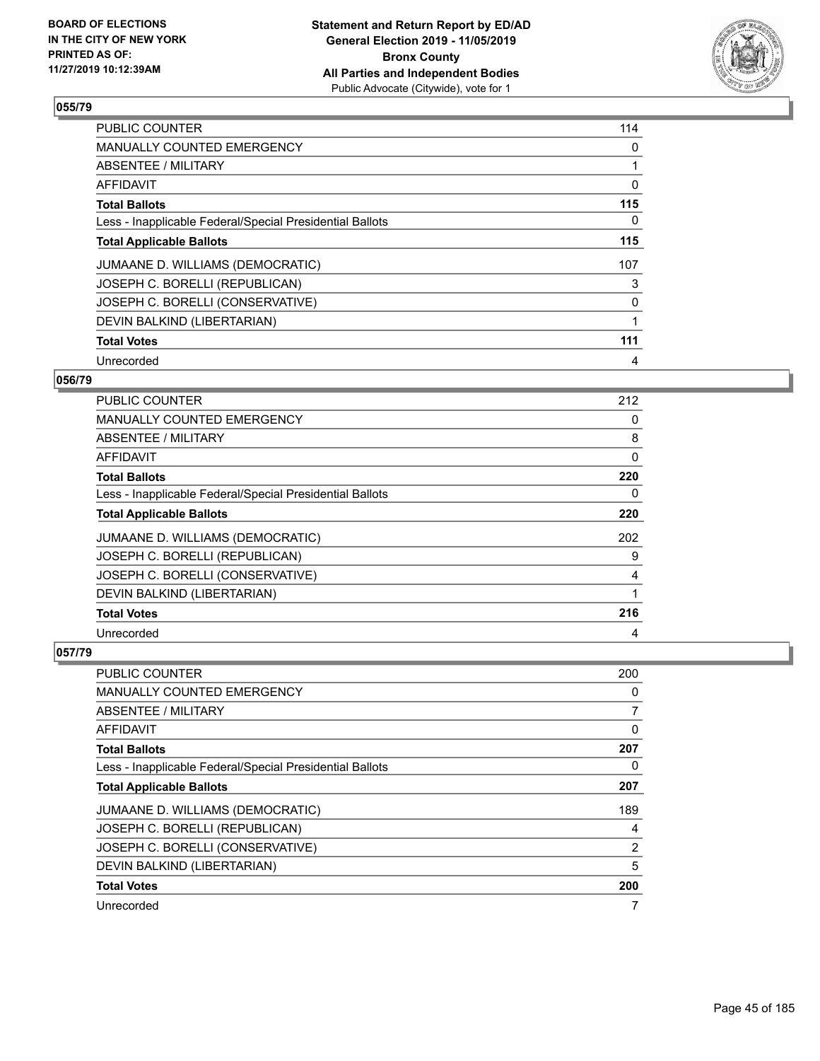## 055/79

| | |
|---|---|
| PUBLIC COUNTER | 114 |
| MANUALLY COUNTED EMERGENCY | 0 |
| ABSENTEE / MILITARY | 1 |
| AFFIDAVIT | 0 |
| **Total Ballots** | **115** |
| Less - Inapplicable Federal/Special Presidential Ballots | 0 |
| **Total Applicable Ballots** | **115** |
| JUMAANE D. WILLIAMS (DEMOCRATIC) | 107 |
| JOSEPH C. BORELLI (REPUBLICAN) | 3 |
| JOSEPH C. BORELLI (CONSERVATIVE) | 0 |
| DEVIN BALKIND (LIBERTARIAN) | 1 |
| **Total Votes** | **111** |
| Unrecorded | 4 |

## 056/79

| | |
|---|---|
| PUBLIC COUNTER | 212 |
| MANUALLY COUNTED EMERGENCY | 0 |
| ABSENTEE / MILITARY | 8 |
| AFFIDAVIT | 0 |
| **Total Ballots** | **220** |
| Less - Inapplicable Federal/Special Presidential Ballots | 0 |
| **Total Applicable Ballots** | **220** |
| JUMAANE D. WILLIAMS (DEMOCRATIC) | 202 |
| JOSEPH C. BORELLI (REPUBLICAN) | 9 |
| JOSEPH C. BORELLI (CONSERVATIVE) | 4 |
| DEVIN BALKIND (LIBERTARIAN) | 1 |
| **Total Votes** | **216** |
| Unrecorded | 4 |

## 057/79

| | |
|---|---|
| PUBLIC COUNTER | 200 |
| MANUALLY COUNTED EMERGENCY | 0 |
| ABSENTEE / MILITARY | 7 |
| AFFIDAVIT | 0 |
| **Total Ballots** | **207** |
| Less - Inapplicable Federal/Special Presidential Ballots | 0 |
| **Total Applicable Ballots** | **207** |
| JUMAANE D. WILLIAMS (DEMOCRATIC) | 189 |
| JOSEPH C. BORELLI (REPUBLICAN) | 4 |
| JOSEPH C. BORELLI (CONSERVATIVE) | 2 |
| DEVIN BALKIND (LIBERTARIAN) | 5 |
| **Total Votes** | **200** |
| Unrecorded | 7 |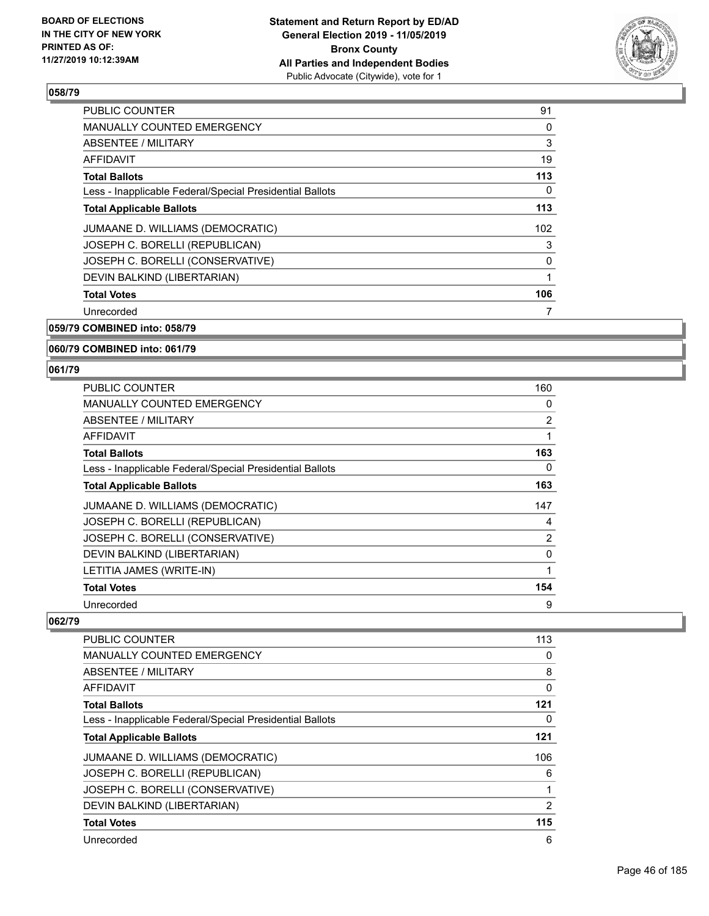### 058/79

| | |
|---|---|
| PUBLIC COUNTER | 91 |
| MANUALLY COUNTED EMERGENCY | 0 |
| ABSENTEE / MILITARY | 3 |
| AFFIDAVIT | 19 |
| **Total Ballots** | **113** |
| Less - Inapplicable Federal/Special Presidential Ballots | 0 |
| **Total Applicable Ballots** | **113** |
| JUMAANE D. WILLIAMS (DEMOCRATIC) | 102 |
| JOSEPH C. BORELLI (REPUBLICAN) | 3 |
| JOSEPH C. BORELLI (CONSERVATIVE) | 0 |
| DEVIN BALKIND (LIBERTARIAN) | 1 |
| **Total Votes** | **106** |
| Unrecorded | 7 |

### 059/79 COMBINED into: 058/79

### 060/79 COMBINED into: 061/79

### 061/79

| | |
|---|---|
| PUBLIC COUNTER | 160 |
| MANUALLY COUNTED EMERGENCY | 0 |
| ABSENTEE / MILITARY | 2 |
| AFFIDAVIT | 1 |
| **Total Ballots** | **163** |
| Less - Inapplicable Federal/Special Presidential Ballots | 0 |
| **Total Applicable Ballots** | **163** |
| JUMAANE D. WILLIAMS (DEMOCRATIC) | 147 |
| JOSEPH C. BORELLI (REPUBLICAN) | 4 |
| JOSEPH C. BORELLI (CONSERVATIVE) | 2 |
| DEVIN BALKIND (LIBERTARIAN) | 0 |
| LETITIA JAMES (WRITE-IN) | 1 |
| **Total Votes** | **154** |
| Unrecorded | 9 |

### 062/79

| | |
|---|---|
| PUBLIC COUNTER | 113 |
| MANUALLY COUNTED EMERGENCY | 0 |
| ABSENTEE / MILITARY | 8 |
| AFFIDAVIT | 0 |
| **Total Ballots** | **121** |
| Less - Inapplicable Federal/Special Presidential Ballots | 0 |
| **Total Applicable Ballots** | **121** |
| JUMAANE D. WILLIAMS (DEMOCRATIC) | 106 |
| JOSEPH C. BORELLI (REPUBLICAN) | 6 |
| JOSEPH C. BORELLI (CONSERVATIVE) | 1 |
| DEVIN BALKIND (LIBERTARIAN) | 2 |
| **Total Votes** | **115** |
| Unrecorded | 6 |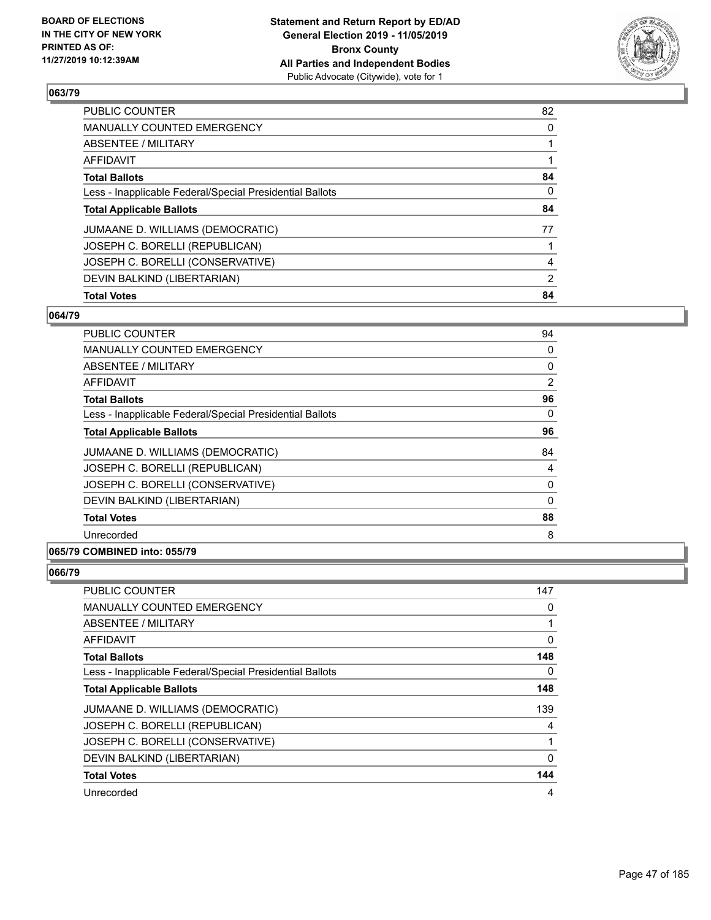## 063/79

| | |
|---|---|
| PUBLIC COUNTER | 82 |
| MANUALLY COUNTED EMERGENCY | 0 |
| ABSENTEE / MILITARY | 1 |
| AFFIDAVIT | 1 |
| **Total Ballots** | **84** |
| Less - Inapplicable Federal/Special Presidential Ballots | 0 |
| **Total Applicable Ballots** | **84** |
| JUMAANE D. WILLIAMS (DEMOCRATIC) | 77 |
| JOSEPH C. BORELLI (REPUBLICAN) | 1 |
| JOSEPH C. BORELLI (CONSERVATIVE) | 4 |
| DEVIN BALKIND (LIBERTARIAN) | 2 |
| **Total Votes** | **84** |

## 064/79

| | |
|---|---|
| PUBLIC COUNTER | 94 |
| MANUALLY COUNTED EMERGENCY | 0 |
| ABSENTEE / MILITARY | 0 |
| AFFIDAVIT | 2 |
| **Total Ballots** | **96** |
| Less - Inapplicable Federal/Special Presidential Ballots | 0 |
| **Total Applicable Ballots** | **96** |
| JUMAANE D. WILLIAMS (DEMOCRATIC) | 84 |
| JOSEPH C. BORELLI (REPUBLICAN) | 4 |
| JOSEPH C. BORELLI (CONSERVATIVE) | 0 |
| DEVIN BALKIND (LIBERTARIAN) | 0 |
| **Total Votes** | **88** |
| Unrecorded | 8 |

## 065/79 COMBINED into: 055/79

## 066/79

| | |
|---|---|
| PUBLIC COUNTER | 147 |
| MANUALLY COUNTED EMERGENCY | 0 |
| ABSENTEE / MILITARY | 1 |
| AFFIDAVIT | 0 |
| **Total Ballots** | **148** |
| Less - Inapplicable Federal/Special Presidential Ballots | 0 |
| **Total Applicable Ballots** | **148** |
| JUMAANE D. WILLIAMS (DEMOCRATIC) | 139 |
| JOSEPH C. BORELLI (REPUBLICAN) | 4 |
| JOSEPH C. BORELLI (CONSERVATIVE) | 1 |
| DEVIN BALKIND (LIBERTARIAN) | 0 |
| **Total Votes** | **144** |
| Unrecorded | 4 |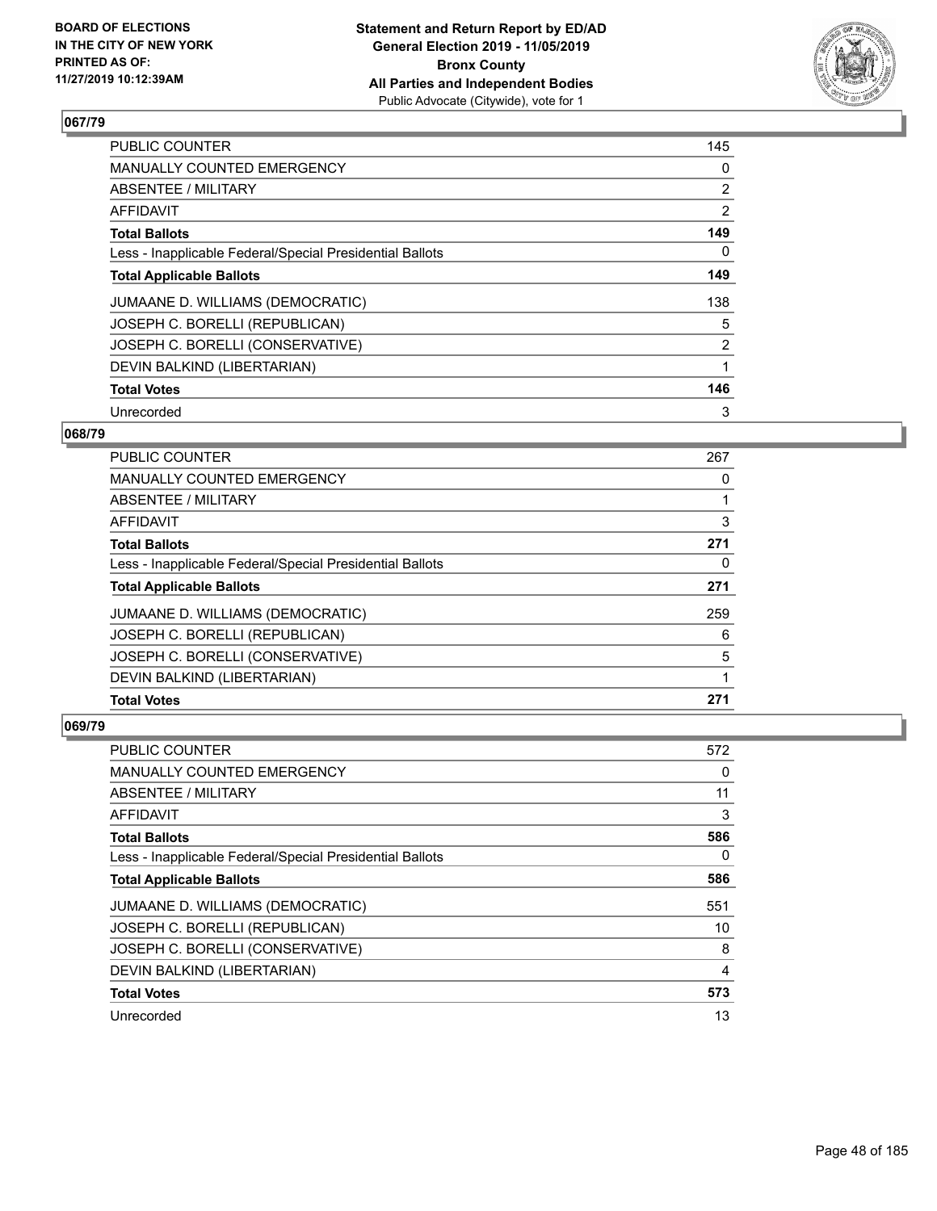## 067/79

| | |
|---|---|
| PUBLIC COUNTER | 145 |
| MANUALLY COUNTED EMERGENCY | 0 |
| ABSENTEE / MILITARY | 2 |
| AFFIDAVIT | 2 |
| **Total Ballots** | **149** |
| Less - Inapplicable Federal/Special Presidential Ballots | 0 |
| **Total Applicable Ballots** | **149** |
| JUMAANE D. WILLIAMS (DEMOCRATIC) | 138 |
| JOSEPH C. BORELLI (REPUBLICAN) | 5 |
| JOSEPH C. BORELLI (CONSERVATIVE) | 2 |
| DEVIN BALKIND (LIBERTARIAN) | 1 |
| **Total Votes** | **146** |
| Unrecorded | 3 |

## 068/79

| | |
|---|---|
| PUBLIC COUNTER | 267 |
| MANUALLY COUNTED EMERGENCY | 0 |
| ABSENTEE / MILITARY | 1 |
| AFFIDAVIT | 3 |
| **Total Ballots** | **271** |
| Less - Inapplicable Federal/Special Presidential Ballots | 0 |
| **Total Applicable Ballots** | **271** |
| JUMAANE D. WILLIAMS (DEMOCRATIC) | 259 |
| JOSEPH C. BORELLI (REPUBLICAN) | 6 |
| JOSEPH C. BORELLI (CONSERVATIVE) | 5 |
| DEVIN BALKIND (LIBERTARIAN) | 1 |
| **Total Votes** | **271** |

## 069/79

| | |
|---|---|
| PUBLIC COUNTER | 572 |
| MANUALLY COUNTED EMERGENCY | 0 |
| ABSENTEE / MILITARY | 11 |
| AFFIDAVIT | 3 |
| **Total Ballots** | **586** |
| Less - Inapplicable Federal/Special Presidential Ballots | 0 |
| **Total Applicable Ballots** | **586** |
| JUMAANE D. WILLIAMS (DEMOCRATIC) | 551 |
| JOSEPH C. BORELLI (REPUBLICAN) | 10 |
| JOSEPH C. BORELLI (CONSERVATIVE) | 8 |
| DEVIN BALKIND (LIBERTARIAN) | 4 |
| **Total Votes** | **573** |
| Unrecorded | 13 |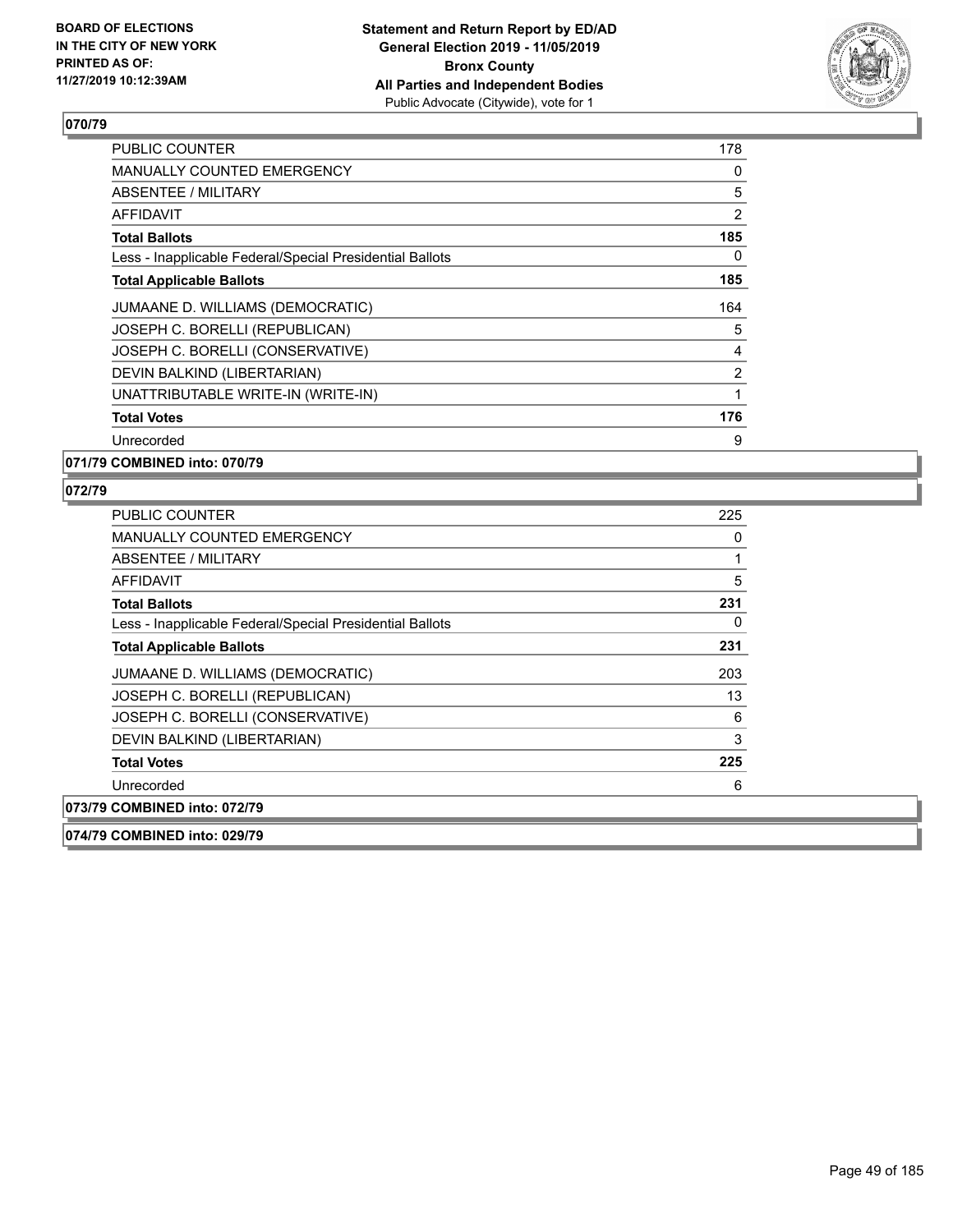**070/79**

| | |
|---|---|
| PUBLIC COUNTER | 178 |
| MANUALLY COUNTED EMERGENCY | 0 |
| ABSENTEE / MILITARY | 5 |
| AFFIDAVIT | 2 |
| **Total Ballots** | **185** |
| Less - Inapplicable Federal/Special Presidential Ballots | 0 |
| **Total Applicable Ballots** | **185** |
| JUMAANE D. WILLIAMS (DEMOCRATIC) | 164 |
| JOSEPH C. BORELLI (REPUBLICAN) | 5 |
| JOSEPH C. BORELLI (CONSERVATIVE) | 4 |
| DEVIN BALKIND (LIBERTARIAN) | 2 |
| UNATTRIBUTABLE WRITE-IN (WRITE-IN) | 1 |
| **Total Votes** | **176** |
| Unrecorded | 9 |

**071/79 COMBINED into: 070/79**

**072/79**

| | |
|---|---|
| PUBLIC COUNTER | 225 |
| MANUALLY COUNTED EMERGENCY | 0 |
| ABSENTEE / MILITARY | 1 |
| AFFIDAVIT | 5 |
| **Total Ballots** | **231** |
| Less - Inapplicable Federal/Special Presidential Ballots | 0 |
| **Total Applicable Ballots** | **231** |
| JUMAANE D. WILLIAMS (DEMOCRATIC) | 203 |
| JOSEPH C. BORELLI (REPUBLICAN) | 13 |
| JOSEPH C. BORELLI (CONSERVATIVE) | 6 |
| DEVIN BALKIND (LIBERTARIAN) | 3 |
| **Total Votes** | **225** |
| Unrecorded | 6 |

**073/79 COMBINED into: 072/79**

**074/79 COMBINED into: 029/79**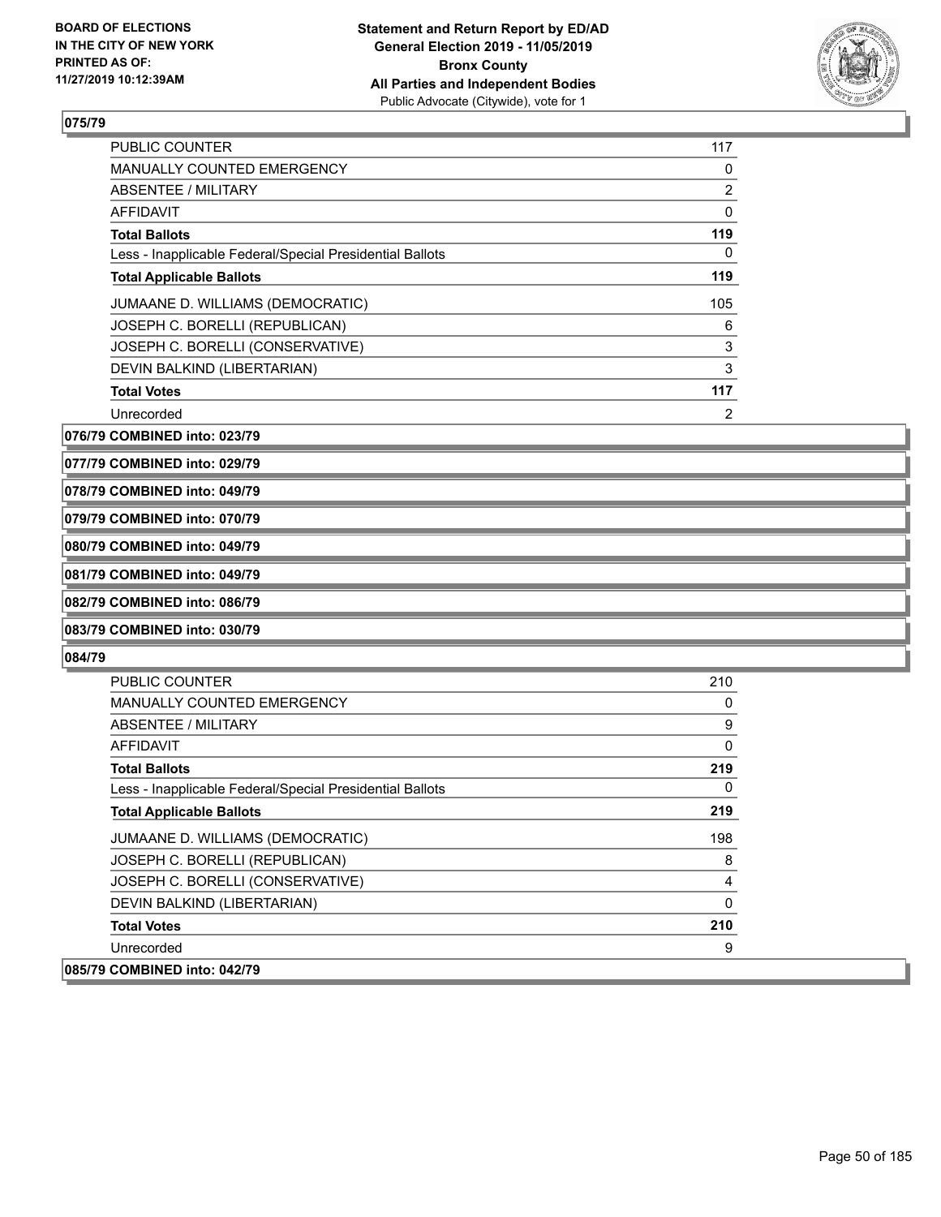## 075/79

| | |
|---|---|
| PUBLIC COUNTER | 117 |
| MANUALLY COUNTED EMERGENCY | 0 |
| ABSENTEE / MILITARY | 2 |
| AFFIDAVIT | 0 |
| **Total Ballots** | **119** |
| Less - Inapplicable Federal/Special Presidential Ballots | 0 |
| **Total Applicable Ballots** | **119** |
| JUMAANE D. WILLIAMS (DEMOCRATIC) | 105 |
| JOSEPH C. BORELLI (REPUBLICAN) | 6 |
| JOSEPH C. BORELLI (CONSERVATIVE) | 3 |
| DEVIN BALKIND (LIBERTARIAN) | 3 |
| **Total Votes** | **117** |
| Unrecorded | 2 |

**076/79 COMBINED into: 023/79**

**077/79 COMBINED into: 029/79**

**078/79 COMBINED into: 049/79**

**079/79 COMBINED into: 070/79**

**080/79 COMBINED into: 049/79**

**081/79 COMBINED into: 049/79**

**082/79 COMBINED into: 086/79**

**083/79 COMBINED into: 030/79**

## 084/79

| | |
|---|---|
| PUBLIC COUNTER | 210 |
| MANUALLY COUNTED EMERGENCY | 0 |
| ABSENTEE / MILITARY | 9 |
| AFFIDAVIT | 0 |
| **Total Ballots** | **219** |
| Less - Inapplicable Federal/Special Presidential Ballots | 0 |
| **Total Applicable Ballots** | **219** |
| JUMAANE D. WILLIAMS (DEMOCRATIC) | 198 |
| JOSEPH C. BORELLI (REPUBLICAN) | 8 |
| JOSEPH C. BORELLI (CONSERVATIVE) | 4 |
| DEVIN BALKIND (LIBERTARIAN) | 0 |
| **Total Votes** | **210** |
| Unrecorded | 9 |

**085/79 COMBINED into: 042/79**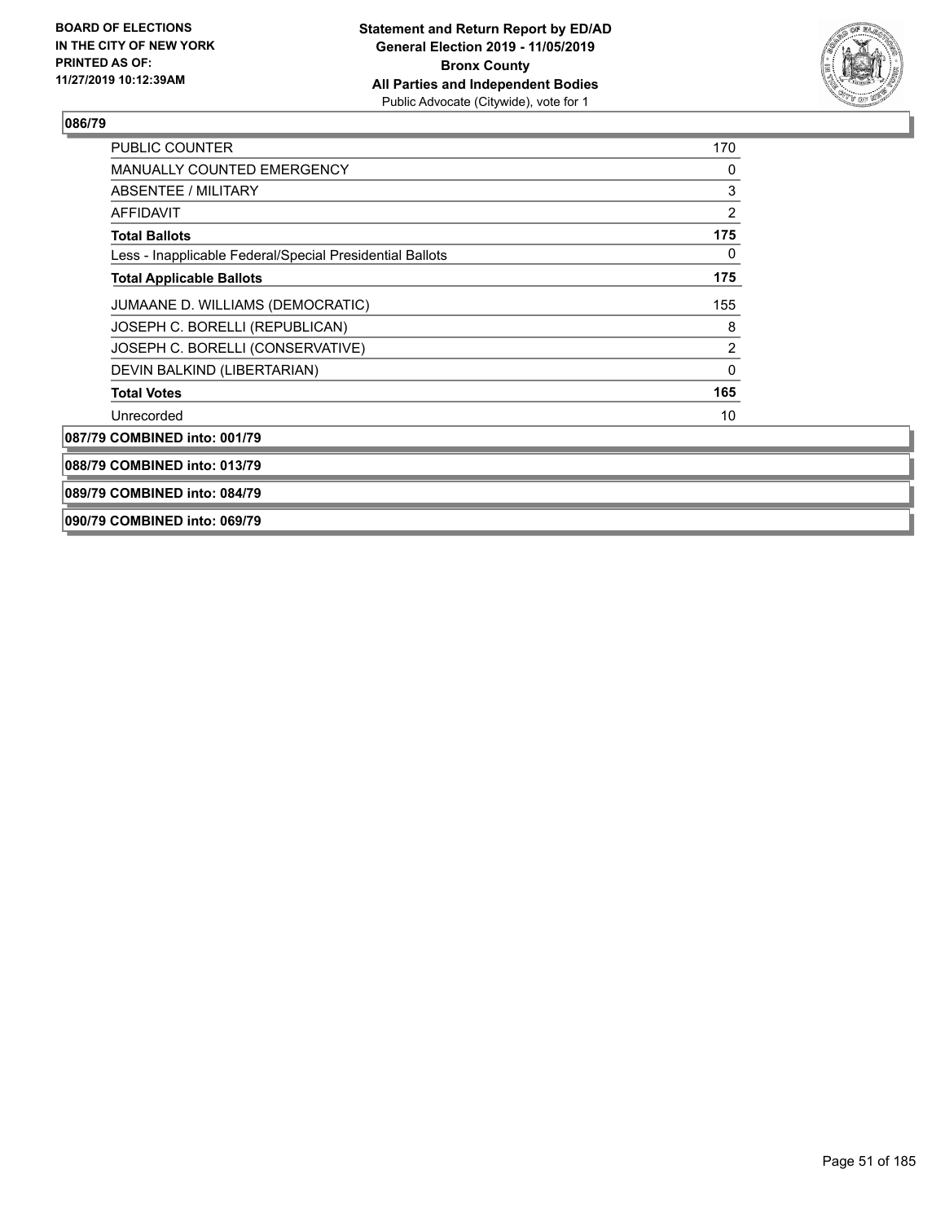**086/79**

| | |
|---|---|
| PUBLIC COUNTER | 170 |
| MANUALLY COUNTED EMERGENCY | 0 |
| ABSENTEE / MILITARY | 3 |
| AFFIDAVIT | 2 |
| **Total Ballots** | **175** |
| Less - Inapplicable Federal/Special Presidential Ballots | 0 |
| **Total Applicable Ballots** | **175** |
| JUMAANE D. WILLIAMS (DEMOCRATIC) | 155 |
| JOSEPH C. BORELLI (REPUBLICAN) | 8 |
| JOSEPH C. BORELLI (CONSERVATIVE) | 2 |
| DEVIN BALKIND (LIBERTARIAN) | 0 |
| **Total Votes** | **165** |
| Unrecorded | 10 |

**087/79 COMBINED into: 001/79**

**088/79 COMBINED into: 013/79**

**089/79 COMBINED into: 084/79**

**090/79 COMBINED into: 069/79**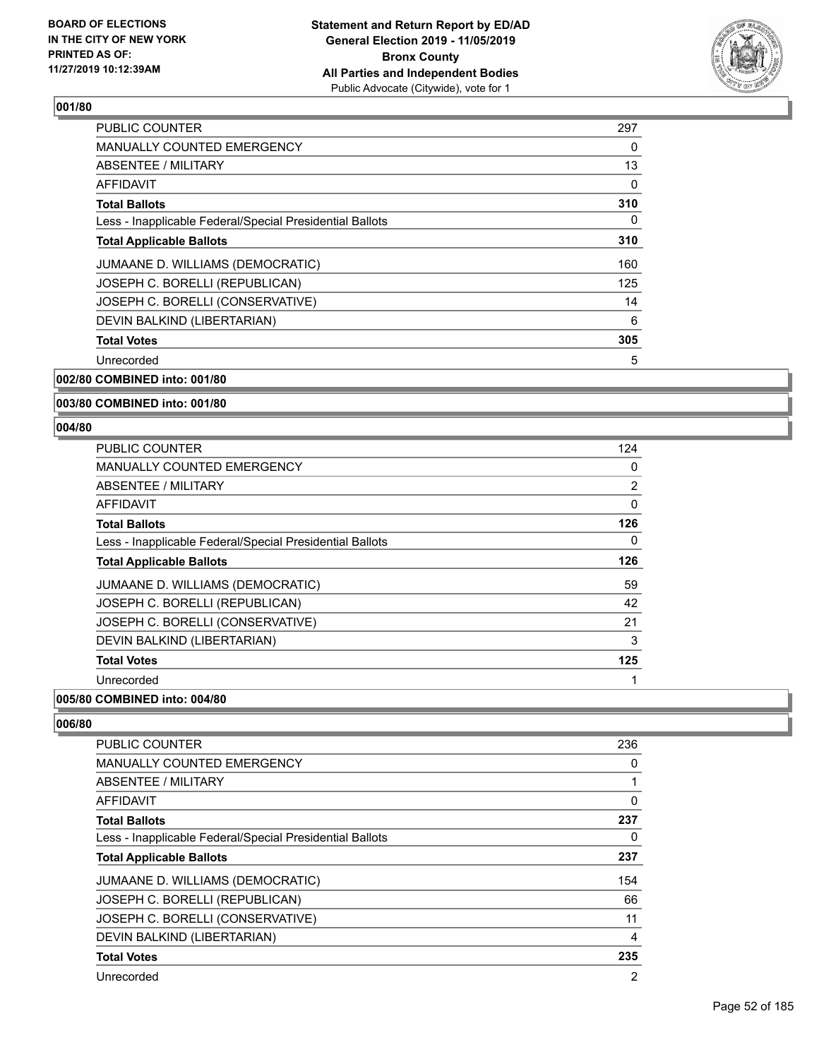**Board of Elections in the City of New York**
**Printed as of: 11/27/2019 10:12:39AM**

**Statement and Return Report by ED/AD**
**General Election 2019 - 11/05/2019**
**Bronx County**
**All Parties and Independent Bodies**
Public Advocate (Citywide), vote for 1

### 001/80

| | |
|---|---|
| PUBLIC COUNTER | 297 |
| MANUALLY COUNTED EMERGENCY | 0 |
| ABSENTEE / MILITARY | 13 |
| AFFIDAVIT | 0 |
| **Total Ballots** | **310** |
| Less - Inapplicable Federal/Special Presidential Ballots | 0 |
| **Total Applicable Ballots** | **310** |
| JUMAANE D. WILLIAMS (DEMOCRATIC) | 160 |
| JOSEPH C. BORELLI (REPUBLICAN) | 125 |
| JOSEPH C. BORELLI (CONSERVATIVE) | 14 |
| DEVIN BALKIND (LIBERTARIAN) | 6 |
| **Total Votes** | **305** |
| Unrecorded | 5 |

### 002/80 COMBINED into: 001/80

### 003/80 COMBINED into: 001/80

### 004/80

| | |
|---|---|
| PUBLIC COUNTER | 124 |
| MANUALLY COUNTED EMERGENCY | 0 |
| ABSENTEE / MILITARY | 2 |
| AFFIDAVIT | 0 |
| **Total Ballots** | **126** |
| Less - Inapplicable Federal/Special Presidential Ballots | 0 |
| **Total Applicable Ballots** | **126** |
| JUMAANE D. WILLIAMS (DEMOCRATIC) | 59 |
| JOSEPH C. BORELLI (REPUBLICAN) | 42 |
| JOSEPH C. BORELLI (CONSERVATIVE) | 21 |
| DEVIN BALKIND (LIBERTARIAN) | 3 |
| **Total Votes** | **125** |
| Unrecorded | 1 |

### 005/80 COMBINED into: 004/80

### 006/80

| | |
|---|---|
| PUBLIC COUNTER | 236 |
| MANUALLY COUNTED EMERGENCY | 0 |
| ABSENTEE / MILITARY | 1 |
| AFFIDAVIT | 0 |
| **Total Ballots** | **237** |
| Less - Inapplicable Federal/Special Presidential Ballots | 0 |
| **Total Applicable Ballots** | **237** |
| JUMAANE D. WILLIAMS (DEMOCRATIC) | 154 |
| JOSEPH C. BORELLI (REPUBLICAN) | 66 |
| JOSEPH C. BORELLI (CONSERVATIVE) | 11 |
| DEVIN BALKIND (LIBERTARIAN) | 4 |
| **Total Votes** | **235** |
| Unrecorded | 2 |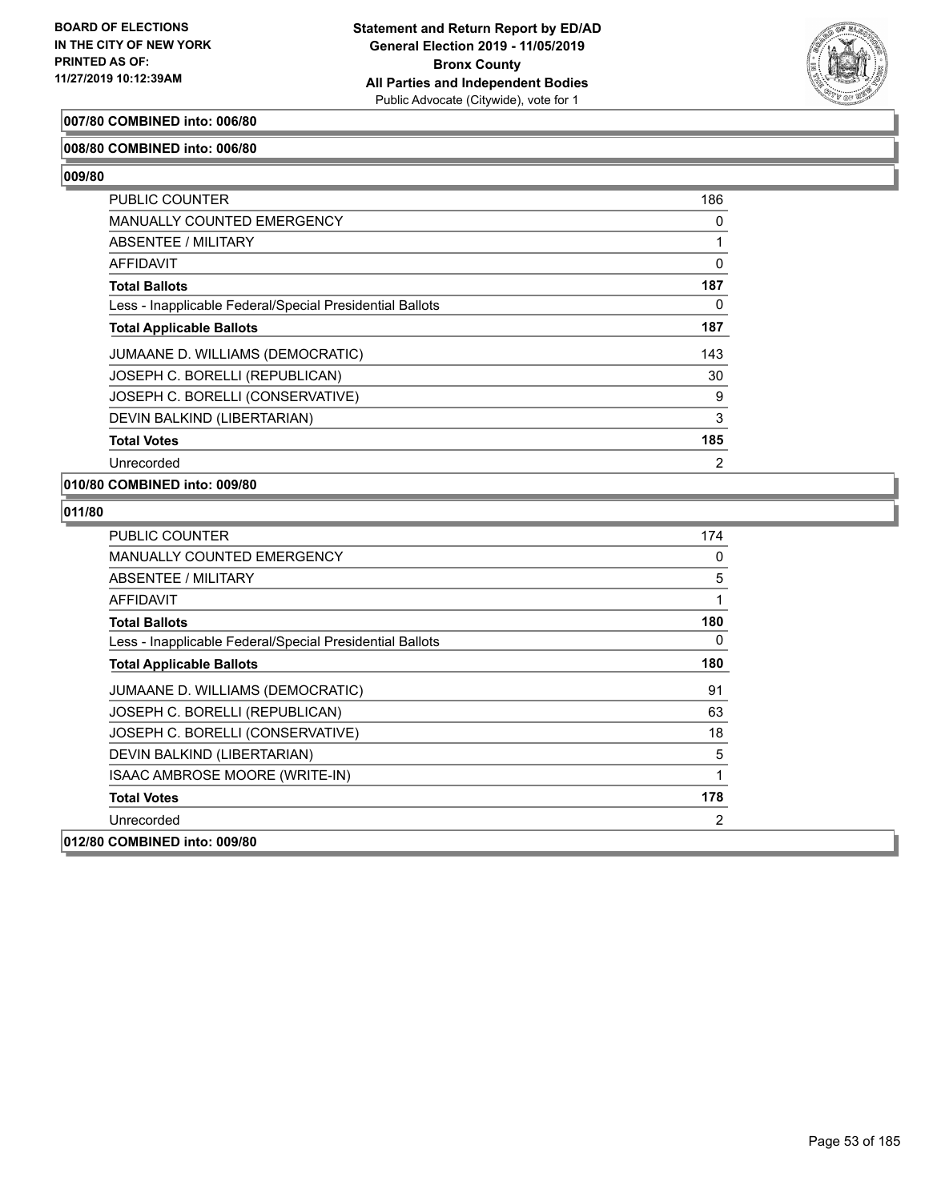**007/80 COMBINED into: 006/80**

**008/80 COMBINED into: 006/80**

**009/80**

| | |
|---|---|
| PUBLIC COUNTER | 186 |
| MANUALLY COUNTED EMERGENCY | 0 |
| ABSENTEE / MILITARY | 1 |
| AFFIDAVIT | 0 |
| **Total Ballots** | **187** |
| Less - Inapplicable Federal/Special Presidential Ballots | 0 |
| **Total Applicable Ballots** | **187** |
| JUMAANE D. WILLIAMS (DEMOCRATIC) | 143 |
| JOSEPH C. BORELLI (REPUBLICAN) | 30 |
| JOSEPH C. BORELLI (CONSERVATIVE) | 9 |
| DEVIN BALKIND (LIBERTARIAN) | 3 |
| **Total Votes** | **185** |
| Unrecorded | 2 |

**010/80 COMBINED into: 009/80**

**011/80**

| | |
|---|---|
| PUBLIC COUNTER | 174 |
| MANUALLY COUNTED EMERGENCY | 0 |
| ABSENTEE / MILITARY | 5 |
| AFFIDAVIT | 1 |
| **Total Ballots** | **180** |
| Less - Inapplicable Federal/Special Presidential Ballots | 0 |
| **Total Applicable Ballots** | **180** |
| JUMAANE D. WILLIAMS (DEMOCRATIC) | 91 |
| JOSEPH C. BORELLI (REPUBLICAN) | 63 |
| JOSEPH C. BORELLI (CONSERVATIVE) | 18 |
| DEVIN BALKIND (LIBERTARIAN) | 5 |
| ISAAC AMBROSE MOORE (WRITE-IN) | 1 |
| **Total Votes** | **178** |
| Unrecorded | 2 |

**012/80 COMBINED into: 009/80**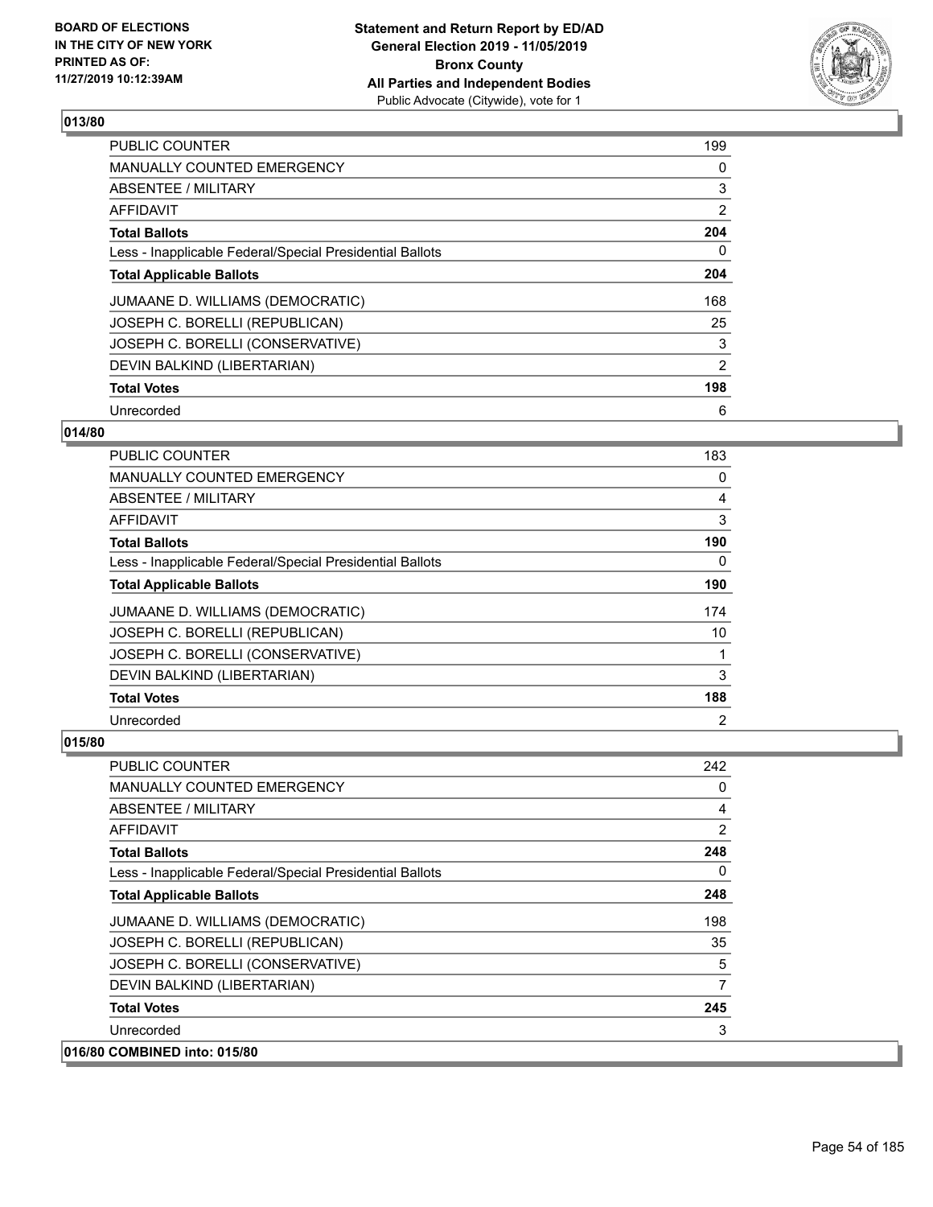## 013/80

| | |
|---|---|
| PUBLIC COUNTER | 199 |
| MANUALLY COUNTED EMERGENCY | 0 |
| ABSENTEE / MILITARY | 3 |
| AFFIDAVIT | 2 |
| **Total Ballots** | **204** |
| Less - Inapplicable Federal/Special Presidential Ballots | 0 |
| **Total Applicable Ballots** | **204** |
| JUMAANE D. WILLIAMS (DEMOCRATIC) | 168 |
| JOSEPH C. BORELLI (REPUBLICAN) | 25 |
| JOSEPH C. BORELLI (CONSERVATIVE) | 3 |
| DEVIN BALKIND (LIBERTARIAN) | 2 |
| **Total Votes** | **198** |
| Unrecorded | 6 |

## 014/80

| | |
|---|---|
| PUBLIC COUNTER | 183 |
| MANUALLY COUNTED EMERGENCY | 0 |
| ABSENTEE / MILITARY | 4 |
| AFFIDAVIT | 3 |
| **Total Ballots** | **190** |
| Less - Inapplicable Federal/Special Presidential Ballots | 0 |
| **Total Applicable Ballots** | **190** |
| JUMAANE D. WILLIAMS (DEMOCRATIC) | 174 |
| JOSEPH C. BORELLI (REPUBLICAN) | 10 |
| JOSEPH C. BORELLI (CONSERVATIVE) | 1 |
| DEVIN BALKIND (LIBERTARIAN) | 3 |
| **Total Votes** | **188** |
| Unrecorded | 2 |

## 015/80

| | |
|---|---|
| PUBLIC COUNTER | 242 |
| MANUALLY COUNTED EMERGENCY | 0 |
| ABSENTEE / MILITARY | 4 |
| AFFIDAVIT | 2 |
| **Total Ballots** | **248** |
| Less - Inapplicable Federal/Special Presidential Ballots | 0 |
| **Total Applicable Ballots** | **248** |
| JUMAANE D. WILLIAMS (DEMOCRATIC) | 198 |
| JOSEPH C. BORELLI (REPUBLICAN) | 35 |
| JOSEPH C. BORELLI (CONSERVATIVE) | 5 |
| DEVIN BALKIND (LIBERTARIAN) | 7 |
| **Total Votes** | **245** |
| Unrecorded | 3 |

## 016/80 COMBINED into: 015/80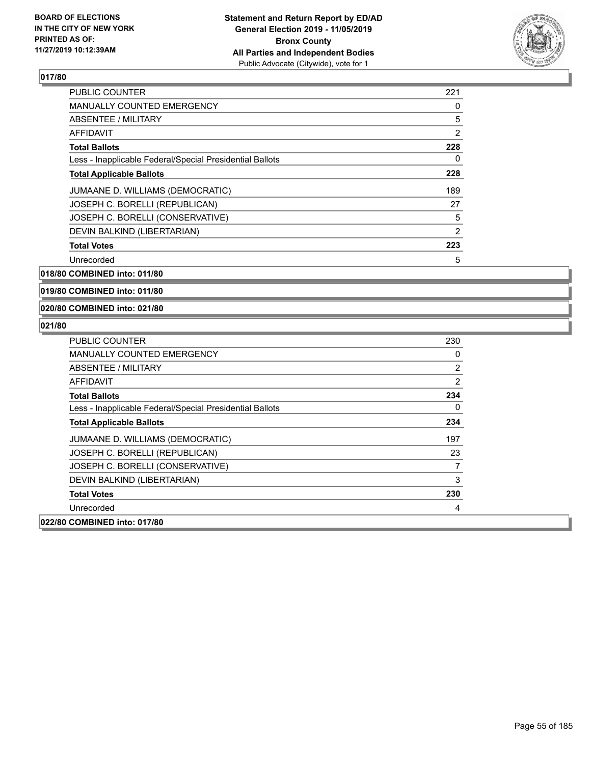## 017/80

| | |
|---|---|
| PUBLIC COUNTER | 221 |
| MANUALLY COUNTED EMERGENCY | 0 |
| ABSENTEE / MILITARY | 5 |
| AFFIDAVIT | 2 |
| **Total Ballots** | **228** |
| Less - Inapplicable Federal/Special Presidential Ballots | 0 |
| **Total Applicable Ballots** | **228** |
| JUMAANE D. WILLIAMS (DEMOCRATIC) | 189 |
| JOSEPH C. BORELLI (REPUBLICAN) | 27 |
| JOSEPH C. BORELLI (CONSERVATIVE) | 5 |
| DEVIN BALKIND (LIBERTARIAN) | 2 |
| **Total Votes** | **223** |
| Unrecorded | 5 |

**018/80 COMBINED into: 011/80**

**019/80 COMBINED into: 011/80**

**020/80 COMBINED into: 021/80**

## 021/80

| | |
|---|---|
| PUBLIC COUNTER | 230 |
| MANUALLY COUNTED EMERGENCY | 0 |
| ABSENTEE / MILITARY | 2 |
| AFFIDAVIT | 2 |
| **Total Ballots** | **234** |
| Less - Inapplicable Federal/Special Presidential Ballots | 0 |
| **Total Applicable Ballots** | **234** |
| JUMAANE D. WILLIAMS (DEMOCRATIC) | 197 |
| JOSEPH C. BORELLI (REPUBLICAN) | 23 |
| JOSEPH C. BORELLI (CONSERVATIVE) | 7 |
| DEVIN BALKIND (LIBERTARIAN) | 3 |
| **Total Votes** | **230** |
| Unrecorded | 4 |

**022/80 COMBINED into: 017/80**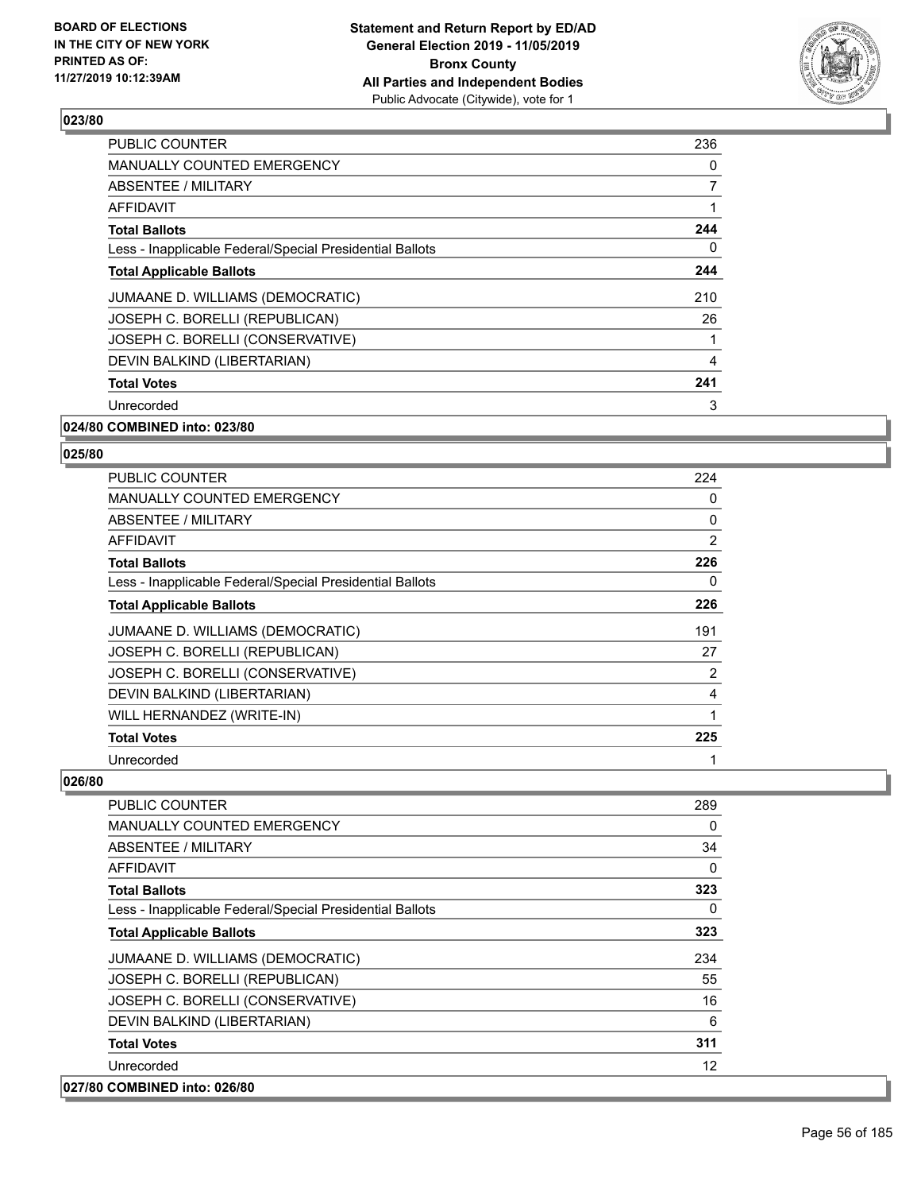## 023/80

| | |
|---|---|
| PUBLIC COUNTER | 236 |
| MANUALLY COUNTED EMERGENCY | 0 |
| ABSENTEE / MILITARY | 7 |
| AFFIDAVIT | 1 |
| **Total Ballots** | **244** |
| Less - Inapplicable Federal/Special Presidential Ballots | 0 |
| **Total Applicable Ballots** | **244** |
| JUMAANE D. WILLIAMS (DEMOCRATIC) | 210 |
| JOSEPH C. BORELLI (REPUBLICAN) | 26 |
| JOSEPH C. BORELLI (CONSERVATIVE) | 1 |
| DEVIN BALKIND (LIBERTARIAN) | 4 |
| **Total Votes** | **241** |
| Unrecorded | 3 |

## 024/80 COMBINED into: 023/80

## 025/80

| | |
|---|---|
| PUBLIC COUNTER | 224 |
| MANUALLY COUNTED EMERGENCY | 0 |
| ABSENTEE / MILITARY | 0 |
| AFFIDAVIT | 2 |
| **Total Ballots** | **226** |
| Less - Inapplicable Federal/Special Presidential Ballots | 0 |
| **Total Applicable Ballots** | **226** |
| JUMAANE D. WILLIAMS (DEMOCRATIC) | 191 |
| JOSEPH C. BORELLI (REPUBLICAN) | 27 |
| JOSEPH C. BORELLI (CONSERVATIVE) | 2 |
| DEVIN BALKIND (LIBERTARIAN) | 4 |
| WILL HERNANDEZ (WRITE-IN) | 1 |
| **Total Votes** | **225** |
| Unrecorded | 1 |

## 026/80

| | |
|---|---|
| PUBLIC COUNTER | 289 |
| MANUALLY COUNTED EMERGENCY | 0 |
| ABSENTEE / MILITARY | 34 |
| AFFIDAVIT | 0 |
| **Total Ballots** | **323** |
| Less - Inapplicable Federal/Special Presidential Ballots | 0 |
| **Total Applicable Ballots** | **323** |
| JUMAANE D. WILLIAMS (DEMOCRATIC) | 234 |
| JOSEPH C. BORELLI (REPUBLICAN) | 55 |
| JOSEPH C. BORELLI (CONSERVATIVE) | 16 |
| DEVIN BALKIND (LIBERTARIAN) | 6 |
| **Total Votes** | **311** |
| Unrecorded | 12 |

## 027/80 COMBINED into: 026/80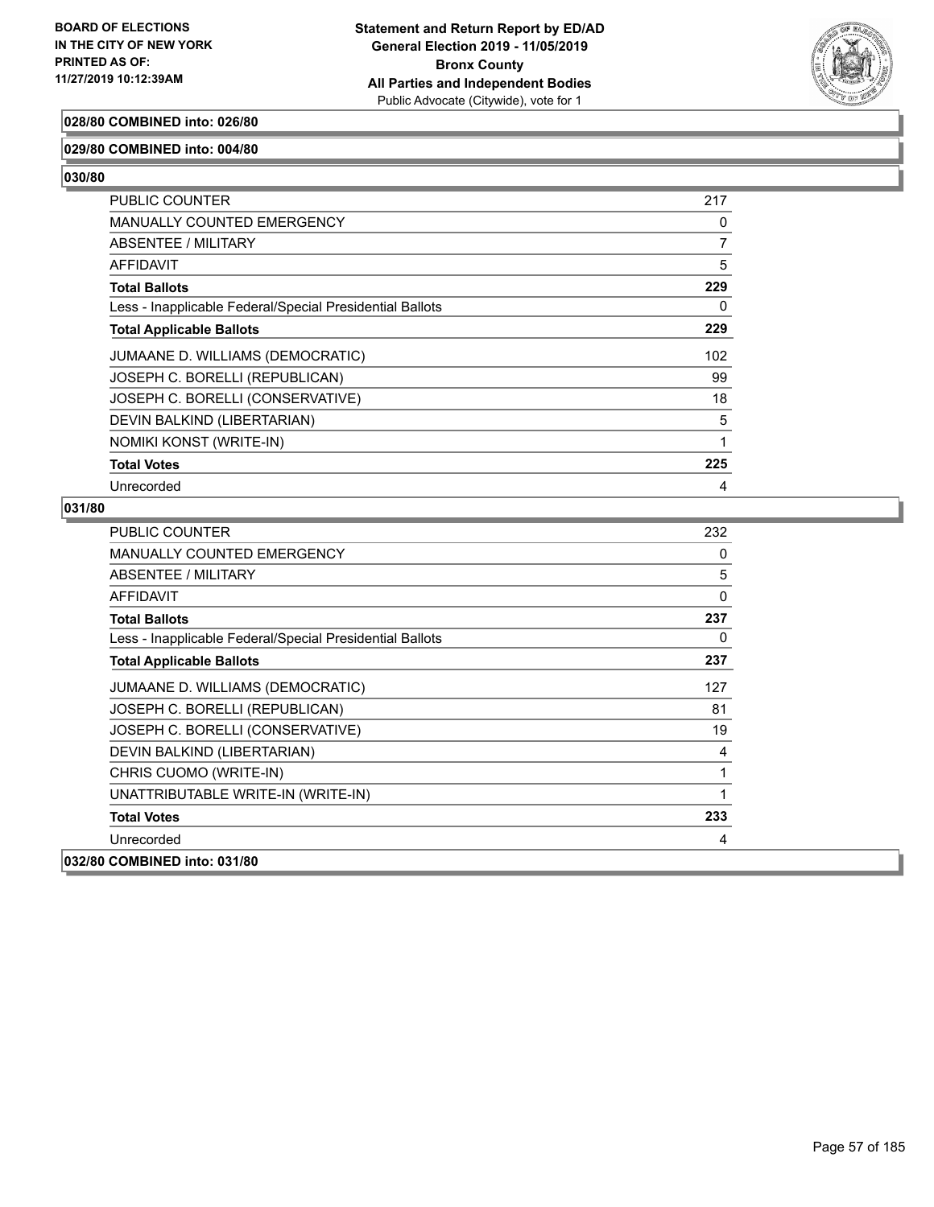**028/80 COMBINED into: 026/80**

**029/80 COMBINED into: 004/80**

**030/80**

| | |
|---|---|
| PUBLIC COUNTER | 217 |
| MANUALLY COUNTED EMERGENCY | 0 |
| ABSENTEE / MILITARY | 7 |
| AFFIDAVIT | 5 |
| **Total Ballots** | **229** |
| Less - Inapplicable Federal/Special Presidential Ballots | 0 |
| **Total Applicable Ballots** | **229** |
| JUMAANE D. WILLIAMS (DEMOCRATIC) | 102 |
| JOSEPH C. BORELLI (REPUBLICAN) | 99 |
| JOSEPH C. BORELLI (CONSERVATIVE) | 18 |
| DEVIN BALKIND (LIBERTARIAN) | 5 |
| NOMIKI KONST (WRITE-IN) | 1 |
| **Total Votes** | **225** |
| Unrecorded | 4 |

**031/80**

| | |
|---|---|
| PUBLIC COUNTER | 232 |
| MANUALLY COUNTED EMERGENCY | 0 |
| ABSENTEE / MILITARY | 5 |
| AFFIDAVIT | 0 |
| **Total Ballots** | **237** |
| Less - Inapplicable Federal/Special Presidential Ballots | 0 |
| **Total Applicable Ballots** | **237** |
| JUMAANE D. WILLIAMS (DEMOCRATIC) | 127 |
| JOSEPH C. BORELLI (REPUBLICAN) | 81 |
| JOSEPH C. BORELLI (CONSERVATIVE) | 19 |
| DEVIN BALKIND (LIBERTARIAN) | 4 |
| CHRIS CUOMO (WRITE-IN) | 1 |
| UNATTRIBUTABLE WRITE-IN (WRITE-IN) | 1 |
| **Total Votes** | **233** |
| Unrecorded | 4 |

**032/80 COMBINED into: 031/80**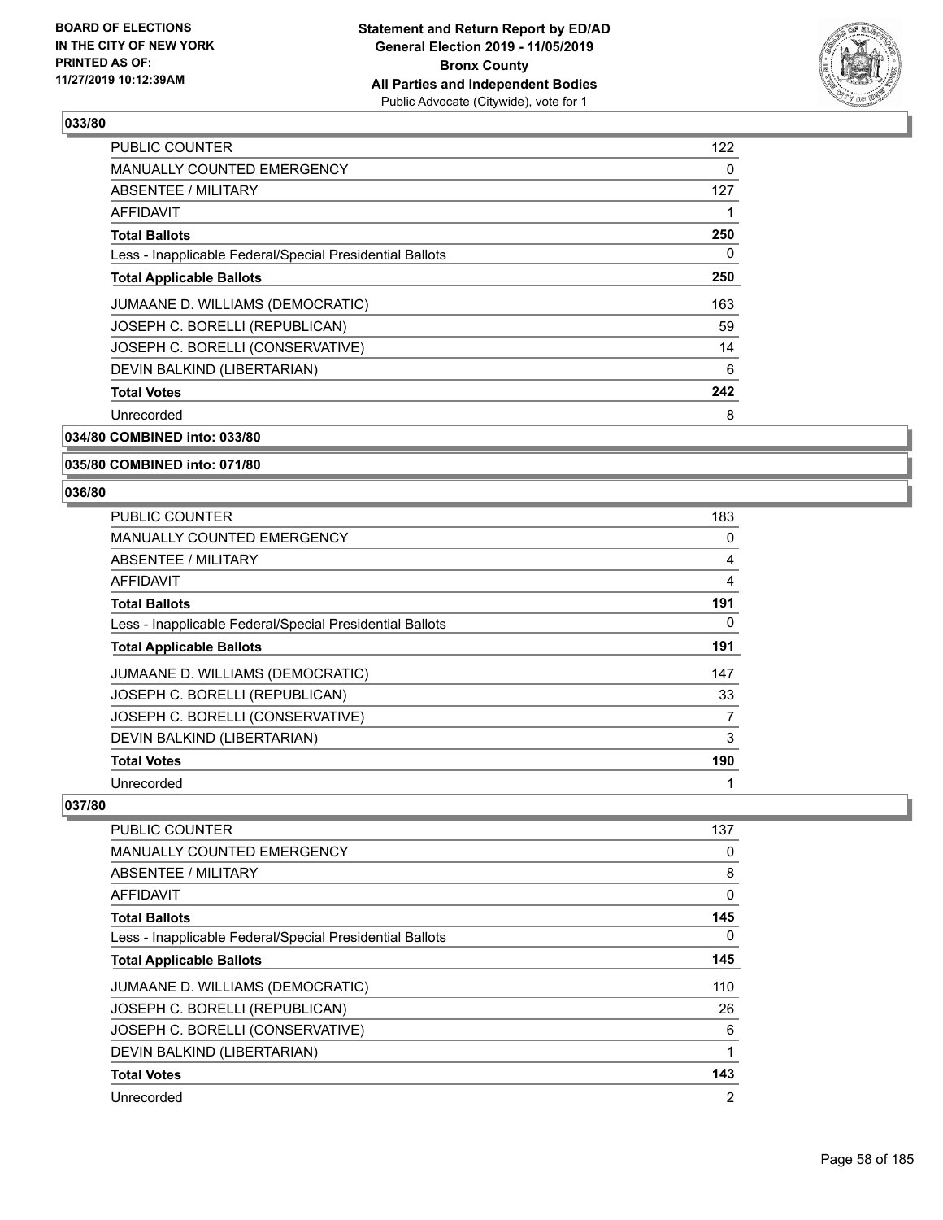## 033/80

| | |
|---|---|
| PUBLIC COUNTER | 122 |
| MANUALLY COUNTED EMERGENCY | 0 |
| ABSENTEE / MILITARY | 127 |
| AFFIDAVIT | 1 |
| **Total Ballots** | **250** |
| Less - Inapplicable Federal/Special Presidential Ballots | 0 |
| **Total Applicable Ballots** | **250** |
| JUMAANE D. WILLIAMS (DEMOCRATIC) | 163 |
| JOSEPH C. BORELLI (REPUBLICAN) | 59 |
| JOSEPH C. BORELLI (CONSERVATIVE) | 14 |
| DEVIN BALKIND (LIBERTARIAN) | 6 |
| **Total Votes** | **242** |
| Unrecorded | 8 |

## 034/80 COMBINED into: 033/80

## 035/80 COMBINED into: 071/80

## 036/80

| | |
|---|---|
| PUBLIC COUNTER | 183 |
| MANUALLY COUNTED EMERGENCY | 0 |
| ABSENTEE / MILITARY | 4 |
| AFFIDAVIT | 4 |
| **Total Ballots** | **191** |
| Less - Inapplicable Federal/Special Presidential Ballots | 0 |
| **Total Applicable Ballots** | **191** |
| JUMAANE D. WILLIAMS (DEMOCRATIC) | 147 |
| JOSEPH C. BORELLI (REPUBLICAN) | 33 |
| JOSEPH C. BORELLI (CONSERVATIVE) | 7 |
| DEVIN BALKIND (LIBERTARIAN) | 3 |
| **Total Votes** | **190** |
| Unrecorded | 1 |

## 037/80

| | |
|---|---|
| PUBLIC COUNTER | 137 |
| MANUALLY COUNTED EMERGENCY | 0 |
| ABSENTEE / MILITARY | 8 |
| AFFIDAVIT | 0 |
| **Total Ballots** | **145** |
| Less - Inapplicable Federal/Special Presidential Ballots | 0 |
| **Total Applicable Ballots** | **145** |
| JUMAANE D. WILLIAMS (DEMOCRATIC) | 110 |
| JOSEPH C. BORELLI (REPUBLICAN) | 26 |
| JOSEPH C. BORELLI (CONSERVATIVE) | 6 |
| DEVIN BALKIND (LIBERTARIAN) | 1 |
| **Total Votes** | **143** |
| Unrecorded | 2 |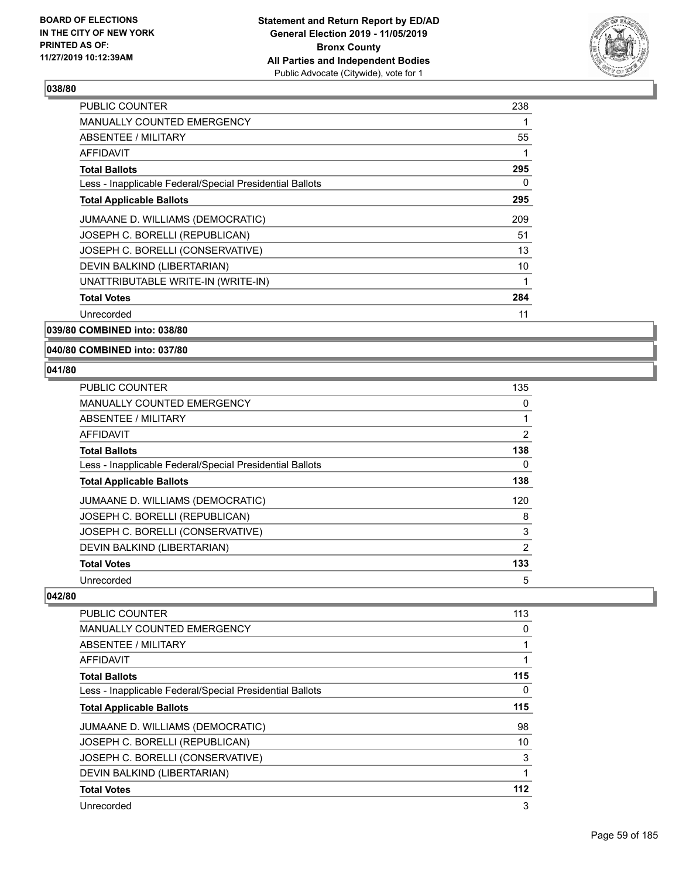### 038/80

| | |
|---|---|
| PUBLIC COUNTER | 238 |
| MANUALLY COUNTED EMERGENCY | 1 |
| ABSENTEE / MILITARY | 55 |
| AFFIDAVIT | 1 |
| **Total Ballots** | **295** |
| Less - Inapplicable Federal/Special Presidential Ballots | 0 |
| **Total Applicable Ballots** | **295** |
| JUMAANE D. WILLIAMS (DEMOCRATIC) | 209 |
| JOSEPH C. BORELLI (REPUBLICAN) | 51 |
| JOSEPH C. BORELLI (CONSERVATIVE) | 13 |
| DEVIN BALKIND (LIBERTARIAN) | 10 |
| UNATTRIBUTABLE WRITE-IN (WRITE-IN) | 1 |
| **Total Votes** | **284** |
| Unrecorded | 11 |

### 039/80 COMBINED into: 038/80

### 040/80 COMBINED into: 037/80

### 041/80

| | |
|---|---|
| PUBLIC COUNTER | 135 |
| MANUALLY COUNTED EMERGENCY | 0 |
| ABSENTEE / MILITARY | 1 |
| AFFIDAVIT | 2 |
| **Total Ballots** | **138** |
| Less - Inapplicable Federal/Special Presidential Ballots | 0 |
| **Total Applicable Ballots** | **138** |
| JUMAANE D. WILLIAMS (DEMOCRATIC) | 120 |
| JOSEPH C. BORELLI (REPUBLICAN) | 8 |
| JOSEPH C. BORELLI (CONSERVATIVE) | 3 |
| DEVIN BALKIND (LIBERTARIAN) | 2 |
| **Total Votes** | **133** |
| Unrecorded | 5 |

### 042/80

| | |
|---|---|
| PUBLIC COUNTER | 113 |
| MANUALLY COUNTED EMERGENCY | 0 |
| ABSENTEE / MILITARY | 1 |
| AFFIDAVIT | 1 |
| **Total Ballots** | **115** |
| Less - Inapplicable Federal/Special Presidential Ballots | 0 |
| **Total Applicable Ballots** | **115** |
| JUMAANE D. WILLIAMS (DEMOCRATIC) | 98 |
| JOSEPH C. BORELLI (REPUBLICAN) | 10 |
| JOSEPH C. BORELLI (CONSERVATIVE) | 3 |
| DEVIN BALKIND (LIBERTARIAN) | 1 |
| **Total Votes** | **112** |
| Unrecorded | 3 |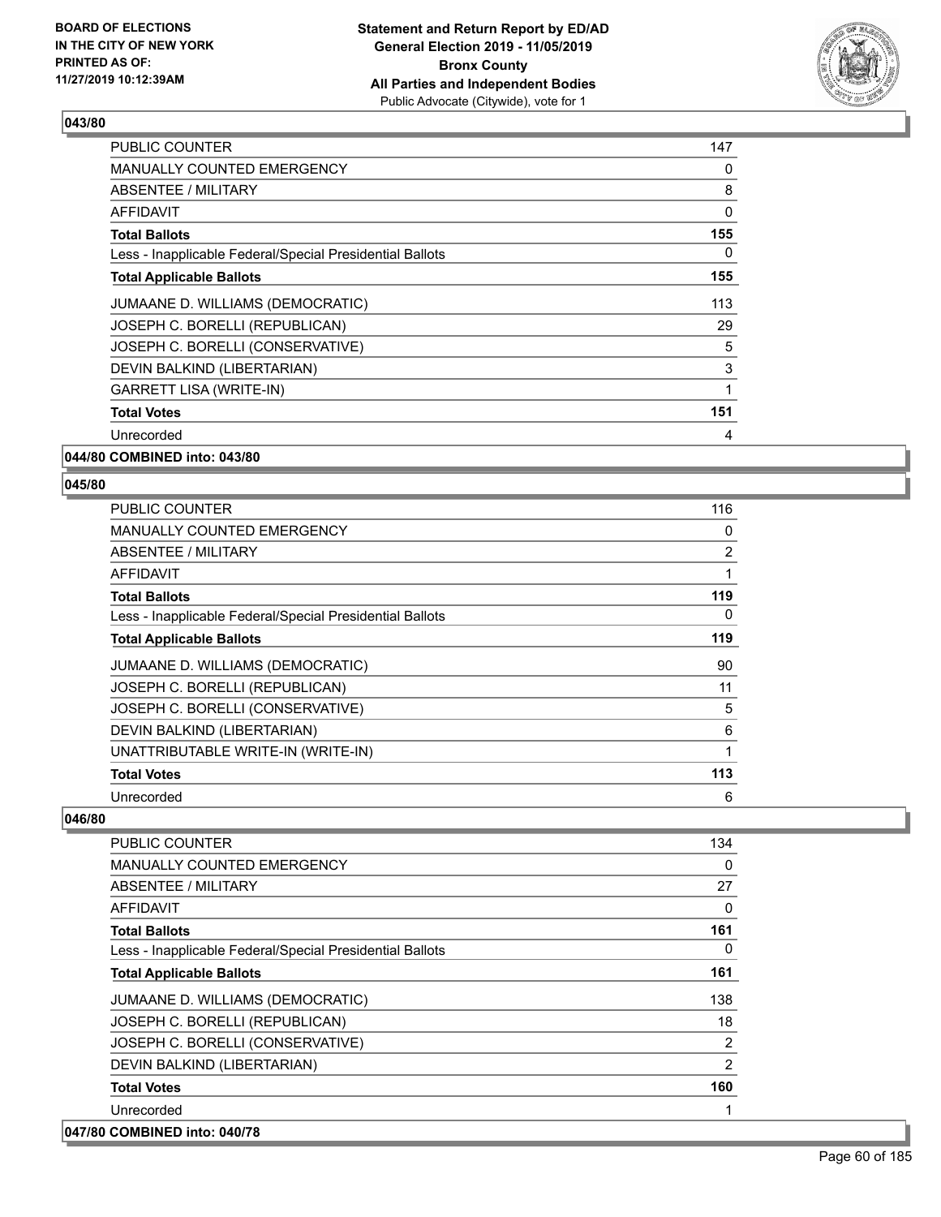**BOARD OF ELECTIONS IN THE CITY OF NEW YORK PRINTED AS OF: 11/27/2019 10:12:39AM**

**Statement and Return Report by ED/AD General Election 2019 - 11/05/2019 Bronx County All Parties and Independent Bodies**
Public Advocate (Citywide), vote for 1

### 043/80

| | |
|---|---|
| PUBLIC COUNTER | 147 |
| MANUALLY COUNTED EMERGENCY | 0 |
| ABSENTEE / MILITARY | 8 |
| AFFIDAVIT | 0 |
| **Total Ballots** | **155** |
| Less - Inapplicable Federal/Special Presidential Ballots | 0 |
| **Total Applicable Ballots** | **155** |
| JUMAANE D. WILLIAMS (DEMOCRATIC) | 113 |
| JOSEPH C. BORELLI (REPUBLICAN) | 29 |
| JOSEPH C. BORELLI (CONSERVATIVE) | 5 |
| DEVIN BALKIND (LIBERTARIAN) | 3 |
| GARRETT LISA (WRITE-IN) | 1 |
| **Total Votes** | **151** |
| Unrecorded | 4 |

### 044/80 COMBINED into: 043/80

### 045/80

| | |
|---|---|
| PUBLIC COUNTER | 116 |
| MANUALLY COUNTED EMERGENCY | 0 |
| ABSENTEE / MILITARY | 2 |
| AFFIDAVIT | 1 |
| **Total Ballots** | **119** |
| Less - Inapplicable Federal/Special Presidential Ballots | 0 |
| **Total Applicable Ballots** | **119** |
| JUMAANE D. WILLIAMS (DEMOCRATIC) | 90 |
| JOSEPH C. BORELLI (REPUBLICAN) | 11 |
| JOSEPH C. BORELLI (CONSERVATIVE) | 5 |
| DEVIN BALKIND (LIBERTARIAN) | 6 |
| UNATTRIBUTABLE WRITE-IN (WRITE-IN) | 1 |
| **Total Votes** | **113** |
| Unrecorded | 6 |

### 046/80

| | |
|---|---|
| PUBLIC COUNTER | 134 |
| MANUALLY COUNTED EMERGENCY | 0 |
| ABSENTEE / MILITARY | 27 |
| AFFIDAVIT | 0 |
| **Total Ballots** | **161** |
| Less - Inapplicable Federal/Special Presidential Ballots | 0 |
| **Total Applicable Ballots** | **161** |
| JUMAANE D. WILLIAMS (DEMOCRATIC) | 138 |
| JOSEPH C. BORELLI (REPUBLICAN) | 18 |
| JOSEPH C. BORELLI (CONSERVATIVE) | 2 |
| DEVIN BALKIND (LIBERTARIAN) | 2 |
| **Total Votes** | **160** |
| Unrecorded | 1 |

### 047/80 COMBINED into: 040/78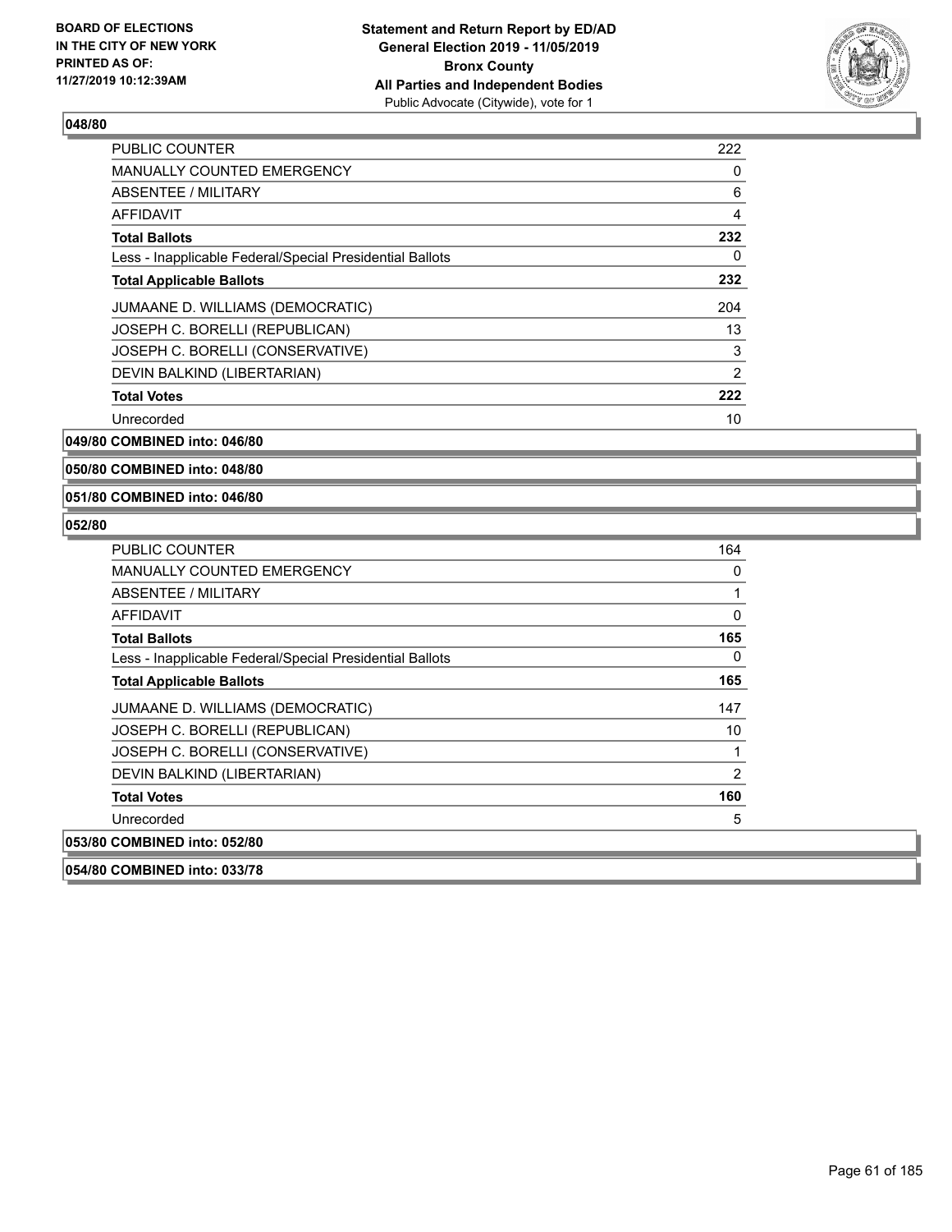**BOARD OF ELECTIONS IN THE CITY OF NEW YORK PRINTED AS OF: 11/27/2019 10:12:39AM**

**Statement and Return Report by ED/AD General Election 2019 - 11/05/2019 Bronx County All Parties and Independent Bodies**
Public Advocate (Citywide), vote for 1

### 048/80

| | |
|---|---|
| PUBLIC COUNTER | 222 |
| MANUALLY COUNTED EMERGENCY | 0 |
| ABSENTEE / MILITARY | 6 |
| AFFIDAVIT | 4 |
| **Total Ballots** | **232** |
| Less - Inapplicable Federal/Special Presidential Ballots | 0 |
| **Total Applicable Ballots** | **232** |
| JUMAANE D. WILLIAMS (DEMOCRATIC) | 204 |
| JOSEPH C. BORELLI (REPUBLICAN) | 13 |
| JOSEPH C. BORELLI (CONSERVATIVE) | 3 |
| DEVIN BALKIND (LIBERTARIAN) | 2 |
| **Total Votes** | **222** |
| Unrecorded | 10 |

**049/80 COMBINED into: 046/80**

**050/80 COMBINED into: 048/80**

**051/80 COMBINED into: 046/80**

### 052/80

| | |
|---|---|
| PUBLIC COUNTER | 164 |
| MANUALLY COUNTED EMERGENCY | 0 |
| ABSENTEE / MILITARY | 1 |
| AFFIDAVIT | 0 |
| **Total Ballots** | **165** |
| Less - Inapplicable Federal/Special Presidential Ballots | 0 |
| **Total Applicable Ballots** | **165** |
| JUMAANE D. WILLIAMS (DEMOCRATIC) | 147 |
| JOSEPH C. BORELLI (REPUBLICAN) | 10 |
| JOSEPH C. BORELLI (CONSERVATIVE) | 1 |
| DEVIN BALKIND (LIBERTARIAN) | 2 |
| **Total Votes** | **160** |
| Unrecorded | 5 |

**053/80 COMBINED into: 052/80**

**054/80 COMBINED into: 033/78**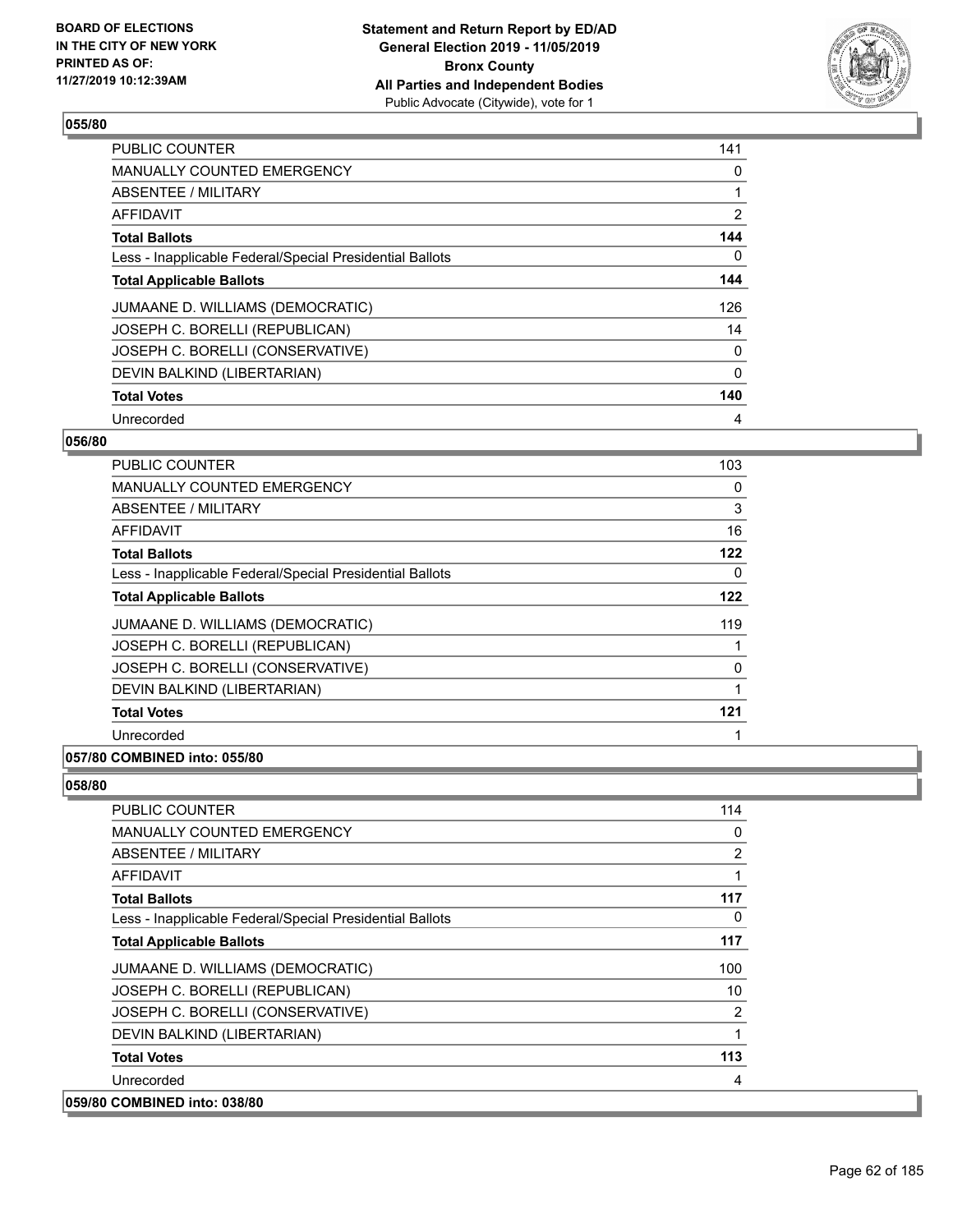## 055/80

| | |
|---|---|
| PUBLIC COUNTER | 141 |
| MANUALLY COUNTED EMERGENCY | 0 |
| ABSENTEE / MILITARY | 1 |
| AFFIDAVIT | 2 |
| **Total Ballots** | **144** |
| Less - Inapplicable Federal/Special Presidential Ballots | 0 |
| **Total Applicable Ballots** | **144** |
| JUMAANE D. WILLIAMS (DEMOCRATIC) | 126 |
| JOSEPH C. BORELLI (REPUBLICAN) | 14 |
| JOSEPH C. BORELLI (CONSERVATIVE) | 0 |
| DEVIN BALKIND (LIBERTARIAN) | 0 |
| **Total Votes** | **140** |
| Unrecorded | 4 |

## 056/80

| | |
|---|---|
| PUBLIC COUNTER | 103 |
| MANUALLY COUNTED EMERGENCY | 0 |
| ABSENTEE / MILITARY | 3 |
| AFFIDAVIT | 16 |
| **Total Ballots** | **122** |
| Less - Inapplicable Federal/Special Presidential Ballots | 0 |
| **Total Applicable Ballots** | **122** |
| JUMAANE D. WILLIAMS (DEMOCRATIC) | 119 |
| JOSEPH C. BORELLI (REPUBLICAN) | 1 |
| JOSEPH C. BORELLI (CONSERVATIVE) | 0 |
| DEVIN BALKIND (LIBERTARIAN) | 1 |
| **Total Votes** | **121** |
| Unrecorded | 1 |

## 057/80 COMBINED into: 055/80

## 058/80

| | |
|---|---|
| PUBLIC COUNTER | 114 |
| MANUALLY COUNTED EMERGENCY | 0 |
| ABSENTEE / MILITARY | 2 |
| AFFIDAVIT | 1 |
| **Total Ballots** | **117** |
| Less - Inapplicable Federal/Special Presidential Ballots | 0 |
| **Total Applicable Ballots** | **117** |
| JUMAANE D. WILLIAMS (DEMOCRATIC) | 100 |
| JOSEPH C. BORELLI (REPUBLICAN) | 10 |
| JOSEPH C. BORELLI (CONSERVATIVE) | 2 |
| DEVIN BALKIND (LIBERTARIAN) | 1 |
| **Total Votes** | **113** |
| Unrecorded | 4 |

## 059/80 COMBINED into: 038/80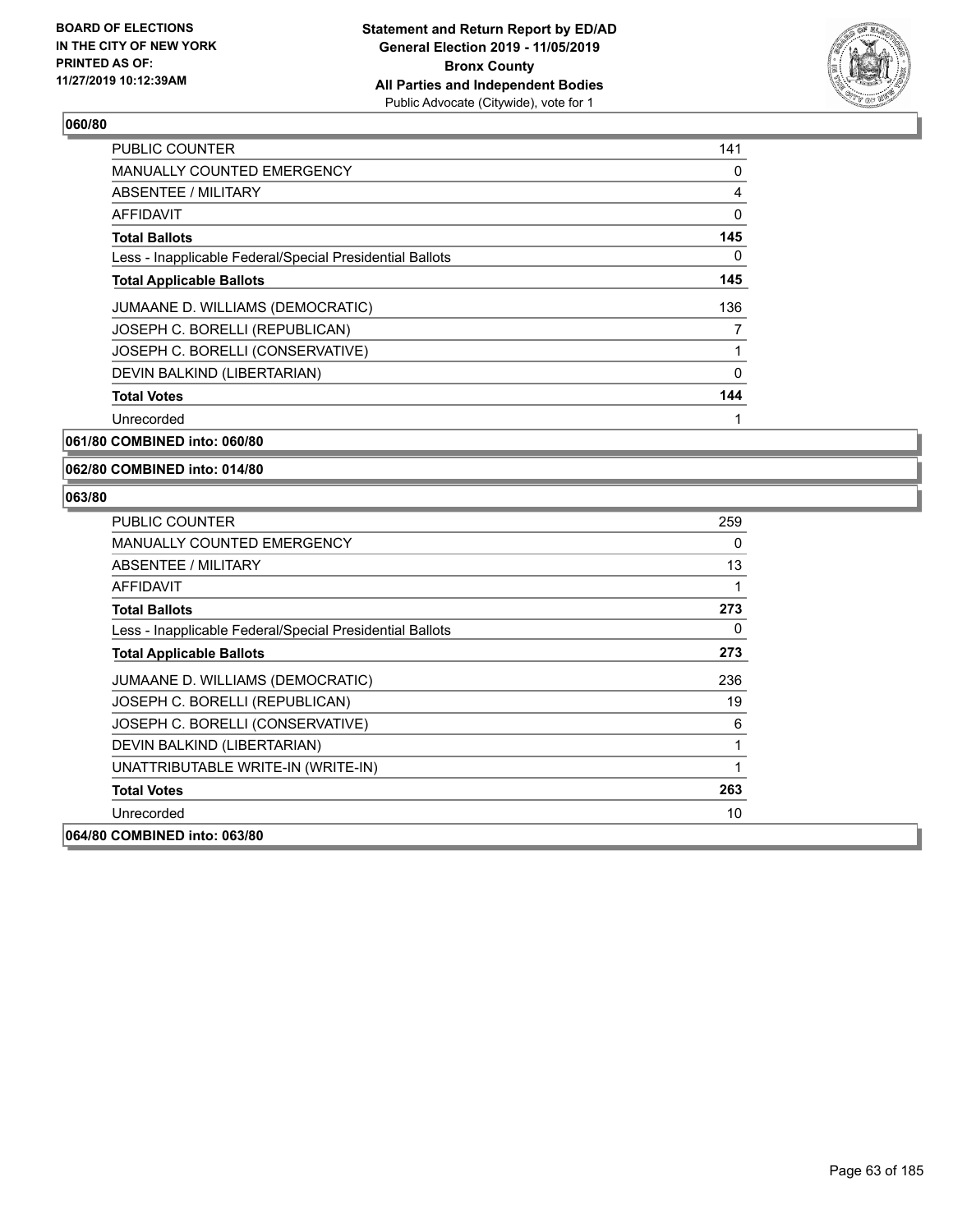BOARD OF ELECTIONS
IN THE CITY OF NEW YORK
PRINTED AS OF:
11/27/2019 10:12:39AM

**Statement and Return Report by ED/AD**
**General Election 2019 - 11/05/2019**
**Bronx County**
**All Parties and Independent Bodies**
Public Advocate (Citywide), vote for 1

**060/80**

| | |
|---|---|
| PUBLIC COUNTER | 141 |
| MANUALLY COUNTED EMERGENCY | 0 |
| ABSENTEE / MILITARY | 4 |
| AFFIDAVIT | 0 |
| **Total Ballots** | **145** |
| Less - Inapplicable Federal/Special Presidential Ballots | 0 |
| **Total Applicable Ballots** | **145** |
| JUMAANE D. WILLIAMS (DEMOCRATIC) | 136 |
| JOSEPH C. BORELLI (REPUBLICAN) | 7 |
| JOSEPH C. BORELLI (CONSERVATIVE) | 1 |
| DEVIN BALKIND (LIBERTARIAN) | 0 |
| **Total Votes** | **144** |
| Unrecorded | 1 |

**061/80 COMBINED into: 060/80**

**062/80 COMBINED into: 014/80**

**063/80**

| | |
|---|---|
| PUBLIC COUNTER | 259 |
| MANUALLY COUNTED EMERGENCY | 0 |
| ABSENTEE / MILITARY | 13 |
| AFFIDAVIT | 1 |
| **Total Ballots** | **273** |
| Less - Inapplicable Federal/Special Presidential Ballots | 0 |
| **Total Applicable Ballots** | **273** |
| JUMAANE D. WILLIAMS (DEMOCRATIC) | 236 |
| JOSEPH C. BORELLI (REPUBLICAN) | 19 |
| JOSEPH C. BORELLI (CONSERVATIVE) | 6 |
| DEVIN BALKIND (LIBERTARIAN) | 1 |
| UNATTRIBUTABLE WRITE-IN (WRITE-IN) | 1 |
| **Total Votes** | **263** |
| Unrecorded | 10 |

**064/80 COMBINED into: 063/80**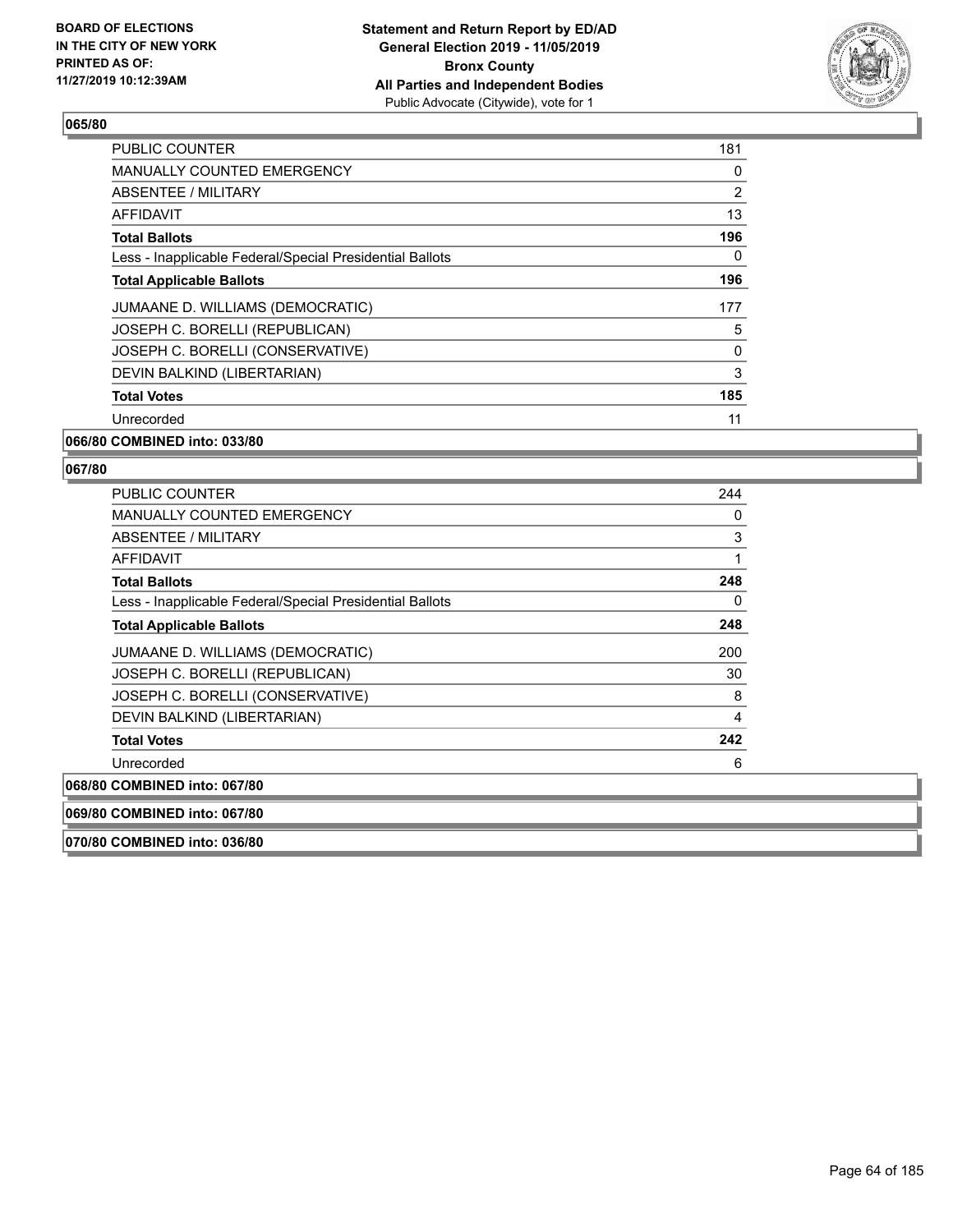**BOARD OF ELECTIONS IN THE CITY OF NEW YORK PRINTED AS OF: 11/27/2019 10:12:39AM**

**Statement and Return Report by ED/AD General Election 2019 - 11/05/2019 Bronx County All Parties and Independent Bodies**
Public Advocate (Citywide), vote for 1

## 065/80

| | |
|---|---|
| PUBLIC COUNTER | 181 |
| MANUALLY COUNTED EMERGENCY | 0 |
| ABSENTEE / MILITARY | 2 |
| AFFIDAVIT | 13 |
| **Total Ballots** | **196** |
| Less - Inapplicable Federal/Special Presidential Ballots | 0 |
| **Total Applicable Ballots** | **196** |
| JUMAANE D. WILLIAMS (DEMOCRATIC) | 177 |
| JOSEPH C. BORELLI (REPUBLICAN) | 5 |
| JOSEPH C. BORELLI (CONSERVATIVE) | 0 |
| DEVIN BALKIND (LIBERTARIAN) | 3 |
| **Total Votes** | **185** |
| Unrecorded | 11 |

**066/80 COMBINED into: 033/80**

## 067/80

| | |
|---|---|
| PUBLIC COUNTER | 244 |
| MANUALLY COUNTED EMERGENCY | 0 |
| ABSENTEE / MILITARY | 3 |
| AFFIDAVIT | 1 |
| **Total Ballots** | **248** |
| Less - Inapplicable Federal/Special Presidential Ballots | 0 |
| **Total Applicable Ballots** | **248** |
| JUMAANE D. WILLIAMS (DEMOCRATIC) | 200 |
| JOSEPH C. BORELLI (REPUBLICAN) | 30 |
| JOSEPH C. BORELLI (CONSERVATIVE) | 8 |
| DEVIN BALKIND (LIBERTARIAN) | 4 |
| **Total Votes** | **242** |
| Unrecorded | 6 |

**068/80 COMBINED into: 067/80**

**069/80 COMBINED into: 067/80**

**070/80 COMBINED into: 036/80**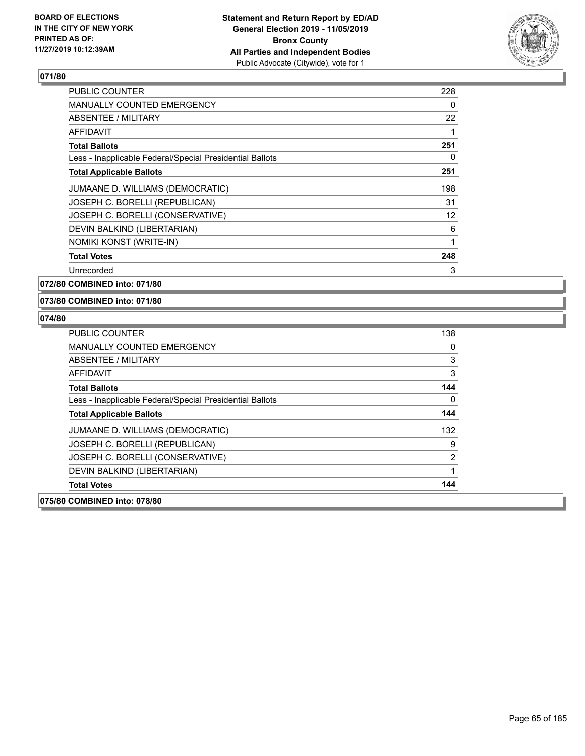## 071/80

| | |
|---|---|
| PUBLIC COUNTER | 228 |
| MANUALLY COUNTED EMERGENCY | 0 |
| ABSENTEE / MILITARY | 22 |
| AFFIDAVIT | 1 |
| **Total Ballots** | **251** |
| Less - Inapplicable Federal/Special Presidential Ballots | 0 |
| **Total Applicable Ballots** | **251** |
| JUMAANE D. WILLIAMS (DEMOCRATIC) | 198 |
| JOSEPH C. BORELLI (REPUBLICAN) | 31 |
| JOSEPH C. BORELLI (CONSERVATIVE) | 12 |
| DEVIN BALKIND (LIBERTARIAN) | 6 |
| NOMIKI KONST (WRITE-IN) | 1 |
| **Total Votes** | **248** |
| Unrecorded | 3 |

## 072/80 COMBINED into: 071/80

## 073/80 COMBINED into: 071/80

## 074/80

| | |
|---|---|
| PUBLIC COUNTER | 138 |
| MANUALLY COUNTED EMERGENCY | 0 |
| ABSENTEE / MILITARY | 3 |
| AFFIDAVIT | 3 |
| **Total Ballots** | **144** |
| Less - Inapplicable Federal/Special Presidential Ballots | 0 |
| **Total Applicable Ballots** | **144** |
| JUMAANE D. WILLIAMS (DEMOCRATIC) | 132 |
| JOSEPH C. BORELLI (REPUBLICAN) | 9 |
| JOSEPH C. BORELLI (CONSERVATIVE) | 2 |
| DEVIN BALKIND (LIBERTARIAN) | 1 |
| **Total Votes** | **144** |

## 075/80 COMBINED into: 078/80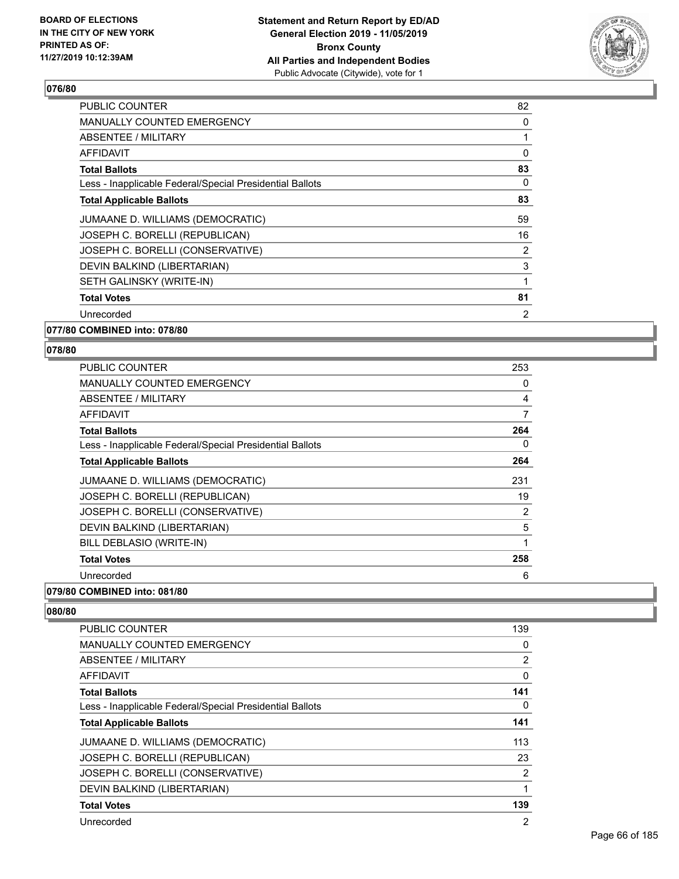### 076/80

| | |
|---|---|
| PUBLIC COUNTER | 82 |
| MANUALLY COUNTED EMERGENCY | 0 |
| ABSENTEE / MILITARY | 1 |
| AFFIDAVIT | 0 |
| **Total Ballots** | **83** |
| Less - Inapplicable Federal/Special Presidential Ballots | 0 |
| **Total Applicable Ballots** | **83** |
| JUMAANE D. WILLIAMS (DEMOCRATIC) | 59 |
| JOSEPH C. BORELLI (REPUBLICAN) | 16 |
| JOSEPH C. BORELLI (CONSERVATIVE) | 2 |
| DEVIN BALKIND (LIBERTARIAN) | 3 |
| SETH GALINSKY (WRITE-IN) | 1 |
| **Total Votes** | **81** |
| Unrecorded | 2 |

### 077/80 COMBINED into: 078/80

### 078/80

| | |
|---|---|
| PUBLIC COUNTER | 253 |
| MANUALLY COUNTED EMERGENCY | 0 |
| ABSENTEE / MILITARY | 4 |
| AFFIDAVIT | 7 |
| **Total Ballots** | **264** |
| Less - Inapplicable Federal/Special Presidential Ballots | 0 |
| **Total Applicable Ballots** | **264** |
| JUMAANE D. WILLIAMS (DEMOCRATIC) | 231 |
| JOSEPH C. BORELLI (REPUBLICAN) | 19 |
| JOSEPH C. BORELLI (CONSERVATIVE) | 2 |
| DEVIN BALKIND (LIBERTARIAN) | 5 |
| BILL DEBLASIO (WRITE-IN) | 1 |
| **Total Votes** | **258** |
| Unrecorded | 6 |

### 079/80 COMBINED into: 081/80

### 080/80

| | |
|---|---|
| PUBLIC COUNTER | 139 |
| MANUALLY COUNTED EMERGENCY | 0 |
| ABSENTEE / MILITARY | 2 |
| AFFIDAVIT | 0 |
| **Total Ballots** | **141** |
| Less - Inapplicable Federal/Special Presidential Ballots | 0 |
| **Total Applicable Ballots** | **141** |
| JUMAANE D. WILLIAMS (DEMOCRATIC) | 113 |
| JOSEPH C. BORELLI (REPUBLICAN) | 23 |
| JOSEPH C. BORELLI (CONSERVATIVE) | 2 |
| DEVIN BALKIND (LIBERTARIAN) | 1 |
| **Total Votes** | **139** |
| Unrecorded | 2 |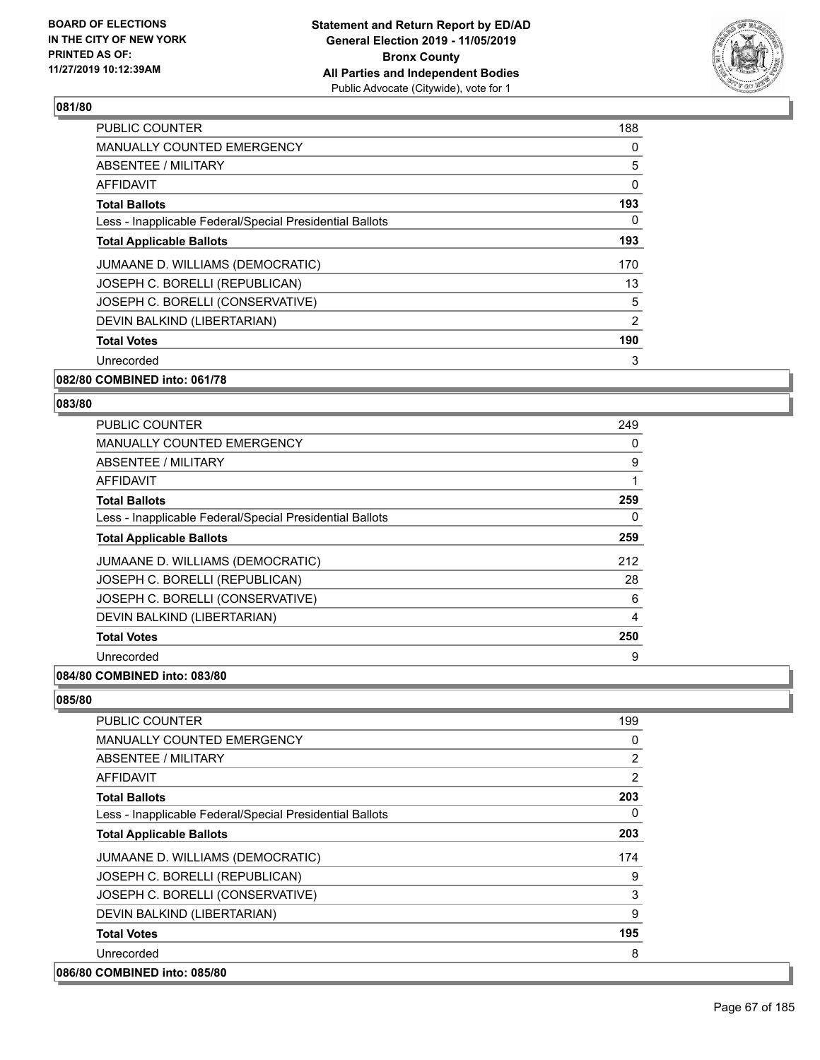### 081/80

| | |
|---|---|
| PUBLIC COUNTER | 188 |
| MANUALLY COUNTED EMERGENCY | 0 |
| ABSENTEE / MILITARY | 5 |
| AFFIDAVIT | 0 |
| **Total Ballots** | **193** |
| Less - Inapplicable Federal/Special Presidential Ballots | 0 |
| **Total Applicable Ballots** | **193** |
| JUMAANE D. WILLIAMS (DEMOCRATIC) | 170 |
| JOSEPH C. BORELLI (REPUBLICAN) | 13 |
| JOSEPH C. BORELLI (CONSERVATIVE) | 5 |
| DEVIN BALKIND (LIBERTARIAN) | 2 |
| **Total Votes** | **190** |
| Unrecorded | 3 |

**082/80 COMBINED into: 061/78**

### 083/80

| | |
|---|---|
| PUBLIC COUNTER | 249 |
| MANUALLY COUNTED EMERGENCY | 0 |
| ABSENTEE / MILITARY | 9 |
| AFFIDAVIT | 1 |
| **Total Ballots** | **259** |
| Less - Inapplicable Federal/Special Presidential Ballots | 0 |
| **Total Applicable Ballots** | **259** |
| JUMAANE D. WILLIAMS (DEMOCRATIC) | 212 |
| JOSEPH C. BORELLI (REPUBLICAN) | 28 |
| JOSEPH C. BORELLI (CONSERVATIVE) | 6 |
| DEVIN BALKIND (LIBERTARIAN) | 4 |
| **Total Votes** | **250** |
| Unrecorded | 9 |

**084/80 COMBINED into: 083/80**

### 085/80

| | |
|---|---|
| PUBLIC COUNTER | 199 |
| MANUALLY COUNTED EMERGENCY | 0 |
| ABSENTEE / MILITARY | 2 |
| AFFIDAVIT | 2 |
| **Total Ballots** | **203** |
| Less - Inapplicable Federal/Special Presidential Ballots | 0 |
| **Total Applicable Ballots** | **203** |
| JUMAANE D. WILLIAMS (DEMOCRATIC) | 174 |
| JOSEPH C. BORELLI (REPUBLICAN) | 9 |
| JOSEPH C. BORELLI (CONSERVATIVE) | 3 |
| DEVIN BALKIND (LIBERTARIAN) | 9 |
| **Total Votes** | **195** |
| Unrecorded | 8 |

**086/80 COMBINED into: 085/80**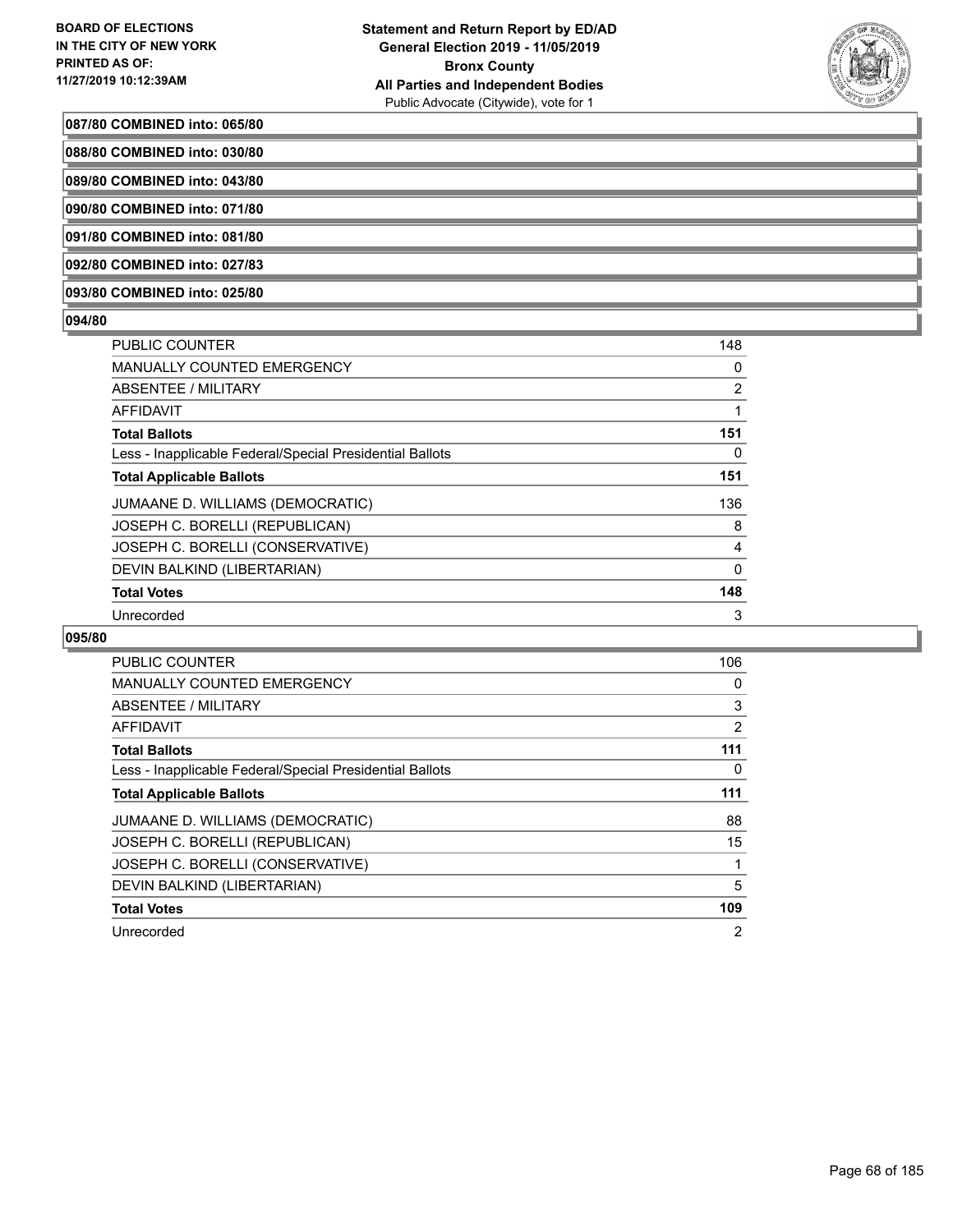**087/80 COMBINED into: 065/80**

**088/80 COMBINED into: 030/80**

**089/80 COMBINED into: 043/80**

**090/80 COMBINED into: 071/80**

**091/80 COMBINED into: 081/80**

**092/80 COMBINED into: 027/83**

**093/80 COMBINED into: 025/80**

**094/80**

| | |
|---|---|
| PUBLIC COUNTER | 148 |
| MANUALLY COUNTED EMERGENCY | 0 |
| ABSENTEE / MILITARY | 2 |
| AFFIDAVIT | 1 |
| **Total Ballots** | **151** |
| Less - Inapplicable Federal/Special Presidential Ballots | 0 |
| **Total Applicable Ballots** | **151** |
| JUMAANE D. WILLIAMS (DEMOCRATIC) | 136 |
| JOSEPH C. BORELLI (REPUBLICAN) | 8 |
| JOSEPH C. BORELLI (CONSERVATIVE) | 4 |
| DEVIN BALKIND (LIBERTARIAN) | 0 |
| **Total Votes** | **148** |
| Unrecorded | 3 |

**095/80**

| | |
|---|---|
| PUBLIC COUNTER | 106 |
| MANUALLY COUNTED EMERGENCY | 0 |
| ABSENTEE / MILITARY | 3 |
| AFFIDAVIT | 2 |
| **Total Ballots** | **111** |
| Less - Inapplicable Federal/Special Presidential Ballots | 0 |
| **Total Applicable Ballots** | **111** |
| JUMAANE D. WILLIAMS (DEMOCRATIC) | 88 |
| JOSEPH C. BORELLI (REPUBLICAN) | 15 |
| JOSEPH C. BORELLI (CONSERVATIVE) | 1 |
| DEVIN BALKIND (LIBERTARIAN) | 5 |
| **Total Votes** | **109** |
| Unrecorded | 2 |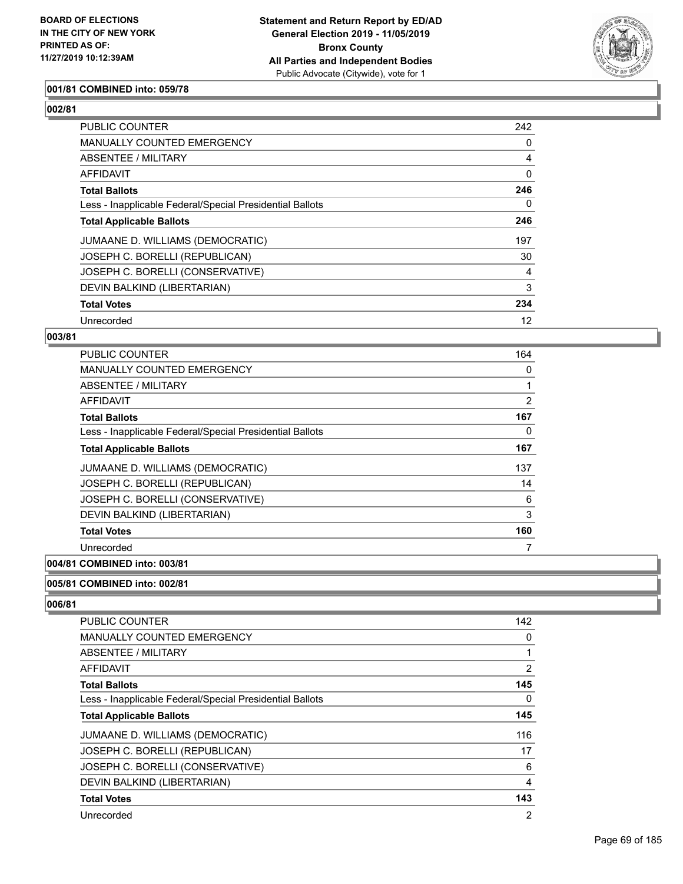**BOARD OF ELECTIONS IN THE CITY OF NEW YORK PRINTED AS OF: 11/27/2019 10:12:39AM**

**Statement and Return Report by ED/AD General Election 2019 - 11/05/2019 Bronx County All Parties and Independent Bodies**
Public Advocate (Citywide), vote for 1

### 001/81 COMBINED into: 059/78

### 002/81

| | |
|---|---|
| PUBLIC COUNTER | 242 |
| MANUALLY COUNTED EMERGENCY | 0 |
| ABSENTEE / MILITARY | 4 |
| AFFIDAVIT | 0 |
| **Total Ballots** | **246** |
| Less - Inapplicable Federal/Special Presidential Ballots | 0 |
| **Total Applicable Ballots** | **246** |
| JUMAANE D. WILLIAMS (DEMOCRATIC) | 197 |
| JOSEPH C. BORELLI (REPUBLICAN) | 30 |
| JOSEPH C. BORELLI (CONSERVATIVE) | 4 |
| DEVIN BALKIND (LIBERTARIAN) | 3 |
| **Total Votes** | **234** |
| Unrecorded | 12 |

### 003/81

| | |
|---|---|
| PUBLIC COUNTER | 164 |
| MANUALLY COUNTED EMERGENCY | 0 |
| ABSENTEE / MILITARY | 1 |
| AFFIDAVIT | 2 |
| **Total Ballots** | **167** |
| Less - Inapplicable Federal/Special Presidential Ballots | 0 |
| **Total Applicable Ballots** | **167** |
| JUMAANE D. WILLIAMS (DEMOCRATIC) | 137 |
| JOSEPH C. BORELLI (REPUBLICAN) | 14 |
| JOSEPH C. BORELLI (CONSERVATIVE) | 6 |
| DEVIN BALKIND (LIBERTARIAN) | 3 |
| **Total Votes** | **160** |
| Unrecorded | 7 |

### 004/81 COMBINED into: 003/81

### 005/81 COMBINED into: 002/81

### 006/81

| | |
|---|---|
| PUBLIC COUNTER | 142 |
| MANUALLY COUNTED EMERGENCY | 0 |
| ABSENTEE / MILITARY | 1 |
| AFFIDAVIT | 2 |
| **Total Ballots** | **145** |
| Less - Inapplicable Federal/Special Presidential Ballots | 0 |
| **Total Applicable Ballots** | **145** |
| JUMAANE D. WILLIAMS (DEMOCRATIC) | 116 |
| JOSEPH C. BORELLI (REPUBLICAN) | 17 |
| JOSEPH C. BORELLI (CONSERVATIVE) | 6 |
| DEVIN BALKIND (LIBERTARIAN) | 4 |
| **Total Votes** | **143** |
| Unrecorded | 2 |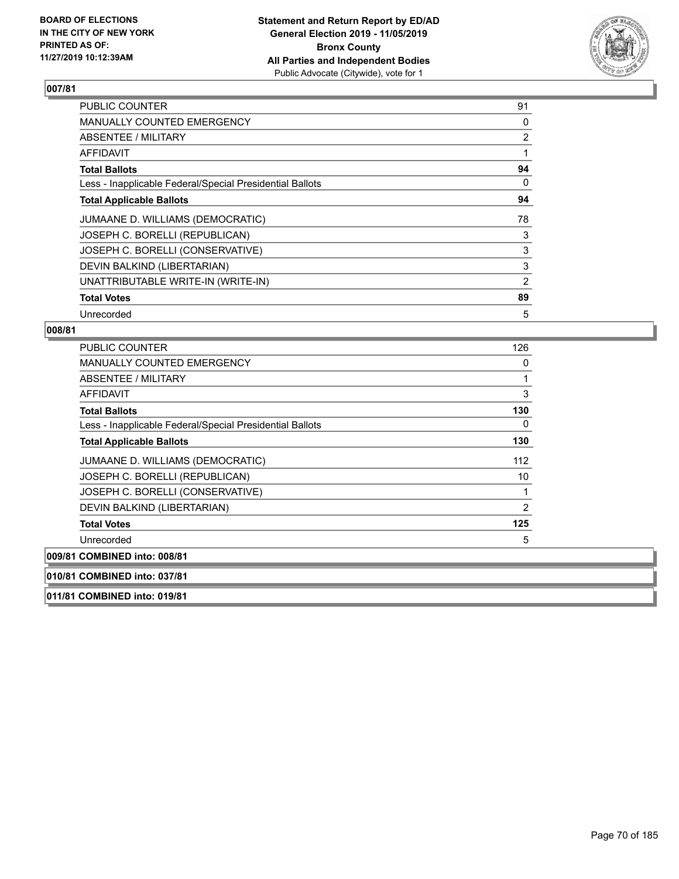**BOARD OF ELECTIONS IN THE CITY OF NEW YORK PRINTED AS OF: 11/27/2019 10:12:39AM**

**Statement and Return Report by ED/AD General Election 2019 - 11/05/2019 Bronx County All Parties and Independent Bodies**
Public Advocate (Citywide), vote for 1

## 007/81

| | |
|---|---|
| PUBLIC COUNTER | 91 |
| MANUALLY COUNTED EMERGENCY | 0 |
| ABSENTEE / MILITARY | 2 |
| AFFIDAVIT | 1 |
| **Total Ballots** | **94** |
| Less - Inapplicable Federal/Special Presidential Ballots | 0 |
| **Total Applicable Ballots** | **94** |
| JUMAANE D. WILLIAMS (DEMOCRATIC) | 78 |
| JOSEPH C. BORELLI (REPUBLICAN) | 3 |
| JOSEPH C. BORELLI (CONSERVATIVE) | 3 |
| DEVIN BALKIND (LIBERTARIAN) | 3 |
| UNATTRIBUTABLE WRITE-IN (WRITE-IN) | 2 |
| **Total Votes** | **89** |
| Unrecorded | 5 |

## 008/81

| | |
|---|---|
| PUBLIC COUNTER | 126 |
| MANUALLY COUNTED EMERGENCY | 0 |
| ABSENTEE / MILITARY | 1 |
| AFFIDAVIT | 3 |
| **Total Ballots** | **130** |
| Less - Inapplicable Federal/Special Presidential Ballots | 0 |
| **Total Applicable Ballots** | **130** |
| JUMAANE D. WILLIAMS (DEMOCRATIC) | 112 |
| JOSEPH C. BORELLI (REPUBLICAN) | 10 |
| JOSEPH C. BORELLI (CONSERVATIVE) | 1 |
| DEVIN BALKIND (LIBERTARIAN) | 2 |
| **Total Votes** | **125** |
| Unrecorded | 5 |

**009/81 COMBINED into: 008/81**

**010/81 COMBINED into: 037/81**

**011/81 COMBINED into: 019/81**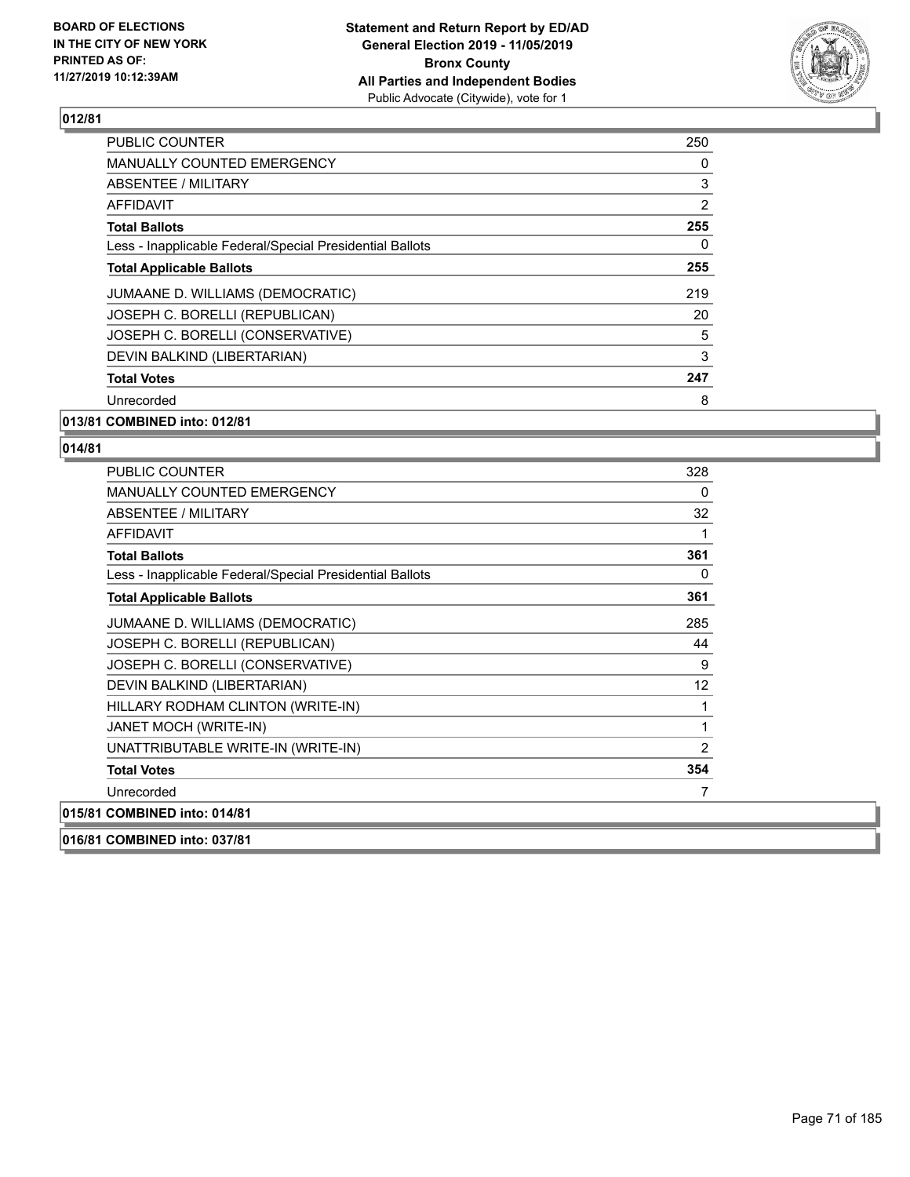## 012/81

| | |
|---|---|
| PUBLIC COUNTER | 250 |
| MANUALLY COUNTED EMERGENCY | 0 |
| ABSENTEE / MILITARY | 3 |
| AFFIDAVIT | 2 |
| **Total Ballots** | **255** |
| Less - Inapplicable Federal/Special Presidential Ballots | 0 |
| **Total Applicable Ballots** | **255** |
| JUMAANE D. WILLIAMS (DEMOCRATIC) | 219 |
| JOSEPH C. BORELLI (REPUBLICAN) | 20 |
| JOSEPH C. BORELLI (CONSERVATIVE) | 5 |
| DEVIN BALKIND (LIBERTARIAN) | 3 |
| **Total Votes** | **247** |
| Unrecorded | 8 |

**013/81 COMBINED into: 012/81**

## 014/81

| | |
|---|---|
| PUBLIC COUNTER | 328 |
| MANUALLY COUNTED EMERGENCY | 0 |
| ABSENTEE / MILITARY | 32 |
| AFFIDAVIT | 1 |
| **Total Ballots** | **361** |
| Less - Inapplicable Federal/Special Presidential Ballots | 0 |
| **Total Applicable Ballots** | **361** |
| JUMAANE D. WILLIAMS (DEMOCRATIC) | 285 |
| JOSEPH C. BORELLI (REPUBLICAN) | 44 |
| JOSEPH C. BORELLI (CONSERVATIVE) | 9 |
| DEVIN BALKIND (LIBERTARIAN) | 12 |
| HILLARY RODHAM CLINTON (WRITE-IN) | 1 |
| JANET MOCH (WRITE-IN) | 1 |
| UNATTRIBUTABLE WRITE-IN (WRITE-IN) | 2 |
| **Total Votes** | **354** |
| Unrecorded | 7 |

**015/81 COMBINED into: 014/81**

**016/81 COMBINED into: 037/81**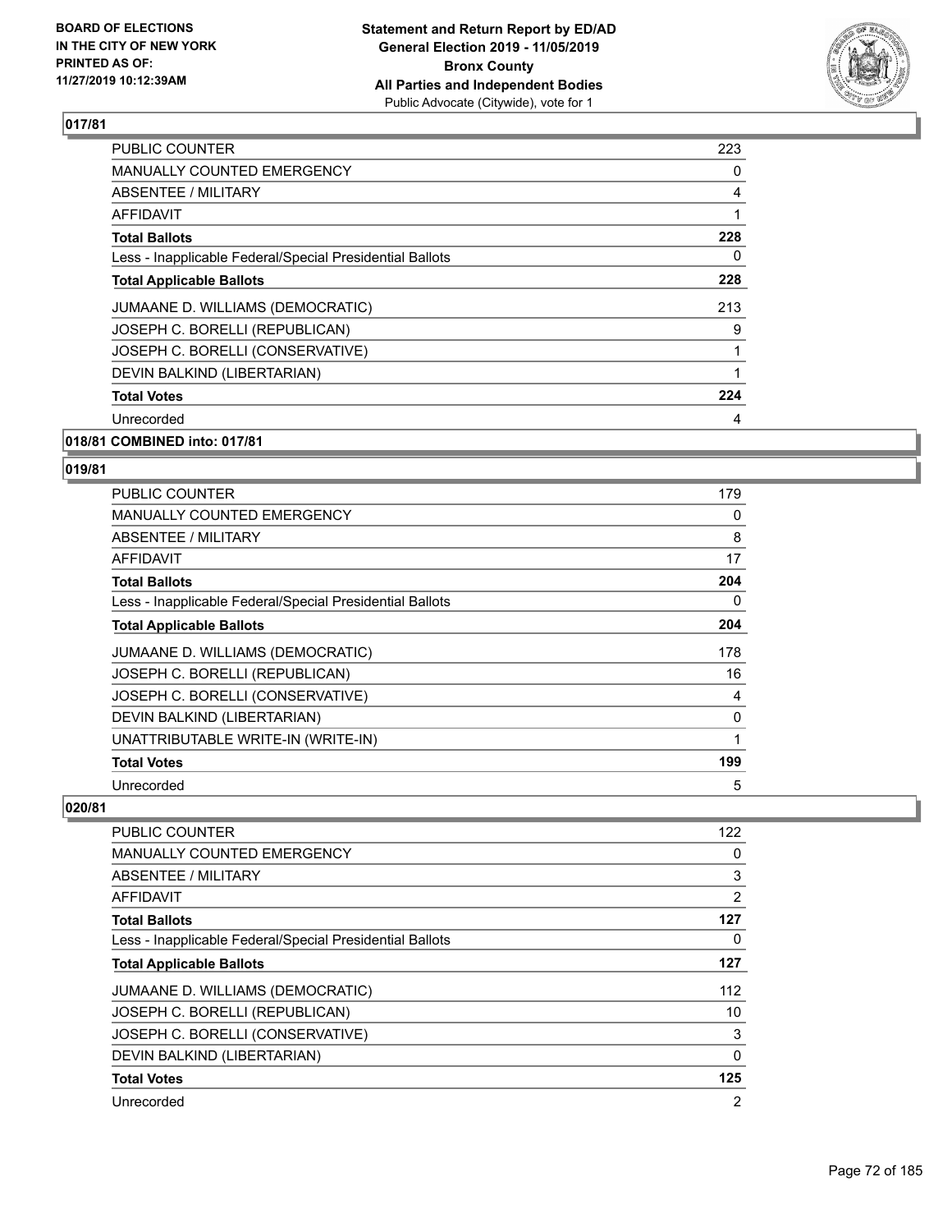## 017/81

| | |
|---|---|
| PUBLIC COUNTER | 223 |
| MANUALLY COUNTED EMERGENCY | 0 |
| ABSENTEE / MILITARY | 4 |
| AFFIDAVIT | 1 |
| **Total Ballots** | **228** |
| Less - Inapplicable Federal/Special Presidential Ballots | 0 |
| **Total Applicable Ballots** | **228** |
| JUMAANE D. WILLIAMS (DEMOCRATIC) | 213 |
| JOSEPH C. BORELLI (REPUBLICAN) | 9 |
| JOSEPH C. BORELLI (CONSERVATIVE) | 1 |
| DEVIN BALKIND (LIBERTARIAN) | 1 |
| **Total Votes** | **224** |
| Unrecorded | 4 |

## 018/81 COMBINED into: 017/81

## 019/81

| | |
|---|---|
| PUBLIC COUNTER | 179 |
| MANUALLY COUNTED EMERGENCY | 0 |
| ABSENTEE / MILITARY | 8 |
| AFFIDAVIT | 17 |
| **Total Ballots** | **204** |
| Less - Inapplicable Federal/Special Presidential Ballots | 0 |
| **Total Applicable Ballots** | **204** |
| JUMAANE D. WILLIAMS (DEMOCRATIC) | 178 |
| JOSEPH C. BORELLI (REPUBLICAN) | 16 |
| JOSEPH C. BORELLI (CONSERVATIVE) | 4 |
| DEVIN BALKIND (LIBERTARIAN) | 0 |
| UNATTRIBUTABLE WRITE-IN (WRITE-IN) | 1 |
| **Total Votes** | **199** |
| Unrecorded | 5 |

## 020/81

| | |
|---|---|
| PUBLIC COUNTER | 122 |
| MANUALLY COUNTED EMERGENCY | 0 |
| ABSENTEE / MILITARY | 3 |
| AFFIDAVIT | 2 |
| **Total Ballots** | **127** |
| Less - Inapplicable Federal/Special Presidential Ballots | 0 |
| **Total Applicable Ballots** | **127** |
| JUMAANE D. WILLIAMS (DEMOCRATIC) | 112 |
| JOSEPH C. BORELLI (REPUBLICAN) | 10 |
| JOSEPH C. BORELLI (CONSERVATIVE) | 3 |
| DEVIN BALKIND (LIBERTARIAN) | 0 |
| **Total Votes** | **125** |
| Unrecorded | 2 |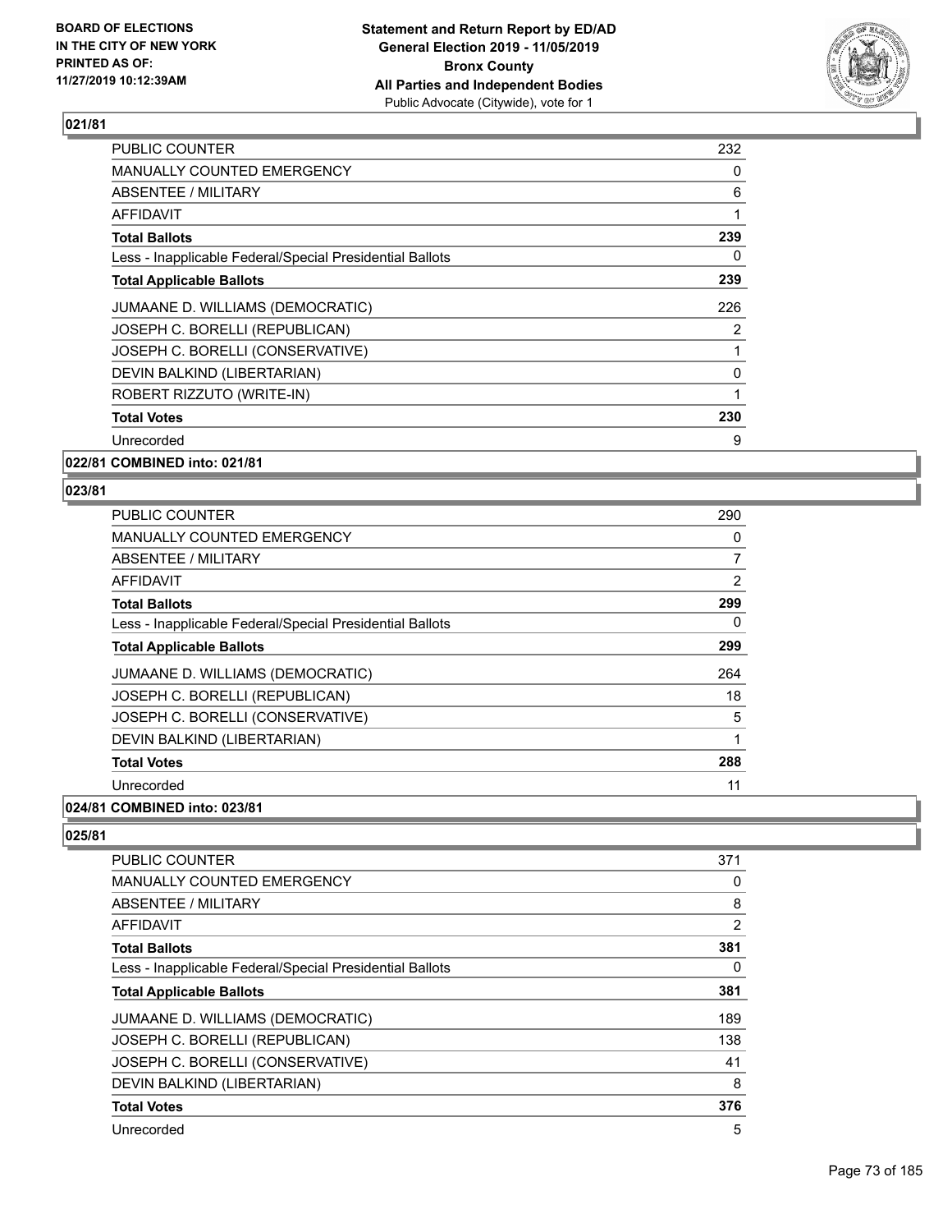## 021/81

| | |
|---|---|
| PUBLIC COUNTER | 232 |
| MANUALLY COUNTED EMERGENCY | 0 |
| ABSENTEE / MILITARY | 6 |
| AFFIDAVIT | 1 |
| **Total Ballots** | **239** |
| Less - Inapplicable Federal/Special Presidential Ballots | 0 |
| **Total Applicable Ballots** | **239** |
| JUMAANE D. WILLIAMS (DEMOCRATIC) | 226 |
| JOSEPH C. BORELLI (REPUBLICAN) | 2 |
| JOSEPH C. BORELLI (CONSERVATIVE) | 1 |
| DEVIN BALKIND (LIBERTARIAN) | 0 |
| ROBERT RIZZUTO (WRITE-IN) | 1 |
| **Total Votes** | **230** |
| Unrecorded | 9 |

## 022/81 COMBINED into: 021/81

## 023/81

| | |
|---|---|
| PUBLIC COUNTER | 290 |
| MANUALLY COUNTED EMERGENCY | 0 |
| ABSENTEE / MILITARY | 7 |
| AFFIDAVIT | 2 |
| **Total Ballots** | **299** |
| Less - Inapplicable Federal/Special Presidential Ballots | 0 |
| **Total Applicable Ballots** | **299** |
| JUMAANE D. WILLIAMS (DEMOCRATIC) | 264 |
| JOSEPH C. BORELLI (REPUBLICAN) | 18 |
| JOSEPH C. BORELLI (CONSERVATIVE) | 5 |
| DEVIN BALKIND (LIBERTARIAN) | 1 |
| **Total Votes** | **288** |
| Unrecorded | 11 |

## 024/81 COMBINED into: 023/81

## 025/81

| | |
|---|---|
| PUBLIC COUNTER | 371 |
| MANUALLY COUNTED EMERGENCY | 0 |
| ABSENTEE / MILITARY | 8 |
| AFFIDAVIT | 2 |
| **Total Ballots** | **381** |
| Less - Inapplicable Federal/Special Presidential Ballots | 0 |
| **Total Applicable Ballots** | **381** |
| JUMAANE D. WILLIAMS (DEMOCRATIC) | 189 |
| JOSEPH C. BORELLI (REPUBLICAN) | 138 |
| JOSEPH C. BORELLI (CONSERVATIVE) | 41 |
| DEVIN BALKIND (LIBERTARIAN) | 8 |
| **Total Votes** | **376** |
| Unrecorded | 5 |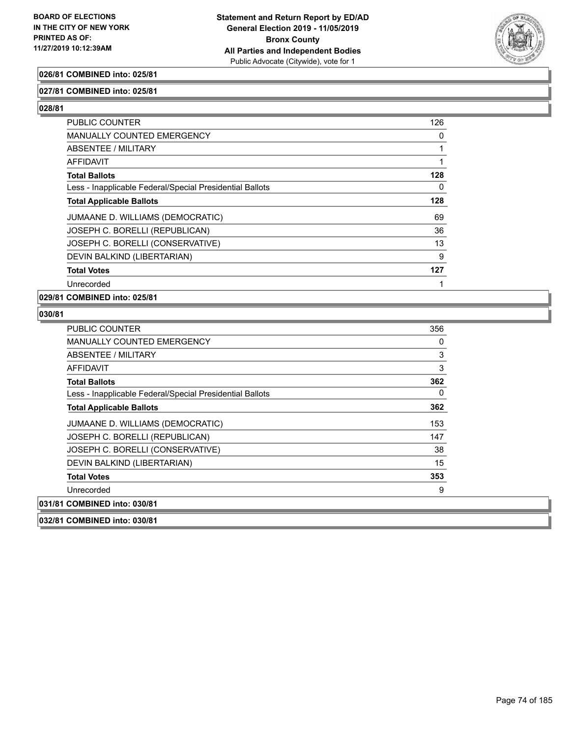**026/81 COMBINED into: 025/81**

**027/81 COMBINED into: 025/81**

**028/81**

| | |
|---|---|
| PUBLIC COUNTER | 126 |
| MANUALLY COUNTED EMERGENCY | 0 |
| ABSENTEE / MILITARY | 1 |
| AFFIDAVIT | 1 |
| **Total Ballots** | **128** |
| Less - Inapplicable Federal/Special Presidential Ballots | 0 |
| **Total Applicable Ballots** | **128** |
| JUMAANE D. WILLIAMS (DEMOCRATIC) | 69 |
| JOSEPH C. BORELLI (REPUBLICAN) | 36 |
| JOSEPH C. BORELLI (CONSERVATIVE) | 13 |
| DEVIN BALKIND (LIBERTARIAN) | 9 |
| **Total Votes** | **127** |
| Unrecorded | 1 |

**029/81 COMBINED into: 025/81**

**030/81**

| | |
|---|---|
| PUBLIC COUNTER | 356 |
| MANUALLY COUNTED EMERGENCY | 0 |
| ABSENTEE / MILITARY | 3 |
| AFFIDAVIT | 3 |
| **Total Ballots** | **362** |
| Less - Inapplicable Federal/Special Presidential Ballots | 0 |
| **Total Applicable Ballots** | **362** |
| JUMAANE D. WILLIAMS (DEMOCRATIC) | 153 |
| JOSEPH C. BORELLI (REPUBLICAN) | 147 |
| JOSEPH C. BORELLI (CONSERVATIVE) | 38 |
| DEVIN BALKIND (LIBERTARIAN) | 15 |
| **Total Votes** | **353** |
| Unrecorded | 9 |

**031/81 COMBINED into: 030/81**

**032/81 COMBINED into: 030/81**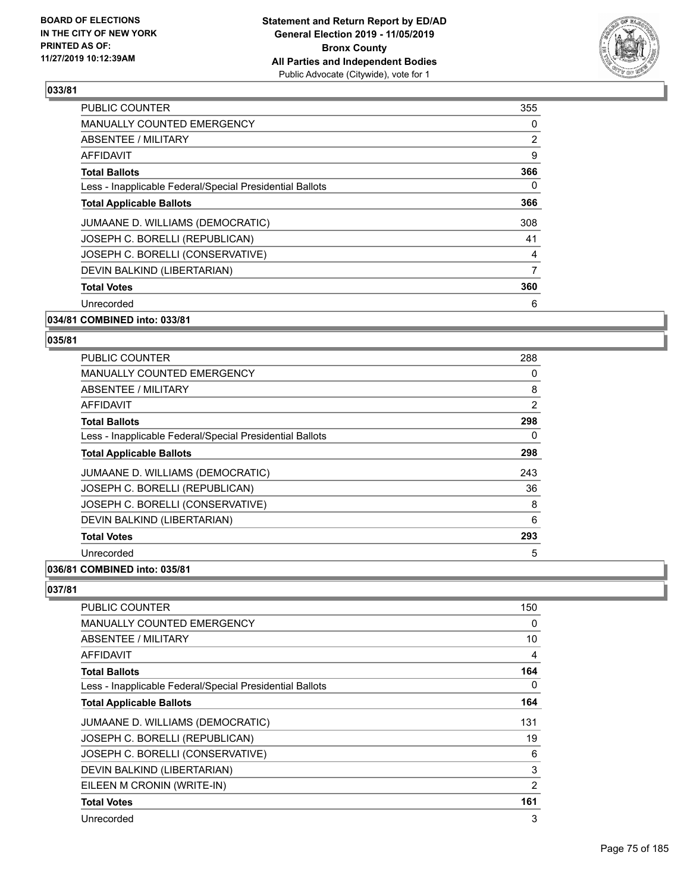**BOARD OF ELECTIONS IN THE CITY OF NEW YORK PRINTED AS OF: 11/27/2019 10:12:39AM**

**Statement and Return Report by ED/AD General Election 2019 - 11/05/2019 Bronx County All Parties and Independent Bodies** Public Advocate (Citywide), vote for 1

**033/81**

| | |
|---|---|
| PUBLIC COUNTER | 355 |
| MANUALLY COUNTED EMERGENCY | 0 |
| ABSENTEE / MILITARY | 2 |
| AFFIDAVIT | 9 |
| **Total Ballots** | **366** |
| Less - Inapplicable Federal/Special Presidential Ballots | 0 |
| **Total Applicable Ballots** | **366** |
| JUMAANE D. WILLIAMS (DEMOCRATIC) | 308 |
| JOSEPH C. BORELLI (REPUBLICAN) | 41 |
| JOSEPH C. BORELLI (CONSERVATIVE) | 4 |
| DEVIN BALKIND (LIBERTARIAN) | 7 |
| **Total Votes** | **360** |
| Unrecorded | 6 |

**034/81 COMBINED into: 033/81**

**035/81**

| | |
|---|---|
| PUBLIC COUNTER | 288 |
| MANUALLY COUNTED EMERGENCY | 0 |
| ABSENTEE / MILITARY | 8 |
| AFFIDAVIT | 2 |
| **Total Ballots** | **298** |
| Less - Inapplicable Federal/Special Presidential Ballots | 0 |
| **Total Applicable Ballots** | **298** |
| JUMAANE D. WILLIAMS (DEMOCRATIC) | 243 |
| JOSEPH C. BORELLI (REPUBLICAN) | 36 |
| JOSEPH C. BORELLI (CONSERVATIVE) | 8 |
| DEVIN BALKIND (LIBERTARIAN) | 6 |
| **Total Votes** | **293** |
| Unrecorded | 5 |

**036/81 COMBINED into: 035/81**

**037/81**

| | |
|---|---|
| PUBLIC COUNTER | 150 |
| MANUALLY COUNTED EMERGENCY | 0 |
| ABSENTEE / MILITARY | 10 |
| AFFIDAVIT | 4 |
| **Total Ballots** | **164** |
| Less - Inapplicable Federal/Special Presidential Ballots | 0 |
| **Total Applicable Ballots** | **164** |
| JUMAANE D. WILLIAMS (DEMOCRATIC) | 131 |
| JOSEPH C. BORELLI (REPUBLICAN) | 19 |
| JOSEPH C. BORELLI (CONSERVATIVE) | 6 |
| DEVIN BALKIND (LIBERTARIAN) | 3 |
| EILEEN M CRONIN (WRITE-IN) | 2 |
| **Total Votes** | **161** |
| Unrecorded | 3 |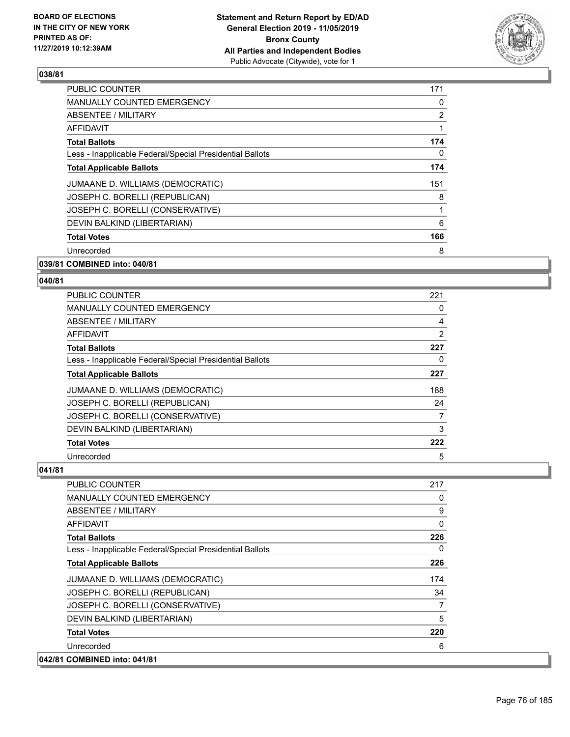## 038/81

| | |
|---|---|
| PUBLIC COUNTER | 171 |
| MANUALLY COUNTED EMERGENCY | 0 |
| ABSENTEE / MILITARY | 2 |
| AFFIDAVIT | 1 |
| **Total Ballots** | **174** |
| Less - Inapplicable Federal/Special Presidential Ballots | 0 |
| **Total Applicable Ballots** | **174** |
| JUMAANE D. WILLIAMS (DEMOCRATIC) | 151 |
| JOSEPH C. BORELLI (REPUBLICAN) | 8 |
| JOSEPH C. BORELLI (CONSERVATIVE) | 1 |
| DEVIN BALKIND (LIBERTARIAN) | 6 |
| **Total Votes** | **166** |
| Unrecorded | 8 |

**039/81 COMBINED into: 040/81**

## 040/81

| | |
|---|---|
| PUBLIC COUNTER | 221 |
| MANUALLY COUNTED EMERGENCY | 0 |
| ABSENTEE / MILITARY | 4 |
| AFFIDAVIT | 2 |
| **Total Ballots** | **227** |
| Less - Inapplicable Federal/Special Presidential Ballots | 0 |
| **Total Applicable Ballots** | **227** |
| JUMAANE D. WILLIAMS (DEMOCRATIC) | 188 |
| JOSEPH C. BORELLI (REPUBLICAN) | 24 |
| JOSEPH C. BORELLI (CONSERVATIVE) | 7 |
| DEVIN BALKIND (LIBERTARIAN) | 3 |
| **Total Votes** | **222** |
| Unrecorded | 5 |

## 041/81

| | |
|---|---|
| PUBLIC COUNTER | 217 |
| MANUALLY COUNTED EMERGENCY | 0 |
| ABSENTEE / MILITARY | 9 |
| AFFIDAVIT | 0 |
| **Total Ballots** | **226** |
| Less - Inapplicable Federal/Special Presidential Ballots | 0 |
| **Total Applicable Ballots** | **226** |
| JUMAANE D. WILLIAMS (DEMOCRATIC) | 174 |
| JOSEPH C. BORELLI (REPUBLICAN) | 34 |
| JOSEPH C. BORELLI (CONSERVATIVE) | 7 |
| DEVIN BALKIND (LIBERTARIAN) | 5 |
| **Total Votes** | **220** |
| Unrecorded | 6 |

**042/81 COMBINED into: 041/81**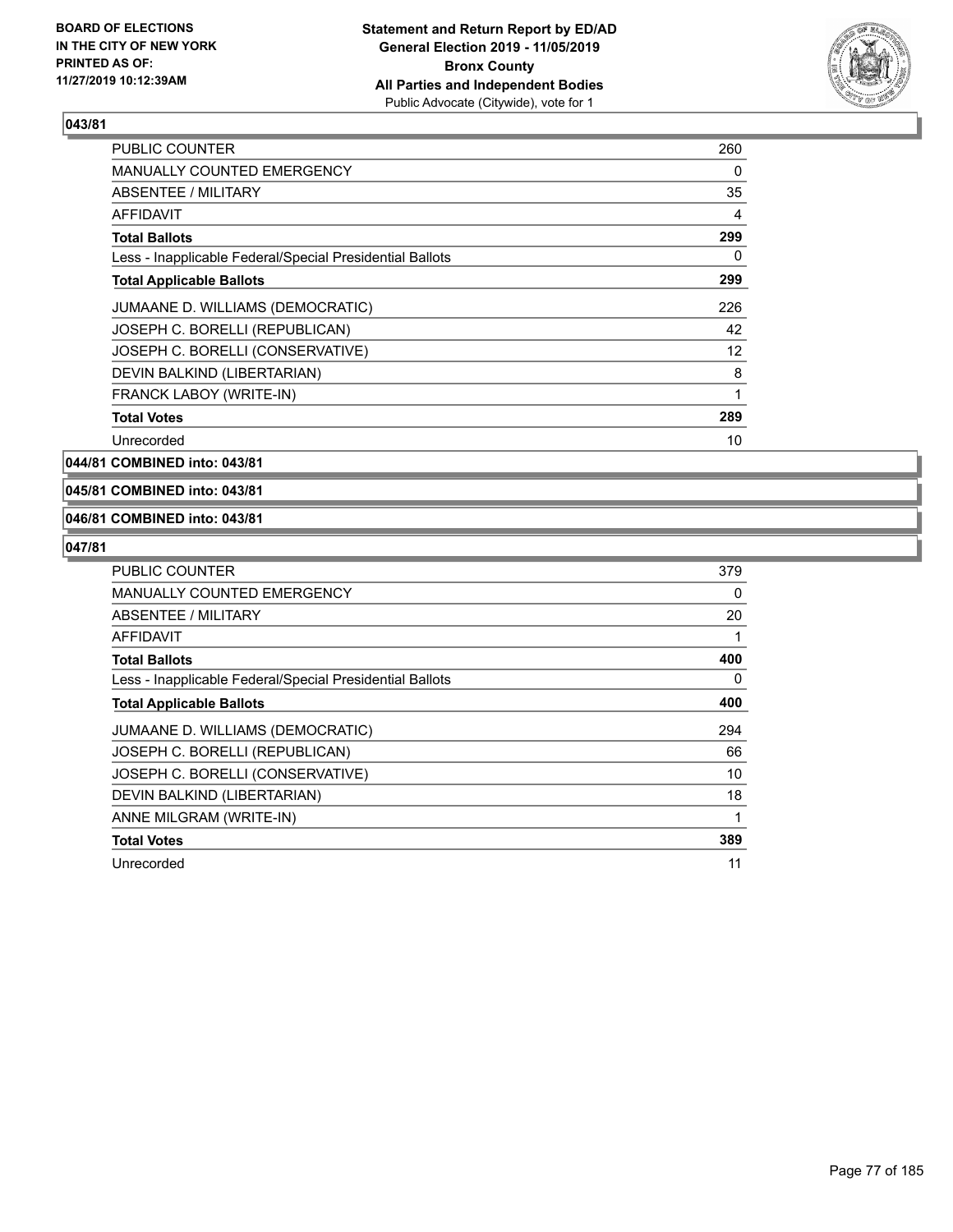**BOARD OF ELECTIONS IN THE CITY OF NEW YORK PRINTED AS OF: 11/27/2019 10:12:39AM**

**Statement and Return Report by ED/AD General Election 2019 - 11/05/2019 Bronx County All Parties and Independent Bodies**
Public Advocate (Citywide), vote for 1

**043/81**

| | |
|---|---|
| PUBLIC COUNTER | 260 |
| MANUALLY COUNTED EMERGENCY | 0 |
| ABSENTEE / MILITARY | 35 |
| AFFIDAVIT | 4 |
| **Total Ballots** | **299** |
| Less - Inapplicable Federal/Special Presidential Ballots | 0 |
| **Total Applicable Ballots** | **299** |
| JUMAANE D. WILLIAMS (DEMOCRATIC) | 226 |
| JOSEPH C. BORELLI (REPUBLICAN) | 42 |
| JOSEPH C. BORELLI (CONSERVATIVE) | 12 |
| DEVIN BALKIND (LIBERTARIAN) | 8 |
| FRANCK LABOY (WRITE-IN) | 1 |
| **Total Votes** | **289** |
| Unrecorded | 10 |

**044/81 COMBINED into: 043/81**

**045/81 COMBINED into: 043/81**

**046/81 COMBINED into: 043/81**

**047/81**

| | |
|---|---|
| PUBLIC COUNTER | 379 |
| MANUALLY COUNTED EMERGENCY | 0 |
| ABSENTEE / MILITARY | 20 |
| AFFIDAVIT | 1 |
| **Total Ballots** | **400** |
| Less - Inapplicable Federal/Special Presidential Ballots | 0 |
| **Total Applicable Ballots** | **400** |
| JUMAANE D. WILLIAMS (DEMOCRATIC) | 294 |
| JOSEPH C. BORELLI (REPUBLICAN) | 66 |
| JOSEPH C. BORELLI (CONSERVATIVE) | 10 |
| DEVIN BALKIND (LIBERTARIAN) | 18 |
| ANNE MILGRAM (WRITE-IN) | 1 |
| **Total Votes** | **389** |
| Unrecorded | 11 |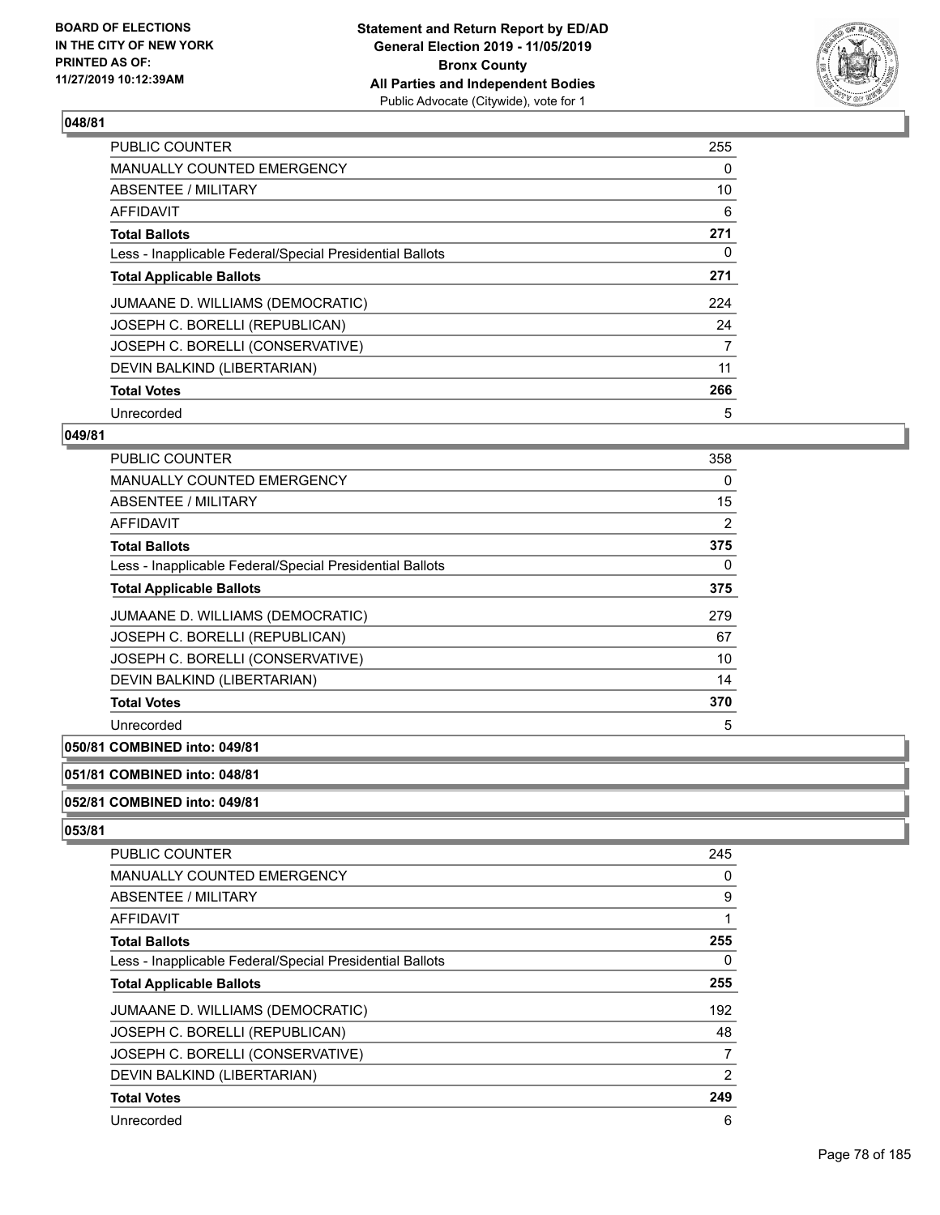## 048/81

| | |
|---|---|
| PUBLIC COUNTER | 255 |
| MANUALLY COUNTED EMERGENCY | 0 |
| ABSENTEE / MILITARY | 10 |
| AFFIDAVIT | 6 |
| **Total Ballots** | **271** |
| Less - Inapplicable Federal/Special Presidential Ballots | 0 |
| **Total Applicable Ballots** | **271** |
| JUMAANE D. WILLIAMS (DEMOCRATIC) | 224 |
| JOSEPH C. BORELLI (REPUBLICAN) | 24 |
| JOSEPH C. BORELLI (CONSERVATIVE) | 7 |
| DEVIN BALKIND (LIBERTARIAN) | 11 |
| **Total Votes** | **266** |
| Unrecorded | 5 |

## 049/81

| | |
|---|---|
| PUBLIC COUNTER | 358 |
| MANUALLY COUNTED EMERGENCY | 0 |
| ABSENTEE / MILITARY | 15 |
| AFFIDAVIT | 2 |
| **Total Ballots** | **375** |
| Less - Inapplicable Federal/Special Presidential Ballots | 0 |
| **Total Applicable Ballots** | **375** |
| JUMAANE D. WILLIAMS (DEMOCRATIC) | 279 |
| JOSEPH C. BORELLI (REPUBLICAN) | 67 |
| JOSEPH C. BORELLI (CONSERVATIVE) | 10 |
| DEVIN BALKIND (LIBERTARIAN) | 14 |
| **Total Votes** | **370** |
| Unrecorded | 5 |

## 050/81 COMBINED into: 049/81

## 051/81 COMBINED into: 048/81

## 052/81 COMBINED into: 049/81

## 053/81

| | |
|---|---|
| PUBLIC COUNTER | 245 |
| MANUALLY COUNTED EMERGENCY | 0 |
| ABSENTEE / MILITARY | 9 |
| AFFIDAVIT | 1 |
| **Total Ballots** | **255** |
| Less - Inapplicable Federal/Special Presidential Ballots | 0 |
| **Total Applicable Ballots** | **255** |
| JUMAANE D. WILLIAMS (DEMOCRATIC) | 192 |
| JOSEPH C. BORELLI (REPUBLICAN) | 48 |
| JOSEPH C. BORELLI (CONSERVATIVE) | 7 |
| DEVIN BALKIND (LIBERTARIAN) | 2 |
| **Total Votes** | **249** |
| Unrecorded | 6 |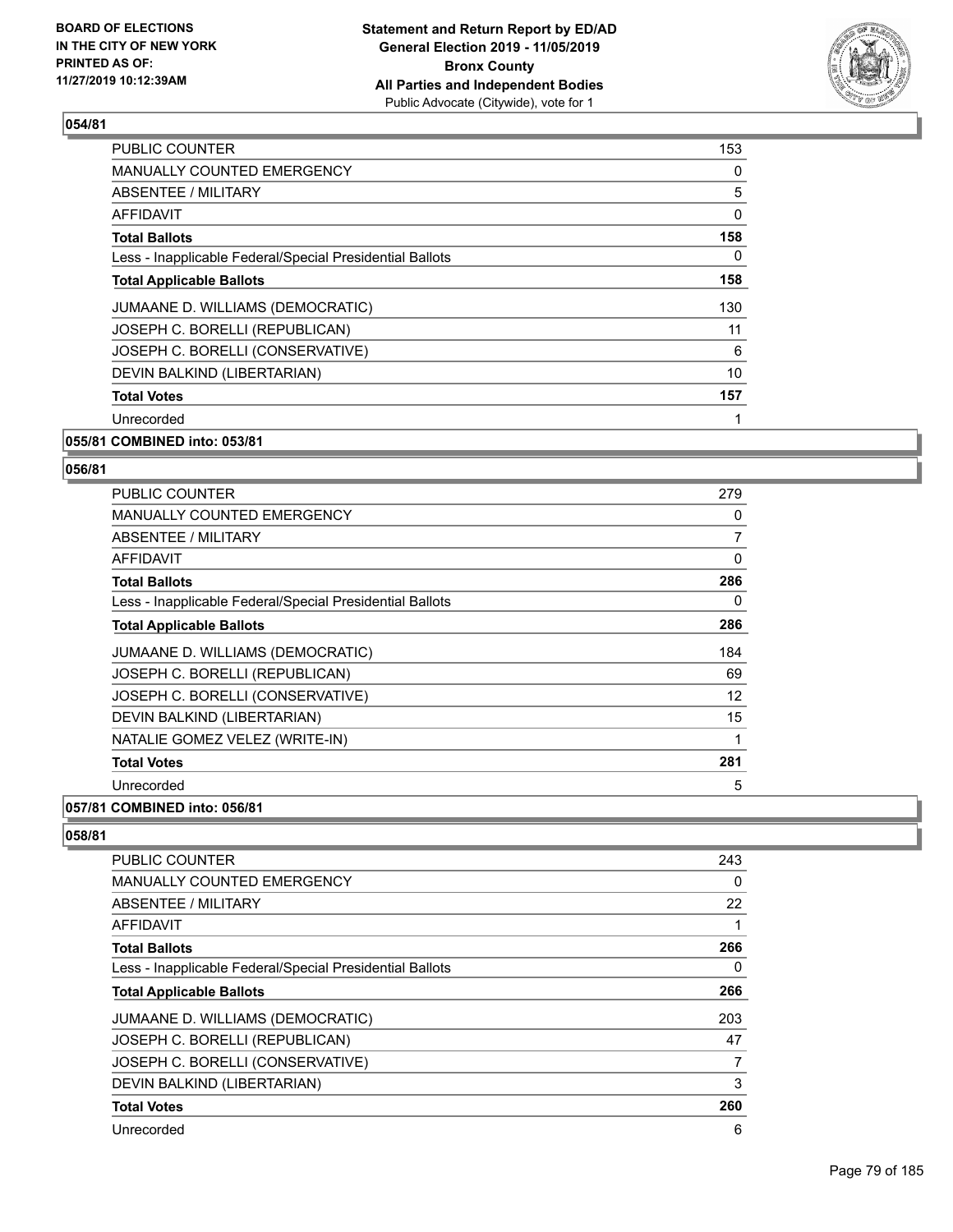**Statement and Return Report by ED/AD**
**General Election 2019 - 11/05/2019**
**Bronx County**
**All Parties and Independent Bodies**
Public Advocate (Citywide), vote for 1

BOARD OF ELECTIONS IN THE CITY OF NEW YORK PRINTED AS OF: 11/27/2019 10:12:39AM

## 054/81

| | |
|---|---|
| PUBLIC COUNTER | 153 |
| MANUALLY COUNTED EMERGENCY | 0 |
| ABSENTEE / MILITARY | 5 |
| AFFIDAVIT | 0 |
| **Total Ballots** | **158** |
| Less - Inapplicable Federal/Special Presidential Ballots | 0 |
| **Total Applicable Ballots** | **158** |
| JUMAANE D. WILLIAMS (DEMOCRATIC) | 130 |
| JOSEPH C. BORELLI (REPUBLICAN) | 11 |
| JOSEPH C. BORELLI (CONSERVATIVE) | 6 |
| DEVIN BALKIND (LIBERTARIAN) | 10 |
| **Total Votes** | **157** |
| Unrecorded | 1 |

## 055/81 COMBINED into: 053/81

## 056/81

| | |
|---|---|
| PUBLIC COUNTER | 279 |
| MANUALLY COUNTED EMERGENCY | 0 |
| ABSENTEE / MILITARY | 7 |
| AFFIDAVIT | 0 |
| **Total Ballots** | **286** |
| Less - Inapplicable Federal/Special Presidential Ballots | 0 |
| **Total Applicable Ballots** | **286** |
| JUMAANE D. WILLIAMS (DEMOCRATIC) | 184 |
| JOSEPH C. BORELLI (REPUBLICAN) | 69 |
| JOSEPH C. BORELLI (CONSERVATIVE) | 12 |
| DEVIN BALKIND (LIBERTARIAN) | 15 |
| NATALIE GOMEZ VELEZ (WRITE-IN) | 1 |
| **Total Votes** | **281** |
| Unrecorded | 5 |

## 057/81 COMBINED into: 056/81

## 058/81

| | |
|---|---|
| PUBLIC COUNTER | 243 |
| MANUALLY COUNTED EMERGENCY | 0 |
| ABSENTEE / MILITARY | 22 |
| AFFIDAVIT | 1 |
| **Total Ballots** | **266** |
| Less - Inapplicable Federal/Special Presidential Ballots | 0 |
| **Total Applicable Ballots** | **266** |
| JUMAANE D. WILLIAMS (DEMOCRATIC) | 203 |
| JOSEPH C. BORELLI (REPUBLICAN) | 47 |
| JOSEPH C. BORELLI (CONSERVATIVE) | 7 |
| DEVIN BALKIND (LIBERTARIAN) | 3 |
| **Total Votes** | **260** |
| Unrecorded | 6 |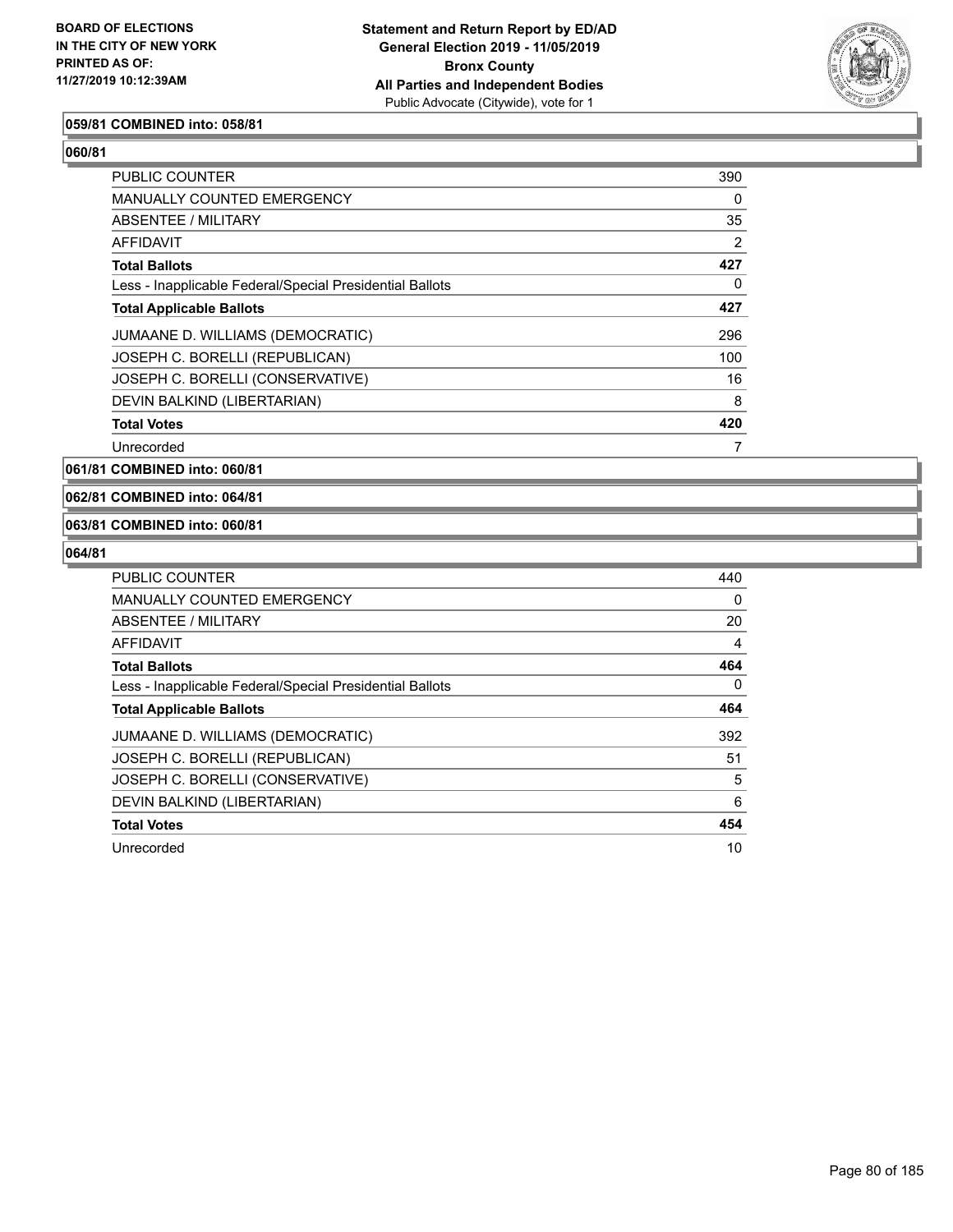**059/81 COMBINED into: 058/81**

**060/81**

| | |
|---|---|
| PUBLIC COUNTER | 390 |
| MANUALLY COUNTED EMERGENCY | 0 |
| ABSENTEE / MILITARY | 35 |
| AFFIDAVIT | 2 |
| **Total Ballots** | **427** |
| Less - Inapplicable Federal/Special Presidential Ballots | 0 |
| **Total Applicable Ballots** | **427** |
| JUMAANE D. WILLIAMS (DEMOCRATIC) | 296 |
| JOSEPH C. BORELLI (REPUBLICAN) | 100 |
| JOSEPH C. BORELLI (CONSERVATIVE) | 16 |
| DEVIN BALKIND (LIBERTARIAN) | 8 |
| **Total Votes** | **420** |
| Unrecorded | 7 |

**061/81 COMBINED into: 060/81**

**062/81 COMBINED into: 064/81**

**063/81 COMBINED into: 060/81**

**064/81**

| | |
|---|---|
| PUBLIC COUNTER | 440 |
| MANUALLY COUNTED EMERGENCY | 0 |
| ABSENTEE / MILITARY | 20 |
| AFFIDAVIT | 4 |
| **Total Ballots** | **464** |
| Less - Inapplicable Federal/Special Presidential Ballots | 0 |
| **Total Applicable Ballots** | **464** |
| JUMAANE D. WILLIAMS (DEMOCRATIC) | 392 |
| JOSEPH C. BORELLI (REPUBLICAN) | 51 |
| JOSEPH C. BORELLI (CONSERVATIVE) | 5 |
| DEVIN BALKIND (LIBERTARIAN) | 6 |
| **Total Votes** | **454** |
| Unrecorded | 10 |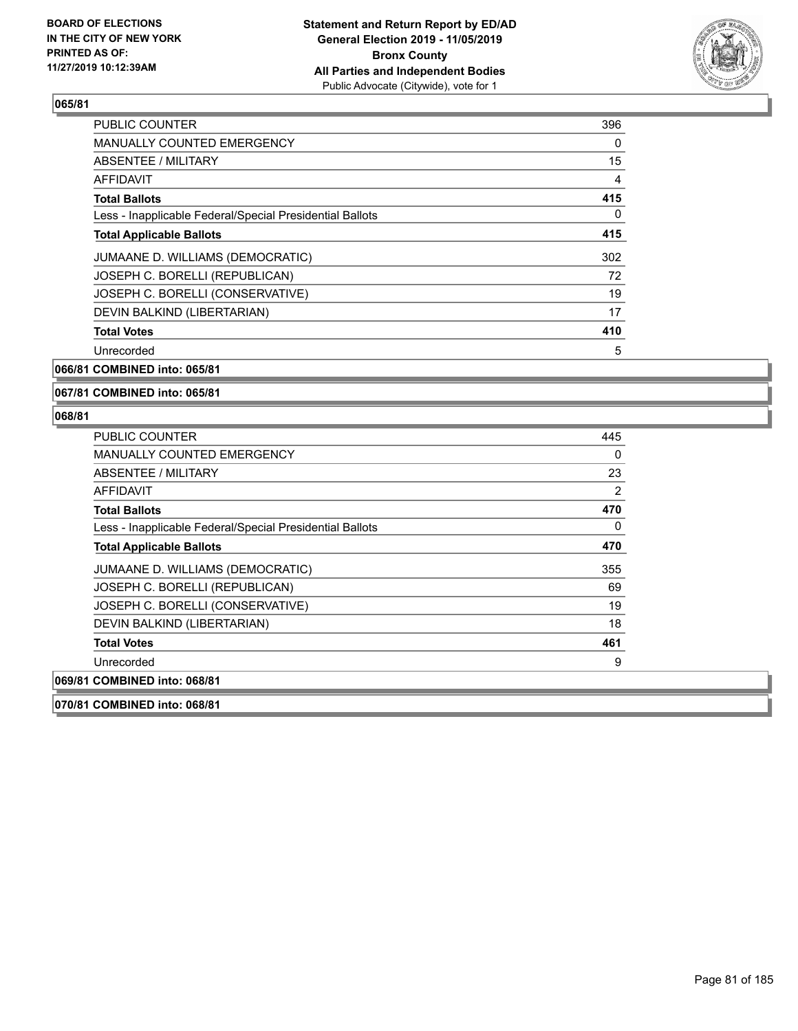BOARD OF ELECTIONS
IN THE CITY OF NEW YORK
PRINTED AS OF:
11/27/2019 10:12:39AM

**Statement and Return Report by ED/AD**
**General Election 2019 - 11/05/2019**
**Bronx County**
**All Parties and Independent Bodies**
Public Advocate (Citywide), vote for 1

**065/81**

| | |
|---|---|
| PUBLIC COUNTER | 396 |
| MANUALLY COUNTED EMERGENCY | 0 |
| ABSENTEE / MILITARY | 15 |
| AFFIDAVIT | 4 |
| **Total Ballots** | **415** |
| Less - Inapplicable Federal/Special Presidential Ballots | 0 |
| **Total Applicable Ballots** | **415** |
| JUMAANE D. WILLIAMS (DEMOCRATIC) | 302 |
| JOSEPH C. BORELLI (REPUBLICAN) | 72 |
| JOSEPH C. BORELLI (CONSERVATIVE) | 19 |
| DEVIN BALKIND (LIBERTARIAN) | 17 |
| **Total Votes** | **410** |
| Unrecorded | 5 |

**066/81 COMBINED into: 065/81**

**067/81 COMBINED into: 065/81**

**068/81**

| | |
|---|---|
| PUBLIC COUNTER | 445 |
| MANUALLY COUNTED EMERGENCY | 0 |
| ABSENTEE / MILITARY | 23 |
| AFFIDAVIT | 2 |
| **Total Ballots** | **470** |
| Less - Inapplicable Federal/Special Presidential Ballots | 0 |
| **Total Applicable Ballots** | **470** |
| JUMAANE D. WILLIAMS (DEMOCRATIC) | 355 |
| JOSEPH C. BORELLI (REPUBLICAN) | 69 |
| JOSEPH C. BORELLI (CONSERVATIVE) | 19 |
| DEVIN BALKIND (LIBERTARIAN) | 18 |
| **Total Votes** | **461** |
| Unrecorded | 9 |

**069/81 COMBINED into: 068/81**

**070/81 COMBINED into: 068/81**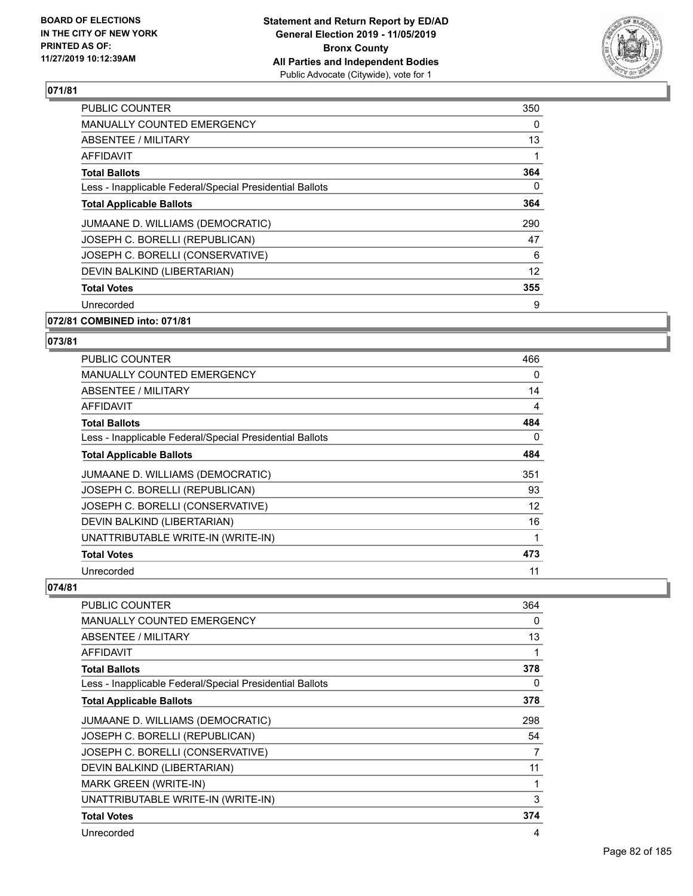### 071/81

| | |
|---|---|
| PUBLIC COUNTER | 350 |
| MANUALLY COUNTED EMERGENCY | 0 |
| ABSENTEE / MILITARY | 13 |
| AFFIDAVIT | 1 |
| **Total Ballots** | **364** |
| Less - Inapplicable Federal/Special Presidential Ballots | 0 |
| **Total Applicable Ballots** | **364** |
| JUMAANE D. WILLIAMS (DEMOCRATIC) | 290 |
| JOSEPH C. BORELLI (REPUBLICAN) | 47 |
| JOSEPH C. BORELLI (CONSERVATIVE) | 6 |
| DEVIN BALKIND (LIBERTARIAN) | 12 |
| **Total Votes** | **355** |
| Unrecorded | 9 |

### 072/81 COMBINED into: 071/81

### 073/81

| | |
|---|---|
| PUBLIC COUNTER | 466 |
| MANUALLY COUNTED EMERGENCY | 0 |
| ABSENTEE / MILITARY | 14 |
| AFFIDAVIT | 4 |
| **Total Ballots** | **484** |
| Less - Inapplicable Federal/Special Presidential Ballots | 0 |
| **Total Applicable Ballots** | **484** |
| JUMAANE D. WILLIAMS (DEMOCRATIC) | 351 |
| JOSEPH C. BORELLI (REPUBLICAN) | 93 |
| JOSEPH C. BORELLI (CONSERVATIVE) | 12 |
| DEVIN BALKIND (LIBERTARIAN) | 16 |
| UNATTRIBUTABLE WRITE-IN (WRITE-IN) | 1 |
| **Total Votes** | **473** |
| Unrecorded | 11 |

### 074/81

| | |
|---|---|
| PUBLIC COUNTER | 364 |
| MANUALLY COUNTED EMERGENCY | 0 |
| ABSENTEE / MILITARY | 13 |
| AFFIDAVIT | 1 |
| **Total Ballots** | **378** |
| Less - Inapplicable Federal/Special Presidential Ballots | 0 |
| **Total Applicable Ballots** | **378** |
| JUMAANE D. WILLIAMS (DEMOCRATIC) | 298 |
| JOSEPH C. BORELLI (REPUBLICAN) | 54 |
| JOSEPH C. BORELLI (CONSERVATIVE) | 7 |
| DEVIN BALKIND (LIBERTARIAN) | 11 |
| MARK GREEN (WRITE-IN) | 1 |
| UNATTRIBUTABLE WRITE-IN (WRITE-IN) | 3 |
| **Total Votes** | **374** |
| Unrecorded | 4 |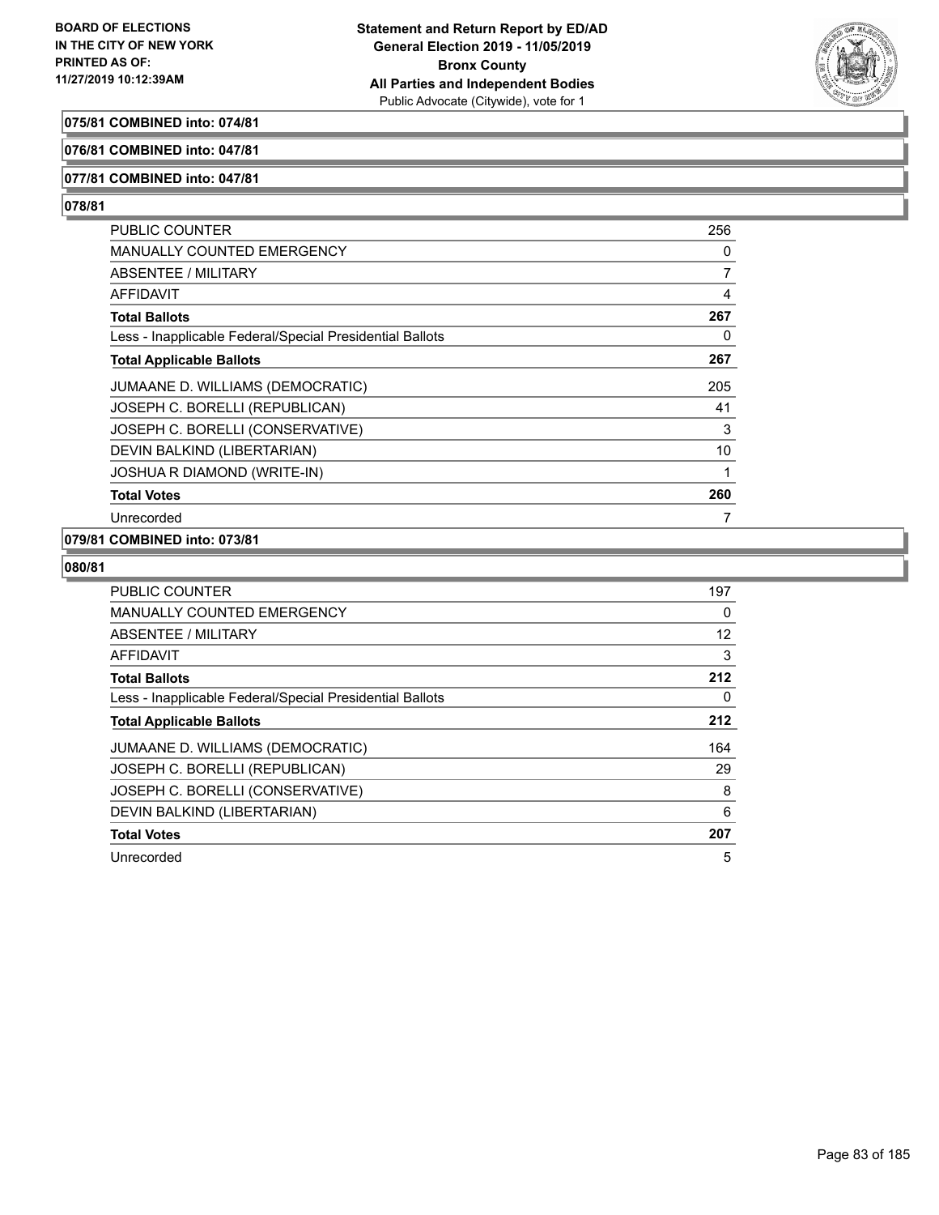**075/81 COMBINED into: 074/81**

**076/81 COMBINED into: 047/81**

**077/81 COMBINED into: 047/81**

**078/81**

| | |
|---|---|
| PUBLIC COUNTER | 256 |
| MANUALLY COUNTED EMERGENCY | 0 |
| ABSENTEE / MILITARY | 7 |
| AFFIDAVIT | 4 |
| **Total Ballots** | **267** |
| Less - Inapplicable Federal/Special Presidential Ballots | 0 |
| **Total Applicable Ballots** | **267** |
| JUMAANE D. WILLIAMS (DEMOCRATIC) | 205 |
| JOSEPH C. BORELLI (REPUBLICAN) | 41 |
| JOSEPH C. BORELLI (CONSERVATIVE) | 3 |
| DEVIN BALKIND (LIBERTARIAN) | 10 |
| JOSHUA R DIAMOND (WRITE-IN) | 1 |
| **Total Votes** | **260** |
| Unrecorded | 7 |

**079/81 COMBINED into: 073/81**

**080/81**

| | |
|---|---|
| PUBLIC COUNTER | 197 |
| MANUALLY COUNTED EMERGENCY | 0 |
| ABSENTEE / MILITARY | 12 |
| AFFIDAVIT | 3 |
| **Total Ballots** | **212** |
| Less - Inapplicable Federal/Special Presidential Ballots | 0 |
| **Total Applicable Ballots** | **212** |
| JUMAANE D. WILLIAMS (DEMOCRATIC) | 164 |
| JOSEPH C. BORELLI (REPUBLICAN) | 29 |
| JOSEPH C. BORELLI (CONSERVATIVE) | 8 |
| DEVIN BALKIND (LIBERTARIAN) | 6 |
| **Total Votes** | **207** |
| Unrecorded | 5 |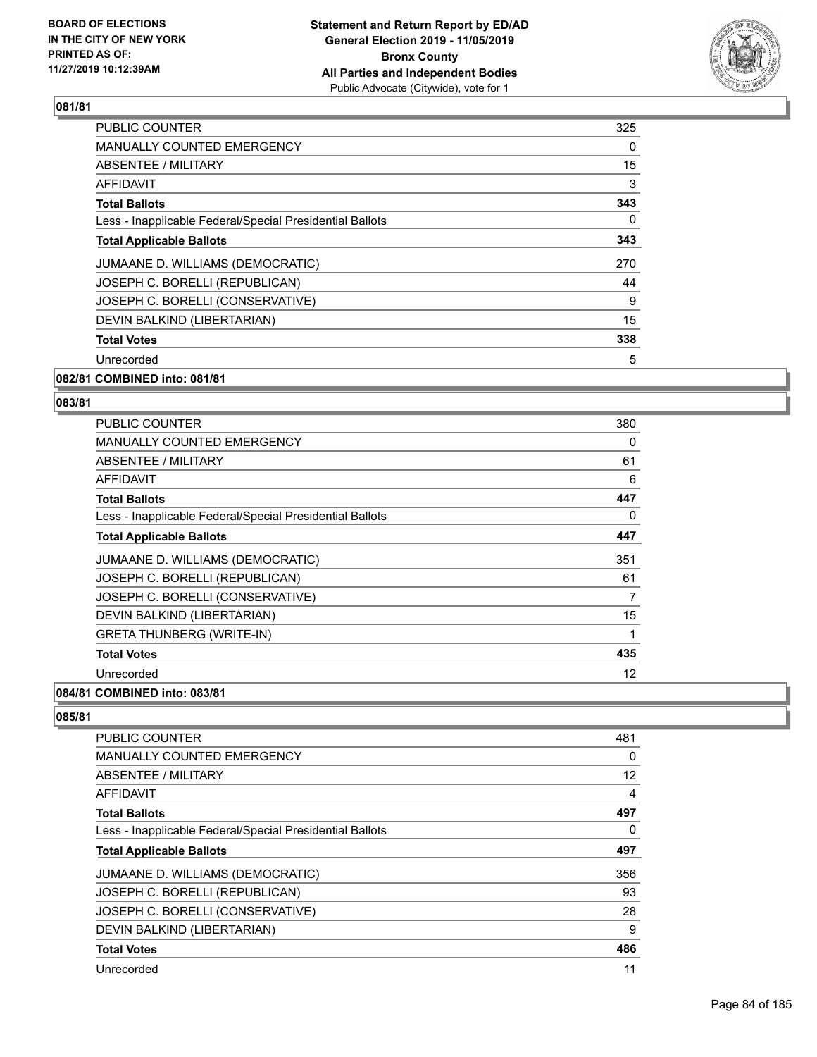### 081/81

| | |
|---|---|
| PUBLIC COUNTER | 325 |
| MANUALLY COUNTED EMERGENCY | 0 |
| ABSENTEE / MILITARY | 15 |
| AFFIDAVIT | 3 |
| **Total Ballots** | **343** |
| Less - Inapplicable Federal/Special Presidential Ballots | 0 |
| **Total Applicable Ballots** | **343** |
| JUMAANE D. WILLIAMS (DEMOCRATIC) | 270 |
| JOSEPH C. BORELLI (REPUBLICAN) | 44 |
| JOSEPH C. BORELLI (CONSERVATIVE) | 9 |
| DEVIN BALKIND (LIBERTARIAN) | 15 |
| **Total Votes** | **338** |
| Unrecorded | 5 |

### 082/81 COMBINED into: 081/81

### 083/81

| | |
|---|---|
| PUBLIC COUNTER | 380 |
| MANUALLY COUNTED EMERGENCY | 0 |
| ABSENTEE / MILITARY | 61 |
| AFFIDAVIT | 6 |
| **Total Ballots** | **447** |
| Less - Inapplicable Federal/Special Presidential Ballots | 0 |
| **Total Applicable Ballots** | **447** |
| JUMAANE D. WILLIAMS (DEMOCRATIC) | 351 |
| JOSEPH C. BORELLI (REPUBLICAN) | 61 |
| JOSEPH C. BORELLI (CONSERVATIVE) | 7 |
| DEVIN BALKIND (LIBERTARIAN) | 15 |
| GRETA THUNBERG (WRITE-IN) | 1 |
| **Total Votes** | **435** |
| Unrecorded | 12 |

### 084/81 COMBINED into: 083/81

### 085/81

| | |
|---|---|
| PUBLIC COUNTER | 481 |
| MANUALLY COUNTED EMERGENCY | 0 |
| ABSENTEE / MILITARY | 12 |
| AFFIDAVIT | 4 |
| **Total Ballots** | **497** |
| Less - Inapplicable Federal/Special Presidential Ballots | 0 |
| **Total Applicable Ballots** | **497** |
| JUMAANE D. WILLIAMS (DEMOCRATIC) | 356 |
| JOSEPH C. BORELLI (REPUBLICAN) | 93 |
| JOSEPH C. BORELLI (CONSERVATIVE) | 28 |
| DEVIN BALKIND (LIBERTARIAN) | 9 |
| **Total Votes** | **486** |
| Unrecorded | 11 |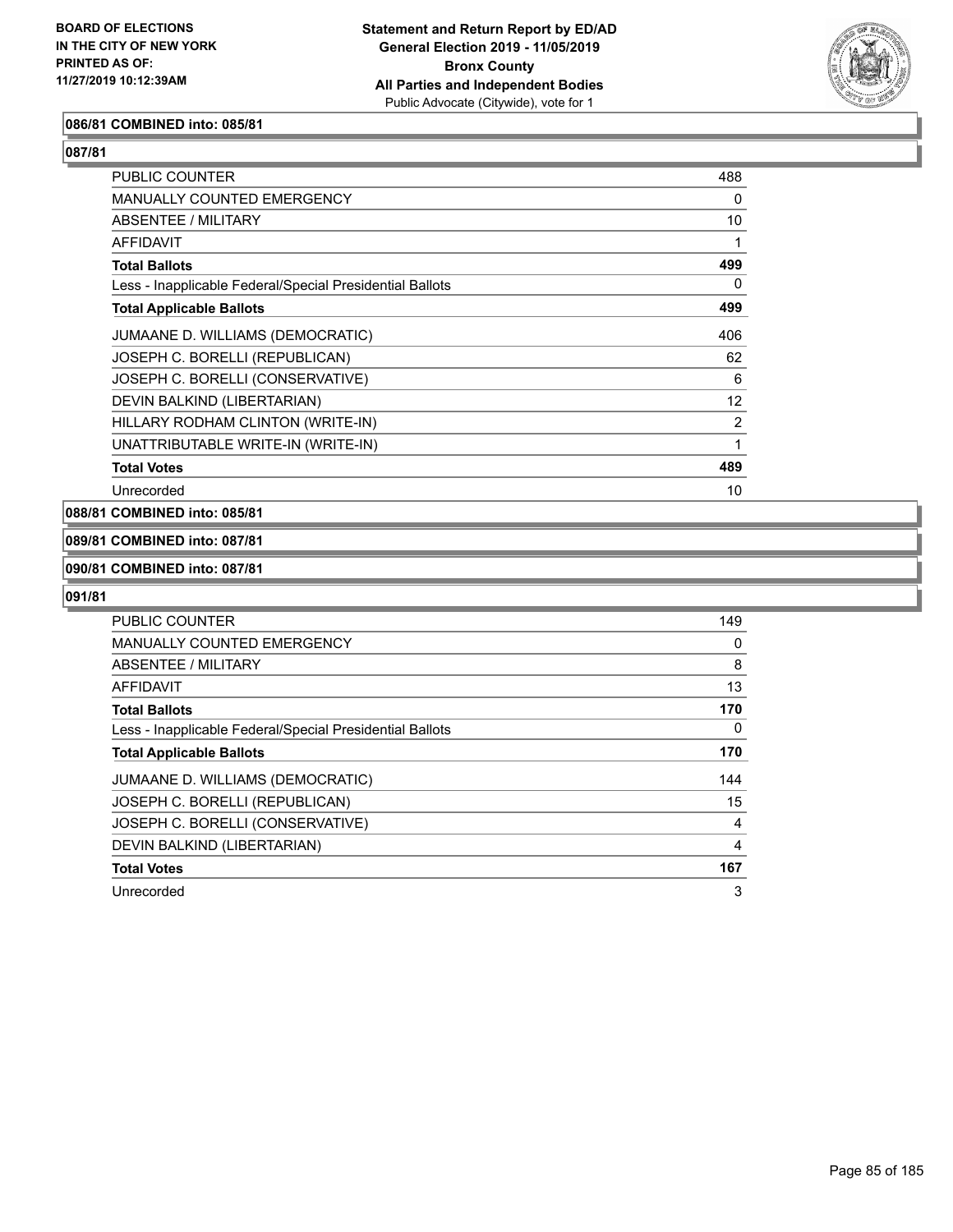**086/81 COMBINED into: 085/81**

**087/81**

| | |
|---|---|
| PUBLIC COUNTER | 488 |
| MANUALLY COUNTED EMERGENCY | 0 |
| ABSENTEE / MILITARY | 10 |
| AFFIDAVIT | 1 |
| **Total Ballots** | **499** |
| Less - Inapplicable Federal/Special Presidential Ballots | 0 |
| **Total Applicable Ballots** | **499** |
| JUMAANE D. WILLIAMS (DEMOCRATIC) | 406 |
| JOSEPH C. BORELLI (REPUBLICAN) | 62 |
| JOSEPH C. BORELLI (CONSERVATIVE) | 6 |
| DEVIN BALKIND (LIBERTARIAN) | 12 |
| HILLARY RODHAM CLINTON (WRITE-IN) | 2 |
| UNATTRIBUTABLE WRITE-IN (WRITE-IN) | 1 |
| **Total Votes** | **489** |
| Unrecorded | 10 |

**088/81 COMBINED into: 085/81**

**089/81 COMBINED into: 087/81**

**090/81 COMBINED into: 087/81**

**091/81**

| | |
|---|---|
| PUBLIC COUNTER | 149 |
| MANUALLY COUNTED EMERGENCY | 0 |
| ABSENTEE / MILITARY | 8 |
| AFFIDAVIT | 13 |
| **Total Ballots** | **170** |
| Less - Inapplicable Federal/Special Presidential Ballots | 0 |
| **Total Applicable Ballots** | **170** |
| JUMAANE D. WILLIAMS (DEMOCRATIC) | 144 |
| JOSEPH C. BORELLI (REPUBLICAN) | 15 |
| JOSEPH C. BORELLI (CONSERVATIVE) | 4 |
| DEVIN BALKIND (LIBERTARIAN) | 4 |
| **Total Votes** | **167** |
| Unrecorded | 3 |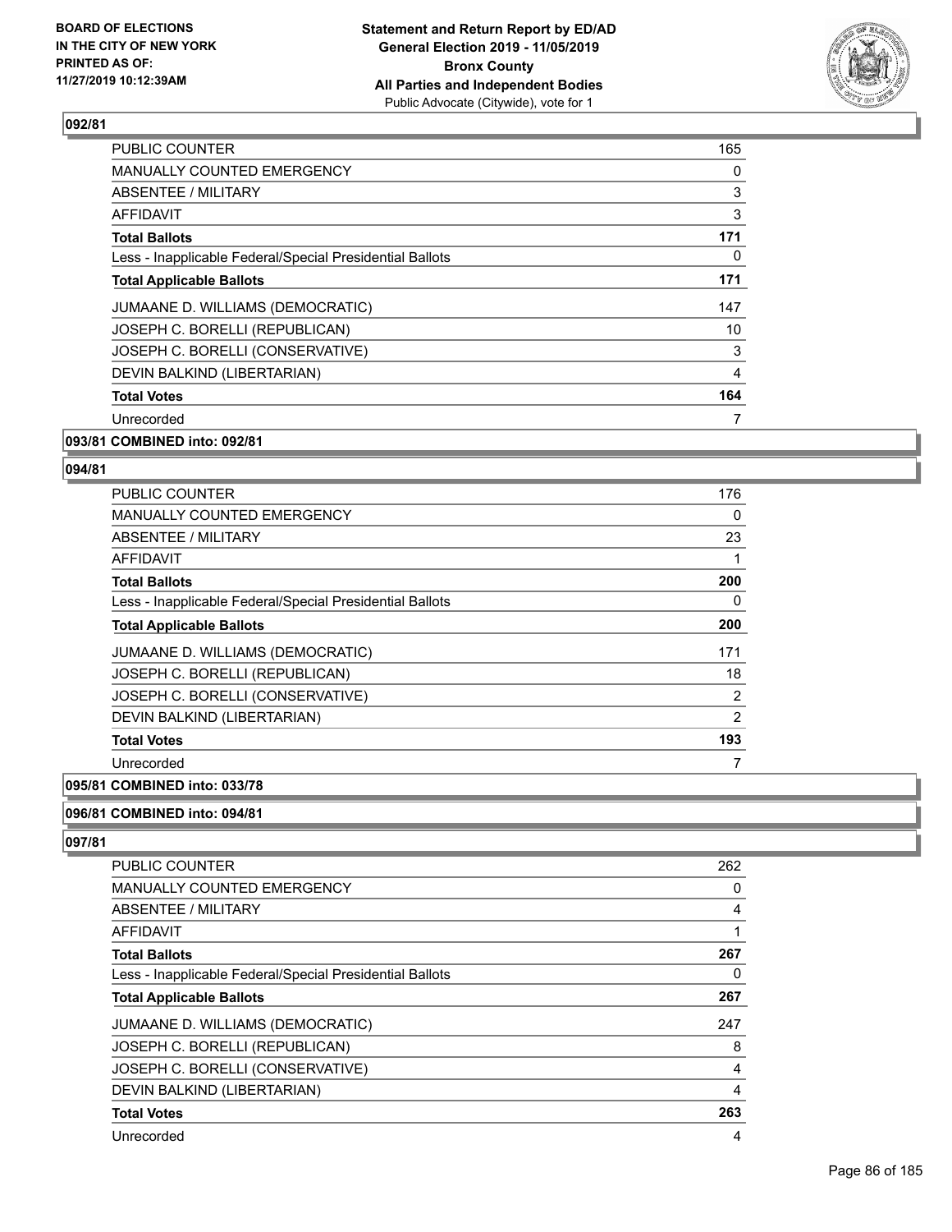## 092/81

| | |
|---|---|
| PUBLIC COUNTER | 165 |
| MANUALLY COUNTED EMERGENCY | 0 |
| ABSENTEE / MILITARY | 3 |
| AFFIDAVIT | 3 |
| **Total Ballots** | **171** |
| Less - Inapplicable Federal/Special Presidential Ballots | 0 |
| **Total Applicable Ballots** | **171** |
| JUMAANE D. WILLIAMS (DEMOCRATIC) | 147 |
| JOSEPH C. BORELLI (REPUBLICAN) | 10 |
| JOSEPH C. BORELLI (CONSERVATIVE) | 3 |
| DEVIN BALKIND (LIBERTARIAN) | 4 |
| **Total Votes** | **164** |
| Unrecorded | 7 |

## 093/81 COMBINED into: 092/81

## 094/81

| | |
|---|---|
| PUBLIC COUNTER | 176 |
| MANUALLY COUNTED EMERGENCY | 0 |
| ABSENTEE / MILITARY | 23 |
| AFFIDAVIT | 1 |
| **Total Ballots** | **200** |
| Less - Inapplicable Federal/Special Presidential Ballots | 0 |
| **Total Applicable Ballots** | **200** |
| JUMAANE D. WILLIAMS (DEMOCRATIC) | 171 |
| JOSEPH C. BORELLI (REPUBLICAN) | 18 |
| JOSEPH C. BORELLI (CONSERVATIVE) | 2 |
| DEVIN BALKIND (LIBERTARIAN) | 2 |
| **Total Votes** | **193** |
| Unrecorded | 7 |

## 095/81 COMBINED into: 033/78

## 096/81 COMBINED into: 094/81

## 097/81

| | |
|---|---|
| PUBLIC COUNTER | 262 |
| MANUALLY COUNTED EMERGENCY | 0 |
| ABSENTEE / MILITARY | 4 |
| AFFIDAVIT | 1 |
| **Total Ballots** | **267** |
| Less - Inapplicable Federal/Special Presidential Ballots | 0 |
| **Total Applicable Ballots** | **267** |
| JUMAANE D. WILLIAMS (DEMOCRATIC) | 247 |
| JOSEPH C. BORELLI (REPUBLICAN) | 8 |
| JOSEPH C. BORELLI (CONSERVATIVE) | 4 |
| DEVIN BALKIND (LIBERTARIAN) | 4 |
| **Total Votes** | **263** |
| Unrecorded | 4 |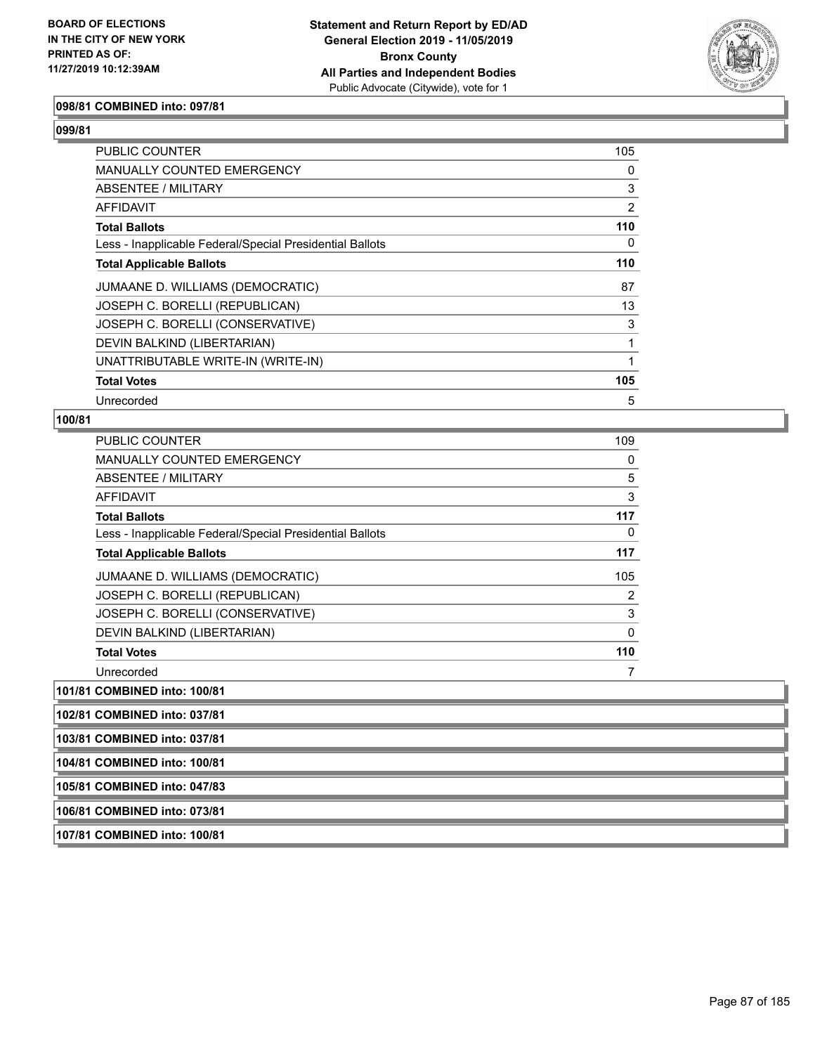**098/81 COMBINED into: 097/81**

**099/81**

| | |
|---|---|
| PUBLIC COUNTER | 105 |
| MANUALLY COUNTED EMERGENCY | 0 |
| ABSENTEE / MILITARY | 3 |
| AFFIDAVIT | 2 |
| **Total Ballots** | **110** |
| Less - Inapplicable Federal/Special Presidential Ballots | 0 |
| **Total Applicable Ballots** | **110** |
| JUMAANE D. WILLIAMS (DEMOCRATIC) | 87 |
| JOSEPH C. BORELLI (REPUBLICAN) | 13 |
| JOSEPH C. BORELLI (CONSERVATIVE) | 3 |
| DEVIN BALKIND (LIBERTARIAN) | 1 |
| UNATTRIBUTABLE WRITE-IN (WRITE-IN) | 1 |
| **Total Votes** | **105** |
| Unrecorded | 5 |

**100/81**

| | |
|---|---|
| PUBLIC COUNTER | 109 |
| MANUALLY COUNTED EMERGENCY | 0 |
| ABSENTEE / MILITARY | 5 |
| AFFIDAVIT | 3 |
| **Total Ballots** | **117** |
| Less - Inapplicable Federal/Special Presidential Ballots | 0 |
| **Total Applicable Ballots** | **117** |
| JUMAANE D. WILLIAMS (DEMOCRATIC) | 105 |
| JOSEPH C. BORELLI (REPUBLICAN) | 2 |
| JOSEPH C. BORELLI (CONSERVATIVE) | 3 |
| DEVIN BALKIND (LIBERTARIAN) | 0 |
| **Total Votes** | **110** |
| Unrecorded | 7 |

**101/81 COMBINED into: 100/81**

**102/81 COMBINED into: 037/81**

**103/81 COMBINED into: 037/81**

**104/81 COMBINED into: 100/81**

**105/81 COMBINED into: 047/83**

**106/81 COMBINED into: 073/81**

**107/81 COMBINED into: 100/81**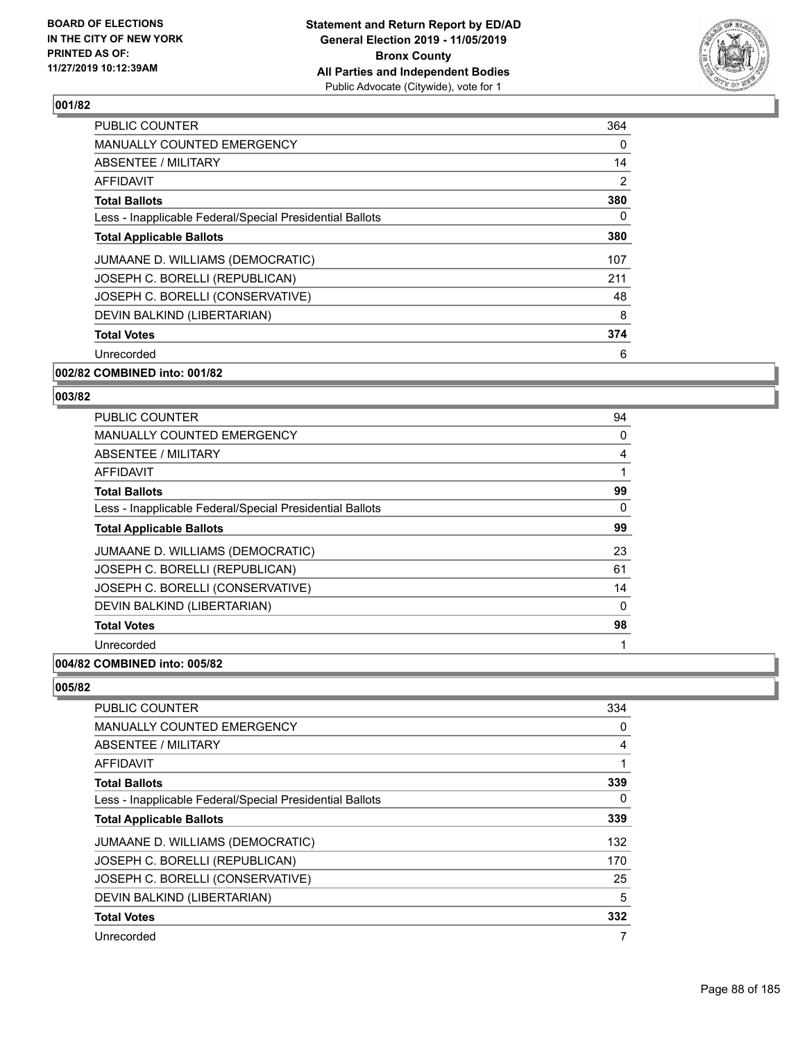**Statement and Return Report by ED/AD**
**General Election 2019 - 11/05/2019**
**Bronx County**
**All Parties and Independent Bodies**
Public Advocate (Citywide), vote for 1

BOARD OF ELECTIONS IN THE CITY OF NEW YORK PRINTED AS OF: 11/27/2019 10:12:39AM

### 001/82

| | |
|---|---|
| PUBLIC COUNTER | 364 |
| MANUALLY COUNTED EMERGENCY | 0 |
| ABSENTEE / MILITARY | 14 |
| AFFIDAVIT | 2 |
| **Total Ballots** | **380** |
| Less - Inapplicable Federal/Special Presidential Ballots | 0 |
| **Total Applicable Ballots** | **380** |
| JUMAANE D. WILLIAMS (DEMOCRATIC) | 107 |
| JOSEPH C. BORELLI (REPUBLICAN) | 211 |
| JOSEPH C. BORELLI (CONSERVATIVE) | 48 |
| DEVIN BALKIND (LIBERTARIAN) | 8 |
| **Total Votes** | **374** |
| Unrecorded | 6 |

### 002/82 COMBINED into: 001/82

### 003/82

| | |
|---|---|
| PUBLIC COUNTER | 94 |
| MANUALLY COUNTED EMERGENCY | 0 |
| ABSENTEE / MILITARY | 4 |
| AFFIDAVIT | 1 |
| **Total Ballots** | **99** |
| Less - Inapplicable Federal/Special Presidential Ballots | 0 |
| **Total Applicable Ballots** | **99** |
| JUMAANE D. WILLIAMS (DEMOCRATIC) | 23 |
| JOSEPH C. BORELLI (REPUBLICAN) | 61 |
| JOSEPH C. BORELLI (CONSERVATIVE) | 14 |
| DEVIN BALKIND (LIBERTARIAN) | 0 |
| **Total Votes** | **98** |
| Unrecorded | 1 |

### 004/82 COMBINED into: 005/82

### 005/82

| | |
|---|---|
| PUBLIC COUNTER | 334 |
| MANUALLY COUNTED EMERGENCY | 0 |
| ABSENTEE / MILITARY | 4 |
| AFFIDAVIT | 1 |
| **Total Ballots** | **339** |
| Less - Inapplicable Federal/Special Presidential Ballots | 0 |
| **Total Applicable Ballots** | **339** |
| JUMAANE D. WILLIAMS (DEMOCRATIC) | 132 |
| JOSEPH C. BORELLI (REPUBLICAN) | 170 |
| JOSEPH C. BORELLI (CONSERVATIVE) | 25 |
| DEVIN BALKIND (LIBERTARIAN) | 5 |
| **Total Votes** | **332** |
| Unrecorded | 7 |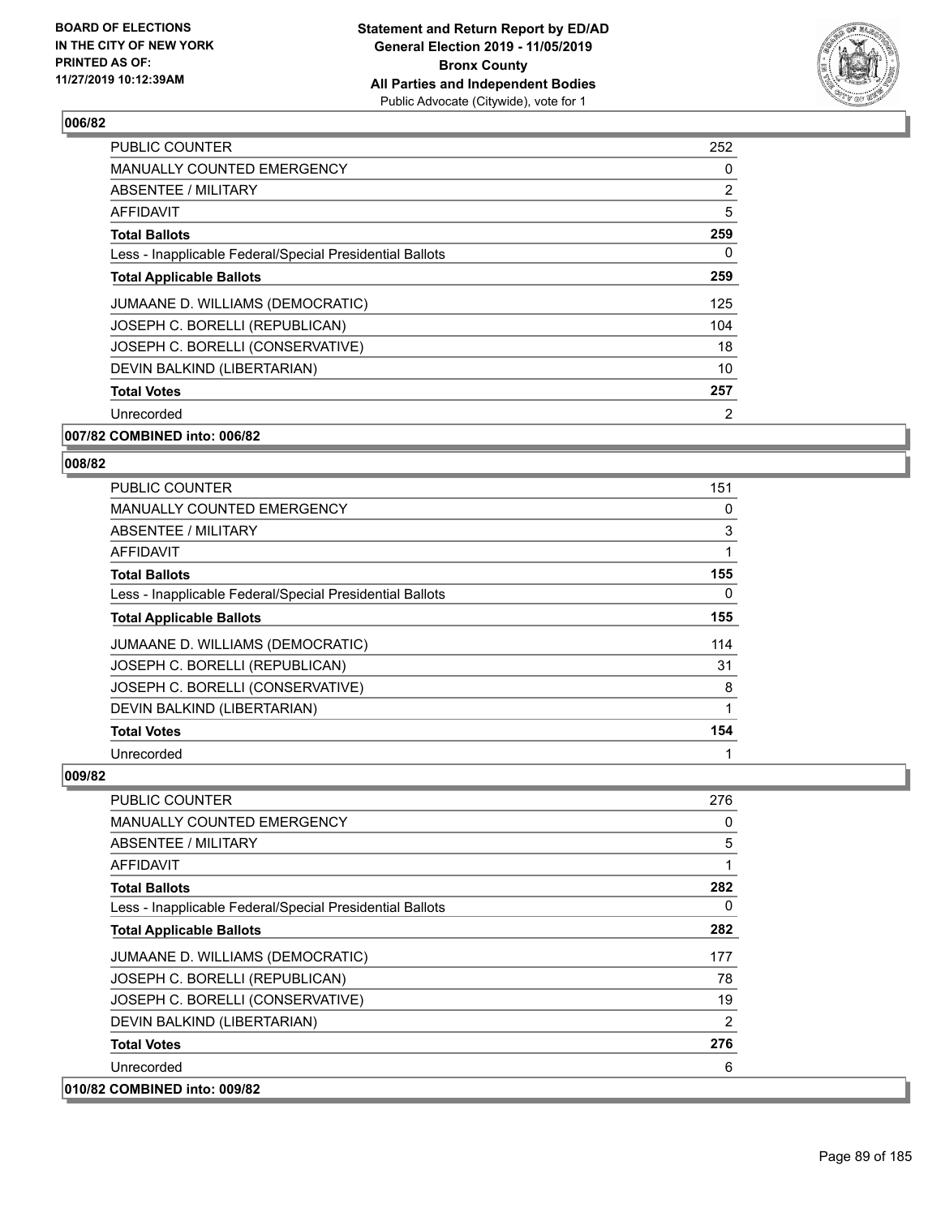## 006/82

| | |
|---|---|
| PUBLIC COUNTER | 252 |
| MANUALLY COUNTED EMERGENCY | 0 |
| ABSENTEE / MILITARY | 2 |
| AFFIDAVIT | 5 |
| **Total Ballots** | **259** |
| Less - Inapplicable Federal/Special Presidential Ballots | 0 |
| **Total Applicable Ballots** | **259** |
| JUMAANE D. WILLIAMS (DEMOCRATIC) | 125 |
| JOSEPH C. BORELLI (REPUBLICAN) | 104 |
| JOSEPH C. BORELLI (CONSERVATIVE) | 18 |
| DEVIN BALKIND (LIBERTARIAN) | 10 |
| **Total Votes** | **257** |
| Unrecorded | 2 |

**007/82 COMBINED into: 006/82**

## 008/82

| | |
|---|---|
| PUBLIC COUNTER | 151 |
| MANUALLY COUNTED EMERGENCY | 0 |
| ABSENTEE / MILITARY | 3 |
| AFFIDAVIT | 1 |
| **Total Ballots** | **155** |
| Less - Inapplicable Federal/Special Presidential Ballots | 0 |
| **Total Applicable Ballots** | **155** |
| JUMAANE D. WILLIAMS (DEMOCRATIC) | 114 |
| JOSEPH C. BORELLI (REPUBLICAN) | 31 |
| JOSEPH C. BORELLI (CONSERVATIVE) | 8 |
| DEVIN BALKIND (LIBERTARIAN) | 1 |
| **Total Votes** | **154** |
| Unrecorded | 1 |

## 009/82

| | |
|---|---|
| PUBLIC COUNTER | 276 |
| MANUALLY COUNTED EMERGENCY | 0 |
| ABSENTEE / MILITARY | 5 |
| AFFIDAVIT | 1 |
| **Total Ballots** | **282** |
| Less - Inapplicable Federal/Special Presidential Ballots | 0 |
| **Total Applicable Ballots** | **282** |
| JUMAANE D. WILLIAMS (DEMOCRATIC) | 177 |
| JOSEPH C. BORELLI (REPUBLICAN) | 78 |
| JOSEPH C. BORELLI (CONSERVATIVE) | 19 |
| DEVIN BALKIND (LIBERTARIAN) | 2 |
| **Total Votes** | **276** |
| Unrecorded | 6 |

**010/82 COMBINED into: 009/82**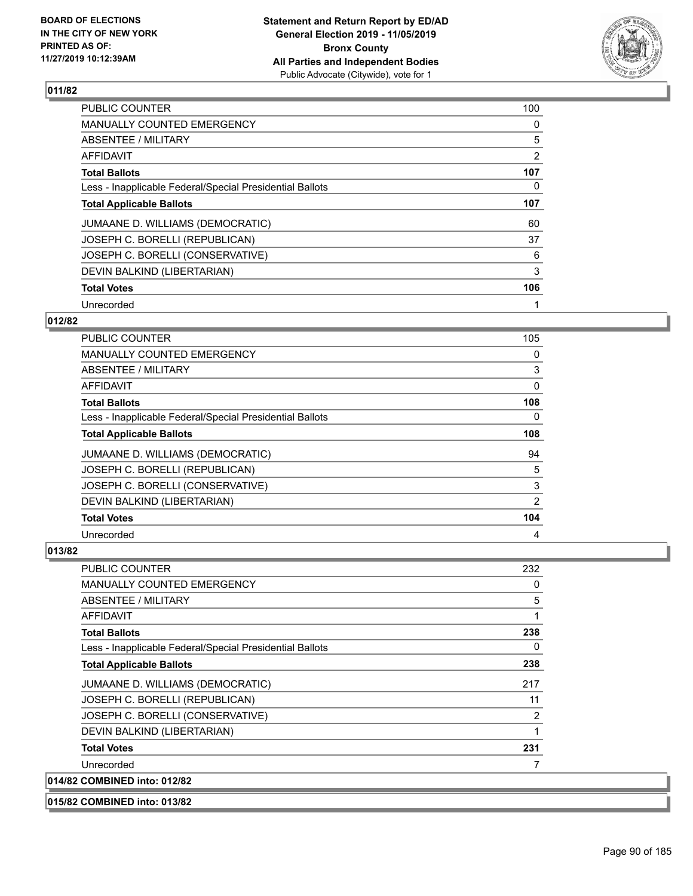## 011/82

| | |
|---|---|
| PUBLIC COUNTER | 100 |
| MANUALLY COUNTED EMERGENCY | 0 |
| ABSENTEE / MILITARY | 5 |
| AFFIDAVIT | 2 |
| **Total Ballots** | **107** |
| Less - Inapplicable Federal/Special Presidential Ballots | 0 |
| **Total Applicable Ballots** | **107** |
| JUMAANE D. WILLIAMS (DEMOCRATIC) | 60 |
| JOSEPH C. BORELLI (REPUBLICAN) | 37 |
| JOSEPH C. BORELLI (CONSERVATIVE) | 6 |
| DEVIN BALKIND (LIBERTARIAN) | 3 |
| **Total Votes** | **106** |
| Unrecorded | 1 |

## 012/82

| | |
|---|---|
| PUBLIC COUNTER | 105 |
| MANUALLY COUNTED EMERGENCY | 0 |
| ABSENTEE / MILITARY | 3 |
| AFFIDAVIT | 0 |
| **Total Ballots** | **108** |
| Less - Inapplicable Federal/Special Presidential Ballots | 0 |
| **Total Applicable Ballots** | **108** |
| JUMAANE D. WILLIAMS (DEMOCRATIC) | 94 |
| JOSEPH C. BORELLI (REPUBLICAN) | 5 |
| JOSEPH C. BORELLI (CONSERVATIVE) | 3 |
| DEVIN BALKIND (LIBERTARIAN) | 2 |
| **Total Votes** | **104** |
| Unrecorded | 4 |

## 013/82

| | |
|---|---|
| PUBLIC COUNTER | 232 |
| MANUALLY COUNTED EMERGENCY | 0 |
| ABSENTEE / MILITARY | 5 |
| AFFIDAVIT | 1 |
| **Total Ballots** | **238** |
| Less - Inapplicable Federal/Special Presidential Ballots | 0 |
| **Total Applicable Ballots** | **238** |
| JUMAANE D. WILLIAMS (DEMOCRATIC) | 217 |
| JOSEPH C. BORELLI (REPUBLICAN) | 11 |
| JOSEPH C. BORELLI (CONSERVATIVE) | 2 |
| DEVIN BALKIND (LIBERTARIAN) | 1 |
| **Total Votes** | **231** |
| Unrecorded | 7 |

## 014/82 COMBINED into: 012/82

## 015/82 COMBINED into: 013/82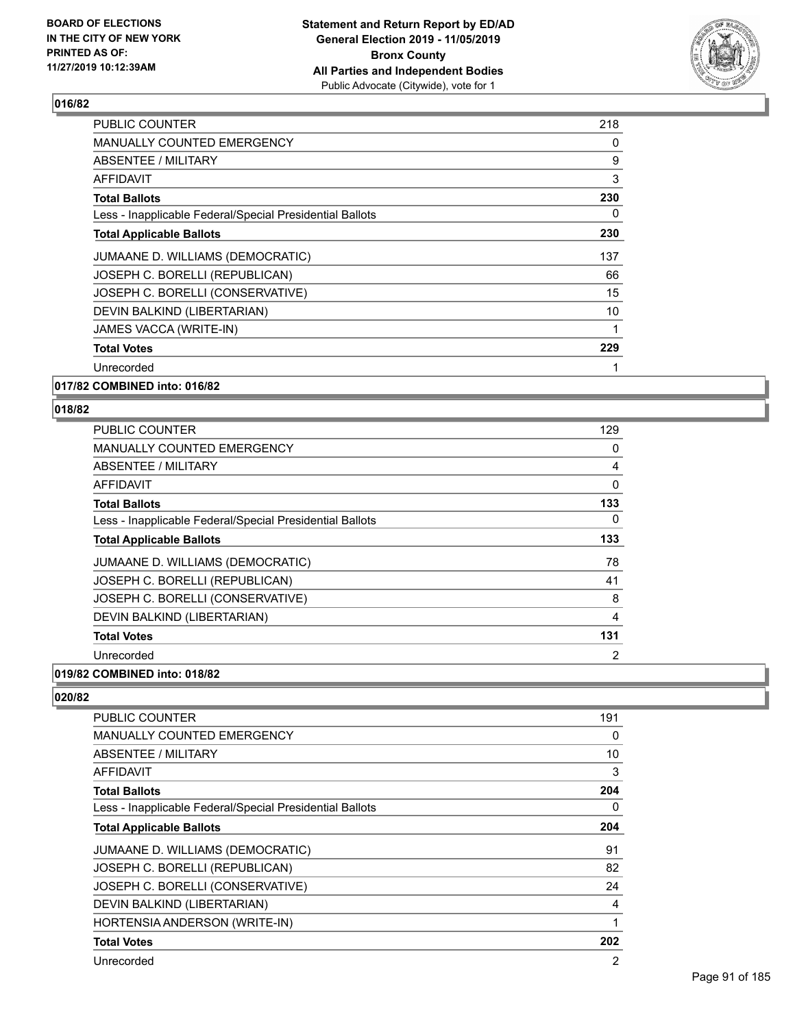**Statement and Return Report by ED/AD**
**General Election 2019 - 11/05/2019**
**Bronx County**
**All Parties and Independent Bodies**
Public Advocate (Citywide), vote for 1

BOARD OF ELECTIONS IN THE CITY OF NEW YORK PRINTED AS OF: 11/27/2019 10:12:39AM

### 016/82

| | |
|---|---|
| PUBLIC COUNTER | 218 |
| MANUALLY COUNTED EMERGENCY | 0 |
| ABSENTEE / MILITARY | 9 |
| AFFIDAVIT | 3 |
| **Total Ballots** | **230** |
| Less - Inapplicable Federal/Special Presidential Ballots | 0 |
| **Total Applicable Ballots** | **230** |
| JUMAANE D. WILLIAMS (DEMOCRATIC) | 137 |
| JOSEPH C. BORELLI (REPUBLICAN) | 66 |
| JOSEPH C. BORELLI (CONSERVATIVE) | 15 |
| DEVIN BALKIND (LIBERTARIAN) | 10 |
| JAMES VACCA (WRITE-IN) | 1 |
| **Total Votes** | **229** |
| Unrecorded | 1 |

### 017/82 COMBINED into: 016/82

### 018/82

| | |
|---|---|
| PUBLIC COUNTER | 129 |
| MANUALLY COUNTED EMERGENCY | 0 |
| ABSENTEE / MILITARY | 4 |
| AFFIDAVIT | 0 |
| **Total Ballots** | **133** |
| Less - Inapplicable Federal/Special Presidential Ballots | 0 |
| **Total Applicable Ballots** | **133** |
| JUMAANE D. WILLIAMS (DEMOCRATIC) | 78 |
| JOSEPH C. BORELLI (REPUBLICAN) | 41 |
| JOSEPH C. BORELLI (CONSERVATIVE) | 8 |
| DEVIN BALKIND (LIBERTARIAN) | 4 |
| **Total Votes** | **131** |
| Unrecorded | 2 |

### 019/82 COMBINED into: 018/82

### 020/82

| | |
|---|---|
| PUBLIC COUNTER | 191 |
| MANUALLY COUNTED EMERGENCY | 0 |
| ABSENTEE / MILITARY | 10 |
| AFFIDAVIT | 3 |
| **Total Ballots** | **204** |
| Less - Inapplicable Federal/Special Presidential Ballots | 0 |
| **Total Applicable Ballots** | **204** |
| JUMAANE D. WILLIAMS (DEMOCRATIC) | 91 |
| JOSEPH C. BORELLI (REPUBLICAN) | 82 |
| JOSEPH C. BORELLI (CONSERVATIVE) | 24 |
| DEVIN BALKIND (LIBERTARIAN) | 4 |
| HORTENSIA ANDERSON (WRITE-IN) | 1 |
| **Total Votes** | **202** |
| Unrecorded | 2 |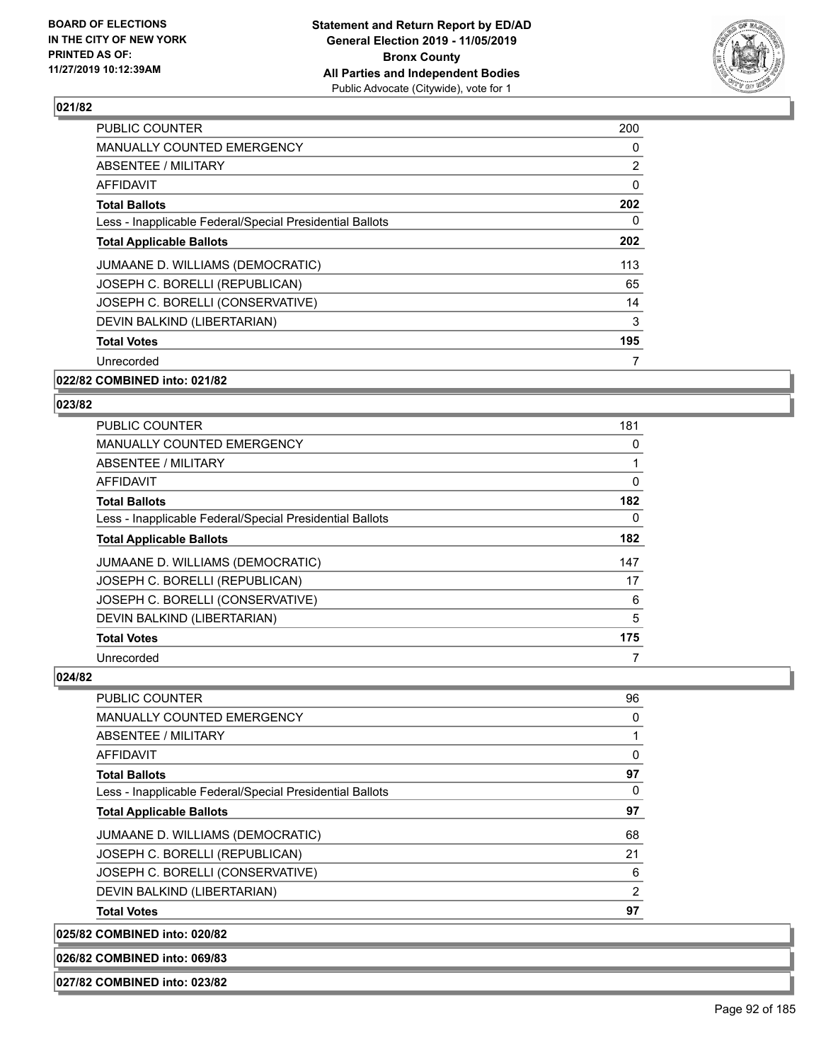**021/82**

| | |
|---|---|
| PUBLIC COUNTER | 200 |
| MANUALLY COUNTED EMERGENCY | 0 |
| ABSENTEE / MILITARY | 2 |
| AFFIDAVIT | 0 |
| **Total Ballots** | **202** |
| Less - Inapplicable Federal/Special Presidential Ballots | 0 |
| **Total Applicable Ballots** | **202** |
| JUMAANE D. WILLIAMS (DEMOCRATIC) | 113 |
| JOSEPH C. BORELLI (REPUBLICAN) | 65 |
| JOSEPH C. BORELLI (CONSERVATIVE) | 14 |
| DEVIN BALKIND (LIBERTARIAN) | 3 |
| **Total Votes** | **195** |
| Unrecorded | 7 |

**022/82 COMBINED into: 021/82**

**023/82**

| | |
|---|---|
| PUBLIC COUNTER | 181 |
| MANUALLY COUNTED EMERGENCY | 0 |
| ABSENTEE / MILITARY | 1 |
| AFFIDAVIT | 0 |
| **Total Ballots** | **182** |
| Less - Inapplicable Federal/Special Presidential Ballots | 0 |
| **Total Applicable Ballots** | **182** |
| JUMAANE D. WILLIAMS (DEMOCRATIC) | 147 |
| JOSEPH C. BORELLI (REPUBLICAN) | 17 |
| JOSEPH C. BORELLI (CONSERVATIVE) | 6 |
| DEVIN BALKIND (LIBERTARIAN) | 5 |
| **Total Votes** | **175** |
| Unrecorded | 7 |

**024/82**

| | |
|---|---|
| PUBLIC COUNTER | 96 |
| MANUALLY COUNTED EMERGENCY | 0 |
| ABSENTEE / MILITARY | 1 |
| AFFIDAVIT | 0 |
| **Total Ballots** | **97** |
| Less - Inapplicable Federal/Special Presidential Ballots | 0 |
| **Total Applicable Ballots** | **97** |
| JUMAANE D. WILLIAMS (DEMOCRATIC) | 68 |
| JOSEPH C. BORELLI (REPUBLICAN) | 21 |
| JOSEPH C. BORELLI (CONSERVATIVE) | 6 |
| DEVIN BALKIND (LIBERTARIAN) | 2 |
| **Total Votes** | **97** |

**025/82 COMBINED into: 020/82**

**026/82 COMBINED into: 069/83**

**027/82 COMBINED into: 023/82**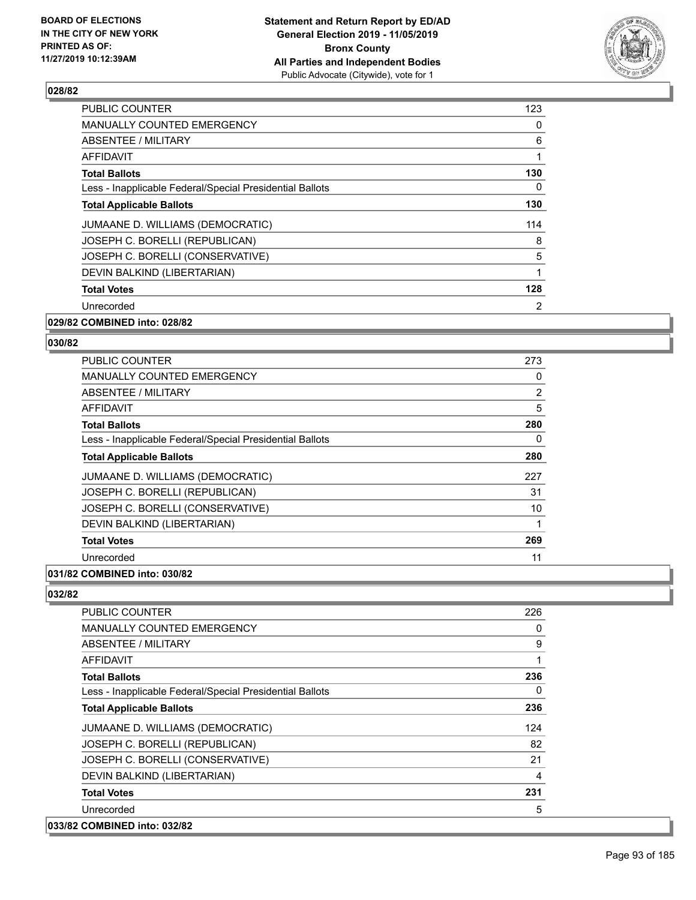## 028/82

| | |
|---|---|
| PUBLIC COUNTER | 123 |
| MANUALLY COUNTED EMERGENCY | 0 |
| ABSENTEE / MILITARY | 6 |
| AFFIDAVIT | 1 |
| **Total Ballots** | **130** |
| Less - Inapplicable Federal/Special Presidential Ballots | 0 |
| **Total Applicable Ballots** | **130** |
| JUMAANE D. WILLIAMS (DEMOCRATIC) | 114 |
| JOSEPH C. BORELLI (REPUBLICAN) | 8 |
| JOSEPH C. BORELLI (CONSERVATIVE) | 5 |
| DEVIN BALKIND (LIBERTARIAN) | 1 |
| **Total Votes** | **128** |
| Unrecorded | 2 |

**029/82 COMBINED into: 028/82**

## 030/82

| | |
|---|---|
| PUBLIC COUNTER | 273 |
| MANUALLY COUNTED EMERGENCY | 0 |
| ABSENTEE / MILITARY | 2 |
| AFFIDAVIT | 5 |
| **Total Ballots** | **280** |
| Less - Inapplicable Federal/Special Presidential Ballots | 0 |
| **Total Applicable Ballots** | **280** |
| JUMAANE D. WILLIAMS (DEMOCRATIC) | 227 |
| JOSEPH C. BORELLI (REPUBLICAN) | 31 |
| JOSEPH C. BORELLI (CONSERVATIVE) | 10 |
| DEVIN BALKIND (LIBERTARIAN) | 1 |
| **Total Votes** | **269** |
| Unrecorded | 11 |

**031/82 COMBINED into: 030/82**

## 032/82

| | |
|---|---|
| PUBLIC COUNTER | 226 |
| MANUALLY COUNTED EMERGENCY | 0 |
| ABSENTEE / MILITARY | 9 |
| AFFIDAVIT | 1 |
| **Total Ballots** | **236** |
| Less - Inapplicable Federal/Special Presidential Ballots | 0 |
| **Total Applicable Ballots** | **236** |
| JUMAANE D. WILLIAMS (DEMOCRATIC) | 124 |
| JOSEPH C. BORELLI (REPUBLICAN) | 82 |
| JOSEPH C. BORELLI (CONSERVATIVE) | 21 |
| DEVIN BALKIND (LIBERTARIAN) | 4 |
| **Total Votes** | **231** |
| Unrecorded | 5 |

**033/82 COMBINED into: 032/82**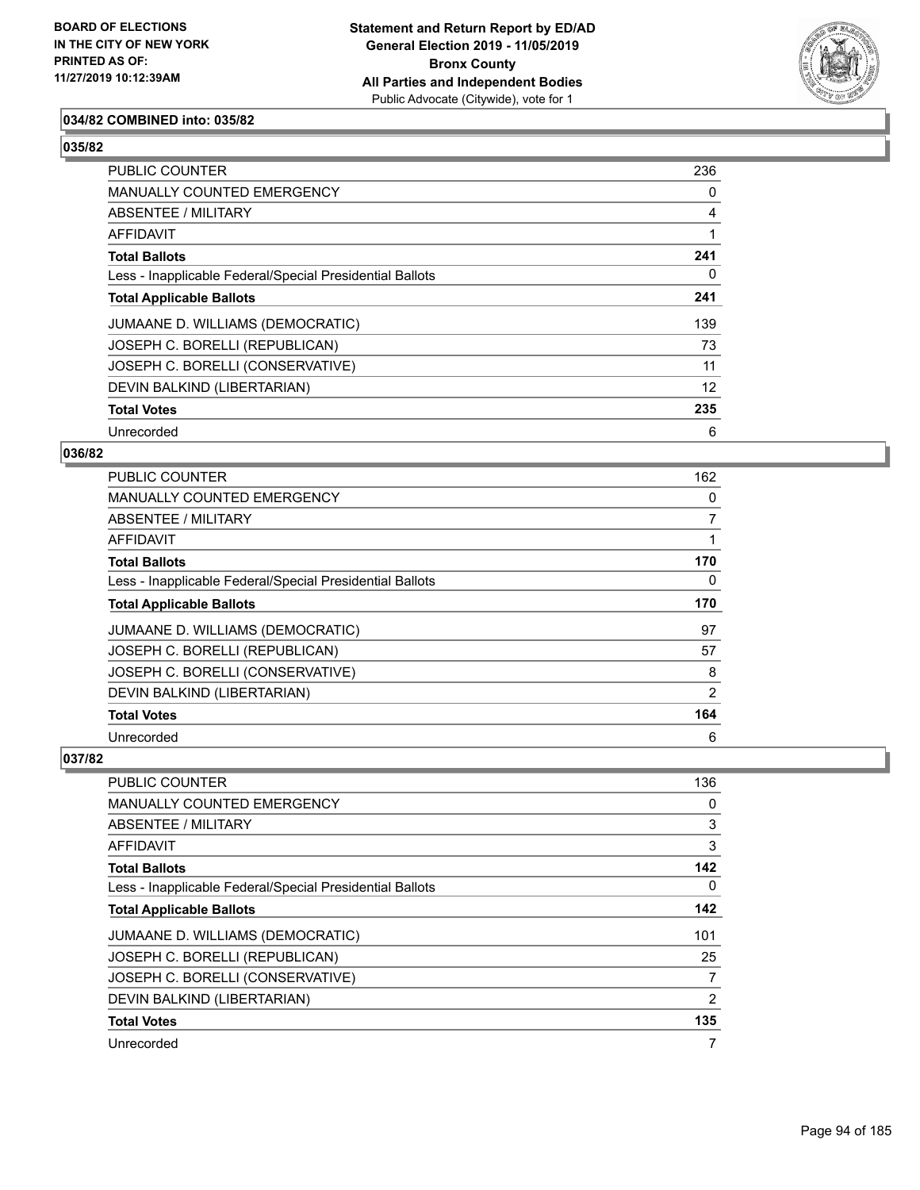## 034/82 COMBINED into: 035/82

## 035/82

| | |
|---|---|
| PUBLIC COUNTER | 236 |
| MANUALLY COUNTED EMERGENCY | 0 |
| ABSENTEE / MILITARY | 4 |
| AFFIDAVIT | 1 |
| **Total Ballots** | **241** |
| Less - Inapplicable Federal/Special Presidential Ballots | 0 |
| **Total Applicable Ballots** | **241** |
| JUMAANE D. WILLIAMS (DEMOCRATIC) | 139 |
| JOSEPH C. BORELLI (REPUBLICAN) | 73 |
| JOSEPH C. BORELLI (CONSERVATIVE) | 11 |
| DEVIN BALKIND (LIBERTARIAN) | 12 |
| **Total Votes** | **235** |
| Unrecorded | 6 |

## 036/82

| | |
|---|---|
| PUBLIC COUNTER | 162 |
| MANUALLY COUNTED EMERGENCY | 0 |
| ABSENTEE / MILITARY | 7 |
| AFFIDAVIT | 1 |
| **Total Ballots** | **170** |
| Less - Inapplicable Federal/Special Presidential Ballots | 0 |
| **Total Applicable Ballots** | **170** |
| JUMAANE D. WILLIAMS (DEMOCRATIC) | 97 |
| JOSEPH C. BORELLI (REPUBLICAN) | 57 |
| JOSEPH C. BORELLI (CONSERVATIVE) | 8 |
| DEVIN BALKIND (LIBERTARIAN) | 2 |
| **Total Votes** | **164** |
| Unrecorded | 6 |

## 037/82

| | |
|---|---|
| PUBLIC COUNTER | 136 |
| MANUALLY COUNTED EMERGENCY | 0 |
| ABSENTEE / MILITARY | 3 |
| AFFIDAVIT | 3 |
| **Total Ballots** | **142** |
| Less - Inapplicable Federal/Special Presidential Ballots | 0 |
| **Total Applicable Ballots** | **142** |
| JUMAANE D. WILLIAMS (DEMOCRATIC) | 101 |
| JOSEPH C. BORELLI (REPUBLICAN) | 25 |
| JOSEPH C. BORELLI (CONSERVATIVE) | 7 |
| DEVIN BALKIND (LIBERTARIAN) | 2 |
| **Total Votes** | **135** |
| Unrecorded | 7 |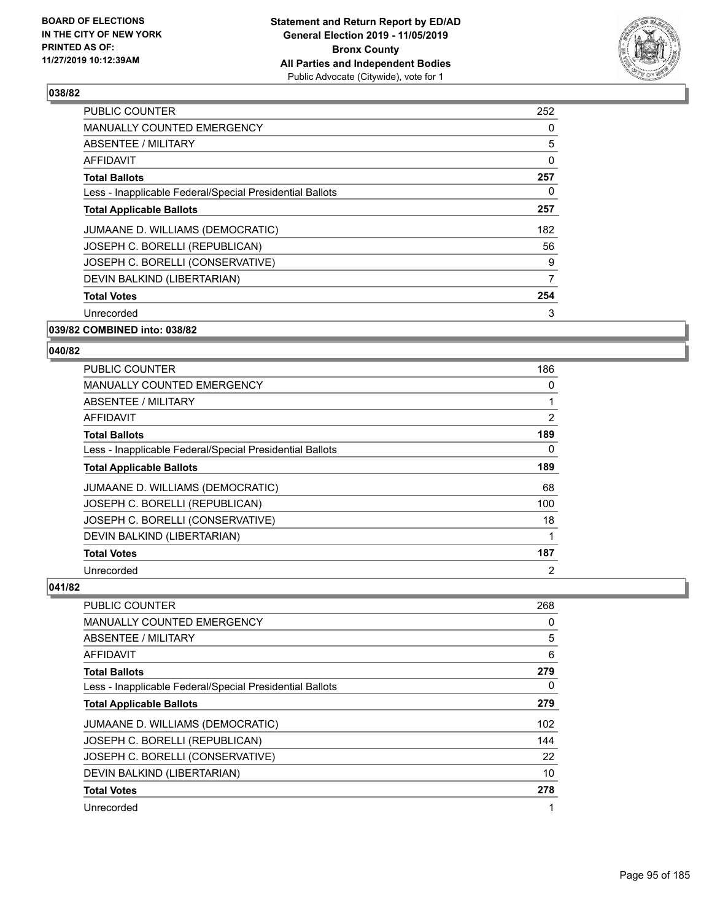## 038/82

| | |
|---|---|
| PUBLIC COUNTER | 252 |
| MANUALLY COUNTED EMERGENCY | 0 |
| ABSENTEE / MILITARY | 5 |
| AFFIDAVIT | 0 |
| **Total Ballots** | **257** |
| Less - Inapplicable Federal/Special Presidential Ballots | 0 |
| **Total Applicable Ballots** | **257** |
| JUMAANE D. WILLIAMS (DEMOCRATIC) | 182 |
| JOSEPH C. BORELLI (REPUBLICAN) | 56 |
| JOSEPH C. BORELLI (CONSERVATIVE) | 9 |
| DEVIN BALKIND (LIBERTARIAN) | 7 |
| **Total Votes** | **254** |
| Unrecorded | 3 |

## 039/82 COMBINED into: 038/82

## 040/82

| | |
|---|---|
| PUBLIC COUNTER | 186 |
| MANUALLY COUNTED EMERGENCY | 0 |
| ABSENTEE / MILITARY | 1 |
| AFFIDAVIT | 2 |
| **Total Ballots** | **189** |
| Less - Inapplicable Federal/Special Presidential Ballots | 0 |
| **Total Applicable Ballots** | **189** |
| JUMAANE D. WILLIAMS (DEMOCRATIC) | 68 |
| JOSEPH C. BORELLI (REPUBLICAN) | 100 |
| JOSEPH C. BORELLI (CONSERVATIVE) | 18 |
| DEVIN BALKIND (LIBERTARIAN) | 1 |
| **Total Votes** | **187** |
| Unrecorded | 2 |

## 041/82

| | |
|---|---|
| PUBLIC COUNTER | 268 |
| MANUALLY COUNTED EMERGENCY | 0 |
| ABSENTEE / MILITARY | 5 |
| AFFIDAVIT | 6 |
| **Total Ballots** | **279** |
| Less - Inapplicable Federal/Special Presidential Ballots | 0 |
| **Total Applicable Ballots** | **279** |
| JUMAANE D. WILLIAMS (DEMOCRATIC) | 102 |
| JOSEPH C. BORELLI (REPUBLICAN) | 144 |
| JOSEPH C. BORELLI (CONSERVATIVE) | 22 |
| DEVIN BALKIND (LIBERTARIAN) | 10 |
| **Total Votes** | **278** |
| Unrecorded | 1 |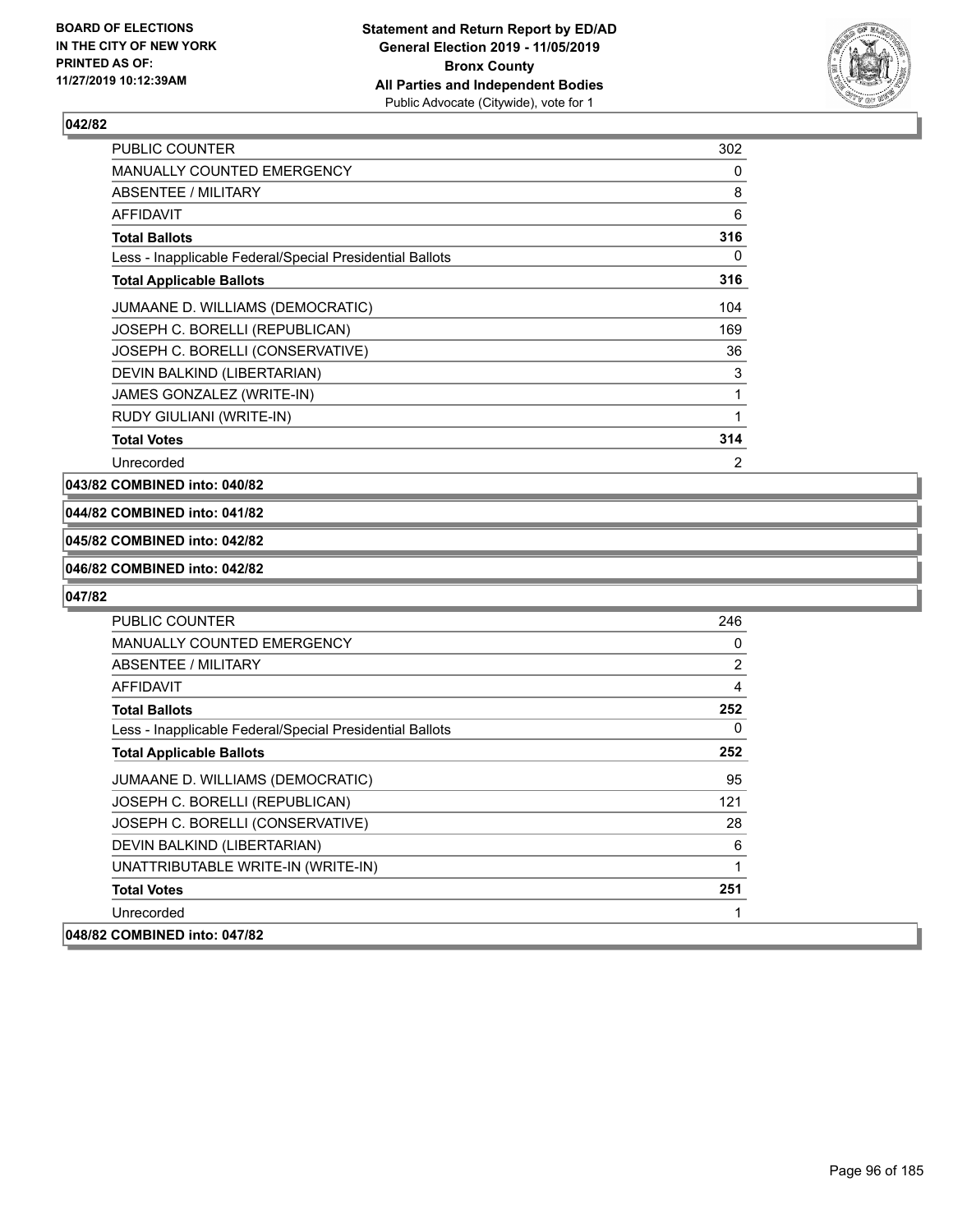## 042/82

| | |
|---|---|
| PUBLIC COUNTER | 302 |
| MANUALLY COUNTED EMERGENCY | 0 |
| ABSENTEE / MILITARY | 8 |
| AFFIDAVIT | 6 |
| **Total Ballots** | **316** |
| Less - Inapplicable Federal/Special Presidential Ballots | 0 |
| **Total Applicable Ballots** | **316** |
| JUMAANE D. WILLIAMS (DEMOCRATIC) | 104 |
| JOSEPH C. BORELLI (REPUBLICAN) | 169 |
| JOSEPH C. BORELLI (CONSERVATIVE) | 36 |
| DEVIN BALKIND (LIBERTARIAN) | 3 |
| JAMES GONZALEZ (WRITE-IN) | 1 |
| RUDY GIULIANI (WRITE-IN) | 1 |
| **Total Votes** | **314** |
| Unrecorded | 2 |

**043/82 COMBINED into: 040/82**

**044/82 COMBINED into: 041/82**

**045/82 COMBINED into: 042/82**

**046/82 COMBINED into: 042/82**

## 047/82

| | |
|---|---|
| PUBLIC COUNTER | 246 |
| MANUALLY COUNTED EMERGENCY | 0 |
| ABSENTEE / MILITARY | 2 |
| AFFIDAVIT | 4 |
| **Total Ballots** | **252** |
| Less - Inapplicable Federal/Special Presidential Ballots | 0 |
| **Total Applicable Ballots** | **252** |
| JUMAANE D. WILLIAMS (DEMOCRATIC) | 95 |
| JOSEPH C. BORELLI (REPUBLICAN) | 121 |
| JOSEPH C. BORELLI (CONSERVATIVE) | 28 |
| DEVIN BALKIND (LIBERTARIAN) | 6 |
| UNATTRIBUTABLE WRITE-IN (WRITE-IN) | 1 |
| **Total Votes** | **251** |
| Unrecorded | 1 |

**048/82 COMBINED into: 047/82**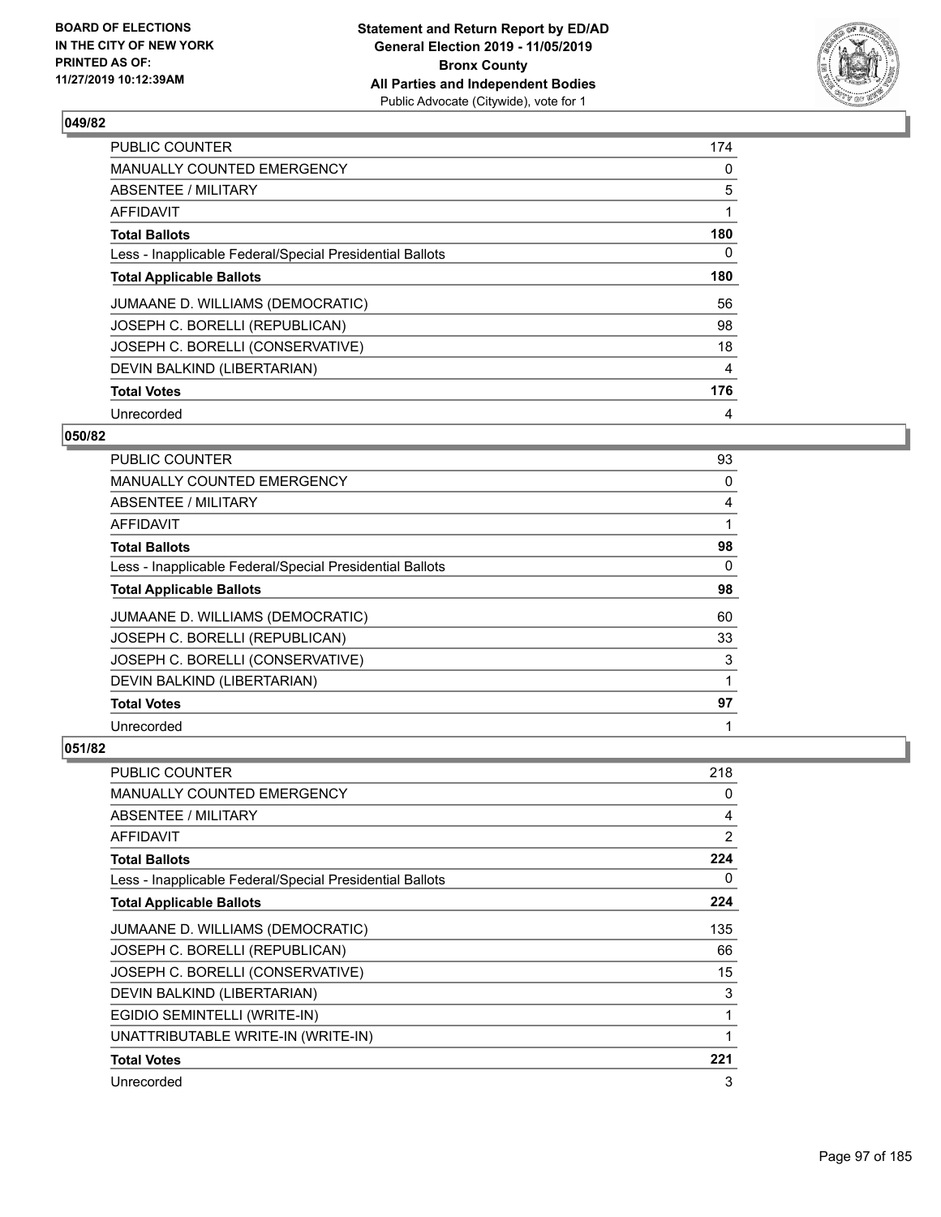**Statement and Return Report by ED/AD**
**General Election 2019 - 11/05/2019**
**Bronx County**
**All Parties and Independent Bodies**
Public Advocate (Citywide), vote for 1

BOARD OF ELECTIONS
IN THE CITY OF NEW YORK
PRINTED AS OF:
11/27/2019 10:12:39AM

### 049/82

| | |
|---|---|
| PUBLIC COUNTER | 174 |
| MANUALLY COUNTED EMERGENCY | 0 |
| ABSENTEE / MILITARY | 5 |
| AFFIDAVIT | 1 |
| **Total Ballots** | **180** |
| Less - Inapplicable Federal/Special Presidential Ballots | 0 |
| **Total Applicable Ballots** | **180** |
| JUMAANE D. WILLIAMS (DEMOCRATIC) | 56 |
| JOSEPH C. BORELLI (REPUBLICAN) | 98 |
| JOSEPH C. BORELLI (CONSERVATIVE) | 18 |
| DEVIN BALKIND (LIBERTARIAN) | 4 |
| **Total Votes** | **176** |
| Unrecorded | 4 |

### 050/82

| | |
|---|---|
| PUBLIC COUNTER | 93 |
| MANUALLY COUNTED EMERGENCY | 0 |
| ABSENTEE / MILITARY | 4 |
| AFFIDAVIT | 1 |
| **Total Ballots** | **98** |
| Less - Inapplicable Federal/Special Presidential Ballots | 0 |
| **Total Applicable Ballots** | **98** |
| JUMAANE D. WILLIAMS (DEMOCRATIC) | 60 |
| JOSEPH C. BORELLI (REPUBLICAN) | 33 |
| JOSEPH C. BORELLI (CONSERVATIVE) | 3 |
| DEVIN BALKIND (LIBERTARIAN) | 1 |
| **Total Votes** | **97** |
| Unrecorded | 1 |

### 051/82

| | |
|---|---|
| PUBLIC COUNTER | 218 |
| MANUALLY COUNTED EMERGENCY | 0 |
| ABSENTEE / MILITARY | 4 |
| AFFIDAVIT | 2 |
| **Total Ballots** | **224** |
| Less - Inapplicable Federal/Special Presidential Ballots | 0 |
| **Total Applicable Ballots** | **224** |
| JUMAANE D. WILLIAMS (DEMOCRATIC) | 135 |
| JOSEPH C. BORELLI (REPUBLICAN) | 66 |
| JOSEPH C. BORELLI (CONSERVATIVE) | 15 |
| DEVIN BALKIND (LIBERTARIAN) | 3 |
| EGIDIO SEMINTELLI (WRITE-IN) | 1 |
| UNATTRIBUTABLE WRITE-IN (WRITE-IN) | 1 |
| **Total Votes** | **221** |
| Unrecorded | 3 |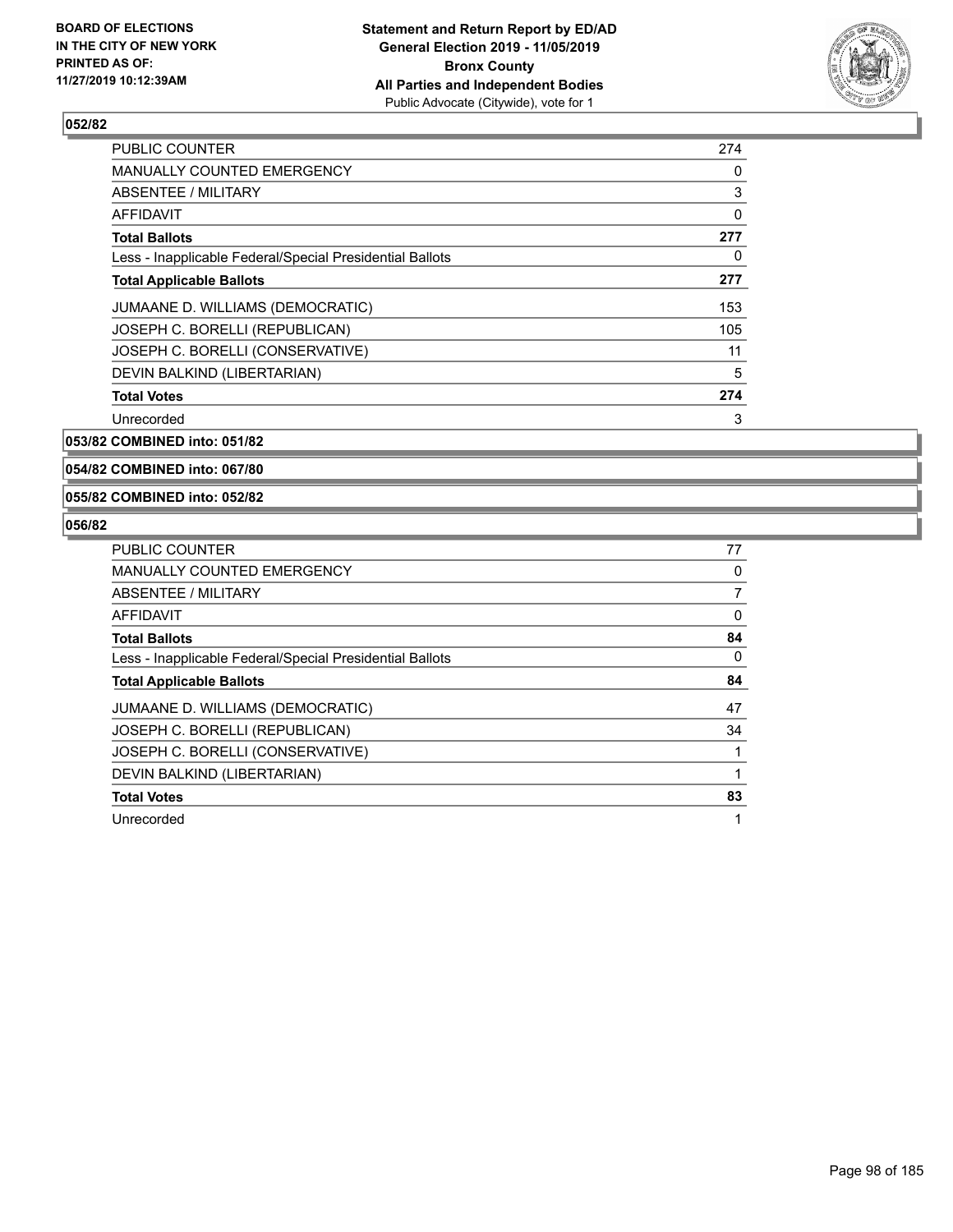## 052/82

| | |
|---|---|
| PUBLIC COUNTER | 274 |
| MANUALLY COUNTED EMERGENCY | 0 |
| ABSENTEE / MILITARY | 3 |
| AFFIDAVIT | 0 |
| **Total Ballots** | **277** |
| Less - Inapplicable Federal/Special Presidential Ballots | 0 |
| **Total Applicable Ballots** | **277** |
| JUMAANE D. WILLIAMS (DEMOCRATIC) | 153 |
| JOSEPH C. BORELLI (REPUBLICAN) | 105 |
| JOSEPH C. BORELLI (CONSERVATIVE) | 11 |
| DEVIN BALKIND (LIBERTARIAN) | 5 |
| **Total Votes** | **274** |
| Unrecorded | 3 |

## 053/82 COMBINED into: 051/82

## 054/82 COMBINED into: 067/80

## 055/82 COMBINED into: 052/82

## 056/82

| | |
|---|---|
| PUBLIC COUNTER | 77 |
| MANUALLY COUNTED EMERGENCY | 0 |
| ABSENTEE / MILITARY | 7 |
| AFFIDAVIT | 0 |
| **Total Ballots** | **84** |
| Less - Inapplicable Federal/Special Presidential Ballots | 0 |
| **Total Applicable Ballots** | **84** |
| JUMAANE D. WILLIAMS (DEMOCRATIC) | 47 |
| JOSEPH C. BORELLI (REPUBLICAN) | 34 |
| JOSEPH C. BORELLI (CONSERVATIVE) | 1 |
| DEVIN BALKIND (LIBERTARIAN) | 1 |
| **Total Votes** | **83** |
| Unrecorded | 1 |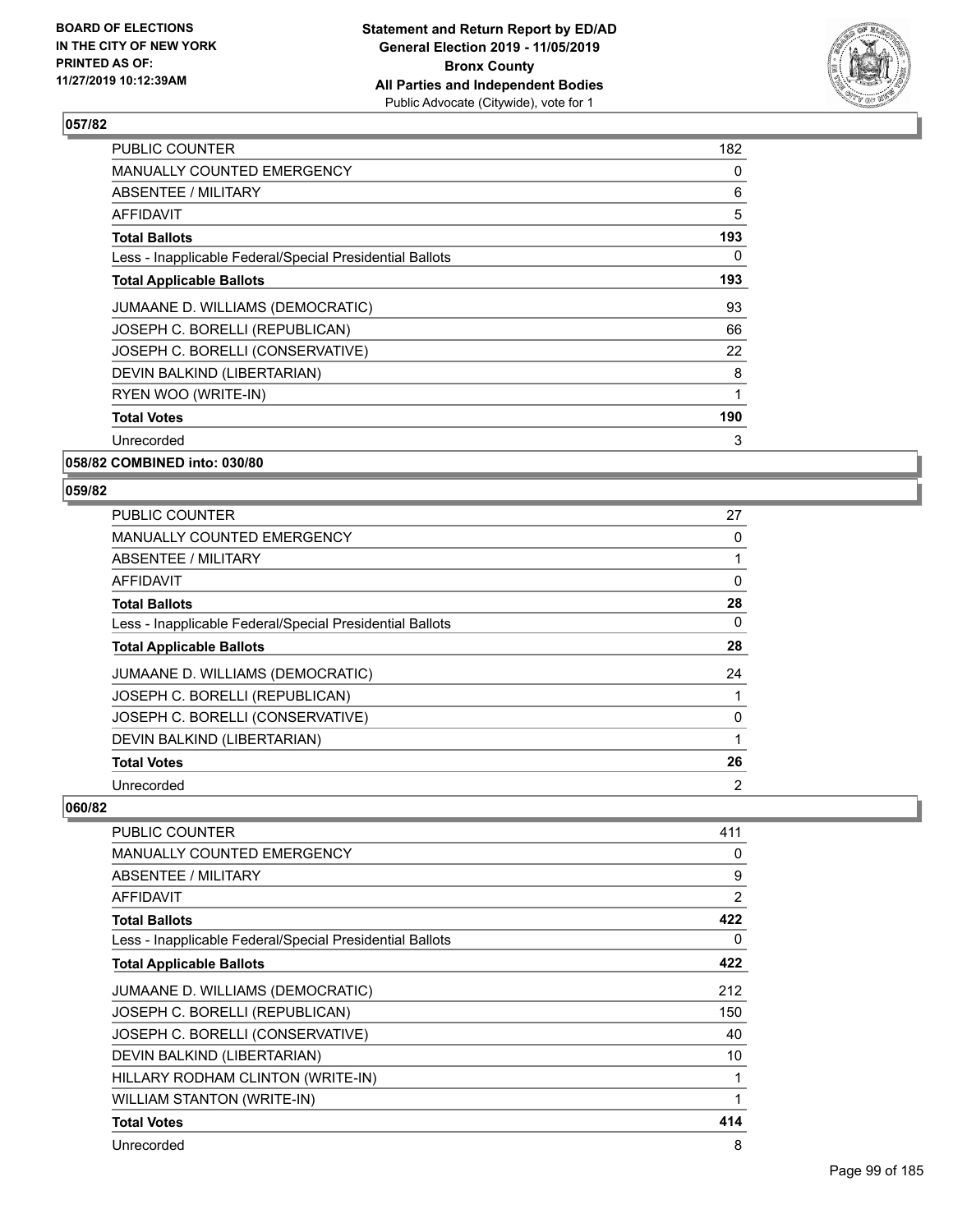## 057/82

| | |
|---|---|
| PUBLIC COUNTER | 182 |
| MANUALLY COUNTED EMERGENCY | 0 |
| ABSENTEE / MILITARY | 6 |
| AFFIDAVIT | 5 |
| **Total Ballots** | **193** |
| Less - Inapplicable Federal/Special Presidential Ballots | 0 |
| **Total Applicable Ballots** | **193** |
| JUMAANE D. WILLIAMS (DEMOCRATIC) | 93 |
| JOSEPH C. BORELLI (REPUBLICAN) | 66 |
| JOSEPH C. BORELLI (CONSERVATIVE) | 22 |
| DEVIN BALKIND (LIBERTARIAN) | 8 |
| RYEN WOO (WRITE-IN) | 1 |
| **Total Votes** | **190** |
| Unrecorded | 3 |

## 058/82 COMBINED into: 030/80

## 059/82

| | |
|---|---|
| PUBLIC COUNTER | 27 |
| MANUALLY COUNTED EMERGENCY | 0 |
| ABSENTEE / MILITARY | 1 |
| AFFIDAVIT | 0 |
| **Total Ballots** | **28** |
| Less - Inapplicable Federal/Special Presidential Ballots | 0 |
| **Total Applicable Ballots** | **28** |
| JUMAANE D. WILLIAMS (DEMOCRATIC) | 24 |
| JOSEPH C. BORELLI (REPUBLICAN) | 1 |
| JOSEPH C. BORELLI (CONSERVATIVE) | 0 |
| DEVIN BALKIND (LIBERTARIAN) | 1 |
| **Total Votes** | **26** |
| Unrecorded | 2 |

## 060/82

| | |
|---|---|
| PUBLIC COUNTER | 411 |
| MANUALLY COUNTED EMERGENCY | 0 |
| ABSENTEE / MILITARY | 9 |
| AFFIDAVIT | 2 |
| **Total Ballots** | **422** |
| Less - Inapplicable Federal/Special Presidential Ballots | 0 |
| **Total Applicable Ballots** | **422** |
| JUMAANE D. WILLIAMS (DEMOCRATIC) | 212 |
| JOSEPH C. BORELLI (REPUBLICAN) | 150 |
| JOSEPH C. BORELLI (CONSERVATIVE) | 40 |
| DEVIN BALKIND (LIBERTARIAN) | 10 |
| HILLARY RODHAM CLINTON (WRITE-IN) | 1 |
| WILLIAM STANTON (WRITE-IN) | 1 |
| **Total Votes** | **414** |
| Unrecorded | 8 |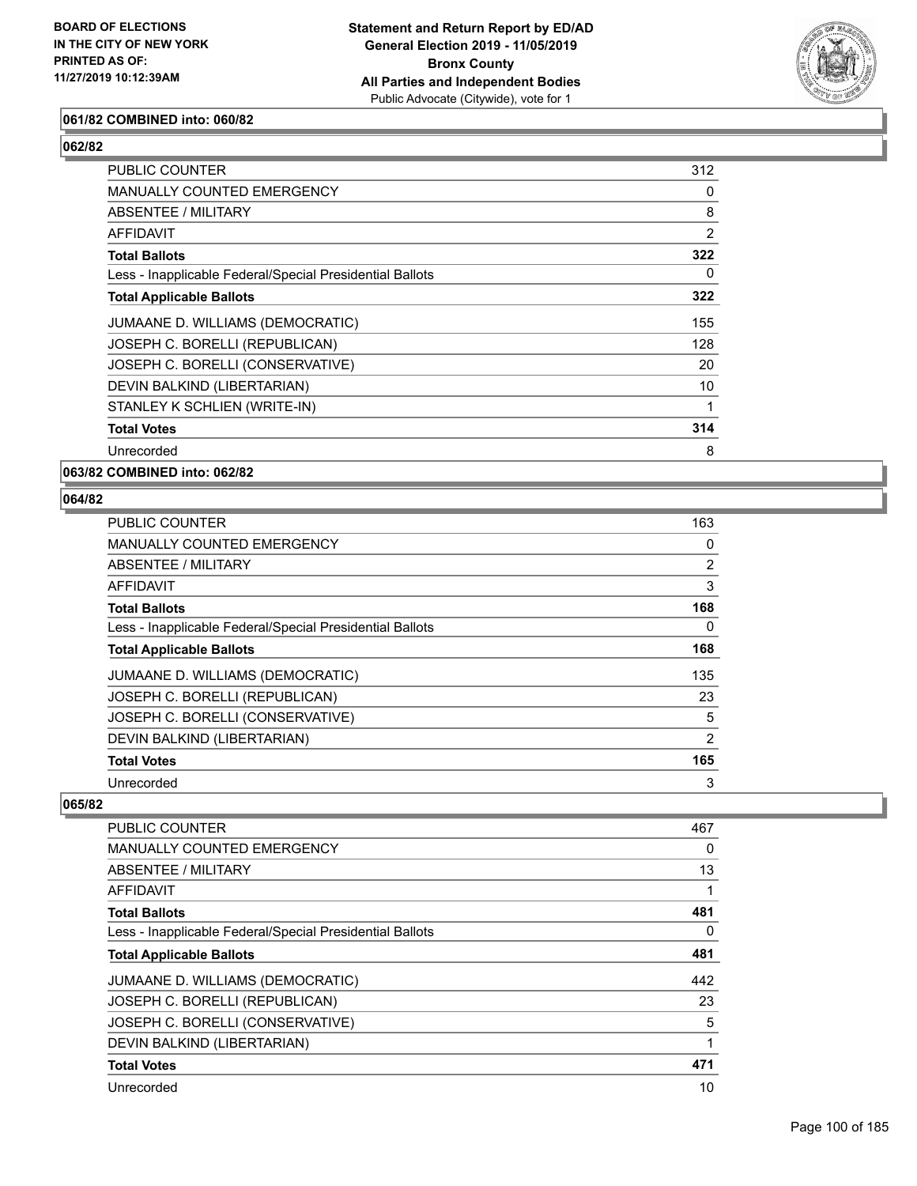**BOARD OF ELECTIONS IN THE CITY OF NEW YORK PRINTED AS OF: 11/27/2019 10:12:39AM**

**Statement and Return Report by ED/AD General Election 2019 - 11/05/2019 Bronx County All Parties and Independent Bodies** Public Advocate (Citywide), vote for 1

**061/82 COMBINED into: 060/82**

**062/82**

| | |
|---|---|
| PUBLIC COUNTER | 312 |
| MANUALLY COUNTED EMERGENCY | 0 |
| ABSENTEE / MILITARY | 8 |
| AFFIDAVIT | 2 |
| **Total Ballots** | **322** |
| Less - Inapplicable Federal/Special Presidential Ballots | 0 |
| **Total Applicable Ballots** | **322** |
| JUMAANE D. WILLIAMS (DEMOCRATIC) | 155 |
| JOSEPH C. BORELLI (REPUBLICAN) | 128 |
| JOSEPH C. BORELLI (CONSERVATIVE) | 20 |
| DEVIN BALKIND (LIBERTARIAN) | 10 |
| STANLEY K SCHLIEN (WRITE-IN) | 1 |
| **Total Votes** | **314** |
| Unrecorded | 8 |

**063/82 COMBINED into: 062/82**

**064/82**

| | |
|---|---|
| PUBLIC COUNTER | 163 |
| MANUALLY COUNTED EMERGENCY | 0 |
| ABSENTEE / MILITARY | 2 |
| AFFIDAVIT | 3 |
| **Total Ballots** | **168** |
| Less - Inapplicable Federal/Special Presidential Ballots | 0 |
| **Total Applicable Ballots** | **168** |
| JUMAANE D. WILLIAMS (DEMOCRATIC) | 135 |
| JOSEPH C. BORELLI (REPUBLICAN) | 23 |
| JOSEPH C. BORELLI (CONSERVATIVE) | 5 |
| DEVIN BALKIND (LIBERTARIAN) | 2 |
| **Total Votes** | **165** |
| Unrecorded | 3 |

**065/82**

| | |
|---|---|
| PUBLIC COUNTER | 467 |
| MANUALLY COUNTED EMERGENCY | 0 |
| ABSENTEE / MILITARY | 13 |
| AFFIDAVIT | 1 |
| **Total Ballots** | **481** |
| Less - Inapplicable Federal/Special Presidential Ballots | 0 |
| **Total Applicable Ballots** | **481** |
| JUMAANE D. WILLIAMS (DEMOCRATIC) | 442 |
| JOSEPH C. BORELLI (REPUBLICAN) | 23 |
| JOSEPH C. BORELLI (CONSERVATIVE) | 5 |
| DEVIN BALKIND (LIBERTARIAN) | 1 |
| **Total Votes** | **471** |
| Unrecorded | 10 |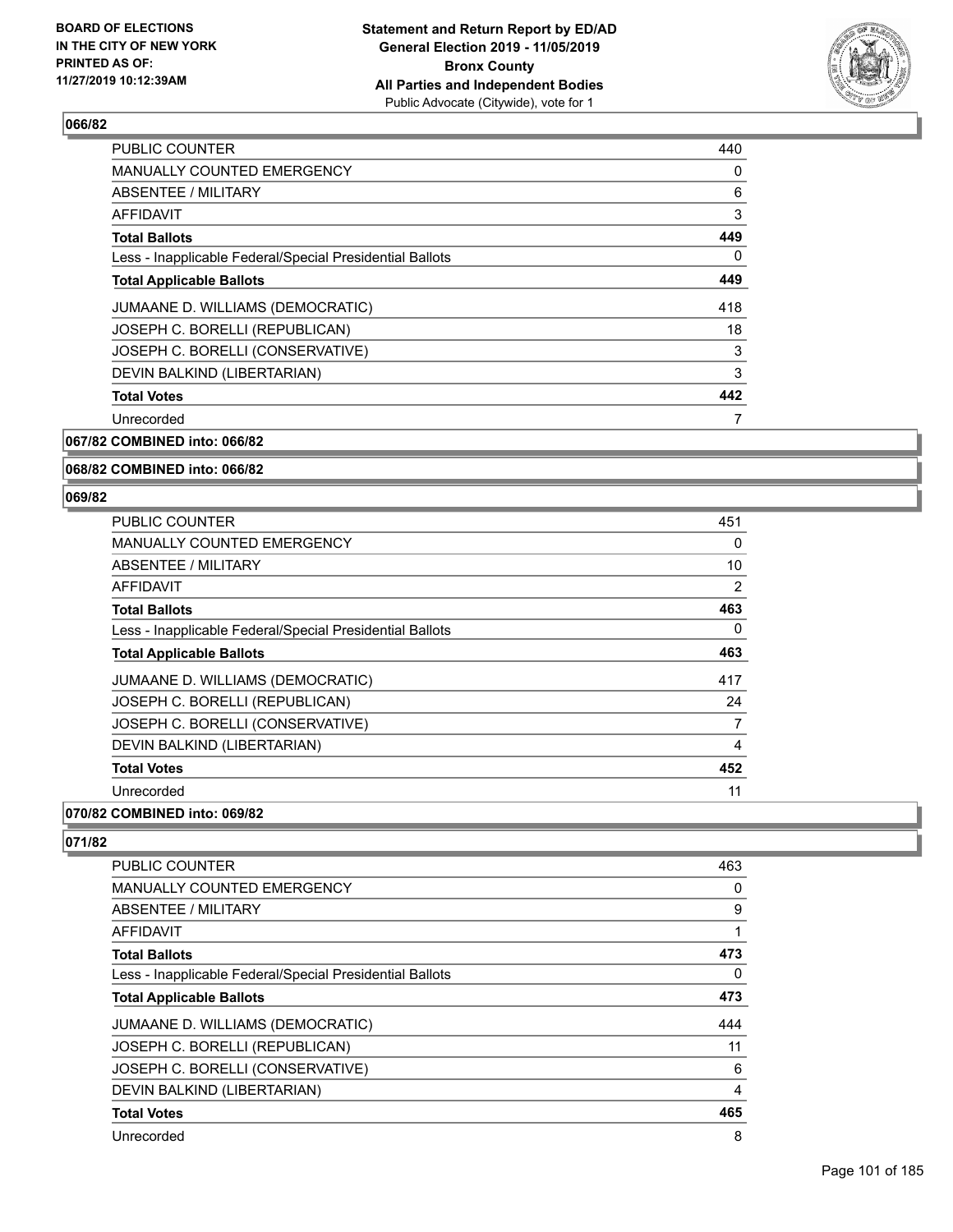## 066/82

| | |
|---|---|
| PUBLIC COUNTER | 440 |
| MANUALLY COUNTED EMERGENCY | 0 |
| ABSENTEE / MILITARY | 6 |
| AFFIDAVIT | 3 |
| **Total Ballots** | **449** |
| Less - Inapplicable Federal/Special Presidential Ballots | 0 |
| **Total Applicable Ballots** | **449** |
| JUMAANE D. WILLIAMS (DEMOCRATIC) | 418 |
| JOSEPH C. BORELLI (REPUBLICAN) | 18 |
| JOSEPH C. BORELLI (CONSERVATIVE) | 3 |
| DEVIN BALKIND (LIBERTARIAN) | 3 |
| **Total Votes** | **442** |
| Unrecorded | 7 |

## 067/82 COMBINED into: 066/82

## 068/82 COMBINED into: 066/82

## 069/82

| | |
|---|---|
| PUBLIC COUNTER | 451 |
| MANUALLY COUNTED EMERGENCY | 0 |
| ABSENTEE / MILITARY | 10 |
| AFFIDAVIT | 2 |
| **Total Ballots** | **463** |
| Less - Inapplicable Federal/Special Presidential Ballots | 0 |
| **Total Applicable Ballots** | **463** |
| JUMAANE D. WILLIAMS (DEMOCRATIC) | 417 |
| JOSEPH C. BORELLI (REPUBLICAN) | 24 |
| JOSEPH C. BORELLI (CONSERVATIVE) | 7 |
| DEVIN BALKIND (LIBERTARIAN) | 4 |
| **Total Votes** | **452** |
| Unrecorded | 11 |

## 070/82 COMBINED into: 069/82

## 071/82

| | |
|---|---|
| PUBLIC COUNTER | 463 |
| MANUALLY COUNTED EMERGENCY | 0 |
| ABSENTEE / MILITARY | 9 |
| AFFIDAVIT | 1 |
| **Total Ballots** | **473** |
| Less - Inapplicable Federal/Special Presidential Ballots | 0 |
| **Total Applicable Ballots** | **473** |
| JUMAANE D. WILLIAMS (DEMOCRATIC) | 444 |
| JOSEPH C. BORELLI (REPUBLICAN) | 11 |
| JOSEPH C. BORELLI (CONSERVATIVE) | 6 |
| DEVIN BALKIND (LIBERTARIAN) | 4 |
| **Total Votes** | **465** |
| Unrecorded | 8 |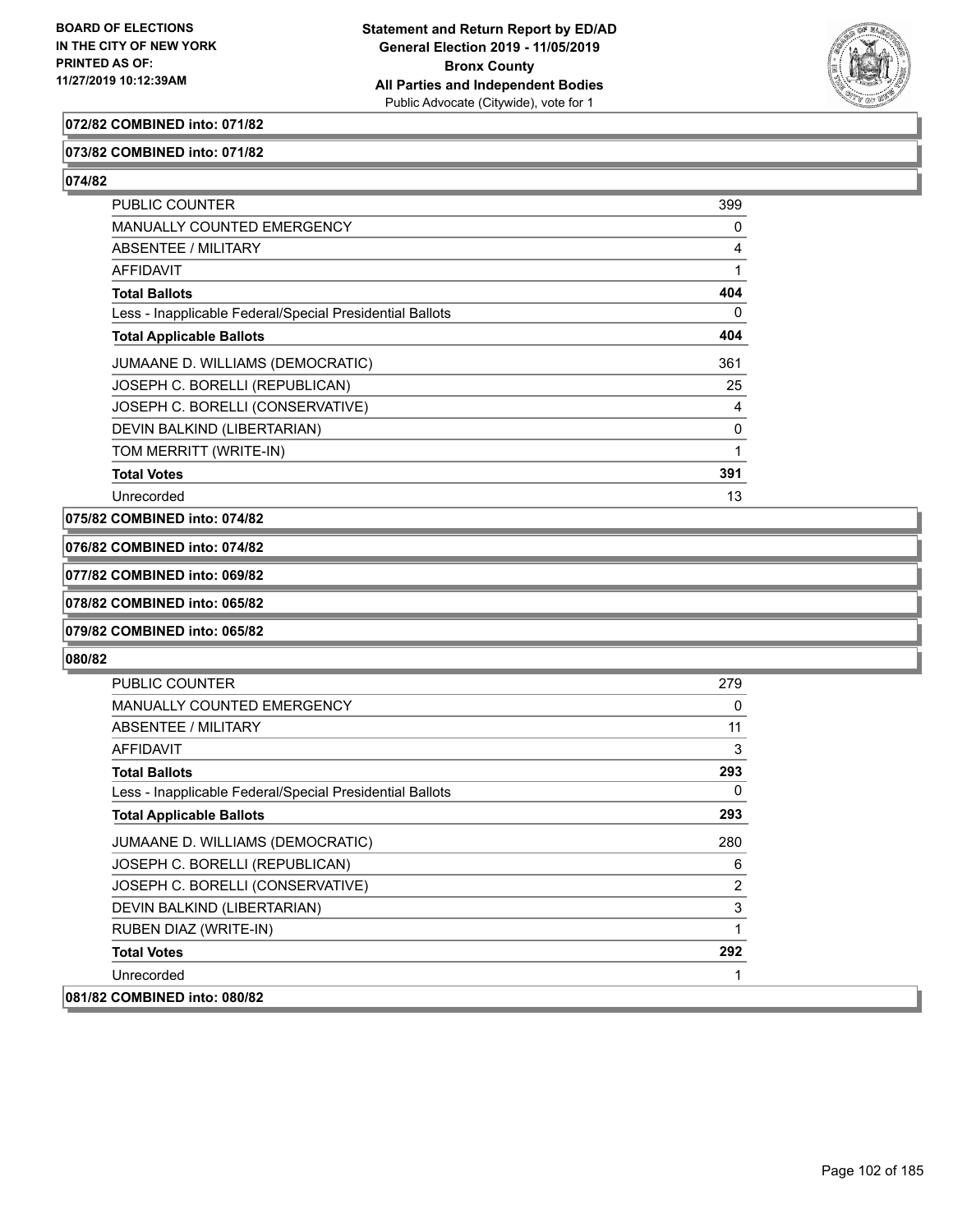**072/82 COMBINED into: 071/82**

**073/82 COMBINED into: 071/82**

**074/82**

| | |
|---|---|
| PUBLIC COUNTER | 399 |
| MANUALLY COUNTED EMERGENCY | 0 |
| ABSENTEE / MILITARY | 4 |
| AFFIDAVIT | 1 |
| **Total Ballots** | **404** |
| Less - Inapplicable Federal/Special Presidential Ballots | 0 |
| **Total Applicable Ballots** | **404** |
| JUMAANE D. WILLIAMS (DEMOCRATIC) | 361 |
| JOSEPH C. BORELLI (REPUBLICAN) | 25 |
| JOSEPH C. BORELLI (CONSERVATIVE) | 4 |
| DEVIN BALKIND (LIBERTARIAN) | 0 |
| TOM MERRITT (WRITE-IN) | 1 |
| **Total Votes** | **391** |
| Unrecorded | 13 |

**075/82 COMBINED into: 074/82**

**076/82 COMBINED into: 074/82**

**077/82 COMBINED into: 069/82**

**078/82 COMBINED into: 065/82**

**079/82 COMBINED into: 065/82**

**080/82**

| | |
|---|---|
| PUBLIC COUNTER | 279 |
| MANUALLY COUNTED EMERGENCY | 0 |
| ABSENTEE / MILITARY | 11 |
| AFFIDAVIT | 3 |
| **Total Ballots** | **293** |
| Less - Inapplicable Federal/Special Presidential Ballots | 0 |
| **Total Applicable Ballots** | **293** |
| JUMAANE D. WILLIAMS (DEMOCRATIC) | 280 |
| JOSEPH C. BORELLI (REPUBLICAN) | 6 |
| JOSEPH C. BORELLI (CONSERVATIVE) | 2 |
| DEVIN BALKIND (LIBERTARIAN) | 3 |
| RUBEN DIAZ (WRITE-IN) | 1 |
| **Total Votes** | **292** |
| Unrecorded | 1 |

**081/82 COMBINED into: 080/82**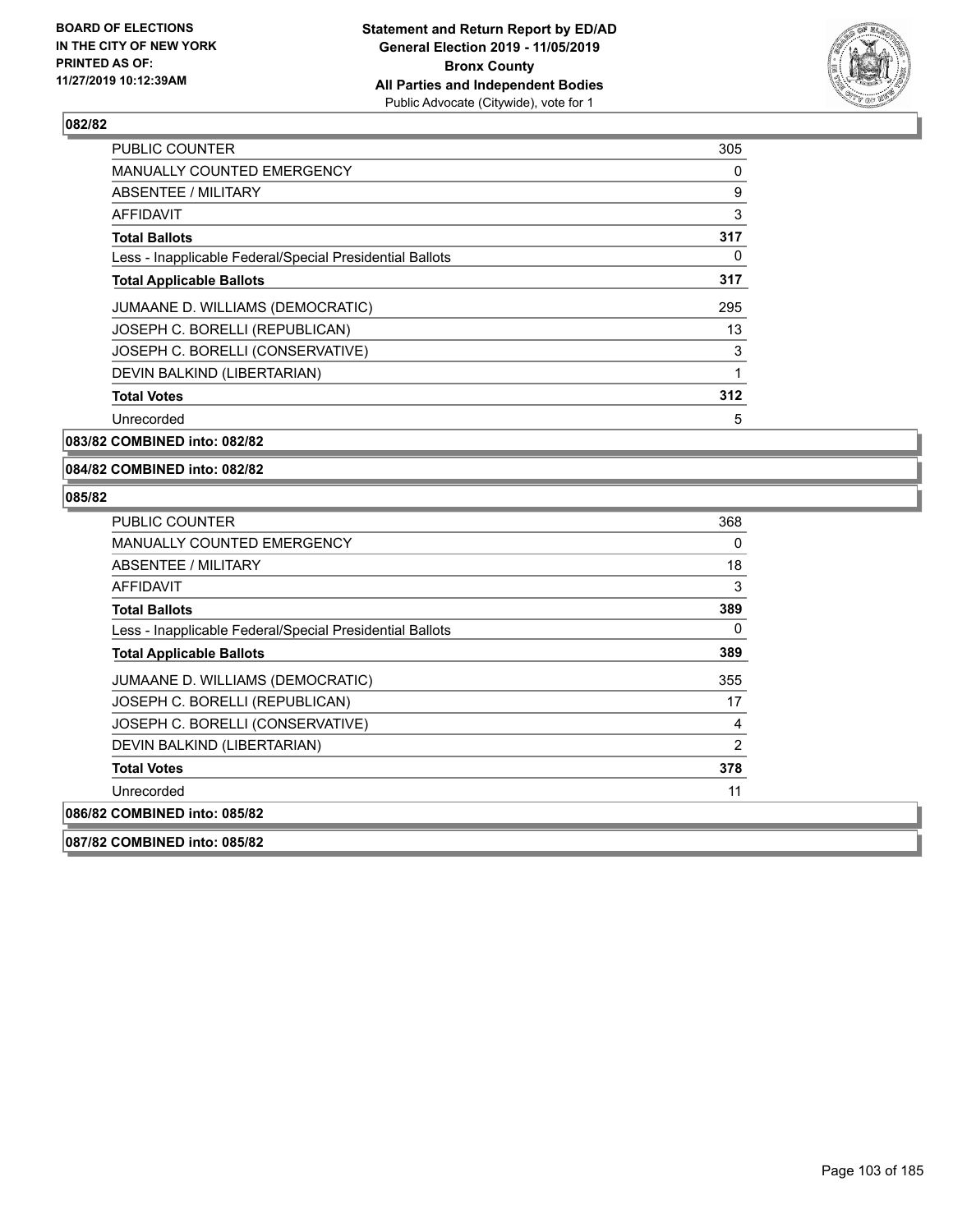BOARD OF ELECTIONS
IN THE CITY OF NEW YORK
PRINTED AS OF:
11/27/2019 10:12:39AM

**Statement and Return Report by ED/AD**
**General Election 2019 - 11/05/2019**
**Bronx County**
**All Parties and Independent Bodies**
Public Advocate (Citywide), vote for 1

## 082/82

| | |
|---|---|
| PUBLIC COUNTER | 305 |
| MANUALLY COUNTED EMERGENCY | 0 |
| ABSENTEE / MILITARY | 9 |
| AFFIDAVIT | 3 |
| **Total Ballots** | **317** |
| Less - Inapplicable Federal/Special Presidential Ballots | 0 |
| **Total Applicable Ballots** | **317** |
| JUMAANE D. WILLIAMS (DEMOCRATIC) | 295 |
| JOSEPH C. BORELLI (REPUBLICAN) | 13 |
| JOSEPH C. BORELLI (CONSERVATIVE) | 3 |
| DEVIN BALKIND (LIBERTARIAN) | 1 |
| **Total Votes** | **312** |
| Unrecorded | 5 |

**083/82 COMBINED into: 082/82**

**084/82 COMBINED into: 082/82**

## 085/82

| | |
|---|---|
| PUBLIC COUNTER | 368 |
| MANUALLY COUNTED EMERGENCY | 0 |
| ABSENTEE / MILITARY | 18 |
| AFFIDAVIT | 3 |
| **Total Ballots** | **389** |
| Less - Inapplicable Federal/Special Presidential Ballots | 0 |
| **Total Applicable Ballots** | **389** |
| JUMAANE D. WILLIAMS (DEMOCRATIC) | 355 |
| JOSEPH C. BORELLI (REPUBLICAN) | 17 |
| JOSEPH C. BORELLI (CONSERVATIVE) | 4 |
| DEVIN BALKIND (LIBERTARIAN) | 2 |
| **Total Votes** | **378** |
| Unrecorded | 11 |

**086/82 COMBINED into: 085/82**

**087/82 COMBINED into: 085/82**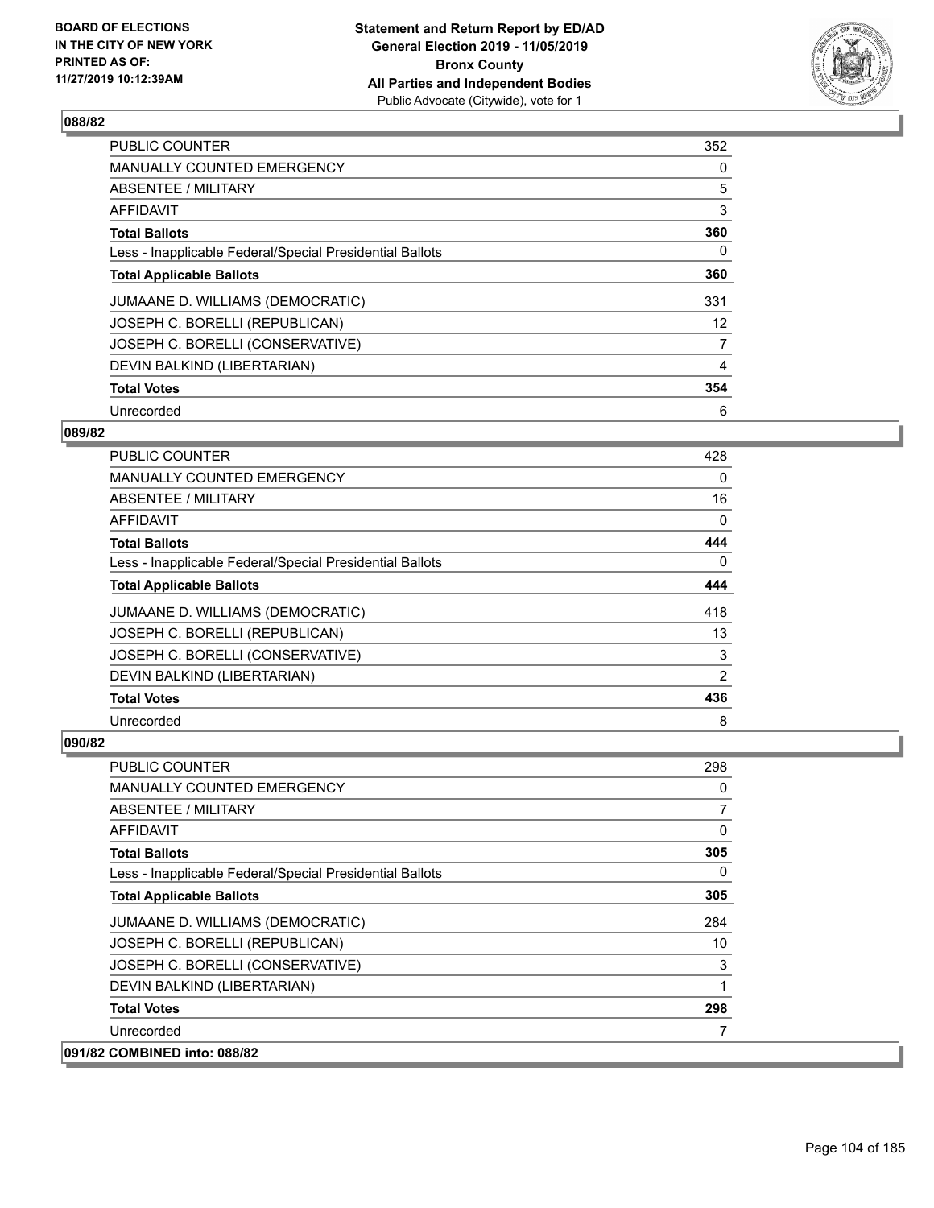## 088/82

| | |
|---|---|
| PUBLIC COUNTER | 352 |
| MANUALLY COUNTED EMERGENCY | 0 |
| ABSENTEE / MILITARY | 5 |
| AFFIDAVIT | 3 |
| **Total Ballots** | **360** |
| Less - Inapplicable Federal/Special Presidential Ballots | 0 |
| **Total Applicable Ballots** | **360** |
| JUMAANE D. WILLIAMS (DEMOCRATIC) | 331 |
| JOSEPH C. BORELLI (REPUBLICAN) | 12 |
| JOSEPH C. BORELLI (CONSERVATIVE) | 7 |
| DEVIN BALKIND (LIBERTARIAN) | 4 |
| **Total Votes** | **354** |
| Unrecorded | 6 |

## 089/82

| | |
|---|---|
| PUBLIC COUNTER | 428 |
| MANUALLY COUNTED EMERGENCY | 0 |
| ABSENTEE / MILITARY | 16 |
| AFFIDAVIT | 0 |
| **Total Ballots** | **444** |
| Less - Inapplicable Federal/Special Presidential Ballots | 0 |
| **Total Applicable Ballots** | **444** |
| JUMAANE D. WILLIAMS (DEMOCRATIC) | 418 |
| JOSEPH C. BORELLI (REPUBLICAN) | 13 |
| JOSEPH C. BORELLI (CONSERVATIVE) | 3 |
| DEVIN BALKIND (LIBERTARIAN) | 2 |
| **Total Votes** | **436** |
| Unrecorded | 8 |

## 090/82

| | |
|---|---|
| PUBLIC COUNTER | 298 |
| MANUALLY COUNTED EMERGENCY | 0 |
| ABSENTEE / MILITARY | 7 |
| AFFIDAVIT | 0 |
| **Total Ballots** | **305** |
| Less - Inapplicable Federal/Special Presidential Ballots | 0 |
| **Total Applicable Ballots** | **305** |
| JUMAANE D. WILLIAMS (DEMOCRATIC) | 284 |
| JOSEPH C. BORELLI (REPUBLICAN) | 10 |
| JOSEPH C. BORELLI (CONSERVATIVE) | 3 |
| DEVIN BALKIND (LIBERTARIAN) | 1 |
| **Total Votes** | **298** |
| Unrecorded | 7 |

## 091/82 COMBINED into: 088/82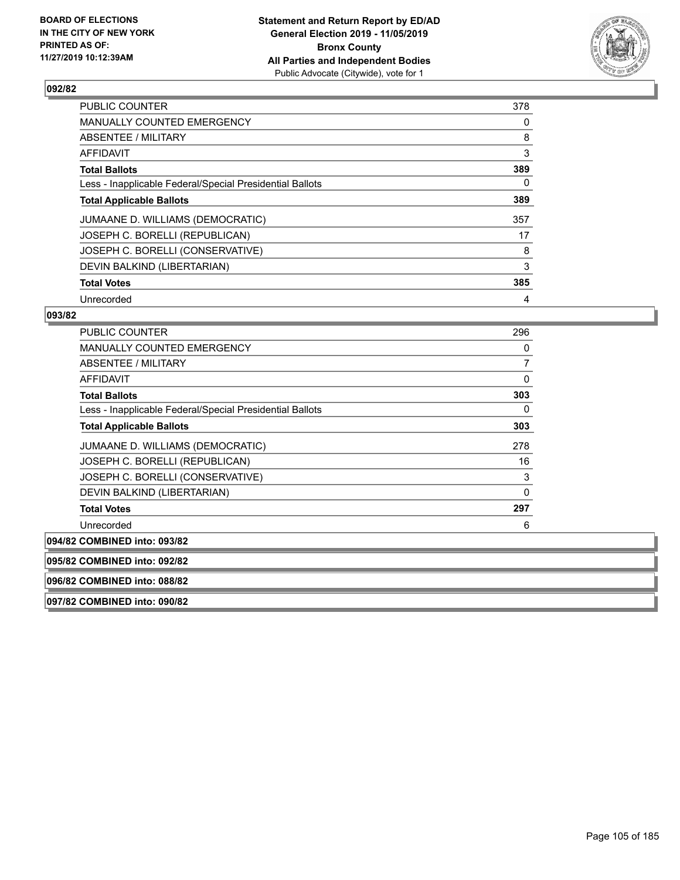## 092/82

| | |
|---|---|
| PUBLIC COUNTER | 378 |
| MANUALLY COUNTED EMERGENCY | 0 |
| ABSENTEE / MILITARY | 8 |
| AFFIDAVIT | 3 |
| **Total Ballots** | **389** |
| Less - Inapplicable Federal/Special Presidential Ballots | 0 |
| **Total Applicable Ballots** | **389** |
| JUMAANE D. WILLIAMS (DEMOCRATIC) | 357 |
| JOSEPH C. BORELLI (REPUBLICAN) | 17 |
| JOSEPH C. BORELLI (CONSERVATIVE) | 8 |
| DEVIN BALKIND (LIBERTARIAN) | 3 |
| **Total Votes** | **385** |
| Unrecorded | 4 |

## 093/82

| | |
|---|---|
| PUBLIC COUNTER | 296 |
| MANUALLY COUNTED EMERGENCY | 0 |
| ABSENTEE / MILITARY | 7 |
| AFFIDAVIT | 0 |
| **Total Ballots** | **303** |
| Less - Inapplicable Federal/Special Presidential Ballots | 0 |
| **Total Applicable Ballots** | **303** |
| JUMAANE D. WILLIAMS (DEMOCRATIC) | 278 |
| JOSEPH C. BORELLI (REPUBLICAN) | 16 |
| JOSEPH C. BORELLI (CONSERVATIVE) | 3 |
| DEVIN BALKIND (LIBERTARIAN) | 0 |
| **Total Votes** | **297** |
| Unrecorded | 6 |

**094/82 COMBINED into: 093/82**

**095/82 COMBINED into: 092/82**

**096/82 COMBINED into: 088/82**

**097/82 COMBINED into: 090/82**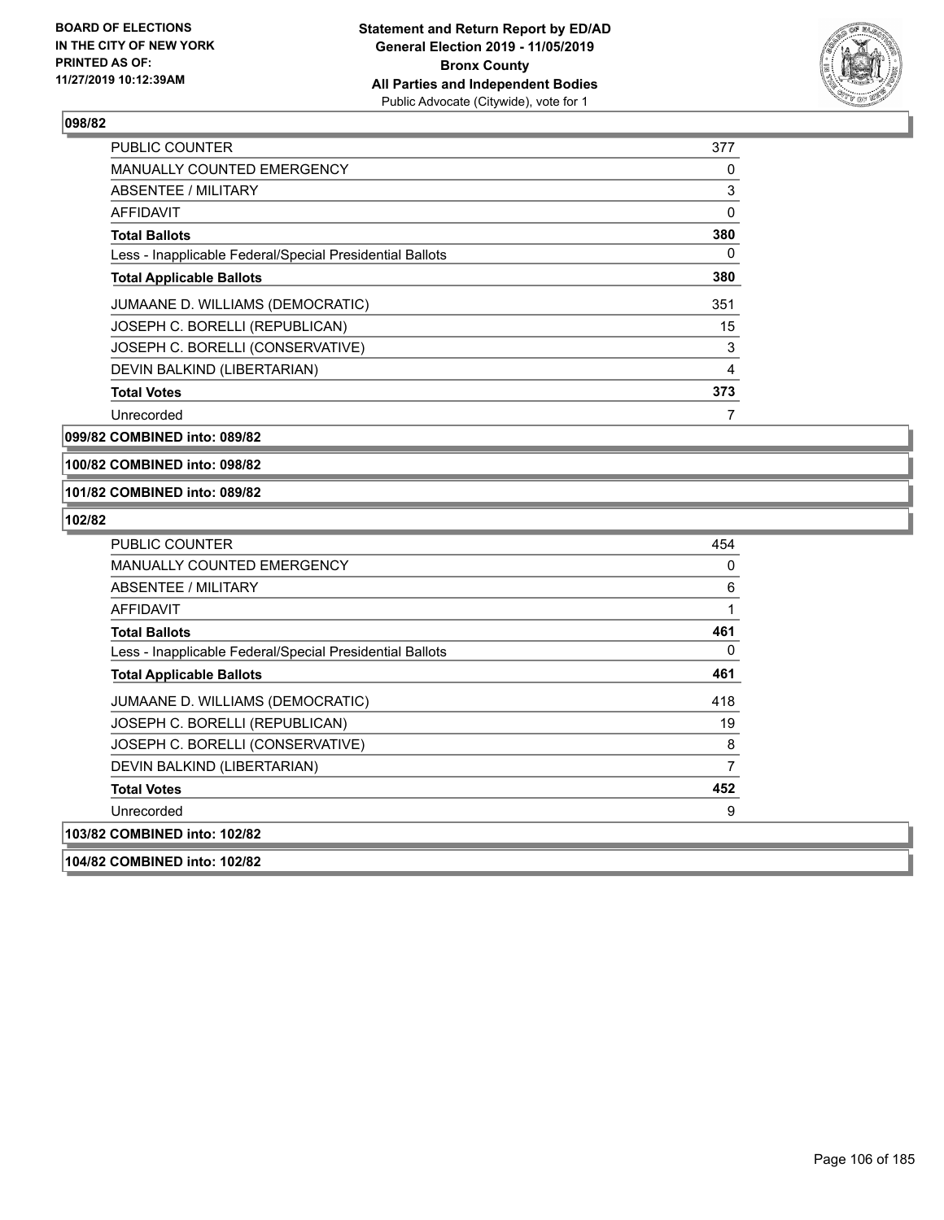**BOARD OF ELECTIONS IN THE CITY OF NEW YORK PRINTED AS OF: 11/27/2019 10:12:39AM**

**Statement and Return Report by ED/AD General Election 2019 - 11/05/2019 Bronx County All Parties and Independent Bodies**
Public Advocate (Citywide), vote for 1

**098/82**

| | |
|---|---|
| PUBLIC COUNTER | 377 |
| MANUALLY COUNTED EMERGENCY | 0 |
| ABSENTEE / MILITARY | 3 |
| AFFIDAVIT | 0 |
| **Total Ballots** | **380** |
| Less - Inapplicable Federal/Special Presidential Ballots | 0 |
| **Total Applicable Ballots** | **380** |
| JUMAANE D. WILLIAMS (DEMOCRATIC) | 351 |
| JOSEPH C. BORELLI (REPUBLICAN) | 15 |
| JOSEPH C. BORELLI (CONSERVATIVE) | 3 |
| DEVIN BALKIND (LIBERTARIAN) | 4 |
| **Total Votes** | **373** |
| Unrecorded | 7 |

**099/82 COMBINED into: 089/82**

**100/82 COMBINED into: 098/82**

**101/82 COMBINED into: 089/82**

**102/82**

| | |
|---|---|
| PUBLIC COUNTER | 454 |
| MANUALLY COUNTED EMERGENCY | 0 |
| ABSENTEE / MILITARY | 6 |
| AFFIDAVIT | 1 |
| **Total Ballots** | **461** |
| Less - Inapplicable Federal/Special Presidential Ballots | 0 |
| **Total Applicable Ballots** | **461** |
| JUMAANE D. WILLIAMS (DEMOCRATIC) | 418 |
| JOSEPH C. BORELLI (REPUBLICAN) | 19 |
| JOSEPH C. BORELLI (CONSERVATIVE) | 8 |
| DEVIN BALKIND (LIBERTARIAN) | 7 |
| **Total Votes** | **452** |
| Unrecorded | 9 |

**103/82 COMBINED into: 102/82**

**104/82 COMBINED into: 102/82**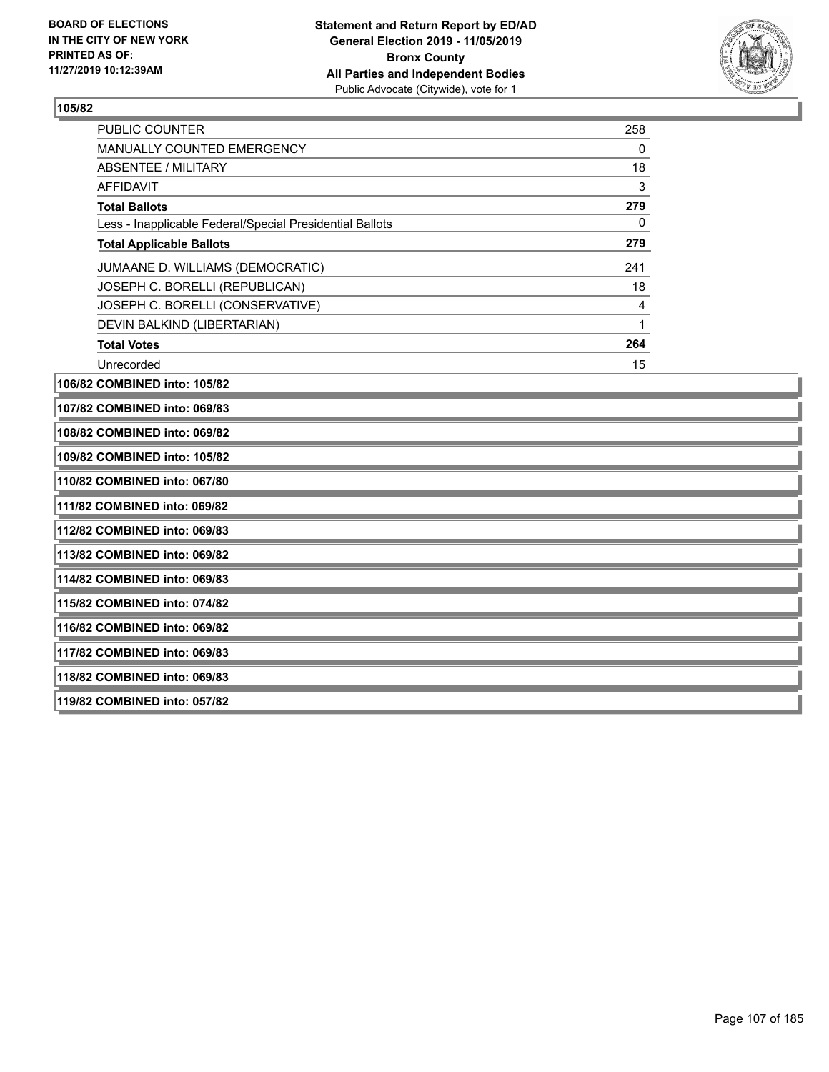**BOARD OF ELECTIONS IN THE CITY OF NEW YORK PRINTED AS OF: 11/27/2019 10:12:39AM**

**Statement and Return Report by ED/AD General Election 2019 - 11/05/2019 Bronx County All Parties and Independent Bodies**
Public Advocate (Citywide), vote for 1

**105/82**

| | |
|---|---|
| PUBLIC COUNTER | 258 |
| MANUALLY COUNTED EMERGENCY | 0 |
| ABSENTEE / MILITARY | 18 |
| AFFIDAVIT | 3 |
| **Total Ballots** | **279** |
| Less - Inapplicable Federal/Special Presidential Ballots | 0 |
| **Total Applicable Ballots** | **279** |
| JUMAANE D. WILLIAMS (DEMOCRATIC) | 241 |
| JOSEPH C. BORELLI (REPUBLICAN) | 18 |
| JOSEPH C. BORELLI (CONSERVATIVE) | 4 |
| DEVIN BALKIND (LIBERTARIAN) | 1 |
| **Total Votes** | **264** |
| Unrecorded | 15 |

**106/82 COMBINED into: 105/82**

**107/82 COMBINED into: 069/83**

**108/82 COMBINED into: 069/82**

**109/82 COMBINED into: 105/82**

**110/82 COMBINED into: 067/80**

**111/82 COMBINED into: 069/82**

**112/82 COMBINED into: 069/83**

**113/82 COMBINED into: 069/82**

**114/82 COMBINED into: 069/83**

**115/82 COMBINED into: 074/82**

**116/82 COMBINED into: 069/82**

**117/82 COMBINED into: 069/83**

**118/82 COMBINED into: 069/83**

**119/82 COMBINED into: 057/82**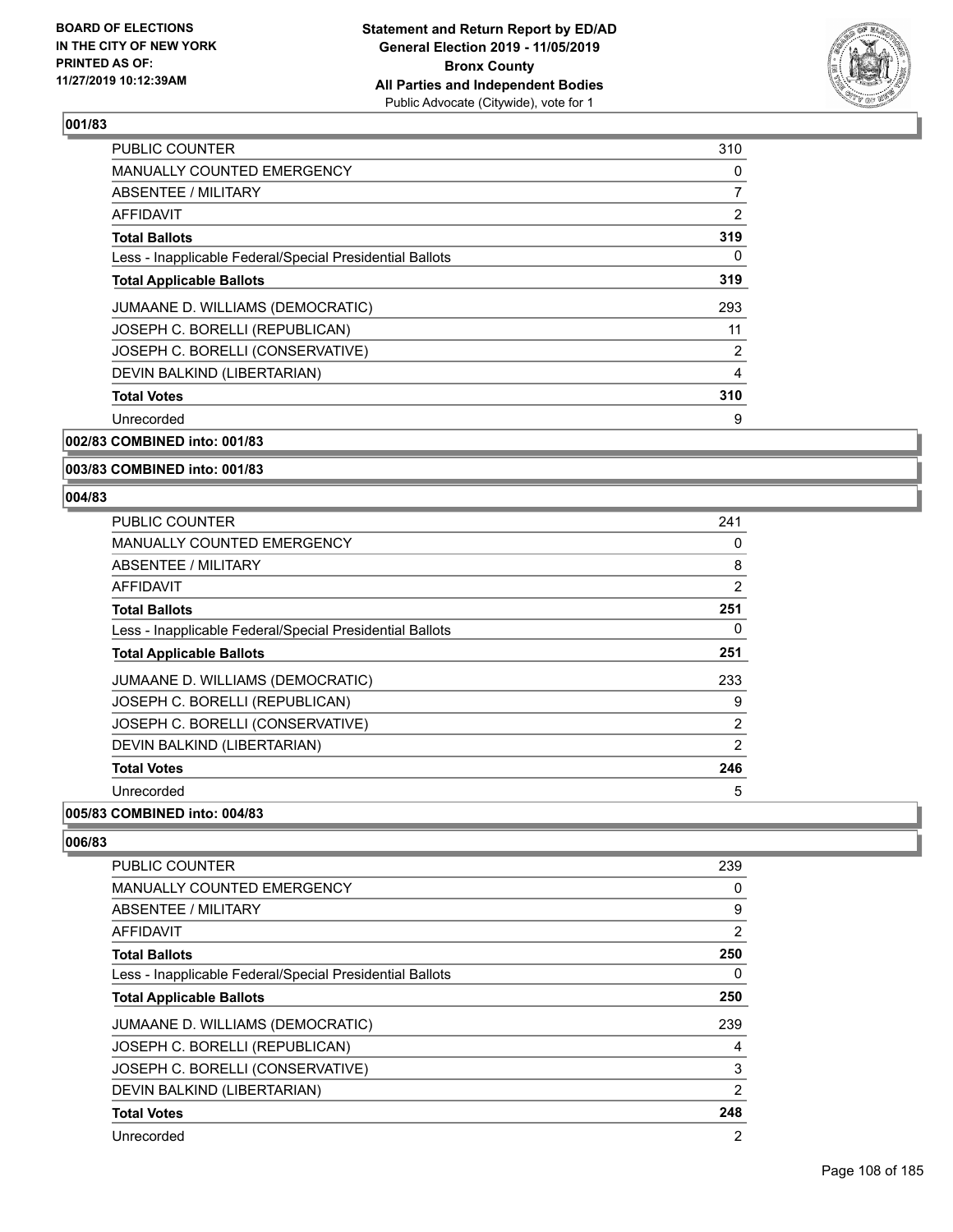## 001/83

| | |
|---|---|
| PUBLIC COUNTER | 310 |
| MANUALLY COUNTED EMERGENCY | 0 |
| ABSENTEE / MILITARY | 7 |
| AFFIDAVIT | 2 |
| **Total Ballots** | **319** |
| Less - Inapplicable Federal/Special Presidential Ballots | 0 |
| **Total Applicable Ballots** | **319** |
| JUMAANE D. WILLIAMS (DEMOCRATIC) | 293 |
| JOSEPH C. BORELLI (REPUBLICAN) | 11 |
| JOSEPH C. BORELLI (CONSERVATIVE) | 2 |
| DEVIN BALKIND (LIBERTARIAN) | 4 |
| **Total Votes** | **310** |
| Unrecorded | 9 |

## 002/83 COMBINED into: 001/83

## 003/83 COMBINED into: 001/83

## 004/83

| | |
|---|---|
| PUBLIC COUNTER | 241 |
| MANUALLY COUNTED EMERGENCY | 0 |
| ABSENTEE / MILITARY | 8 |
| AFFIDAVIT | 2 |
| **Total Ballots** | **251** |
| Less - Inapplicable Federal/Special Presidential Ballots | 0 |
| **Total Applicable Ballots** | **251** |
| JUMAANE D. WILLIAMS (DEMOCRATIC) | 233 |
| JOSEPH C. BORELLI (REPUBLICAN) | 9 |
| JOSEPH C. BORELLI (CONSERVATIVE) | 2 |
| DEVIN BALKIND (LIBERTARIAN) | 2 |
| **Total Votes** | **246** |
| Unrecorded | 5 |

## 005/83 COMBINED into: 004/83

## 006/83

| | |
|---|---|
| PUBLIC COUNTER | 239 |
| MANUALLY COUNTED EMERGENCY | 0 |
| ABSENTEE / MILITARY | 9 |
| AFFIDAVIT | 2 |
| **Total Ballots** | **250** |
| Less - Inapplicable Federal/Special Presidential Ballots | 0 |
| **Total Applicable Ballots** | **250** |
| JUMAANE D. WILLIAMS (DEMOCRATIC) | 239 |
| JOSEPH C. BORELLI (REPUBLICAN) | 4 |
| JOSEPH C. BORELLI (CONSERVATIVE) | 3 |
| DEVIN BALKIND (LIBERTARIAN) | 2 |
| **Total Votes** | **248** |
| Unrecorded | 2 |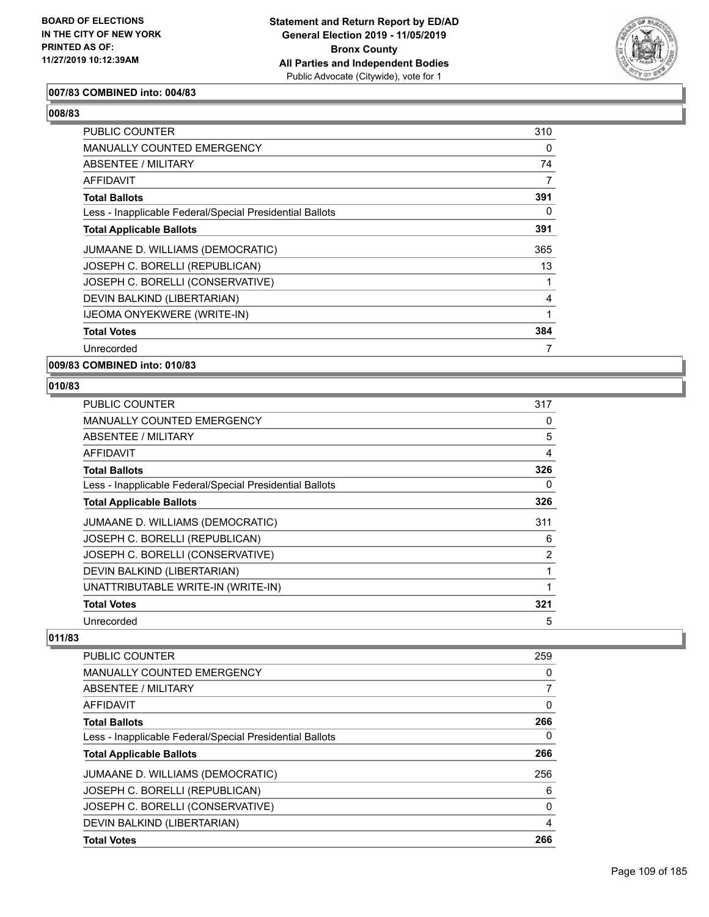**007/83 COMBINED into: 004/83**

**008/83**

| | |
|---|---|
| PUBLIC COUNTER | 310 |
| MANUALLY COUNTED EMERGENCY | 0 |
| ABSENTEE / MILITARY | 74 |
| AFFIDAVIT | 7 |
| **Total Ballots** | **391** |
| Less - Inapplicable Federal/Special Presidential Ballots | 0 |
| **Total Applicable Ballots** | **391** |
| JUMAANE D. WILLIAMS (DEMOCRATIC) | 365 |
| JOSEPH C. BORELLI (REPUBLICAN) | 13 |
| JOSEPH C. BORELLI (CONSERVATIVE) | 1 |
| DEVIN BALKIND (LIBERTARIAN) | 4 |
| IJEOMA ONYEKWERE (WRITE-IN) | 1 |
| **Total Votes** | **384** |
| Unrecorded | 7 |

**009/83 COMBINED into: 010/83**

**010/83**

| | |
|---|---|
| PUBLIC COUNTER | 317 |
| MANUALLY COUNTED EMERGENCY | 0 |
| ABSENTEE / MILITARY | 5 |
| AFFIDAVIT | 4 |
| **Total Ballots** | **326** |
| Less - Inapplicable Federal/Special Presidential Ballots | 0 |
| **Total Applicable Ballots** | **326** |
| JUMAANE D. WILLIAMS (DEMOCRATIC) | 311 |
| JOSEPH C. BORELLI (REPUBLICAN) | 6 |
| JOSEPH C. BORELLI (CONSERVATIVE) | 2 |
| DEVIN BALKIND (LIBERTARIAN) | 1 |
| UNATTRIBUTABLE WRITE-IN (WRITE-IN) | 1 |
| **Total Votes** | **321** |
| Unrecorded | 5 |

**011/83**

| | |
|---|---|
| PUBLIC COUNTER | 259 |
| MANUALLY COUNTED EMERGENCY | 0 |
| ABSENTEE / MILITARY | 7 |
| AFFIDAVIT | 0 |
| **Total Ballots** | **266** |
| Less - Inapplicable Federal/Special Presidential Ballots | 0 |
| **Total Applicable Ballots** | **266** |
| JUMAANE D. WILLIAMS (DEMOCRATIC) | 256 |
| JOSEPH C. BORELLI (REPUBLICAN) | 6 |
| JOSEPH C. BORELLI (CONSERVATIVE) | 0 |
| DEVIN BALKIND (LIBERTARIAN) | 4 |
| **Total Votes** | **266** |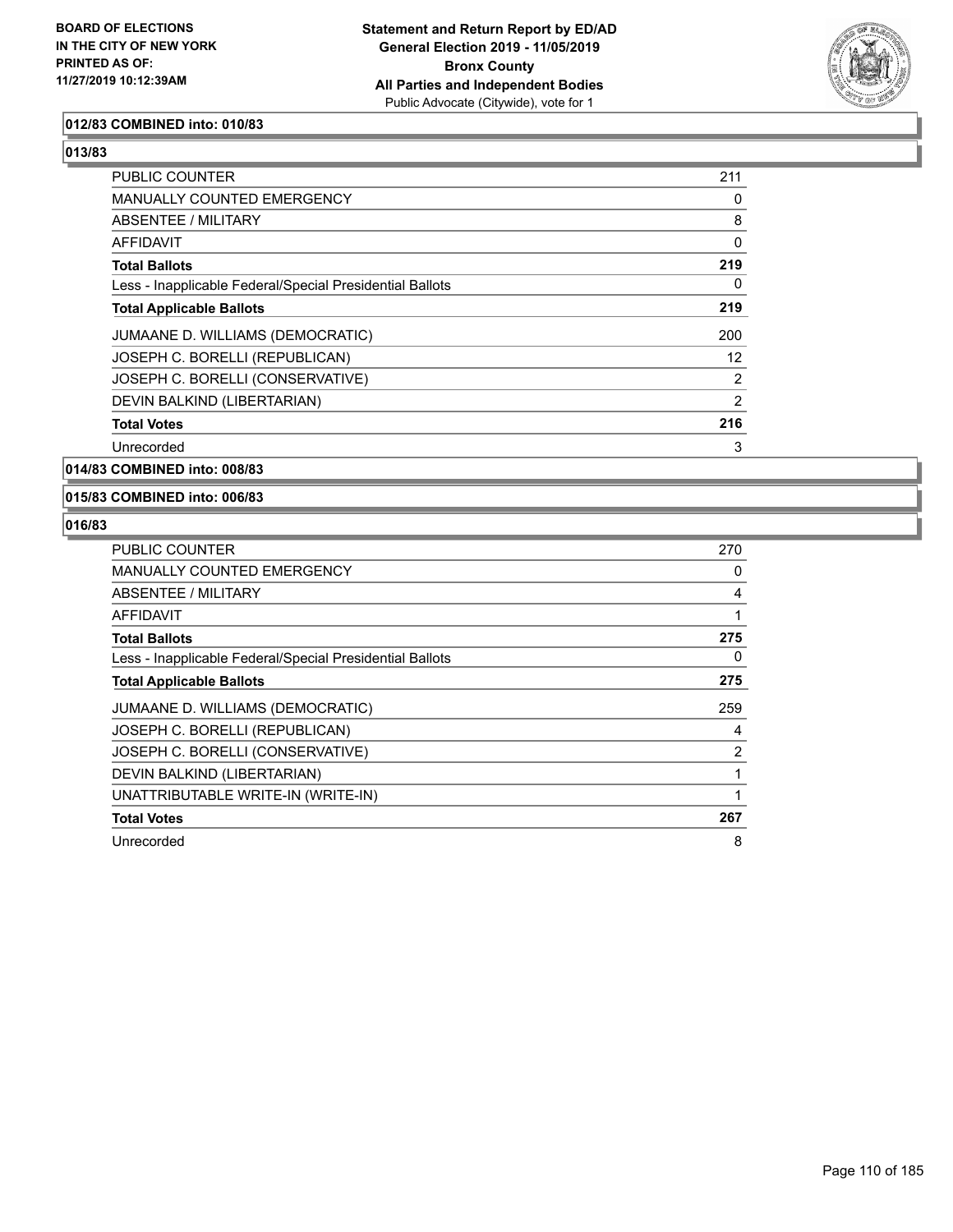**012/83 COMBINED into: 010/83**

**013/83**

| | |
|---|---|
| PUBLIC COUNTER | 211 |
| MANUALLY COUNTED EMERGENCY | 0 |
| ABSENTEE / MILITARY | 8 |
| AFFIDAVIT | 0 |
| **Total Ballots** | **219** |
| Less - Inapplicable Federal/Special Presidential Ballots | 0 |
| **Total Applicable Ballots** | **219** |
| JUMAANE D. WILLIAMS (DEMOCRATIC) | 200 |
| JOSEPH C. BORELLI (REPUBLICAN) | 12 |
| JOSEPH C. BORELLI (CONSERVATIVE) | 2 |
| DEVIN BALKIND (LIBERTARIAN) | 2 |
| **Total Votes** | **216** |
| Unrecorded | 3 |

**014/83 COMBINED into: 008/83**

**015/83 COMBINED into: 006/83**

**016/83**

| | |
|---|---|
| PUBLIC COUNTER | 270 |
| MANUALLY COUNTED EMERGENCY | 0 |
| ABSENTEE / MILITARY | 4 |
| AFFIDAVIT | 1 |
| **Total Ballots** | **275** |
| Less - Inapplicable Federal/Special Presidential Ballots | 0 |
| **Total Applicable Ballots** | **275** |
| JUMAANE D. WILLIAMS (DEMOCRATIC) | 259 |
| JOSEPH C. BORELLI (REPUBLICAN) | 4 |
| JOSEPH C. BORELLI (CONSERVATIVE) | 2 |
| DEVIN BALKIND (LIBERTARIAN) | 1 |
| UNATTRIBUTABLE WRITE-IN (WRITE-IN) | 1 |
| **Total Votes** | **267** |
| Unrecorded | 8 |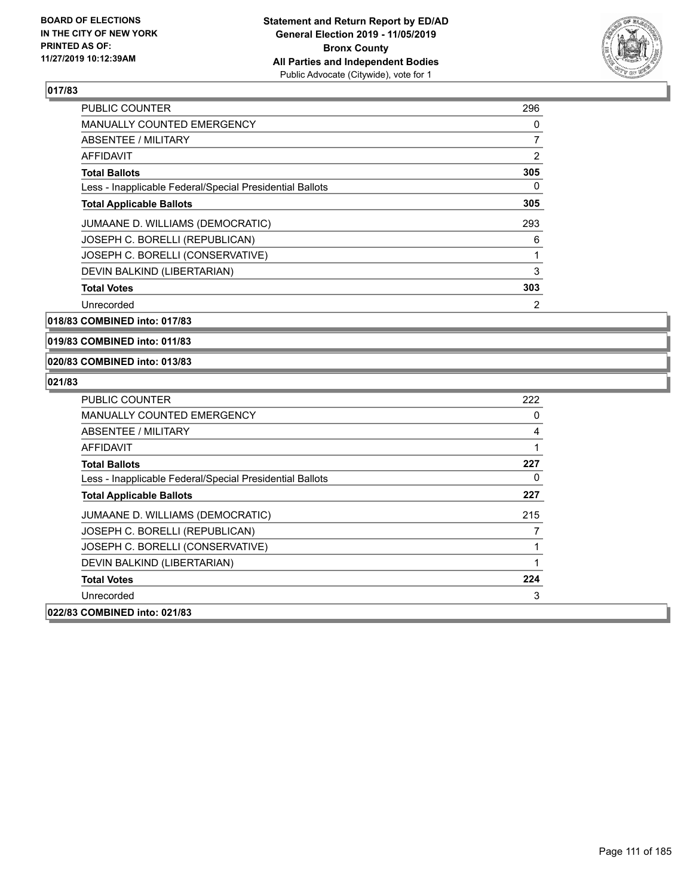BOARD OF ELECTIONS
IN THE CITY OF NEW YORK
PRINTED AS OF:
11/27/2019 10:12:39AM

**Statement and Return Report by ED/AD**
**General Election 2019 - 11/05/2019**
**Bronx County**
**All Parties and Independent Bodies**
Public Advocate (Citywide), vote for 1

## 017/83

| | |
|---|---|
| PUBLIC COUNTER | 296 |
| MANUALLY COUNTED EMERGENCY | 0 |
| ABSENTEE / MILITARY | 7 |
| AFFIDAVIT | 2 |
| **Total Ballots** | **305** |
| Less - Inapplicable Federal/Special Presidential Ballots | 0 |
| **Total Applicable Ballots** | **305** |
| JUMAANE D. WILLIAMS (DEMOCRATIC) | 293 |
| JOSEPH C. BORELLI (REPUBLICAN) | 6 |
| JOSEPH C. BORELLI (CONSERVATIVE) | 1 |
| DEVIN BALKIND (LIBERTARIAN) | 3 |
| **Total Votes** | **303** |
| Unrecorded | 2 |

## 018/83 COMBINED into: 017/83

## 019/83 COMBINED into: 011/83

## 020/83 COMBINED into: 013/83

## 021/83

| | |
|---|---|
| PUBLIC COUNTER | 222 |
| MANUALLY COUNTED EMERGENCY | 0 |
| ABSENTEE / MILITARY | 4 |
| AFFIDAVIT | 1 |
| **Total Ballots** | **227** |
| Less - Inapplicable Federal/Special Presidential Ballots | 0 |
| **Total Applicable Ballots** | **227** |
| JUMAANE D. WILLIAMS (DEMOCRATIC) | 215 |
| JOSEPH C. BORELLI (REPUBLICAN) | 7 |
| JOSEPH C. BORELLI (CONSERVATIVE) | 1 |
| DEVIN BALKIND (LIBERTARIAN) | 1 |
| **Total Votes** | **224** |
| Unrecorded | 3 |

## 022/83 COMBINED into: 021/83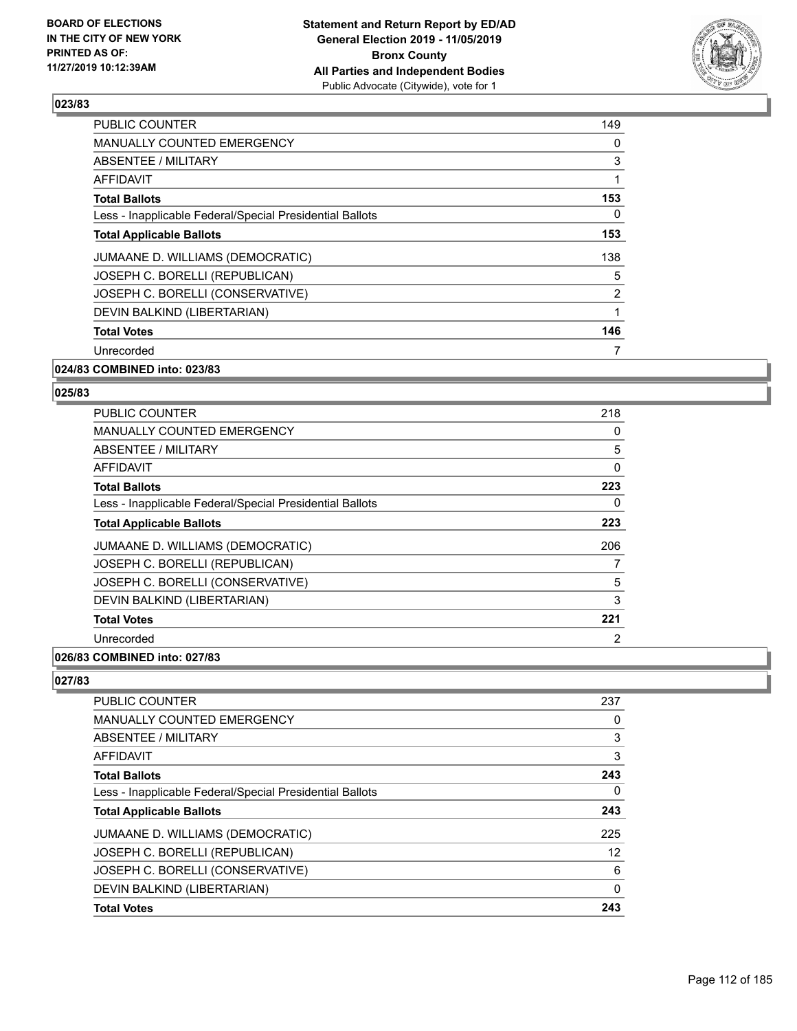## 023/83

| | |
|---|---|
| PUBLIC COUNTER | 149 |
| MANUALLY COUNTED EMERGENCY | 0 |
| ABSENTEE / MILITARY | 3 |
| AFFIDAVIT | 1 |
| **Total Ballots** | **153** |
| Less - Inapplicable Federal/Special Presidential Ballots | 0 |
| **Total Applicable Ballots** | **153** |
| JUMAANE D. WILLIAMS (DEMOCRATIC) | 138 |
| JOSEPH C. BORELLI (REPUBLICAN) | 5 |
| JOSEPH C. BORELLI (CONSERVATIVE) | 2 |
| DEVIN BALKIND (LIBERTARIAN) | 1 |
| **Total Votes** | **146** |
| Unrecorded | 7 |

## 024/83 COMBINED into: 023/83

## 025/83

| | |
|---|---|
| PUBLIC COUNTER | 218 |
| MANUALLY COUNTED EMERGENCY | 0 |
| ABSENTEE / MILITARY | 5 |
| AFFIDAVIT | 0 |
| **Total Ballots** | **223** |
| Less - Inapplicable Federal/Special Presidential Ballots | 0 |
| **Total Applicable Ballots** | **223** |
| JUMAANE D. WILLIAMS (DEMOCRATIC) | 206 |
| JOSEPH C. BORELLI (REPUBLICAN) | 7 |
| JOSEPH C. BORELLI (CONSERVATIVE) | 5 |
| DEVIN BALKIND (LIBERTARIAN) | 3 |
| **Total Votes** | **221** |
| Unrecorded | 2 |

## 026/83 COMBINED into: 027/83

## 027/83

| | |
|---|---|
| PUBLIC COUNTER | 237 |
| MANUALLY COUNTED EMERGENCY | 0 |
| ABSENTEE / MILITARY | 3 |
| AFFIDAVIT | 3 |
| **Total Ballots** | **243** |
| Less - Inapplicable Federal/Special Presidential Ballots | 0 |
| **Total Applicable Ballots** | **243** |
| JUMAANE D. WILLIAMS (DEMOCRATIC) | 225 |
| JOSEPH C. BORELLI (REPUBLICAN) | 12 |
| JOSEPH C. BORELLI (CONSERVATIVE) | 6 |
| DEVIN BALKIND (LIBERTARIAN) | 0 |
| **Total Votes** | **243** |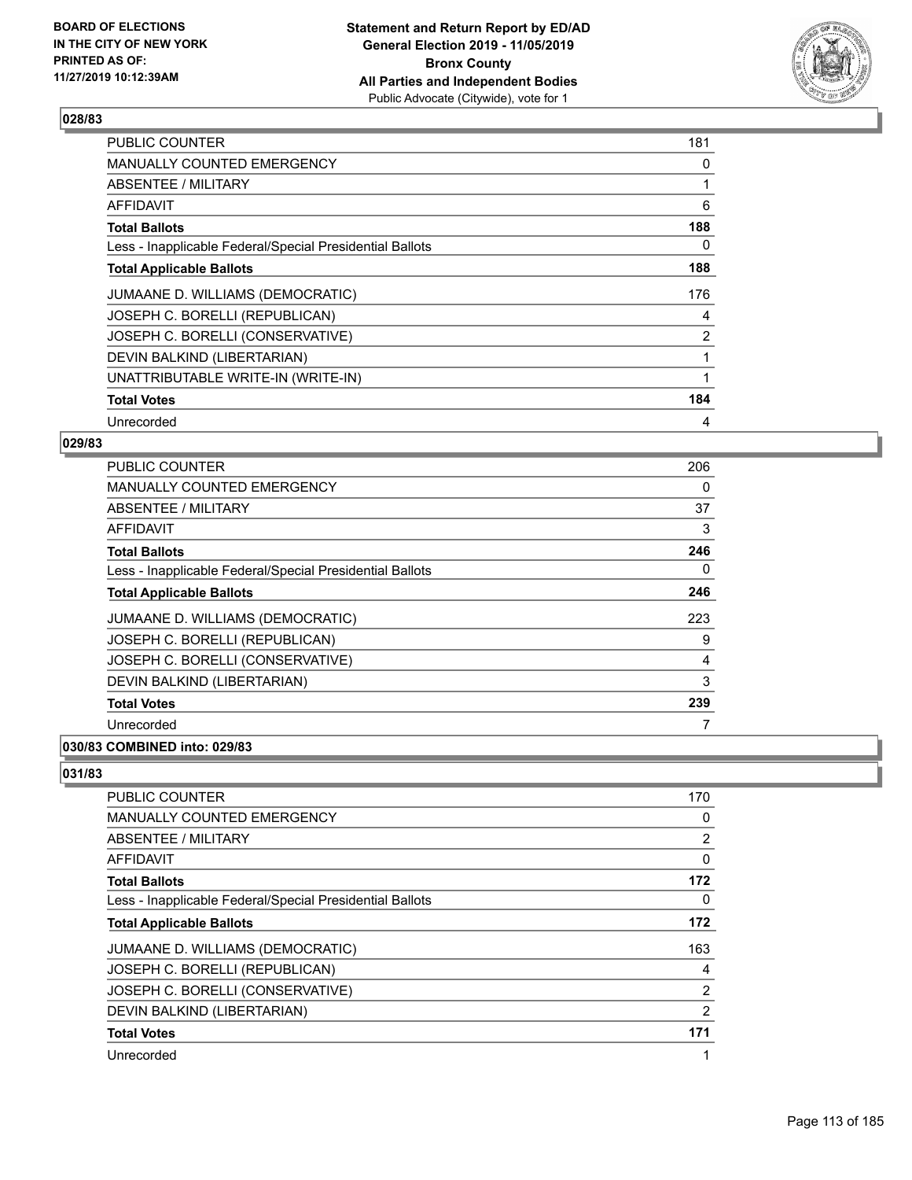**BOARD OF ELECTIONS IN THE CITY OF NEW YORK PRINTED AS OF: 11/27/2019 10:12:39AM**

**Statement and Return Report by ED/AD General Election 2019 - 11/05/2019 Bronx County All Parties and Independent Bodies**
Public Advocate (Citywide), vote for 1

### 028/83

| | |
|---|---|
| PUBLIC COUNTER | 181 |
| MANUALLY COUNTED EMERGENCY | 0 |
| ABSENTEE / MILITARY | 1 |
| AFFIDAVIT | 6 |
| **Total Ballots** | **188** |
| Less - Inapplicable Federal/Special Presidential Ballots | 0 |
| **Total Applicable Ballots** | **188** |
| JUMAANE D. WILLIAMS (DEMOCRATIC) | 176 |
| JOSEPH C. BORELLI (REPUBLICAN) | 4 |
| JOSEPH C. BORELLI (CONSERVATIVE) | 2 |
| DEVIN BALKIND (LIBERTARIAN) | 1 |
| UNATTRIBUTABLE WRITE-IN (WRITE-IN) | 1 |
| **Total Votes** | **184** |
| Unrecorded | 4 |

### 029/83

| | |
|---|---|
| PUBLIC COUNTER | 206 |
| MANUALLY COUNTED EMERGENCY | 0 |
| ABSENTEE / MILITARY | 37 |
| AFFIDAVIT | 3 |
| **Total Ballots** | **246** |
| Less - Inapplicable Federal/Special Presidential Ballots | 0 |
| **Total Applicable Ballots** | **246** |
| JUMAANE D. WILLIAMS (DEMOCRATIC) | 223 |
| JOSEPH C. BORELLI (REPUBLICAN) | 9 |
| JOSEPH C. BORELLI (CONSERVATIVE) | 4 |
| DEVIN BALKIND (LIBERTARIAN) | 3 |
| **Total Votes** | **239** |
| Unrecorded | 7 |

### 030/83 COMBINED into: 029/83

### 031/83

| | |
|---|---|
| PUBLIC COUNTER | 170 |
| MANUALLY COUNTED EMERGENCY | 0 |
| ABSENTEE / MILITARY | 2 |
| AFFIDAVIT | 0 |
| **Total Ballots** | **172** |
| Less - Inapplicable Federal/Special Presidential Ballots | 0 |
| **Total Applicable Ballots** | **172** |
| JUMAANE D. WILLIAMS (DEMOCRATIC) | 163 |
| JOSEPH C. BORELLI (REPUBLICAN) | 4 |
| JOSEPH C. BORELLI (CONSERVATIVE) | 2 |
| DEVIN BALKIND (LIBERTARIAN) | 2 |
| **Total Votes** | **171** |
| Unrecorded | 1 |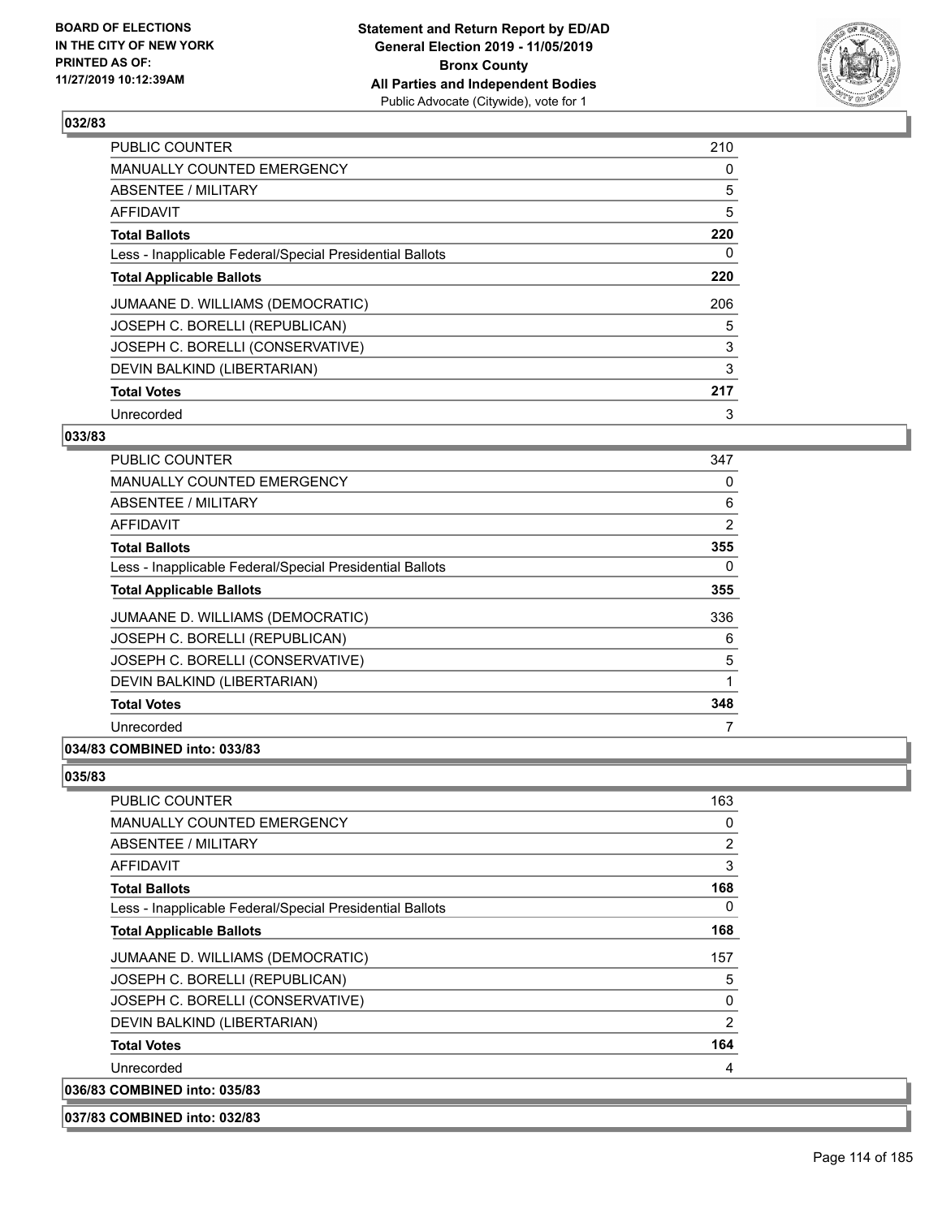### 032/83

| | |
|---|---|
| PUBLIC COUNTER | 210 |
| MANUALLY COUNTED EMERGENCY | 0 |
| ABSENTEE / MILITARY | 5 |
| AFFIDAVIT | 5 |
| **Total Ballots** | **220** |
| Less - Inapplicable Federal/Special Presidential Ballots | 0 |
| **Total Applicable Ballots** | **220** |
| JUMAANE D. WILLIAMS (DEMOCRATIC) | 206 |
| JOSEPH C. BORELLI (REPUBLICAN) | 5 |
| JOSEPH C. BORELLI (CONSERVATIVE) | 3 |
| DEVIN BALKIND (LIBERTARIAN) | 3 |
| **Total Votes** | **217** |
| Unrecorded | 3 |

### 033/83

| | |
|---|---|
| PUBLIC COUNTER | 347 |
| MANUALLY COUNTED EMERGENCY | 0 |
| ABSENTEE / MILITARY | 6 |
| AFFIDAVIT | 2 |
| **Total Ballots** | **355** |
| Less - Inapplicable Federal/Special Presidential Ballots | 0 |
| **Total Applicable Ballots** | **355** |
| JUMAANE D. WILLIAMS (DEMOCRATIC) | 336 |
| JOSEPH C. BORELLI (REPUBLICAN) | 6 |
| JOSEPH C. BORELLI (CONSERVATIVE) | 5 |
| DEVIN BALKIND (LIBERTARIAN) | 1 |
| **Total Votes** | **348** |
| Unrecorded | 7 |

### 034/83 COMBINED into: 033/83

### 035/83

| | |
|---|---|
| PUBLIC COUNTER | 163 |
| MANUALLY COUNTED EMERGENCY | 0 |
| ABSENTEE / MILITARY | 2 |
| AFFIDAVIT | 3 |
| **Total Ballots** | **168** |
| Less - Inapplicable Federal/Special Presidential Ballots | 0 |
| **Total Applicable Ballots** | **168** |
| JUMAANE D. WILLIAMS (DEMOCRATIC) | 157 |
| JOSEPH C. BORELLI (REPUBLICAN) | 5 |
| JOSEPH C. BORELLI (CONSERVATIVE) | 0 |
| DEVIN BALKIND (LIBERTARIAN) | 2 |
| **Total Votes** | **164** |
| Unrecorded | 4 |

### 036/83 COMBINED into: 035/83

### 037/83 COMBINED into: 032/83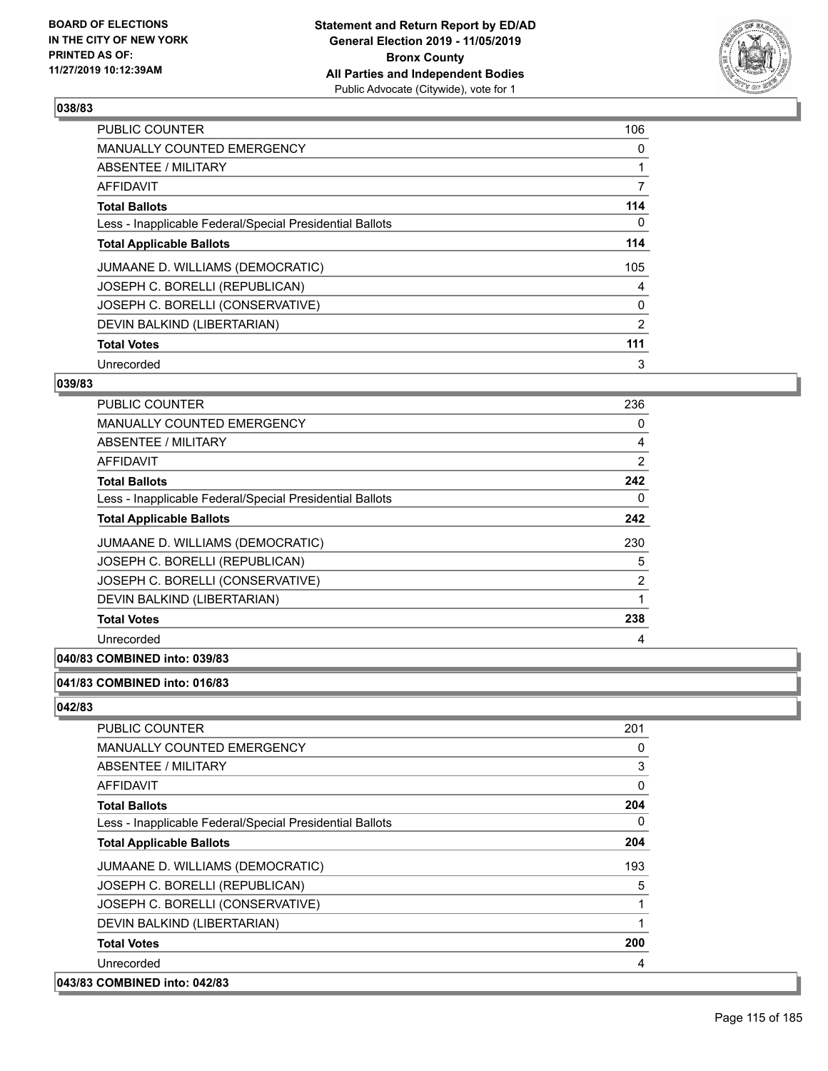### 038/83

| | |
|---|---|
| PUBLIC COUNTER | 106 |
| MANUALLY COUNTED EMERGENCY | 0 |
| ABSENTEE / MILITARY | 1 |
| AFFIDAVIT | 7 |
| **Total Ballots** | **114** |
| Less - Inapplicable Federal/Special Presidential Ballots | 0 |
| **Total Applicable Ballots** | **114** |
| JUMAANE D. WILLIAMS (DEMOCRATIC) | 105 |
| JOSEPH C. BORELLI (REPUBLICAN) | 4 |
| JOSEPH C. BORELLI (CONSERVATIVE) | 0 |
| DEVIN BALKIND (LIBERTARIAN) | 2 |
| **Total Votes** | **111** |
| Unrecorded | 3 |

### 039/83

| | |
|---|---|
| PUBLIC COUNTER | 236 |
| MANUALLY COUNTED EMERGENCY | 0 |
| ABSENTEE / MILITARY | 4 |
| AFFIDAVIT | 2 |
| **Total Ballots** | **242** |
| Less - Inapplicable Federal/Special Presidential Ballots | 0 |
| **Total Applicable Ballots** | **242** |
| JUMAANE D. WILLIAMS (DEMOCRATIC) | 230 |
| JOSEPH C. BORELLI (REPUBLICAN) | 5 |
| JOSEPH C. BORELLI (CONSERVATIVE) | 2 |
| DEVIN BALKIND (LIBERTARIAN) | 1 |
| **Total Votes** | **238** |
| Unrecorded | 4 |

### 040/83 COMBINED into: 039/83

### 041/83 COMBINED into: 016/83

### 042/83

| | |
|---|---|
| PUBLIC COUNTER | 201 |
| MANUALLY COUNTED EMERGENCY | 0 |
| ABSENTEE / MILITARY | 3 |
| AFFIDAVIT | 0 |
| **Total Ballots** | **204** |
| Less - Inapplicable Federal/Special Presidential Ballots | 0 |
| **Total Applicable Ballots** | **204** |
| JUMAANE D. WILLIAMS (DEMOCRATIC) | 193 |
| JOSEPH C. BORELLI (REPUBLICAN) | 5 |
| JOSEPH C. BORELLI (CONSERVATIVE) | 1 |
| DEVIN BALKIND (LIBERTARIAN) | 1 |
| **Total Votes** | **200** |
| Unrecorded | 4 |

### 043/83 COMBINED into: 042/83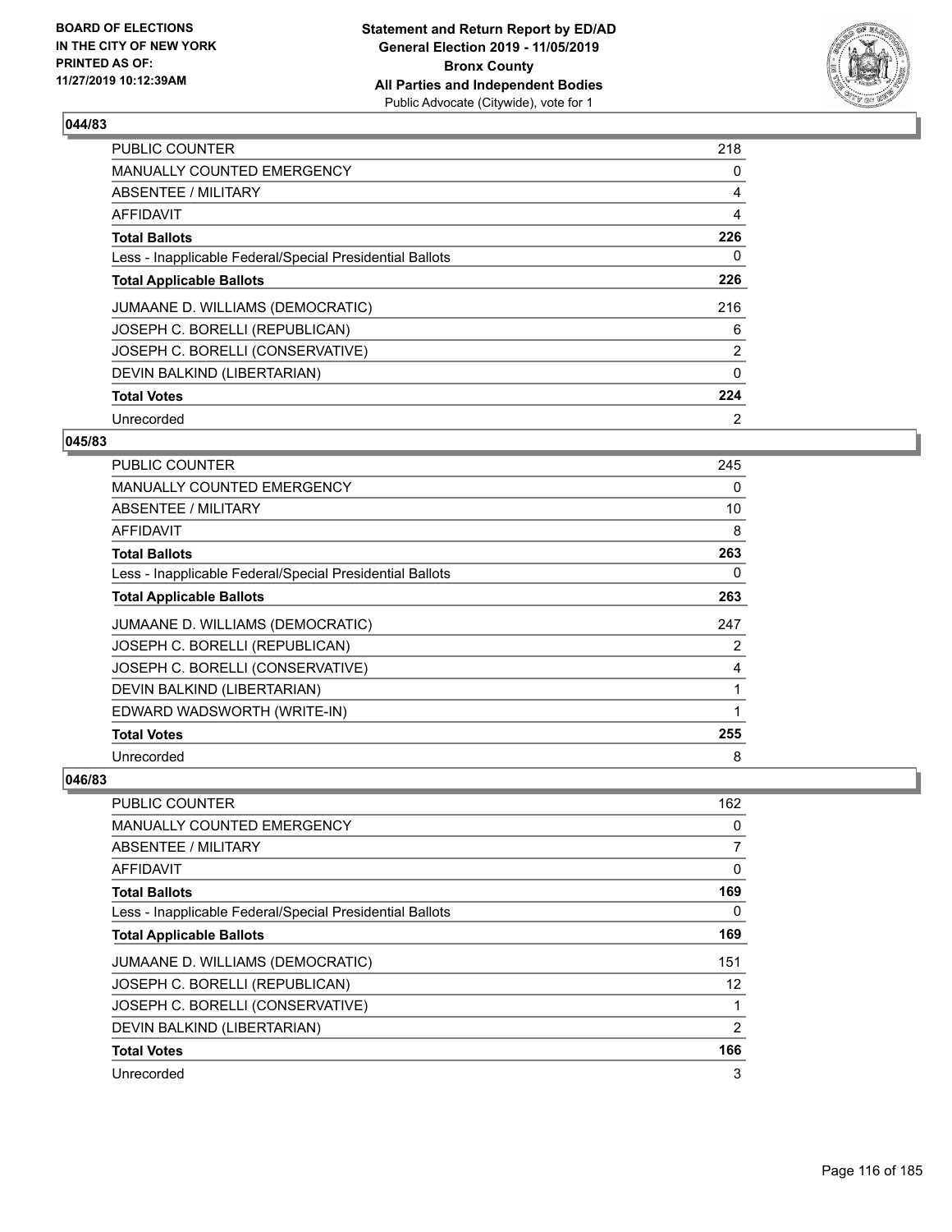## 044/83

| | |
|---|---|
| PUBLIC COUNTER | 218 |
| MANUALLY COUNTED EMERGENCY | 0 |
| ABSENTEE / MILITARY | 4 |
| AFFIDAVIT | 4 |
| **Total Ballots** | **226** |
| Less - Inapplicable Federal/Special Presidential Ballots | 0 |
| **Total Applicable Ballots** | **226** |
| JUMAANE D. WILLIAMS (DEMOCRATIC) | 216 |
| JOSEPH C. BORELLI (REPUBLICAN) | 6 |
| JOSEPH C. BORELLI (CONSERVATIVE) | 2 |
| DEVIN BALKIND (LIBERTARIAN) | 0 |
| **Total Votes** | **224** |
| Unrecorded | 2 |

## 045/83

| | |
|---|---|
| PUBLIC COUNTER | 245 |
| MANUALLY COUNTED EMERGENCY | 0 |
| ABSENTEE / MILITARY | 10 |
| AFFIDAVIT | 8 |
| **Total Ballots** | **263** |
| Less - Inapplicable Federal/Special Presidential Ballots | 0 |
| **Total Applicable Ballots** | **263** |
| JUMAANE D. WILLIAMS (DEMOCRATIC) | 247 |
| JOSEPH C. BORELLI (REPUBLICAN) | 2 |
| JOSEPH C. BORELLI (CONSERVATIVE) | 4 |
| DEVIN BALKIND (LIBERTARIAN) | 1 |
| EDWARD WADSWORTH (WRITE-IN) | 1 |
| **Total Votes** | **255** |
| Unrecorded | 8 |

## 046/83

| | |
|---|---|
| PUBLIC COUNTER | 162 |
| MANUALLY COUNTED EMERGENCY | 0 |
| ABSENTEE / MILITARY | 7 |
| AFFIDAVIT | 0 |
| **Total Ballots** | **169** |
| Less - Inapplicable Federal/Special Presidential Ballots | 0 |
| **Total Applicable Ballots** | **169** |
| JUMAANE D. WILLIAMS (DEMOCRATIC) | 151 |
| JOSEPH C. BORELLI (REPUBLICAN) | 12 |
| JOSEPH C. BORELLI (CONSERVATIVE) | 1 |
| DEVIN BALKIND (LIBERTARIAN) | 2 |
| **Total Votes** | **166** |
| Unrecorded | 3 |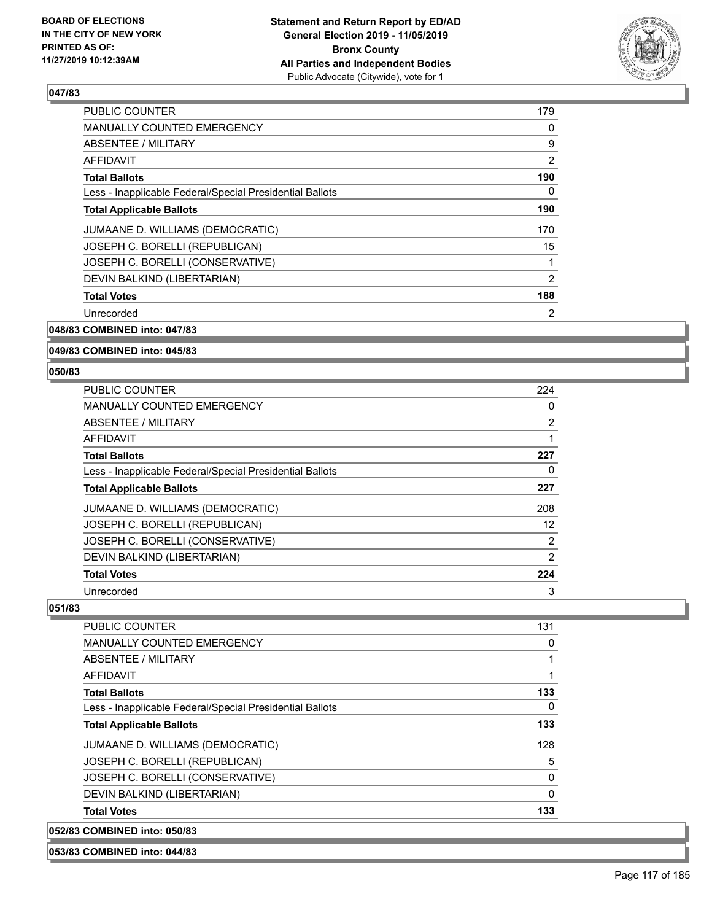### 047/83

| | |
|---|---|
| PUBLIC COUNTER | 179 |
| MANUALLY COUNTED EMERGENCY | 0 |
| ABSENTEE / MILITARY | 9 |
| AFFIDAVIT | 2 |
| **Total Ballots** | **190** |
| Less - Inapplicable Federal/Special Presidential Ballots | 0 |
| **Total Applicable Ballots** | **190** |
| JUMAANE D. WILLIAMS (DEMOCRATIC) | 170 |
| JOSEPH C. BORELLI (REPUBLICAN) | 15 |
| JOSEPH C. BORELLI (CONSERVATIVE) | 1 |
| DEVIN BALKIND (LIBERTARIAN) | 2 |
| **Total Votes** | **188** |
| Unrecorded | 2 |

### 048/83 COMBINED into: 047/83

### 049/83 COMBINED into: 045/83

### 050/83

| | |
|---|---|
| PUBLIC COUNTER | 224 |
| MANUALLY COUNTED EMERGENCY | 0 |
| ABSENTEE / MILITARY | 2 |
| AFFIDAVIT | 1 |
| **Total Ballots** | **227** |
| Less - Inapplicable Federal/Special Presidential Ballots | 0 |
| **Total Applicable Ballots** | **227** |
| JUMAANE D. WILLIAMS (DEMOCRATIC) | 208 |
| JOSEPH C. BORELLI (REPUBLICAN) | 12 |
| JOSEPH C. BORELLI (CONSERVATIVE) | 2 |
| DEVIN BALKIND (LIBERTARIAN) | 2 |
| **Total Votes** | **224** |
| Unrecorded | 3 |

### 051/83

| | |
|---|---|
| PUBLIC COUNTER | 131 |
| MANUALLY COUNTED EMERGENCY | 0 |
| ABSENTEE / MILITARY | 1 |
| AFFIDAVIT | 1 |
| **Total Ballots** | **133** |
| Less - Inapplicable Federal/Special Presidential Ballots | 0 |
| **Total Applicable Ballots** | **133** |
| JUMAANE D. WILLIAMS (DEMOCRATIC) | 128 |
| JOSEPH C. BORELLI (REPUBLICAN) | 5 |
| JOSEPH C. BORELLI (CONSERVATIVE) | 0 |
| DEVIN BALKIND (LIBERTARIAN) | 0 |
| **Total Votes** | **133** |

### 052/83 COMBINED into: 050/83

### 053/83 COMBINED into: 044/83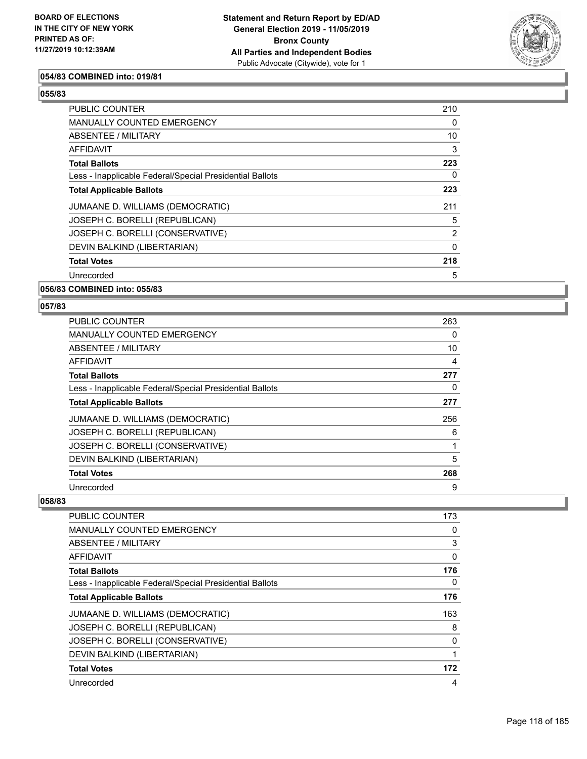### 054/83 COMBINED into: 019/81

### 055/83

| | |
|---|---|
| PUBLIC COUNTER | 210 |
| MANUALLY COUNTED EMERGENCY | 0 |
| ABSENTEE / MILITARY | 10 |
| AFFIDAVIT | 3 |
| **Total Ballots** | **223** |
| Less - Inapplicable Federal/Special Presidential Ballots | 0 |
| **Total Applicable Ballots** | **223** |
| JUMAANE D. WILLIAMS (DEMOCRATIC) | 211 |
| JOSEPH C. BORELLI (REPUBLICAN) | 5 |
| JOSEPH C. BORELLI (CONSERVATIVE) | 2 |
| DEVIN BALKIND (LIBERTARIAN) | 0 |
| **Total Votes** | **218** |
| Unrecorded | 5 |

### 056/83 COMBINED into: 055/83

### 057/83

| | |
|---|---|
| PUBLIC COUNTER | 263 |
| MANUALLY COUNTED EMERGENCY | 0 |
| ABSENTEE / MILITARY | 10 |
| AFFIDAVIT | 4 |
| **Total Ballots** | **277** |
| Less - Inapplicable Federal/Special Presidential Ballots | 0 |
| **Total Applicable Ballots** | **277** |
| JUMAANE D. WILLIAMS (DEMOCRATIC) | 256 |
| JOSEPH C. BORELLI (REPUBLICAN) | 6 |
| JOSEPH C. BORELLI (CONSERVATIVE) | 1 |
| DEVIN BALKIND (LIBERTARIAN) | 5 |
| **Total Votes** | **268** |
| Unrecorded | 9 |

### 058/83

| | |
|---|---|
| PUBLIC COUNTER | 173 |
| MANUALLY COUNTED EMERGENCY | 0 |
| ABSENTEE / MILITARY | 3 |
| AFFIDAVIT | 0 |
| **Total Ballots** | **176** |
| Less - Inapplicable Federal/Special Presidential Ballots | 0 |
| **Total Applicable Ballots** | **176** |
| JUMAANE D. WILLIAMS (DEMOCRATIC) | 163 |
| JOSEPH C. BORELLI (REPUBLICAN) | 8 |
| JOSEPH C. BORELLI (CONSERVATIVE) | 0 |
| DEVIN BALKIND (LIBERTARIAN) | 1 |
| **Total Votes** | **172** |
| Unrecorded | 4 |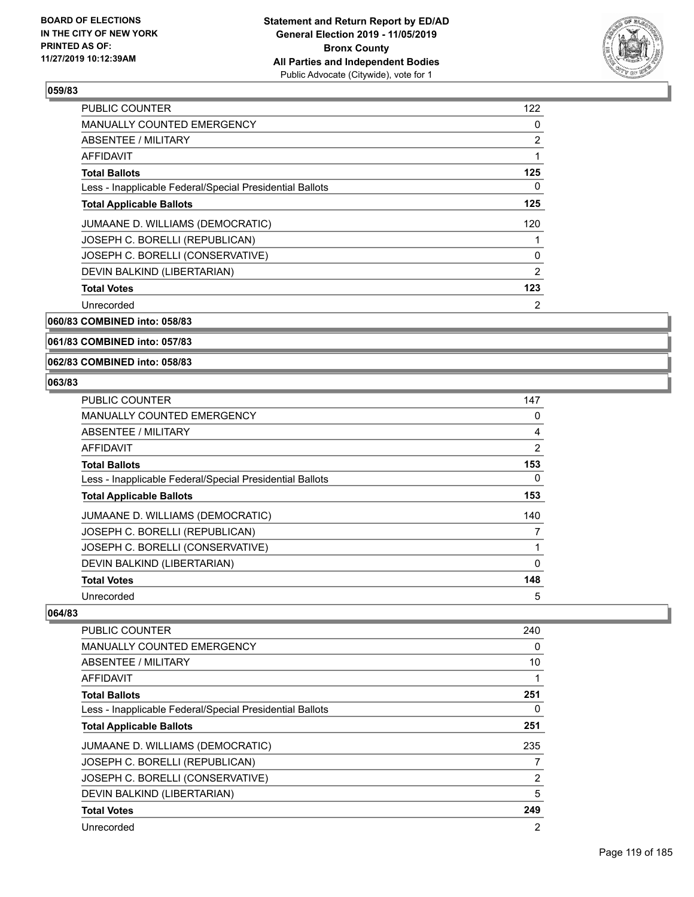### 059/83

| | |
|---|---|
| PUBLIC COUNTER | 122 |
| MANUALLY COUNTED EMERGENCY | 0 |
| ABSENTEE / MILITARY | 2 |
| AFFIDAVIT | 1 |
| **Total Ballots** | **125** |
| Less - Inapplicable Federal/Special Presidential Ballots | 0 |
| **Total Applicable Ballots** | **125** |
| JUMAANE D. WILLIAMS (DEMOCRATIC) | 120 |
| JOSEPH C. BORELLI (REPUBLICAN) | 1 |
| JOSEPH C. BORELLI (CONSERVATIVE) | 0 |
| DEVIN BALKIND (LIBERTARIAN) | 2 |
| **Total Votes** | **123** |
| Unrecorded | 2 |

**060/83 COMBINED into: 058/83**

**061/83 COMBINED into: 057/83**

**062/83 COMBINED into: 058/83**

### 063/83

| | |
|---|---|
| PUBLIC COUNTER | 147 |
| MANUALLY COUNTED EMERGENCY | 0 |
| ABSENTEE / MILITARY | 4 |
| AFFIDAVIT | 2 |
| **Total Ballots** | **153** |
| Less - Inapplicable Federal/Special Presidential Ballots | 0 |
| **Total Applicable Ballots** | **153** |
| JUMAANE D. WILLIAMS (DEMOCRATIC) | 140 |
| JOSEPH C. BORELLI (REPUBLICAN) | 7 |
| JOSEPH C. BORELLI (CONSERVATIVE) | 1 |
| DEVIN BALKIND (LIBERTARIAN) | 0 |
| **Total Votes** | **148** |
| Unrecorded | 5 |

### 064/83

| | |
|---|---|
| PUBLIC COUNTER | 240 |
| MANUALLY COUNTED EMERGENCY | 0 |
| ABSENTEE / MILITARY | 10 |
| AFFIDAVIT | 1 |
| **Total Ballots** | **251** |
| Less - Inapplicable Federal/Special Presidential Ballots | 0 |
| **Total Applicable Ballots** | **251** |
| JUMAANE D. WILLIAMS (DEMOCRATIC) | 235 |
| JOSEPH C. BORELLI (REPUBLICAN) | 7 |
| JOSEPH C. BORELLI (CONSERVATIVE) | 2 |
| DEVIN BALKIND (LIBERTARIAN) | 5 |
| **Total Votes** | **249** |
| Unrecorded | 2 |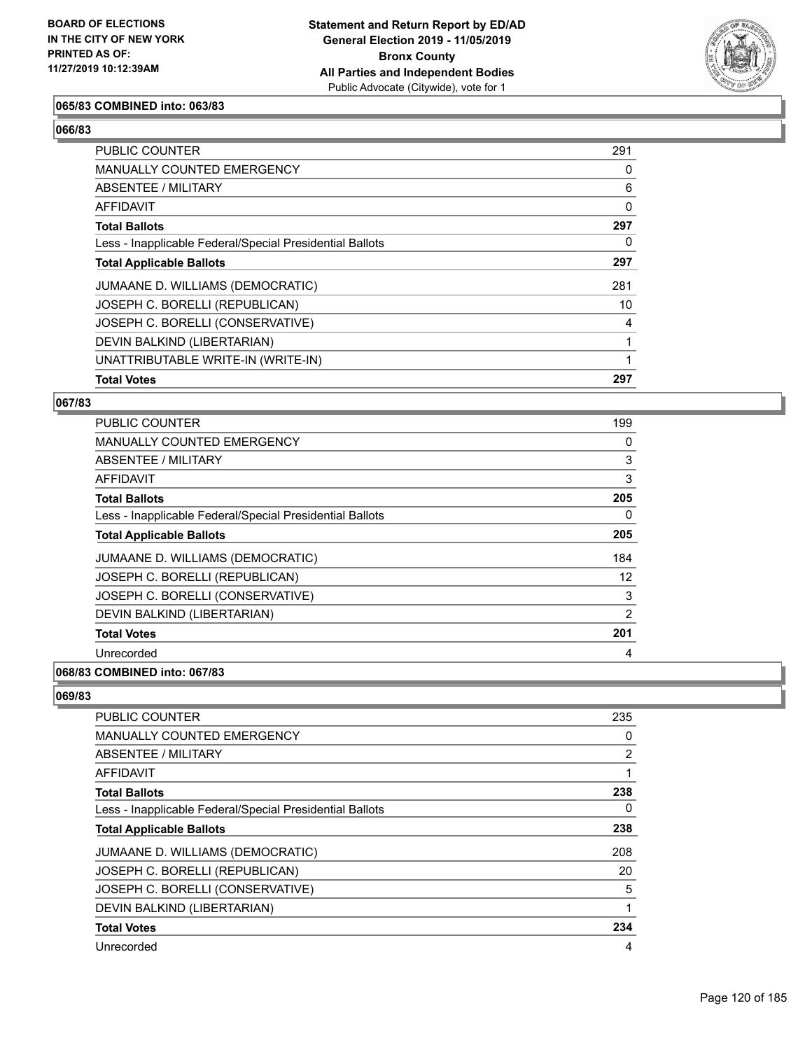**065/83 COMBINED into: 063/83**

**066/83**

| | |
|---|---|
| PUBLIC COUNTER | 291 |
| MANUALLY COUNTED EMERGENCY | 0 |
| ABSENTEE / MILITARY | 6 |
| AFFIDAVIT | 0 |
| **Total Ballots** | **297** |
| Less - Inapplicable Federal/Special Presidential Ballots | 0 |
| **Total Applicable Ballots** | **297** |
| JUMAANE D. WILLIAMS (DEMOCRATIC) | 281 |
| JOSEPH C. BORELLI (REPUBLICAN) | 10 |
| JOSEPH C. BORELLI (CONSERVATIVE) | 4 |
| DEVIN BALKIND (LIBERTARIAN) | 1 |
| UNATTRIBUTABLE WRITE-IN (WRITE-IN) | 1 |
| **Total Votes** | **297** |

**067/83**

| | |
|---|---|
| PUBLIC COUNTER | 199 |
| MANUALLY COUNTED EMERGENCY | 0 |
| ABSENTEE / MILITARY | 3 |
| AFFIDAVIT | 3 |
| **Total Ballots** | **205** |
| Less - Inapplicable Federal/Special Presidential Ballots | 0 |
| **Total Applicable Ballots** | **205** |
| JUMAANE D. WILLIAMS (DEMOCRATIC) | 184 |
| JOSEPH C. BORELLI (REPUBLICAN) | 12 |
| JOSEPH C. BORELLI (CONSERVATIVE) | 3 |
| DEVIN BALKIND (LIBERTARIAN) | 2 |
| **Total Votes** | **201** |
| Unrecorded | 4 |

**068/83 COMBINED into: 067/83**

**069/83**

| | |
|---|---|
| PUBLIC COUNTER | 235 |
| MANUALLY COUNTED EMERGENCY | 0 |
| ABSENTEE / MILITARY | 2 |
| AFFIDAVIT | 1 |
| **Total Ballots** | **238** |
| Less - Inapplicable Federal/Special Presidential Ballots | 0 |
| **Total Applicable Ballots** | **238** |
| JUMAANE D. WILLIAMS (DEMOCRATIC) | 208 |
| JOSEPH C. BORELLI (REPUBLICAN) | 20 |
| JOSEPH C. BORELLI (CONSERVATIVE) | 5 |
| DEVIN BALKIND (LIBERTARIAN) | 1 |
| **Total Votes** | **234** |
| Unrecorded | 4 |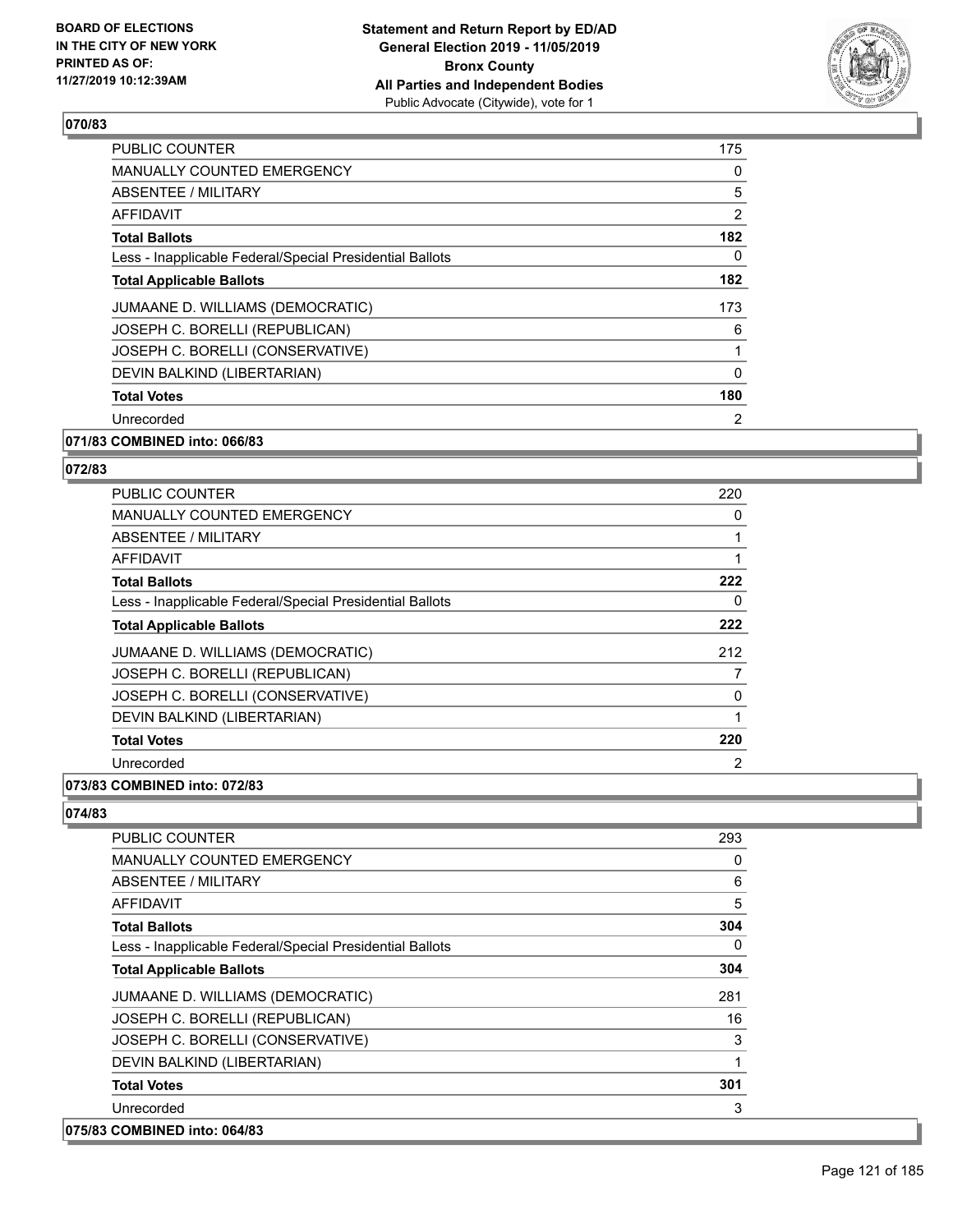## 070/83

| | |
|---|---|
| PUBLIC COUNTER | 175 |
| MANUALLY COUNTED EMERGENCY | 0 |
| ABSENTEE / MILITARY | 5 |
| AFFIDAVIT | 2 |
| **Total Ballots** | **182** |
| Less - Inapplicable Federal/Special Presidential Ballots | 0 |
| **Total Applicable Ballots** | **182** |
| JUMAANE D. WILLIAMS (DEMOCRATIC) | 173 |
| JOSEPH C. BORELLI (REPUBLICAN) | 6 |
| JOSEPH C. BORELLI (CONSERVATIVE) | 1 |
| DEVIN BALKIND (LIBERTARIAN) | 0 |
| **Total Votes** | **180** |
| Unrecorded | 2 |

**071/83 COMBINED into: 066/83**

## 072/83

| | |
|---|---|
| PUBLIC COUNTER | 220 |
| MANUALLY COUNTED EMERGENCY | 0 |
| ABSENTEE / MILITARY | 1 |
| AFFIDAVIT | 1 |
| **Total Ballots** | **222** |
| Less - Inapplicable Federal/Special Presidential Ballots | 0 |
| **Total Applicable Ballots** | **222** |
| JUMAANE D. WILLIAMS (DEMOCRATIC) | 212 |
| JOSEPH C. BORELLI (REPUBLICAN) | 7 |
| JOSEPH C. BORELLI (CONSERVATIVE) | 0 |
| DEVIN BALKIND (LIBERTARIAN) | 1 |
| **Total Votes** | **220** |
| Unrecorded | 2 |

**073/83 COMBINED into: 072/83**

## 074/83

| | |
|---|---|
| PUBLIC COUNTER | 293 |
| MANUALLY COUNTED EMERGENCY | 0 |
| ABSENTEE / MILITARY | 6 |
| AFFIDAVIT | 5 |
| **Total Ballots** | **304** |
| Less - Inapplicable Federal/Special Presidential Ballots | 0 |
| **Total Applicable Ballots** | **304** |
| JUMAANE D. WILLIAMS (DEMOCRATIC) | 281 |
| JOSEPH C. BORELLI (REPUBLICAN) | 16 |
| JOSEPH C. BORELLI (CONSERVATIVE) | 3 |
| DEVIN BALKIND (LIBERTARIAN) | 1 |
| **Total Votes** | **301** |
| Unrecorded | 3 |

**075/83 COMBINED into: 064/83**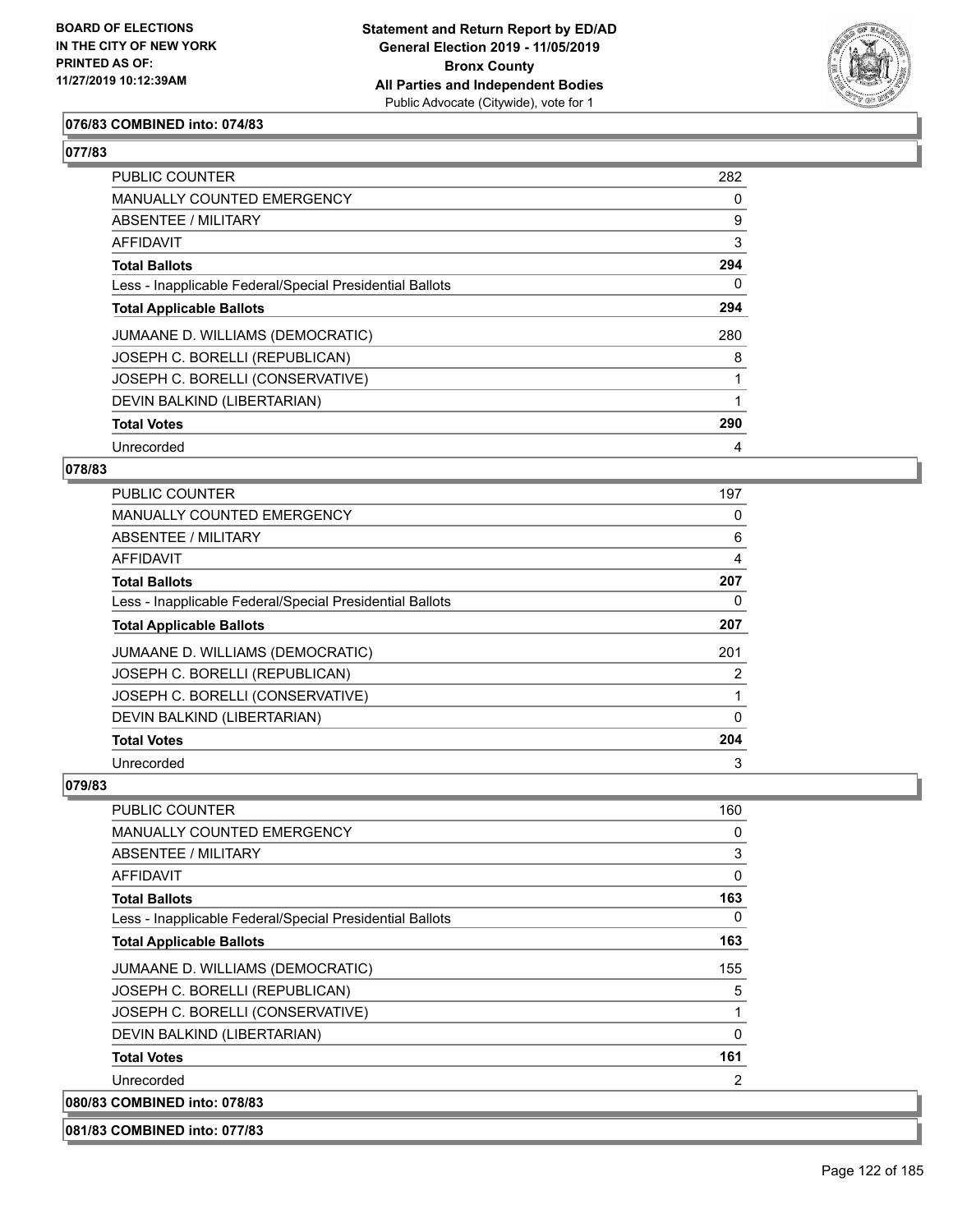**076/83 COMBINED into: 074/83**

**077/83**

| | |
|---|---|
| PUBLIC COUNTER | 282 |
| MANUALLY COUNTED EMERGENCY | 0 |
| ABSENTEE / MILITARY | 9 |
| AFFIDAVIT | 3 |
| **Total Ballots** | **294** |
| Less - Inapplicable Federal/Special Presidential Ballots | 0 |
| **Total Applicable Ballots** | **294** |
| JUMAANE D. WILLIAMS (DEMOCRATIC) | 280 |
| JOSEPH C. BORELLI (REPUBLICAN) | 8 |
| JOSEPH C. BORELLI (CONSERVATIVE) | 1 |
| DEVIN BALKIND (LIBERTARIAN) | 1 |
| **Total Votes** | **290** |
| Unrecorded | 4 |

**078/83**

| | |
|---|---|
| PUBLIC COUNTER | 197 |
| MANUALLY COUNTED EMERGENCY | 0 |
| ABSENTEE / MILITARY | 6 |
| AFFIDAVIT | 4 |
| **Total Ballots** | **207** |
| Less - Inapplicable Federal/Special Presidential Ballots | 0 |
| **Total Applicable Ballots** | **207** |
| JUMAANE D. WILLIAMS (DEMOCRATIC) | 201 |
| JOSEPH C. BORELLI (REPUBLICAN) | 2 |
| JOSEPH C. BORELLI (CONSERVATIVE) | 1 |
| DEVIN BALKIND (LIBERTARIAN) | 0 |
| **Total Votes** | **204** |
| Unrecorded | 3 |

**079/83**

| | |
|---|---|
| PUBLIC COUNTER | 160 |
| MANUALLY COUNTED EMERGENCY | 0 |
| ABSENTEE / MILITARY | 3 |
| AFFIDAVIT | 0 |
| **Total Ballots** | **163** |
| Less - Inapplicable Federal/Special Presidential Ballots | 0 |
| **Total Applicable Ballots** | **163** |
| JUMAANE D. WILLIAMS (DEMOCRATIC) | 155 |
| JOSEPH C. BORELLI (REPUBLICAN) | 5 |
| JOSEPH C. BORELLI (CONSERVATIVE) | 1 |
| DEVIN BALKIND (LIBERTARIAN) | 0 |
| **Total Votes** | **161** |
| Unrecorded | 2 |

**080/83 COMBINED into: 078/83**

**081/83 COMBINED into: 077/83**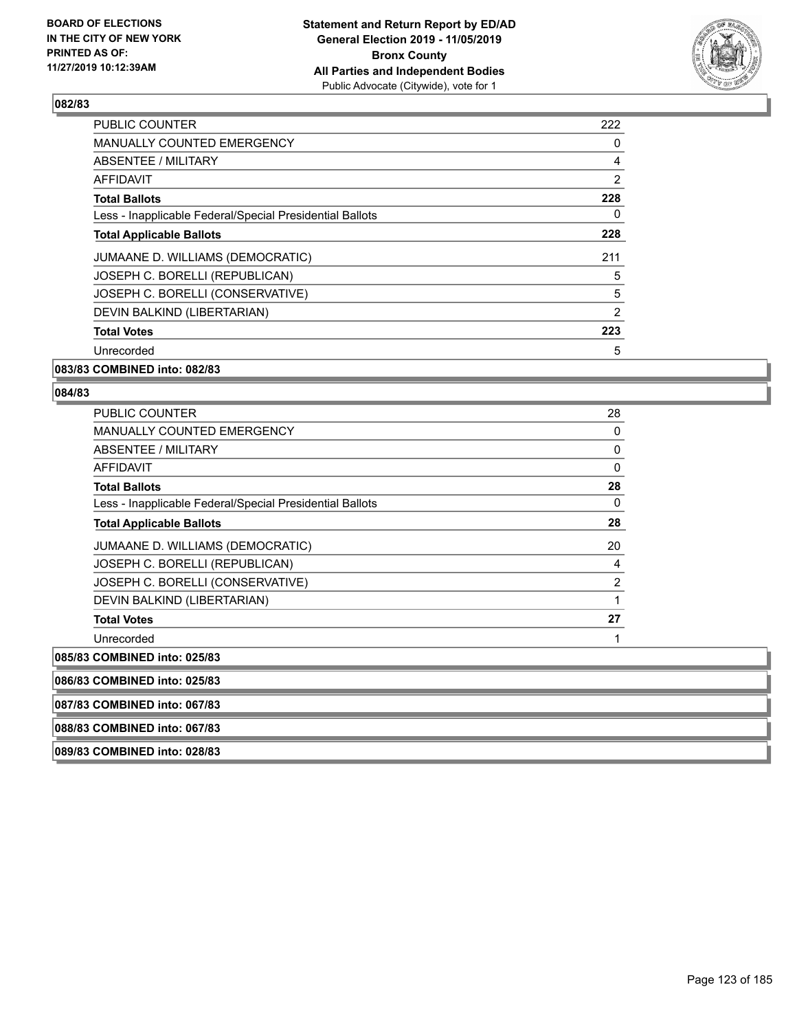## 082/83

| | |
|---|---|
| PUBLIC COUNTER | 222 |
| MANUALLY COUNTED EMERGENCY | 0 |
| ABSENTEE / MILITARY | 4 |
| AFFIDAVIT | 2 |
| **Total Ballots** | **228** |
| Less - Inapplicable Federal/Special Presidential Ballots | 0 |
| **Total Applicable Ballots** | **228** |
| JUMAANE D. WILLIAMS (DEMOCRATIC) | 211 |
| JOSEPH C. BORELLI (REPUBLICAN) | 5 |
| JOSEPH C. BORELLI (CONSERVATIVE) | 5 |
| DEVIN BALKIND (LIBERTARIAN) | 2 |
| **Total Votes** | **223** |
| Unrecorded | 5 |

**083/83 COMBINED into: 082/83**

## 084/83

| | |
|---|---|
| PUBLIC COUNTER | 28 |
| MANUALLY COUNTED EMERGENCY | 0 |
| ABSENTEE / MILITARY | 0 |
| AFFIDAVIT | 0 |
| **Total Ballots** | **28** |
| Less - Inapplicable Federal/Special Presidential Ballots | 0 |
| **Total Applicable Ballots** | **28** |
| JUMAANE D. WILLIAMS (DEMOCRATIC) | 20 |
| JOSEPH C. BORELLI (REPUBLICAN) | 4 |
| JOSEPH C. BORELLI (CONSERVATIVE) | 2 |
| DEVIN BALKIND (LIBERTARIAN) | 1 |
| **Total Votes** | **27** |
| Unrecorded | 1 |

**085/83 COMBINED into: 025/83**

**086/83 COMBINED into: 025/83**

**087/83 COMBINED into: 067/83**

**088/83 COMBINED into: 067/83**

**089/83 COMBINED into: 028/83**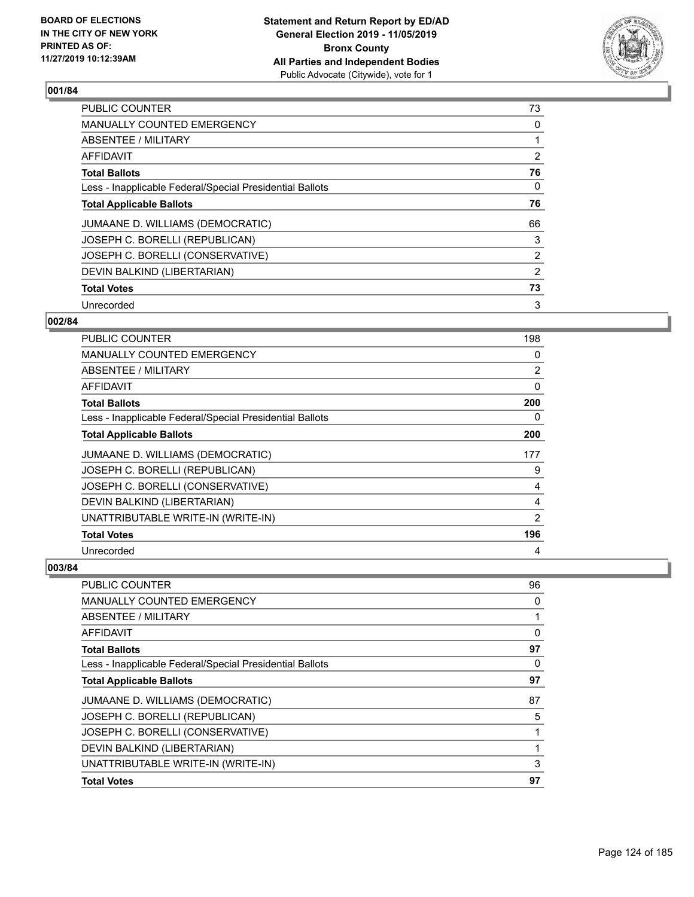## 001/84

| | |
|---|---|
| PUBLIC COUNTER | 73 |
| MANUALLY COUNTED EMERGENCY | 0 |
| ABSENTEE / MILITARY | 1 |
| AFFIDAVIT | 2 |
| **Total Ballots** | **76** |
| Less - Inapplicable Federal/Special Presidential Ballots | 0 |
| **Total Applicable Ballots** | **76** |
| JUMAANE D. WILLIAMS (DEMOCRATIC) | 66 |
| JOSEPH C. BORELLI (REPUBLICAN) | 3 |
| JOSEPH C. BORELLI (CONSERVATIVE) | 2 |
| DEVIN BALKIND (LIBERTARIAN) | 2 |
| **Total Votes** | **73** |
| Unrecorded | 3 |

## 002/84

| | |
|---|---|
| PUBLIC COUNTER | 198 |
| MANUALLY COUNTED EMERGENCY | 0 |
| ABSENTEE / MILITARY | 2 |
| AFFIDAVIT | 0 |
| **Total Ballots** | **200** |
| Less - Inapplicable Federal/Special Presidential Ballots | 0 |
| **Total Applicable Ballots** | **200** |
| JUMAANE D. WILLIAMS (DEMOCRATIC) | 177 |
| JOSEPH C. BORELLI (REPUBLICAN) | 9 |
| JOSEPH C. BORELLI (CONSERVATIVE) | 4 |
| DEVIN BALKIND (LIBERTARIAN) | 4 |
| UNATTRIBUTABLE WRITE-IN (WRITE-IN) | 2 |
| **Total Votes** | **196** |
| Unrecorded | 4 |

## 003/84

| | |
|---|---|
| PUBLIC COUNTER | 96 |
| MANUALLY COUNTED EMERGENCY | 0 |
| ABSENTEE / MILITARY | 1 |
| AFFIDAVIT | 0 |
| **Total Ballots** | **97** |
| Less - Inapplicable Federal/Special Presidential Ballots | 0 |
| **Total Applicable Ballots** | **97** |
| JUMAANE D. WILLIAMS (DEMOCRATIC) | 87 |
| JOSEPH C. BORELLI (REPUBLICAN) | 5 |
| JOSEPH C. BORELLI (CONSERVATIVE) | 1 |
| DEVIN BALKIND (LIBERTARIAN) | 1 |
| UNATTRIBUTABLE WRITE-IN (WRITE-IN) | 3 |
| **Total Votes** | **97** |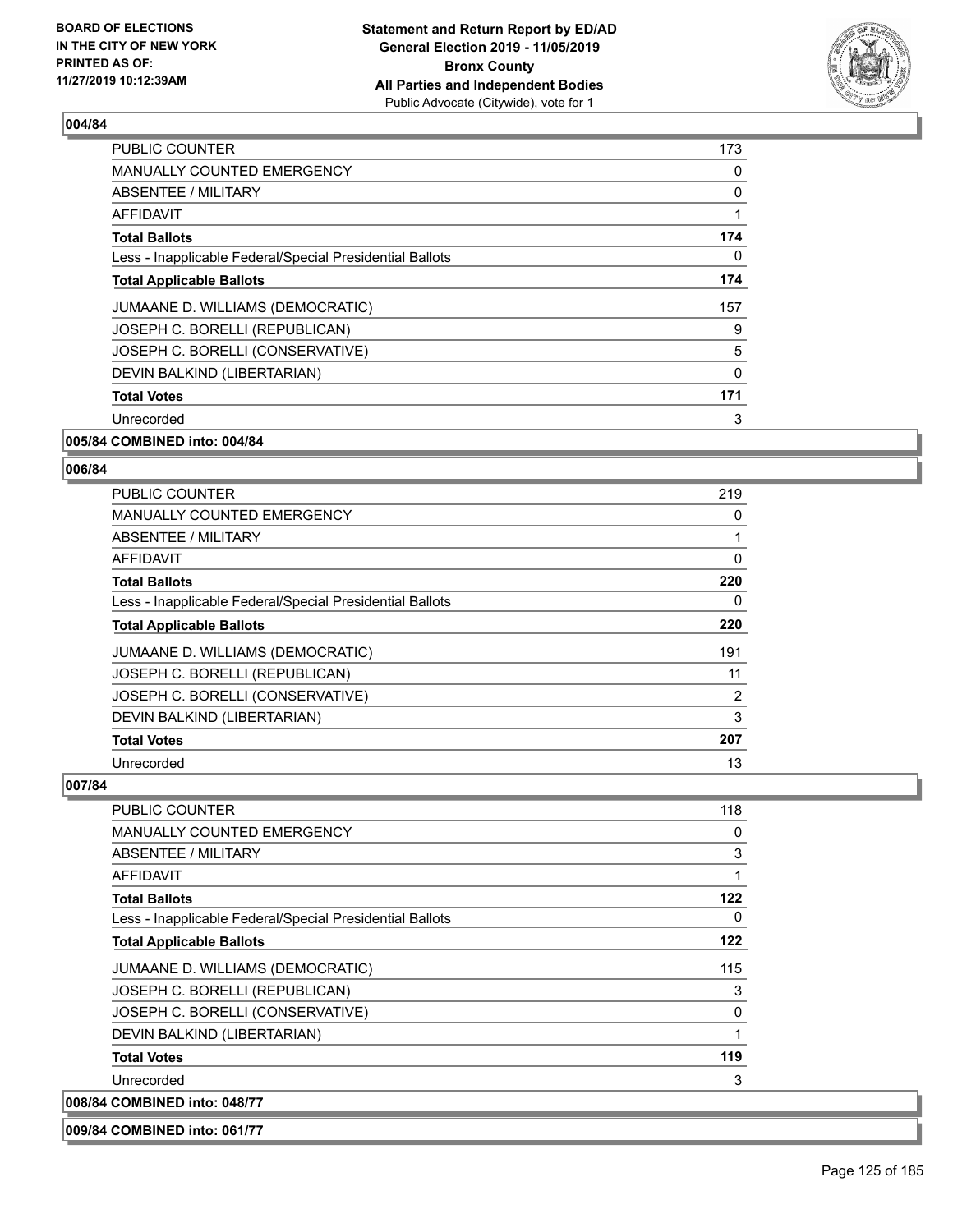### 004/84

| | |
|---|---|
| PUBLIC COUNTER | 173 |
| MANUALLY COUNTED EMERGENCY | 0 |
| ABSENTEE / MILITARY | 0 |
| AFFIDAVIT | 1 |
| **Total Ballots** | **174** |
| Less - Inapplicable Federal/Special Presidential Ballots | 0 |
| **Total Applicable Ballots** | **174** |
| JUMAANE D. WILLIAMS (DEMOCRATIC) | 157 |
| JOSEPH C. BORELLI (REPUBLICAN) | 9 |
| JOSEPH C. BORELLI (CONSERVATIVE) | 5 |
| DEVIN BALKIND (LIBERTARIAN) | 0 |
| **Total Votes** | **171** |
| Unrecorded | 3 |

**005/84 COMBINED into: 004/84**

### 006/84

| | |
|---|---|
| PUBLIC COUNTER | 219 |
| MANUALLY COUNTED EMERGENCY | 0 |
| ABSENTEE / MILITARY | 1 |
| AFFIDAVIT | 0 |
| **Total Ballots** | **220** |
| Less - Inapplicable Federal/Special Presidential Ballots | 0 |
| **Total Applicable Ballots** | **220** |
| JUMAANE D. WILLIAMS (DEMOCRATIC) | 191 |
| JOSEPH C. BORELLI (REPUBLICAN) | 11 |
| JOSEPH C. BORELLI (CONSERVATIVE) | 2 |
| DEVIN BALKIND (LIBERTARIAN) | 3 |
| **Total Votes** | **207** |
| Unrecorded | 13 |

### 007/84

| | |
|---|---|
| PUBLIC COUNTER | 118 |
| MANUALLY COUNTED EMERGENCY | 0 |
| ABSENTEE / MILITARY | 3 |
| AFFIDAVIT | 1 |
| **Total Ballots** | **122** |
| Less - Inapplicable Federal/Special Presidential Ballots | 0 |
| **Total Applicable Ballots** | **122** |
| JUMAANE D. WILLIAMS (DEMOCRATIC) | 115 |
| JOSEPH C. BORELLI (REPUBLICAN) | 3 |
| JOSEPH C. BORELLI (CONSERVATIVE) | 0 |
| DEVIN BALKIND (LIBERTARIAN) | 1 |
| **Total Votes** | **119** |
| Unrecorded | 3 |

**008/84 COMBINED into: 048/77**

**009/84 COMBINED into: 061/77**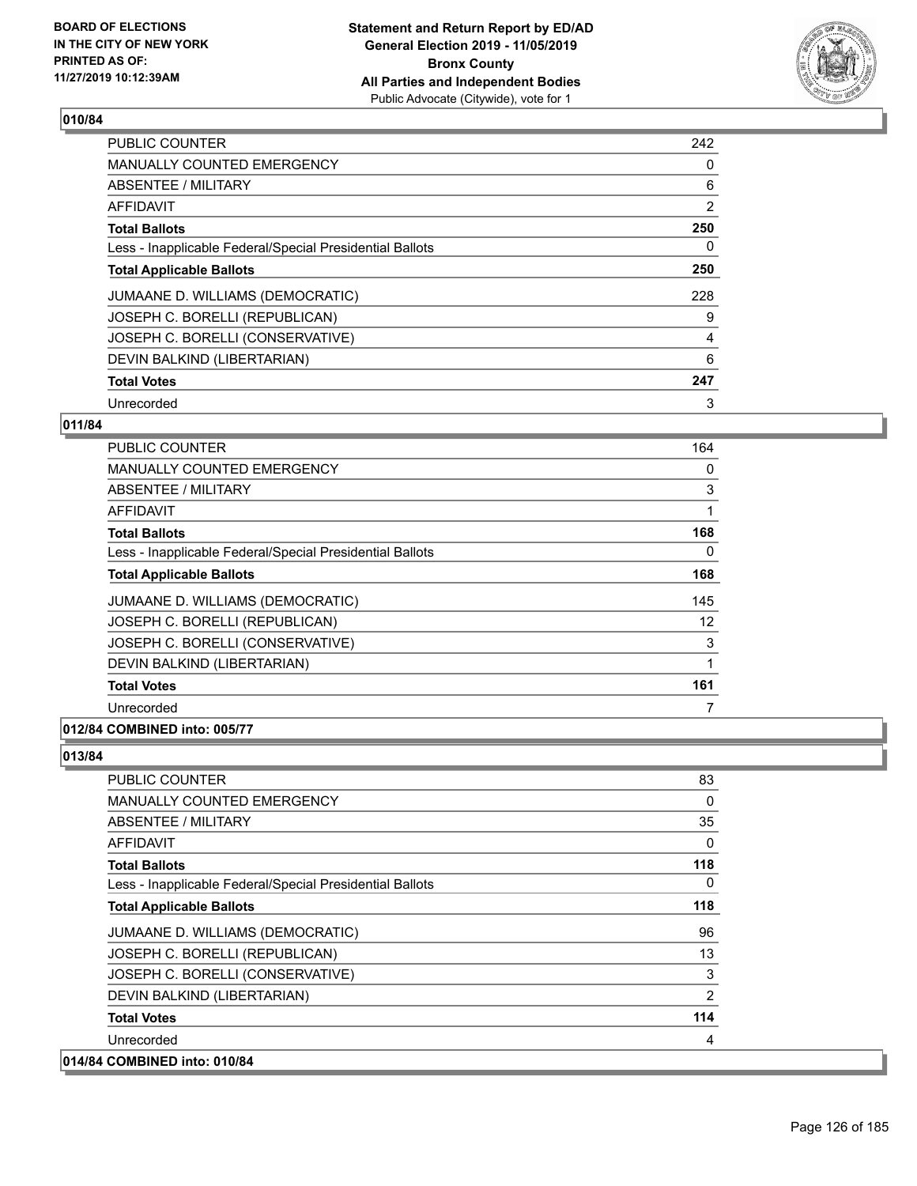BOARD OF ELECTIONS
IN THE CITY OF NEW YORK
PRINTED AS OF:
11/27/2019 10:12:39AM

**Statement and Return Report by ED/AD**
**General Election 2019 - 11/05/2019**
**Bronx County**
**All Parties and Independent Bodies**
Public Advocate (Citywide), vote for 1

### 010/84

| | |
|---|---|
| PUBLIC COUNTER | 242 |
| MANUALLY COUNTED EMERGENCY | 0 |
| ABSENTEE / MILITARY | 6 |
| AFFIDAVIT | 2 |
| **Total Ballots** | **250** |
| Less - Inapplicable Federal/Special Presidential Ballots | 0 |
| **Total Applicable Ballots** | **250** |
| JUMAANE D. WILLIAMS (DEMOCRATIC) | 228 |
| JOSEPH C. BORELLI (REPUBLICAN) | 9 |
| JOSEPH C. BORELLI (CONSERVATIVE) | 4 |
| DEVIN BALKIND (LIBERTARIAN) | 6 |
| **Total Votes** | **247** |
| Unrecorded | 3 |

### 011/84

| | |
|---|---|
| PUBLIC COUNTER | 164 |
| MANUALLY COUNTED EMERGENCY | 0 |
| ABSENTEE / MILITARY | 3 |
| AFFIDAVIT | 1 |
| **Total Ballots** | **168** |
| Less - Inapplicable Federal/Special Presidential Ballots | 0 |
| **Total Applicable Ballots** | **168** |
| JUMAANE D. WILLIAMS (DEMOCRATIC) | 145 |
| JOSEPH C. BORELLI (REPUBLICAN) | 12 |
| JOSEPH C. BORELLI (CONSERVATIVE) | 3 |
| DEVIN BALKIND (LIBERTARIAN) | 1 |
| **Total Votes** | **161** |
| Unrecorded | 7 |

### 012/84 COMBINED into: 005/77

### 013/84

| | |
|---|---|
| PUBLIC COUNTER | 83 |
| MANUALLY COUNTED EMERGENCY | 0 |
| ABSENTEE / MILITARY | 35 |
| AFFIDAVIT | 0 |
| **Total Ballots** | **118** |
| Less - Inapplicable Federal/Special Presidential Ballots | 0 |
| **Total Applicable Ballots** | **118** |
| JUMAANE D. WILLIAMS (DEMOCRATIC) | 96 |
| JOSEPH C. BORELLI (REPUBLICAN) | 13 |
| JOSEPH C. BORELLI (CONSERVATIVE) | 3 |
| DEVIN BALKIND (LIBERTARIAN) | 2 |
| **Total Votes** | **114** |
| Unrecorded | 4 |

### 014/84 COMBINED into: 010/84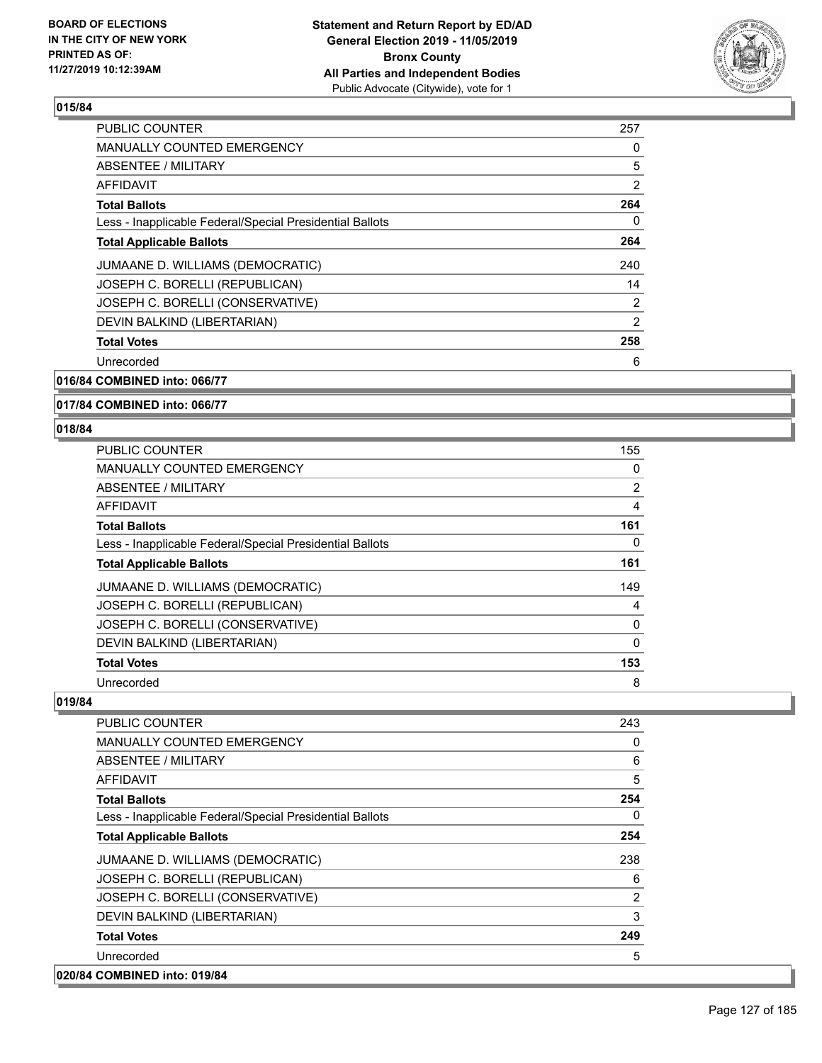**015/84**

| | |
|---|---|
| PUBLIC COUNTER | 257 |
| MANUALLY COUNTED EMERGENCY | 0 |
| ABSENTEE / MILITARY | 5 |
| AFFIDAVIT | 2 |
| **Total Ballots** | **264** |
| Less - Inapplicable Federal/Special Presidential Ballots | 0 |
| **Total Applicable Ballots** | **264** |
| JUMAANE D. WILLIAMS (DEMOCRATIC) | 240 |
| JOSEPH C. BORELLI (REPUBLICAN) | 14 |
| JOSEPH C. BORELLI (CONSERVATIVE) | 2 |
| DEVIN BALKIND (LIBERTARIAN) | 2 |
| **Total Votes** | **258** |
| Unrecorded | 6 |

**016/84 COMBINED into: 066/77**

**017/84 COMBINED into: 066/77**

**018/84**

| | |
|---|---|
| PUBLIC COUNTER | 155 |
| MANUALLY COUNTED EMERGENCY | 0 |
| ABSENTEE / MILITARY | 2 |
| AFFIDAVIT | 4 |
| **Total Ballots** | **161** |
| Less - Inapplicable Federal/Special Presidential Ballots | 0 |
| **Total Applicable Ballots** | **161** |
| JUMAANE D. WILLIAMS (DEMOCRATIC) | 149 |
| JOSEPH C. BORELLI (REPUBLICAN) | 4 |
| JOSEPH C. BORELLI (CONSERVATIVE) | 0 |
| DEVIN BALKIND (LIBERTARIAN) | 0 |
| **Total Votes** | **153** |
| Unrecorded | 8 |

**019/84**

| | |
|---|---|
| PUBLIC COUNTER | 243 |
| MANUALLY COUNTED EMERGENCY | 0 |
| ABSENTEE / MILITARY | 6 |
| AFFIDAVIT | 5 |
| **Total Ballots** | **254** |
| Less - Inapplicable Federal/Special Presidential Ballots | 0 |
| **Total Applicable Ballots** | **254** |
| JUMAANE D. WILLIAMS (DEMOCRATIC) | 238 |
| JOSEPH C. BORELLI (REPUBLICAN) | 6 |
| JOSEPH C. BORELLI (CONSERVATIVE) | 2 |
| DEVIN BALKIND (LIBERTARIAN) | 3 |
| **Total Votes** | **249** |
| Unrecorded | 5 |

**020/84 COMBINED into: 019/84**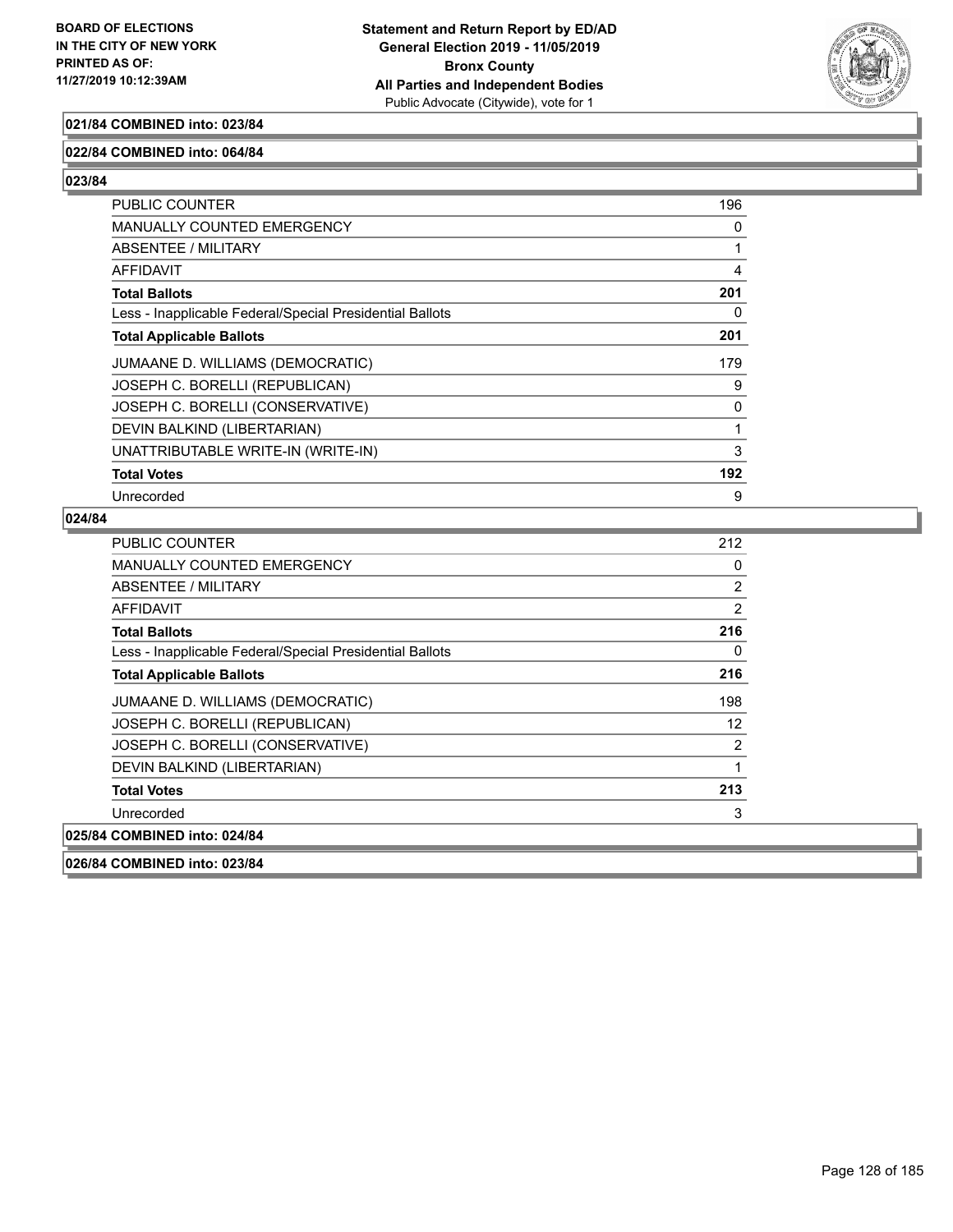**021/84 COMBINED into: 023/84**

**022/84 COMBINED into: 064/84**

**023/84**

| | |
|---|---|
| PUBLIC COUNTER | 196 |
| MANUALLY COUNTED EMERGENCY | 0 |
| ABSENTEE / MILITARY | 1 |
| AFFIDAVIT | 4 |
| **Total Ballots** | **201** |
| Less - Inapplicable Federal/Special Presidential Ballots | 0 |
| **Total Applicable Ballots** | **201** |
| JUMAANE D. WILLIAMS (DEMOCRATIC) | 179 |
| JOSEPH C. BORELLI (REPUBLICAN) | 9 |
| JOSEPH C. BORELLI (CONSERVATIVE) | 0 |
| DEVIN BALKIND (LIBERTARIAN) | 1 |
| UNATTRIBUTABLE WRITE-IN (WRITE-IN) | 3 |
| **Total Votes** | **192** |
| Unrecorded | 9 |

**024/84**

| | |
|---|---|
| PUBLIC COUNTER | 212 |
| MANUALLY COUNTED EMERGENCY | 0 |
| ABSENTEE / MILITARY | 2 |
| AFFIDAVIT | 2 |
| **Total Ballots** | **216** |
| Less - Inapplicable Federal/Special Presidential Ballots | 0 |
| **Total Applicable Ballots** | **216** |
| JUMAANE D. WILLIAMS (DEMOCRATIC) | 198 |
| JOSEPH C. BORELLI (REPUBLICAN) | 12 |
| JOSEPH C. BORELLI (CONSERVATIVE) | 2 |
| DEVIN BALKIND (LIBERTARIAN) | 1 |
| **Total Votes** | **213** |
| Unrecorded | 3 |

**025/84 COMBINED into: 024/84**

**026/84 COMBINED into: 023/84**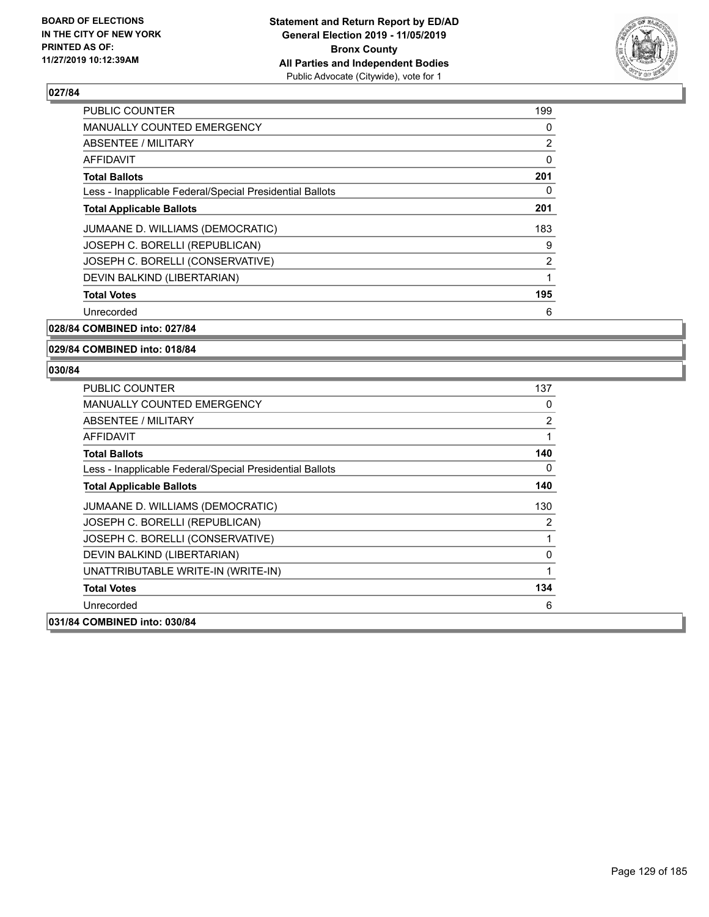BOARD OF ELECTIONS
IN THE CITY OF NEW YORK
PRINTED AS OF:
11/27/2019 10:12:39AM

**Statement and Return Report by ED/AD**
**General Election 2019 - 11/05/2019**
**Bronx County**
**All Parties and Independent Bodies**
Public Advocate (Citywide), vote for 1

## 027/84

| | |
|---|---|
| PUBLIC COUNTER | 199 |
| MANUALLY COUNTED EMERGENCY | 0 |
| ABSENTEE / MILITARY | 2 |
| AFFIDAVIT | 0 |
| **Total Ballots** | **201** |
| Less - Inapplicable Federal/Special Presidential Ballots | 0 |
| **Total Applicable Ballots** | **201** |
| JUMAANE D. WILLIAMS (DEMOCRATIC) | 183 |
| JOSEPH C. BORELLI (REPUBLICAN) | 9 |
| JOSEPH C. BORELLI (CONSERVATIVE) | 2 |
| DEVIN BALKIND (LIBERTARIAN) | 1 |
| **Total Votes** | **195** |
| Unrecorded | 6 |

## 028/84 COMBINED into: 027/84

## 029/84 COMBINED into: 018/84

## 030/84

| | |
|---|---|
| PUBLIC COUNTER | 137 |
| MANUALLY COUNTED EMERGENCY | 0 |
| ABSENTEE / MILITARY | 2 |
| AFFIDAVIT | 1 |
| **Total Ballots** | **140** |
| Less - Inapplicable Federal/Special Presidential Ballots | 0 |
| **Total Applicable Ballots** | **140** |
| JUMAANE D. WILLIAMS (DEMOCRATIC) | 130 |
| JOSEPH C. BORELLI (REPUBLICAN) | 2 |
| JOSEPH C. BORELLI (CONSERVATIVE) | 1 |
| DEVIN BALKIND (LIBERTARIAN) | 0 |
| UNATTRIBUTABLE WRITE-IN (WRITE-IN) | 1 |
| **Total Votes** | **134** |
| Unrecorded | 6 |

## 031/84 COMBINED into: 030/84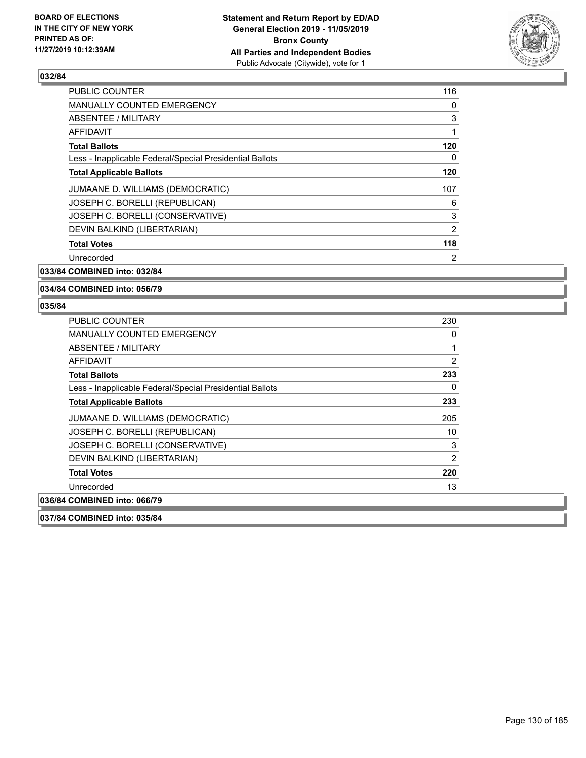## 032/84

| | |
|---|---|
| PUBLIC COUNTER | 116 |
| MANUALLY COUNTED EMERGENCY | 0 |
| ABSENTEE / MILITARY | 3 |
| AFFIDAVIT | 1 |
| **Total Ballots** | **120** |
| Less - Inapplicable Federal/Special Presidential Ballots | 0 |
| **Total Applicable Ballots** | **120** |
| JUMAANE D. WILLIAMS (DEMOCRATIC) | 107 |
| JOSEPH C. BORELLI (REPUBLICAN) | 6 |
| JOSEPH C. BORELLI (CONSERVATIVE) | 3 |
| DEVIN BALKIND (LIBERTARIAN) | 2 |
| **Total Votes** | **118** |
| Unrecorded | 2 |

**033/84 COMBINED into: 032/84**

**034/84 COMBINED into: 056/79**

## 035/84

| | |
|---|---|
| PUBLIC COUNTER | 230 |
| MANUALLY COUNTED EMERGENCY | 0 |
| ABSENTEE / MILITARY | 1 |
| AFFIDAVIT | 2 |
| **Total Ballots** | **233** |
| Less - Inapplicable Federal/Special Presidential Ballots | 0 |
| **Total Applicable Ballots** | **233** |
| JUMAANE D. WILLIAMS (DEMOCRATIC) | 205 |
| JOSEPH C. BORELLI (REPUBLICAN) | 10 |
| JOSEPH C. BORELLI (CONSERVATIVE) | 3 |
| DEVIN BALKIND (LIBERTARIAN) | 2 |
| **Total Votes** | **220** |
| Unrecorded | 13 |

**036/84 COMBINED into: 066/79**

**037/84 COMBINED into: 035/84**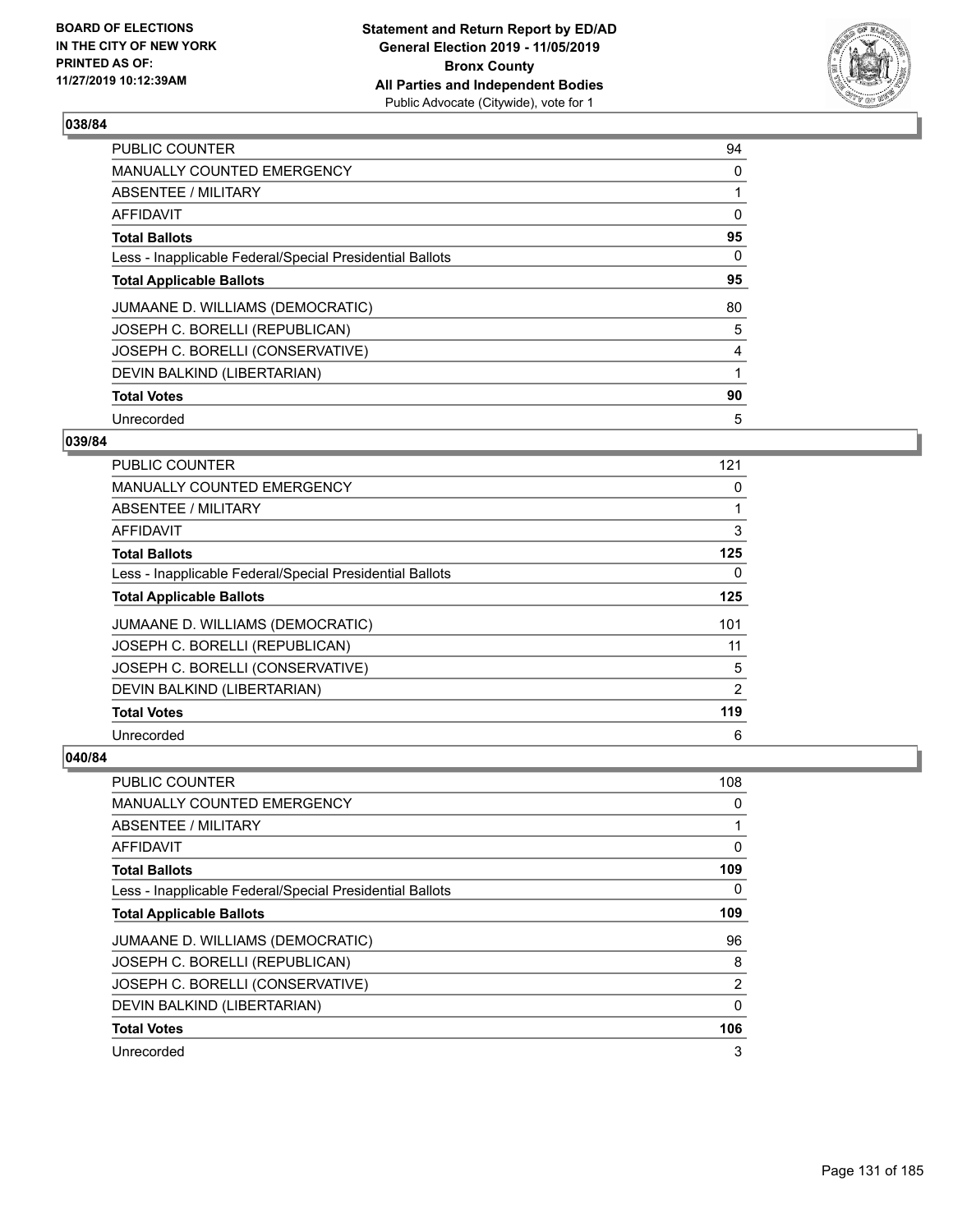### 038/84

| | |
|---|---|
| PUBLIC COUNTER | 94 |
| MANUALLY COUNTED EMERGENCY | 0 |
| ABSENTEE / MILITARY | 1 |
| AFFIDAVIT | 0 |
| **Total Ballots** | **95** |
| Less - Inapplicable Federal/Special Presidential Ballots | 0 |
| **Total Applicable Ballots** | **95** |
| JUMAANE D. WILLIAMS (DEMOCRATIC) | 80 |
| JOSEPH C. BORELLI (REPUBLICAN) | 5 |
| JOSEPH C. BORELLI (CONSERVATIVE) | 4 |
| DEVIN BALKIND (LIBERTARIAN) | 1 |
| **Total Votes** | **90** |
| Unrecorded | 5 |

### 039/84

| | |
|---|---|
| PUBLIC COUNTER | 121 |
| MANUALLY COUNTED EMERGENCY | 0 |
| ABSENTEE / MILITARY | 1 |
| AFFIDAVIT | 3 |
| **Total Ballots** | **125** |
| Less - Inapplicable Federal/Special Presidential Ballots | 0 |
| **Total Applicable Ballots** | **125** |
| JUMAANE D. WILLIAMS (DEMOCRATIC) | 101 |
| JOSEPH C. BORELLI (REPUBLICAN) | 11 |
| JOSEPH C. BORELLI (CONSERVATIVE) | 5 |
| DEVIN BALKIND (LIBERTARIAN) | 2 |
| **Total Votes** | **119** |
| Unrecorded | 6 |

### 040/84

| | |
|---|---|
| PUBLIC COUNTER | 108 |
| MANUALLY COUNTED EMERGENCY | 0 |
| ABSENTEE / MILITARY | 1 |
| AFFIDAVIT | 0 |
| **Total Ballots** | **109** |
| Less - Inapplicable Federal/Special Presidential Ballots | 0 |
| **Total Applicable Ballots** | **109** |
| JUMAANE D. WILLIAMS (DEMOCRATIC) | 96 |
| JOSEPH C. BORELLI (REPUBLICAN) | 8 |
| JOSEPH C. BORELLI (CONSERVATIVE) | 2 |
| DEVIN BALKIND (LIBERTARIAN) | 0 |
| **Total Votes** | **106** |
| Unrecorded | 3 |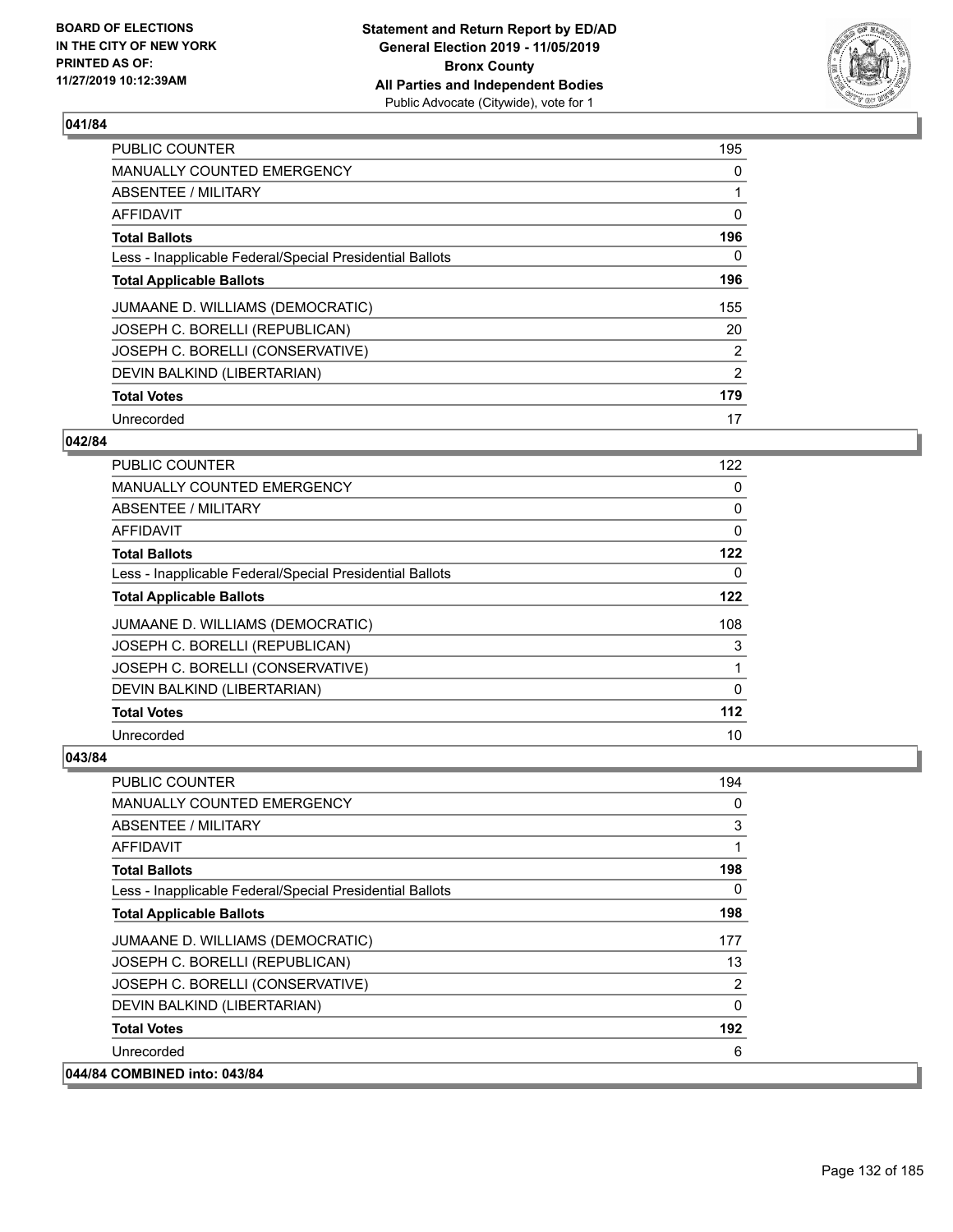## 041/84

| | |
|---|---|
| PUBLIC COUNTER | 195 |
| MANUALLY COUNTED EMERGENCY | 0 |
| ABSENTEE / MILITARY | 1 |
| AFFIDAVIT | 0 |
| **Total Ballots** | **196** |
| Less - Inapplicable Federal/Special Presidential Ballots | 0 |
| **Total Applicable Ballots** | **196** |
| JUMAANE D. WILLIAMS (DEMOCRATIC) | 155 |
| JOSEPH C. BORELLI (REPUBLICAN) | 20 |
| JOSEPH C. BORELLI (CONSERVATIVE) | 2 |
| DEVIN BALKIND (LIBERTARIAN) | 2 |
| **Total Votes** | **179** |
| Unrecorded | 17 |

## 042/84

| | |
|---|---|
| PUBLIC COUNTER | 122 |
| MANUALLY COUNTED EMERGENCY | 0 |
| ABSENTEE / MILITARY | 0 |
| AFFIDAVIT | 0 |
| **Total Ballots** | **122** |
| Less - Inapplicable Federal/Special Presidential Ballots | 0 |
| **Total Applicable Ballots** | **122** |
| JUMAANE D. WILLIAMS (DEMOCRATIC) | 108 |
| JOSEPH C. BORELLI (REPUBLICAN) | 3 |
| JOSEPH C. BORELLI (CONSERVATIVE) | 1 |
| DEVIN BALKIND (LIBERTARIAN) | 0 |
| **Total Votes** | **112** |
| Unrecorded | 10 |

## 043/84

| | |
|---|---|
| PUBLIC COUNTER | 194 |
| MANUALLY COUNTED EMERGENCY | 0 |
| ABSENTEE / MILITARY | 3 |
| AFFIDAVIT | 1 |
| **Total Ballots** | **198** |
| Less - Inapplicable Federal/Special Presidential Ballots | 0 |
| **Total Applicable Ballots** | **198** |
| JUMAANE D. WILLIAMS (DEMOCRATIC) | 177 |
| JOSEPH C. BORELLI (REPUBLICAN) | 13 |
| JOSEPH C. BORELLI (CONSERVATIVE) | 2 |
| DEVIN BALKIND (LIBERTARIAN) | 0 |
| **Total Votes** | **192** |
| Unrecorded | 6 |

## 044/84 COMBINED into: 043/84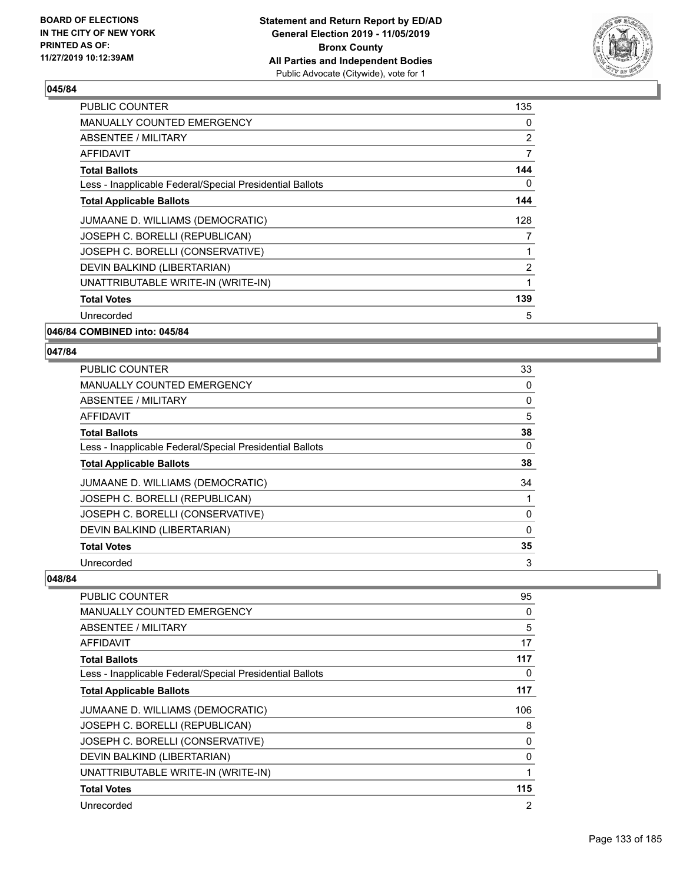### 045/84

| | |
|---|---|
| PUBLIC COUNTER | 135 |
| MANUALLY COUNTED EMERGENCY | 0 |
| ABSENTEE / MILITARY | 2 |
| AFFIDAVIT | 7 |
| **Total Ballots** | **144** |
| Less - Inapplicable Federal/Special Presidential Ballots | 0 |
| **Total Applicable Ballots** | **144** |
| JUMAANE D. WILLIAMS (DEMOCRATIC) | 128 |
| JOSEPH C. BORELLI (REPUBLICAN) | 7 |
| JOSEPH C. BORELLI (CONSERVATIVE) | 1 |
| DEVIN BALKIND (LIBERTARIAN) | 2 |
| UNATTRIBUTABLE WRITE-IN (WRITE-IN) | 1 |
| **Total Votes** | **139** |
| Unrecorded | 5 |

### 046/84 COMBINED into: 045/84

### 047/84

| | |
|---|---|
| PUBLIC COUNTER | 33 |
| MANUALLY COUNTED EMERGENCY | 0 |
| ABSENTEE / MILITARY | 0 |
| AFFIDAVIT | 5 |
| **Total Ballots** | **38** |
| Less - Inapplicable Federal/Special Presidential Ballots | 0 |
| **Total Applicable Ballots** | **38** |
| JUMAANE D. WILLIAMS (DEMOCRATIC) | 34 |
| JOSEPH C. BORELLI (REPUBLICAN) | 1 |
| JOSEPH C. BORELLI (CONSERVATIVE) | 0 |
| DEVIN BALKIND (LIBERTARIAN) | 0 |
| **Total Votes** | **35** |
| Unrecorded | 3 |

### 048/84

| | |
|---|---|
| PUBLIC COUNTER | 95 |
| MANUALLY COUNTED EMERGENCY | 0 |
| ABSENTEE / MILITARY | 5 |
| AFFIDAVIT | 17 |
| **Total Ballots** | **117** |
| Less - Inapplicable Federal/Special Presidential Ballots | 0 |
| **Total Applicable Ballots** | **117** |
| JUMAANE D. WILLIAMS (DEMOCRATIC) | 106 |
| JOSEPH C. BORELLI (REPUBLICAN) | 8 |
| JOSEPH C. BORELLI (CONSERVATIVE) | 0 |
| DEVIN BALKIND (LIBERTARIAN) | 0 |
| UNATTRIBUTABLE WRITE-IN (WRITE-IN) | 1 |
| **Total Votes** | **115** |
| Unrecorded | 2 |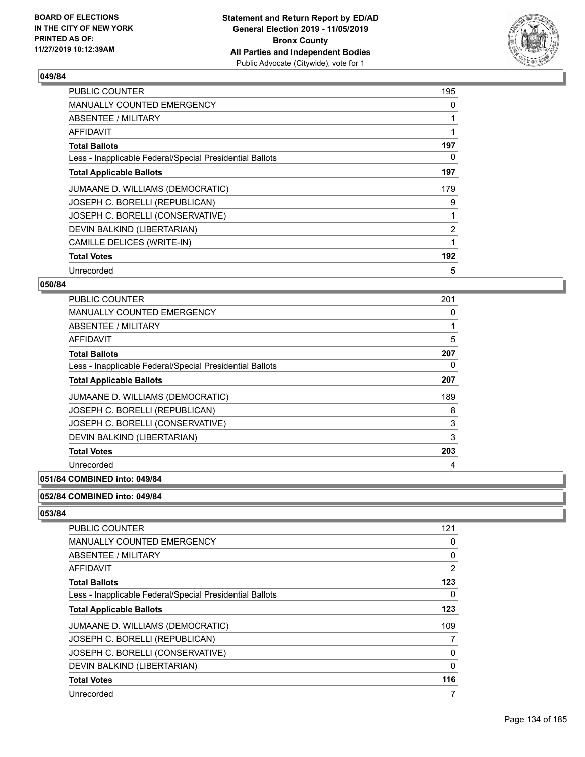## 049/84

| | |
|---|---|
| PUBLIC COUNTER | 195 |
| MANUALLY COUNTED EMERGENCY | 0 |
| ABSENTEE / MILITARY | 1 |
| AFFIDAVIT | 1 |
| **Total Ballots** | **197** |
| Less - Inapplicable Federal/Special Presidential Ballots | 0 |
| **Total Applicable Ballots** | **197** |
| JUMAANE D. WILLIAMS (DEMOCRATIC) | 179 |
| JOSEPH C. BORELLI (REPUBLICAN) | 9 |
| JOSEPH C. BORELLI (CONSERVATIVE) | 1 |
| DEVIN BALKIND (LIBERTARIAN) | 2 |
| CAMILLE DELICES (WRITE-IN) | 1 |
| **Total Votes** | **192** |
| Unrecorded | 5 |

## 050/84

| | |
|---|---|
| PUBLIC COUNTER | 201 |
| MANUALLY COUNTED EMERGENCY | 0 |
| ABSENTEE / MILITARY | 1 |
| AFFIDAVIT | 5 |
| **Total Ballots** | **207** |
| Less - Inapplicable Federal/Special Presidential Ballots | 0 |
| **Total Applicable Ballots** | **207** |
| JUMAANE D. WILLIAMS (DEMOCRATIC) | 189 |
| JOSEPH C. BORELLI (REPUBLICAN) | 8 |
| JOSEPH C. BORELLI (CONSERVATIVE) | 3 |
| DEVIN BALKIND (LIBERTARIAN) | 3 |
| **Total Votes** | **203** |
| Unrecorded | 4 |

## 051/84 COMBINED into: 049/84

## 052/84 COMBINED into: 049/84

## 053/84

| | |
|---|---|
| PUBLIC COUNTER | 121 |
| MANUALLY COUNTED EMERGENCY | 0 |
| ABSENTEE / MILITARY | 0 |
| AFFIDAVIT | 2 |
| **Total Ballots** | **123** |
| Less - Inapplicable Federal/Special Presidential Ballots | 0 |
| **Total Applicable Ballots** | **123** |
| JUMAANE D. WILLIAMS (DEMOCRATIC) | 109 |
| JOSEPH C. BORELLI (REPUBLICAN) | 7 |
| JOSEPH C. BORELLI (CONSERVATIVE) | 0 |
| DEVIN BALKIND (LIBERTARIAN) | 0 |
| **Total Votes** | **116** |
| Unrecorded | 7 |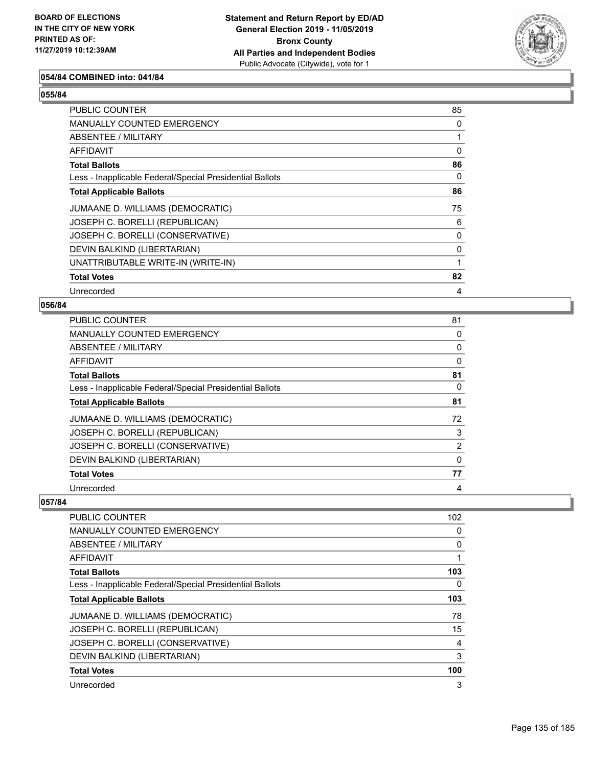### 054/84 COMBINED into: 041/84

### 055/84

| | |
|---|---|
| PUBLIC COUNTER | 85 |
| MANUALLY COUNTED EMERGENCY | 0 |
| ABSENTEE / MILITARY | 1 |
| AFFIDAVIT | 0 |
| **Total Ballots** | **86** |
| Less - Inapplicable Federal/Special Presidential Ballots | 0 |
| **Total Applicable Ballots** | **86** |
| JUMAANE D. WILLIAMS (DEMOCRATIC) | 75 |
| JOSEPH C. BORELLI (REPUBLICAN) | 6 |
| JOSEPH C. BORELLI (CONSERVATIVE) | 0 |
| DEVIN BALKIND (LIBERTARIAN) | 0 |
| UNATTRIBUTABLE WRITE-IN (WRITE-IN) | 1 |
| **Total Votes** | **82** |
| Unrecorded | 4 |

### 056/84

| | |
|---|---|
| PUBLIC COUNTER | 81 |
| MANUALLY COUNTED EMERGENCY | 0 |
| ABSENTEE / MILITARY | 0 |
| AFFIDAVIT | 0 |
| **Total Ballots** | **81** |
| Less - Inapplicable Federal/Special Presidential Ballots | 0 |
| **Total Applicable Ballots** | **81** |
| JUMAANE D. WILLIAMS (DEMOCRATIC) | 72 |
| JOSEPH C. BORELLI (REPUBLICAN) | 3 |
| JOSEPH C. BORELLI (CONSERVATIVE) | 2 |
| DEVIN BALKIND (LIBERTARIAN) | 0 |
| **Total Votes** | **77** |
| Unrecorded | 4 |

### 057/84

| | |
|---|---|
| PUBLIC COUNTER | 102 |
| MANUALLY COUNTED EMERGENCY | 0 |
| ABSENTEE / MILITARY | 0 |
| AFFIDAVIT | 1 |
| **Total Ballots** | **103** |
| Less - Inapplicable Federal/Special Presidential Ballots | 0 |
| **Total Applicable Ballots** | **103** |
| JUMAANE D. WILLIAMS (DEMOCRATIC) | 78 |
| JOSEPH C. BORELLI (REPUBLICAN) | 15 |
| JOSEPH C. BORELLI (CONSERVATIVE) | 4 |
| DEVIN BALKIND (LIBERTARIAN) | 3 |
| **Total Votes** | **100** |
| Unrecorded | 3 |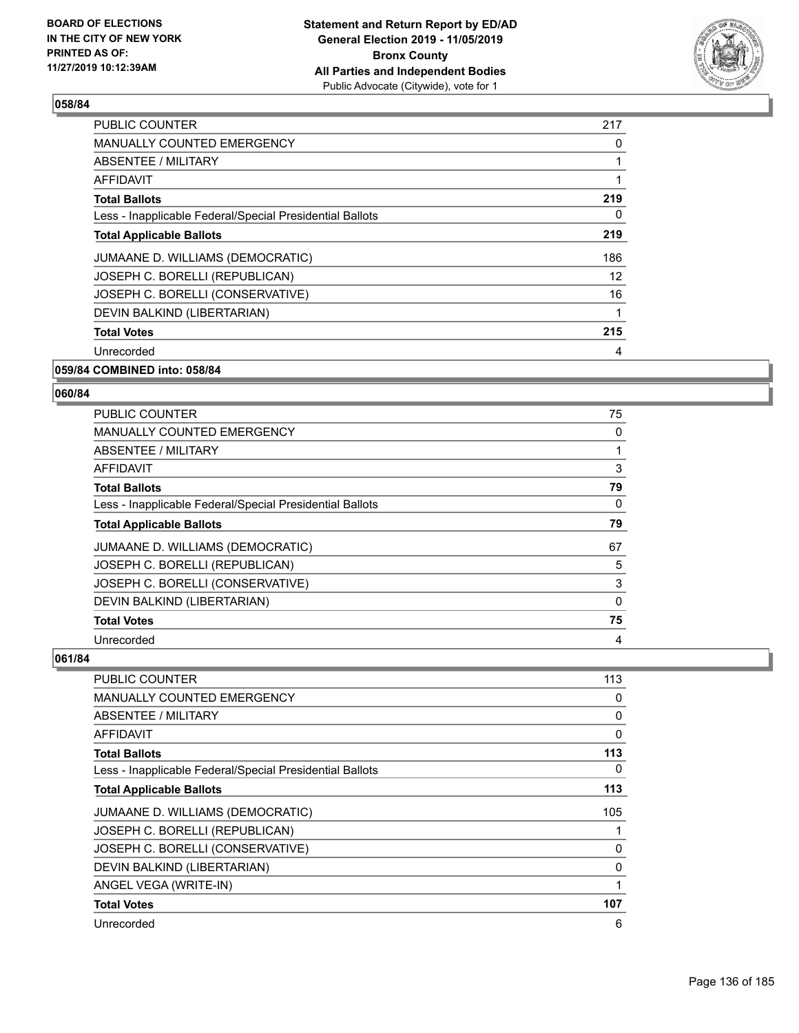## 058/84

| | |
|---|---|
| PUBLIC COUNTER | 217 |
| MANUALLY COUNTED EMERGENCY | 0 |
| ABSENTEE / MILITARY | 1 |
| AFFIDAVIT | 1 |
| **Total Ballots** | **219** |
| Less - Inapplicable Federal/Special Presidential Ballots | 0 |
| **Total Applicable Ballots** | **219** |
| JUMAANE D. WILLIAMS (DEMOCRATIC) | 186 |
| JOSEPH C. BORELLI (REPUBLICAN) | 12 |
| JOSEPH C. BORELLI (CONSERVATIVE) | 16 |
| DEVIN BALKIND (LIBERTARIAN) | 1 |
| **Total Votes** | **215** |
| Unrecorded | 4 |

**059/84 COMBINED into: 058/84**

## 060/84

| | |
|---|---|
| PUBLIC COUNTER | 75 |
| MANUALLY COUNTED EMERGENCY | 0 |
| ABSENTEE / MILITARY | 1 |
| AFFIDAVIT | 3 |
| **Total Ballots** | **79** |
| Less - Inapplicable Federal/Special Presidential Ballots | 0 |
| **Total Applicable Ballots** | **79** |
| JUMAANE D. WILLIAMS (DEMOCRATIC) | 67 |
| JOSEPH C. BORELLI (REPUBLICAN) | 5 |
| JOSEPH C. BORELLI (CONSERVATIVE) | 3 |
| DEVIN BALKIND (LIBERTARIAN) | 0 |
| **Total Votes** | **75** |
| Unrecorded | 4 |

## 061/84

| | |
|---|---|
| PUBLIC COUNTER | 113 |
| MANUALLY COUNTED EMERGENCY | 0 |
| ABSENTEE / MILITARY | 0 |
| AFFIDAVIT | 0 |
| **Total Ballots** | **113** |
| Less - Inapplicable Federal/Special Presidential Ballots | 0 |
| **Total Applicable Ballots** | **113** |
| JUMAANE D. WILLIAMS (DEMOCRATIC) | 105 |
| JOSEPH C. BORELLI (REPUBLICAN) | 1 |
| JOSEPH C. BORELLI (CONSERVATIVE) | 0 |
| DEVIN BALKIND (LIBERTARIAN) | 0 |
| ANGEL VEGA (WRITE-IN) | 1 |
| **Total Votes** | **107** |
| Unrecorded | 6 |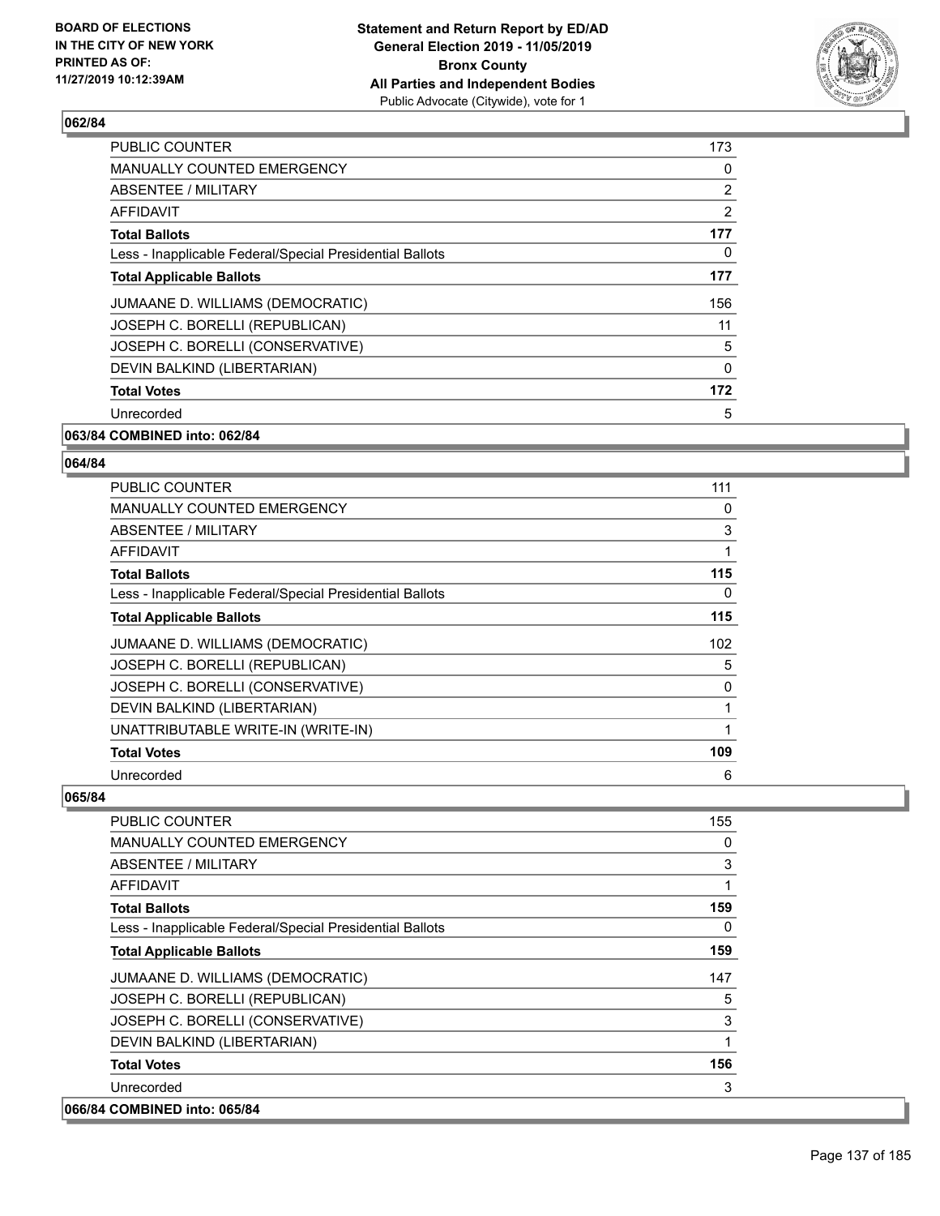**062/84**

| | |
|---|---|
| PUBLIC COUNTER | 173 |
| MANUALLY COUNTED EMERGENCY | 0 |
| ABSENTEE / MILITARY | 2 |
| AFFIDAVIT | 2 |
| **Total Ballots** | **177** |
| Less - Inapplicable Federal/Special Presidential Ballots | 0 |
| **Total Applicable Ballots** | **177** |
| JUMAANE D. WILLIAMS (DEMOCRATIC) | 156 |
| JOSEPH C. BORELLI (REPUBLICAN) | 11 |
| JOSEPH C. BORELLI (CONSERVATIVE) | 5 |
| DEVIN BALKIND (LIBERTARIAN) | 0 |
| **Total Votes** | **172** |
| Unrecorded | 5 |

**063/84 COMBINED into: 062/84**

**064/84**

| | |
|---|---|
| PUBLIC COUNTER | 111 |
| MANUALLY COUNTED EMERGENCY | 0 |
| ABSENTEE / MILITARY | 3 |
| AFFIDAVIT | 1 |
| **Total Ballots** | **115** |
| Less - Inapplicable Federal/Special Presidential Ballots | 0 |
| **Total Applicable Ballots** | **115** |
| JUMAANE D. WILLIAMS (DEMOCRATIC) | 102 |
| JOSEPH C. BORELLI (REPUBLICAN) | 5 |
| JOSEPH C. BORELLI (CONSERVATIVE) | 0 |
| DEVIN BALKIND (LIBERTARIAN) | 1 |
| UNATTRIBUTABLE WRITE-IN (WRITE-IN) | 1 |
| **Total Votes** | **109** |
| Unrecorded | 6 |

**065/84**

| | |
|---|---|
| PUBLIC COUNTER | 155 |
| MANUALLY COUNTED EMERGENCY | 0 |
| ABSENTEE / MILITARY | 3 |
| AFFIDAVIT | 1 |
| **Total Ballots** | **159** |
| Less - Inapplicable Federal/Special Presidential Ballots | 0 |
| **Total Applicable Ballots** | **159** |
| JUMAANE D. WILLIAMS (DEMOCRATIC) | 147 |
| JOSEPH C. BORELLI (REPUBLICAN) | 5 |
| JOSEPH C. BORELLI (CONSERVATIVE) | 3 |
| DEVIN BALKIND (LIBERTARIAN) | 1 |
| **Total Votes** | **156** |
| Unrecorded | 3 |

**066/84 COMBINED into: 065/84**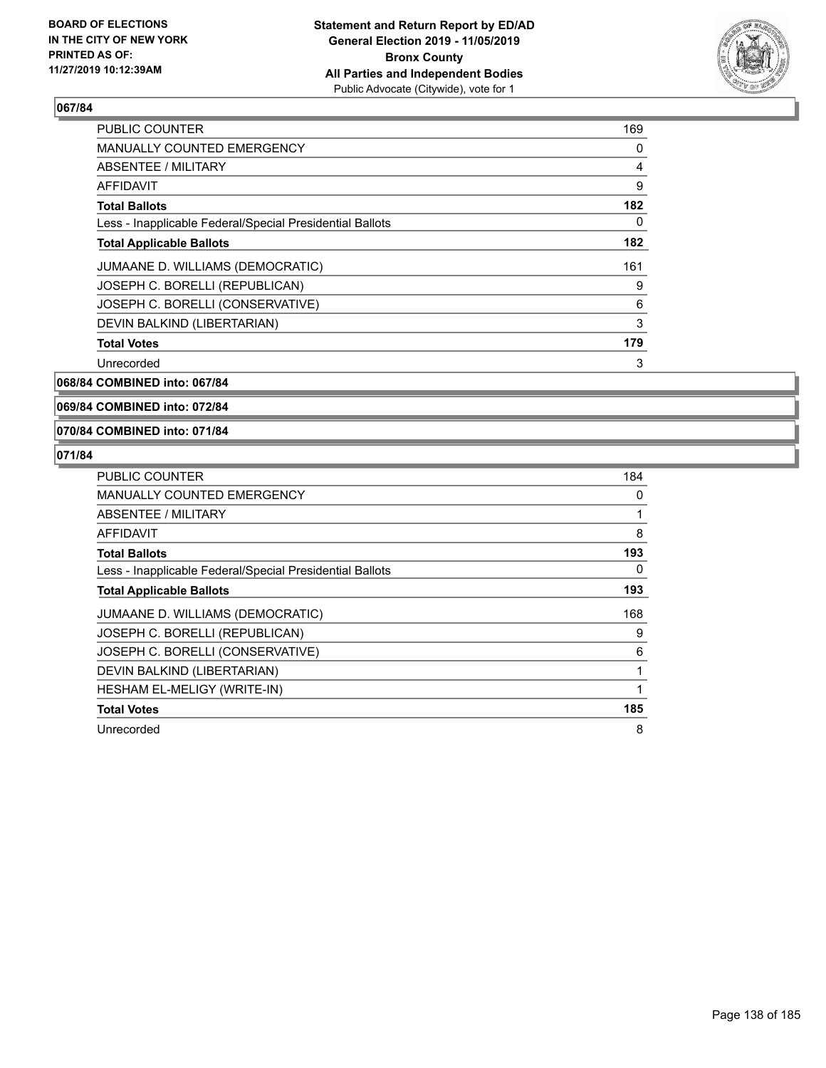## 067/84

| | |
|---|---|
| PUBLIC COUNTER | 169 |
| MANUALLY COUNTED EMERGENCY | 0 |
| ABSENTEE / MILITARY | 4 |
| AFFIDAVIT | 9 |
| **Total Ballots** | **182** |
| Less - Inapplicable Federal/Special Presidential Ballots | 0 |
| **Total Applicable Ballots** | **182** |
| JUMAANE D. WILLIAMS (DEMOCRATIC) | 161 |
| JOSEPH C. BORELLI (REPUBLICAN) | 9 |
| JOSEPH C. BORELLI (CONSERVATIVE) | 6 |
| DEVIN BALKIND (LIBERTARIAN) | 3 |
| **Total Votes** | **179** |
| Unrecorded | 3 |

## 068/84 COMBINED into: 067/84

## 069/84 COMBINED into: 072/84

## 070/84 COMBINED into: 071/84

## 071/84

| | |
|---|---|
| PUBLIC COUNTER | 184 |
| MANUALLY COUNTED EMERGENCY | 0 |
| ABSENTEE / MILITARY | 1 |
| AFFIDAVIT | 8 |
| **Total Ballots** | **193** |
| Less - Inapplicable Federal/Special Presidential Ballots | 0 |
| **Total Applicable Ballots** | **193** |
| JUMAANE D. WILLIAMS (DEMOCRATIC) | 168 |
| JOSEPH C. BORELLI (REPUBLICAN) | 9 |
| JOSEPH C. BORELLI (CONSERVATIVE) | 6 |
| DEVIN BALKIND (LIBERTARIAN) | 1 |
| HESHAM EL-MELIGY (WRITE-IN) | 1 |
| **Total Votes** | **185** |
| Unrecorded | 8 |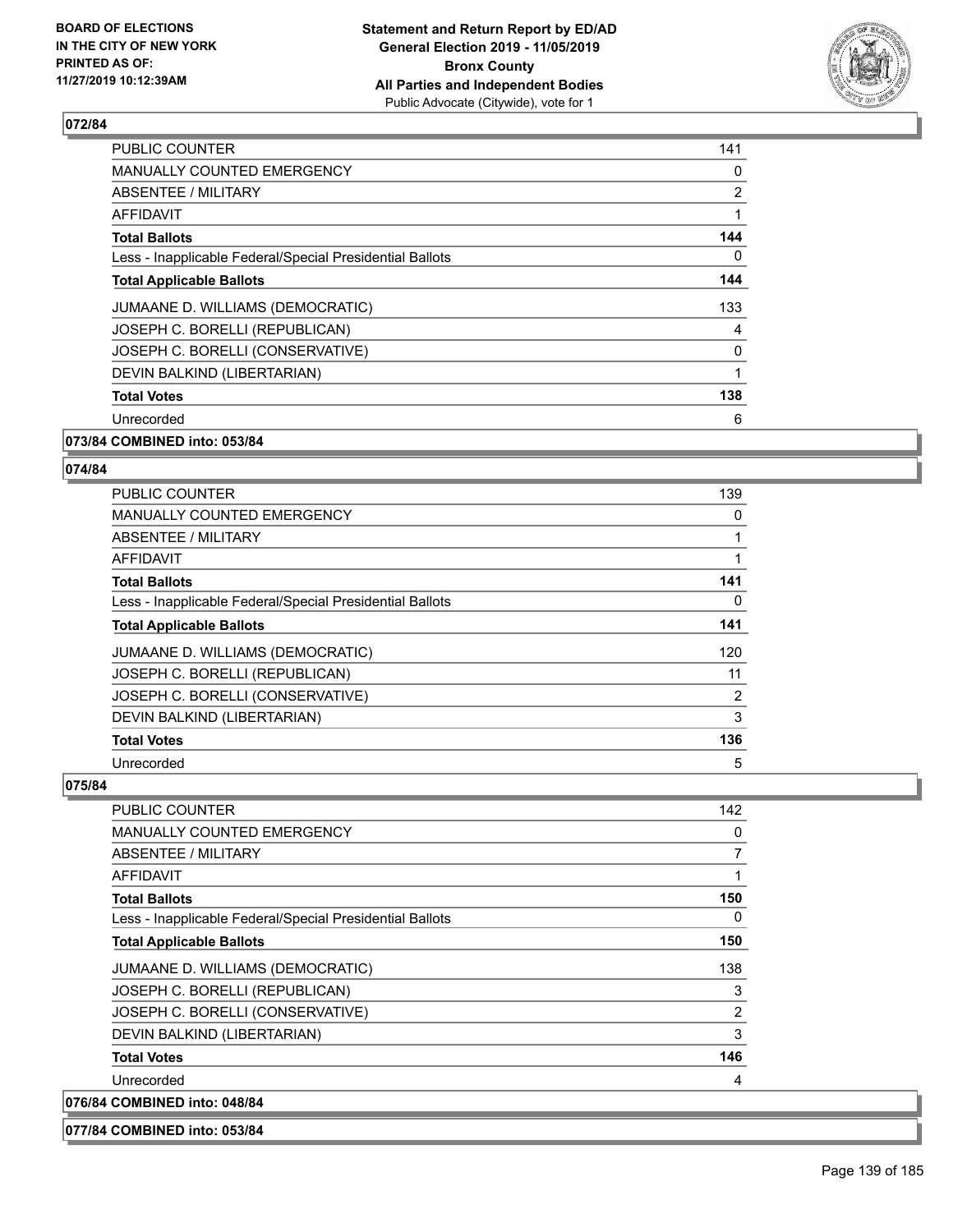## 072/84

| | |
|---|---|
| PUBLIC COUNTER | 141 |
| MANUALLY COUNTED EMERGENCY | 0 |
| ABSENTEE / MILITARY | 2 |
| AFFIDAVIT | 1 |
| **Total Ballots** | **144** |
| Less - Inapplicable Federal/Special Presidential Ballots | 0 |
| **Total Applicable Ballots** | **144** |
| JUMAANE D. WILLIAMS (DEMOCRATIC) | 133 |
| JOSEPH C. BORELLI (REPUBLICAN) | 4 |
| JOSEPH C. BORELLI (CONSERVATIVE) | 0 |
| DEVIN BALKIND (LIBERTARIAN) | 1 |
| **Total Votes** | **138** |
| Unrecorded | 6 |

**073/84 COMBINED into: 053/84**

## 074/84

| | |
|---|---|
| PUBLIC COUNTER | 139 |
| MANUALLY COUNTED EMERGENCY | 0 |
| ABSENTEE / MILITARY | 1 |
| AFFIDAVIT | 1 |
| **Total Ballots** | **141** |
| Less - Inapplicable Federal/Special Presidential Ballots | 0 |
| **Total Applicable Ballots** | **141** |
| JUMAANE D. WILLIAMS (DEMOCRATIC) | 120 |
| JOSEPH C. BORELLI (REPUBLICAN) | 11 |
| JOSEPH C. BORELLI (CONSERVATIVE) | 2 |
| DEVIN BALKIND (LIBERTARIAN) | 3 |
| **Total Votes** | **136** |
| Unrecorded | 5 |

## 075/84

| | |
|---|---|
| PUBLIC COUNTER | 142 |
| MANUALLY COUNTED EMERGENCY | 0 |
| ABSENTEE / MILITARY | 7 |
| AFFIDAVIT | 1 |
| **Total Ballots** | **150** |
| Less - Inapplicable Federal/Special Presidential Ballots | 0 |
| **Total Applicable Ballots** | **150** |
| JUMAANE D. WILLIAMS (DEMOCRATIC) | 138 |
| JOSEPH C. BORELLI (REPUBLICAN) | 3 |
| JOSEPH C. BORELLI (CONSERVATIVE) | 2 |
| DEVIN BALKIND (LIBERTARIAN) | 3 |
| **Total Votes** | **146** |
| Unrecorded | 4 |

**076/84 COMBINED into: 048/84**

**077/84 COMBINED into: 053/84**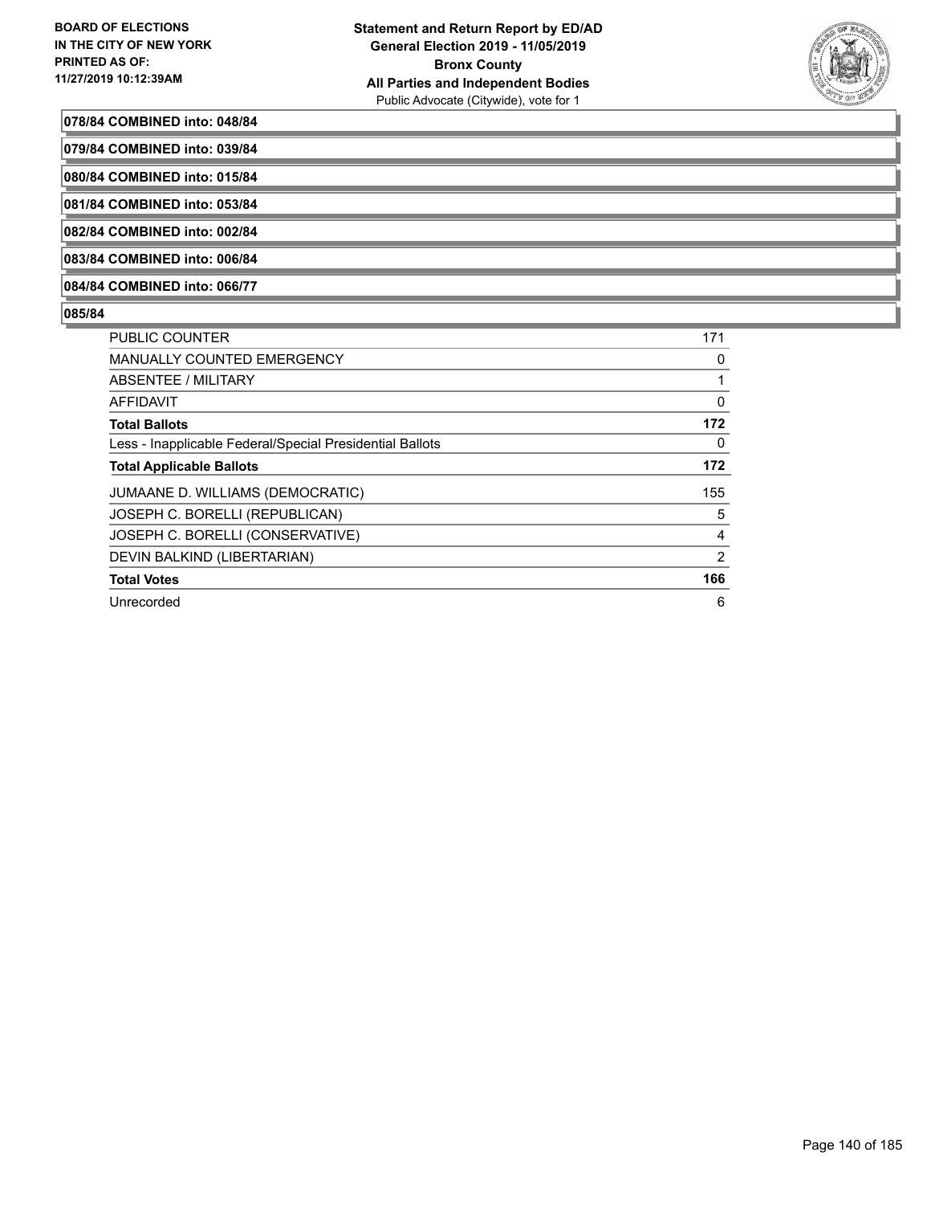**078/84 COMBINED into: 048/84**

**079/84 COMBINED into: 039/84**

**080/84 COMBINED into: 015/84**

**081/84 COMBINED into: 053/84**

**082/84 COMBINED into: 002/84**

**083/84 COMBINED into: 006/84**

**084/84 COMBINED into: 066/77**

**085/84**

| | |
|---|---|
| PUBLIC COUNTER | 171 |
| MANUALLY COUNTED EMERGENCY | 0 |
| ABSENTEE / MILITARY | 1 |
| AFFIDAVIT | 0 |
| **Total Ballots** | **172** |
| Less - Inapplicable Federal/Special Presidential Ballots | 0 |
| **Total Applicable Ballots** | **172** |
| JUMAANE D. WILLIAMS (DEMOCRATIC) | 155 |
| JOSEPH C. BORELLI (REPUBLICAN) | 5 |
| JOSEPH C. BORELLI (CONSERVATIVE) | 4 |
| DEVIN BALKIND (LIBERTARIAN) | 2 |
| **Total Votes** | **166** |
| Unrecorded | 6 |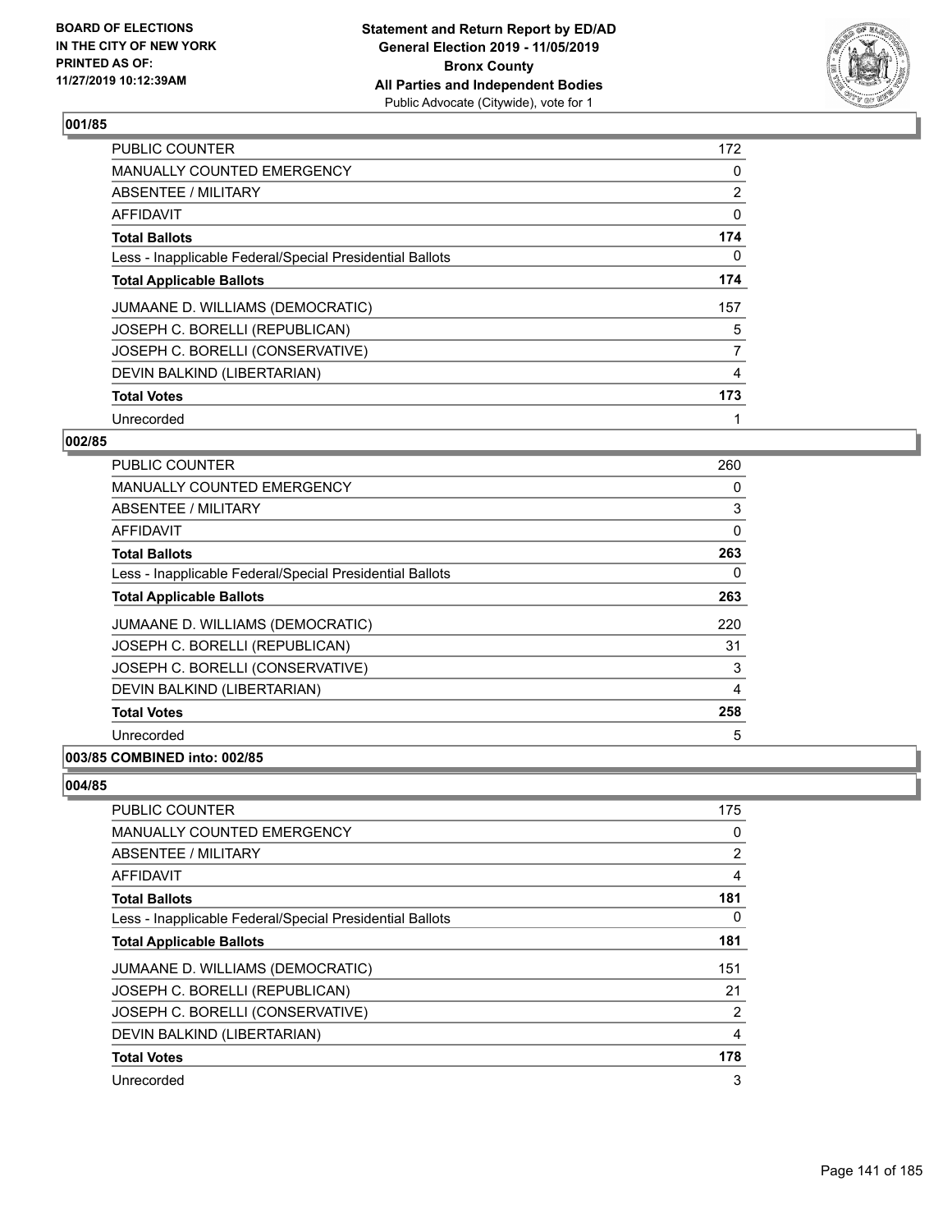### 001/85

| | |
|---|---|
| PUBLIC COUNTER | 172 |
| MANUALLY COUNTED EMERGENCY | 0 |
| ABSENTEE / MILITARY | 2 |
| AFFIDAVIT | 0 |
| **Total Ballots** | **174** |
| Less - Inapplicable Federal/Special Presidential Ballots | 0 |
| **Total Applicable Ballots** | **174** |
| JUMAANE D. WILLIAMS (DEMOCRATIC) | 157 |
| JOSEPH C. BORELLI (REPUBLICAN) | 5 |
| JOSEPH C. BORELLI (CONSERVATIVE) | 7 |
| DEVIN BALKIND (LIBERTARIAN) | 4 |
| **Total Votes** | **173** |
| Unrecorded | 1 |

### 002/85

| | |
|---|---|
| PUBLIC COUNTER | 260 |
| MANUALLY COUNTED EMERGENCY | 0 |
| ABSENTEE / MILITARY | 3 |
| AFFIDAVIT | 0 |
| **Total Ballots** | **263** |
| Less - Inapplicable Federal/Special Presidential Ballots | 0 |
| **Total Applicable Ballots** | **263** |
| JUMAANE D. WILLIAMS (DEMOCRATIC) | 220 |
| JOSEPH C. BORELLI (REPUBLICAN) | 31 |
| JOSEPH C. BORELLI (CONSERVATIVE) | 3 |
| DEVIN BALKIND (LIBERTARIAN) | 4 |
| **Total Votes** | **258** |
| Unrecorded | 5 |

### 003/85 COMBINED into: 002/85

### 004/85

| | |
|---|---|
| PUBLIC COUNTER | 175 |
| MANUALLY COUNTED EMERGENCY | 0 |
| ABSENTEE / MILITARY | 2 |
| AFFIDAVIT | 4 |
| **Total Ballots** | **181** |
| Less - Inapplicable Federal/Special Presidential Ballots | 0 |
| **Total Applicable Ballots** | **181** |
| JUMAANE D. WILLIAMS (DEMOCRATIC) | 151 |
| JOSEPH C. BORELLI (REPUBLICAN) | 21 |
| JOSEPH C. BORELLI (CONSERVATIVE) | 2 |
| DEVIN BALKIND (LIBERTARIAN) | 4 |
| **Total Votes** | **178** |
| Unrecorded | 3 |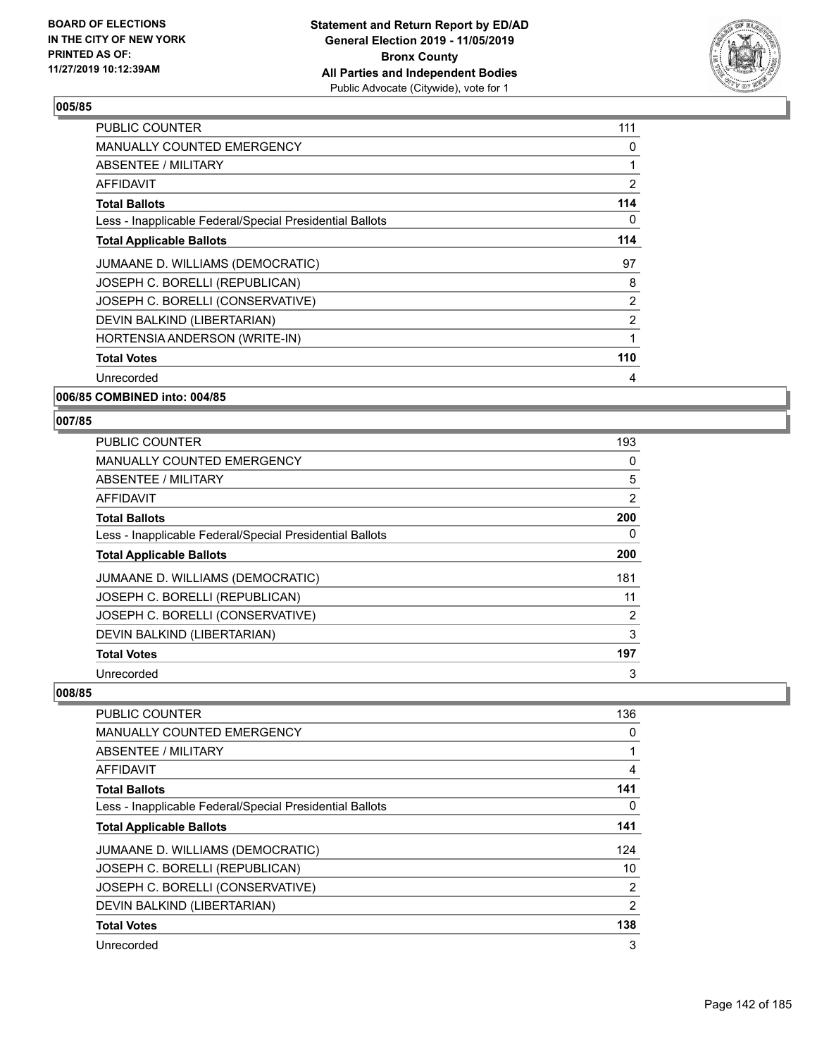## 005/85

| | |
|---|---|
| PUBLIC COUNTER | 111 |
| MANUALLY COUNTED EMERGENCY | 0 |
| ABSENTEE / MILITARY | 1 |
| AFFIDAVIT | 2 |
| **Total Ballots** | **114** |
| Less - Inapplicable Federal/Special Presidential Ballots | 0 |
| **Total Applicable Ballots** | **114** |
| JUMAANE D. WILLIAMS (DEMOCRATIC) | 97 |
| JOSEPH C. BORELLI (REPUBLICAN) | 8 |
| JOSEPH C. BORELLI (CONSERVATIVE) | 2 |
| DEVIN BALKIND (LIBERTARIAN) | 2 |
| HORTENSIA ANDERSON (WRITE-IN) | 1 |
| **Total Votes** | **110** |
| Unrecorded | 4 |

## 006/85 COMBINED into: 004/85

## 007/85

| | |
|---|---|
| PUBLIC COUNTER | 193 |
| MANUALLY COUNTED EMERGENCY | 0 |
| ABSENTEE / MILITARY | 5 |
| AFFIDAVIT | 2 |
| **Total Ballots** | **200** |
| Less - Inapplicable Federal/Special Presidential Ballots | 0 |
| **Total Applicable Ballots** | **200** |
| JUMAANE D. WILLIAMS (DEMOCRATIC) | 181 |
| JOSEPH C. BORELLI (REPUBLICAN) | 11 |
| JOSEPH C. BORELLI (CONSERVATIVE) | 2 |
| DEVIN BALKIND (LIBERTARIAN) | 3 |
| **Total Votes** | **197** |
| Unrecorded | 3 |

## 008/85

| | |
|---|---|
| PUBLIC COUNTER | 136 |
| MANUALLY COUNTED EMERGENCY | 0 |
| ABSENTEE / MILITARY | 1 |
| AFFIDAVIT | 4 |
| **Total Ballots** | **141** |
| Less - Inapplicable Federal/Special Presidential Ballots | 0 |
| **Total Applicable Ballots** | **141** |
| JUMAANE D. WILLIAMS (DEMOCRATIC) | 124 |
| JOSEPH C. BORELLI (REPUBLICAN) | 10 |
| JOSEPH C. BORELLI (CONSERVATIVE) | 2 |
| DEVIN BALKIND (LIBERTARIAN) | 2 |
| **Total Votes** | **138** |
| Unrecorded | 3 |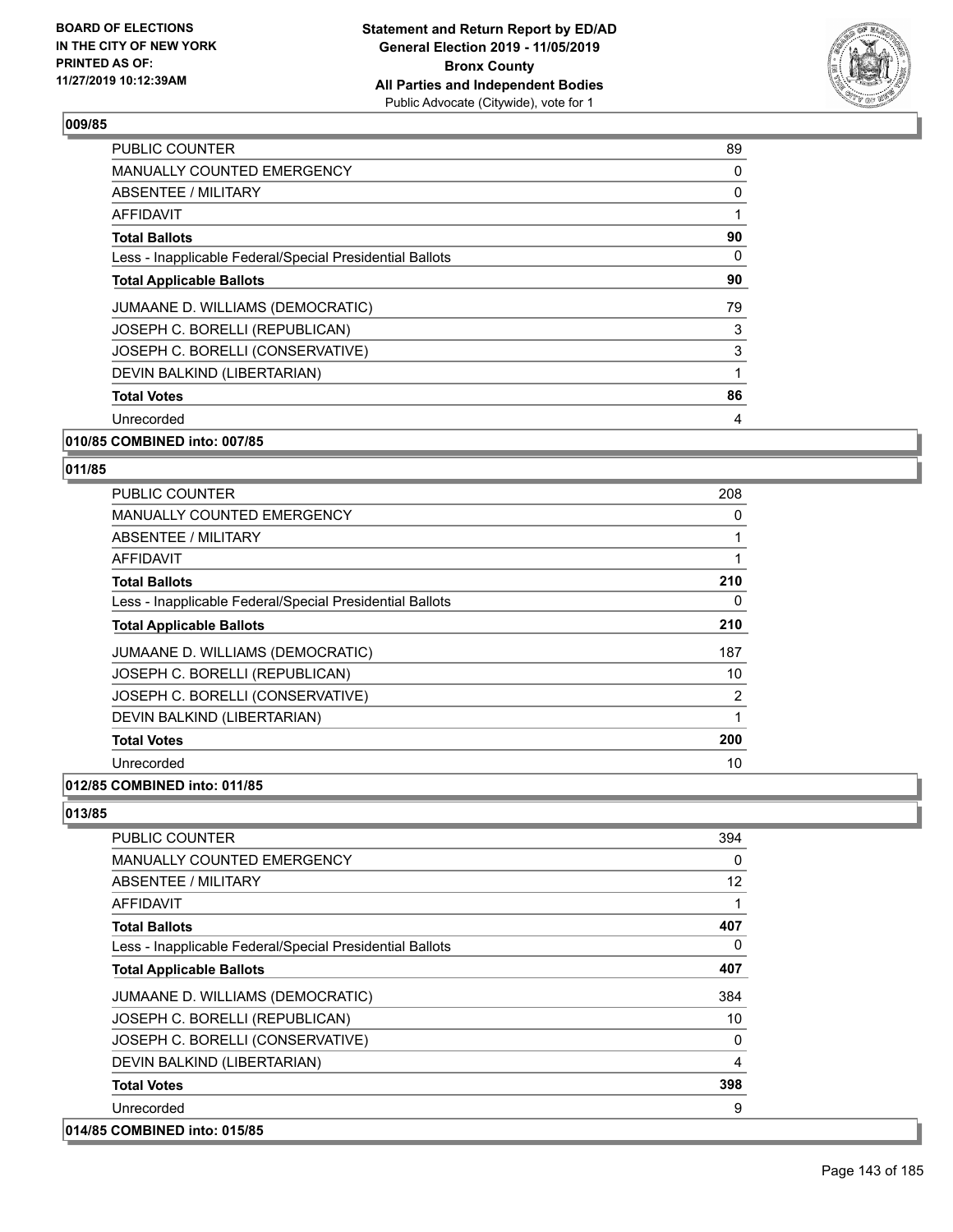## 009/85

| | |
|---|---|
| PUBLIC COUNTER | 89 |
| MANUALLY COUNTED EMERGENCY | 0 |
| ABSENTEE / MILITARY | 0 |
| AFFIDAVIT | 1 |
| **Total Ballots** | **90** |
| Less - Inapplicable Federal/Special Presidential Ballots | 0 |
| **Total Applicable Ballots** | **90** |
| JUMAANE D. WILLIAMS (DEMOCRATIC) | 79 |
| JOSEPH C. BORELLI (REPUBLICAN) | 3 |
| JOSEPH C. BORELLI (CONSERVATIVE) | 3 |
| DEVIN BALKIND (LIBERTARIAN) | 1 |
| **Total Votes** | **86** |
| Unrecorded | 4 |

**010/85 COMBINED into: 007/85**

## 011/85

| | |
|---|---|
| PUBLIC COUNTER | 208 |
| MANUALLY COUNTED EMERGENCY | 0 |
| ABSENTEE / MILITARY | 1 |
| AFFIDAVIT | 1 |
| **Total Ballots** | **210** |
| Less - Inapplicable Federal/Special Presidential Ballots | 0 |
| **Total Applicable Ballots** | **210** |
| JUMAANE D. WILLIAMS (DEMOCRATIC) | 187 |
| JOSEPH C. BORELLI (REPUBLICAN) | 10 |
| JOSEPH C. BORELLI (CONSERVATIVE) | 2 |
| DEVIN BALKIND (LIBERTARIAN) | 1 |
| **Total Votes** | **200** |
| Unrecorded | 10 |

**012/85 COMBINED into: 011/85**

## 013/85

| | |
|---|---|
| PUBLIC COUNTER | 394 |
| MANUALLY COUNTED EMERGENCY | 0 |
| ABSENTEE / MILITARY | 12 |
| AFFIDAVIT | 1 |
| **Total Ballots** | **407** |
| Less - Inapplicable Federal/Special Presidential Ballots | 0 |
| **Total Applicable Ballots** | **407** |
| JUMAANE D. WILLIAMS (DEMOCRATIC) | 384 |
| JOSEPH C. BORELLI (REPUBLICAN) | 10 |
| JOSEPH C. BORELLI (CONSERVATIVE) | 0 |
| DEVIN BALKIND (LIBERTARIAN) | 4 |
| **Total Votes** | **398** |
| Unrecorded | 9 |

**014/85 COMBINED into: 015/85**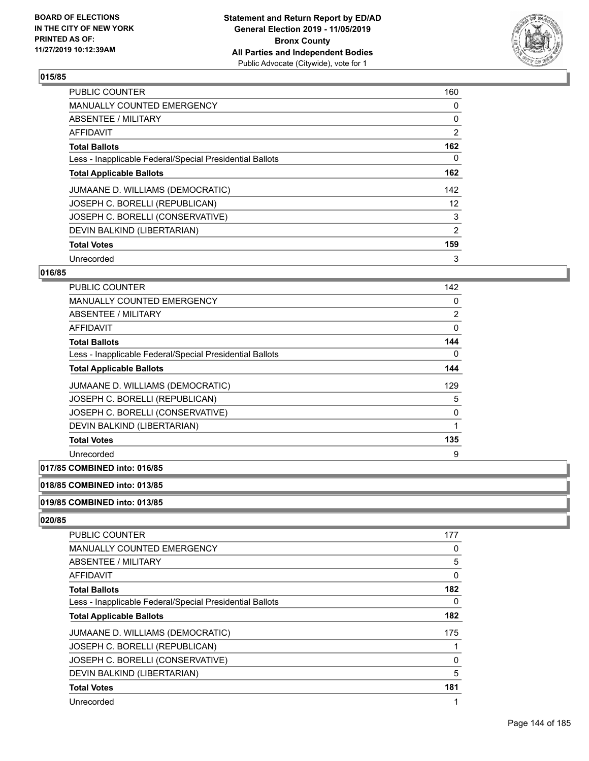### 015/85

| | |
|---|---|
| PUBLIC COUNTER | 160 |
| MANUALLY COUNTED EMERGENCY | 0 |
| ABSENTEE / MILITARY | 0 |
| AFFIDAVIT | 2 |
| **Total Ballots** | **162** |
| Less - Inapplicable Federal/Special Presidential Ballots | 0 |
| **Total Applicable Ballots** | **162** |
| JUMAANE D. WILLIAMS (DEMOCRATIC) | 142 |
| JOSEPH C. BORELLI (REPUBLICAN) | 12 |
| JOSEPH C. BORELLI (CONSERVATIVE) | 3 |
| DEVIN BALKIND (LIBERTARIAN) | 2 |
| **Total Votes** | **159** |
| Unrecorded | 3 |

### 016/85

| | |
|---|---|
| PUBLIC COUNTER | 142 |
| MANUALLY COUNTED EMERGENCY | 0 |
| ABSENTEE / MILITARY | 2 |
| AFFIDAVIT | 0 |
| **Total Ballots** | **144** |
| Less - Inapplicable Federal/Special Presidential Ballots | 0 |
| **Total Applicable Ballots** | **144** |
| JUMAANE D. WILLIAMS (DEMOCRATIC) | 129 |
| JOSEPH C. BORELLI (REPUBLICAN) | 5 |
| JOSEPH C. BORELLI (CONSERVATIVE) | 0 |
| DEVIN BALKIND (LIBERTARIAN) | 1 |
| **Total Votes** | **135** |
| Unrecorded | 9 |

### 017/85 COMBINED into: 016/85

### 018/85 COMBINED into: 013/85

### 019/85 COMBINED into: 013/85

### 020/85

| | |
|---|---|
| PUBLIC COUNTER | 177 |
| MANUALLY COUNTED EMERGENCY | 0 |
| ABSENTEE / MILITARY | 5 |
| AFFIDAVIT | 0 |
| **Total Ballots** | **182** |
| Less - Inapplicable Federal/Special Presidential Ballots | 0 |
| **Total Applicable Ballots** | **182** |
| JUMAANE D. WILLIAMS (DEMOCRATIC) | 175 |
| JOSEPH C. BORELLI (REPUBLICAN) | 1 |
| JOSEPH C. BORELLI (CONSERVATIVE) | 0 |
| DEVIN BALKIND (LIBERTARIAN) | 5 |
| **Total Votes** | **181** |
| Unrecorded | 1 |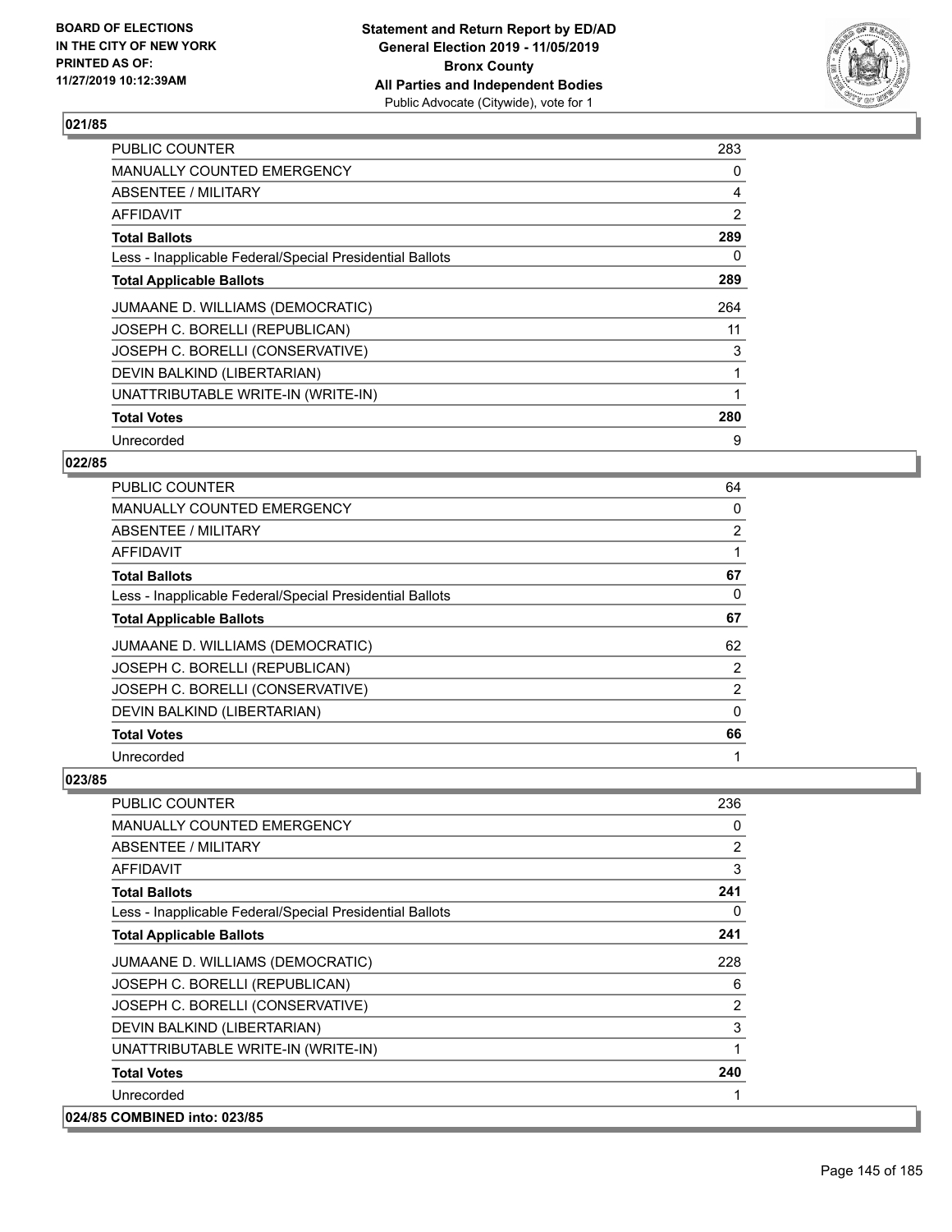### 021/85

| | |
|---|---|
| PUBLIC COUNTER | 283 |
| MANUALLY COUNTED EMERGENCY | 0 |
| ABSENTEE / MILITARY | 4 |
| AFFIDAVIT | 2 |
| **Total Ballots** | **289** |
| Less - Inapplicable Federal/Special Presidential Ballots | 0 |
| **Total Applicable Ballots** | **289** |
| JUMAANE D. WILLIAMS (DEMOCRATIC) | 264 |
| JOSEPH C. BORELLI (REPUBLICAN) | 11 |
| JOSEPH C. BORELLI (CONSERVATIVE) | 3 |
| DEVIN BALKIND (LIBERTARIAN) | 1 |
| UNATTRIBUTABLE WRITE-IN (WRITE-IN) | 1 |
| **Total Votes** | **280** |
| Unrecorded | 9 |

### 022/85

| | |
|---|---|
| PUBLIC COUNTER | 64 |
| MANUALLY COUNTED EMERGENCY | 0 |
| ABSENTEE / MILITARY | 2 |
| AFFIDAVIT | 1 |
| **Total Ballots** | **67** |
| Less - Inapplicable Federal/Special Presidential Ballots | 0 |
| **Total Applicable Ballots** | **67** |
| JUMAANE D. WILLIAMS (DEMOCRATIC) | 62 |
| JOSEPH C. BORELLI (REPUBLICAN) | 2 |
| JOSEPH C. BORELLI (CONSERVATIVE) | 2 |
| DEVIN BALKIND (LIBERTARIAN) | 0 |
| **Total Votes** | **66** |
| Unrecorded | 1 |

### 023/85

| | |
|---|---|
| PUBLIC COUNTER | 236 |
| MANUALLY COUNTED EMERGENCY | 0 |
| ABSENTEE / MILITARY | 2 |
| AFFIDAVIT | 3 |
| **Total Ballots** | **241** |
| Less - Inapplicable Federal/Special Presidential Ballots | 0 |
| **Total Applicable Ballots** | **241** |
| JUMAANE D. WILLIAMS (DEMOCRATIC) | 228 |
| JOSEPH C. BORELLI (REPUBLICAN) | 6 |
| JOSEPH C. BORELLI (CONSERVATIVE) | 2 |
| DEVIN BALKIND (LIBERTARIAN) | 3 |
| UNATTRIBUTABLE WRITE-IN (WRITE-IN) | 1 |
| **Total Votes** | **240** |
| Unrecorded | 1 |

### 024/85 COMBINED into: 023/85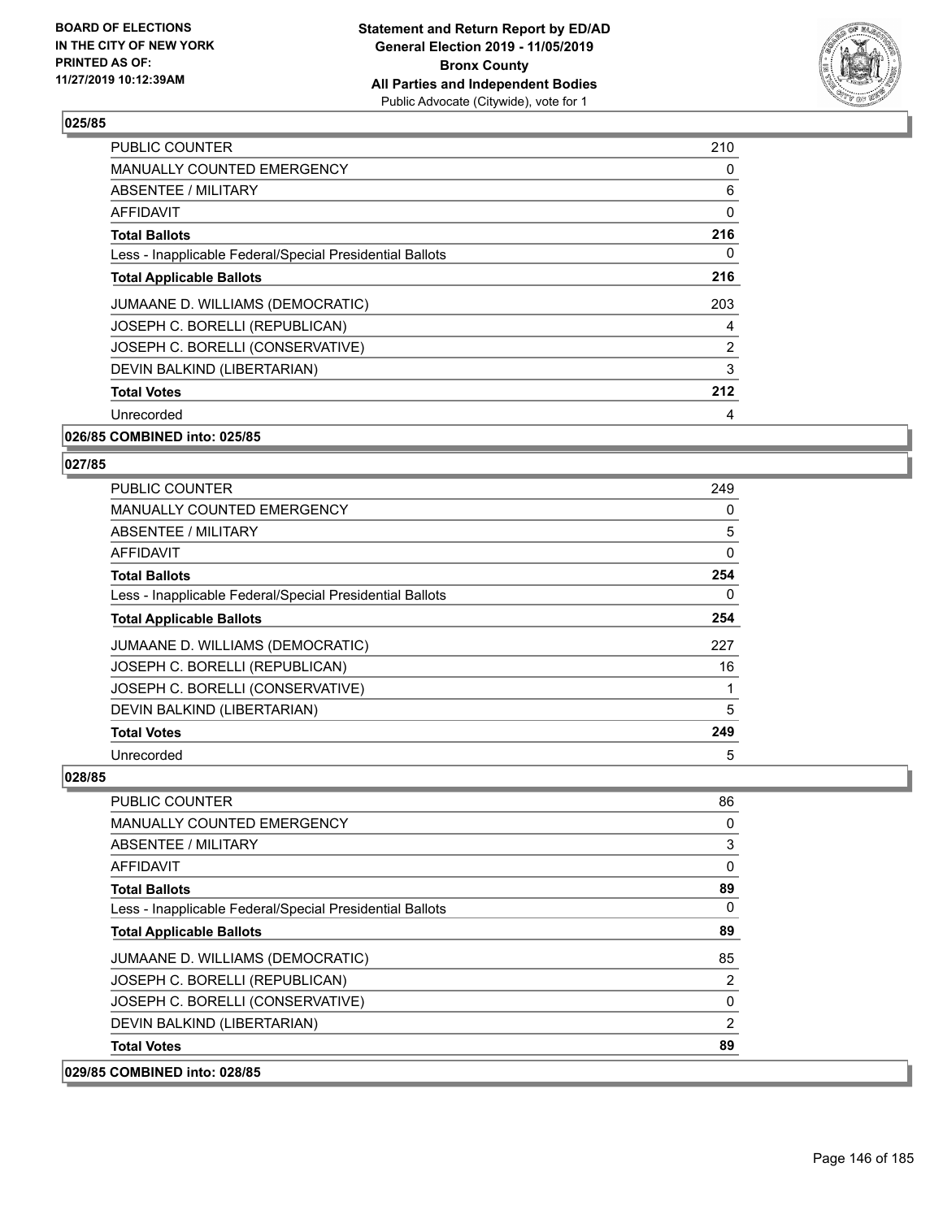## 025/85

| | |
|---|---|
| PUBLIC COUNTER | 210 |
| MANUALLY COUNTED EMERGENCY | 0 |
| ABSENTEE / MILITARY | 6 |
| AFFIDAVIT | 0 |
| **Total Ballots** | **216** |
| Less - Inapplicable Federal/Special Presidential Ballots | 0 |
| **Total Applicable Ballots** | **216** |
| JUMAANE D. WILLIAMS (DEMOCRATIC) | 203 |
| JOSEPH C. BORELLI (REPUBLICAN) | 4 |
| JOSEPH C. BORELLI (CONSERVATIVE) | 2 |
| DEVIN BALKIND (LIBERTARIAN) | 3 |
| **Total Votes** | **212** |
| Unrecorded | 4 |

**026/85 COMBINED into: 025/85**

## 027/85

| | |
|---|---|
| PUBLIC COUNTER | 249 |
| MANUALLY COUNTED EMERGENCY | 0 |
| ABSENTEE / MILITARY | 5 |
| AFFIDAVIT | 0 |
| **Total Ballots** | **254** |
| Less - Inapplicable Federal/Special Presidential Ballots | 0 |
| **Total Applicable Ballots** | **254** |
| JUMAANE D. WILLIAMS (DEMOCRATIC) | 227 |
| JOSEPH C. BORELLI (REPUBLICAN) | 16 |
| JOSEPH C. BORELLI (CONSERVATIVE) | 1 |
| DEVIN BALKIND (LIBERTARIAN) | 5 |
| **Total Votes** | **249** |
| Unrecorded | 5 |

## 028/85

| | |
|---|---|
| PUBLIC COUNTER | 86 |
| MANUALLY COUNTED EMERGENCY | 0 |
| ABSENTEE / MILITARY | 3 |
| AFFIDAVIT | 0 |
| **Total Ballots** | **89** |
| Less - Inapplicable Federal/Special Presidential Ballots | 0 |
| **Total Applicable Ballots** | **89** |
| JUMAANE D. WILLIAMS (DEMOCRATIC) | 85 |
| JOSEPH C. BORELLI (REPUBLICAN) | 2 |
| JOSEPH C. BORELLI (CONSERVATIVE) | 0 |
| DEVIN BALKIND (LIBERTARIAN) | 2 |
| **Total Votes** | **89** |

**029/85 COMBINED into: 028/85**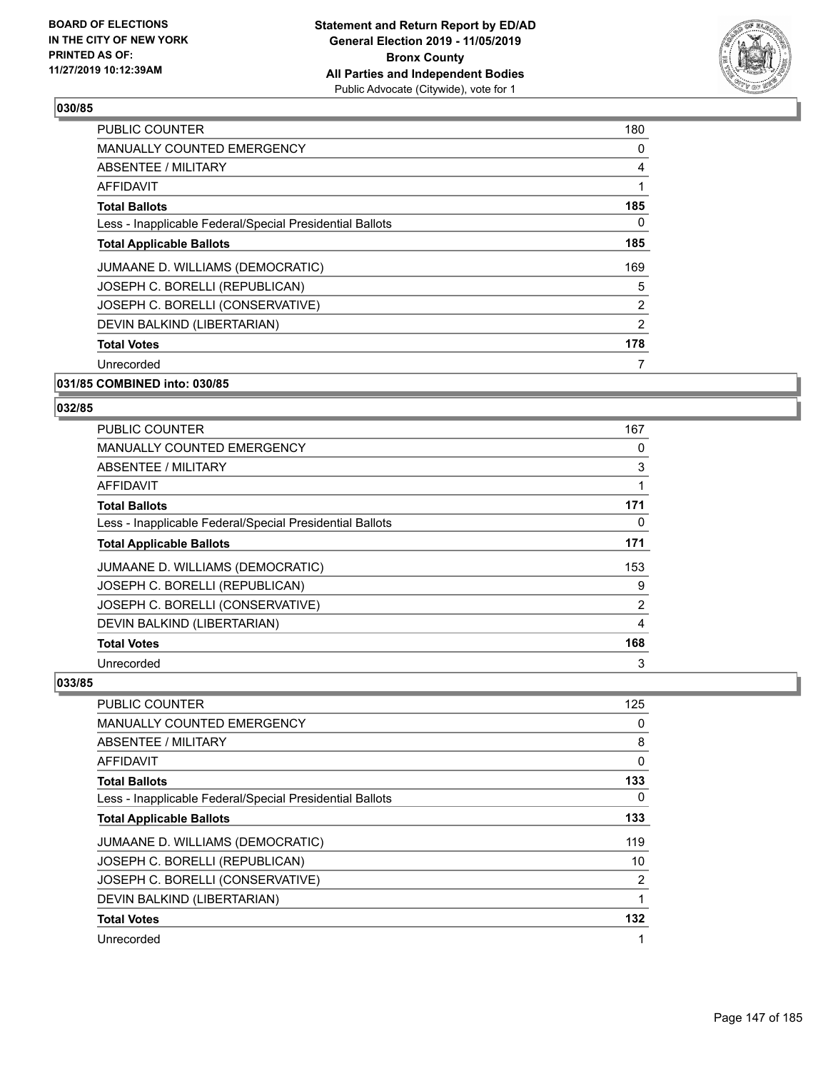## 030/85

| | |
|---|---|
| PUBLIC COUNTER | 180 |
| MANUALLY COUNTED EMERGENCY | 0 |
| ABSENTEE / MILITARY | 4 |
| AFFIDAVIT | 1 |
| **Total Ballots** | **185** |
| Less - Inapplicable Federal/Special Presidential Ballots | 0 |
| **Total Applicable Ballots** | **185** |
| JUMAANE D. WILLIAMS (DEMOCRATIC) | 169 |
| JOSEPH C. BORELLI (REPUBLICAN) | 5 |
| JOSEPH C. BORELLI (CONSERVATIVE) | 2 |
| DEVIN BALKIND (LIBERTARIAN) | 2 |
| **Total Votes** | **178** |
| Unrecorded | 7 |

## 031/85 COMBINED into: 030/85

## 032/85

| | |
|---|---|
| PUBLIC COUNTER | 167 |
| MANUALLY COUNTED EMERGENCY | 0 |
| ABSENTEE / MILITARY | 3 |
| AFFIDAVIT | 1 |
| **Total Ballots** | **171** |
| Less - Inapplicable Federal/Special Presidential Ballots | 0 |
| **Total Applicable Ballots** | **171** |
| JUMAANE D. WILLIAMS (DEMOCRATIC) | 153 |
| JOSEPH C. BORELLI (REPUBLICAN) | 9 |
| JOSEPH C. BORELLI (CONSERVATIVE) | 2 |
| DEVIN BALKIND (LIBERTARIAN) | 4 |
| **Total Votes** | **168** |
| Unrecorded | 3 |

## 033/85

| | |
|---|---|
| PUBLIC COUNTER | 125 |
| MANUALLY COUNTED EMERGENCY | 0 |
| ABSENTEE / MILITARY | 8 |
| AFFIDAVIT | 0 |
| **Total Ballots** | **133** |
| Less - Inapplicable Federal/Special Presidential Ballots | 0 |
| **Total Applicable Ballots** | **133** |
| JUMAANE D. WILLIAMS (DEMOCRATIC) | 119 |
| JOSEPH C. BORELLI (REPUBLICAN) | 10 |
| JOSEPH C. BORELLI (CONSERVATIVE) | 2 |
| DEVIN BALKIND (LIBERTARIAN) | 1 |
| **Total Votes** | **132** |
| Unrecorded | 1 |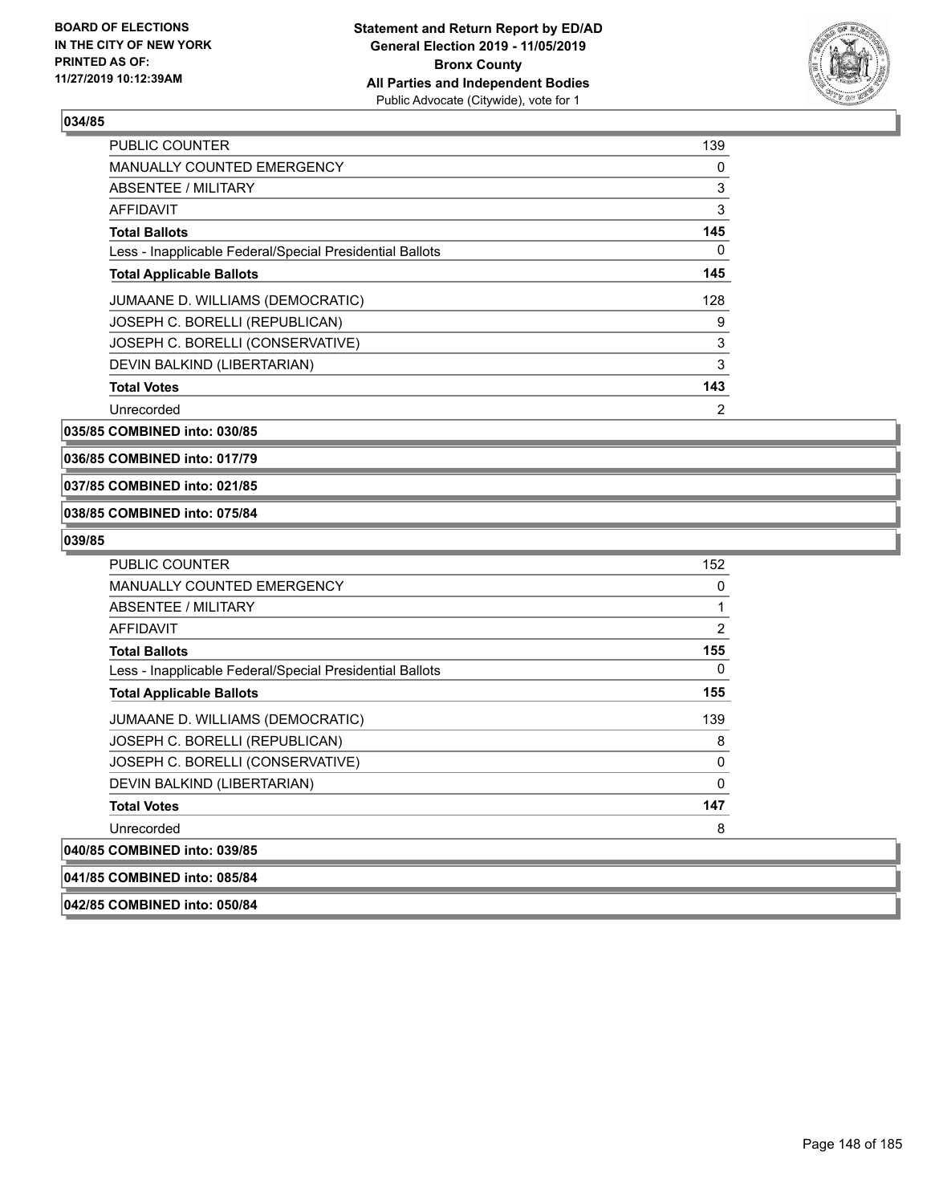## 034/85

| | |
|---|---|
| PUBLIC COUNTER | 139 |
| MANUALLY COUNTED EMERGENCY | 0 |
| ABSENTEE / MILITARY | 3 |
| AFFIDAVIT | 3 |
| **Total Ballots** | **145** |
| Less - Inapplicable Federal/Special Presidential Ballots | 0 |
| **Total Applicable Ballots** | **145** |
| JUMAANE D. WILLIAMS (DEMOCRATIC) | 128 |
| JOSEPH C. BORELLI (REPUBLICAN) | 9 |
| JOSEPH C. BORELLI (CONSERVATIVE) | 3 |
| DEVIN BALKIND (LIBERTARIAN) | 3 |
| **Total Votes** | **143** |
| Unrecorded | 2 |

## 035/85 COMBINED into: 030/85

## 036/85 COMBINED into: 017/79

## 037/85 COMBINED into: 021/85

## 038/85 COMBINED into: 075/84

## 039/85

| | |
|---|---|
| PUBLIC COUNTER | 152 |
| MANUALLY COUNTED EMERGENCY | 0 |
| ABSENTEE / MILITARY | 1 |
| AFFIDAVIT | 2 |
| **Total Ballots** | **155** |
| Less - Inapplicable Federal/Special Presidential Ballots | 0 |
| **Total Applicable Ballots** | **155** |
| JUMAANE D. WILLIAMS (DEMOCRATIC) | 139 |
| JOSEPH C. BORELLI (REPUBLICAN) | 8 |
| JOSEPH C. BORELLI (CONSERVATIVE) | 0 |
| DEVIN BALKIND (LIBERTARIAN) | 0 |
| **Total Votes** | **147** |
| Unrecorded | 8 |

## 040/85 COMBINED into: 039/85

## 041/85 COMBINED into: 085/84

## 042/85 COMBINED into: 050/84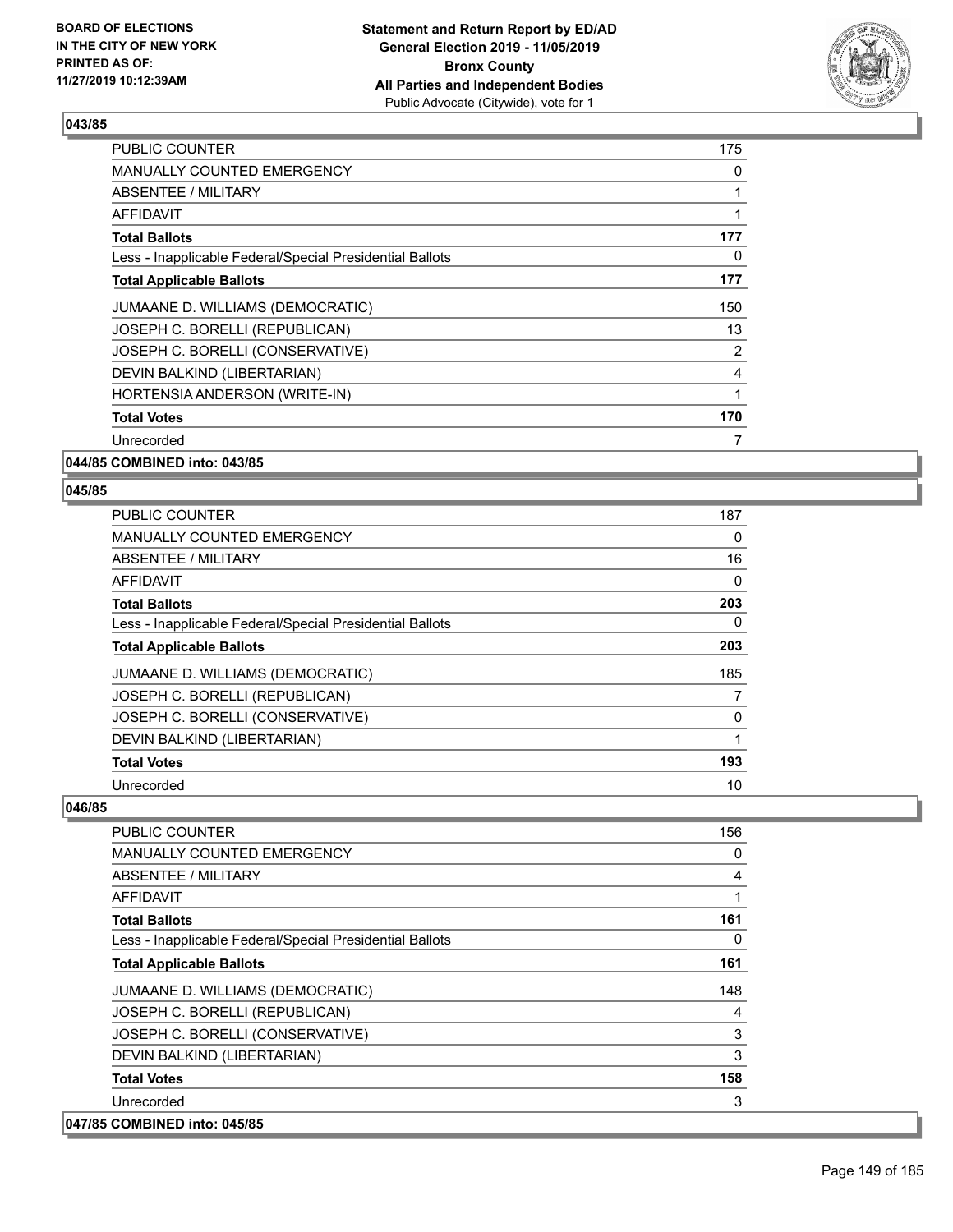## 043/85

| | |
|---|---|
| PUBLIC COUNTER | 175 |
| MANUALLY COUNTED EMERGENCY | 0 |
| ABSENTEE / MILITARY | 1 |
| AFFIDAVIT | 1 |
| **Total Ballots** | **177** |
| Less - Inapplicable Federal/Special Presidential Ballots | 0 |
| **Total Applicable Ballots** | **177** |
| JUMAANE D. WILLIAMS (DEMOCRATIC) | 150 |
| JOSEPH C. BORELLI (REPUBLICAN) | 13 |
| JOSEPH C. BORELLI (CONSERVATIVE) | 2 |
| DEVIN BALKIND (LIBERTARIAN) | 4 |
| HORTENSIA ANDERSON (WRITE-IN) | 1 |
| **Total Votes** | **170** |
| Unrecorded | 7 |

**044/85 COMBINED into: 043/85**

## 045/85

| | |
|---|---|
| PUBLIC COUNTER | 187 |
| MANUALLY COUNTED EMERGENCY | 0 |
| ABSENTEE / MILITARY | 16 |
| AFFIDAVIT | 0 |
| **Total Ballots** | **203** |
| Less - Inapplicable Federal/Special Presidential Ballots | 0 |
| **Total Applicable Ballots** | **203** |
| JUMAANE D. WILLIAMS (DEMOCRATIC) | 185 |
| JOSEPH C. BORELLI (REPUBLICAN) | 7 |
| JOSEPH C. BORELLI (CONSERVATIVE) | 0 |
| DEVIN BALKIND (LIBERTARIAN) | 1 |
| **Total Votes** | **193** |
| Unrecorded | 10 |

## 046/85

| | |
|---|---|
| PUBLIC COUNTER | 156 |
| MANUALLY COUNTED EMERGENCY | 0 |
| ABSENTEE / MILITARY | 4 |
| AFFIDAVIT | 1 |
| **Total Ballots** | **161** |
| Less - Inapplicable Federal/Special Presidential Ballots | 0 |
| **Total Applicable Ballots** | **161** |
| JUMAANE D. WILLIAMS (DEMOCRATIC) | 148 |
| JOSEPH C. BORELLI (REPUBLICAN) | 4 |
| JOSEPH C. BORELLI (CONSERVATIVE) | 3 |
| DEVIN BALKIND (LIBERTARIAN) | 3 |
| **Total Votes** | **158** |
| Unrecorded | 3 |

**047/85 COMBINED into: 045/85**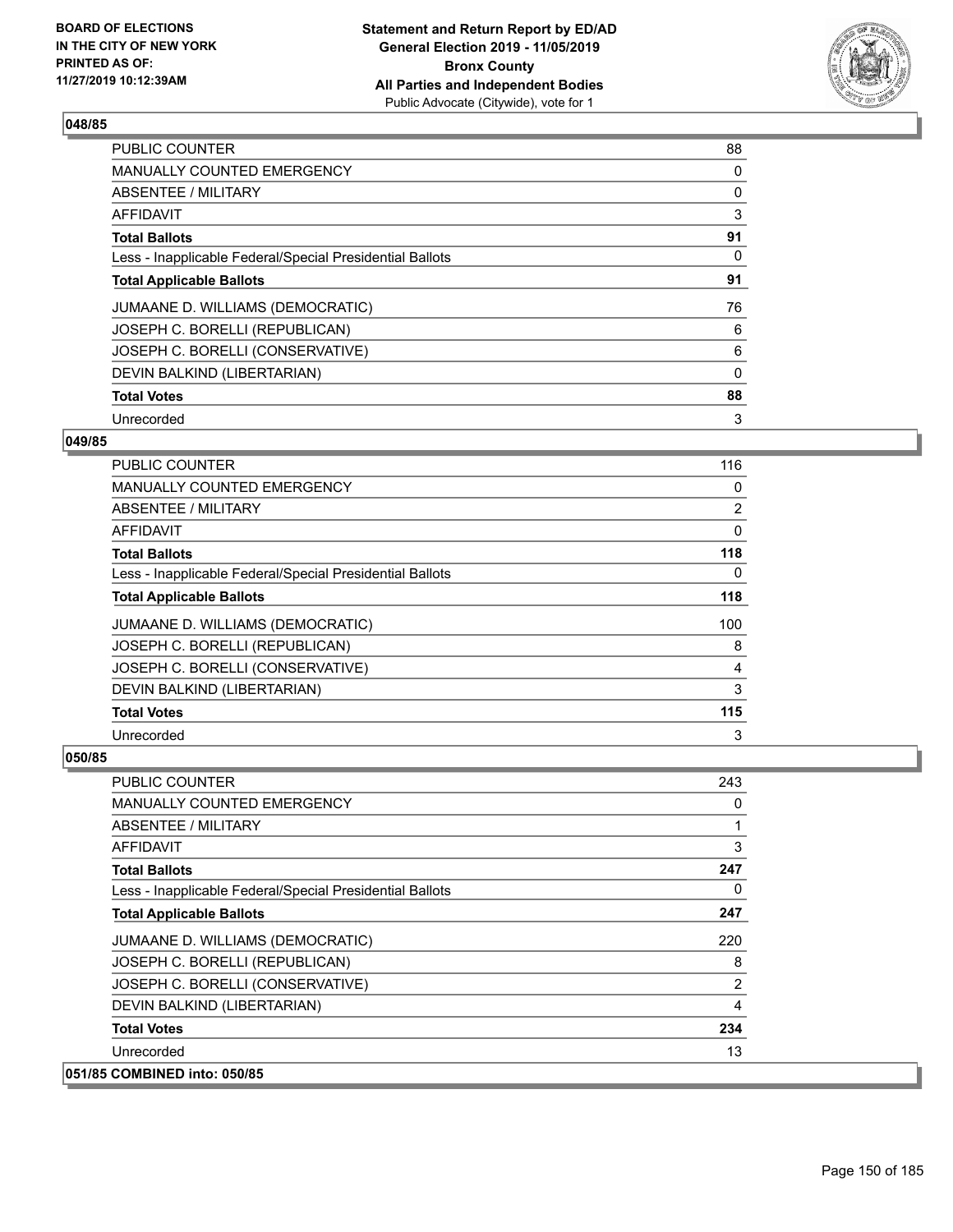## 048/85

| | |
|---|---|
| PUBLIC COUNTER | 88 |
| MANUALLY COUNTED EMERGENCY | 0 |
| ABSENTEE / MILITARY | 0 |
| AFFIDAVIT | 3 |
| **Total Ballots** | **91** |
| Less - Inapplicable Federal/Special Presidential Ballots | 0 |
| **Total Applicable Ballots** | **91** |
| JUMAANE D. WILLIAMS (DEMOCRATIC) | 76 |
| JOSEPH C. BORELLI (REPUBLICAN) | 6 |
| JOSEPH C. BORELLI (CONSERVATIVE) | 6 |
| DEVIN BALKIND (LIBERTARIAN) | 0 |
| **Total Votes** | **88** |
| Unrecorded | 3 |

## 049/85

| | |
|---|---|
| PUBLIC COUNTER | 116 |
| MANUALLY COUNTED EMERGENCY | 0 |
| ABSENTEE / MILITARY | 2 |
| AFFIDAVIT | 0 |
| **Total Ballots** | **118** |
| Less - Inapplicable Federal/Special Presidential Ballots | 0 |
| **Total Applicable Ballots** | **118** |
| JUMAANE D. WILLIAMS (DEMOCRATIC) | 100 |
| JOSEPH C. BORELLI (REPUBLICAN) | 8 |
| JOSEPH C. BORELLI (CONSERVATIVE) | 4 |
| DEVIN BALKIND (LIBERTARIAN) | 3 |
| **Total Votes** | **115** |
| Unrecorded | 3 |

## 050/85

| | |
|---|---|
| PUBLIC COUNTER | 243 |
| MANUALLY COUNTED EMERGENCY | 0 |
| ABSENTEE / MILITARY | 1 |
| AFFIDAVIT | 3 |
| **Total Ballots** | **247** |
| Less - Inapplicable Federal/Special Presidential Ballots | 0 |
| **Total Applicable Ballots** | **247** |
| JUMAANE D. WILLIAMS (DEMOCRATIC) | 220 |
| JOSEPH C. BORELLI (REPUBLICAN) | 8 |
| JOSEPH C. BORELLI (CONSERVATIVE) | 2 |
| DEVIN BALKIND (LIBERTARIAN) | 4 |
| **Total Votes** | **234** |
| Unrecorded | 13 |

## 051/85 COMBINED into: 050/85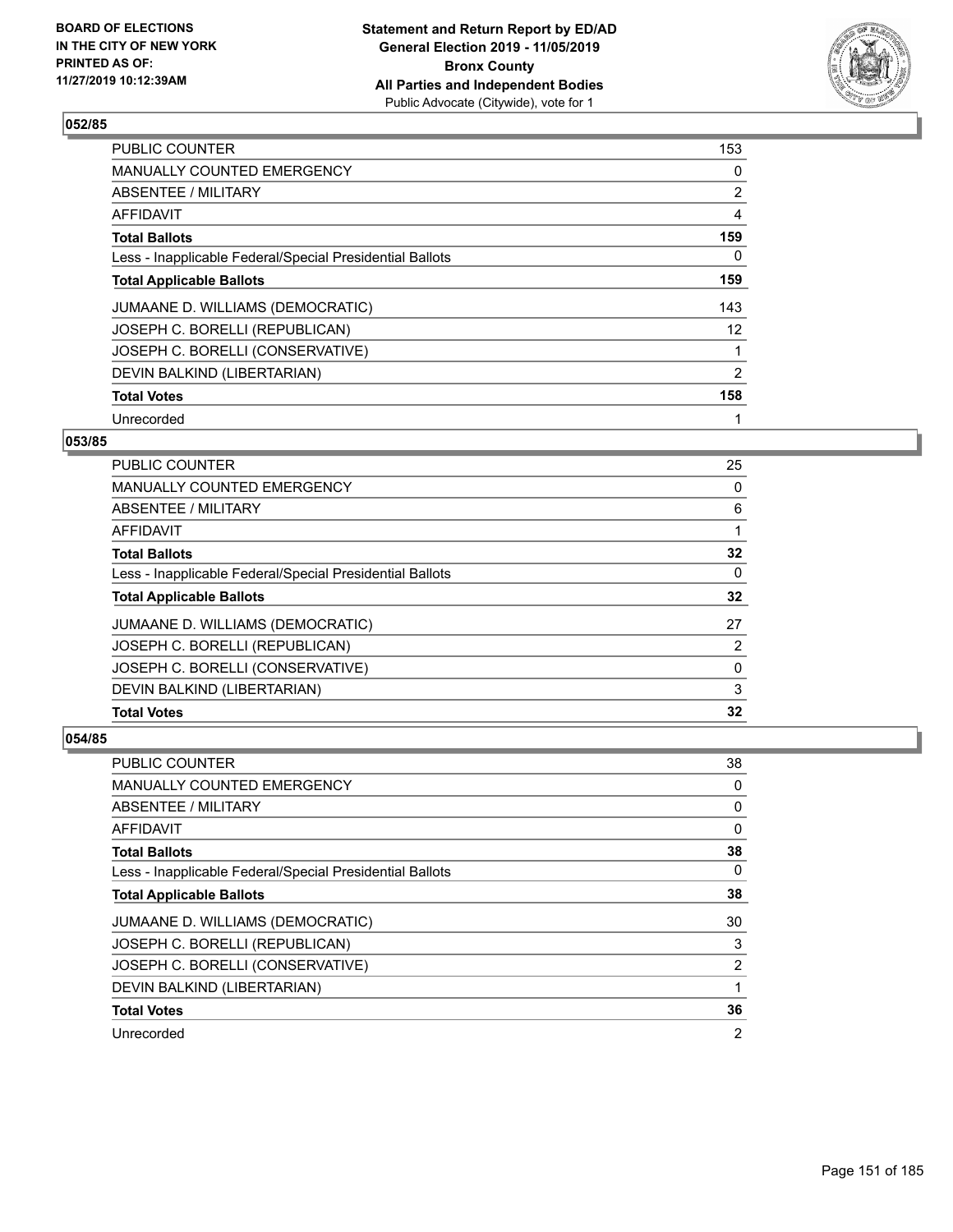## 052/85

| | |
|---|---|
| PUBLIC COUNTER | 153 |
| MANUALLY COUNTED EMERGENCY | 0 |
| ABSENTEE / MILITARY | 2 |
| AFFIDAVIT | 4 |
| **Total Ballots** | **159** |
| Less - Inapplicable Federal/Special Presidential Ballots | 0 |
| **Total Applicable Ballots** | **159** |
| JUMAANE D. WILLIAMS (DEMOCRATIC) | 143 |
| JOSEPH C. BORELLI (REPUBLICAN) | 12 |
| JOSEPH C. BORELLI (CONSERVATIVE) | 1 |
| DEVIN BALKIND (LIBERTARIAN) | 2 |
| **Total Votes** | **158** |
| Unrecorded | 1 |

## 053/85

| | |
|---|---|
| PUBLIC COUNTER | 25 |
| MANUALLY COUNTED EMERGENCY | 0 |
| ABSENTEE / MILITARY | 6 |
| AFFIDAVIT | 1 |
| **Total Ballots** | **32** |
| Less - Inapplicable Federal/Special Presidential Ballots | 0 |
| **Total Applicable Ballots** | **32** |
| JUMAANE D. WILLIAMS (DEMOCRATIC) | 27 |
| JOSEPH C. BORELLI (REPUBLICAN) | 2 |
| JOSEPH C. BORELLI (CONSERVATIVE) | 0 |
| DEVIN BALKIND (LIBERTARIAN) | 3 |
| **Total Votes** | **32** |

## 054/85

| | |
|---|---|
| PUBLIC COUNTER | 38 |
| MANUALLY COUNTED EMERGENCY | 0 |
| ABSENTEE / MILITARY | 0 |
| AFFIDAVIT | 0 |
| **Total Ballots** | **38** |
| Less - Inapplicable Federal/Special Presidential Ballots | 0 |
| **Total Applicable Ballots** | **38** |
| JUMAANE D. WILLIAMS (DEMOCRATIC) | 30 |
| JOSEPH C. BORELLI (REPUBLICAN) | 3 |
| JOSEPH C. BORELLI (CONSERVATIVE) | 2 |
| DEVIN BALKIND (LIBERTARIAN) | 1 |
| **Total Votes** | **36** |
| Unrecorded | 2 |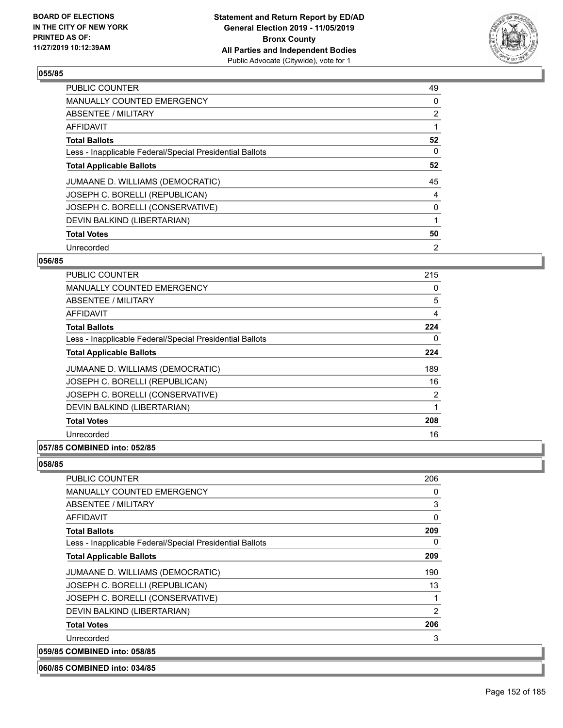### 055/85

| | |
|---|---|
| PUBLIC COUNTER | 49 |
| MANUALLY COUNTED EMERGENCY | 0 |
| ABSENTEE / MILITARY | 2 |
| AFFIDAVIT | 1 |
| **Total Ballots** | **52** |
| Less - Inapplicable Federal/Special Presidential Ballots | 0 |
| **Total Applicable Ballots** | **52** |
| JUMAANE D. WILLIAMS (DEMOCRATIC) | 45 |
| JOSEPH C. BORELLI (REPUBLICAN) | 4 |
| JOSEPH C. BORELLI (CONSERVATIVE) | 0 |
| DEVIN BALKIND (LIBERTARIAN) | 1 |
| **Total Votes** | **50** |
| Unrecorded | 2 |

### 056/85

| | |
|---|---|
| PUBLIC COUNTER | 215 |
| MANUALLY COUNTED EMERGENCY | 0 |
| ABSENTEE / MILITARY | 5 |
| AFFIDAVIT | 4 |
| **Total Ballots** | **224** |
| Less - Inapplicable Federal/Special Presidential Ballots | 0 |
| **Total Applicable Ballots** | **224** |
| JUMAANE D. WILLIAMS (DEMOCRATIC) | 189 |
| JOSEPH C. BORELLI (REPUBLICAN) | 16 |
| JOSEPH C. BORELLI (CONSERVATIVE) | 2 |
| DEVIN BALKIND (LIBERTARIAN) | 1 |
| **Total Votes** | **208** |
| Unrecorded | 16 |

### 057/85 COMBINED into: 052/85

### 058/85

| | |
|---|---|
| PUBLIC COUNTER | 206 |
| MANUALLY COUNTED EMERGENCY | 0 |
| ABSENTEE / MILITARY | 3 |
| AFFIDAVIT | 0 |
| **Total Ballots** | **209** |
| Less - Inapplicable Federal/Special Presidential Ballots | 0 |
| **Total Applicable Ballots** | **209** |
| JUMAANE D. WILLIAMS (DEMOCRATIC) | 190 |
| JOSEPH C. BORELLI (REPUBLICAN) | 13 |
| JOSEPH C. BORELLI (CONSERVATIVE) | 1 |
| DEVIN BALKIND (LIBERTARIAN) | 2 |
| **Total Votes** | **206** |
| Unrecorded | 3 |

### 059/85 COMBINED into: 058/85

### 060/85 COMBINED into: 034/85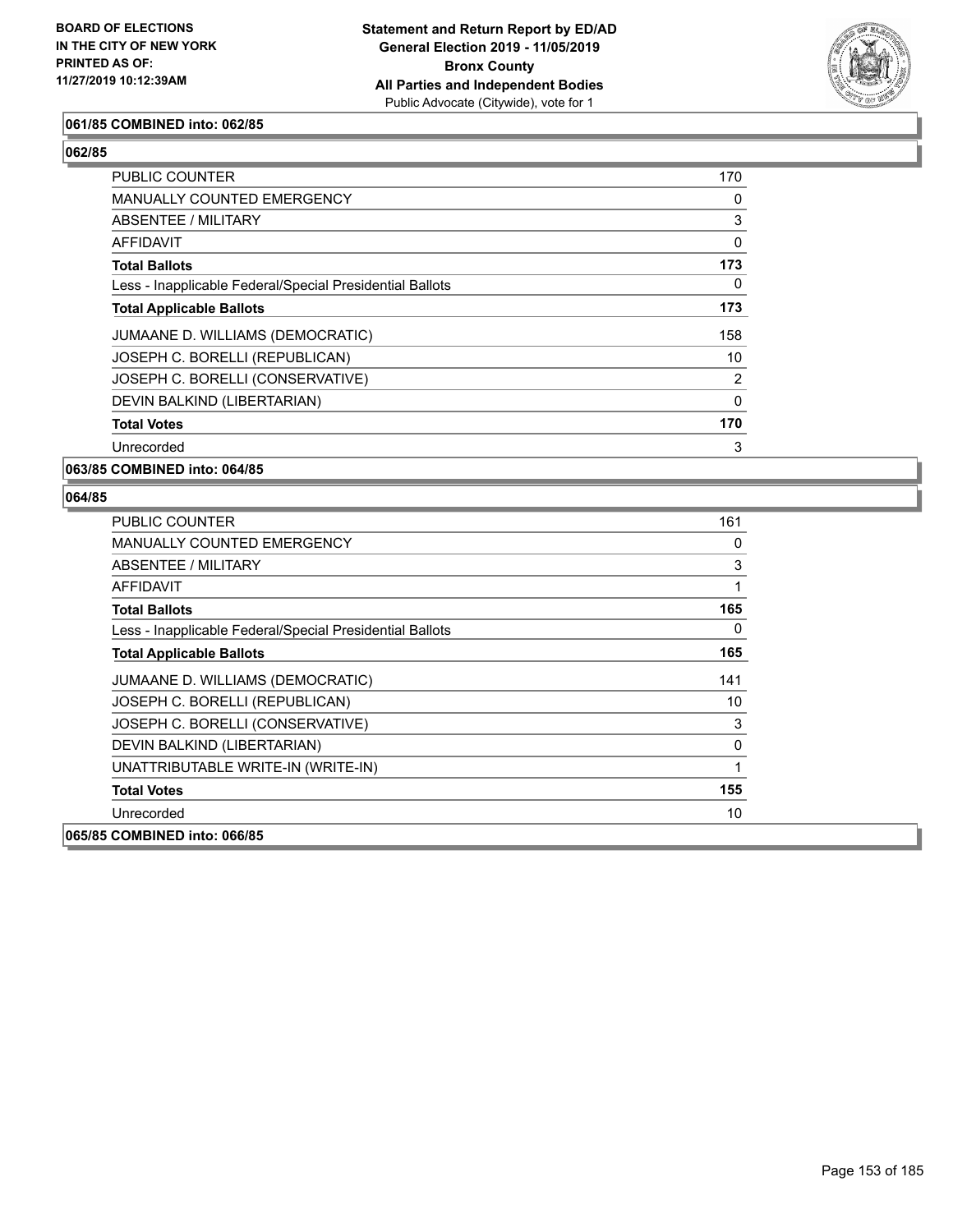**061/85 COMBINED into: 062/85**

**062/85**

| | |
|---|---|
| PUBLIC COUNTER | 170 |
| MANUALLY COUNTED EMERGENCY | 0 |
| ABSENTEE / MILITARY | 3 |
| AFFIDAVIT | 0 |
| **Total Ballots** | **173** |
| Less - Inapplicable Federal/Special Presidential Ballots | 0 |
| **Total Applicable Ballots** | **173** |
| JUMAANE D. WILLIAMS (DEMOCRATIC) | 158 |
| JOSEPH C. BORELLI (REPUBLICAN) | 10 |
| JOSEPH C. BORELLI (CONSERVATIVE) | 2 |
| DEVIN BALKIND (LIBERTARIAN) | 0 |
| **Total Votes** | **170** |
| Unrecorded | 3 |

**063/85 COMBINED into: 064/85**

**064/85**

| | |
|---|---|
| PUBLIC COUNTER | 161 |
| MANUALLY COUNTED EMERGENCY | 0 |
| ABSENTEE / MILITARY | 3 |
| AFFIDAVIT | 1 |
| **Total Ballots** | **165** |
| Less - Inapplicable Federal/Special Presidential Ballots | 0 |
| **Total Applicable Ballots** | **165** |
| JUMAANE D. WILLIAMS (DEMOCRATIC) | 141 |
| JOSEPH C. BORELLI (REPUBLICAN) | 10 |
| JOSEPH C. BORELLI (CONSERVATIVE) | 3 |
| DEVIN BALKIND (LIBERTARIAN) | 0 |
| UNATTRIBUTABLE WRITE-IN (WRITE-IN) | 1 |
| **Total Votes** | **155** |
| Unrecorded | 10 |

**065/85 COMBINED into: 066/85**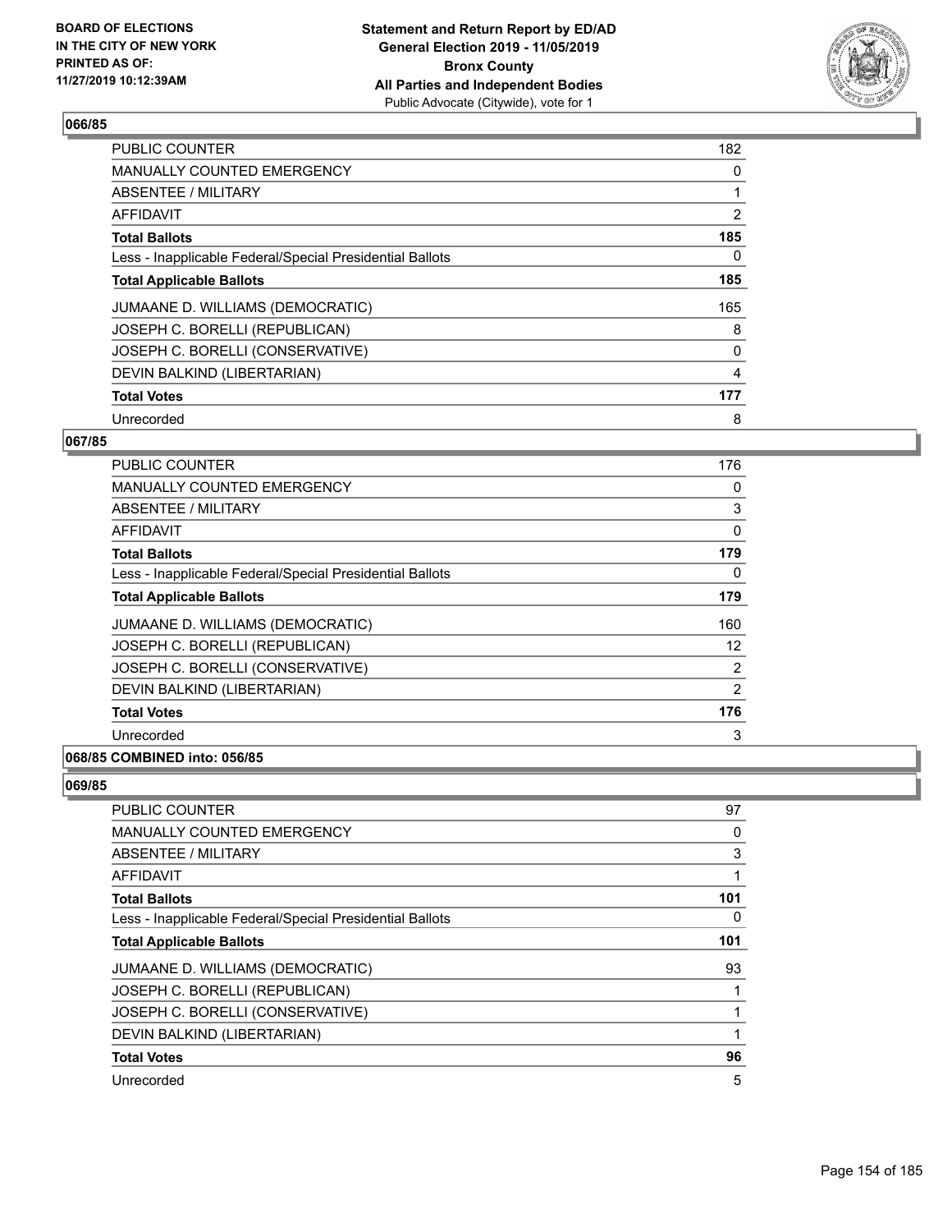### 066/85

| | |
|---|---|
| PUBLIC COUNTER | 182 |
| MANUALLY COUNTED EMERGENCY | 0 |
| ABSENTEE / MILITARY | 1 |
| AFFIDAVIT | 2 |
| **Total Ballots** | **185** |
| Less - Inapplicable Federal/Special Presidential Ballots | 0 |
| **Total Applicable Ballots** | **185** |
| JUMAANE D. WILLIAMS (DEMOCRATIC) | 165 |
| JOSEPH C. BORELLI (REPUBLICAN) | 8 |
| JOSEPH C. BORELLI (CONSERVATIVE) | 0 |
| DEVIN BALKIND (LIBERTARIAN) | 4 |
| **Total Votes** | **177** |
| Unrecorded | 8 |

### 067/85

| | |
|---|---|
| PUBLIC COUNTER | 176 |
| MANUALLY COUNTED EMERGENCY | 0 |
| ABSENTEE / MILITARY | 3 |
| AFFIDAVIT | 0 |
| **Total Ballots** | **179** |
| Less - Inapplicable Federal/Special Presidential Ballots | 0 |
| **Total Applicable Ballots** | **179** |
| JUMAANE D. WILLIAMS (DEMOCRATIC) | 160 |
| JOSEPH C. BORELLI (REPUBLICAN) | 12 |
| JOSEPH C. BORELLI (CONSERVATIVE) | 2 |
| DEVIN BALKIND (LIBERTARIAN) | 2 |
| **Total Votes** | **176** |
| Unrecorded | 3 |

### 068/85 COMBINED into: 056/85

### 069/85

| | |
|---|---|
| PUBLIC COUNTER | 97 |
| MANUALLY COUNTED EMERGENCY | 0 |
| ABSENTEE / MILITARY | 3 |
| AFFIDAVIT | 1 |
| **Total Ballots** | **101** |
| Less - Inapplicable Federal/Special Presidential Ballots | 0 |
| **Total Applicable Ballots** | **101** |
| JUMAANE D. WILLIAMS (DEMOCRATIC) | 93 |
| JOSEPH C. BORELLI (REPUBLICAN) | 1 |
| JOSEPH C. BORELLI (CONSERVATIVE) | 1 |
| DEVIN BALKIND (LIBERTARIAN) | 1 |
| **Total Votes** | **96** |
| Unrecorded | 5 |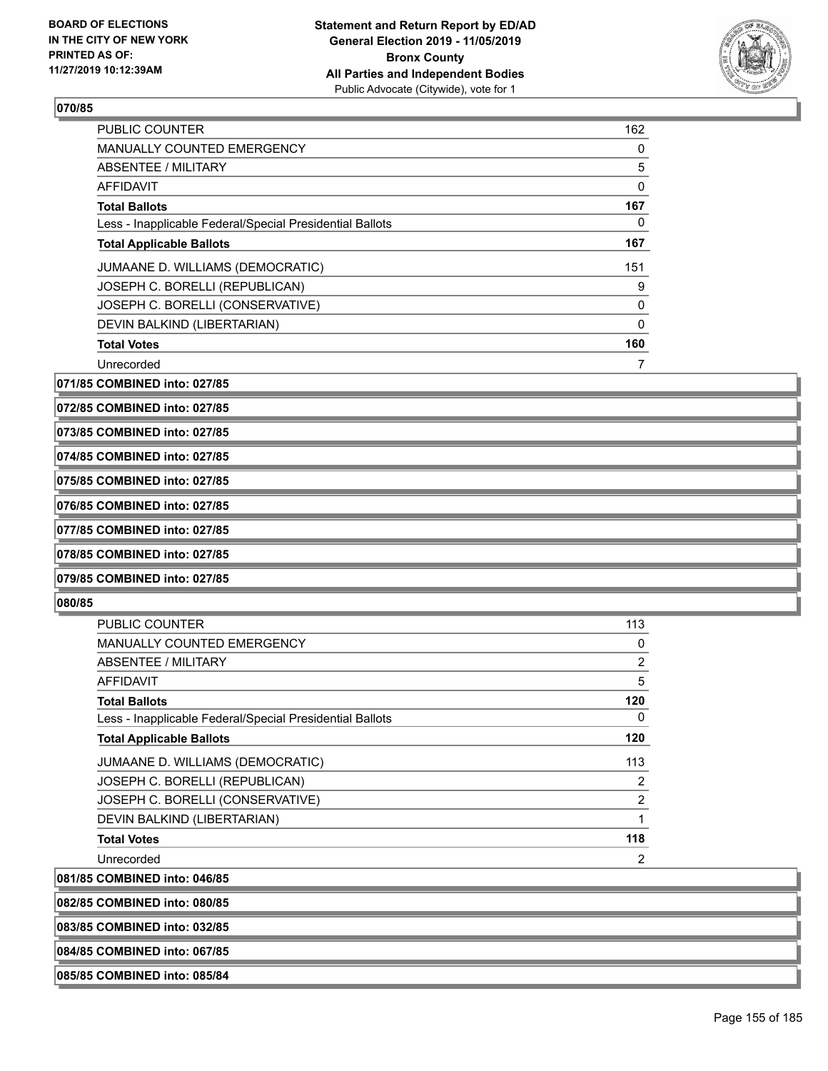### 070/85

| | |
|---|---|
| PUBLIC COUNTER | 162 |
| MANUALLY COUNTED EMERGENCY | 0 |
| ABSENTEE / MILITARY | 5 |
| AFFIDAVIT | 0 |
| **Total Ballots** | **167** |
| Less - Inapplicable Federal/Special Presidential Ballots | 0 |
| **Total Applicable Ballots** | **167** |
| JUMAANE D. WILLIAMS (DEMOCRATIC) | 151 |
| JOSEPH C. BORELLI (REPUBLICAN) | 9 |
| JOSEPH C. BORELLI (CONSERVATIVE) | 0 |
| DEVIN BALKIND (LIBERTARIAN) | 0 |
| **Total Votes** | **160** |
| Unrecorded | 7 |

**071/85 COMBINED into: 027/85**

**072/85 COMBINED into: 027/85**

**073/85 COMBINED into: 027/85**

**074/85 COMBINED into: 027/85**

**075/85 COMBINED into: 027/85**

**076/85 COMBINED into: 027/85**

**077/85 COMBINED into: 027/85**

**078/85 COMBINED into: 027/85**

**079/85 COMBINED into: 027/85**

### 080/85

| | |
|---|---|
| PUBLIC COUNTER | 113 |
| MANUALLY COUNTED EMERGENCY | 0 |
| ABSENTEE / MILITARY | 2 |
| AFFIDAVIT | 5 |
| **Total Ballots** | **120** |
| Less - Inapplicable Federal/Special Presidential Ballots | 0 |
| **Total Applicable Ballots** | **120** |
| JUMAANE D. WILLIAMS (DEMOCRATIC) | 113 |
| JOSEPH C. BORELLI (REPUBLICAN) | 2 |
| JOSEPH C. BORELLI (CONSERVATIVE) | 2 |
| DEVIN BALKIND (LIBERTARIAN) | 1 |
| **Total Votes** | **118** |
| Unrecorded | 2 |

**081/85 COMBINED into: 046/85**

**082/85 COMBINED into: 080/85**

**083/85 COMBINED into: 032/85**

**084/85 COMBINED into: 067/85**

**085/85 COMBINED into: 085/84**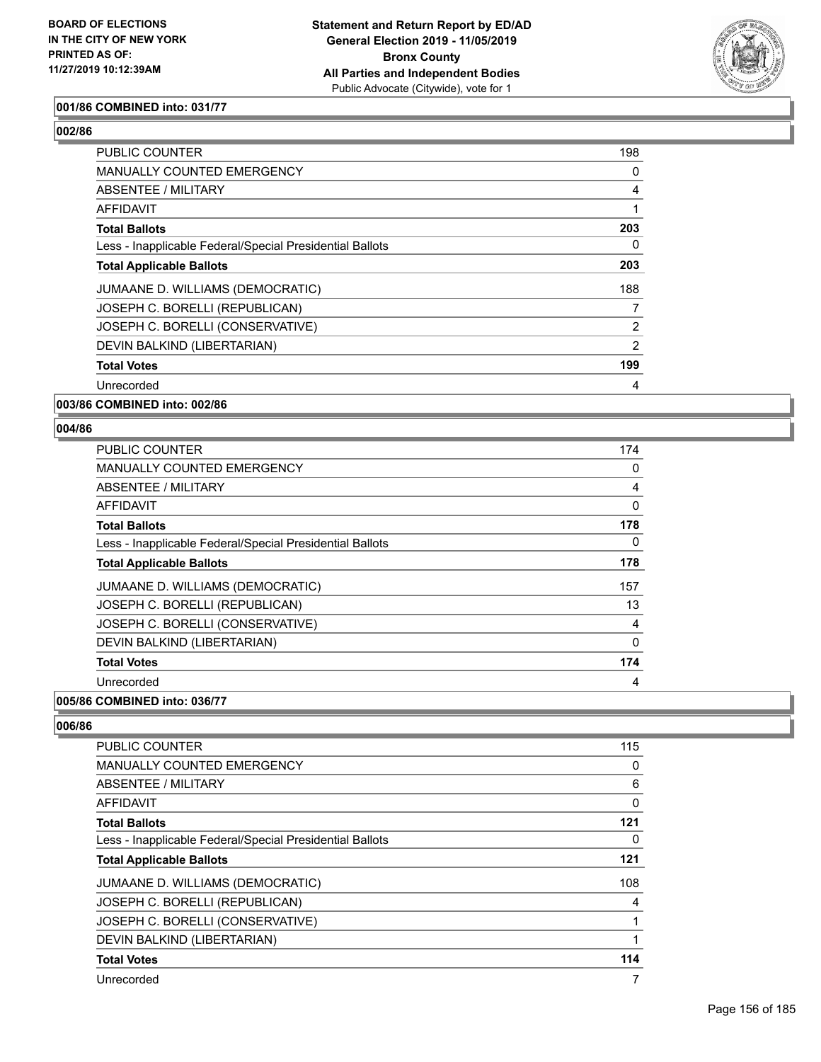**Statement and Return Report by ED/AD**
**General Election 2019 - 11/05/2019**
**Bronx County**
**All Parties and Independent Bodies**
Public Advocate (Citywide), vote for 1

BOARD OF ELECTIONS IN THE CITY OF NEW YORK PRINTED AS OF: 11/27/2019 10:12:39AM

**001/86 COMBINED into: 031/77**

**002/86**

| | |
|---|---|
| PUBLIC COUNTER | 198 |
| MANUALLY COUNTED EMERGENCY | 0 |
| ABSENTEE / MILITARY | 4 |
| AFFIDAVIT | 1 |
| **Total Ballots** | **203** |
| Less - Inapplicable Federal/Special Presidential Ballots | 0 |
| **Total Applicable Ballots** | **203** |
| JUMAANE D. WILLIAMS (DEMOCRATIC) | 188 |
| JOSEPH C. BORELLI (REPUBLICAN) | 7 |
| JOSEPH C. BORELLI (CONSERVATIVE) | 2 |
| DEVIN BALKIND (LIBERTARIAN) | 2 |
| **Total Votes** | **199** |
| Unrecorded | 4 |

**003/86 COMBINED into: 002/86**

**004/86**

| | |
|---|---|
| PUBLIC COUNTER | 174 |
| MANUALLY COUNTED EMERGENCY | 0 |
| ABSENTEE / MILITARY | 4 |
| AFFIDAVIT | 0 |
| **Total Ballots** | **178** |
| Less - Inapplicable Federal/Special Presidential Ballots | 0 |
| **Total Applicable Ballots** | **178** |
| JUMAANE D. WILLIAMS (DEMOCRATIC) | 157 |
| JOSEPH C. BORELLI (REPUBLICAN) | 13 |
| JOSEPH C. BORELLI (CONSERVATIVE) | 4 |
| DEVIN BALKIND (LIBERTARIAN) | 0 |
| **Total Votes** | **174** |
| Unrecorded | 4 |

**005/86 COMBINED into: 036/77**

**006/86**

| | |
|---|---|
| PUBLIC COUNTER | 115 |
| MANUALLY COUNTED EMERGENCY | 0 |
| ABSENTEE / MILITARY | 6 |
| AFFIDAVIT | 0 |
| **Total Ballots** | **121** |
| Less - Inapplicable Federal/Special Presidential Ballots | 0 |
| **Total Applicable Ballots** | **121** |
| JUMAANE D. WILLIAMS (DEMOCRATIC) | 108 |
| JOSEPH C. BORELLI (REPUBLICAN) | 4 |
| JOSEPH C. BORELLI (CONSERVATIVE) | 1 |
| DEVIN BALKIND (LIBERTARIAN) | 1 |
| **Total Votes** | **114** |
| Unrecorded | 7 |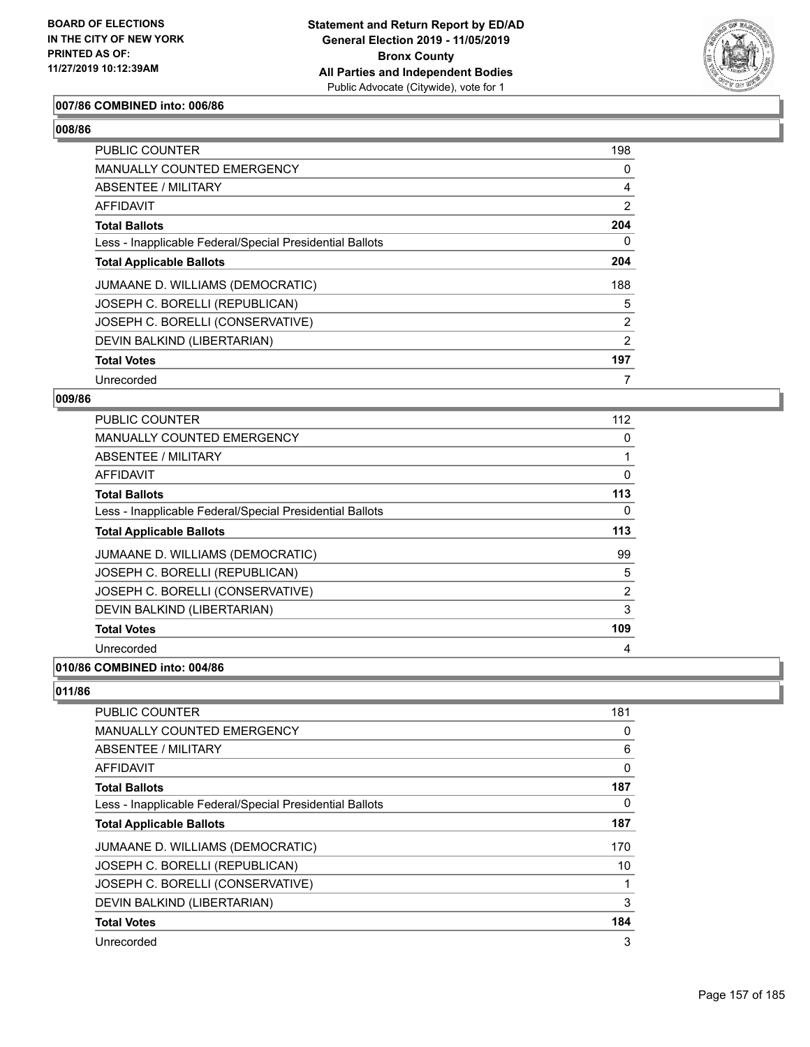**007/86 COMBINED into: 006/86**

**008/86**

| | |
|---|---|
| PUBLIC COUNTER | 198 |
| MANUALLY COUNTED EMERGENCY | 0 |
| ABSENTEE / MILITARY | 4 |
| AFFIDAVIT | 2 |
| **Total Ballots** | **204** |
| Less - Inapplicable Federal/Special Presidential Ballots | 0 |
| **Total Applicable Ballots** | **204** |
| JUMAANE D. WILLIAMS (DEMOCRATIC) | 188 |
| JOSEPH C. BORELLI (REPUBLICAN) | 5 |
| JOSEPH C. BORELLI (CONSERVATIVE) | 2 |
| DEVIN BALKIND (LIBERTARIAN) | 2 |
| **Total Votes** | **197** |
| Unrecorded | 7 |

**009/86**

| | |
|---|---|
| PUBLIC COUNTER | 112 |
| MANUALLY COUNTED EMERGENCY | 0 |
| ABSENTEE / MILITARY | 1 |
| AFFIDAVIT | 0 |
| **Total Ballots** | **113** |
| Less - Inapplicable Federal/Special Presidential Ballots | 0 |
| **Total Applicable Ballots** | **113** |
| JUMAANE D. WILLIAMS (DEMOCRATIC) | 99 |
| JOSEPH C. BORELLI (REPUBLICAN) | 5 |
| JOSEPH C. BORELLI (CONSERVATIVE) | 2 |
| DEVIN BALKIND (LIBERTARIAN) | 3 |
| **Total Votes** | **109** |
| Unrecorded | 4 |

**010/86 COMBINED into: 004/86**

**011/86**

| | |
|---|---|
| PUBLIC COUNTER | 181 |
| MANUALLY COUNTED EMERGENCY | 0 |
| ABSENTEE / MILITARY | 6 |
| AFFIDAVIT | 0 |
| **Total Ballots** | **187** |
| Less - Inapplicable Federal/Special Presidential Ballots | 0 |
| **Total Applicable Ballots** | **187** |
| JUMAANE D. WILLIAMS (DEMOCRATIC) | 170 |
| JOSEPH C. BORELLI (REPUBLICAN) | 10 |
| JOSEPH C. BORELLI (CONSERVATIVE) | 1 |
| DEVIN BALKIND (LIBERTARIAN) | 3 |
| **Total Votes** | **184** |
| Unrecorded | 3 |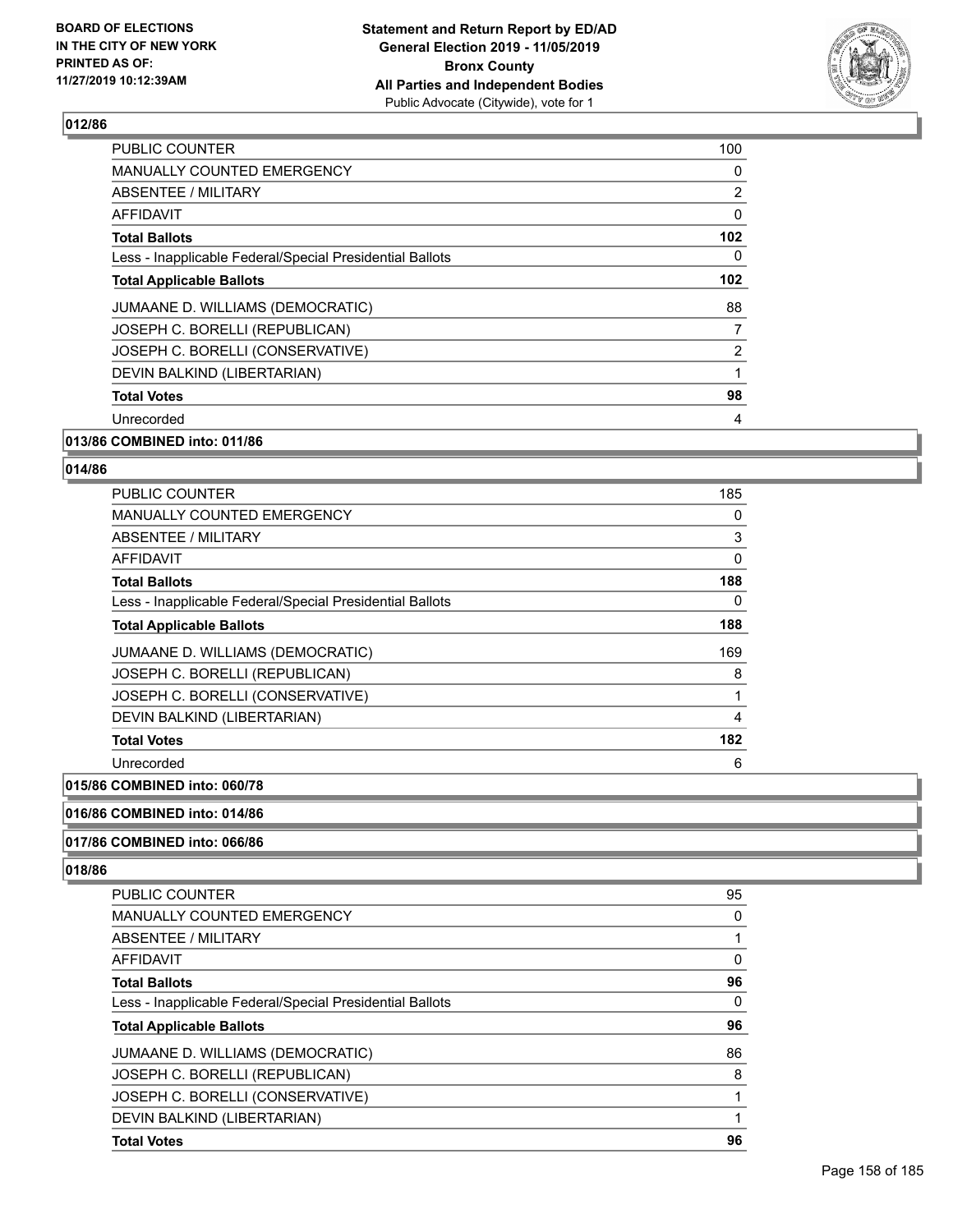### 012/86

| | |
|---|---|
| PUBLIC COUNTER | 100 |
| MANUALLY COUNTED EMERGENCY | 0 |
| ABSENTEE / MILITARY | 2 |
| AFFIDAVIT | 0 |
| **Total Ballots** | **102** |
| Less - Inapplicable Federal/Special Presidential Ballots | 0 |
| **Total Applicable Ballots** | **102** |
| JUMAANE D. WILLIAMS (DEMOCRATIC) | 88 |
| JOSEPH C. BORELLI (REPUBLICAN) | 7 |
| JOSEPH C. BORELLI (CONSERVATIVE) | 2 |
| DEVIN BALKIND (LIBERTARIAN) | 1 |
| **Total Votes** | **98** |
| Unrecorded | 4 |

### 013/86 COMBINED into: 011/86

### 014/86

| | |
|---|---|
| PUBLIC COUNTER | 185 |
| MANUALLY COUNTED EMERGENCY | 0 |
| ABSENTEE / MILITARY | 3 |
| AFFIDAVIT | 0 |
| **Total Ballots** | **188** |
| Less - Inapplicable Federal/Special Presidential Ballots | 0 |
| **Total Applicable Ballots** | **188** |
| JUMAANE D. WILLIAMS (DEMOCRATIC) | 169 |
| JOSEPH C. BORELLI (REPUBLICAN) | 8 |
| JOSEPH C. BORELLI (CONSERVATIVE) | 1 |
| DEVIN BALKIND (LIBERTARIAN) | 4 |
| **Total Votes** | **182** |
| Unrecorded | 6 |

### 015/86 COMBINED into: 060/78

### 016/86 COMBINED into: 014/86

### 017/86 COMBINED into: 066/86

### 018/86

| | |
|---|---|
| PUBLIC COUNTER | 95 |
| MANUALLY COUNTED EMERGENCY | 0 |
| ABSENTEE / MILITARY | 1 |
| AFFIDAVIT | 0 |
| **Total Ballots** | **96** |
| Less - Inapplicable Federal/Special Presidential Ballots | 0 |
| **Total Applicable Ballots** | **96** |
| JUMAANE D. WILLIAMS (DEMOCRATIC) | 86 |
| JOSEPH C. BORELLI (REPUBLICAN) | 8 |
| JOSEPH C. BORELLI (CONSERVATIVE) | 1 |
| DEVIN BALKIND (LIBERTARIAN) | 1 |
| **Total Votes** | **96** |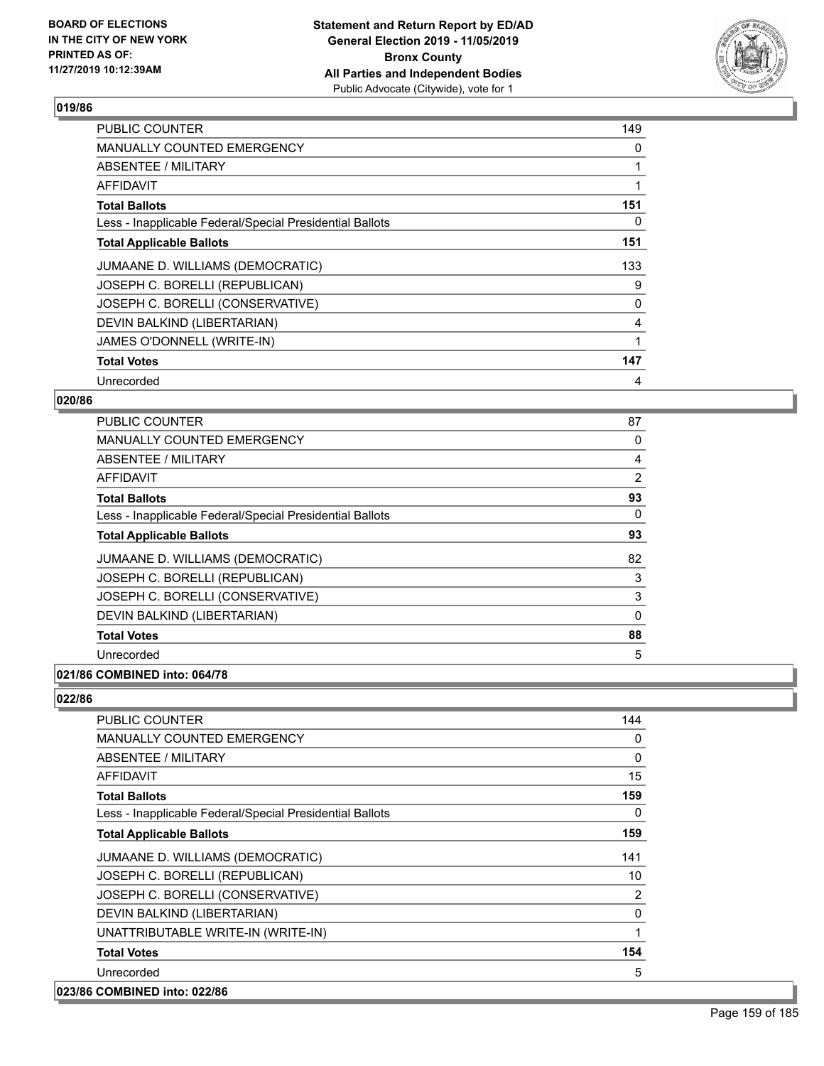### 019/86

| | |
|---|---|
| PUBLIC COUNTER | 149 |
| MANUALLY COUNTED EMERGENCY | 0 |
| ABSENTEE / MILITARY | 1 |
| AFFIDAVIT | 1 |
| **Total Ballots** | **151** |
| Less - Inapplicable Federal/Special Presidential Ballots | 0 |
| **Total Applicable Ballots** | **151** |
| JUMAANE D. WILLIAMS (DEMOCRATIC) | 133 |
| JOSEPH C. BORELLI (REPUBLICAN) | 9 |
| JOSEPH C. BORELLI (CONSERVATIVE) | 0 |
| DEVIN BALKIND (LIBERTARIAN) | 4 |
| JAMES O'DONNELL (WRITE-IN) | 1 |
| **Total Votes** | **147** |
| Unrecorded | 4 |

### 020/86

| | |
|---|---|
| PUBLIC COUNTER | 87 |
| MANUALLY COUNTED EMERGENCY | 0 |
| ABSENTEE / MILITARY | 4 |
| AFFIDAVIT | 2 |
| **Total Ballots** | **93** |
| Less - Inapplicable Federal/Special Presidential Ballots | 0 |
| **Total Applicable Ballots** | **93** |
| JUMAANE D. WILLIAMS (DEMOCRATIC) | 82 |
| JOSEPH C. BORELLI (REPUBLICAN) | 3 |
| JOSEPH C. BORELLI (CONSERVATIVE) | 3 |
| DEVIN BALKIND (LIBERTARIAN) | 0 |
| **Total Votes** | **88** |
| Unrecorded | 5 |

### 021/86 COMBINED into: 064/78

### 022/86

| | |
|---|---|
| PUBLIC COUNTER | 144 |
| MANUALLY COUNTED EMERGENCY | 0 |
| ABSENTEE / MILITARY | 0 |
| AFFIDAVIT | 15 |
| **Total Ballots** | **159** |
| Less - Inapplicable Federal/Special Presidential Ballots | 0 |
| **Total Applicable Ballots** | **159** |
| JUMAANE D. WILLIAMS (DEMOCRATIC) | 141 |
| JOSEPH C. BORELLI (REPUBLICAN) | 10 |
| JOSEPH C. BORELLI (CONSERVATIVE) | 2 |
| DEVIN BALKIND (LIBERTARIAN) | 0 |
| UNATTRIBUTABLE WRITE-IN (WRITE-IN) | 1 |
| **Total Votes** | **154** |
| Unrecorded | 5 |

### 023/86 COMBINED into: 022/86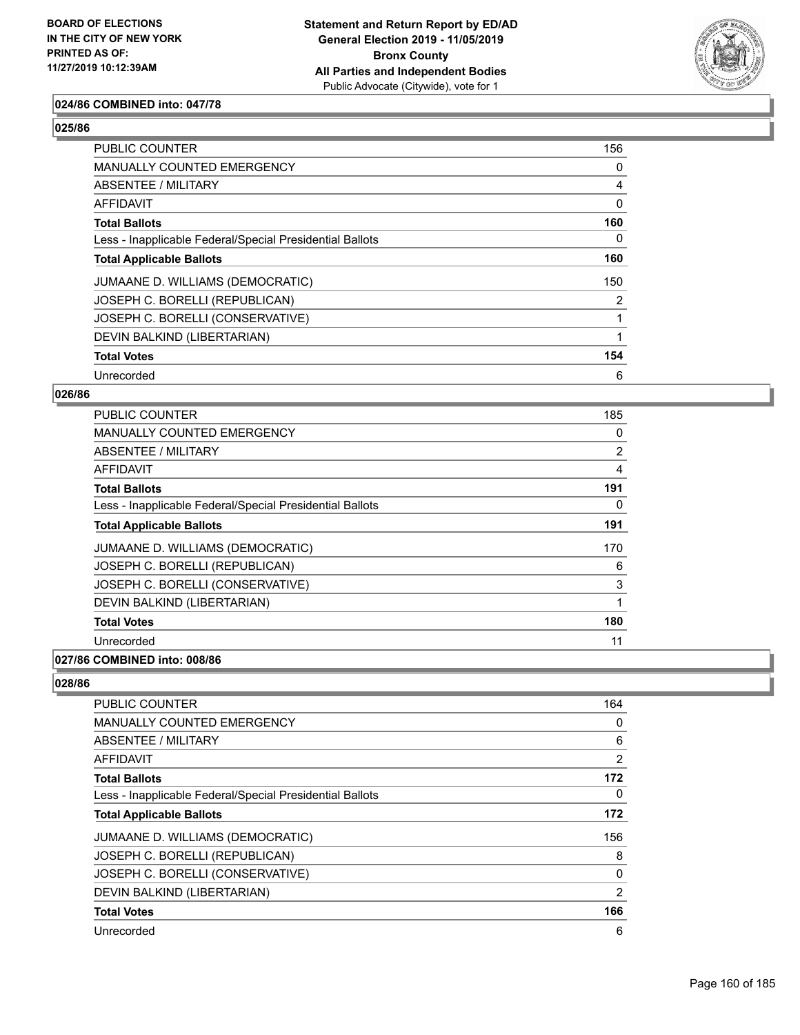### 024/86 COMBINED into: 047/78

### 025/86

| | |
|---|---|
| PUBLIC COUNTER | 156 |
| MANUALLY COUNTED EMERGENCY | 0 |
| ABSENTEE / MILITARY | 4 |
| AFFIDAVIT | 0 |
| **Total Ballots** | **160** |
| Less - Inapplicable Federal/Special Presidential Ballots | 0 |
| **Total Applicable Ballots** | **160** |
| JUMAANE D. WILLIAMS (DEMOCRATIC) | 150 |
| JOSEPH C. BORELLI (REPUBLICAN) | 2 |
| JOSEPH C. BORELLI (CONSERVATIVE) | 1 |
| DEVIN BALKIND (LIBERTARIAN) | 1 |
| **Total Votes** | **154** |
| Unrecorded | 6 |

### 026/86

| | |
|---|---|
| PUBLIC COUNTER | 185 |
| MANUALLY COUNTED EMERGENCY | 0 |
| ABSENTEE / MILITARY | 2 |
| AFFIDAVIT | 4 |
| **Total Ballots** | **191** |
| Less - Inapplicable Federal/Special Presidential Ballots | 0 |
| **Total Applicable Ballots** | **191** |
| JUMAANE D. WILLIAMS (DEMOCRATIC) | 170 |
| JOSEPH C. BORELLI (REPUBLICAN) | 6 |
| JOSEPH C. BORELLI (CONSERVATIVE) | 3 |
| DEVIN BALKIND (LIBERTARIAN) | 1 |
| **Total Votes** | **180** |
| Unrecorded | 11 |

### 027/86 COMBINED into: 008/86

### 028/86

| | |
|---|---|
| PUBLIC COUNTER | 164 |
| MANUALLY COUNTED EMERGENCY | 0 |
| ABSENTEE / MILITARY | 6 |
| AFFIDAVIT | 2 |
| **Total Ballots** | **172** |
| Less - Inapplicable Federal/Special Presidential Ballots | 0 |
| **Total Applicable Ballots** | **172** |
| JUMAANE D. WILLIAMS (DEMOCRATIC) | 156 |
| JOSEPH C. BORELLI (REPUBLICAN) | 8 |
| JOSEPH C. BORELLI (CONSERVATIVE) | 0 |
| DEVIN BALKIND (LIBERTARIAN) | 2 |
| **Total Votes** | **166** |
| Unrecorded | 6 |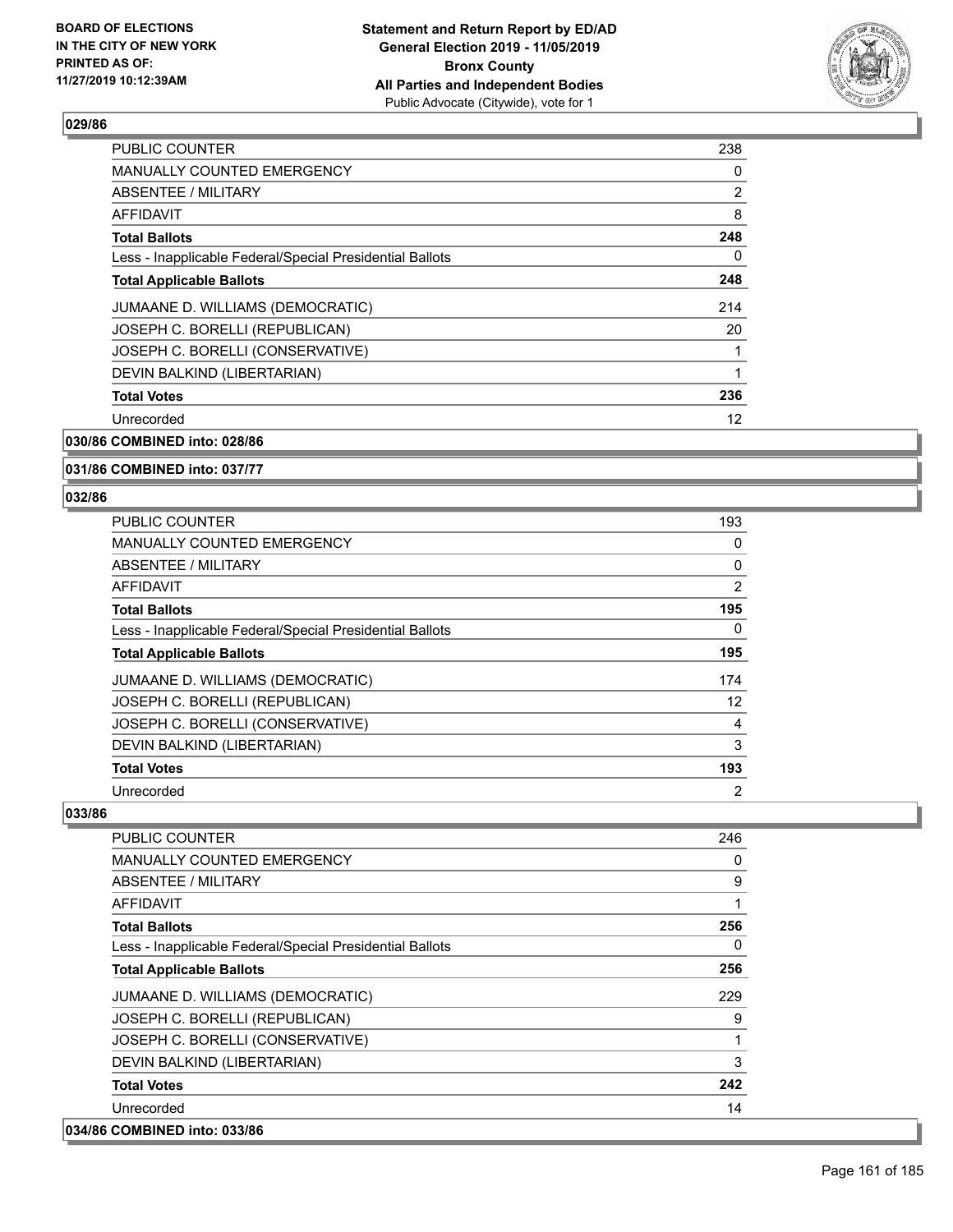## 029/86

| | |
|---|---|
| PUBLIC COUNTER | 238 |
| MANUALLY COUNTED EMERGENCY | 0 |
| ABSENTEE / MILITARY | 2 |
| AFFIDAVIT | 8 |
| **Total Ballots** | **248** |
| Less - Inapplicable Federal/Special Presidential Ballots | 0 |
| **Total Applicable Ballots** | **248** |
| JUMAANE D. WILLIAMS (DEMOCRATIC) | 214 |
| JOSEPH C. BORELLI (REPUBLICAN) | 20 |
| JOSEPH C. BORELLI (CONSERVATIVE) | 1 |
| DEVIN BALKIND (LIBERTARIAN) | 1 |
| **Total Votes** | **236** |
| Unrecorded | 12 |

## 030/86 COMBINED into: 028/86

## 031/86 COMBINED into: 037/77

## 032/86

| | |
|---|---|
| PUBLIC COUNTER | 193 |
| MANUALLY COUNTED EMERGENCY | 0 |
| ABSENTEE / MILITARY | 0 |
| AFFIDAVIT | 2 |
| **Total Ballots** | **195** |
| Less - Inapplicable Federal/Special Presidential Ballots | 0 |
| **Total Applicable Ballots** | **195** |
| JUMAANE D. WILLIAMS (DEMOCRATIC) | 174 |
| JOSEPH C. BORELLI (REPUBLICAN) | 12 |
| JOSEPH C. BORELLI (CONSERVATIVE) | 4 |
| DEVIN BALKIND (LIBERTARIAN) | 3 |
| **Total Votes** | **193** |
| Unrecorded | 2 |

## 033/86

| | |
|---|---|
| PUBLIC COUNTER | 246 |
| MANUALLY COUNTED EMERGENCY | 0 |
| ABSENTEE / MILITARY | 9 |
| AFFIDAVIT | 1 |
| **Total Ballots** | **256** |
| Less - Inapplicable Federal/Special Presidential Ballots | 0 |
| **Total Applicable Ballots** | **256** |
| JUMAANE D. WILLIAMS (DEMOCRATIC) | 229 |
| JOSEPH C. BORELLI (REPUBLICAN) | 9 |
| JOSEPH C. BORELLI (CONSERVATIVE) | 1 |
| DEVIN BALKIND (LIBERTARIAN) | 3 |
| **Total Votes** | **242** |
| Unrecorded | 14 |

## 034/86 COMBINED into: 033/86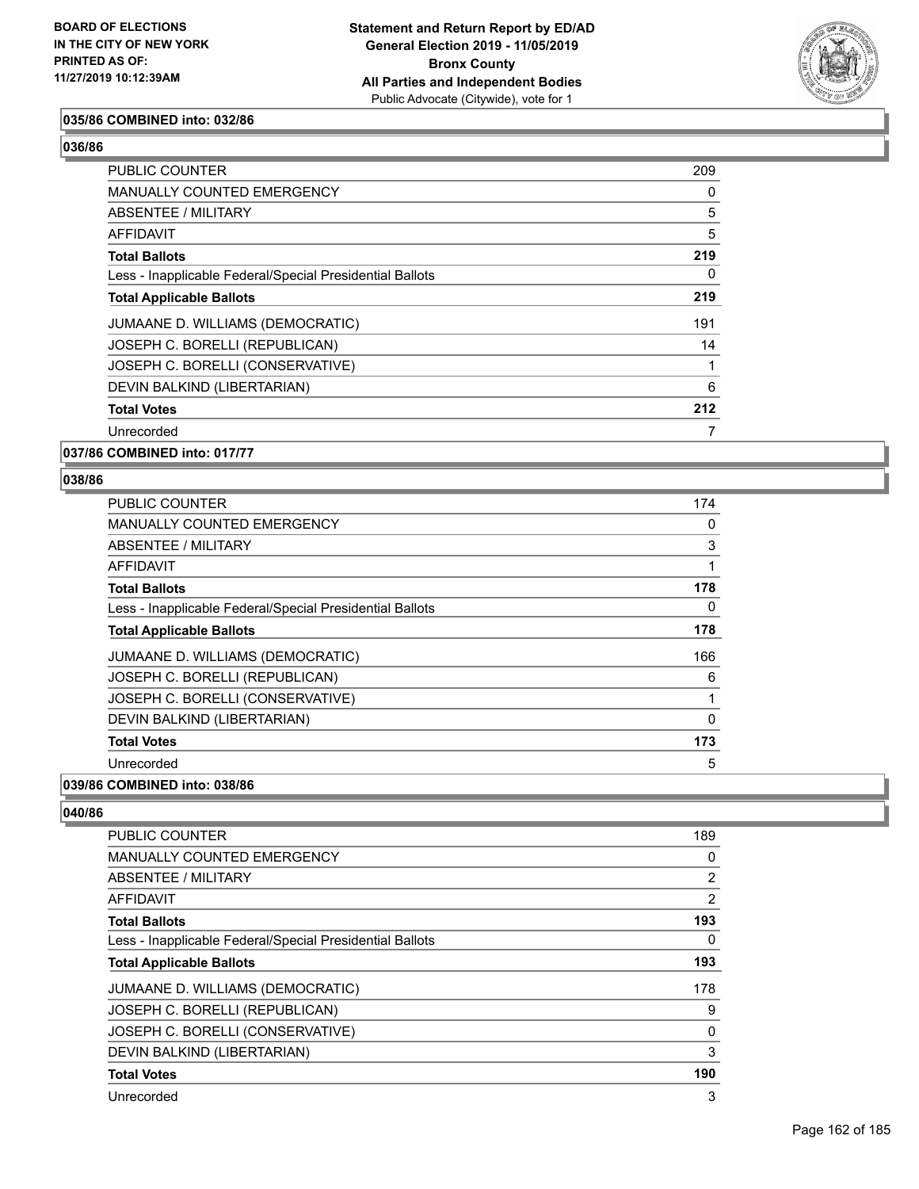**035/86 COMBINED into: 032/86**

**036/86**

| | |
|---|---|
| PUBLIC COUNTER | 209 |
| MANUALLY COUNTED EMERGENCY | 0 |
| ABSENTEE / MILITARY | 5 |
| AFFIDAVIT | 5 |
| **Total Ballots** | **219** |
| Less - Inapplicable Federal/Special Presidential Ballots | 0 |
| **Total Applicable Ballots** | **219** |
| JUMAANE D. WILLIAMS (DEMOCRATIC) | 191 |
| JOSEPH C. BORELLI (REPUBLICAN) | 14 |
| JOSEPH C. BORELLI (CONSERVATIVE) | 1 |
| DEVIN BALKIND (LIBERTARIAN) | 6 |
| **Total Votes** | **212** |
| Unrecorded | 7 |

**037/86 COMBINED into: 017/77**

**038/86**

| | |
|---|---|
| PUBLIC COUNTER | 174 |
| MANUALLY COUNTED EMERGENCY | 0 |
| ABSENTEE / MILITARY | 3 |
| AFFIDAVIT | 1 |
| **Total Ballots** | **178** |
| Less - Inapplicable Federal/Special Presidential Ballots | 0 |
| **Total Applicable Ballots** | **178** |
| JUMAANE D. WILLIAMS (DEMOCRATIC) | 166 |
| JOSEPH C. BORELLI (REPUBLICAN) | 6 |
| JOSEPH C. BORELLI (CONSERVATIVE) | 1 |
| DEVIN BALKIND (LIBERTARIAN) | 0 |
| **Total Votes** | **173** |
| Unrecorded | 5 |

**039/86 COMBINED into: 038/86**

**040/86**

| | |
|---|---|
| PUBLIC COUNTER | 189 |
| MANUALLY COUNTED EMERGENCY | 0 |
| ABSENTEE / MILITARY | 2 |
| AFFIDAVIT | 2 |
| **Total Ballots** | **193** |
| Less - Inapplicable Federal/Special Presidential Ballots | 0 |
| **Total Applicable Ballots** | **193** |
| JUMAANE D. WILLIAMS (DEMOCRATIC) | 178 |
| JOSEPH C. BORELLI (REPUBLICAN) | 9 |
| JOSEPH C. BORELLI (CONSERVATIVE) | 0 |
| DEVIN BALKIND (LIBERTARIAN) | 3 |
| **Total Votes** | **190** |
| Unrecorded | 3 |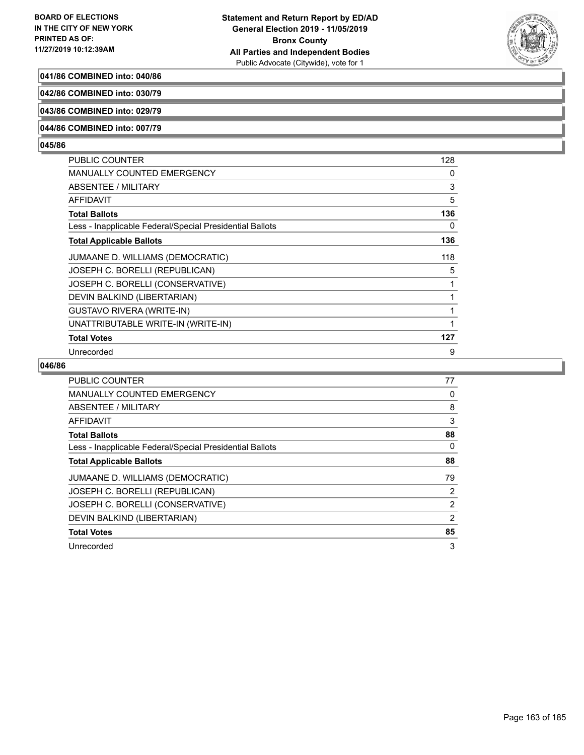**041/86 COMBINED into: 040/86**

**042/86 COMBINED into: 030/79**

**043/86 COMBINED into: 029/79**

**044/86 COMBINED into: 007/79**

**045/86**

| | |
|---|---|
| PUBLIC COUNTER | 128 |
| MANUALLY COUNTED EMERGENCY | 0 |
| ABSENTEE / MILITARY | 3 |
| AFFIDAVIT | 5 |
| **Total Ballots** | **136** |
| Less - Inapplicable Federal/Special Presidential Ballots | 0 |
| **Total Applicable Ballots** | **136** |
| JUMAANE D. WILLIAMS (DEMOCRATIC) | 118 |
| JOSEPH C. BORELLI (REPUBLICAN) | 5 |
| JOSEPH C. BORELLI (CONSERVATIVE) | 1 |
| DEVIN BALKIND (LIBERTARIAN) | 1 |
| GUSTAVO RIVERA (WRITE-IN) | 1 |
| UNATTRIBUTABLE WRITE-IN (WRITE-IN) | 1 |
| **Total Votes** | **127** |
| Unrecorded | 9 |

**046/86**

| | |
|---|---|
| PUBLIC COUNTER | 77 |
| MANUALLY COUNTED EMERGENCY | 0 |
| ABSENTEE / MILITARY | 8 |
| AFFIDAVIT | 3 |
| **Total Ballots** | **88** |
| Less - Inapplicable Federal/Special Presidential Ballots | 0 |
| **Total Applicable Ballots** | **88** |
| JUMAANE D. WILLIAMS (DEMOCRATIC) | 79 |
| JOSEPH C. BORELLI (REPUBLICAN) | 2 |
| JOSEPH C. BORELLI (CONSERVATIVE) | 2 |
| DEVIN BALKIND (LIBERTARIAN) | 2 |
| **Total Votes** | **85** |
| Unrecorded | 3 |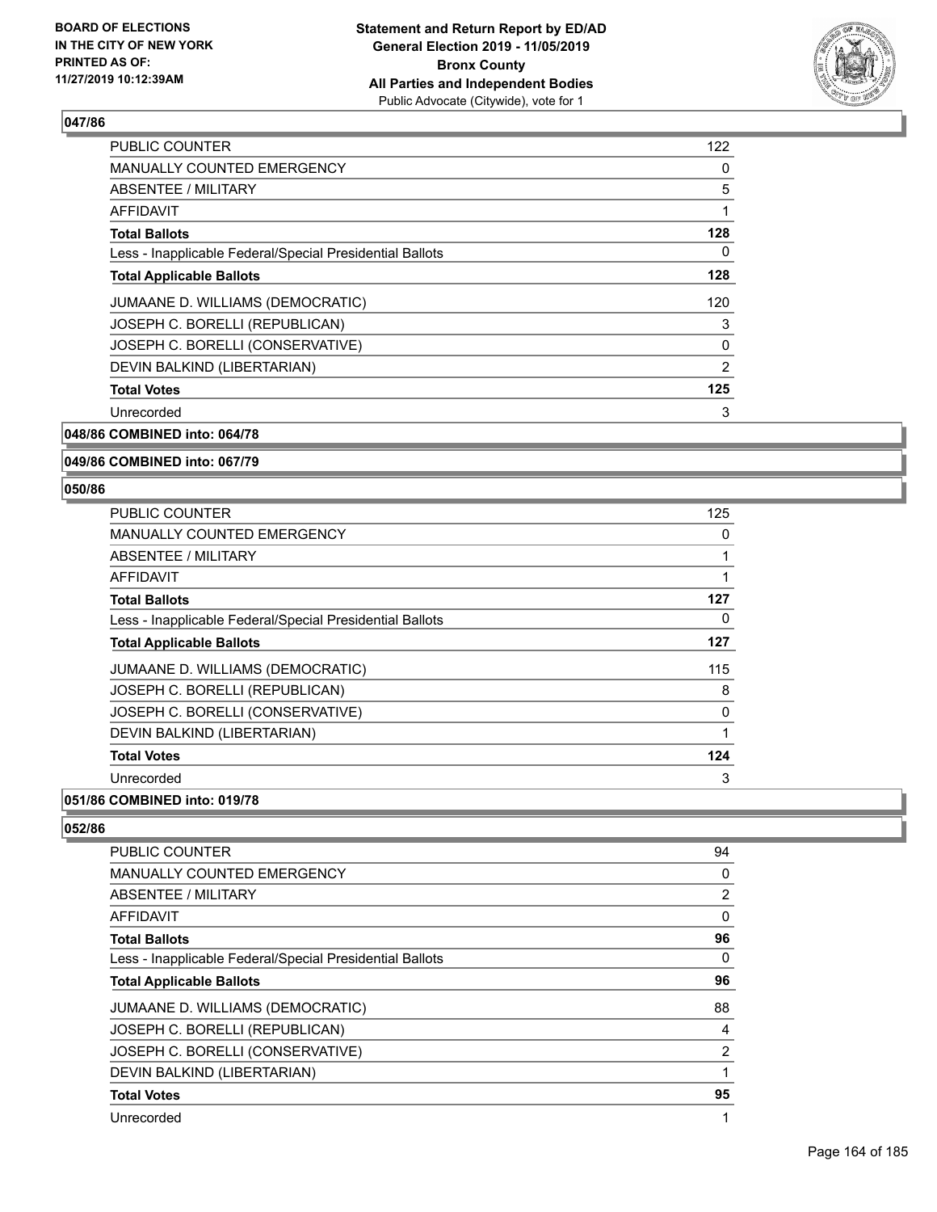## 047/86

| | |
|---|---|
| PUBLIC COUNTER | 122 |
| MANUALLY COUNTED EMERGENCY | 0 |
| ABSENTEE / MILITARY | 5 |
| AFFIDAVIT | 1 |
| **Total Ballots** | **128** |
| Less - Inapplicable Federal/Special Presidential Ballots | 0 |
| **Total Applicable Ballots** | **128** |
| JUMAANE D. WILLIAMS (DEMOCRATIC) | 120 |
| JOSEPH C. BORELLI (REPUBLICAN) | 3 |
| JOSEPH C. BORELLI (CONSERVATIVE) | 0 |
| DEVIN BALKIND (LIBERTARIAN) | 2 |
| **Total Votes** | **125** |
| Unrecorded | 3 |

## 048/86 COMBINED into: 064/78

## 049/86 COMBINED into: 067/79

## 050/86

| | |
|---|---|
| PUBLIC COUNTER | 125 |
| MANUALLY COUNTED EMERGENCY | 0 |
| ABSENTEE / MILITARY | 1 |
| AFFIDAVIT | 1 |
| **Total Ballots** | **127** |
| Less - Inapplicable Federal/Special Presidential Ballots | 0 |
| **Total Applicable Ballots** | **127** |
| JUMAANE D. WILLIAMS (DEMOCRATIC) | 115 |
| JOSEPH C. BORELLI (REPUBLICAN) | 8 |
| JOSEPH C. BORELLI (CONSERVATIVE) | 0 |
| DEVIN BALKIND (LIBERTARIAN) | 1 |
| **Total Votes** | **124** |
| Unrecorded | 3 |

## 051/86 COMBINED into: 019/78

## 052/86

| | |
|---|---|
| PUBLIC COUNTER | 94 |
| MANUALLY COUNTED EMERGENCY | 0 |
| ABSENTEE / MILITARY | 2 |
| AFFIDAVIT | 0 |
| **Total Ballots** | **96** |
| Less - Inapplicable Federal/Special Presidential Ballots | 0 |
| **Total Applicable Ballots** | **96** |
| JUMAANE D. WILLIAMS (DEMOCRATIC) | 88 |
| JOSEPH C. BORELLI (REPUBLICAN) | 4 |
| JOSEPH C. BORELLI (CONSERVATIVE) | 2 |
| DEVIN BALKIND (LIBERTARIAN) | 1 |
| **Total Votes** | **95** |
| Unrecorded | 1 |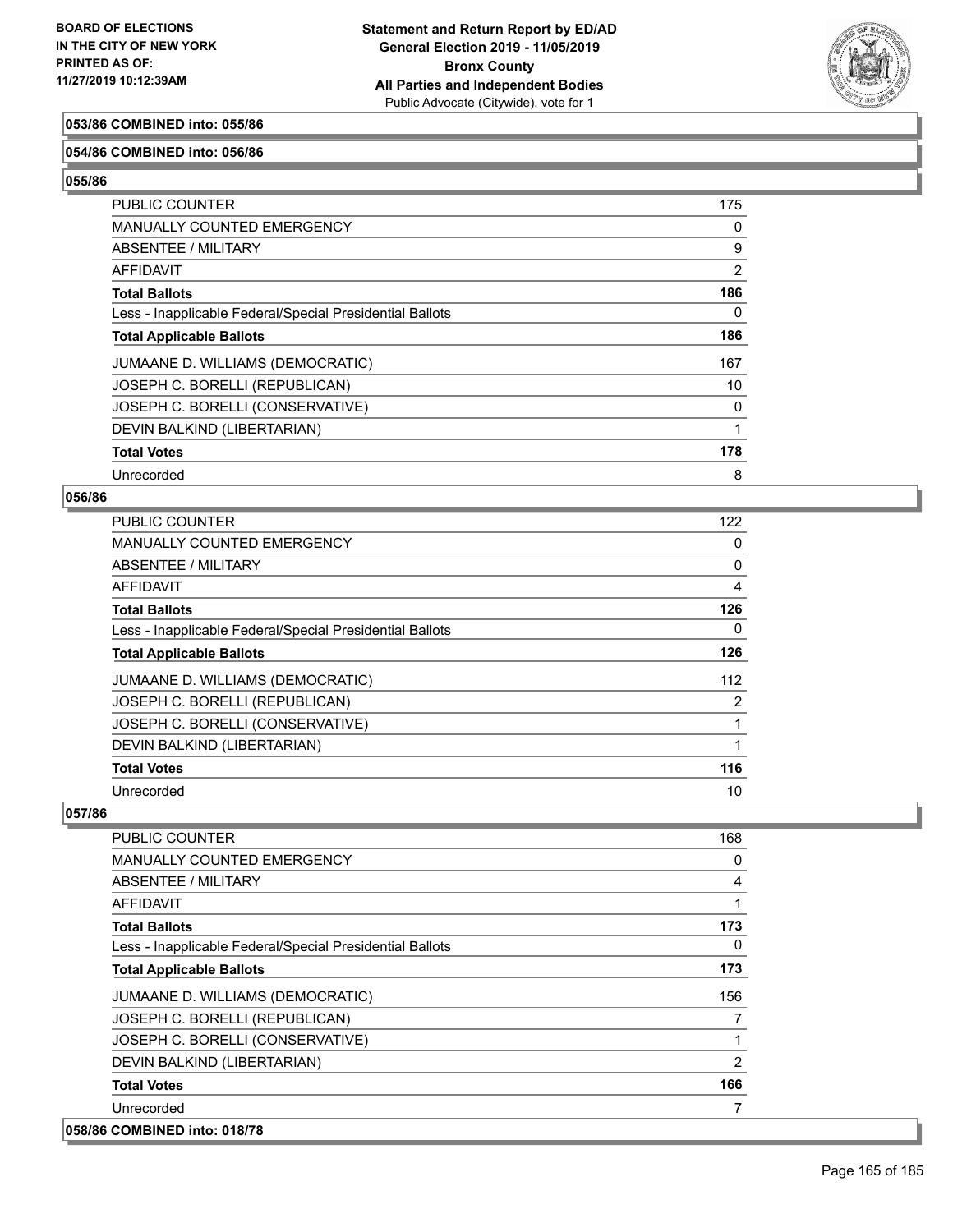**053/86 COMBINED into: 055/86**

**054/86 COMBINED into: 056/86**

**055/86**

| | |
|---|---|
| PUBLIC COUNTER | 175 |
| MANUALLY COUNTED EMERGENCY | 0 |
| ABSENTEE / MILITARY | 9 |
| AFFIDAVIT | 2 |
| **Total Ballots** | **186** |
| Less - Inapplicable Federal/Special Presidential Ballots | 0 |
| **Total Applicable Ballots** | **186** |
| JUMAANE D. WILLIAMS (DEMOCRATIC) | 167 |
| JOSEPH C. BORELLI (REPUBLICAN) | 10 |
| JOSEPH C. BORELLI (CONSERVATIVE) | 0 |
| DEVIN BALKIND (LIBERTARIAN) | 1 |
| **Total Votes** | **178** |
| Unrecorded | 8 |

**056/86**

| | |
|---|---|
| PUBLIC COUNTER | 122 |
| MANUALLY COUNTED EMERGENCY | 0 |
| ABSENTEE / MILITARY | 0 |
| AFFIDAVIT | 4 |
| **Total Ballots** | **126** |
| Less - Inapplicable Federal/Special Presidential Ballots | 0 |
| **Total Applicable Ballots** | **126** |
| JUMAANE D. WILLIAMS (DEMOCRATIC) | 112 |
| JOSEPH C. BORELLI (REPUBLICAN) | 2 |
| JOSEPH C. BORELLI (CONSERVATIVE) | 1 |
| DEVIN BALKIND (LIBERTARIAN) | 1 |
| **Total Votes** | **116** |
| Unrecorded | 10 |

**057/86**

| | |
|---|---|
| PUBLIC COUNTER | 168 |
| MANUALLY COUNTED EMERGENCY | 0 |
| ABSENTEE / MILITARY | 4 |
| AFFIDAVIT | 1 |
| **Total Ballots** | **173** |
| Less - Inapplicable Federal/Special Presidential Ballots | 0 |
| **Total Applicable Ballots** | **173** |
| JUMAANE D. WILLIAMS (DEMOCRATIC) | 156 |
| JOSEPH C. BORELLI (REPUBLICAN) | 7 |
| JOSEPH C. BORELLI (CONSERVATIVE) | 1 |
| DEVIN BALKIND (LIBERTARIAN) | 2 |
| **Total Votes** | **166** |
| Unrecorded | 7 |

**058/86 COMBINED into: 018/78**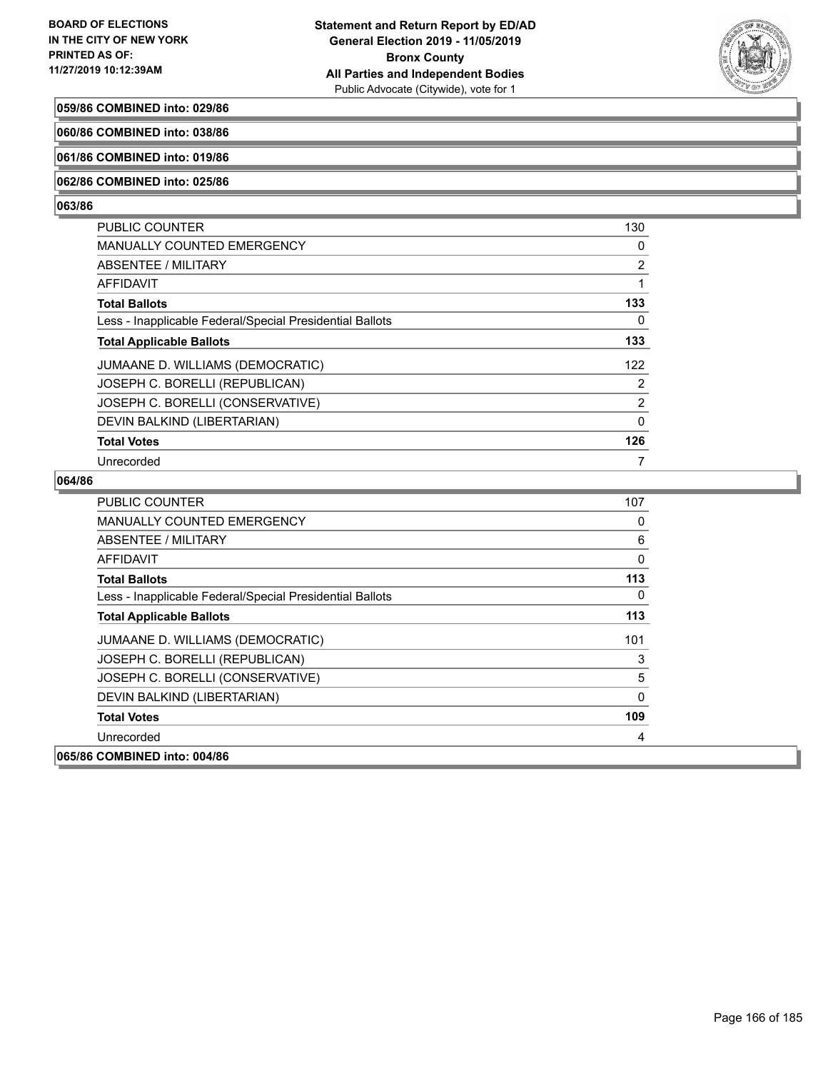**059/86 COMBINED into: 029/86**

**060/86 COMBINED into: 038/86**

**061/86 COMBINED into: 019/86**

**062/86 COMBINED into: 025/86**

**063/86**

| | |
|---|---|
| PUBLIC COUNTER | 130 |
| MANUALLY COUNTED EMERGENCY | 0 |
| ABSENTEE / MILITARY | 2 |
| AFFIDAVIT | 1 |
| **Total Ballots** | **133** |
| Less - Inapplicable Federal/Special Presidential Ballots | 0 |
| **Total Applicable Ballots** | **133** |
| JUMAANE D. WILLIAMS (DEMOCRATIC) | 122 |
| JOSEPH C. BORELLI (REPUBLICAN) | 2 |
| JOSEPH C. BORELLI (CONSERVATIVE) | 2 |
| DEVIN BALKIND (LIBERTARIAN) | 0 |
| **Total Votes** | **126** |
| Unrecorded | 7 |

**064/86**

| | |
|---|---|
| PUBLIC COUNTER | 107 |
| MANUALLY COUNTED EMERGENCY | 0 |
| ABSENTEE / MILITARY | 6 |
| AFFIDAVIT | 0 |
| **Total Ballots** | **113** |
| Less - Inapplicable Federal/Special Presidential Ballots | 0 |
| **Total Applicable Ballots** | **113** |
| JUMAANE D. WILLIAMS (DEMOCRATIC) | 101 |
| JOSEPH C. BORELLI (REPUBLICAN) | 3 |
| JOSEPH C. BORELLI (CONSERVATIVE) | 5 |
| DEVIN BALKIND (LIBERTARIAN) | 0 |
| **Total Votes** | **109** |
| Unrecorded | 4 |

**065/86 COMBINED into: 004/86**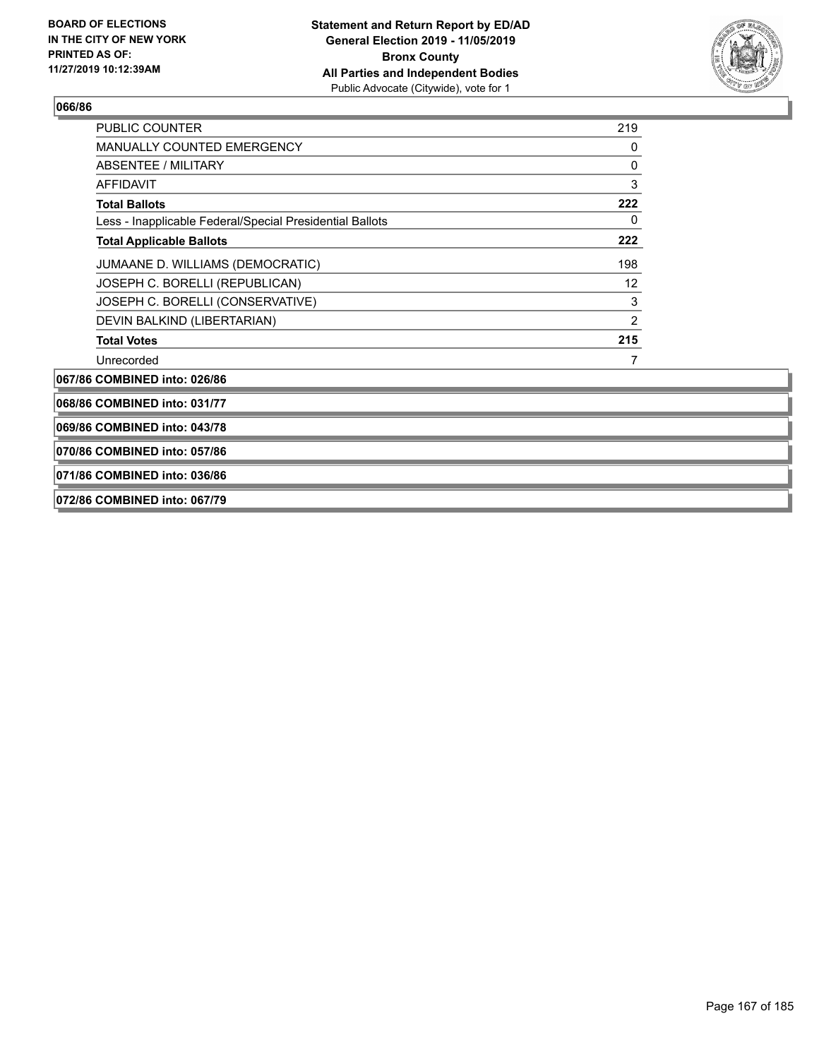**066/86**

| | |
|---|---|
| PUBLIC COUNTER | 219 |
| MANUALLY COUNTED EMERGENCY | 0 |
| ABSENTEE / MILITARY | 0 |
| AFFIDAVIT | 3 |
| **Total Ballots** | **222** |
| Less - Inapplicable Federal/Special Presidential Ballots | 0 |
| **Total Applicable Ballots** | **222** |
| JUMAANE D. WILLIAMS (DEMOCRATIC) | 198 |
| JOSEPH C. BORELLI (REPUBLICAN) | 12 |
| JOSEPH C. BORELLI (CONSERVATIVE) | 3 |
| DEVIN BALKIND (LIBERTARIAN) | 2 |
| **Total Votes** | **215** |
| Unrecorded | 7 |

**067/86 COMBINED into: 026/86**

**068/86 COMBINED into: 031/77**

**069/86 COMBINED into: 043/78**

**070/86 COMBINED into: 057/86**

**071/86 COMBINED into: 036/86**

**072/86 COMBINED into: 067/79**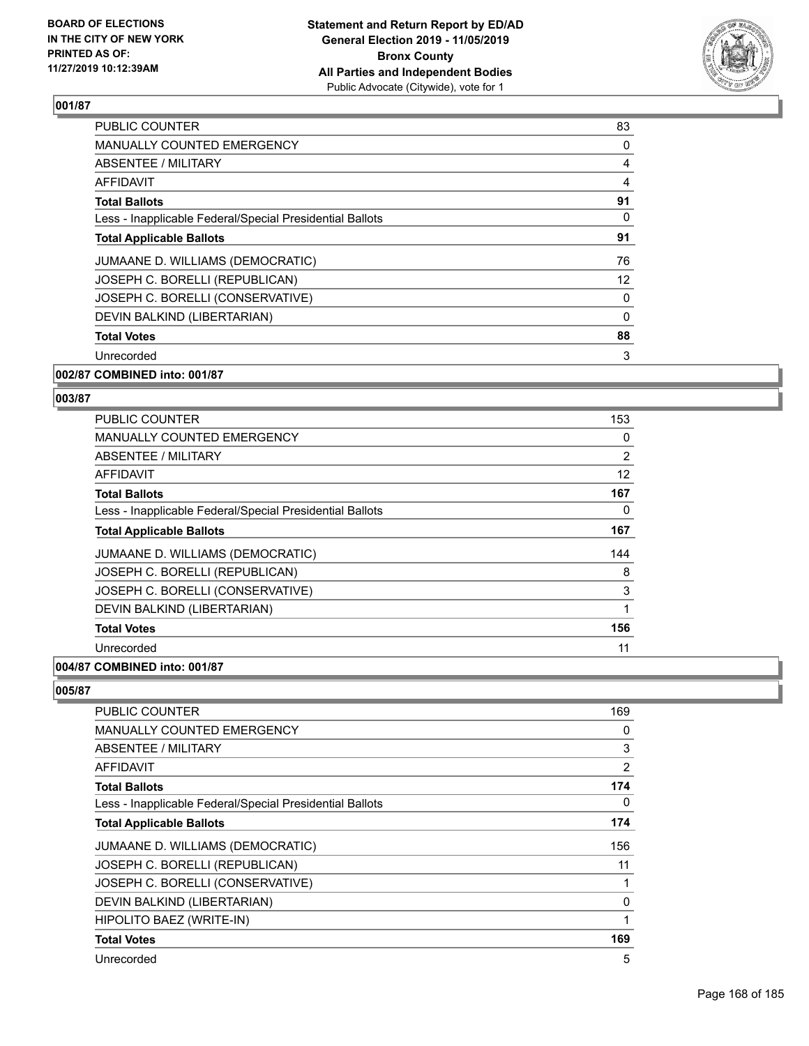**001/87**

| | |
|---|---|
| PUBLIC COUNTER | 83 |
| MANUALLY COUNTED EMERGENCY | 0 |
| ABSENTEE / MILITARY | 4 |
| AFFIDAVIT | 4 |
| **Total Ballots** | **91** |
| Less - Inapplicable Federal/Special Presidential Ballots | 0 |
| **Total Applicable Ballots** | **91** |
| JUMAANE D. WILLIAMS (DEMOCRATIC) | 76 |
| JOSEPH C. BORELLI (REPUBLICAN) | 12 |
| JOSEPH C. BORELLI (CONSERVATIVE) | 0 |
| DEVIN BALKIND (LIBERTARIAN) | 0 |
| **Total Votes** | **88** |
| Unrecorded | 3 |

**002/87 COMBINED into: 001/87**

**003/87**

| | |
|---|---|
| PUBLIC COUNTER | 153 |
| MANUALLY COUNTED EMERGENCY | 0 |
| ABSENTEE / MILITARY | 2 |
| AFFIDAVIT | 12 |
| **Total Ballots** | **167** |
| Less - Inapplicable Federal/Special Presidential Ballots | 0 |
| **Total Applicable Ballots** | **167** |
| JUMAANE D. WILLIAMS (DEMOCRATIC) | 144 |
| JOSEPH C. BORELLI (REPUBLICAN) | 8 |
| JOSEPH C. BORELLI (CONSERVATIVE) | 3 |
| DEVIN BALKIND (LIBERTARIAN) | 1 |
| **Total Votes** | **156** |
| Unrecorded | 11 |

**004/87 COMBINED into: 001/87**

**005/87**

| | |
|---|---|
| PUBLIC COUNTER | 169 |
| MANUALLY COUNTED EMERGENCY | 0 |
| ABSENTEE / MILITARY | 3 |
| AFFIDAVIT | 2 |
| **Total Ballots** | **174** |
| Less - Inapplicable Federal/Special Presidential Ballots | 0 |
| **Total Applicable Ballots** | **174** |
| JUMAANE D. WILLIAMS (DEMOCRATIC) | 156 |
| JOSEPH C. BORELLI (REPUBLICAN) | 11 |
| JOSEPH C. BORELLI (CONSERVATIVE) | 1 |
| DEVIN BALKIND (LIBERTARIAN) | 0 |
| HIPOLITO BAEZ (WRITE-IN) | 1 |
| **Total Votes** | **169** |
| Unrecorded | 5 |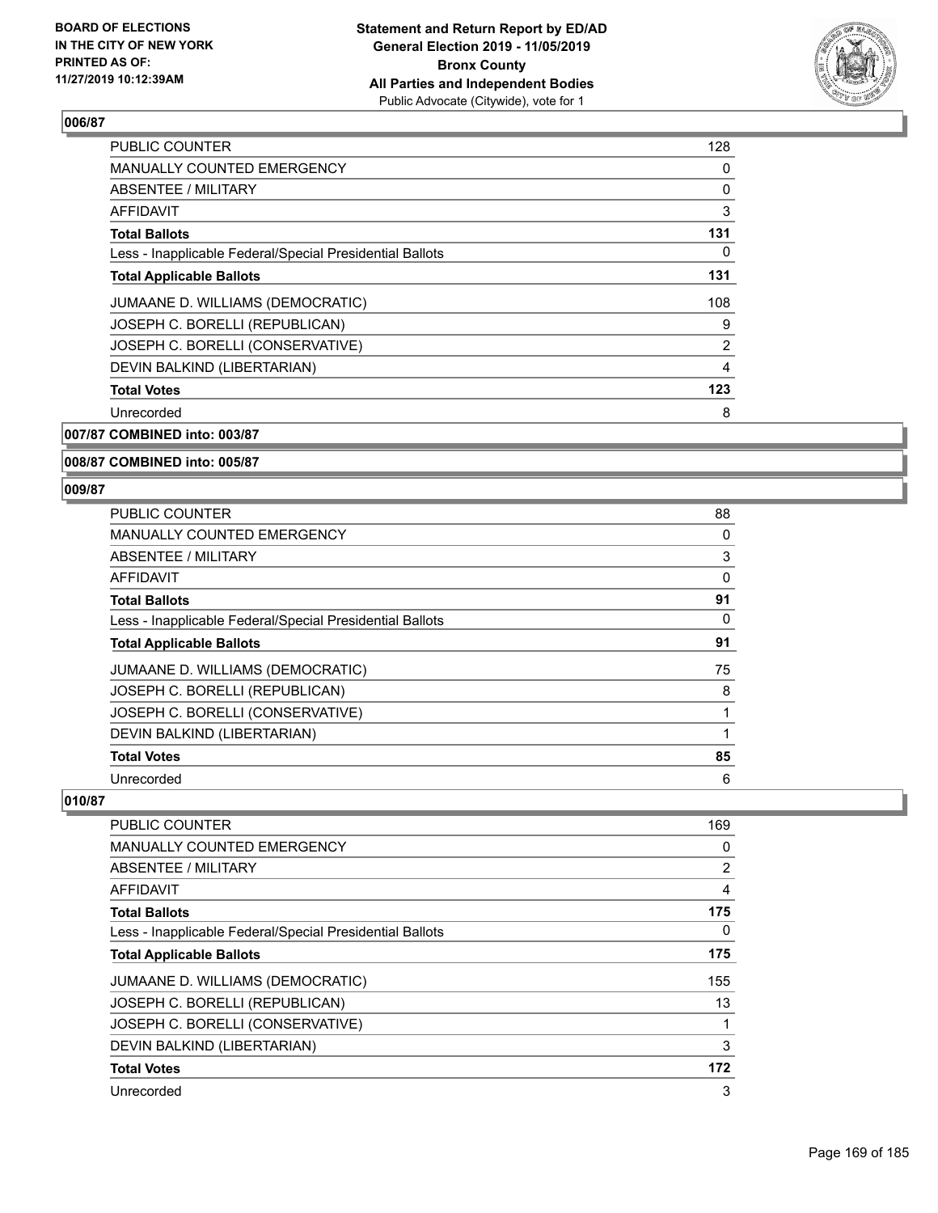## 006/87

| | |
|---|---|
| PUBLIC COUNTER | 128 |
| MANUALLY COUNTED EMERGENCY | 0 |
| ABSENTEE / MILITARY | 0 |
| AFFIDAVIT | 3 |
| **Total Ballots** | **131** |
| Less - Inapplicable Federal/Special Presidential Ballots | 0 |
| **Total Applicable Ballots** | **131** |
| JUMAANE D. WILLIAMS (DEMOCRATIC) | 108 |
| JOSEPH C. BORELLI (REPUBLICAN) | 9 |
| JOSEPH C. BORELLI (CONSERVATIVE) | 2 |
| DEVIN BALKIND (LIBERTARIAN) | 4 |
| **Total Votes** | **123** |
| Unrecorded | 8 |

## 007/87 COMBINED into: 003/87

## 008/87 COMBINED into: 005/87

## 009/87

| | |
|---|---|
| PUBLIC COUNTER | 88 |
| MANUALLY COUNTED EMERGENCY | 0 |
| ABSENTEE / MILITARY | 3 |
| AFFIDAVIT | 0 |
| **Total Ballots** | **91** |
| Less - Inapplicable Federal/Special Presidential Ballots | 0 |
| **Total Applicable Ballots** | **91** |
| JUMAANE D. WILLIAMS (DEMOCRATIC) | 75 |
| JOSEPH C. BORELLI (REPUBLICAN) | 8 |
| JOSEPH C. BORELLI (CONSERVATIVE) | 1 |
| DEVIN BALKIND (LIBERTARIAN) | 1 |
| **Total Votes** | **85** |
| Unrecorded | 6 |

## 010/87

| | |
|---|---|
| PUBLIC COUNTER | 169 |
| MANUALLY COUNTED EMERGENCY | 0 |
| ABSENTEE / MILITARY | 2 |
| AFFIDAVIT | 4 |
| **Total Ballots** | **175** |
| Less - Inapplicable Federal/Special Presidential Ballots | 0 |
| **Total Applicable Ballots** | **175** |
| JUMAANE D. WILLIAMS (DEMOCRATIC) | 155 |
| JOSEPH C. BORELLI (REPUBLICAN) | 13 |
| JOSEPH C. BORELLI (CONSERVATIVE) | 1 |
| DEVIN BALKIND (LIBERTARIAN) | 3 |
| **Total Votes** | **172** |
| Unrecorded | 3 |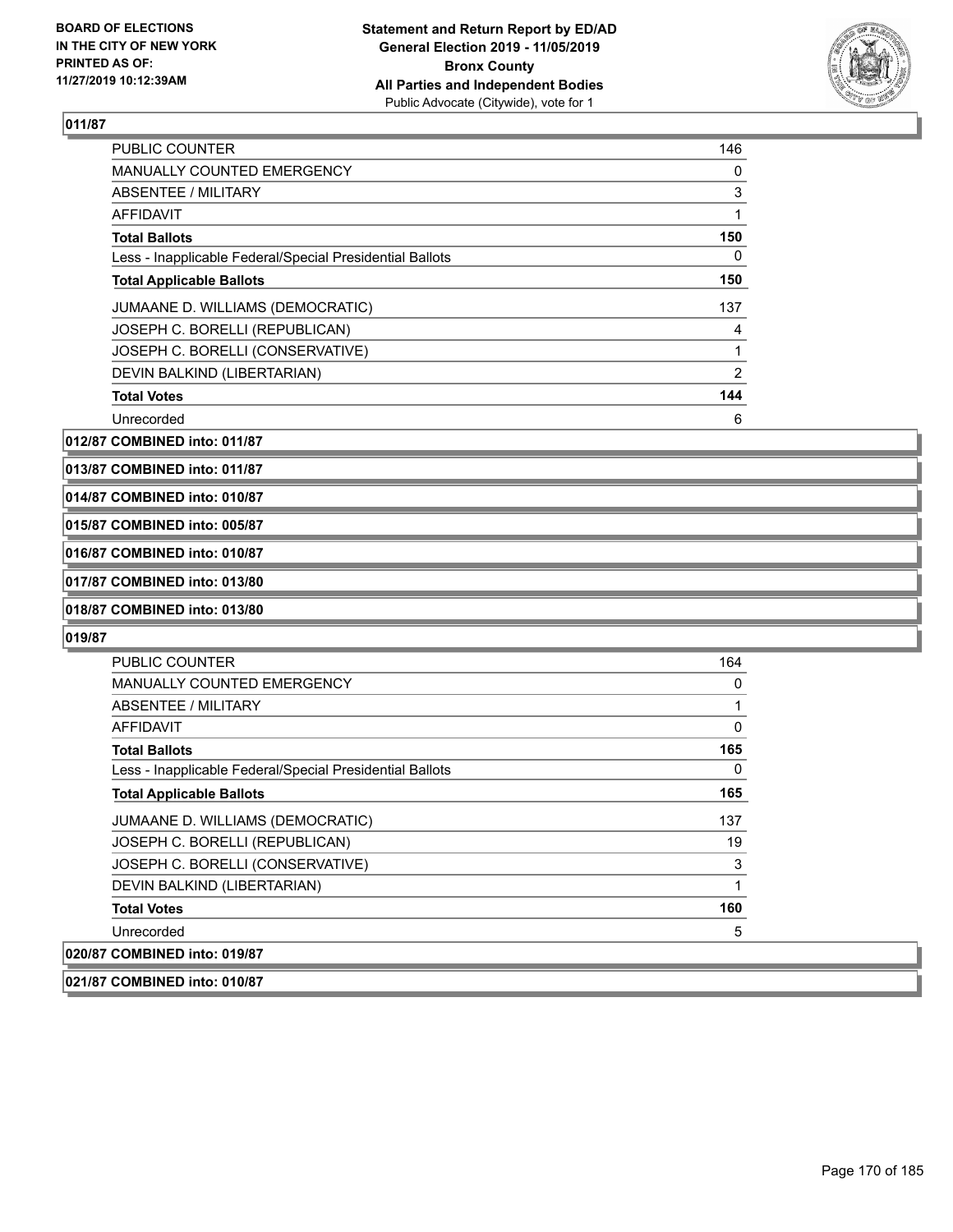## 011/87

| | |
|---|---|
| PUBLIC COUNTER | 146 |
| MANUALLY COUNTED EMERGENCY | 0 |
| ABSENTEE / MILITARY | 3 |
| AFFIDAVIT | 1 |
| **Total Ballots** | **150** |
| Less - Inapplicable Federal/Special Presidential Ballots | 0 |
| **Total Applicable Ballots** | **150** |
| JUMAANE D. WILLIAMS (DEMOCRATIC) | 137 |
| JOSEPH C. BORELLI (REPUBLICAN) | 4 |
| JOSEPH C. BORELLI (CONSERVATIVE) | 1 |
| DEVIN BALKIND (LIBERTARIAN) | 2 |
| **Total Votes** | **144** |
| Unrecorded | 6 |

**012/87 COMBINED into: 011/87**

**013/87 COMBINED into: 011/87**

**014/87 COMBINED into: 010/87**

**015/87 COMBINED into: 005/87**

**016/87 COMBINED into: 010/87**

**017/87 COMBINED into: 013/80**

**018/87 COMBINED into: 013/80**

## 019/87

| | |
|---|---|
| PUBLIC COUNTER | 164 |
| MANUALLY COUNTED EMERGENCY | 0 |
| ABSENTEE / MILITARY | 1 |
| AFFIDAVIT | 0 |
| **Total Ballots** | **165** |
| Less - Inapplicable Federal/Special Presidential Ballots | 0 |
| **Total Applicable Ballots** | **165** |
| JUMAANE D. WILLIAMS (DEMOCRATIC) | 137 |
| JOSEPH C. BORELLI (REPUBLICAN) | 19 |
| JOSEPH C. BORELLI (CONSERVATIVE) | 3 |
| DEVIN BALKIND (LIBERTARIAN) | 1 |
| **Total Votes** | **160** |
| Unrecorded | 5 |

**020/87 COMBINED into: 019/87**

**021/87 COMBINED into: 010/87**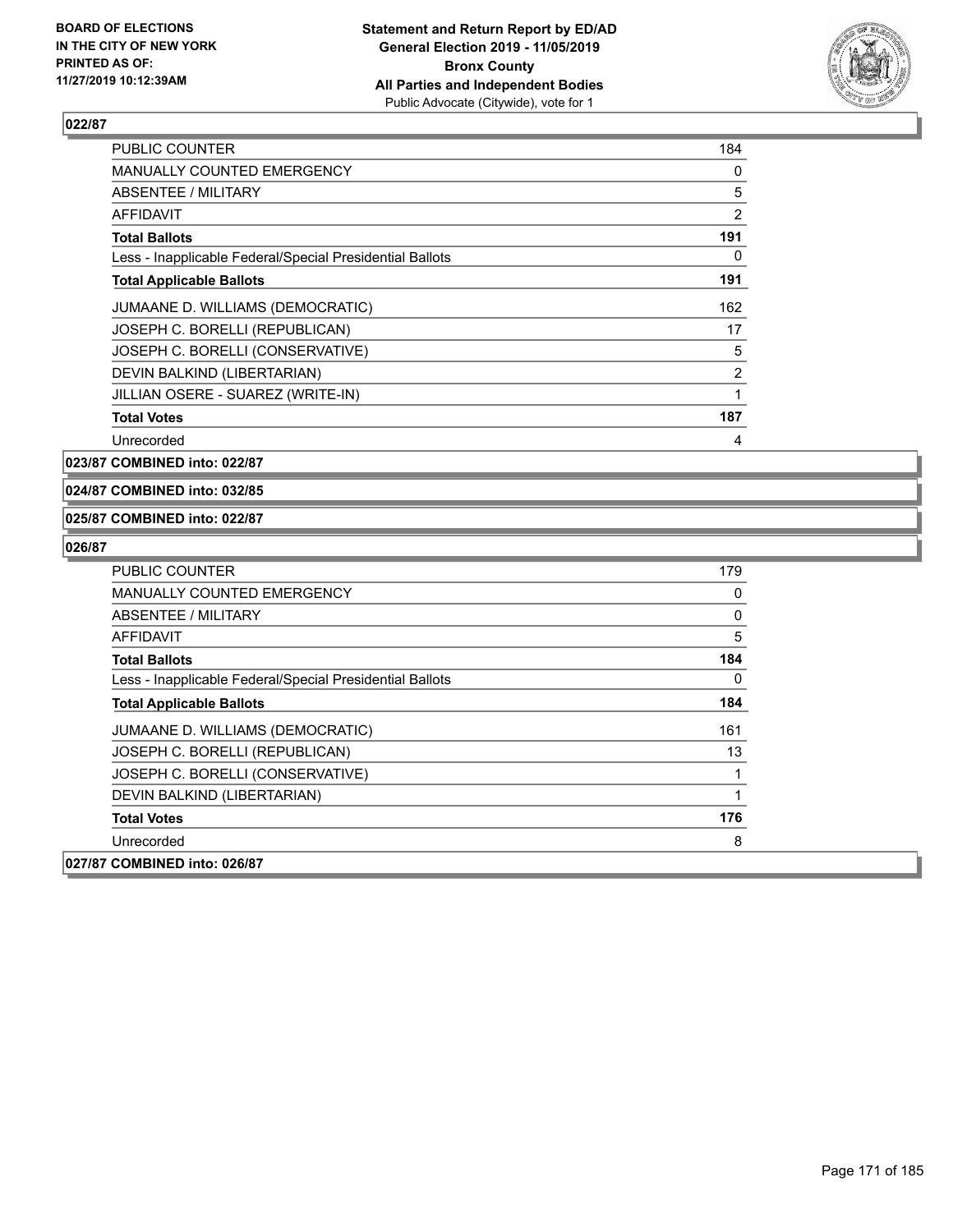## 022/87

| | |
|---|---|
| PUBLIC COUNTER | 184 |
| MANUALLY COUNTED EMERGENCY | 0 |
| ABSENTEE / MILITARY | 5 |
| AFFIDAVIT | 2 |
| **Total Ballots** | **191** |
| Less - Inapplicable Federal/Special Presidential Ballots | 0 |
| **Total Applicable Ballots** | **191** |
| JUMAANE D. WILLIAMS (DEMOCRATIC) | 162 |
| JOSEPH C. BORELLI (REPUBLICAN) | 17 |
| JOSEPH C. BORELLI (CONSERVATIVE) | 5 |
| DEVIN BALKIND (LIBERTARIAN) | 2 |
| JILLIAN OSERE - SUAREZ (WRITE-IN) | 1 |
| **Total Votes** | **187** |
| Unrecorded | 4 |

**023/87 COMBINED into: 022/87**

**024/87 COMBINED into: 032/85**

**025/87 COMBINED into: 022/87**

## 026/87

| | |
|---|---|
| PUBLIC COUNTER | 179 |
| MANUALLY COUNTED EMERGENCY | 0 |
| ABSENTEE / MILITARY | 0 |
| AFFIDAVIT | 5 |
| **Total Ballots** | **184** |
| Less - Inapplicable Federal/Special Presidential Ballots | 0 |
| **Total Applicable Ballots** | **184** |
| JUMAANE D. WILLIAMS (DEMOCRATIC) | 161 |
| JOSEPH C. BORELLI (REPUBLICAN) | 13 |
| JOSEPH C. BORELLI (CONSERVATIVE) | 1 |
| DEVIN BALKIND (LIBERTARIAN) | 1 |
| **Total Votes** | **176** |
| Unrecorded | 8 |

**027/87 COMBINED into: 026/87**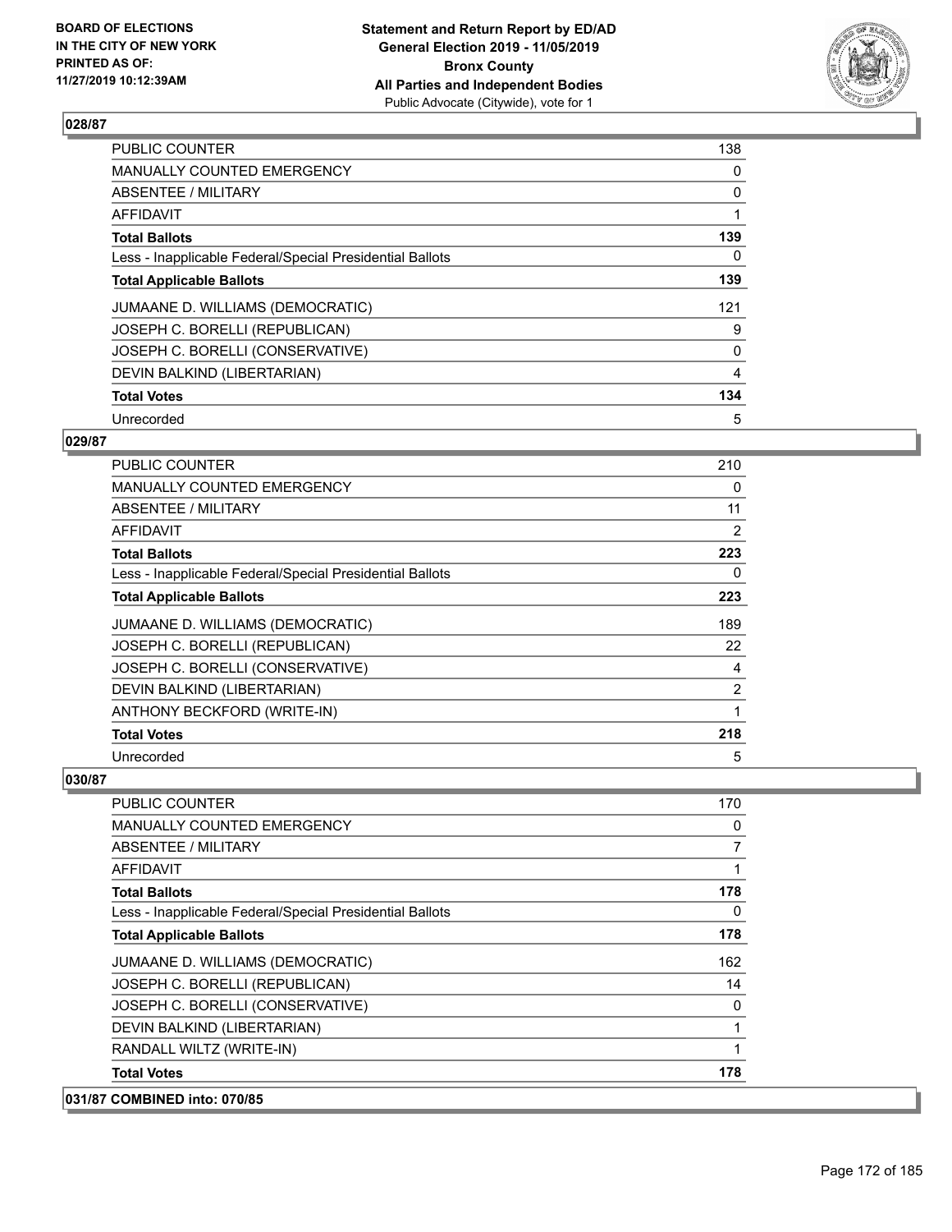## 028/87

| | |
|---|---|
| PUBLIC COUNTER | 138 |
| MANUALLY COUNTED EMERGENCY | 0 |
| ABSENTEE / MILITARY | 0 |
| AFFIDAVIT | 1 |
| **Total Ballots** | **139** |
| Less - Inapplicable Federal/Special Presidential Ballots | 0 |
| **Total Applicable Ballots** | **139** |
| JUMAANE D. WILLIAMS (DEMOCRATIC) | 121 |
| JOSEPH C. BORELLI (REPUBLICAN) | 9 |
| JOSEPH C. BORELLI (CONSERVATIVE) | 0 |
| DEVIN BALKIND (LIBERTARIAN) | 4 |
| **Total Votes** | **134** |
| Unrecorded | 5 |

## 029/87

| | |
|---|---|
| PUBLIC COUNTER | 210 |
| MANUALLY COUNTED EMERGENCY | 0 |
| ABSENTEE / MILITARY | 11 |
| AFFIDAVIT | 2 |
| **Total Ballots** | **223** |
| Less - Inapplicable Federal/Special Presidential Ballots | 0 |
| **Total Applicable Ballots** | **223** |
| JUMAANE D. WILLIAMS (DEMOCRATIC) | 189 |
| JOSEPH C. BORELLI (REPUBLICAN) | 22 |
| JOSEPH C. BORELLI (CONSERVATIVE) | 4 |
| DEVIN BALKIND (LIBERTARIAN) | 2 |
| ANTHONY BECKFORD (WRITE-IN) | 1 |
| **Total Votes** | **218** |
| Unrecorded | 5 |

## 030/87

| | |
|---|---|
| PUBLIC COUNTER | 170 |
| MANUALLY COUNTED EMERGENCY | 0 |
| ABSENTEE / MILITARY | 7 |
| AFFIDAVIT | 1 |
| **Total Ballots** | **178** |
| Less - Inapplicable Federal/Special Presidential Ballots | 0 |
| **Total Applicable Ballots** | **178** |
| JUMAANE D. WILLIAMS (DEMOCRATIC) | 162 |
| JOSEPH C. BORELLI (REPUBLICAN) | 14 |
| JOSEPH C. BORELLI (CONSERVATIVE) | 0 |
| DEVIN BALKIND (LIBERTARIAN) | 1 |
| RANDALL WILTZ (WRITE-IN) | 1 |
| **Total Votes** | **178** |

## 031/87 COMBINED into: 070/85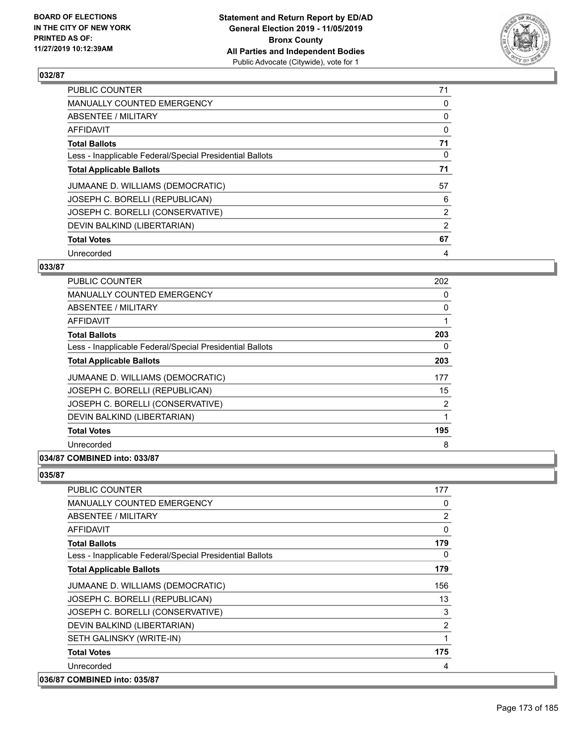## 032/87

| | |
|---|---|
| PUBLIC COUNTER | 71 |
| MANUALLY COUNTED EMERGENCY | 0 |
| ABSENTEE / MILITARY | 0 |
| AFFIDAVIT | 0 |
| **Total Ballots** | **71** |
| Less - Inapplicable Federal/Special Presidential Ballots | 0 |
| **Total Applicable Ballots** | **71** |
| JUMAANE D. WILLIAMS (DEMOCRATIC) | 57 |
| JOSEPH C. BORELLI (REPUBLICAN) | 6 |
| JOSEPH C. BORELLI (CONSERVATIVE) | 2 |
| DEVIN BALKIND (LIBERTARIAN) | 2 |
| **Total Votes** | **67** |
| Unrecorded | 4 |

## 033/87

| | |
|---|---|
| PUBLIC COUNTER | 202 |
| MANUALLY COUNTED EMERGENCY | 0 |
| ABSENTEE / MILITARY | 0 |
| AFFIDAVIT | 1 |
| **Total Ballots** | **203** |
| Less - Inapplicable Federal/Special Presidential Ballots | 0 |
| **Total Applicable Ballots** | **203** |
| JUMAANE D. WILLIAMS (DEMOCRATIC) | 177 |
| JOSEPH C. BORELLI (REPUBLICAN) | 15 |
| JOSEPH C. BORELLI (CONSERVATIVE) | 2 |
| DEVIN BALKIND (LIBERTARIAN) | 1 |
| **Total Votes** | **195** |
| Unrecorded | 8 |

## 034/87 COMBINED into: 033/87

## 035/87

| | |
|---|---|
| PUBLIC COUNTER | 177 |
| MANUALLY COUNTED EMERGENCY | 0 |
| ABSENTEE / MILITARY | 2 |
| AFFIDAVIT | 0 |
| **Total Ballots** | **179** |
| Less - Inapplicable Federal/Special Presidential Ballots | 0 |
| **Total Applicable Ballots** | **179** |
| JUMAANE D. WILLIAMS (DEMOCRATIC) | 156 |
| JOSEPH C. BORELLI (REPUBLICAN) | 13 |
| JOSEPH C. BORELLI (CONSERVATIVE) | 3 |
| DEVIN BALKIND (LIBERTARIAN) | 2 |
| SETH GALINSKY (WRITE-IN) | 1 |
| **Total Votes** | **175** |
| Unrecorded | 4 |

## 036/87 COMBINED into: 035/87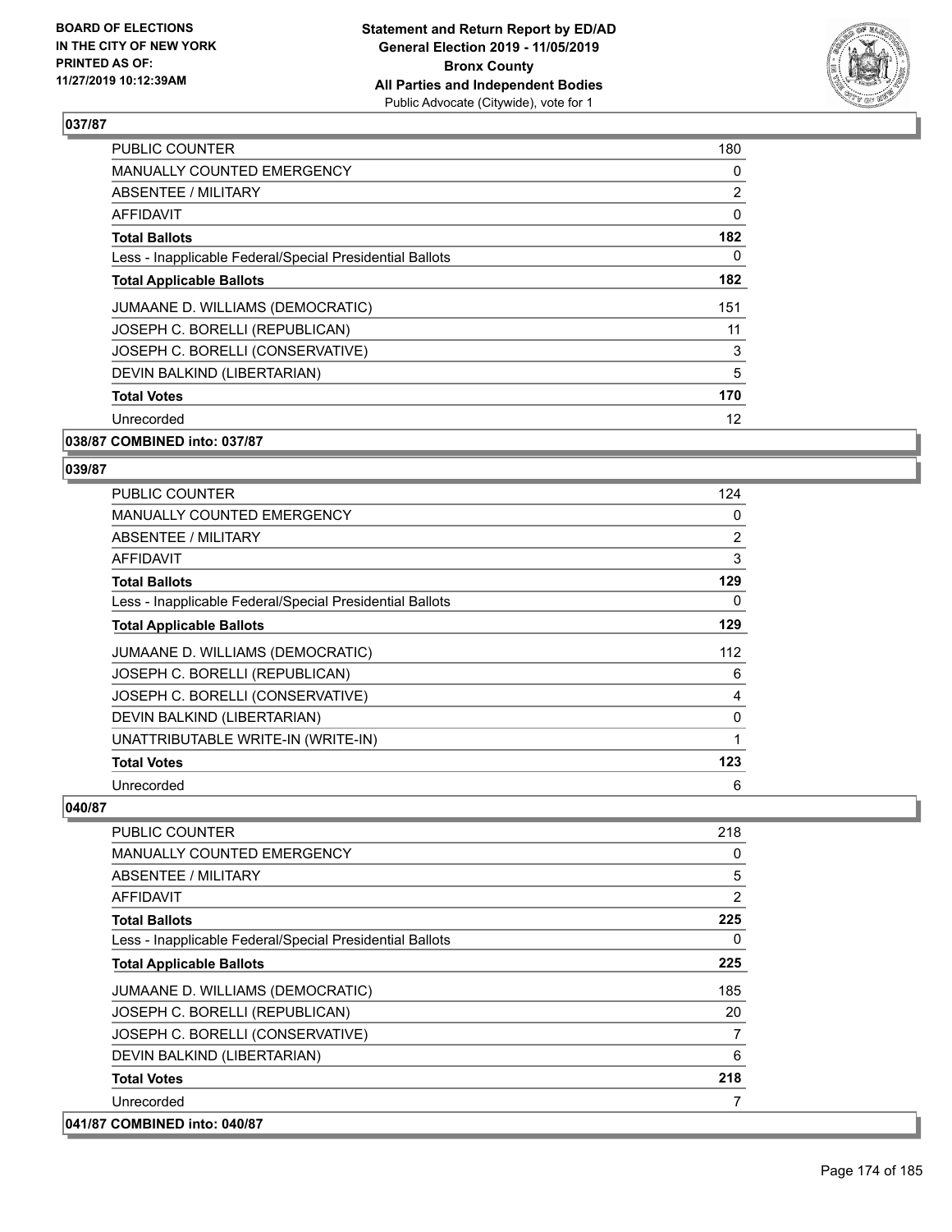**BOARD OF ELECTIONS IN THE CITY OF NEW YORK PRINTED AS OF: 11/27/2019 10:12:39AM**

**Statement and Return Report by ED/AD General Election 2019 - 11/05/2019 Bronx County All Parties and Independent Bodies**
Public Advocate (Citywide), vote for 1

### 037/87

| | |
|---|---|
| PUBLIC COUNTER | 180 |
| MANUALLY COUNTED EMERGENCY | 0 |
| ABSENTEE / MILITARY | 2 |
| AFFIDAVIT | 0 |
| **Total Ballots** | **182** |
| Less - Inapplicable Federal/Special Presidential Ballots | 0 |
| **Total Applicable Ballots** | **182** |
| JUMAANE D. WILLIAMS (DEMOCRATIC) | 151 |
| JOSEPH C. BORELLI (REPUBLICAN) | 11 |
| JOSEPH C. BORELLI (CONSERVATIVE) | 3 |
| DEVIN BALKIND (LIBERTARIAN) | 5 |
| **Total Votes** | **170** |
| Unrecorded | 12 |

### 038/87 COMBINED into: 037/87

### 039/87

| | |
|---|---|
| PUBLIC COUNTER | 124 |
| MANUALLY COUNTED EMERGENCY | 0 |
| ABSENTEE / MILITARY | 2 |
| AFFIDAVIT | 3 |
| **Total Ballots** | **129** |
| Less - Inapplicable Federal/Special Presidential Ballots | 0 |
| **Total Applicable Ballots** | **129** |
| JUMAANE D. WILLIAMS (DEMOCRATIC) | 112 |
| JOSEPH C. BORELLI (REPUBLICAN) | 6 |
| JOSEPH C. BORELLI (CONSERVATIVE) | 4 |
| DEVIN BALKIND (LIBERTARIAN) | 0 |
| UNATTRIBUTABLE WRITE-IN (WRITE-IN) | 1 |
| **Total Votes** | **123** |
| Unrecorded | 6 |

### 040/87

| | |
|---|---|
| PUBLIC COUNTER | 218 |
| MANUALLY COUNTED EMERGENCY | 0 |
| ABSENTEE / MILITARY | 5 |
| AFFIDAVIT | 2 |
| **Total Ballots** | **225** |
| Less - Inapplicable Federal/Special Presidential Ballots | 0 |
| **Total Applicable Ballots** | **225** |
| JUMAANE D. WILLIAMS (DEMOCRATIC) | 185 |
| JOSEPH C. BORELLI (REPUBLICAN) | 20 |
| JOSEPH C. BORELLI (CONSERVATIVE) | 7 |
| DEVIN BALKIND (LIBERTARIAN) | 6 |
| **Total Votes** | **218** |
| Unrecorded | 7 |

### 041/87 COMBINED into: 040/87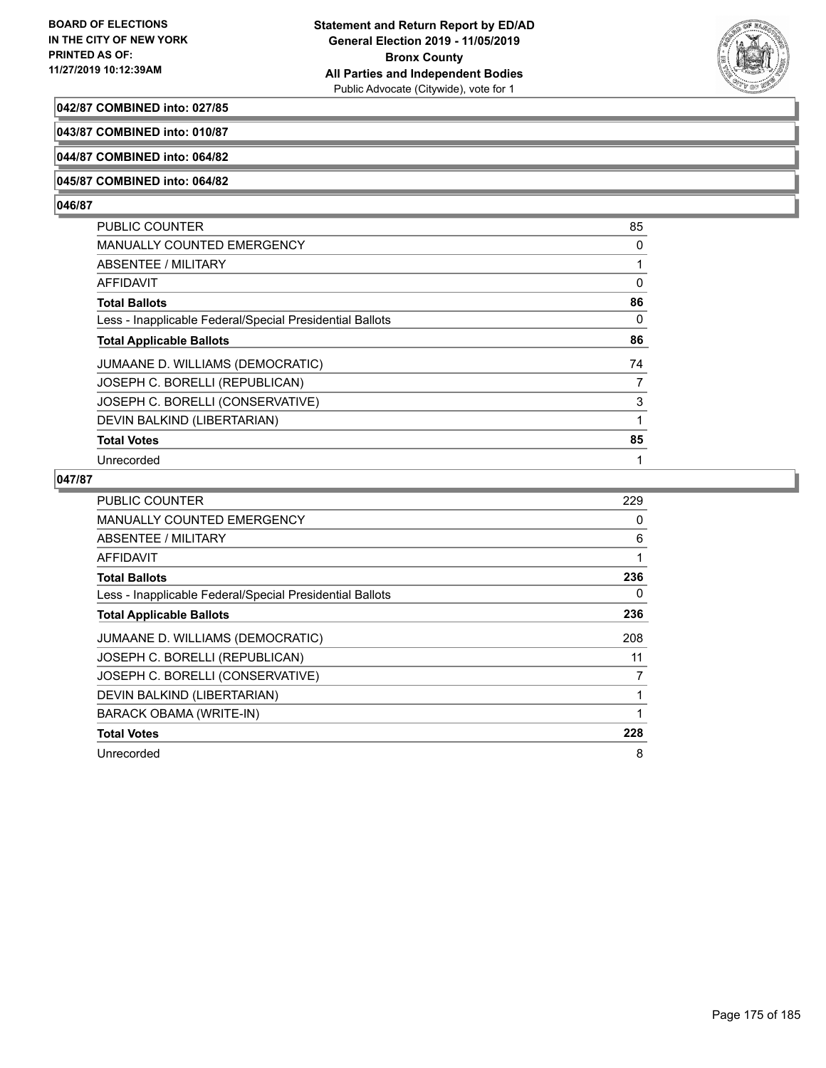**042/87 COMBINED into: 027/85**

**043/87 COMBINED into: 010/87**

**044/87 COMBINED into: 064/82**

**045/87 COMBINED into: 064/82**

**046/87**

| | |
|---|---|
| PUBLIC COUNTER | 85 |
| MANUALLY COUNTED EMERGENCY | 0 |
| ABSENTEE / MILITARY | 1 |
| AFFIDAVIT | 0 |
| **Total Ballots** | **86** |
| Less - Inapplicable Federal/Special Presidential Ballots | 0 |
| **Total Applicable Ballots** | **86** |
| JUMAANE D. WILLIAMS (DEMOCRATIC) | 74 |
| JOSEPH C. BORELLI (REPUBLICAN) | 7 |
| JOSEPH C. BORELLI (CONSERVATIVE) | 3 |
| DEVIN BALKIND (LIBERTARIAN) | 1 |
| **Total Votes** | **85** |
| Unrecorded | 1 |

**047/87**

| | |
|---|---|
| PUBLIC COUNTER | 229 |
| MANUALLY COUNTED EMERGENCY | 0 |
| ABSENTEE / MILITARY | 6 |
| AFFIDAVIT | 1 |
| **Total Ballots** | **236** |
| Less - Inapplicable Federal/Special Presidential Ballots | 0 |
| **Total Applicable Ballots** | **236** |
| JUMAANE D. WILLIAMS (DEMOCRATIC) | 208 |
| JOSEPH C. BORELLI (REPUBLICAN) | 11 |
| JOSEPH C. BORELLI (CONSERVATIVE) | 7 |
| DEVIN BALKIND (LIBERTARIAN) | 1 |
| BARACK OBAMA (WRITE-IN) | 1 |
| **Total Votes** | **228** |
| Unrecorded | 8 |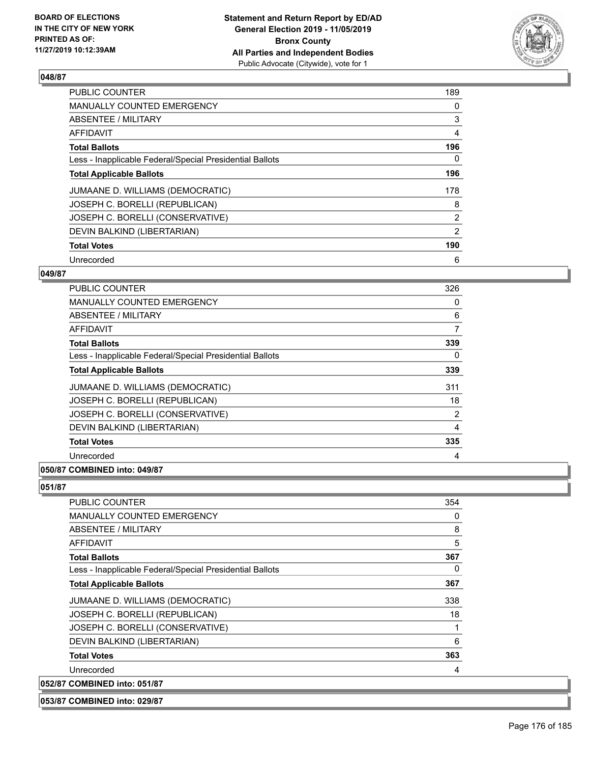## 048/87

| | |
|---|---|
| PUBLIC COUNTER | 189 |
| MANUALLY COUNTED EMERGENCY | 0 |
| ABSENTEE / MILITARY | 3 |
| AFFIDAVIT | 4 |
| **Total Ballots** | **196** |
| Less - Inapplicable Federal/Special Presidential Ballots | 0 |
| **Total Applicable Ballots** | **196** |
| JUMAANE D. WILLIAMS (DEMOCRATIC) | 178 |
| JOSEPH C. BORELLI (REPUBLICAN) | 8 |
| JOSEPH C. BORELLI (CONSERVATIVE) | 2 |
| DEVIN BALKIND (LIBERTARIAN) | 2 |
| **Total Votes** | **190** |
| Unrecorded | 6 |

## 049/87

| | |
|---|---|
| PUBLIC COUNTER | 326 |
| MANUALLY COUNTED EMERGENCY | 0 |
| ABSENTEE / MILITARY | 6 |
| AFFIDAVIT | 7 |
| **Total Ballots** | **339** |
| Less - Inapplicable Federal/Special Presidential Ballots | 0 |
| **Total Applicable Ballots** | **339** |
| JUMAANE D. WILLIAMS (DEMOCRATIC) | 311 |
| JOSEPH C. BORELLI (REPUBLICAN) | 18 |
| JOSEPH C. BORELLI (CONSERVATIVE) | 2 |
| DEVIN BALKIND (LIBERTARIAN) | 4 |
| **Total Votes** | **335** |
| Unrecorded | 4 |

## 050/87 COMBINED into: 049/87

## 051/87

| | |
|---|---|
| PUBLIC COUNTER | 354 |
| MANUALLY COUNTED EMERGENCY | 0 |
| ABSENTEE / MILITARY | 8 |
| AFFIDAVIT | 5 |
| **Total Ballots** | **367** |
| Less - Inapplicable Federal/Special Presidential Ballots | 0 |
| **Total Applicable Ballots** | **367** |
| JUMAANE D. WILLIAMS (DEMOCRATIC) | 338 |
| JOSEPH C. BORELLI (REPUBLICAN) | 18 |
| JOSEPH C. BORELLI (CONSERVATIVE) | 1 |
| DEVIN BALKIND (LIBERTARIAN) | 6 |
| **Total Votes** | **363** |
| Unrecorded | 4 |

## 052/87 COMBINED into: 051/87

## 053/87 COMBINED into: 029/87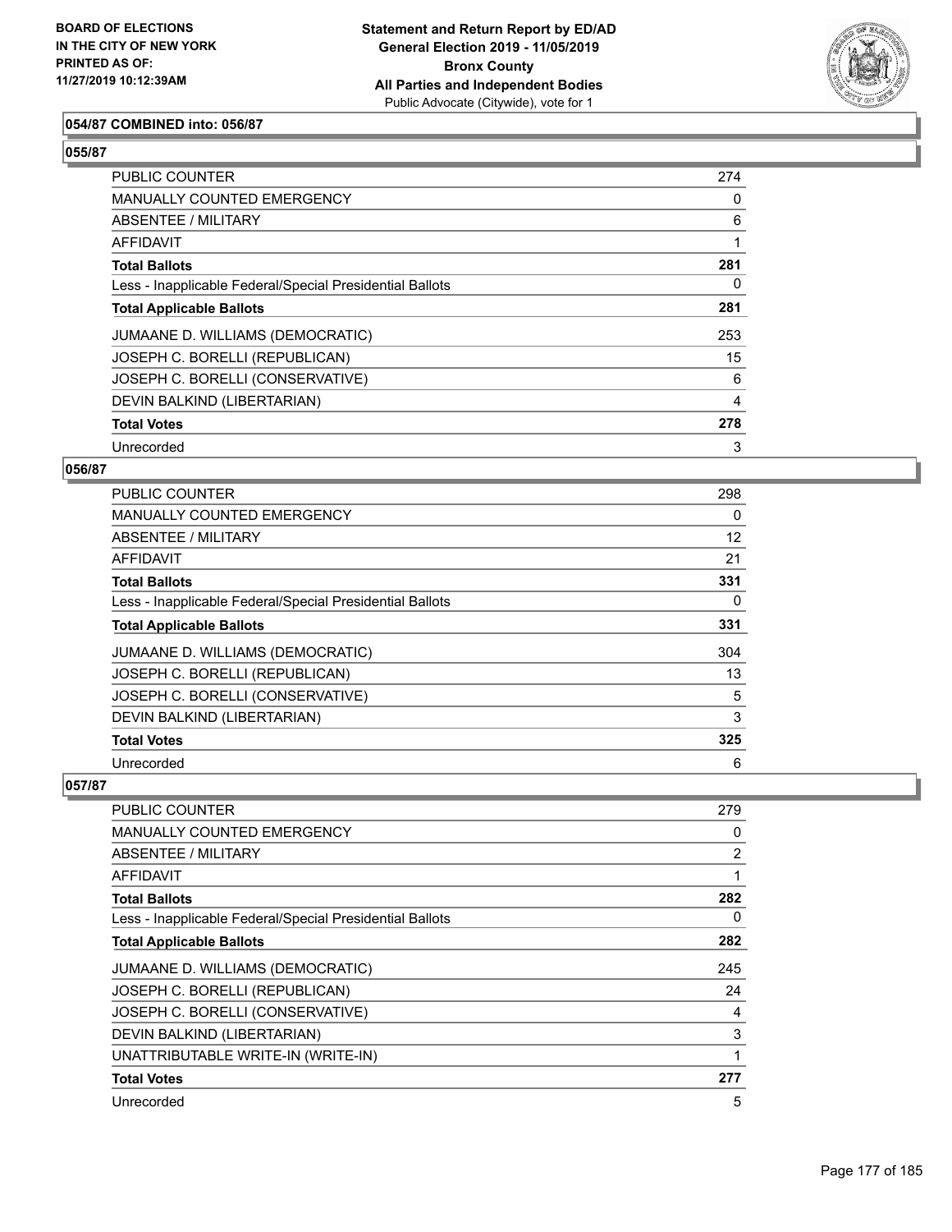**BOARD OF ELECTIONS IN THE CITY OF NEW YORK PRINTED AS OF: 11/27/2019 10:12:39AM**

**Statement and Return Report by ED/AD General Election 2019 - 11/05/2019 Bronx County All Parties and Independent Bodies**
Public Advocate (Citywide), vote for 1

### 054/87 COMBINED into: 056/87

### 055/87

| | |
|---|---|
| PUBLIC COUNTER | 274 |
| MANUALLY COUNTED EMERGENCY | 0 |
| ABSENTEE / MILITARY | 6 |
| AFFIDAVIT | 1 |
| **Total Ballots** | **281** |
| Less - Inapplicable Federal/Special Presidential Ballots | 0 |
| **Total Applicable Ballots** | **281** |
| JUMAANE D. WILLIAMS (DEMOCRATIC) | 253 |
| JOSEPH C. BORELLI (REPUBLICAN) | 15 |
| JOSEPH C. BORELLI (CONSERVATIVE) | 6 |
| DEVIN BALKIND (LIBERTARIAN) | 4 |
| **Total Votes** | **278** |
| Unrecorded | 3 |

### 056/87

| | |
|---|---|
| PUBLIC COUNTER | 298 |
| MANUALLY COUNTED EMERGENCY | 0 |
| ABSENTEE / MILITARY | 12 |
| AFFIDAVIT | 21 |
| **Total Ballots** | **331** |
| Less - Inapplicable Federal/Special Presidential Ballots | 0 |
| **Total Applicable Ballots** | **331** |
| JUMAANE D. WILLIAMS (DEMOCRATIC) | 304 |
| JOSEPH C. BORELLI (REPUBLICAN) | 13 |
| JOSEPH C. BORELLI (CONSERVATIVE) | 5 |
| DEVIN BALKIND (LIBERTARIAN) | 3 |
| **Total Votes** | **325** |
| Unrecorded | 6 |

### 057/87

| | |
|---|---|
| PUBLIC COUNTER | 279 |
| MANUALLY COUNTED EMERGENCY | 0 |
| ABSENTEE / MILITARY | 2 |
| AFFIDAVIT | 1 |
| **Total Ballots** | **282** |
| Less - Inapplicable Federal/Special Presidential Ballots | 0 |
| **Total Applicable Ballots** | **282** |
| JUMAANE D. WILLIAMS (DEMOCRATIC) | 245 |
| JOSEPH C. BORELLI (REPUBLICAN) | 24 |
| JOSEPH C. BORELLI (CONSERVATIVE) | 4 |
| DEVIN BALKIND (LIBERTARIAN) | 3 |
| UNATTRIBUTABLE WRITE-IN (WRITE-IN) | 1 |
| **Total Votes** | **277** |
| Unrecorded | 5 |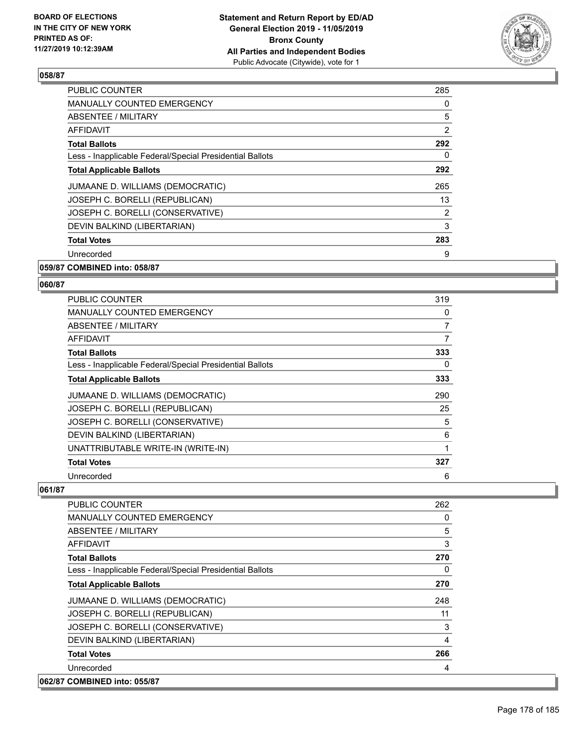**BOARD OF ELECTIONS IN THE CITY OF NEW YORK PRINTED AS OF: 11/27/2019 10:12:39AM**

**Statement and Return Report by ED/AD General Election 2019 - 11/05/2019 Bronx County All Parties and Independent Bodies** Public Advocate (Citywide), vote for 1

### 058/87

| | |
|---|---|
| PUBLIC COUNTER | 285 |
| MANUALLY COUNTED EMERGENCY | 0 |
| ABSENTEE / MILITARY | 5 |
| AFFIDAVIT | 2 |
| **Total Ballots** | **292** |
| Less - Inapplicable Federal/Special Presidential Ballots | 0 |
| **Total Applicable Ballots** | **292** |
| JUMAANE D. WILLIAMS (DEMOCRATIC) | 265 |
| JOSEPH C. BORELLI (REPUBLICAN) | 13 |
| JOSEPH C. BORELLI (CONSERVATIVE) | 2 |
| DEVIN BALKIND (LIBERTARIAN) | 3 |
| **Total Votes** | **283** |
| Unrecorded | 9 |

### 059/87 COMBINED into: 058/87

### 060/87

| | |
|---|---|
| PUBLIC COUNTER | 319 |
| MANUALLY COUNTED EMERGENCY | 0 |
| ABSENTEE / MILITARY | 7 |
| AFFIDAVIT | 7 |
| **Total Ballots** | **333** |
| Less - Inapplicable Federal/Special Presidential Ballots | 0 |
| **Total Applicable Ballots** | **333** |
| JUMAANE D. WILLIAMS (DEMOCRATIC) | 290 |
| JOSEPH C. BORELLI (REPUBLICAN) | 25 |
| JOSEPH C. BORELLI (CONSERVATIVE) | 5 |
| DEVIN BALKIND (LIBERTARIAN) | 6 |
| UNATTRIBUTABLE WRITE-IN (WRITE-IN) | 1 |
| **Total Votes** | **327** |
| Unrecorded | 6 |

### 061/87

| | |
|---|---|
| PUBLIC COUNTER | 262 |
| MANUALLY COUNTED EMERGENCY | 0 |
| ABSENTEE / MILITARY | 5 |
| AFFIDAVIT | 3 |
| **Total Ballots** | **270** |
| Less - Inapplicable Federal/Special Presidential Ballots | 0 |
| **Total Applicable Ballots** | **270** |
| JUMAANE D. WILLIAMS (DEMOCRATIC) | 248 |
| JOSEPH C. BORELLI (REPUBLICAN) | 11 |
| JOSEPH C. BORELLI (CONSERVATIVE) | 3 |
| DEVIN BALKIND (LIBERTARIAN) | 4 |
| **Total Votes** | **266** |
| Unrecorded | 4 |

### 062/87 COMBINED into: 055/87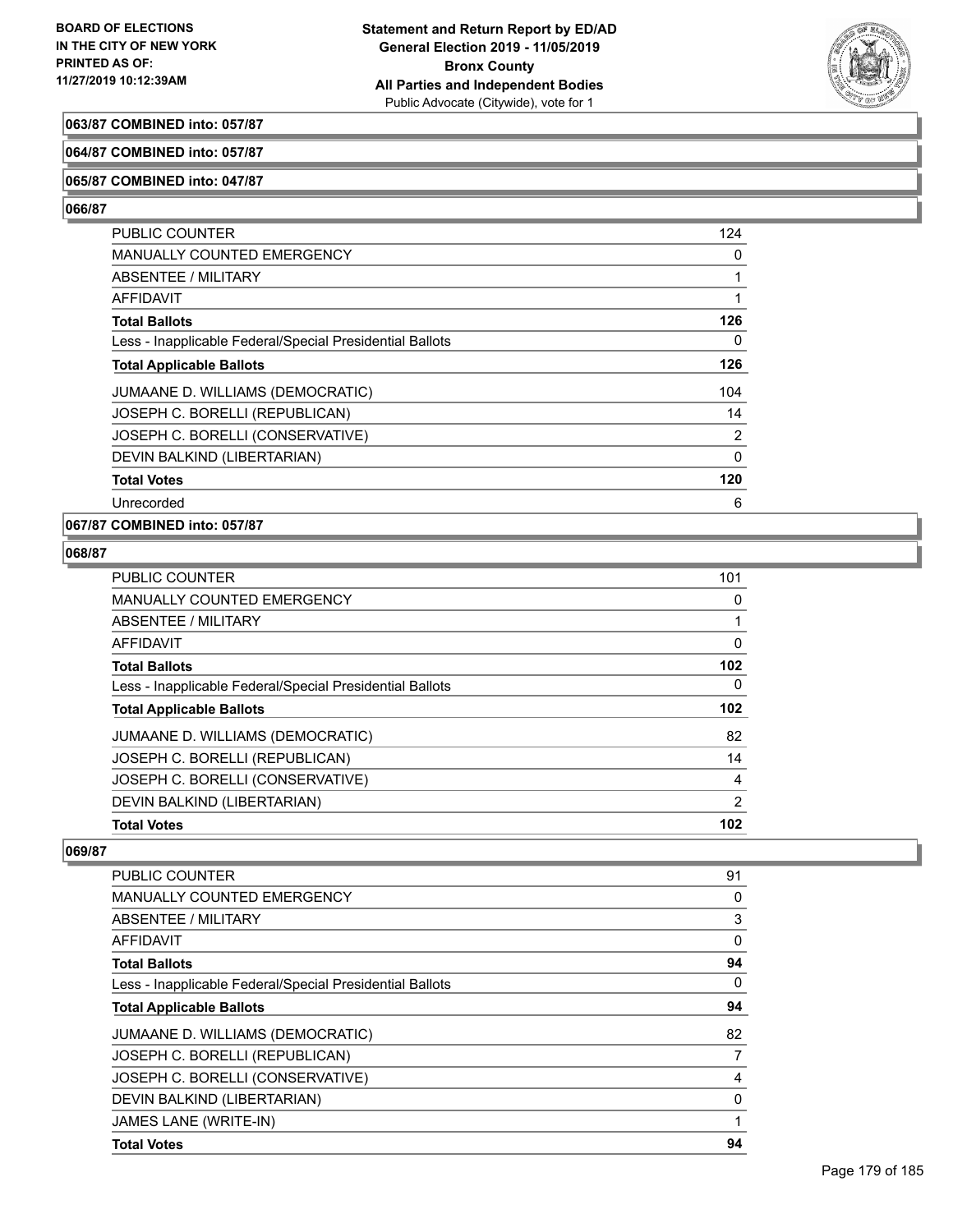**063/87 COMBINED into: 057/87**

**064/87 COMBINED into: 057/87**

**065/87 COMBINED into: 047/87**

**066/87**

| | |
|---|---|
| PUBLIC COUNTER | 124 |
| MANUALLY COUNTED EMERGENCY | 0 |
| ABSENTEE / MILITARY | 1 |
| AFFIDAVIT | 1 |
| **Total Ballots** | **126** |
| Less - Inapplicable Federal/Special Presidential Ballots | 0 |
| **Total Applicable Ballots** | **126** |
| JUMAANE D. WILLIAMS (DEMOCRATIC) | 104 |
| JOSEPH C. BORELLI (REPUBLICAN) | 14 |
| JOSEPH C. BORELLI (CONSERVATIVE) | 2 |
| DEVIN BALKIND (LIBERTARIAN) | 0 |
| **Total Votes** | **120** |
| Unrecorded | 6 |

**067/87 COMBINED into: 057/87**

**068/87**

| | |
|---|---|
| PUBLIC COUNTER | 101 |
| MANUALLY COUNTED EMERGENCY | 0 |
| ABSENTEE / MILITARY | 1 |
| AFFIDAVIT | 0 |
| **Total Ballots** | **102** |
| Less - Inapplicable Federal/Special Presidential Ballots | 0 |
| **Total Applicable Ballots** | **102** |
| JUMAANE D. WILLIAMS (DEMOCRATIC) | 82 |
| JOSEPH C. BORELLI (REPUBLICAN) | 14 |
| JOSEPH C. BORELLI (CONSERVATIVE) | 4 |
| DEVIN BALKIND (LIBERTARIAN) | 2 |
| **Total Votes** | **102** |

**069/87**

| | |
|---|---|
| PUBLIC COUNTER | 91 |
| MANUALLY COUNTED EMERGENCY | 0 |
| ABSENTEE / MILITARY | 3 |
| AFFIDAVIT | 0 |
| **Total Ballots** | **94** |
| Less - Inapplicable Federal/Special Presidential Ballots | 0 |
| **Total Applicable Ballots** | **94** |
| JUMAANE D. WILLIAMS (DEMOCRATIC) | 82 |
| JOSEPH C. BORELLI (REPUBLICAN) | 7 |
| JOSEPH C. BORELLI (CONSERVATIVE) | 4 |
| DEVIN BALKIND (LIBERTARIAN) | 0 |
| JAMES LANE (WRITE-IN) | 1 |
| **Total Votes** | **94** |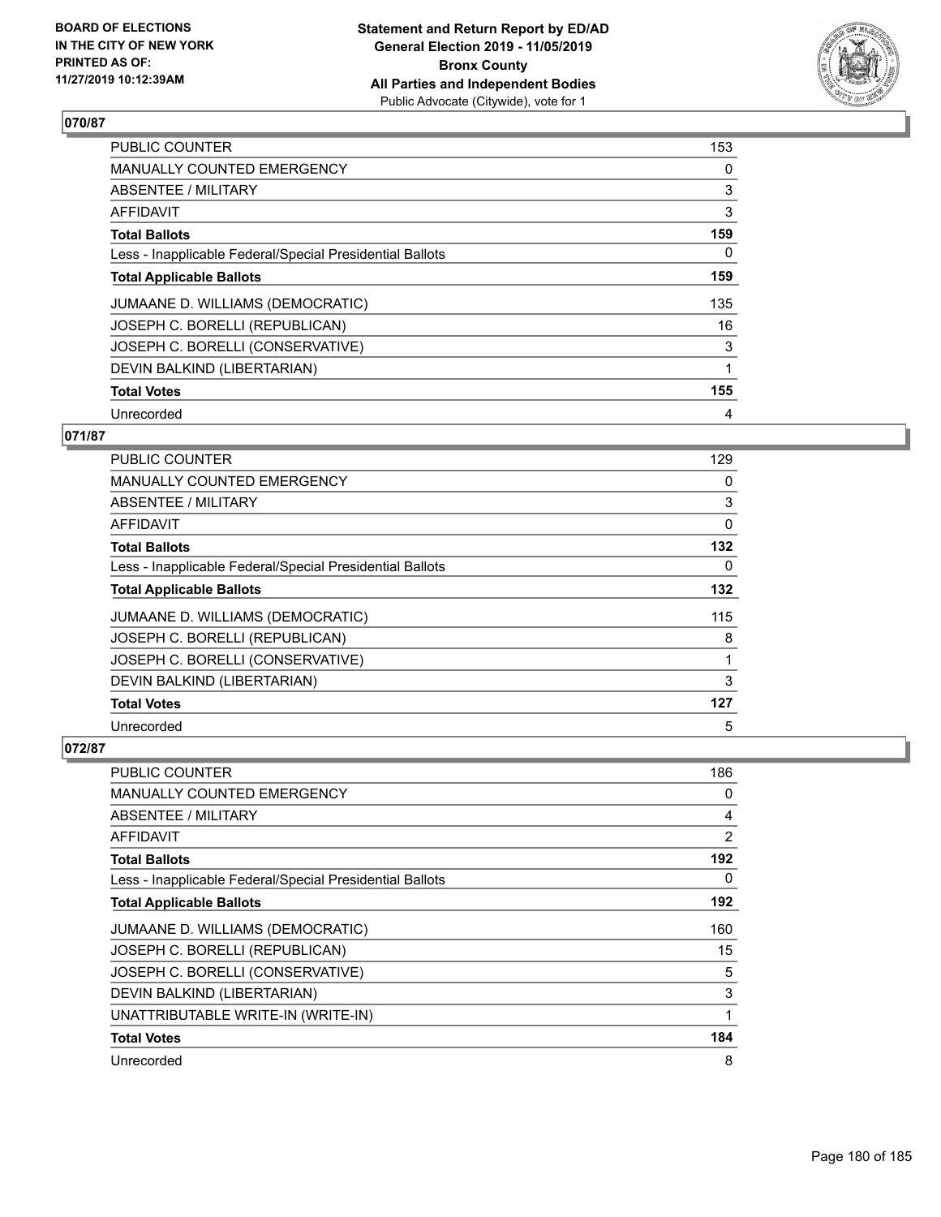## 070/87

| | |
|---|---|
| PUBLIC COUNTER | 153 |
| MANUALLY COUNTED EMERGENCY | 0 |
| ABSENTEE / MILITARY | 3 |
| AFFIDAVIT | 3 |
| **Total Ballots** | **159** |
| Less - Inapplicable Federal/Special Presidential Ballots | 0 |
| **Total Applicable Ballots** | **159** |
| JUMAANE D. WILLIAMS (DEMOCRATIC) | 135 |
| JOSEPH C. BORELLI (REPUBLICAN) | 16 |
| JOSEPH C. BORELLI (CONSERVATIVE) | 3 |
| DEVIN BALKIND (LIBERTARIAN) | 1 |
| **Total Votes** | **155** |
| Unrecorded | 4 |

## 071/87

| | |
|---|---|
| PUBLIC COUNTER | 129 |
| MANUALLY COUNTED EMERGENCY | 0 |
| ABSENTEE / MILITARY | 3 |
| AFFIDAVIT | 0 |
| **Total Ballots** | **132** |
| Less - Inapplicable Federal/Special Presidential Ballots | 0 |
| **Total Applicable Ballots** | **132** |
| JUMAANE D. WILLIAMS (DEMOCRATIC) | 115 |
| JOSEPH C. BORELLI (REPUBLICAN) | 8 |
| JOSEPH C. BORELLI (CONSERVATIVE) | 1 |
| DEVIN BALKIND (LIBERTARIAN) | 3 |
| **Total Votes** | **127** |
| Unrecorded | 5 |

## 072/87

| | |
|---|---|
| PUBLIC COUNTER | 186 |
| MANUALLY COUNTED EMERGENCY | 0 |
| ABSENTEE / MILITARY | 4 |
| AFFIDAVIT | 2 |
| **Total Ballots** | **192** |
| Less - Inapplicable Federal/Special Presidential Ballots | 0 |
| **Total Applicable Ballots** | **192** |
| JUMAANE D. WILLIAMS (DEMOCRATIC) | 160 |
| JOSEPH C. BORELLI (REPUBLICAN) | 15 |
| JOSEPH C. BORELLI (CONSERVATIVE) | 5 |
| DEVIN BALKIND (LIBERTARIAN) | 3 |
| UNATTRIBUTABLE WRITE-IN (WRITE-IN) | 1 |
| **Total Votes** | **184** |
| Unrecorded | 8 |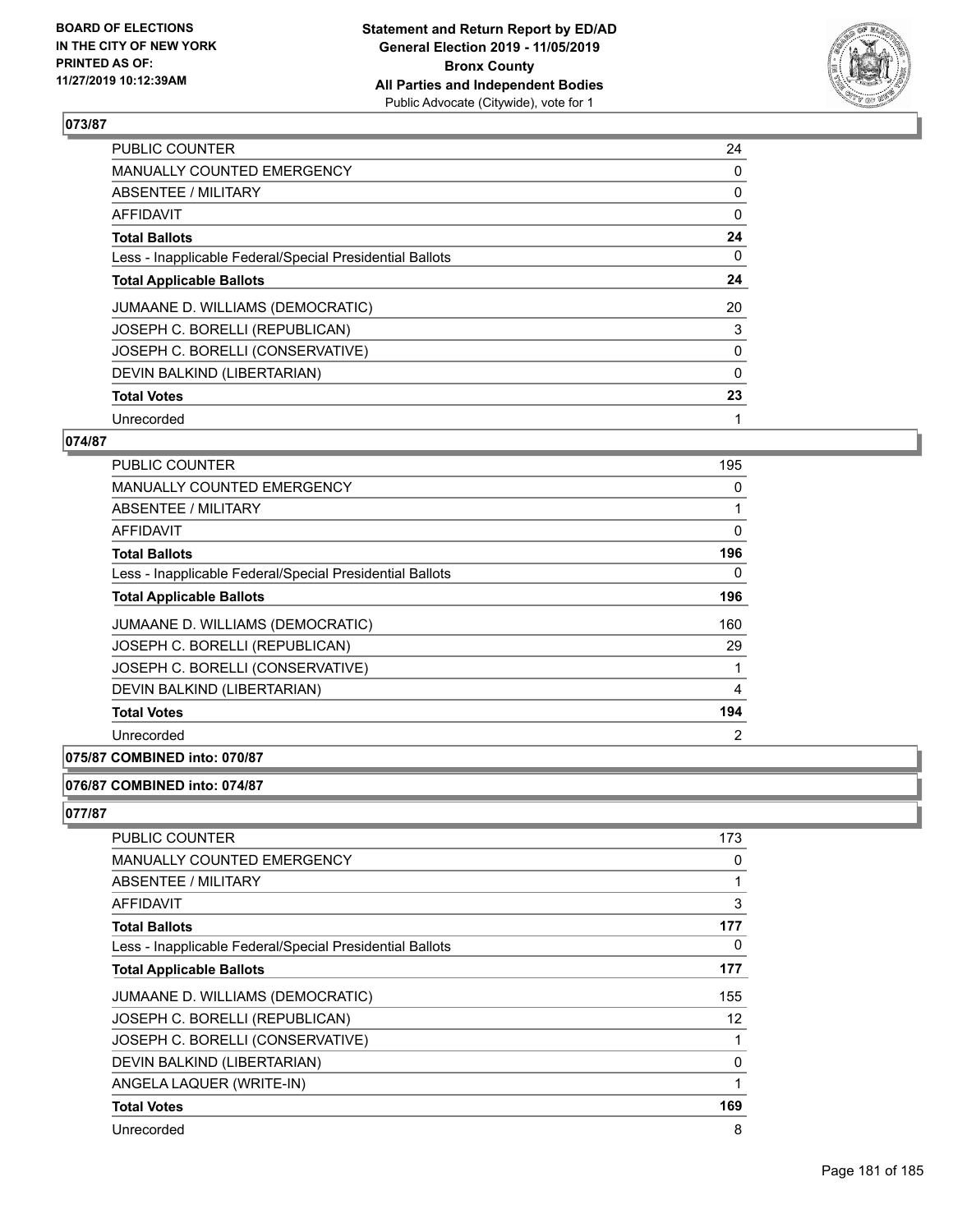## 073/87

| | |
|---|---|
| PUBLIC COUNTER | 24 |
| MANUALLY COUNTED EMERGENCY | 0 |
| ABSENTEE / MILITARY | 0 |
| AFFIDAVIT | 0 |
| **Total Ballots** | **24** |
| Less - Inapplicable Federal/Special Presidential Ballots | 0 |
| **Total Applicable Ballots** | **24** |
| JUMAANE D. WILLIAMS (DEMOCRATIC) | 20 |
| JOSEPH C. BORELLI (REPUBLICAN) | 3 |
| JOSEPH C. BORELLI (CONSERVATIVE) | 0 |
| DEVIN BALKIND (LIBERTARIAN) | 0 |
| **Total Votes** | **23** |
| Unrecorded | 1 |

## 074/87

| | |
|---|---|
| PUBLIC COUNTER | 195 |
| MANUALLY COUNTED EMERGENCY | 0 |
| ABSENTEE / MILITARY | 1 |
| AFFIDAVIT | 0 |
| **Total Ballots** | **196** |
| Less - Inapplicable Federal/Special Presidential Ballots | 0 |
| **Total Applicable Ballots** | **196** |
| JUMAANE D. WILLIAMS (DEMOCRATIC) | 160 |
| JOSEPH C. BORELLI (REPUBLICAN) | 29 |
| JOSEPH C. BORELLI (CONSERVATIVE) | 1 |
| DEVIN BALKIND (LIBERTARIAN) | 4 |
| **Total Votes** | **194** |
| Unrecorded | 2 |

## 075/87 COMBINED into: 070/87

## 076/87 COMBINED into: 074/87

## 077/87

| | |
|---|---|
| PUBLIC COUNTER | 173 |
| MANUALLY COUNTED EMERGENCY | 0 |
| ABSENTEE / MILITARY | 1 |
| AFFIDAVIT | 3 |
| **Total Ballots** | **177** |
| Less - Inapplicable Federal/Special Presidential Ballots | 0 |
| **Total Applicable Ballots** | **177** |
| JUMAANE D. WILLIAMS (DEMOCRATIC) | 155 |
| JOSEPH C. BORELLI (REPUBLICAN) | 12 |
| JOSEPH C. BORELLI (CONSERVATIVE) | 1 |
| DEVIN BALKIND (LIBERTARIAN) | 0 |
| ANGELA LAQUER (WRITE-IN) | 1 |
| **Total Votes** | **169** |
| Unrecorded | 8 |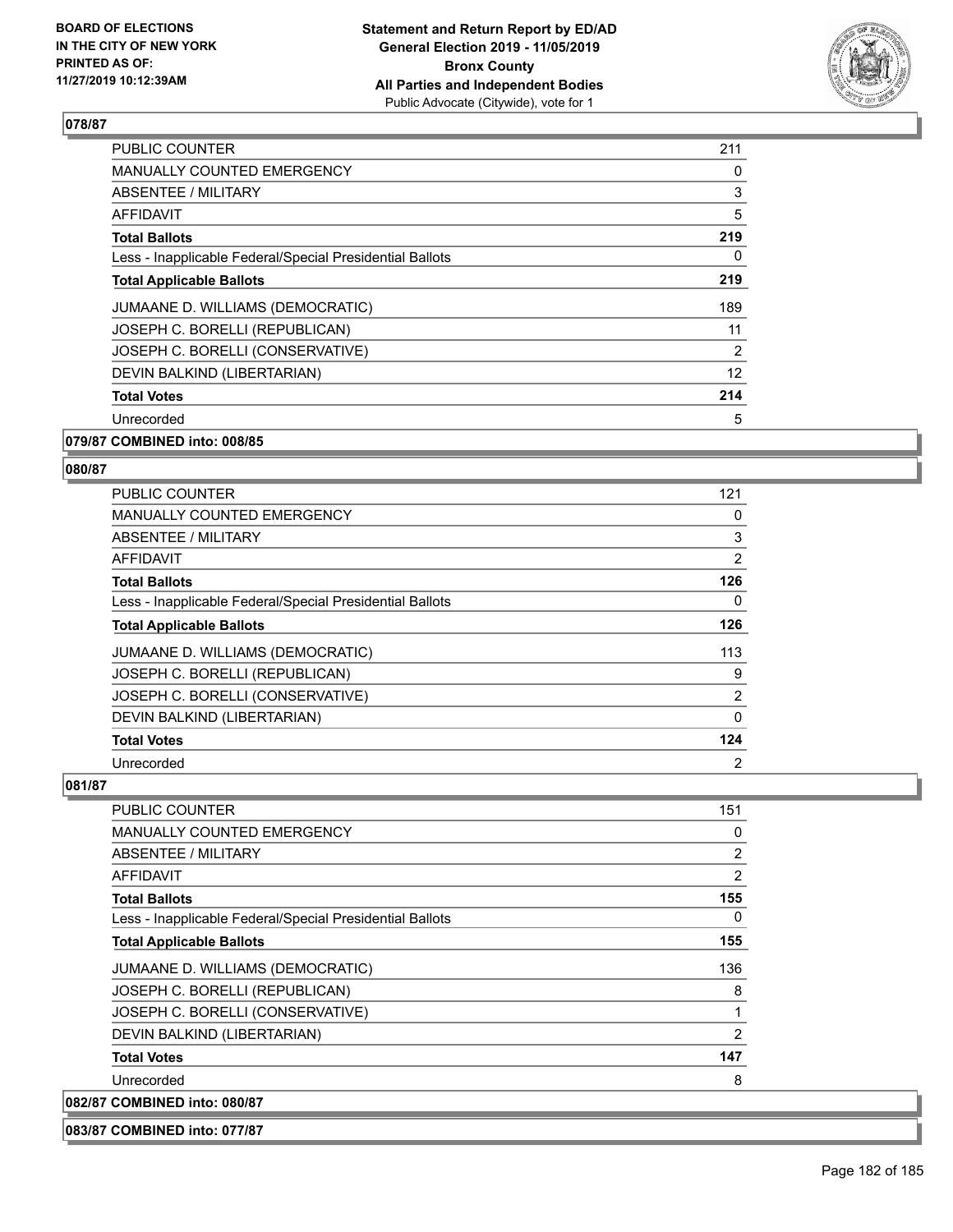## 078/87

| | |
|---|---|
| PUBLIC COUNTER | 211 |
| MANUALLY COUNTED EMERGENCY | 0 |
| ABSENTEE / MILITARY | 3 |
| AFFIDAVIT | 5 |
| **Total Ballots** | **219** |
| Less - Inapplicable Federal/Special Presidential Ballots | 0 |
| **Total Applicable Ballots** | **219** |
| JUMAANE D. WILLIAMS (DEMOCRATIC) | 189 |
| JOSEPH C. BORELLI (REPUBLICAN) | 11 |
| JOSEPH C. BORELLI (CONSERVATIVE) | 2 |
| DEVIN BALKIND (LIBERTARIAN) | 12 |
| **Total Votes** | **214** |
| Unrecorded | 5 |

**079/87 COMBINED into: 008/85**

## 080/87

| | |
|---|---|
| PUBLIC COUNTER | 121 |
| MANUALLY COUNTED EMERGENCY | 0 |
| ABSENTEE / MILITARY | 3 |
| AFFIDAVIT | 2 |
| **Total Ballots** | **126** |
| Less - Inapplicable Federal/Special Presidential Ballots | 0 |
| **Total Applicable Ballots** | **126** |
| JUMAANE D. WILLIAMS (DEMOCRATIC) | 113 |
| JOSEPH C. BORELLI (REPUBLICAN) | 9 |
| JOSEPH C. BORELLI (CONSERVATIVE) | 2 |
| DEVIN BALKIND (LIBERTARIAN) | 0 |
| **Total Votes** | **124** |
| Unrecorded | 2 |

## 081/87

| | |
|---|---|
| PUBLIC COUNTER | 151 |
| MANUALLY COUNTED EMERGENCY | 0 |
| ABSENTEE / MILITARY | 2 |
| AFFIDAVIT | 2 |
| **Total Ballots** | **155** |
| Less - Inapplicable Federal/Special Presidential Ballots | 0 |
| **Total Applicable Ballots** | **155** |
| JUMAANE D. WILLIAMS (DEMOCRATIC) | 136 |
| JOSEPH C. BORELLI (REPUBLICAN) | 8 |
| JOSEPH C. BORELLI (CONSERVATIVE) | 1 |
| DEVIN BALKIND (LIBERTARIAN) | 2 |
| **Total Votes** | **147** |
| Unrecorded | 8 |

**082/87 COMBINED into: 080/87**

**083/87 COMBINED into: 077/87**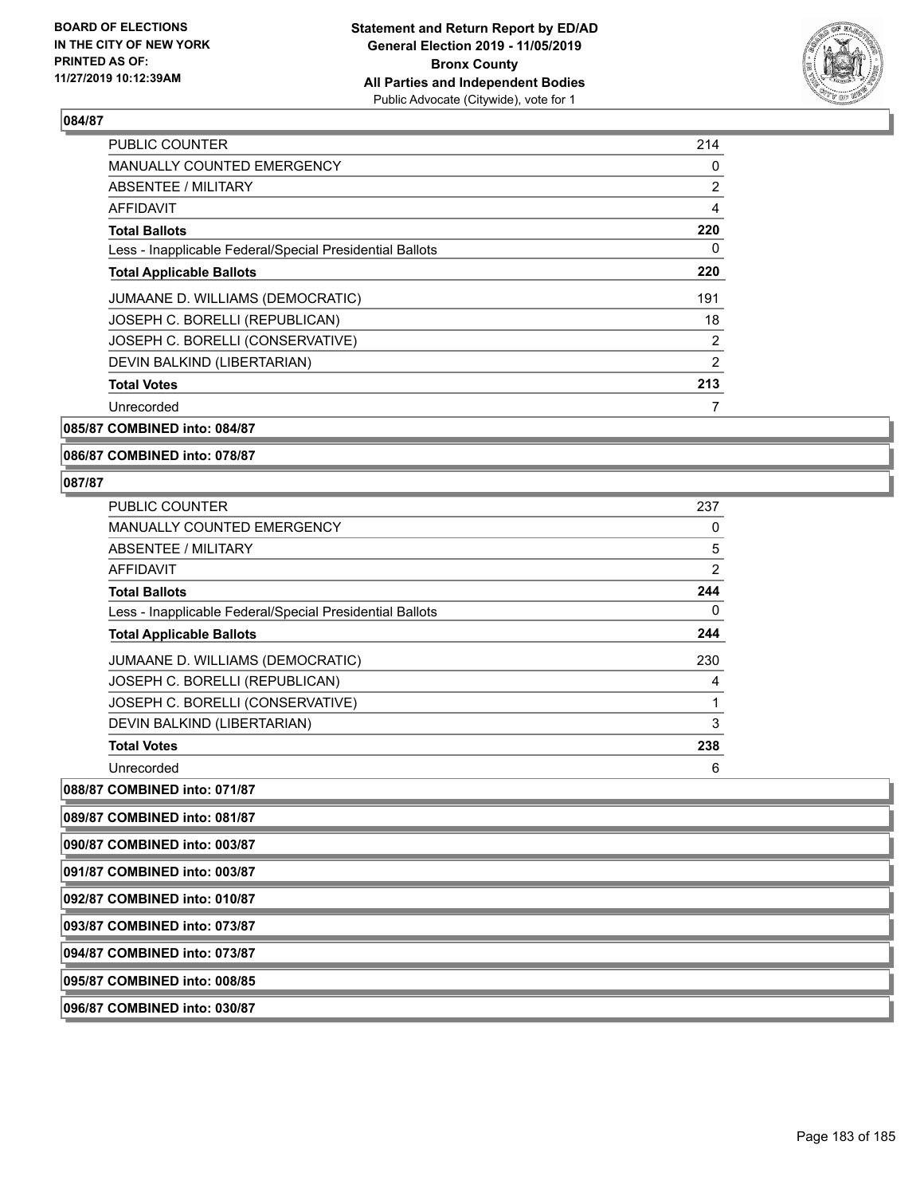## 084/87

| | |
|---|---|
| PUBLIC COUNTER | 214 |
| MANUALLY COUNTED EMERGENCY | 0 |
| ABSENTEE / MILITARY | 2 |
| AFFIDAVIT | 4 |
| **Total Ballots** | **220** |
| Less - Inapplicable Federal/Special Presidential Ballots | 0 |
| **Total Applicable Ballots** | **220** |
| JUMAANE D. WILLIAMS (DEMOCRATIC) | 191 |
| JOSEPH C. BORELLI (REPUBLICAN) | 18 |
| JOSEPH C. BORELLI (CONSERVATIVE) | 2 |
| DEVIN BALKIND (LIBERTARIAN) | 2 |
| **Total Votes** | **213** |
| Unrecorded | 7 |

**085/87 COMBINED into: 084/87**

**086/87 COMBINED into: 078/87**

## 087/87

| | |
|---|---|
| PUBLIC COUNTER | 237 |
| MANUALLY COUNTED EMERGENCY | 0 |
| ABSENTEE / MILITARY | 5 |
| AFFIDAVIT | 2 |
| **Total Ballots** | **244** |
| Less - Inapplicable Federal/Special Presidential Ballots | 0 |
| **Total Applicable Ballots** | **244** |
| JUMAANE D. WILLIAMS (DEMOCRATIC) | 230 |
| JOSEPH C. BORELLI (REPUBLICAN) | 4 |
| JOSEPH C. BORELLI (CONSERVATIVE) | 1 |
| DEVIN BALKIND (LIBERTARIAN) | 3 |
| **Total Votes** | **238** |
| Unrecorded | 6 |

**088/87 COMBINED into: 071/87**

**089/87 COMBINED into: 081/87**

**090/87 COMBINED into: 003/87**

**091/87 COMBINED into: 003/87**

**092/87 COMBINED into: 010/87**

**093/87 COMBINED into: 073/87**

**094/87 COMBINED into: 073/87**

**095/87 COMBINED into: 008/85**

**096/87 COMBINED into: 030/87**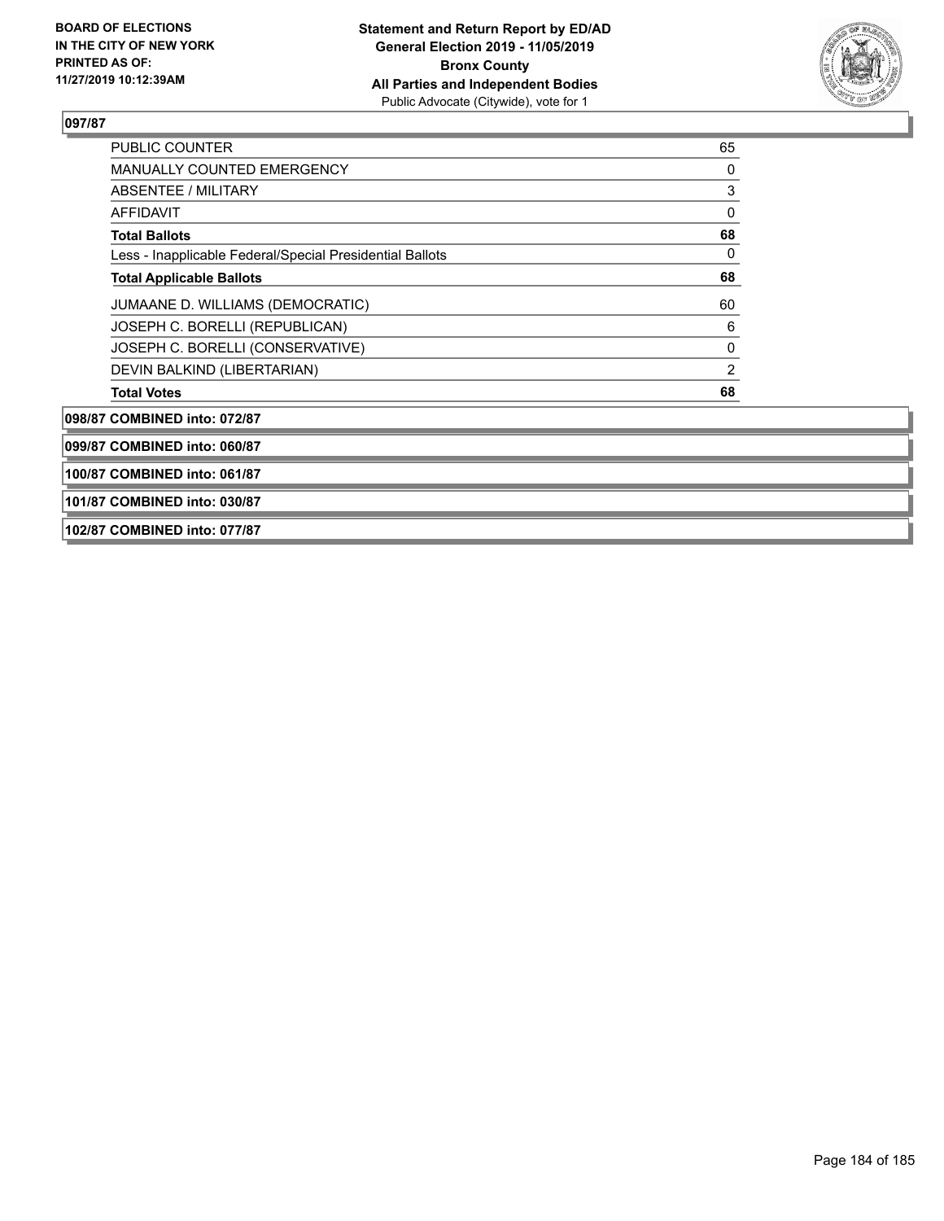## 097/87

| | |
|---|---|
| PUBLIC COUNTER | 65 |
| MANUALLY COUNTED EMERGENCY | 0 |
| ABSENTEE / MILITARY | 3 |
| AFFIDAVIT | 0 |
| **Total Ballots** | **68** |
| Less - Inapplicable Federal/Special Presidential Ballots | 0 |
| **Total Applicable Ballots** | **68** |
| JUMAANE D. WILLIAMS (DEMOCRATIC) | 60 |
| JOSEPH C. BORELLI (REPUBLICAN) | 6 |
| JOSEPH C. BORELLI (CONSERVATIVE) | 0 |
| DEVIN BALKIND (LIBERTARIAN) | 2 |
| **Total Votes** | **68** |

**098/87 COMBINED into: 072/87**

**099/87 COMBINED into: 060/87**

**100/87 COMBINED into: 061/87**

**101/87 COMBINED into: 030/87**

**102/87 COMBINED into: 077/87**